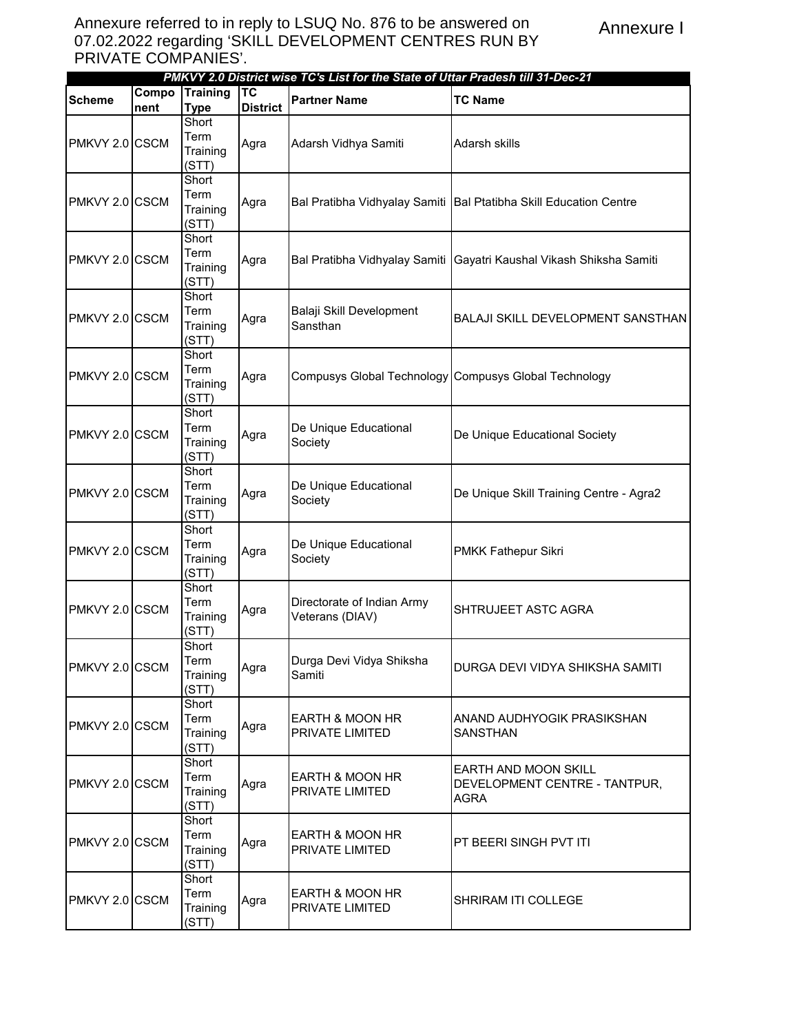Annexure referred to in reply to LSUQ No. 876 to be answered on 07.02.2022 regarding 'SKILL DEVELOPMENT CENTRES RUN BY PRIVATE COMPANIES'.

Annexure I

***PMKVY 2.0 District wise TC's List for the State of Uttar Pradesh till 31-Dec-21***

| Scheme | Component | Training Type | TC District | Partner Name | TC Name |
|---|---|---|---|---|---|
| PMKVY 2.0 | CSCM | Short Term Training (STT) | Agra | Adarsh Vidhya Samiti | Adarsh skills |
| PMKVY 2.0 | CSCM | Short Term Training (STT) | Agra | Bal Pratibha Vidhyalay Samiti | Bal Ptatibha Skill Education Centre |
| PMKVY 2.0 | CSCM | Short Term Training (STT) | Agra | Bal Pratibha Vidhyalay Samiti | Gayatri Kaushal Vikash Shiksha Samiti |
| PMKVY 2.0 | CSCM | Short Term Training (STT) | Agra | Balaji Skill Development Sansthan | BALAJI SKILL DEVELOPMENT SANSTHAN |
| PMKVY 2.0 | CSCM | Short Term Training (STT) | Agra | Compusys Global Technology | Compusys Global Technology |
| PMKVY 2.0 | CSCM | Short Term Training (STT) | Agra | De Unique Educational Society | De Unique Educational Society |
| PMKVY 2.0 | CSCM | Short Term Training (STT) | Agra | De Unique Educational Society | De Unique Skill Training Centre - Agra2 |
| PMKVY 2.0 | CSCM | Short Term Training (STT) | Agra | De Unique Educational Society | PMKK Fathepur Sikri |
| PMKVY 2.0 | CSCM | Short Term Training (STT) | Agra | Directorate of Indian Army Veterans (DIAV) | SHTRUJEET ASTC AGRA |
| PMKVY 2.0 | CSCM | Short Term Training (STT) | Agra | Durga Devi Vidya Shiksha Samiti | DURGA DEVI VIDYA SHIKSHA SAMITI |
| PMKVY 2.0 | CSCM | Short Term Training (STT) | Agra | EARTH & MOON HR PRIVATE LIMITED | ANAND AUDHYOGIK PRASIKSHAN SANSTHAN |
| PMKVY 2.0 | CSCM | Short Term Training (STT) | Agra | EARTH & MOON HR PRIVATE LIMITED | EARTH AND MOON SKILL DEVELOPMENT CENTRE - TANTPUR, AGRA |
| PMKVY 2.0 | CSCM | Short Term Training (STT) | Agra | EARTH & MOON HR PRIVATE LIMITED | PT BEERI SINGH PVT ITI |
| PMKVY 2.0 | CSCM | Short Term Training (STT) | Agra | EARTH & MOON HR PRIVATE LIMITED | SHRIRAM ITI COLLEGE |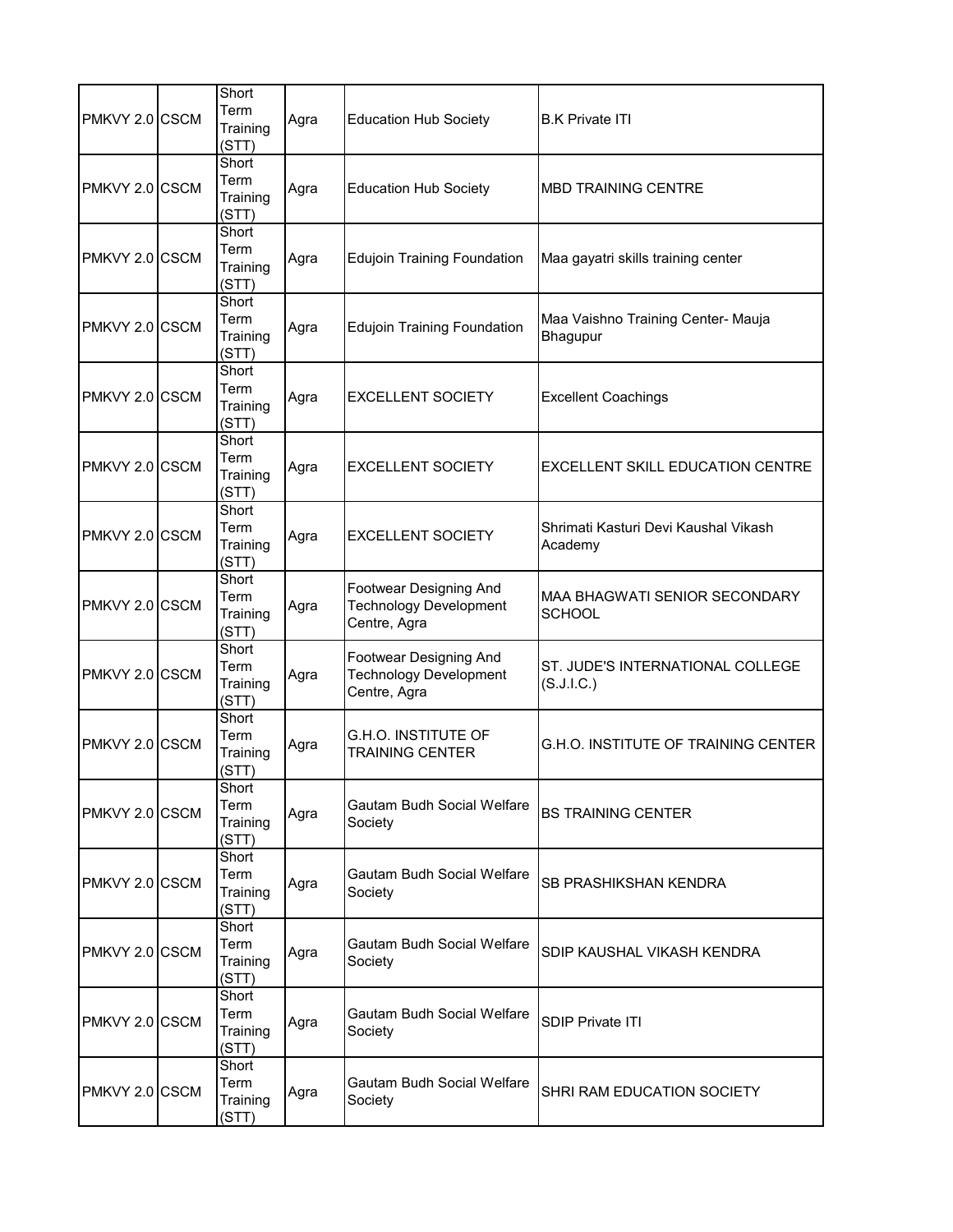| | | | | | |
|---|---|---|---|---|---|
| PMKVY 2.0 | CSCM | Short Term Training (STT) | Agra | Education Hub Society | B.K Private ITI |
| PMKVY 2.0 | CSCM | Short Term Training (STT) | Agra | Education Hub Society | MBD TRAINING CENTRE |
| PMKVY 2.0 | CSCM | Short Term Training (STT) | Agra | Edujoin Training Foundation | Maa gayatri skills training center |
| PMKVY 2.0 | CSCM | Short Term Training (STT) | Agra | Edujoin Training Foundation | Maa Vaishno Training Center- Mauja Bhagupur |
| PMKVY 2.0 | CSCM | Short Term Training (STT) | Agra | EXCELLENT SOCIETY | Excellent Coachings |
| PMKVY 2.0 | CSCM | Short Term Training (STT) | Agra | EXCELLENT SOCIETY | EXCELLENT SKILL EDUCATION CENTRE |
| PMKVY 2.0 | CSCM | Short Term Training (STT) | Agra | EXCELLENT SOCIETY | Shrimati Kasturi Devi Kaushal Vikash Academy |
| PMKVY 2.0 | CSCM | Short Term Training (STT) | Agra | Footwear Designing And Technology Development Centre, Agra | MAA BHAGWATI SENIOR SECONDARY SCHOOL |
| PMKVY 2.0 | CSCM | Short Term Training (STT) | Agra | Footwear Designing And Technology Development Centre, Agra | ST. JUDE'S INTERNATIONAL COLLEGE (S.J.I.C.) |
| PMKVY 2.0 | CSCM | Short Term Training (STT) | Agra | G.H.O. INSTITUTE OF TRAINING CENTER | G.H.O. INSTITUTE OF TRAINING CENTER |
| PMKVY 2.0 | CSCM | Short Term Training (STT) | Agra | Gautam Budh Social Welfare Society | BS TRAINING CENTER |
| PMKVY 2.0 | CSCM | Short Term Training (STT) | Agra | Gautam Budh Social Welfare Society | SB PRASHIKSHAN KENDRA |
| PMKVY 2.0 | CSCM | Short Term Training (STT) | Agra | Gautam Budh Social Welfare Society | SDIP KAUSHAL VIKASH KENDRA |
| PMKVY 2.0 | CSCM | Short Term Training (STT) | Agra | Gautam Budh Social Welfare Society | SDIP Private ITI |
| PMKVY 2.0 | CSCM | Short Term Training (STT) | Agra | Gautam Budh Social Welfare Society | SHRI RAM EDUCATION SOCIETY |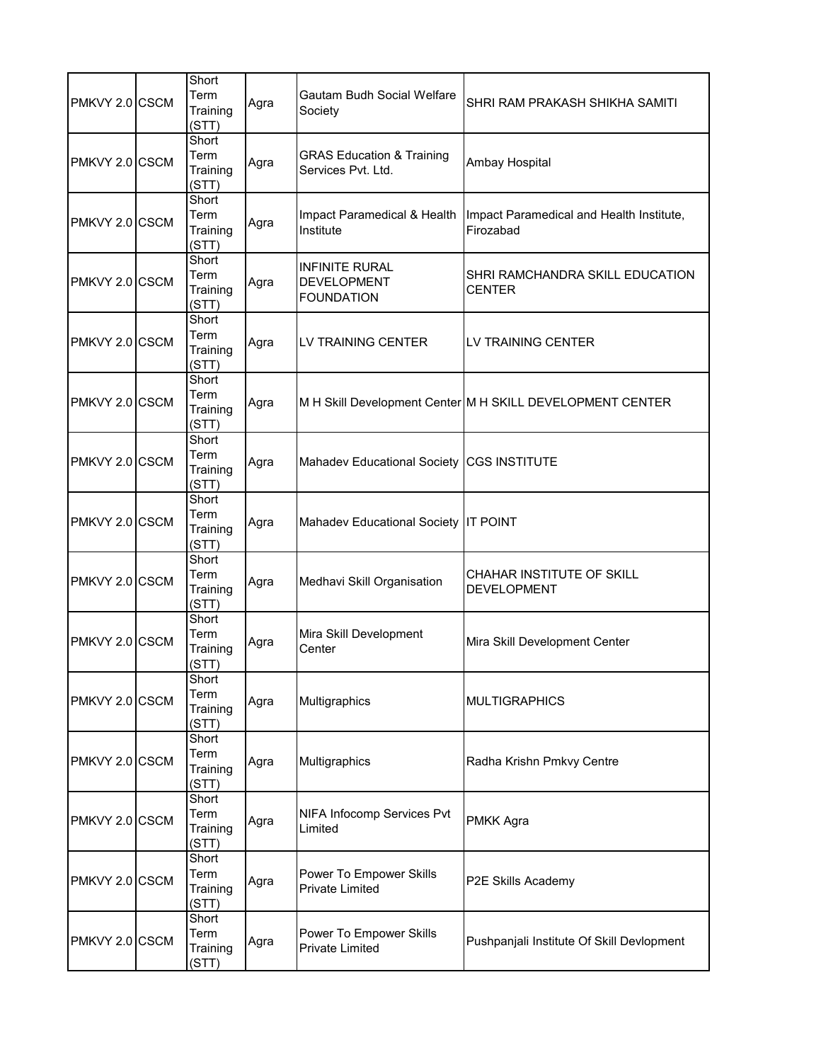| | | | | | |
|---|---|---|---|---|---|
| PMKVY 2.0 | CSCM | Short Term Training (STT) | Agra | Gautam Budh Social Welfare Society | SHRI RAM PRAKASH SHIKHA SAMITI |
| PMKVY 2.0 | CSCM | Short Term Training (STT) | Agra | GRAS Education & Training Services Pvt. Ltd. | Ambay Hospital |
| PMKVY 2.0 | CSCM | Short Term Training (STT) | Agra | Impact Paramedical & Health Institute | Impact Paramedical and Health Institute, Firozabad |
| PMKVY 2.0 | CSCM | Short Term Training (STT) | Agra | INFINITE RURAL DEVELOPMENT FOUNDATION | SHRI RAMCHANDRA SKILL EDUCATION CENTER |
| PMKVY 2.0 | CSCM | Short Term Training (STT) | Agra | LV TRAINING CENTER | LV TRAINING CENTER |
| PMKVY 2.0 | CSCM | Short Term Training (STT) | Agra | M H Skill Development Center | M H SKILL DEVELOPMENT CENTER |
| PMKVY 2.0 | CSCM | Short Term Training (STT) | Agra | Mahadev Educational Society | CGS INSTITUTE |
| PMKVY 2.0 | CSCM | Short Term Training (STT) | Agra | Mahadev Educational Society | IT POINT |
| PMKVY 2.0 | CSCM | Short Term Training (STT) | Agra | Medhavi Skill Organisation | CHAHAR INSTITUTE OF SKILL DEVELOPMENT |
| PMKVY 2.0 | CSCM | Short Term Training (STT) | Agra | Mira Skill Development Center | Mira Skill Development Center |
| PMKVY 2.0 | CSCM | Short Term Training (STT) | Agra | Multigraphics | MULTIGRAPHICS |
| PMKVY 2.0 | CSCM | Short Term Training (STT) | Agra | Multigraphics | Radha Krishn Pmkvy Centre |
| PMKVY 2.0 | CSCM | Short Term Training (STT) | Agra | NIFA Infocomp Services Pvt Limited | PMKK Agra |
| PMKVY 2.0 | CSCM | Short Term Training (STT) | Agra | Power To Empower Skills Private Limited | P2E Skills Academy |
| PMKVY 2.0 | CSCM | Short Term Training (STT) | Agra | Power To Empower Skills Private Limited | Pushpanjali Institute Of Skill Devlopment |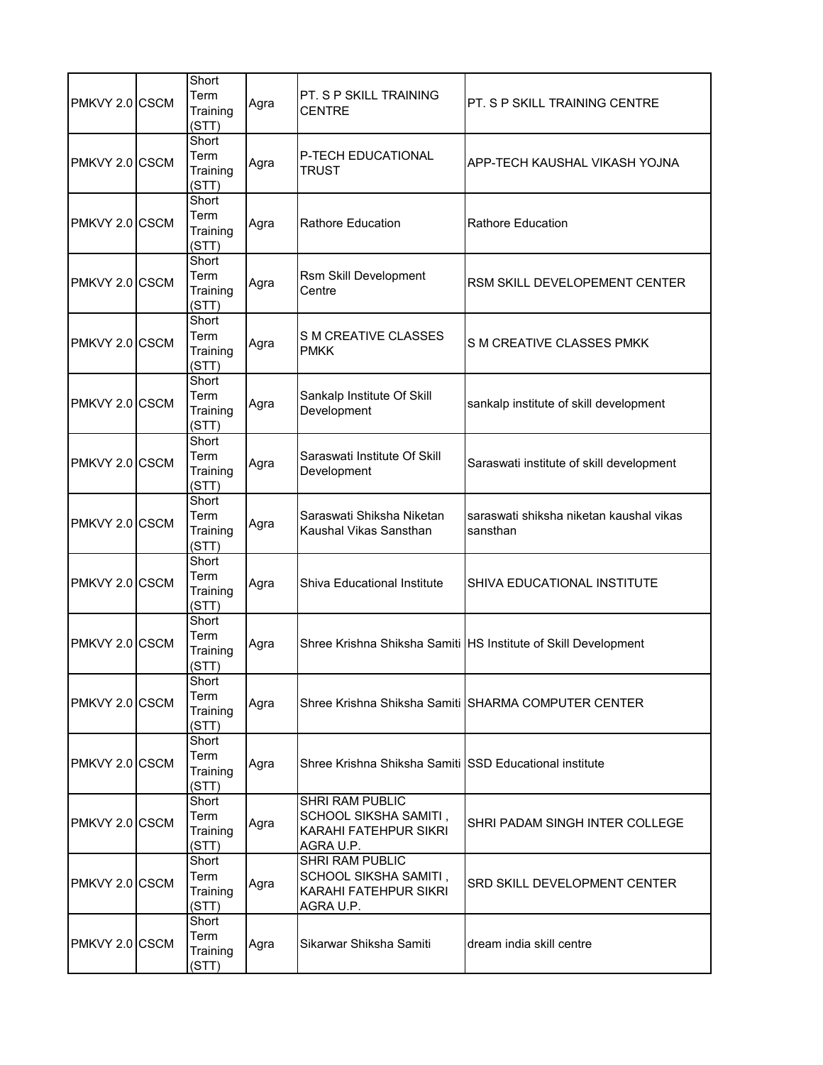| | | | | | |
|---|---|---|---|---|---|
| PMKVY 2.0 | CSCM | Short Term Training (STT) | Agra | PT. S P SKILL TRAINING CENTRE | PT. S P SKILL TRAINING CENTRE |
| PMKVY 2.0 | CSCM | Short Term Training (STT) | Agra | P-TECH EDUCATIONAL TRUST | APP-TECH KAUSHAL VIKASH YOJNA |
| PMKVY 2.0 | CSCM | Short Term Training (STT) | Agra | Rathore Education | Rathore Education |
| PMKVY 2.0 | CSCM | Short Term Training (STT) | Agra | Rsm Skill Development Centre | RSM SKILL DEVELOPEMENT CENTER |
| PMKVY 2.0 | CSCM | Short Term Training (STT) | Agra | S M CREATIVE CLASSES PMKK | S M CREATIVE CLASSES PMKK |
| PMKVY 2.0 | CSCM | Short Term Training (STT) | Agra | Sankalp Institute Of Skill Development | sankalp institute of skill development |
| PMKVY 2.0 | CSCM | Short Term Training (STT) | Agra | Saraswati Institute Of Skill Development | Saraswati institute of skill development |
| PMKVY 2.0 | CSCM | Short Term Training (STT) | Agra | Saraswati Shiksha Niketan Kaushal Vikas Sansthan | saraswati shiksha niketan kaushal vikas sansthan |
| PMKVY 2.0 | CSCM | Short Term Training (STT) | Agra | Shiva Educational Institute | SHIVA EDUCATIONAL INSTITUTE |
| PMKVY 2.0 | CSCM | Short Term Training (STT) | Agra | Shree Krishna Shiksha Samiti | HS Institute of Skill Development |
| PMKVY 2.0 | CSCM | Short Term Training (STT) | Agra | Shree Krishna Shiksha Samiti | SHARMA COMPUTER CENTER |
| PMKVY 2.0 | CSCM | Short Term Training (STT) | Agra | Shree Krishna Shiksha Samiti | SSD Educational institute |
| PMKVY 2.0 | CSCM | Short Term Training (STT) | Agra | SHRI RAM PUBLIC SCHOOL SIKSHA SAMITI , KARAHI FATEHPUR SIKRI AGRA U.P. | SHRI PADAM SINGH INTER COLLEGE |
| PMKVY 2.0 | CSCM | Short Term Training (STT) | Agra | SHRI RAM PUBLIC SCHOOL SIKSHA SAMITI , KARAHI FATEHPUR SIKRI AGRA U.P. | SRD SKILL DEVELOPMENT CENTER |
| PMKVY 2.0 | CSCM | Short Term Training (STT) | Agra | Sikarwar Shiksha Samiti | dream india skill centre |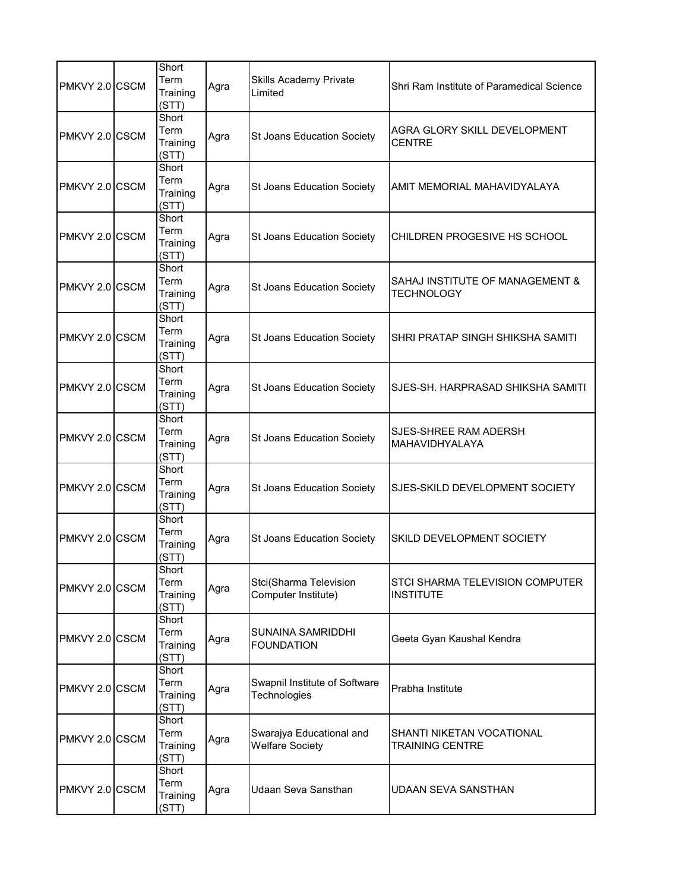| | | | | | |
|---|---|---|---|---|---|
| PMKVY 2.0 | CSCM | Short Term Training (STT) | Agra | Skills Academy Private Limited | Shri Ram Institute of Paramedical Science |
| PMKVY 2.0 | CSCM | Short Term Training (STT) | Agra | St Joans Education Society | AGRA GLORY SKILL DEVELOPMENT CENTRE |
| PMKVY 2.0 | CSCM | Short Term Training (STT) | Agra | St Joans Education Society | AMIT MEMORIAL MAHAVIDYALAYA |
| PMKVY 2.0 | CSCM | Short Term Training (STT) | Agra | St Joans Education Society | CHILDREN PROGESIVE HS SCHOOL |
| PMKVY 2.0 | CSCM | Short Term Training (STT) | Agra | St Joans Education Society | SAHAJ INSTITUTE OF MANAGEMENT & TECHNOLOGY |
| PMKVY 2.0 | CSCM | Short Term Training (STT) | Agra | St Joans Education Society | SHRI PRATAP SINGH SHIKSHA SAMITI |
| PMKVY 2.0 | CSCM | Short Term Training (STT) | Agra | St Joans Education Society | SJES-SH. HARPRASAD SHIKSHA SAMITI |
| PMKVY 2.0 | CSCM | Short Term Training (STT) | Agra | St Joans Education Society | SJES-SHREE RAM ADERSH MAHAVIDHYALAYA |
| PMKVY 2.0 | CSCM | Short Term Training (STT) | Agra | St Joans Education Society | SJES-SKILD DEVELOPMENT SOCIETY |
| PMKVY 2.0 | CSCM | Short Term Training (STT) | Agra | St Joans Education Society | SKILD DEVELOPMENT SOCIETY |
| PMKVY 2.0 | CSCM | Short Term Training (STT) | Agra | Stci(Sharma Television Computer Institute) | STCI SHARMA TELEVISION COMPUTER INSTITUTE |
| PMKVY 2.0 | CSCM | Short Term Training (STT) | Agra | SUNAINA SAMRIDDHI FOUNDATION | Geeta Gyan Kaushal Kendra |
| PMKVY 2.0 | CSCM | Short Term Training (STT) | Agra | Swapnil Institute of Software Technologies | Prabha Institute |
| PMKVY 2.0 | CSCM | Short Term Training (STT) | Agra | Swarajya Educational and Welfare Society | SHANTI NIKETAN VOCATIONAL TRAINING CENTRE |
| PMKVY 2.0 | CSCM | Short Term Training (STT) | Agra | Udaan Seva Sansthan | UDAAN SEVA SANSTHAN |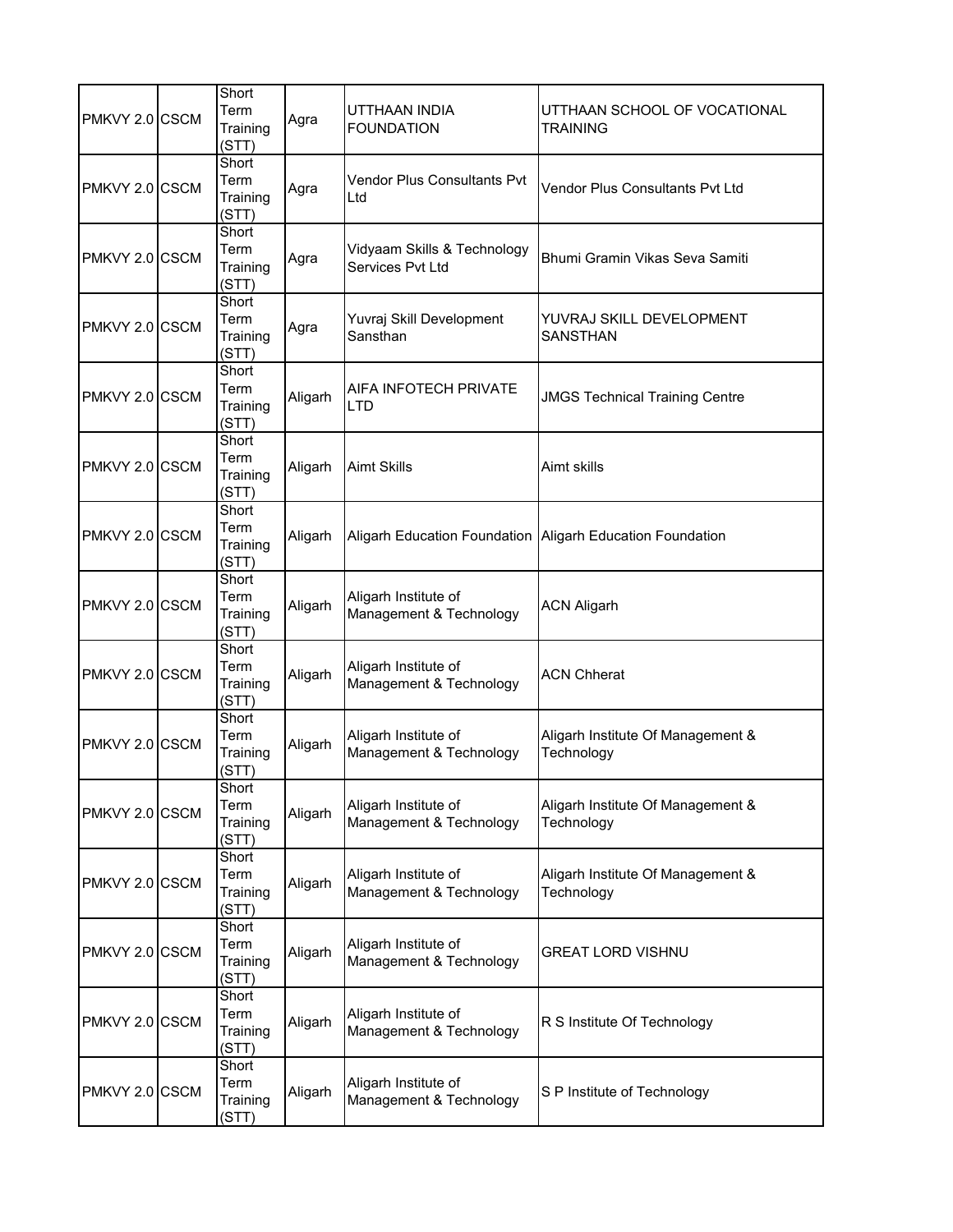| PMKVY 2.0 | CSCM | Short Term Training (STT) | Agra | UTTHAAN INDIA FOUNDATION | UTTHAAN SCHOOL OF VOCATIONAL TRAINING |
|---|---|---|---|---|---|
| PMKVY 2.0 | CSCM | Short Term Training (STT) | Agra | Vendor Plus Consultants Pvt Ltd | Vendor Plus Consultants Pvt Ltd |
| PMKVY 2.0 | CSCM | Short Term Training (STT) | Agra | Vidyaam Skills & Technology Services Pvt Ltd | Bhumi Gramin Vikas Seva Samiti |
| PMKVY 2.0 | CSCM | Short Term Training (STT) | Agra | Yuvraj Skill Development Sansthan | YUVRAJ SKILL DEVELOPMENT SANSTHAN |
| PMKVY 2.0 | CSCM | Short Term Training (STT) | Aligarh | AIFA INFOTECH PRIVATE LTD | JMGS Technical Training Centre |
| PMKVY 2.0 | CSCM | Short Term Training (STT) | Aligarh | Aimt Skills | Aimt skills |
| PMKVY 2.0 | CSCM | Short Term Training (STT) | Aligarh | Aligarh Education Foundation | Aligarh Education Foundation |
| PMKVY 2.0 | CSCM | Short Term Training (STT) | Aligarh | Aligarh Institute of Management & Technology | ACN Aligarh |
| PMKVY 2.0 | CSCM | Short Term Training (STT) | Aligarh | Aligarh Institute of Management & Technology | ACN Chherat |
| PMKVY 2.0 | CSCM | Short Term Training (STT) | Aligarh | Aligarh Institute of Management & Technology | Aligarh Institute Of Management & Technology |
| PMKVY 2.0 | CSCM | Short Term Training (STT) | Aligarh | Aligarh Institute of Management & Technology | Aligarh Institute Of Management & Technology |
| PMKVY 2.0 | CSCM | Short Term Training (STT) | Aligarh | Aligarh Institute of Management & Technology | Aligarh Institute Of Management & Technology |
| PMKVY 2.0 | CSCM | Short Term Training (STT) | Aligarh | Aligarh Institute of Management & Technology | GREAT LORD VISHNU |
| PMKVY 2.0 | CSCM | Short Term Training (STT) | Aligarh | Aligarh Institute of Management & Technology | R S Institute Of Technology |
| PMKVY 2.0 | CSCM | Short Term Training (STT) | Aligarh | Aligarh Institute of Management & Technology | S P Institute of Technology |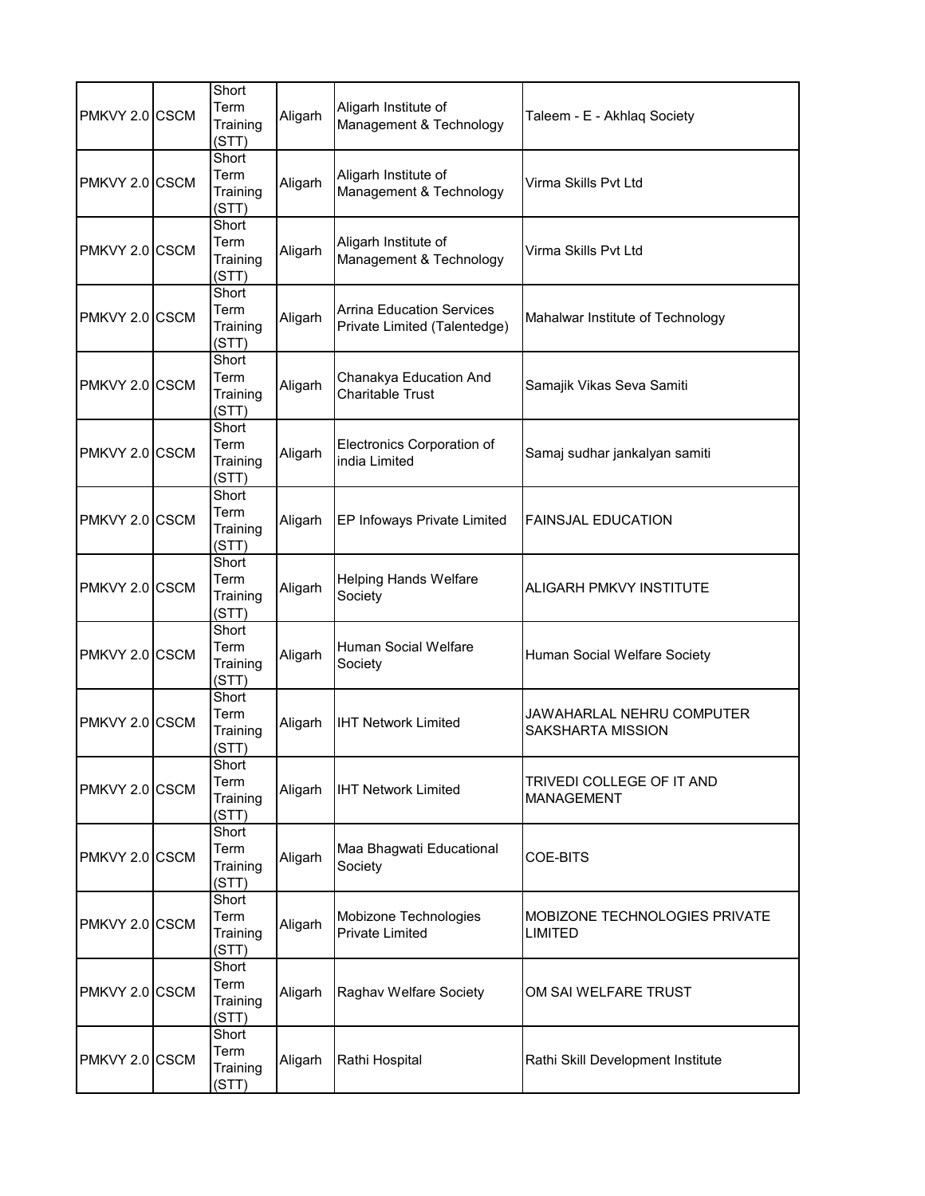| | | | | | |
|---|---|---|---|---|---|
| PMKVY 2.0 | CSCM | Short Term Training (STT) | Aligarh | Aligarh Institute of Management & Technology | Taleem - E - Akhlaq Society |
| PMKVY 2.0 | CSCM | Short Term Training (STT) | Aligarh | Aligarh Institute of Management & Technology | Virma Skills Pvt Ltd |
| PMKVY 2.0 | CSCM | Short Term Training (STT) | Aligarh | Aligarh Institute of Management & Technology | Virma Skills Pvt Ltd |
| PMKVY 2.0 | CSCM | Short Term Training (STT) | Aligarh | Arrina Education Services Private Limited (Talentedge) | Mahalwar Institute of Technology |
| PMKVY 2.0 | CSCM | Short Term Training (STT) | Aligarh | Chanakya Education And Charitable Trust | Samajik Vikas Seva Samiti |
| PMKVY 2.0 | CSCM | Short Term Training (STT) | Aligarh | Electronics Corporation of india Limited | Samaj sudhar jankalyan samiti |
| PMKVY 2.0 | CSCM | Short Term Training (STT) | Aligarh | EP Infoways Private Limited | FAINSJAL EDUCATION |
| PMKVY 2.0 | CSCM | Short Term Training (STT) | Aligarh | Helping Hands Welfare Society | ALIGARH PMKVY INSTITUTE |
| PMKVY 2.0 | CSCM | Short Term Training (STT) | Aligarh | Human Social Welfare Society | Human Social Welfare Society |
| PMKVY 2.0 | CSCM | Short Term Training (STT) | Aligarh | IHT Network Limited | JAWAHARLAL NEHRU COMPUTER SAKSHARTA MISSION |
| PMKVY 2.0 | CSCM | Short Term Training (STT) | Aligarh | IHT Network Limited | TRIVEDI COLLEGE OF IT AND MANAGEMENT |
| PMKVY 2.0 | CSCM | Short Term Training (STT) | Aligarh | Maa Bhagwati Educational Society | COE-BITS |
| PMKVY 2.0 | CSCM | Short Term Training (STT) | Aligarh | Mobizone Technologies Private Limited | MOBIZONE TECHNOLOGIES PRIVATE LIMITED |
| PMKVY 2.0 | CSCM | Short Term Training (STT) | Aligarh | Raghav Welfare Society | OM SAI WELFARE TRUST |
| PMKVY 2.0 | CSCM | Short Term Training (STT) | Aligarh | Rathi Hospital | Rathi Skill Development Institute |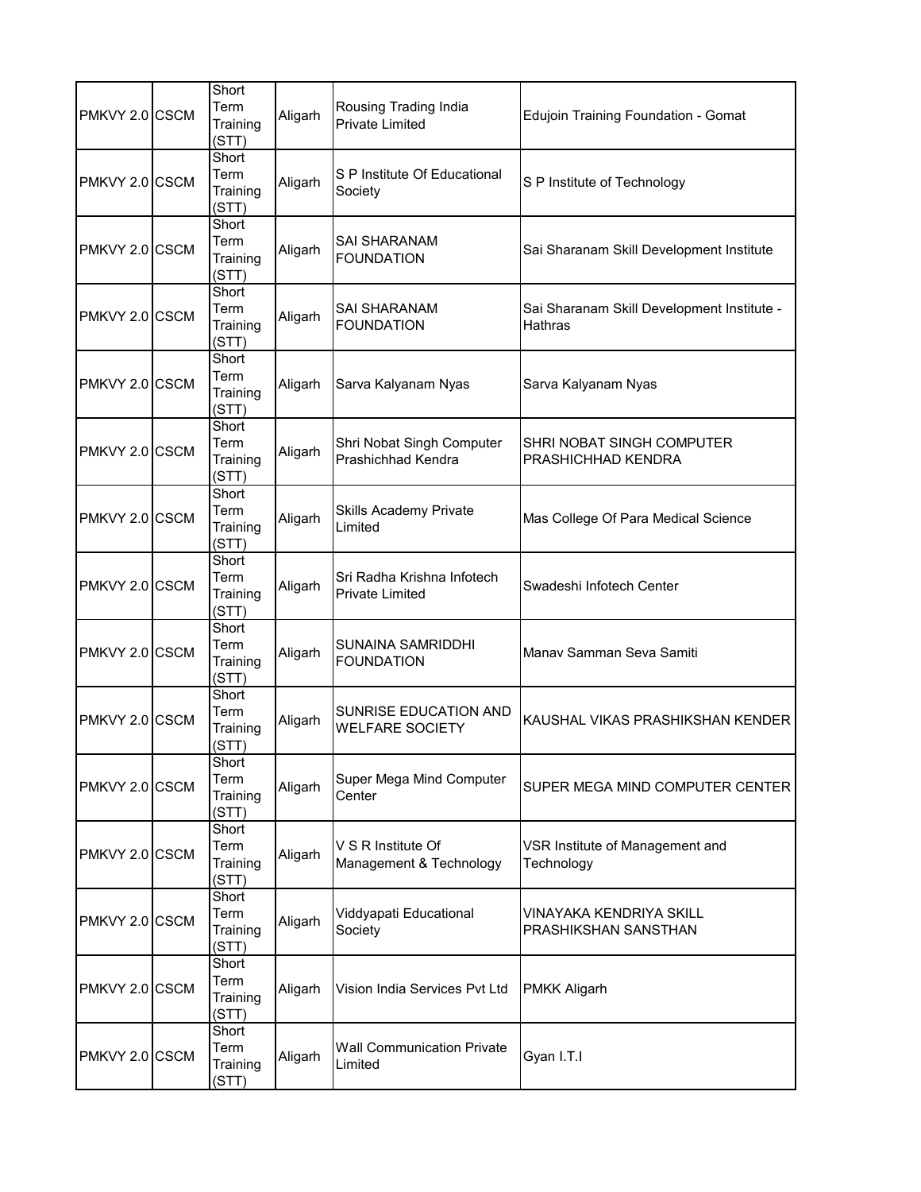| | | | | | |
|---|---|---|---|---|---|
| PMKVY 2.0 | CSCM | Short Term Training (STT) | Aligarh | Rousing Trading India Private Limited | Edujoin Training Foundation - Gomat |
| PMKVY 2.0 | CSCM | Short Term Training (STT) | Aligarh | S P Institute Of Educational Society | S P Institute of Technology |
| PMKVY 2.0 | CSCM | Short Term Training (STT) | Aligarh | SAI SHARANAM FOUNDATION | Sai Sharanam Skill Development Institute |
| PMKVY 2.0 | CSCM | Short Term Training (STT) | Aligarh | SAI SHARANAM FOUNDATION | Sai Sharanam Skill Development Institute - Hathras |
| PMKVY 2.0 | CSCM | Short Term Training (STT) | Aligarh | Sarva Kalyanam Nyas | Sarva Kalyanam Nyas |
| PMKVY 2.0 | CSCM | Short Term Training (STT) | Aligarh | Shri Nobat Singh Computer Prashichhad Kendra | SHRI NOBAT SINGH COMPUTER PRASHICHHAD KENDRA |
| PMKVY 2.0 | CSCM | Short Term Training (STT) | Aligarh | Skills Academy Private Limited | Mas College Of Para Medical Science |
| PMKVY 2.0 | CSCM | Short Term Training (STT) | Aligarh | Sri Radha Krishna Infotech Private Limited | Swadeshi Infotech Center |
| PMKVY 2.0 | CSCM | Short Term Training (STT) | Aligarh | SUNAINA SAMRIDDHI FOUNDATION | Manav Samman Seva Samiti |
| PMKVY 2.0 | CSCM | Short Term Training (STT) | Aligarh | SUNRISE EDUCATION AND WELFARE SOCIETY | KAUSHAL VIKAS PRASHIKSHAN KENDER |
| PMKVY 2.0 | CSCM | Short Term Training (STT) | Aligarh | Super Mega Mind Computer Center | SUPER MEGA MIND COMPUTER CENTER |
| PMKVY 2.0 | CSCM | Short Term Training (STT) | Aligarh | V S R Institute Of Management & Technology | VSR Institute of Management and Technology |
| PMKVY 2.0 | CSCM | Short Term Training (STT) | Aligarh | Viddyapati Educational Society | VINAYAKA KENDRIYA SKILL PRASHIKSHAN SANSTHAN |
| PMKVY 2.0 | CSCM | Short Term Training (STT) | Aligarh | Vision India Services Pvt Ltd | PMKK Aligarh |
| PMKVY 2.0 | CSCM | Short Term Training (STT) | Aligarh | Wall Communication Private Limited | Gyan I.T.I |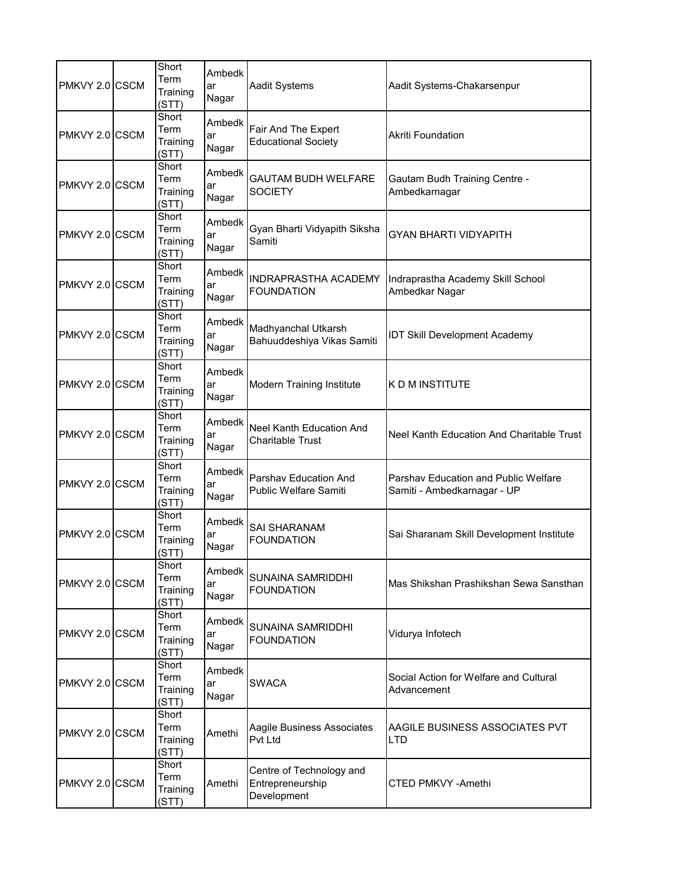| PMKVY 2.0 | CSCM | Short Term Training (STT) | Ambedkar Nagar | Aadit Systems | Aadit Systems-Chakarsenpur |
|---|---|---|---|---|---|
| PMKVY 2.0 | CSCM | Short Term Training (STT) | Ambedkar Nagar | Fair And The Expert Educational Society | Akriti Foundation |
| PMKVY 2.0 | CSCM | Short Term Training (STT) | Ambedkar Nagar | GAUTAM BUDH WELFARE SOCIETY | Gautam Budh Training Centre - Ambedkarnagar |
| PMKVY 2.0 | CSCM | Short Term Training (STT) | Ambedkar Nagar | Gyan Bharti Vidyapith Siksha Samiti | GYAN BHARTI VIDYAPITH |
| PMKVY 2.0 | CSCM | Short Term Training (STT) | Ambedkar Nagar | INDRAPRASTHA ACADEMY FOUNDATION | Indraprastha Academy Skill School Ambedkar Nagar |
| PMKVY 2.0 | CSCM | Short Term Training (STT) | Ambedkar Nagar | Madhyanchal Utkarsh Bahuuddeshiya Vikas Samiti | IDT Skill Development Academy |
| PMKVY 2.0 | CSCM | Short Term Training (STT) | Ambedkar Nagar | Modern Training Institute | K D M INSTITUTE |
| PMKVY 2.0 | CSCM | Short Term Training (STT) | Ambedkar Nagar | Neel Kanth Education And Charitable Trust | Neel Kanth Education And Charitable Trust |
| PMKVY 2.0 | CSCM | Short Term Training (STT) | Ambedkar Nagar | Parshav Education And Public Welfare Samiti | Parshav Education and Public Welfare Samiti - Ambedkarnagar - UP |
| PMKVY 2.0 | CSCM | Short Term Training (STT) | Ambedkar Nagar | SAI SHARANAM FOUNDATION | Sai Sharanam Skill Development Institute |
| PMKVY 2.0 | CSCM | Short Term Training (STT) | Ambedkar Nagar | SUNAINA SAMRIDDHI FOUNDATION | Mas Shikshan Prashikshan Sewa Sansthan |
| PMKVY 2.0 | CSCM | Short Term Training (STT) | Ambedkar Nagar | SUNAINA SAMRIDDHI FOUNDATION | Vidurya Infotech |
| PMKVY 2.0 | CSCM | Short Term Training (STT) | Ambedkar Nagar | SWACA | Social Action for Welfare and Cultural Advancement |
| PMKVY 2.0 | CSCM | Short Term Training (STT) | Amethi | Aagile Business Associates Pvt Ltd | AAGILE BUSINESS ASSOCIATES PVT LTD |
| PMKVY 2.0 | CSCM | Short Term Training (STT) | Amethi | Centre of Technology and Entrepreneurship Development | CTED PMKVY -Amethi |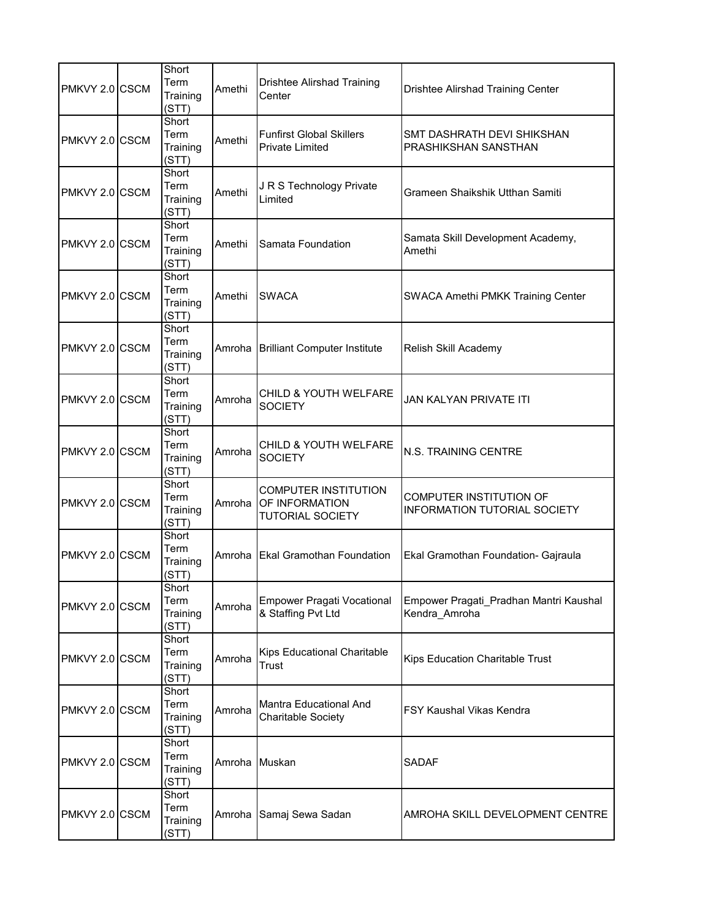| | | | | | |
|---|---|---|---|---|---|
| PMKVY 2.0 | CSCM | Short Term Training (STT) | Amethi | Drishtee Alirshad Training Center | Drishtee Alirshad Training Center |
| PMKVY 2.0 | CSCM | Short Term Training (STT) | Amethi | Funfirst Global Skillers Private Limited | SMT DASHRATH DEVI SHIKSHAN PRASHIKSHAN SANSTHAN |
| PMKVY 2.0 | CSCM | Short Term Training (STT) | Amethi | J R S Technology Private Limited | Grameen Shaikshik Utthan Samiti |
| PMKVY 2.0 | CSCM | Short Term Training (STT) | Amethi | Samata Foundation | Samata Skill Development Academy, Amethi |
| PMKVY 2.0 | CSCM | Short Term Training (STT) | Amethi | SWACA | SWACA Amethi PMKK Training Center |
| PMKVY 2.0 | CSCM | Short Term Training (STT) | Amroha | Brilliant Computer Institute | Relish Skill Academy |
| PMKVY 2.0 | CSCM | Short Term Training (STT) | Amroha | CHILD & YOUTH WELFARE SOCIETY | JAN KALYAN PRIVATE ITI |
| PMKVY 2.0 | CSCM | Short Term Training (STT) | Amroha | CHILD & YOUTH WELFARE SOCIETY | N.S. TRAINING CENTRE |
| PMKVY 2.0 | CSCM | Short Term Training (STT) | Amroha | COMPUTER INSTITUTION OF INFORMATION TUTORIAL SOCIETY | COMPUTER INSTITUTION OF INFORMATION TUTORIAL SOCIETY |
| PMKVY 2.0 | CSCM | Short Term Training (STT) | Amroha | Ekal Gramothan Foundation | Ekal Gramothan Foundation- Gajraula |
| PMKVY 2.0 | CSCM | Short Term Training (STT) | Amroha | Empower Pragati Vocational & Staffing Pvt Ltd | Empower Pragati_Pradhan Mantri Kaushal Kendra_Amroha |
| PMKVY 2.0 | CSCM | Short Term Training (STT) | Amroha | Kips Educational Charitable Trust | Kips Education Charitable Trust |
| PMKVY 2.0 | CSCM | Short Term Training (STT) | Amroha | Mantra Educational And Charitable Society | FSY Kaushal Vikas Kendra |
| PMKVY 2.0 | CSCM | Short Term Training (STT) | Amroha | Muskan | SADAF |
| PMKVY 2.0 | CSCM | Short Term Training (STT) | Amroha | Samaj Sewa Sadan | AMROHA SKILL DEVELOPMENT CENTRE |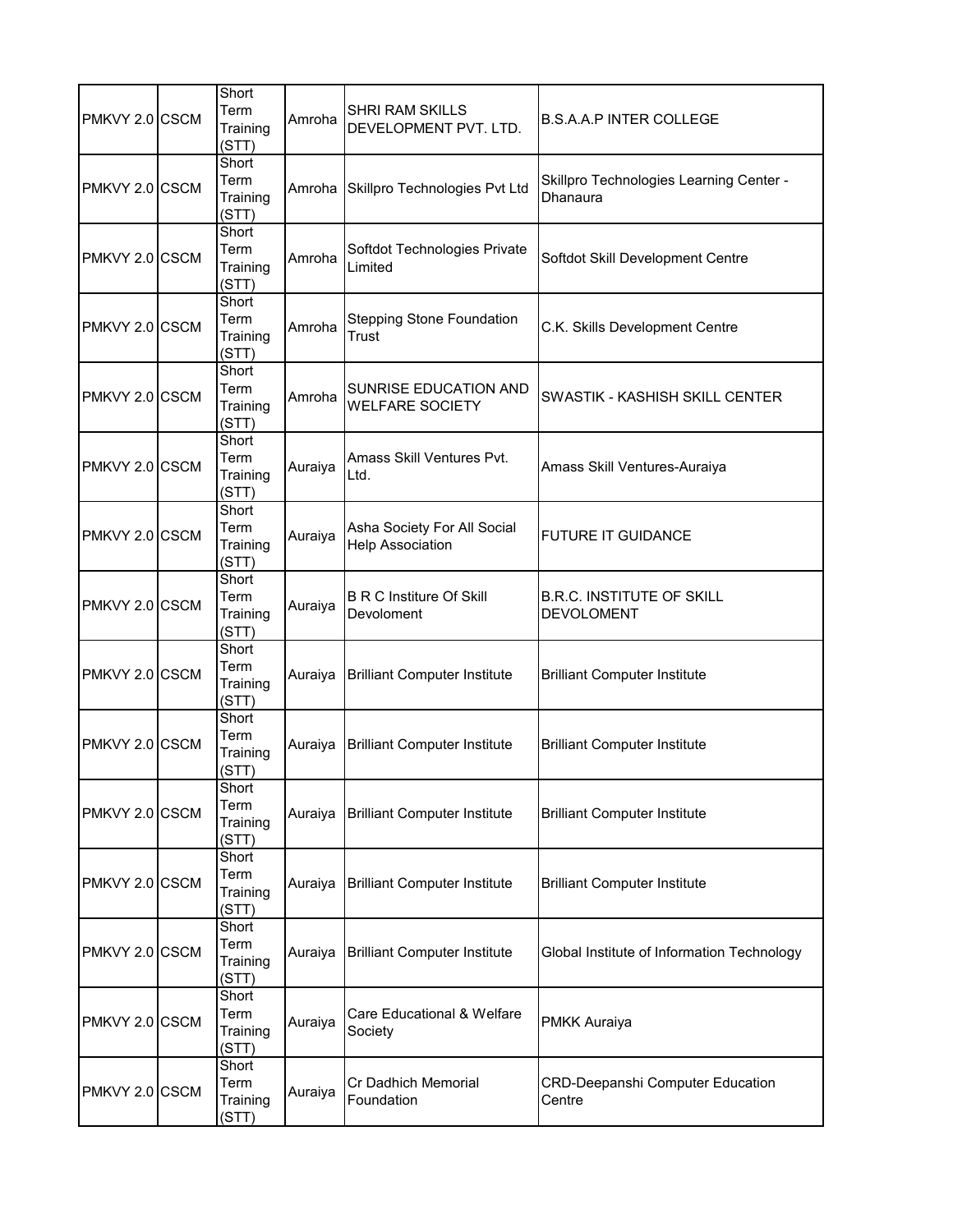| | | | | | |
|---|---|---|---|---|---|
| PMKVY 2.0 | CSCM | Short Term Training (STT) | Amroha | SHRI RAM SKILLS DEVELOPMENT PVT. LTD. | B.S.A.A.P INTER COLLEGE |
| PMKVY 2.0 | CSCM | Short Term Training (STT) | Amroha | Skillpro Technologies Pvt Ltd | Skillpro Technologies Learning Center - Dhanaura |
| PMKVY 2.0 | CSCM | Short Term Training (STT) | Amroha | Softdot Technologies Private Limited | Softdot Skill Development Centre |
| PMKVY 2.0 | CSCM | Short Term Training (STT) | Amroha | Stepping Stone Foundation Trust | C.K. Skills Development Centre |
| PMKVY 2.0 | CSCM | Short Term Training (STT) | Amroha | SUNRISE EDUCATION AND WELFARE SOCIETY | SWASTIK - KASHISH SKILL CENTER |
| PMKVY 2.0 | CSCM | Short Term Training (STT) | Auraiya | Amass Skill Ventures Pvt. Ltd. | Amass Skill Ventures-Auraiya |
| PMKVY 2.0 | CSCM | Short Term Training (STT) | Auraiya | Asha Society For All Social Help Association | FUTURE IT GUIDANCE |
| PMKVY 2.0 | CSCM | Short Term Training (STT) | Auraiya | B R C Institure Of Skill Devoloment | B.R.C. INSTITUTE OF SKILL DEVOLOMENT |
| PMKVY 2.0 | CSCM | Short Term Training (STT) | Auraiya | Brilliant Computer Institute | Brilliant Computer Institute |
| PMKVY 2.0 | CSCM | Short Term Training (STT) | Auraiya | Brilliant Computer Institute | Brilliant Computer Institute |
| PMKVY 2.0 | CSCM | Short Term Training (STT) | Auraiya | Brilliant Computer Institute | Brilliant Computer Institute |
| PMKVY 2.0 | CSCM | Short Term Training (STT) | Auraiya | Brilliant Computer Institute | Brilliant Computer Institute |
| PMKVY 2.0 | CSCM | Short Term Training (STT) | Auraiya | Brilliant Computer Institute | Global Institute of Information Technology |
| PMKVY 2.0 | CSCM | Short Term Training (STT) | Auraiya | Care Educational & Welfare Society | PMKK Auraiya |
| PMKVY 2.0 | CSCM | Short Term Training (STT) | Auraiya | Cr Dadhich Memorial Foundation | CRD-Deepanshi Computer Education Centre |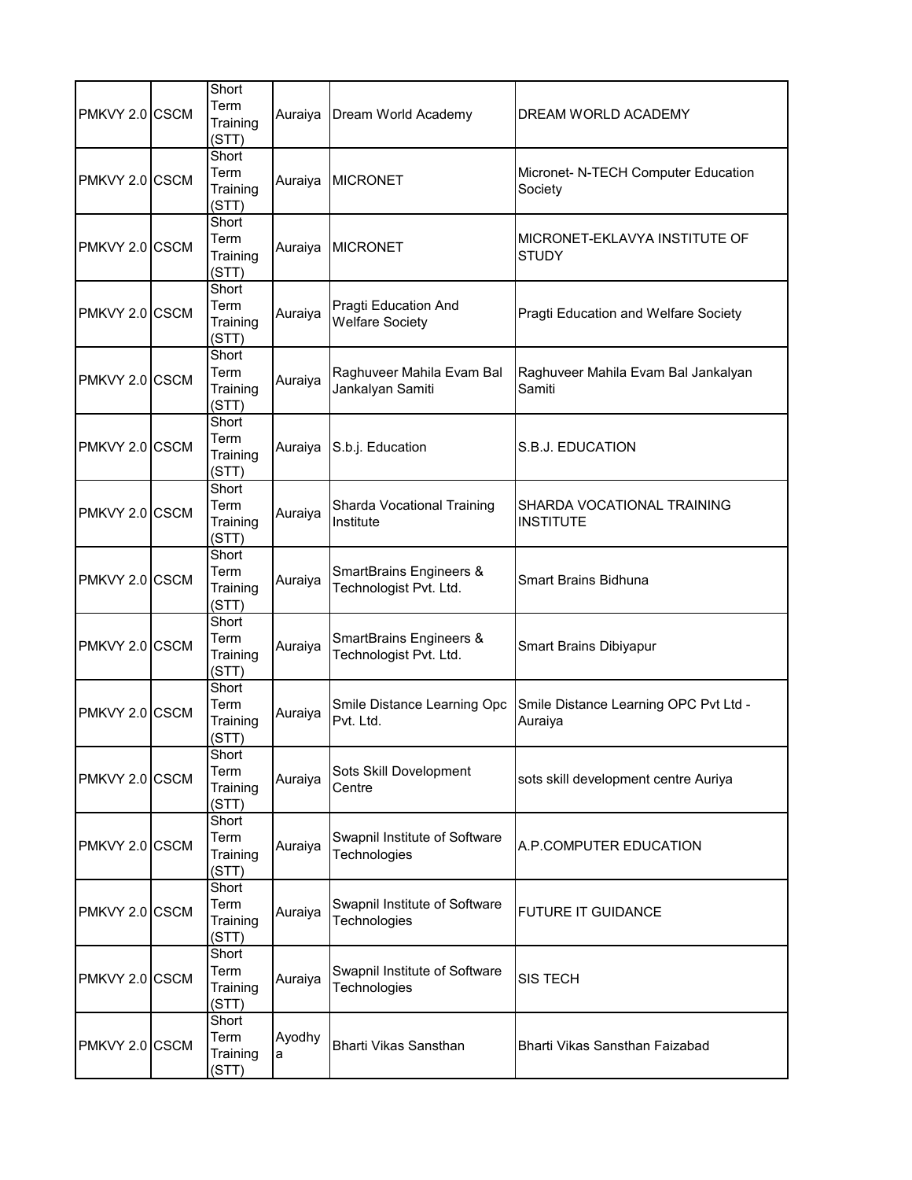| PMKVY 2.0 | CSCM | Short Term Training (STT) | Auraiya | Dream World Academy | DREAM WORLD ACADEMY |
|---|---|---|---|---|---|
| PMKVY 2.0 | CSCM | Short Term Training (STT) | Auraiya | MICRONET | Micronet- N-TECH Computer Education Society |
| PMKVY 2.0 | CSCM | Short Term Training (STT) | Auraiya | MICRONET | MICRONET-EKLAVYA INSTITUTE OF STUDY |
| PMKVY 2.0 | CSCM | Short Term Training (STT) | Auraiya | Pragti Education And Welfare Society | Pragti Education and Welfare Society |
| PMKVY 2.0 | CSCM | Short Term Training (STT) | Auraiya | Raghuveer Mahila Evam Bal Jankalyan Samiti | Raghuveer Mahila Evam Bal Jankalyan Samiti |
| PMKVY 2.0 | CSCM | Short Term Training (STT) | Auraiya | S.b.j. Education | S.B.J. EDUCATION |
| PMKVY 2.0 | CSCM | Short Term Training (STT) | Auraiya | Sharda Vocational Training Institute | SHARDA VOCATIONAL TRAINING INSTITUTE |
| PMKVY 2.0 | CSCM | Short Term Training (STT) | Auraiya | SmartBrains Engineers & Technologist Pvt. Ltd. | Smart Brains Bidhuna |
| PMKVY 2.0 | CSCM | Short Term Training (STT) | Auraiya | SmartBrains Engineers & Technologist Pvt. Ltd. | Smart Brains Dibiyapur |
| PMKVY 2.0 | CSCM | Short Term Training (STT) | Auraiya | Smile Distance Learning Opc Pvt. Ltd. | Smile Distance Learning OPC Pvt Ltd - Auraiya |
| PMKVY 2.0 | CSCM | Short Term Training (STT) | Auraiya | Sots Skill Dovelopment Centre | sots skill development centre Auriya |
| PMKVY 2.0 | CSCM | Short Term Training (STT) | Auraiya | Swapnil Institute of Software Technologies | A.P.COMPUTER EDUCATION |
| PMKVY 2.0 | CSCM | Short Term Training (STT) | Auraiya | Swapnil Institute of Software Technologies | FUTURE IT GUIDANCE |
| PMKVY 2.0 | CSCM | Short Term Training (STT) | Auraiya | Swapnil Institute of Software Technologies | SIS TECH |
| PMKVY 2.0 | CSCM | Short Term Training (STT) | Ayodhya | Bharti Vikas Sansthan | Bharti Vikas Sansthan Faizabad |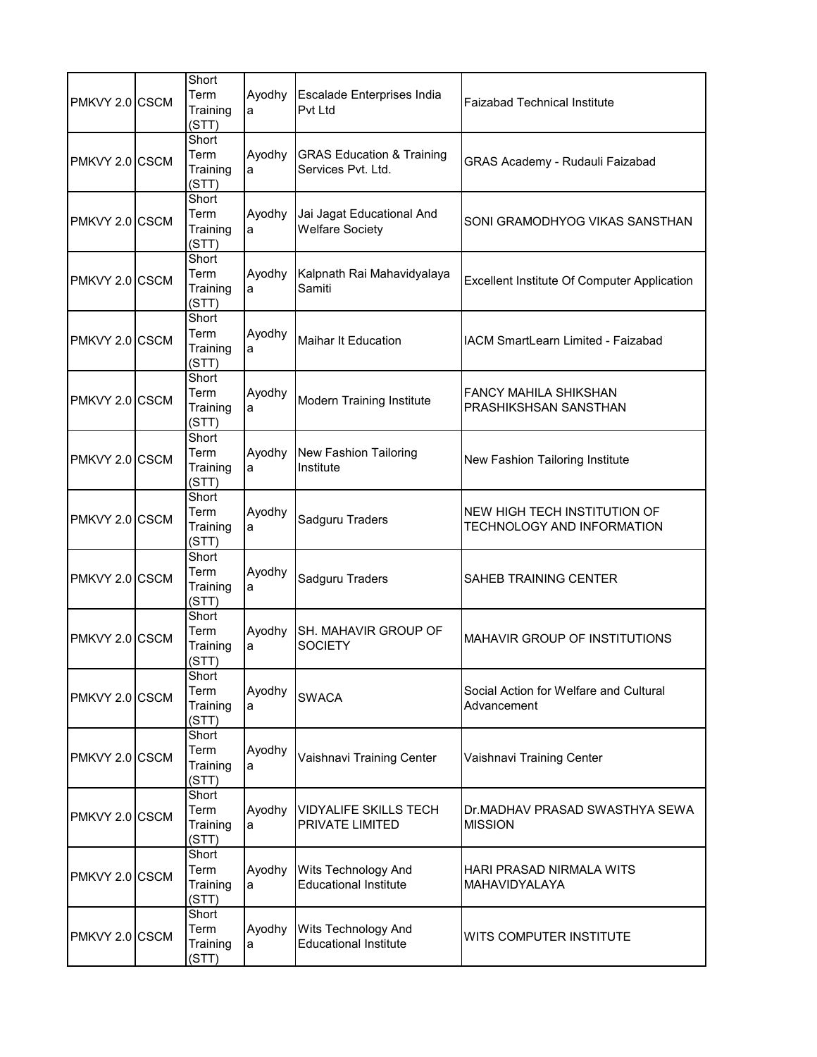| | | | | | |
|---|---|---|---|---|---|
| PMKVY 2.0 | CSCM | Short Term Training (STT) | Ayodhya | Escalade Enterprises India Pvt Ltd | Faizabad Technical Institute |
| PMKVY 2.0 | CSCM | Short Term Training (STT) | Ayodhya | GRAS Education & Training Services Pvt. Ltd. | GRAS Academy - Rudauli Faizabad |
| PMKVY 2.0 | CSCM | Short Term Training (STT) | Ayodhya | Jai Jagat Educational And Welfare Society | SONI GRAMODHYOG VIKAS SANSTHAN |
| PMKVY 2.0 | CSCM | Short Term Training (STT) | Ayodhya | Kalpnath Rai Mahavidyalaya Samiti | Excellent Institute Of Computer Application |
| PMKVY 2.0 | CSCM | Short Term Training (STT) | Ayodhya | Maihar It Education | IACM SmartLearn Limited - Faizabad |
| PMKVY 2.0 | CSCM | Short Term Training (STT) | Ayodhya | Modern Training Institute | FANCY MAHILA SHIKSHAN PRASHIKSHSAN SANSTHAN |
| PMKVY 2.0 | CSCM | Short Term Training (STT) | Ayodhya | New Fashion Tailoring Institute | New Fashion Tailoring Institute |
| PMKVY 2.0 | CSCM | Short Term Training (STT) | Ayodhya | Sadguru Traders | NEW HIGH TECH INSTITUTION OF TECHNOLOGY AND INFORMATION |
| PMKVY 2.0 | CSCM | Short Term Training (STT) | Ayodhya | Sadguru Traders | SAHEB TRAINING CENTER |
| PMKVY 2.0 | CSCM | Short Term Training (STT) | Ayodhya | SH. MAHAVIR GROUP OF SOCIETY | MAHAVIR GROUP OF INSTITUTIONS |
| PMKVY 2.0 | CSCM | Short Term Training (STT) | Ayodhya | SWACA | Social Action for Welfare and Cultural Advancement |
| PMKVY 2.0 | CSCM | Short Term Training (STT) | Ayodhya | Vaishnavi Training Center | Vaishnavi Training Center |
| PMKVY 2.0 | CSCM | Short Term Training (STT) | Ayodhya | VIDYALIFE SKILLS TECH PRIVATE LIMITED | Dr.MADHAV PRASAD SWASTHYA SEWA MISSION |
| PMKVY 2.0 | CSCM | Short Term Training (STT) | Ayodhya | Wits Technology And Educational Institute | HARI PRASAD NIRMALA WITS MAHAVIDYALAYA |
| PMKVY 2.0 | CSCM | Short Term Training (STT) | Ayodhya | Wits Technology And Educational Institute | WITS COMPUTER INSTITUTE |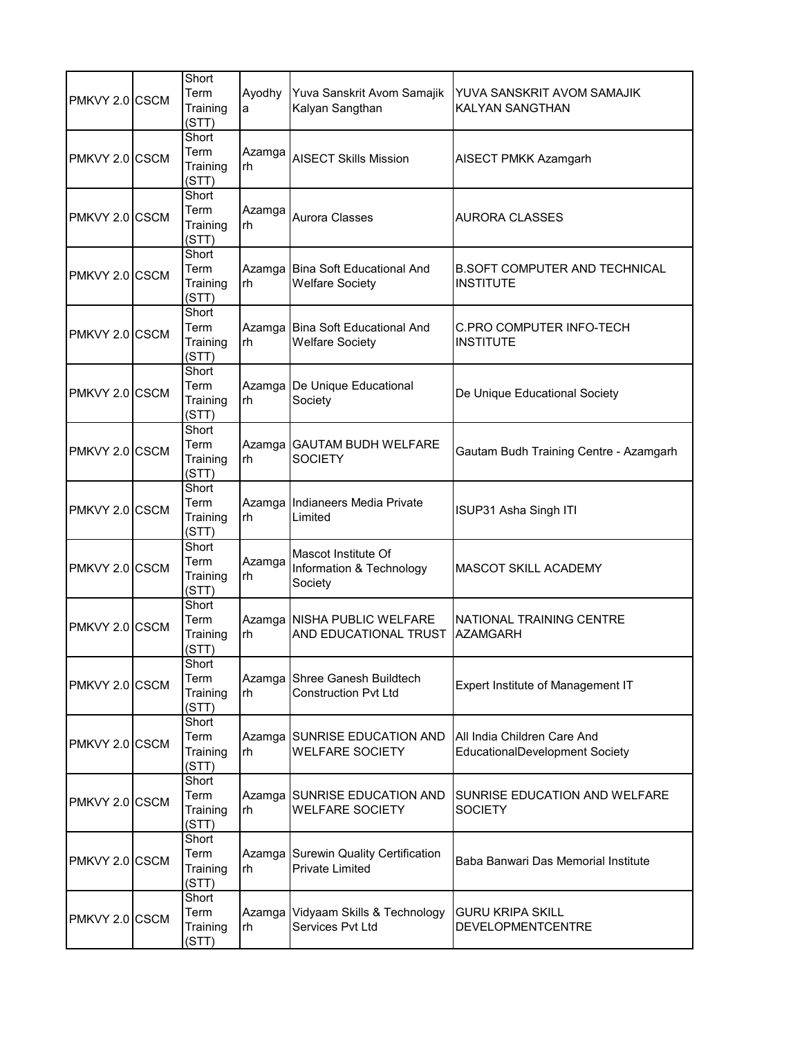| | | | | | |
|---|---|---|---|---|---|
| PMKVY 2.0 | CSCM | Short Term Training (STT) | Ayodhya | Yuva Sanskrit Avom Samajik Kalyan Sangthan | YUVA SANSKRIT AVOM SAMAJIK KALYAN SANGTHAN |
| PMKVY 2.0 | CSCM | Short Term Training (STT) | Azamgarh | AISECT Skills Mission | AISECT PMKK Azamgarh |
| PMKVY 2.0 | CSCM | Short Term Training (STT) | Azamgarh | Aurora Classes | AURORA CLASSES |
| PMKVY 2.0 | CSCM | Short Term Training (STT) | Azamgarh | Bina Soft Educational And Welfare Society | B.SOFT COMPUTER AND TECHNICAL INSTITUTE |
| PMKVY 2.0 | CSCM | Short Term Training (STT) | Azamgarh | Bina Soft Educational And Welfare Society | C.PRO COMPUTER INFO-TECH INSTITUTE |
| PMKVY 2.0 | CSCM | Short Term Training (STT) | Azamgarh | De Unique Educational Society | De Unique Educational Society |
| PMKVY 2.0 | CSCM | Short Term Training (STT) | Azamgarh | GAUTAM BUDH WELFARE SOCIETY | Gautam Budh Training Centre - Azamgarh |
| PMKVY 2.0 | CSCM | Short Term Training (STT) | Azamgarh | Indianeers Media Private Limited | ISUP31 Asha Singh ITI |
| PMKVY 2.0 | CSCM | Short Term Training (STT) | Azamgarh | Mascot Institute Of Information & Technology Society | MASCOT SKILL ACADEMY |
| PMKVY 2.0 | CSCM | Short Term Training (STT) | Azamgarh | NISHA PUBLIC WELFARE AND EDUCATIONAL TRUST | NATIONAL TRAINING CENTRE AZAMGARH |
| PMKVY 2.0 | CSCM | Short Term Training (STT) | Azamgarh | Shree Ganesh Buildtech Construction Pvt Ltd | Expert Institute of Management IT |
| PMKVY 2.0 | CSCM | Short Term Training (STT) | Azamgarh | SUNRISE EDUCATION AND WELFARE SOCIETY | All India Children Care And EducationalDevelopment Society |
| PMKVY 2.0 | CSCM | Short Term Training (STT) | Azamgarh | SUNRISE EDUCATION AND WELFARE SOCIETY | SUNRISE EDUCATION AND WELFARE SOCIETY |
| PMKVY 2.0 | CSCM | Short Term Training (STT) | Azamgarh | Surewin Quality Certification Private Limited | Baba Banwari Das Memorial Institute |
| PMKVY 2.0 | CSCM | Short Term Training (STT) | Azamgarh | Vidyaam Skills & Technology Services Pvt Ltd | GURU KRIPA SKILL DEVELOPMENTCENTRE |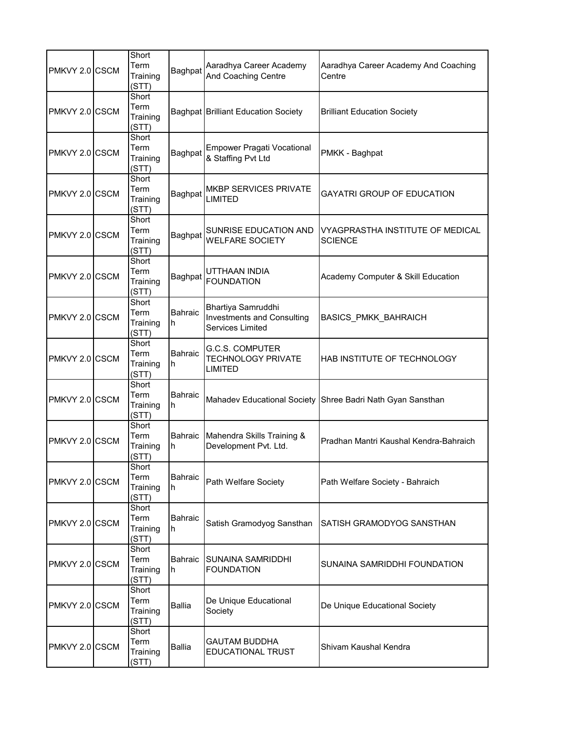| | | | | | |
|---|---|---|---|---|---|
| PMKVY 2.0 | CSCM | Short Term Training (STT) | Baghpat | Aaradhya Career Academy And Coaching Centre | Aaradhya Career Academy And Coaching Centre |
| PMKVY 2.0 | CSCM | Short Term Training (STT) | Baghpat | Brilliant Education Society | Brilliant Education Society |
| PMKVY 2.0 | CSCM | Short Term Training (STT) | Baghpat | Empower Pragati Vocational & Staffing Pvt Ltd | PMKK - Baghpat |
| PMKVY 2.0 | CSCM | Short Term Training (STT) | Baghpat | MKBP SERVICES PRIVATE LIMITED | GAYATRI GROUP OF EDUCATION |
| PMKVY 2.0 | CSCM | Short Term Training (STT) | Baghpat | SUNRISE EDUCATION AND WELFARE SOCIETY | VYAGPRASTHA INSTITUTE OF MEDICAL SCIENCE |
| PMKVY 2.0 | CSCM | Short Term Training (STT) | Baghpat | UTTHAAN INDIA FOUNDATION | Academy Computer & Skill Education |
| PMKVY 2.0 | CSCM | Short Term Training (STT) | Bahraich | Bhartiya Samruddhi Investments and Consulting Services Limited | BASICS_PMKK_BAHRAICH |
| PMKVY 2.0 | CSCM | Short Term Training (STT) | Bahraich | G.C.S. COMPUTER TECHNOLOGY PRIVATE LIMITED | HAB INSTITUTE OF TECHNOLOGY |
| PMKVY 2.0 | CSCM | Short Term Training (STT) | Bahraich | Mahadev Educational Society | Shree Badri Nath Gyan Sansthan |
| PMKVY 2.0 | CSCM | Short Term Training (STT) | Bahraich | Mahendra Skills Training & Development Pvt. Ltd. | Pradhan Mantri Kaushal Kendra-Bahraich |
| PMKVY 2.0 | CSCM | Short Term Training (STT) | Bahraich | Path Welfare Society | Path Welfare Society - Bahraich |
| PMKVY 2.0 | CSCM | Short Term Training (STT) | Bahraich | Satish Gramodyog Sansthan | SATISH GRAMODYOG SANSTHAN |
| PMKVY 2.0 | CSCM | Short Term Training (STT) | Bahraich | SUNAINA SAMRIDDHI FOUNDATION | SUNAINA SAMRIDDHI FOUNDATION |
| PMKVY 2.0 | CSCM | Short Term Training (STT) | Ballia | De Unique Educational Society | De Unique Educational Society |
| PMKVY 2.0 | CSCM | Short Term Training (STT) | Ballia | GAUTAM BUDDHA EDUCATIONAL TRUST | Shivam Kaushal Kendra |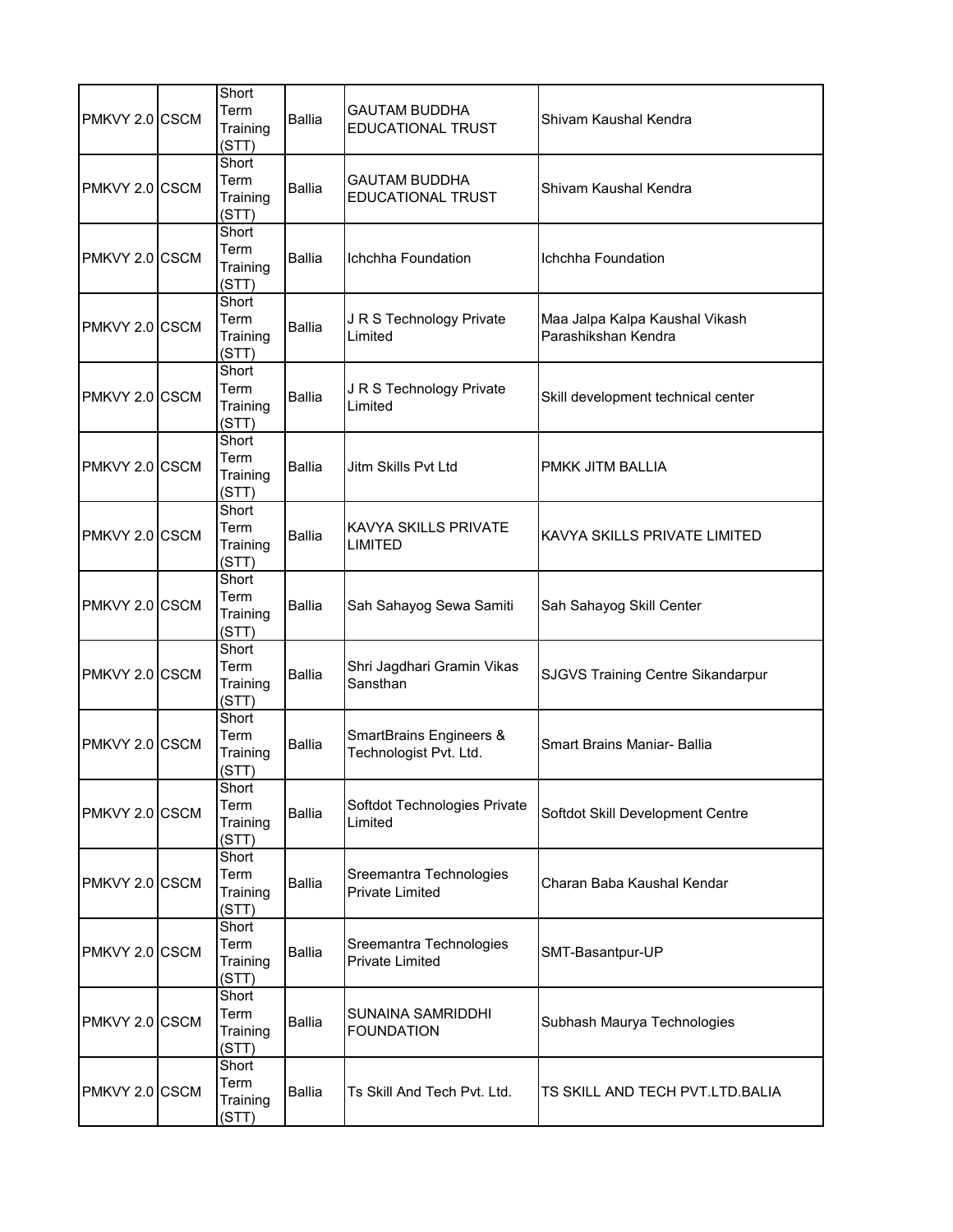| | | | | | |
|---|---|---|---|---|---|
| PMKVY 2.0 | CSCM | Short Term Training (STT) | Ballia | GAUTAM BUDDHA EDUCATIONAL TRUST | Shivam Kaushal Kendra |
| PMKVY 2.0 | CSCM | Short Term Training (STT) | Ballia | GAUTAM BUDDHA EDUCATIONAL TRUST | Shivam Kaushal Kendra |
| PMKVY 2.0 | CSCM | Short Term Training (STT) | Ballia | Ichchha Foundation | Ichchha Foundation |
| PMKVY 2.0 | CSCM | Short Term Training (STT) | Ballia | J R S Technology Private Limited | Maa Jalpa Kalpa Kaushal Vikash Parashikshan Kendra |
| PMKVY 2.0 | CSCM | Short Term Training (STT) | Ballia | J R S Technology Private Limited | Skill development technical center |
| PMKVY 2.0 | CSCM | Short Term Training (STT) | Ballia | Jitm Skills Pvt Ltd | PMKK JITM BALLIA |
| PMKVY 2.0 | CSCM | Short Term Training (STT) | Ballia | KAVYA SKILLS PRIVATE LIMITED | KAVYA SKILLS PRIVATE LIMITED |
| PMKVY 2.0 | CSCM | Short Term Training (STT) | Ballia | Sah Sahayog Sewa Samiti | Sah Sahayog Skill Center |
| PMKVY 2.0 | CSCM | Short Term Training (STT) | Ballia | Shri Jagdhari Gramin Vikas Sansthan | SJGVS Training Centre Sikandarpur |
| PMKVY 2.0 | CSCM | Short Term Training (STT) | Ballia | SmartBrains Engineers & Technologist Pvt. Ltd. | Smart Brains Maniar- Ballia |
| PMKVY 2.0 | CSCM | Short Term Training (STT) | Ballia | Softdot Technologies Private Limited | Softdot Skill Development Centre |
| PMKVY 2.0 | CSCM | Short Term Training (STT) | Ballia | Sreemantra Technologies Private Limited | Charan Baba Kaushal Kendar |
| PMKVY 2.0 | CSCM | Short Term Training (STT) | Ballia | Sreemantra Technologies Private Limited | SMT-Basantpur-UP |
| PMKVY 2.0 | CSCM | Short Term Training (STT) | Ballia | SUNAINA SAMRIDDHI FOUNDATION | Subhash Maurya Technologies |
| PMKVY 2.0 | CSCM | Short Term Training (STT) | Ballia | Ts Skill And Tech Pvt. Ltd. | TS SKILL AND TECH PVT.LTD.BALIA |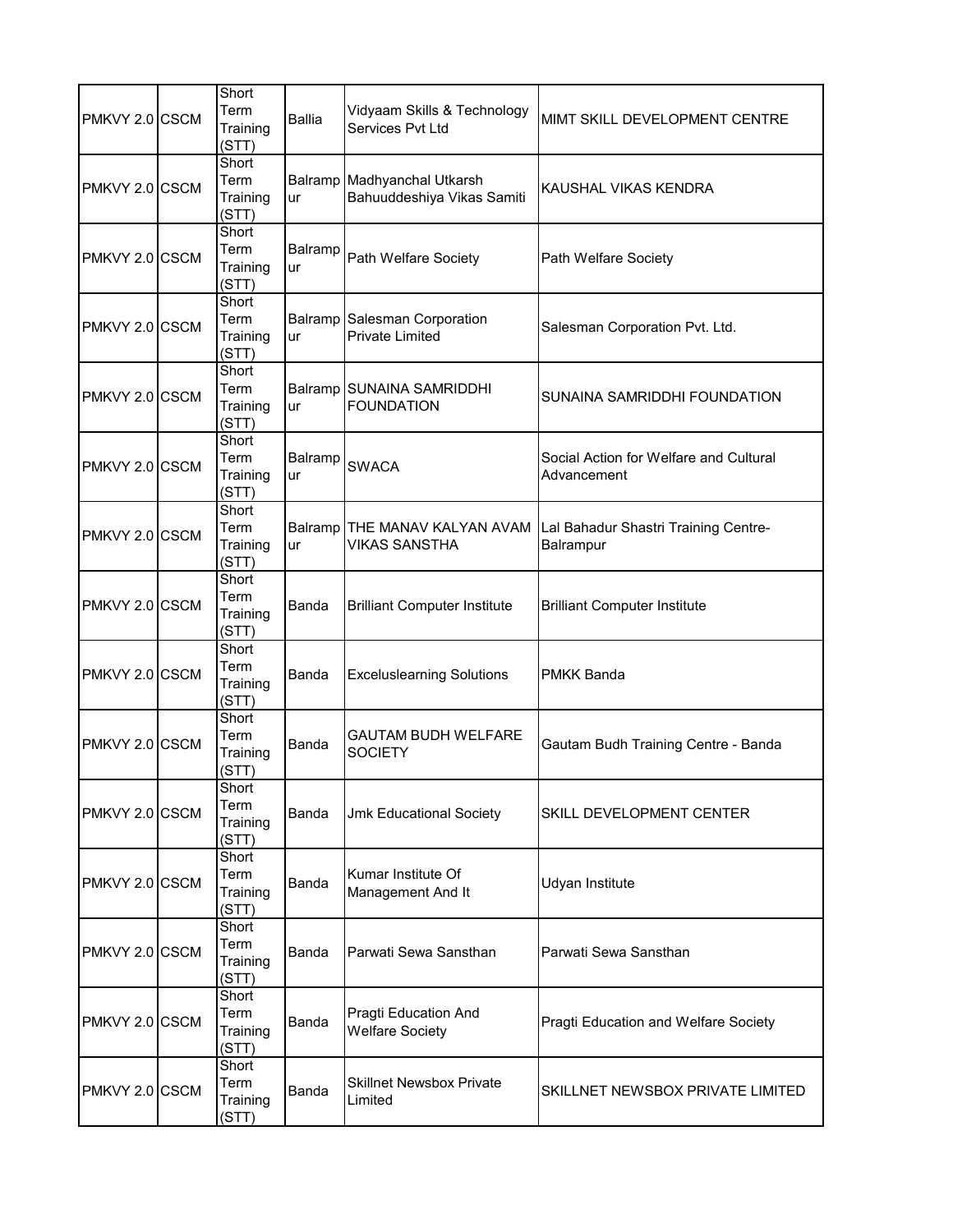| PMKVY 2.0 | CSCM | Short Term Training (STT) | Ballia | Vidyaam Skills & Technology Services Pvt Ltd | MIMT SKILL DEVELOPMENT CENTRE |
|---|---|---|---|---|---|
| PMKVY 2.0 | CSCM | Short Term Training (STT) | Balrampur | Madhyanchal Utkarsh Bahuuddeshiya Vikas Samiti | KAUSHAL VIKAS KENDRA |
| PMKVY 2.0 | CSCM | Short Term Training (STT) | Balrampur | Path Welfare Society | Path Welfare Society |
| PMKVY 2.0 | CSCM | Short Term Training (STT) | Balrampur | Salesman Corporation Private Limited | Salesman Corporation Pvt. Ltd. |
| PMKVY 2.0 | CSCM | Short Term Training (STT) | Balrampur | SUNAINA SAMRIDDHI FOUNDATION | SUNAINA SAMRIDDHI FOUNDATION |
| PMKVY 2.0 | CSCM | Short Term Training (STT) | Balrampur | SWACA | Social Action for Welfare and Cultural Advancement |
| PMKVY 2.0 | CSCM | Short Term Training (STT) | Balrampur | THE MANAV KALYAN AVAM VIKAS SANSTHA | Lal Bahadur Shastri Training Centre-Balrampur |
| PMKVY 2.0 | CSCM | Short Term Training (STT) | Banda | Brilliant Computer Institute | Brilliant Computer Institute |
| PMKVY 2.0 | CSCM | Short Term Training (STT) | Banda | Exceluslearning Solutions | PMKK Banda |
| PMKVY 2.0 | CSCM | Short Term Training (STT) | Banda | GAUTAM BUDH WELFARE SOCIETY | Gautam Budh Training Centre - Banda |
| PMKVY 2.0 | CSCM | Short Term Training (STT) | Banda | Jmk Educational Society | SKILL DEVELOPMENT CENTER |
| PMKVY 2.0 | CSCM | Short Term Training (STT) | Banda | Kumar Institute Of Management And It | Udyan Institute |
| PMKVY 2.0 | CSCM | Short Term Training (STT) | Banda | Parwati Sewa Sansthan | Parwati Sewa Sansthan |
| PMKVY 2.0 | CSCM | Short Term Training (STT) | Banda | Pragti Education And Welfare Society | Pragti Education and Welfare Society |
| PMKVY 2.0 | CSCM | Short Term Training (STT) | Banda | Skillnet Newsbox Private Limited | SKILLNET NEWSBOX PRIVATE LIMITED |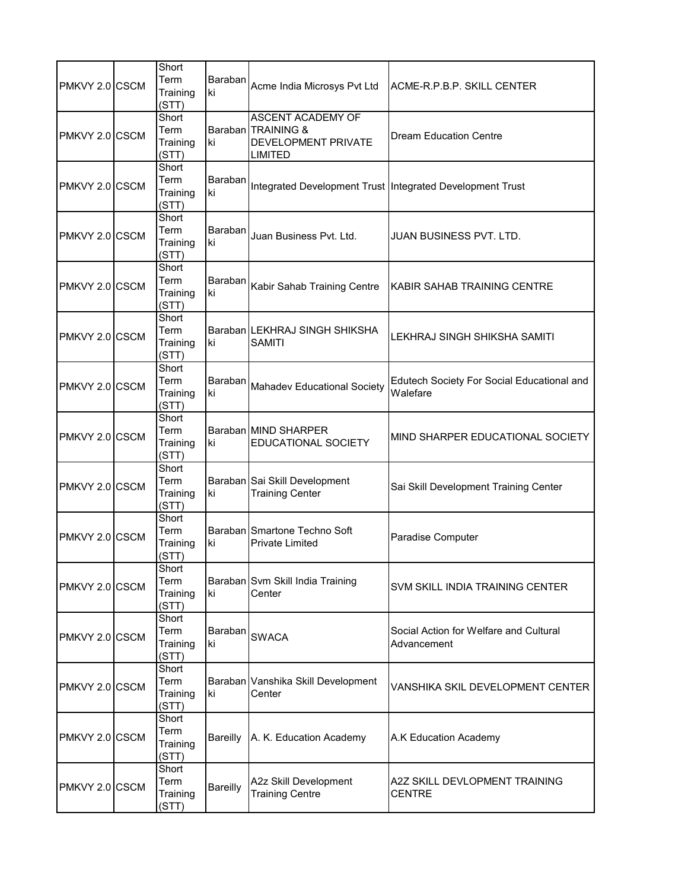| PMKVY 2.0 | CSCM | Short Term Training (STT) | Barabanki | Acme India Microsys Pvt Ltd | ACME-R.P.B.P. SKILL CENTER |
|---|---|---|---|---|---|
| PMKVY 2.0 | CSCM | Short Term Training (STT) | Barabanki | ASCENT ACADEMY OF TRAINING & DEVELOPMENT PRIVATE LIMITED | Dream Education Centre |
| PMKVY 2.0 | CSCM | Short Term Training (STT) | Barabanki | Integrated Development Trust | Integrated Development Trust |
| PMKVY 2.0 | CSCM | Short Term Training (STT) | Barabanki | Juan Business Pvt. Ltd. | JUAN BUSINESS PVT. LTD. |
| PMKVY 2.0 | CSCM | Short Term Training (STT) | Barabanki | Kabir Sahab Training Centre | KABIR SAHAB TRAINING CENTRE |
| PMKVY 2.0 | CSCM | Short Term Training (STT) | Barabanki | LEKHRAJ SINGH SHIKSHA SAMITI | LEKHRAJ SINGH SHIKSHA SAMITI |
| PMKVY 2.0 | CSCM | Short Term Training (STT) | Barabanki | Mahadev Educational Society | Edutech Society For Social Educational and Walefare |
| PMKVY 2.0 | CSCM | Short Term Training (STT) | Barabanki | MIND SHARPER EDUCATIONAL SOCIETY | MIND SHARPER EDUCATIONAL SOCIETY |
| PMKVY 2.0 | CSCM | Short Term Training (STT) | Barabanki | Sai Skill Development Training Center | Sai Skill Development Training Center |
| PMKVY 2.0 | CSCM | Short Term Training (STT) | Barabanki | Smartone Techno Soft Private Limited | Paradise Computer |
| PMKVY 2.0 | CSCM | Short Term Training (STT) | Barabanki | Svm Skill India Training Center | SVM SKILL INDIA TRAINING CENTER |
| PMKVY 2.0 | CSCM | Short Term Training (STT) | Barabanki | SWACA | Social Action for Welfare and Cultural Advancement |
| PMKVY 2.0 | CSCM | Short Term Training (STT) | Barabanki | Vanshika Skill Development Center | VANSHIKA SKIL DEVELOPMENT CENTER |
| PMKVY 2.0 | CSCM | Short Term Training (STT) | Bareilly | A. K. Education Academy | A.K Education Academy |
| PMKVY 2.0 | CSCM | Short Term Training (STT) | Bareilly | A2z Skill Development Training Centre | A2Z SKILL DEVLOPMENT TRAINING CENTRE |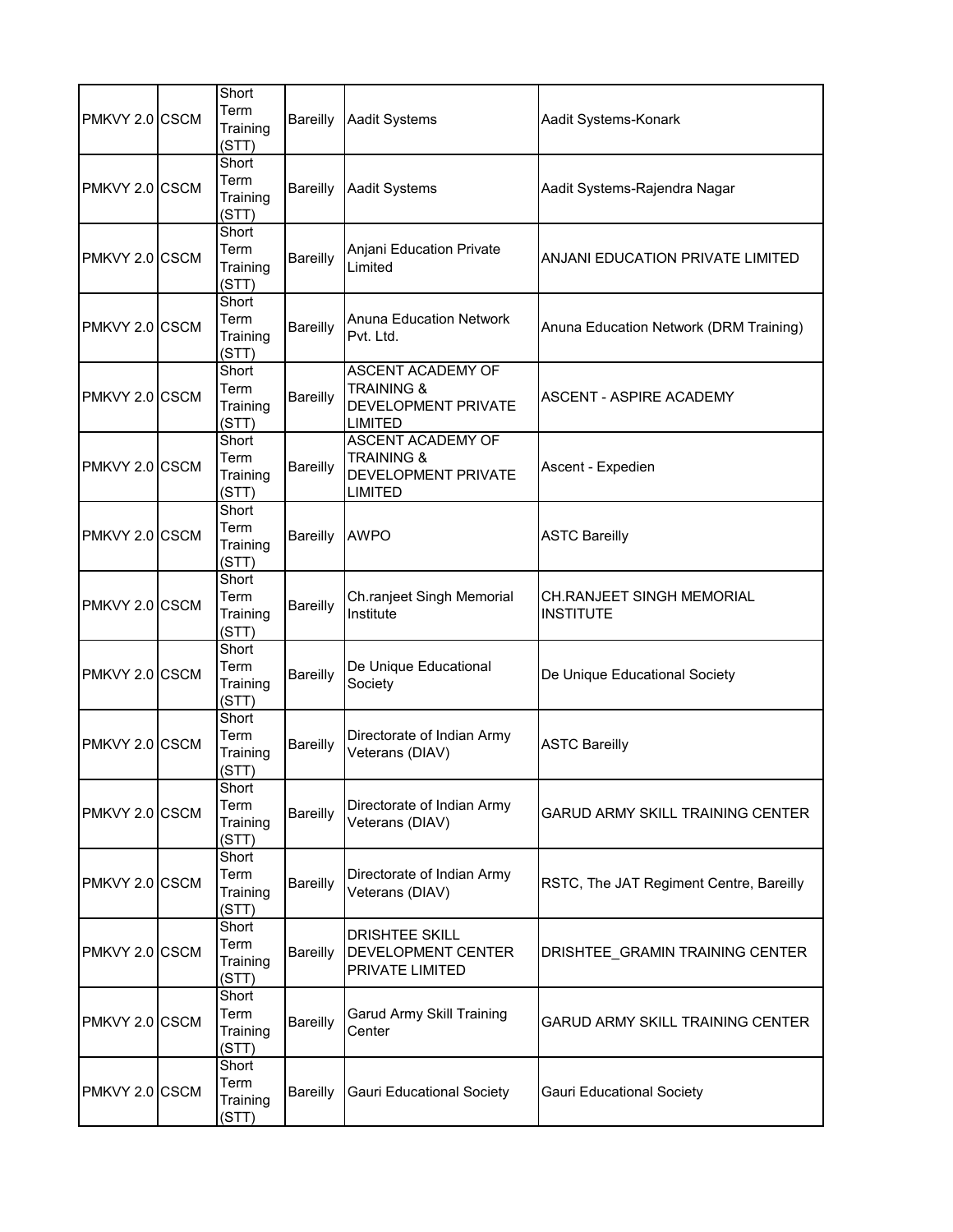| | | | | | |
|---|---|---|---|---|---|
| PMKVY 2.0 | CSCM | Short Term Training (STT) | Bareilly | Aadit Systems | Aadit Systems-Konark |
| PMKVY 2.0 | CSCM | Short Term Training (STT) | Bareilly | Aadit Systems | Aadit Systems-Rajendra Nagar |
| PMKVY 2.0 | CSCM | Short Term Training (STT) | Bareilly | Anjani Education Private Limited | ANJANI EDUCATION PRIVATE LIMITED |
| PMKVY 2.0 | CSCM | Short Term Training (STT) | Bareilly | Anuna Education Network Pvt. Ltd. | Anuna Education Network (DRM Training) |
| PMKVY 2.0 | CSCM | Short Term Training (STT) | Bareilly | ASCENT ACADEMY OF TRAINING & DEVELOPMENT PRIVATE LIMITED | ASCENT - ASPIRE ACADEMY |
| PMKVY 2.0 | CSCM | Short Term Training (STT) | Bareilly | ASCENT ACADEMY OF TRAINING & DEVELOPMENT PRIVATE LIMITED | Ascent - Expedien |
| PMKVY 2.0 | CSCM | Short Term Training (STT) | Bareilly | AWPO | ASTC Bareilly |
| PMKVY 2.0 | CSCM | Short Term Training (STT) | Bareilly | Ch.ranjeet Singh Memorial Institute | CH.RANJEET SINGH MEMORIAL INSTITUTE |
| PMKVY 2.0 | CSCM | Short Term Training (STT) | Bareilly | De Unique Educational Society | De Unique Educational Society |
| PMKVY 2.0 | CSCM | Short Term Training (STT) | Bareilly | Directorate of Indian Army Veterans (DIAV) | ASTC Bareilly |
| PMKVY 2.0 | CSCM | Short Term Training (STT) | Bareilly | Directorate of Indian Army Veterans (DIAV) | GARUD ARMY SKILL TRAINING CENTER |
| PMKVY 2.0 | CSCM | Short Term Training (STT) | Bareilly | Directorate of Indian Army Veterans (DIAV) | RSTC, The JAT Regiment Centre, Bareilly |
| PMKVY 2.0 | CSCM | Short Term Training (STT) | Bareilly | DRISHTEE SKILL DEVELOPMENT CENTER PRIVATE LIMITED | DRISHTEE_GRAMIN TRAINING CENTER |
| PMKVY 2.0 | CSCM | Short Term Training (STT) | Bareilly | Garud Army Skill Training Center | GARUD ARMY SKILL TRAINING CENTER |
| PMKVY 2.0 | CSCM | Short Term Training (STT) | Bareilly | Gauri Educational Society | Gauri Educational Society |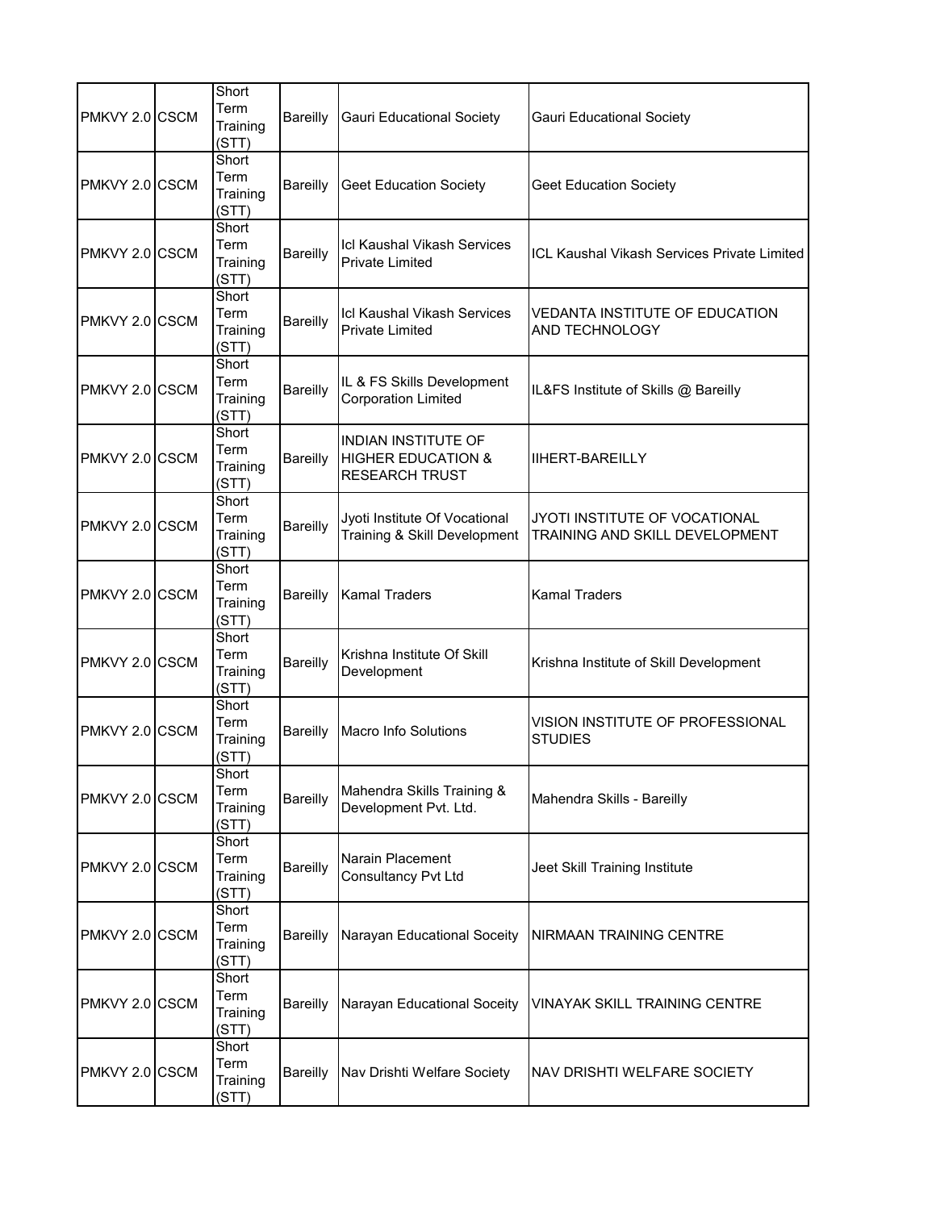| | | | | | |
|---|---|---|---|---|---|
| PMKVY 2.0 | CSCM | Short Term Training (STT) | Bareilly | Gauri Educational Society | Gauri Educational Society |
| PMKVY 2.0 | CSCM | Short Term Training (STT) | Bareilly | Geet Education Society | Geet Education Society |
| PMKVY 2.0 | CSCM | Short Term Training (STT) | Bareilly | Icl Kaushal Vikash Services Private Limited | ICL Kaushal Vikash Services Private Limited |
| PMKVY 2.0 | CSCM | Short Term Training (STT) | Bareilly | Icl Kaushal Vikash Services Private Limited | VEDANTA INSTITUTE OF EDUCATION AND TECHNOLOGY |
| PMKVY 2.0 | CSCM | Short Term Training (STT) | Bareilly | IL & FS Skills Development Corporation Limited | IL&FS Institute of Skills @ Bareilly |
| PMKVY 2.0 | CSCM | Short Term Training (STT) | Bareilly | INDIAN INSTITUTE OF HIGHER EDUCATION & RESEARCH TRUST | IIHERT-BAREILLY |
| PMKVY 2.0 | CSCM | Short Term Training (STT) | Bareilly | Jyoti Institute Of Vocational Training & Skill Development | JYOTI INSTITUTE OF VOCATIONAL TRAINING AND SKILL DEVELOPMENT |
| PMKVY 2.0 | CSCM | Short Term Training (STT) | Bareilly | Kamal Traders | Kamal Traders |
| PMKVY 2.0 | CSCM | Short Term Training (STT) | Bareilly | Krishna Institute Of Skill Development | Krishna Institute of Skill Development |
| PMKVY 2.0 | CSCM | Short Term Training (STT) | Bareilly | Macro Info Solutions | VISION INSTITUTE OF PROFESSIONAL STUDIES |
| PMKVY 2.0 | CSCM | Short Term Training (STT) | Bareilly | Mahendra Skills Training & Development Pvt. Ltd. | Mahendra Skills - Bareilly |
| PMKVY 2.0 | CSCM | Short Term Training (STT) | Bareilly | Narain Placement Consultancy Pvt Ltd | Jeet Skill Training Institute |
| PMKVY 2.0 | CSCM | Short Term Training (STT) | Bareilly | Narayan Educational Soceity | NIRMAAN TRAINING CENTRE |
| PMKVY 2.0 | CSCM | Short Term Training (STT) | Bareilly | Narayan Educational Soceity | VINAYAK SKILL TRAINING CENTRE |
| PMKVY 2.0 | CSCM | Short Term Training (STT) | Bareilly | Nav Drishti Welfare Society | NAV DRISHTI WELFARE SOCIETY |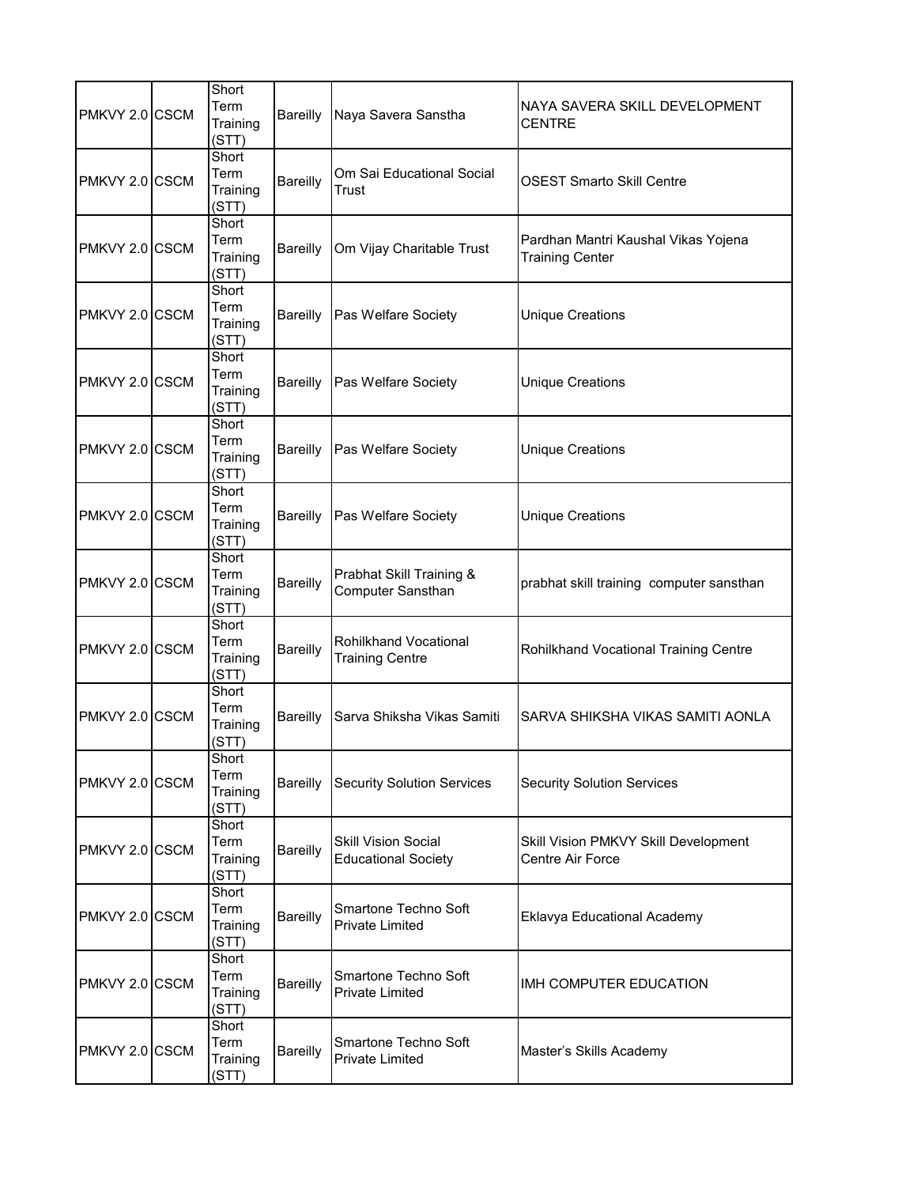| PMKVY 2.0 | CSCM | Short Term Training (STT) | Bareilly | Naya Savera Sanstha | NAYA SAVERA SKILL DEVELOPMENT CENTRE |
|---|---|---|---|---|---|
| PMKVY 2.0 | CSCM | Short Term Training (STT) | Bareilly | Om Sai Educational Social Trust | OSEST Smarto Skill Centre |
| PMKVY 2.0 | CSCM | Short Term Training (STT) | Bareilly | Om Vijay Charitable Trust | Pardhan Mantri Kaushal Vikas Yojena Training Center |
| PMKVY 2.0 | CSCM | Short Term Training (STT) | Bareilly | Pas Welfare Society | Unique Creations |
| PMKVY 2.0 | CSCM | Short Term Training (STT) | Bareilly | Pas Welfare Society | Unique Creations |
| PMKVY 2.0 | CSCM | Short Term Training (STT) | Bareilly | Pas Welfare Society | Unique Creations |
| PMKVY 2.0 | CSCM | Short Term Training (STT) | Bareilly | Pas Welfare Society | Unique Creations |
| PMKVY 2.0 | CSCM | Short Term Training (STT) | Bareilly | Prabhat Skill Training & Computer Sansthan | prabhat skill training computer sansthan |
| PMKVY 2.0 | CSCM | Short Term Training (STT) | Bareilly | Rohilkhand Vocational Training Centre | Rohilkhand Vocational Training Centre |
| PMKVY 2.0 | CSCM | Short Term Training (STT) | Bareilly | Sarva Shiksha Vikas Samiti | SARVA SHIKSHA VIKAS SAMITI AONLA |
| PMKVY 2.0 | CSCM | Short Term Training (STT) | Bareilly | Security Solution Services | Security Solution Services |
| PMKVY 2.0 | CSCM | Short Term Training (STT) | Bareilly | Skill Vision Social Educational Society | Skill Vision PMKVY Skill Development Centre Air Force |
| PMKVY 2.0 | CSCM | Short Term Training (STT) | Bareilly | Smartone Techno Soft Private Limited | Eklavya Educational Academy |
| PMKVY 2.0 | CSCM | Short Term Training (STT) | Bareilly | Smartone Techno Soft Private Limited | IMH COMPUTER EDUCATION |
| PMKVY 2.0 | CSCM | Short Term Training (STT) | Bareilly | Smartone Techno Soft Private Limited | Master's Skills Academy |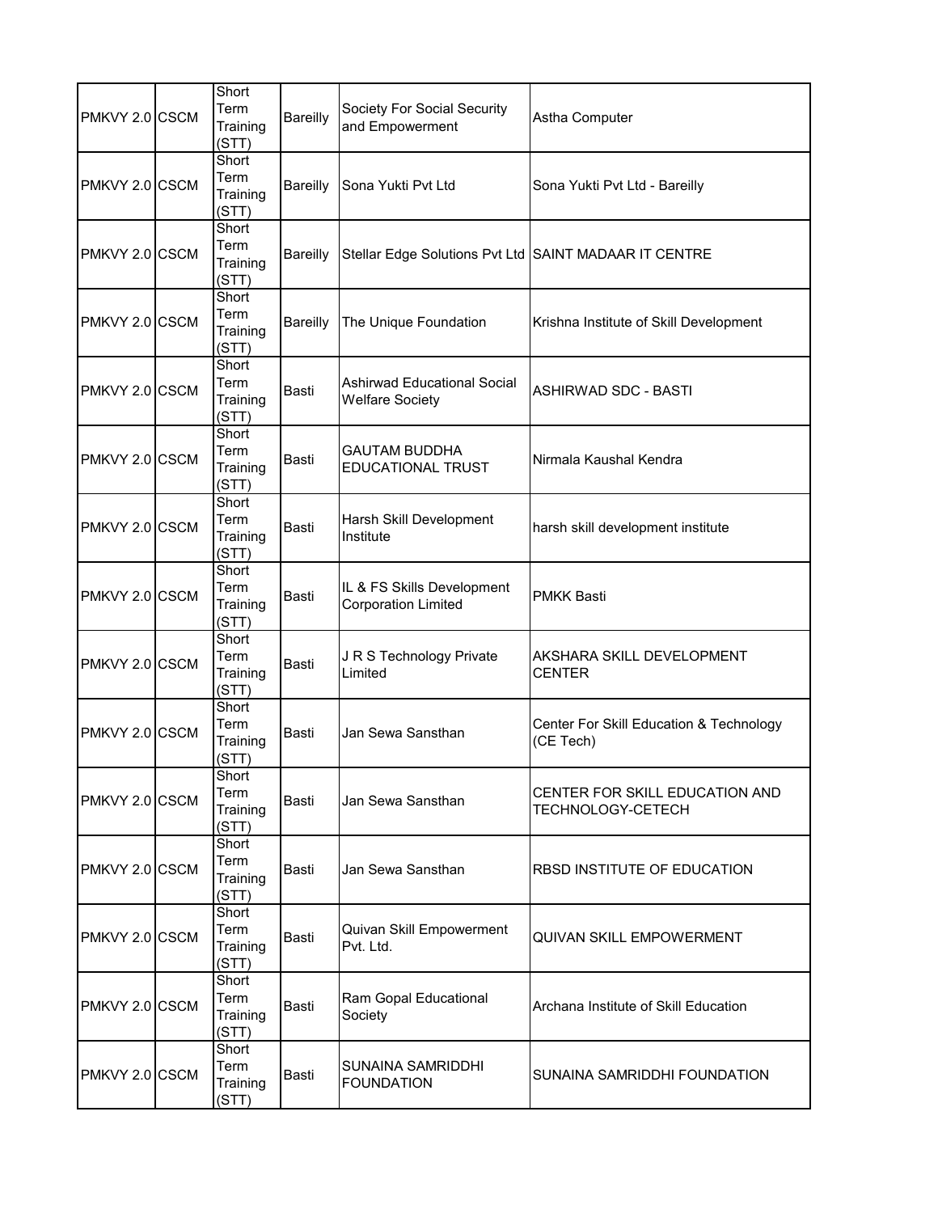| PMKVY 2.0 | CSCM | Short Term Training (STT) | Bareilly | Society For Social Security and Empowerment | Astha Computer |
|---|---|---|---|---|---|
| PMKVY 2.0 | CSCM | Short Term Training (STT) | Bareilly | Sona Yukti Pvt Ltd | Sona Yukti Pvt Ltd - Bareilly |
| PMKVY 2.0 | CSCM | Short Term Training (STT) | Bareilly | Stellar Edge Solutions Pvt Ltd | SAINT MADAAR IT CENTRE |
| PMKVY 2.0 | CSCM | Short Term Training (STT) | Bareilly | The Unique Foundation | Krishna Institute of Skill Development |
| PMKVY 2.0 | CSCM | Short Term Training (STT) | Basti | Ashirwad Educational Social Welfare Society | ASHIRWAD SDC - BASTI |
| PMKVY 2.0 | CSCM | Short Term Training (STT) | Basti | GAUTAM BUDDHA EDUCATIONAL TRUST | Nirmala Kaushal Kendra |
| PMKVY 2.0 | CSCM | Short Term Training (STT) | Basti | Harsh Skill Development Institute | harsh skill development institute |
| PMKVY 2.0 | CSCM | Short Term Training (STT) | Basti | IL & FS Skills Development Corporation Limited | PMKK Basti |
| PMKVY 2.0 | CSCM | Short Term Training (STT) | Basti | J R S Technology Private Limited | AKSHARA SKILL DEVELOPMENT CENTER |
| PMKVY 2.0 | CSCM | Short Term Training (STT) | Basti | Jan Sewa Sansthan | Center For Skill Education & Technology (CE Tech) |
| PMKVY 2.0 | CSCM | Short Term Training (STT) | Basti | Jan Sewa Sansthan | CENTER FOR SKILL EDUCATION AND TECHNOLOGY-CETECH |
| PMKVY 2.0 | CSCM | Short Term Training (STT) | Basti | Jan Sewa Sansthan | RBSD INSTITUTE OF EDUCATION |
| PMKVY 2.0 | CSCM | Short Term Training (STT) | Basti | Quivan Skill Empowerment Pvt. Ltd. | QUIVAN SKILL EMPOWERMENT |
| PMKVY 2.0 | CSCM | Short Term Training (STT) | Basti | Ram Gopal Educational Society | Archana Institute of Skill Education |
| PMKVY 2.0 | CSCM | Short Term Training (STT) | Basti | SUNAINA SAMRIDDHI FOUNDATION | SUNAINA SAMRIDDHI FOUNDATION |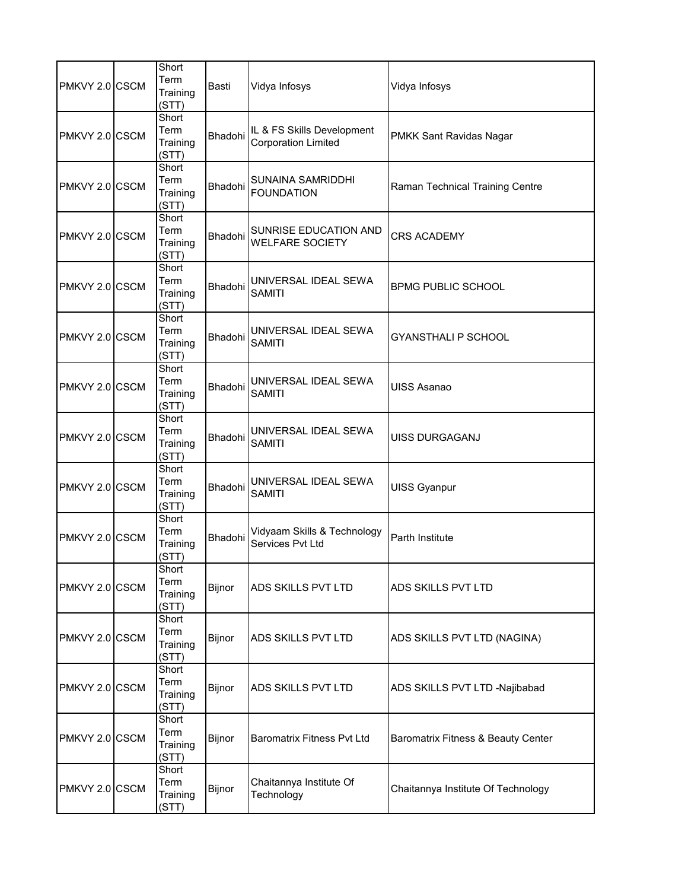| PMKVY 2.0 | CSCM | Short Term Training (STT) | Basti | Vidya Infosys | Vidya Infosys |
|---|---|---|---|---|---|
| PMKVY 2.0 | CSCM | Short Term Training (STT) | Bhadohi | IL & FS Skills Development Corporation Limited | PMKK Sant Ravidas Nagar |
| PMKVY 2.0 | CSCM | Short Term Training (STT) | Bhadohi | SUNAINA SAMRIDDHI FOUNDATION | Raman Technical Training Centre |
| PMKVY 2.0 | CSCM | Short Term Training (STT) | Bhadohi | SUNRISE EDUCATION AND WELFARE SOCIETY | CRS ACADEMY |
| PMKVY 2.0 | CSCM | Short Term Training (STT) | Bhadohi | UNIVERSAL IDEAL SEWA SAMITI | BPMG PUBLIC SCHOOL |
| PMKVY 2.0 | CSCM | Short Term Training (STT) | Bhadohi | UNIVERSAL IDEAL SEWA SAMITI | GYANSTHALI P SCHOOL |
| PMKVY 2.0 | CSCM | Short Term Training (STT) | Bhadohi | UNIVERSAL IDEAL SEWA SAMITI | UISS Asanao |
| PMKVY 2.0 | CSCM | Short Term Training (STT) | Bhadohi | UNIVERSAL IDEAL SEWA SAMITI | UISS DURGAGANJ |
| PMKVY 2.0 | CSCM | Short Term Training (STT) | Bhadohi | UNIVERSAL IDEAL SEWA SAMITI | UISS Gyanpur |
| PMKVY 2.0 | CSCM | Short Term Training (STT) | Bhadohi | Vidyaam Skills & Technology Services Pvt Ltd | Parth Institute |
| PMKVY 2.0 | CSCM | Short Term Training (STT) | Bijnor | ADS SKILLS PVT LTD | ADS SKILLS PVT LTD |
| PMKVY 2.0 | CSCM | Short Term Training (STT) | Bijnor | ADS SKILLS PVT LTD | ADS SKILLS PVT LTD (NAGINA) |
| PMKVY 2.0 | CSCM | Short Term Training (STT) | Bijnor | ADS SKILLS PVT LTD | ADS SKILLS PVT LTD -Najibabad |
| PMKVY 2.0 | CSCM | Short Term Training (STT) | Bijnor | Baromatrix Fitness Pvt Ltd | Baromatrix Fitness & Beauty Center |
| PMKVY 2.0 | CSCM | Short Term Training (STT) | Bijnor | Chaitannya Institute Of Technology | Chaitannya Institute Of Technology |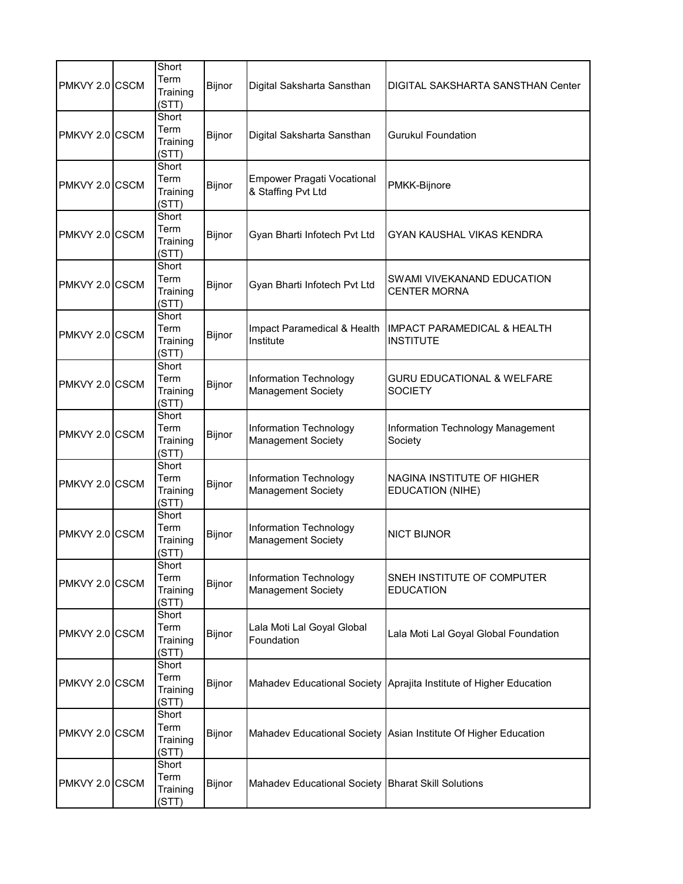| | | | | | |
|---|---|---|---|---|---|
| PMKVY 2.0 | CSCM | Short Term Training (STT) | Bijnor | Digital Saksharta Sansthan | DIGITAL SAKSHARTA SANSTHAN Center |
| PMKVY 2.0 | CSCM | Short Term Training (STT) | Bijnor | Digital Saksharta Sansthan | Gurukul Foundation |
| PMKVY 2.0 | CSCM | Short Term Training (STT) | Bijnor | Empower Pragati Vocational & Staffing Pvt Ltd | PMKK-Bijnore |
| PMKVY 2.0 | CSCM | Short Term Training (STT) | Bijnor | Gyan Bharti Infotech Pvt Ltd | GYAN KAUSHAL VIKAS KENDRA |
| PMKVY 2.0 | CSCM | Short Term Training (STT) | Bijnor | Gyan Bharti Infotech Pvt Ltd | SWAMI VIVEKANAND EDUCATION CENTER MORNA |
| PMKVY 2.0 | CSCM | Short Term Training (STT) | Bijnor | Impact Paramedical & Health Institute | IMPACT PARAMEDICAL & HEALTH INSTITUTE |
| PMKVY 2.0 | CSCM | Short Term Training (STT) | Bijnor | Information Technology Management Society | GURU EDUCATIONAL & WELFARE SOCIETY |
| PMKVY 2.0 | CSCM | Short Term Training (STT) | Bijnor | Information Technology Management Society | Information Technology Management Society |
| PMKVY 2.0 | CSCM | Short Term Training (STT) | Bijnor | Information Technology Management Society | NAGINA INSTITUTE OF HIGHER EDUCATION (NIHE) |
| PMKVY 2.0 | CSCM | Short Term Training (STT) | Bijnor | Information Technology Management Society | NICT BIJNOR |
| PMKVY 2.0 | CSCM | Short Term Training (STT) | Bijnor | Information Technology Management Society | SNEH INSTITUTE OF COMPUTER EDUCATION |
| PMKVY 2.0 | CSCM | Short Term Training (STT) | Bijnor | Lala Moti Lal Goyal Global Foundation | Lala Moti Lal Goyal Global Foundation |
| PMKVY 2.0 | CSCM | Short Term Training (STT) | Bijnor | Mahadev Educational Society | Aprajita Institute of Higher Education |
| PMKVY 2.0 | CSCM | Short Term Training (STT) | Bijnor | Mahadev Educational Society | Asian Institute Of Higher Education |
| PMKVY 2.0 | CSCM | Short Term Training (STT) | Bijnor | Mahadev Educational Society | Bharat Skill Solutions |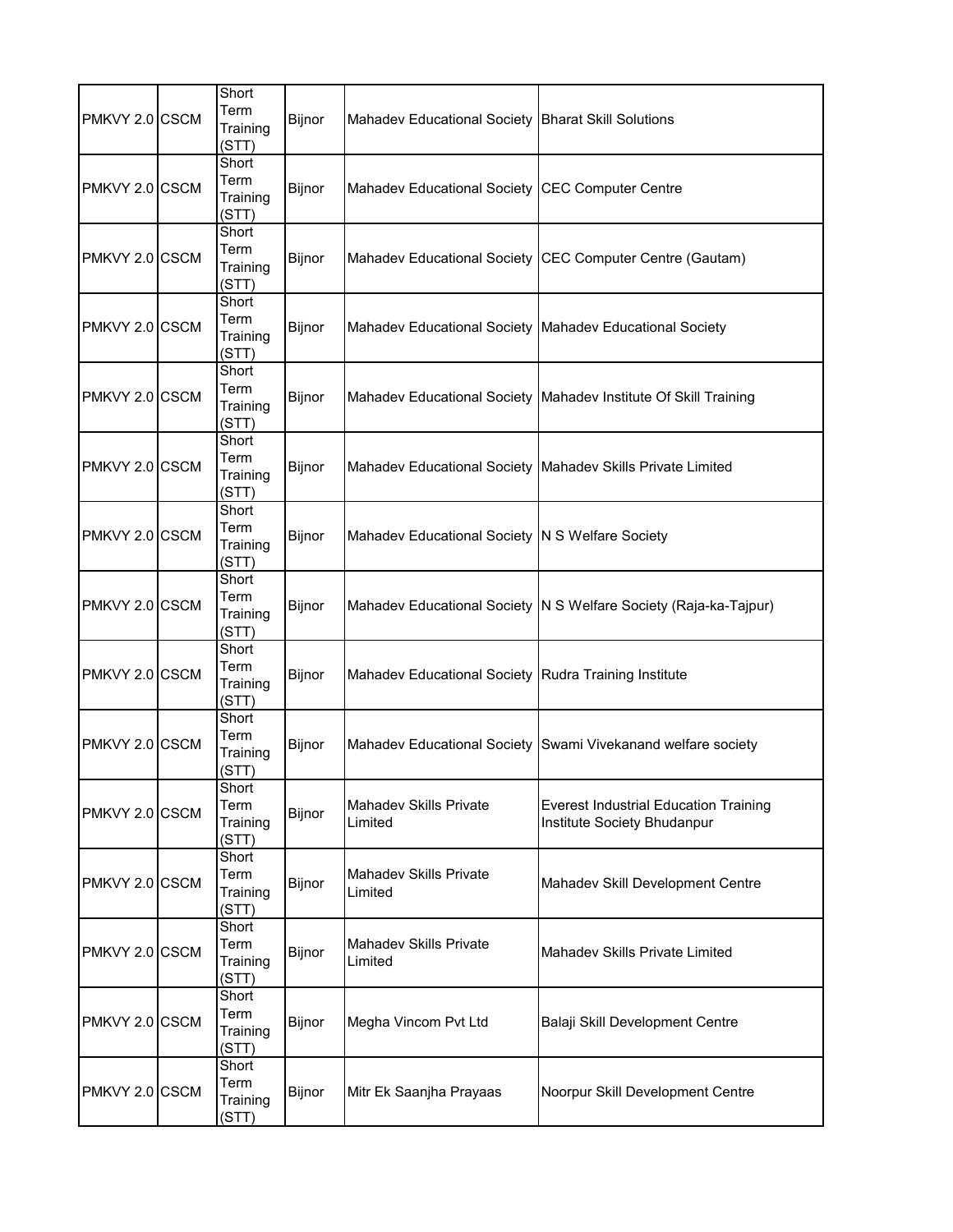| PMKVY 2.0 | CSCM | Short Term Training (STT) | Bijnor | Mahadev Educational Society | Bharat Skill Solutions |
|---|---|---|---|---|---|
| PMKVY 2.0 | CSCM | Short Term Training (STT) | Bijnor | Mahadev Educational Society | CEC Computer Centre |
| PMKVY 2.0 | CSCM | Short Term Training (STT) | Bijnor | Mahadev Educational Society | CEC Computer Centre (Gautam) |
| PMKVY 2.0 | CSCM | Short Term Training (STT) | Bijnor | Mahadev Educational Society | Mahadev Educational Society |
| PMKVY 2.0 | CSCM | Short Term Training (STT) | Bijnor | Mahadev Educational Society | Mahadev Institute Of Skill Training |
| PMKVY 2.0 | CSCM | Short Term Training (STT) | Bijnor | Mahadev Educational Society | Mahadev Skills Private Limited |
| PMKVY 2.0 | CSCM | Short Term Training (STT) | Bijnor | Mahadev Educational Society | N S Welfare Society |
| PMKVY 2.0 | CSCM | Short Term Training (STT) | Bijnor | Mahadev Educational Society | N S Welfare Society (Raja-ka-Tajpur) |
| PMKVY 2.0 | CSCM | Short Term Training (STT) | Bijnor | Mahadev Educational Society | Rudra Training Institute |
| PMKVY 2.0 | CSCM | Short Term Training (STT) | Bijnor | Mahadev Educational Society | Swami Vivekanand welfare society |
| PMKVY 2.0 | CSCM | Short Term Training (STT) | Bijnor | Mahadev Skills Private Limited | Everest Industrial Education Training Institute Society Bhudanpur |
| PMKVY 2.0 | CSCM | Short Term Training (STT) | Bijnor | Mahadev Skills Private Limited | Mahadev Skill Development Centre |
| PMKVY 2.0 | CSCM | Short Term Training (STT) | Bijnor | Mahadev Skills Private Limited | Mahadev Skills Private Limited |
| PMKVY 2.0 | CSCM | Short Term Training (STT) | Bijnor | Megha Vincom Pvt Ltd | Balaji Skill Development Centre |
| PMKVY 2.0 | CSCM | Short Term Training (STT) | Bijnor | Mitr Ek Saanjha Prayaas | Noorpur Skill Development Centre |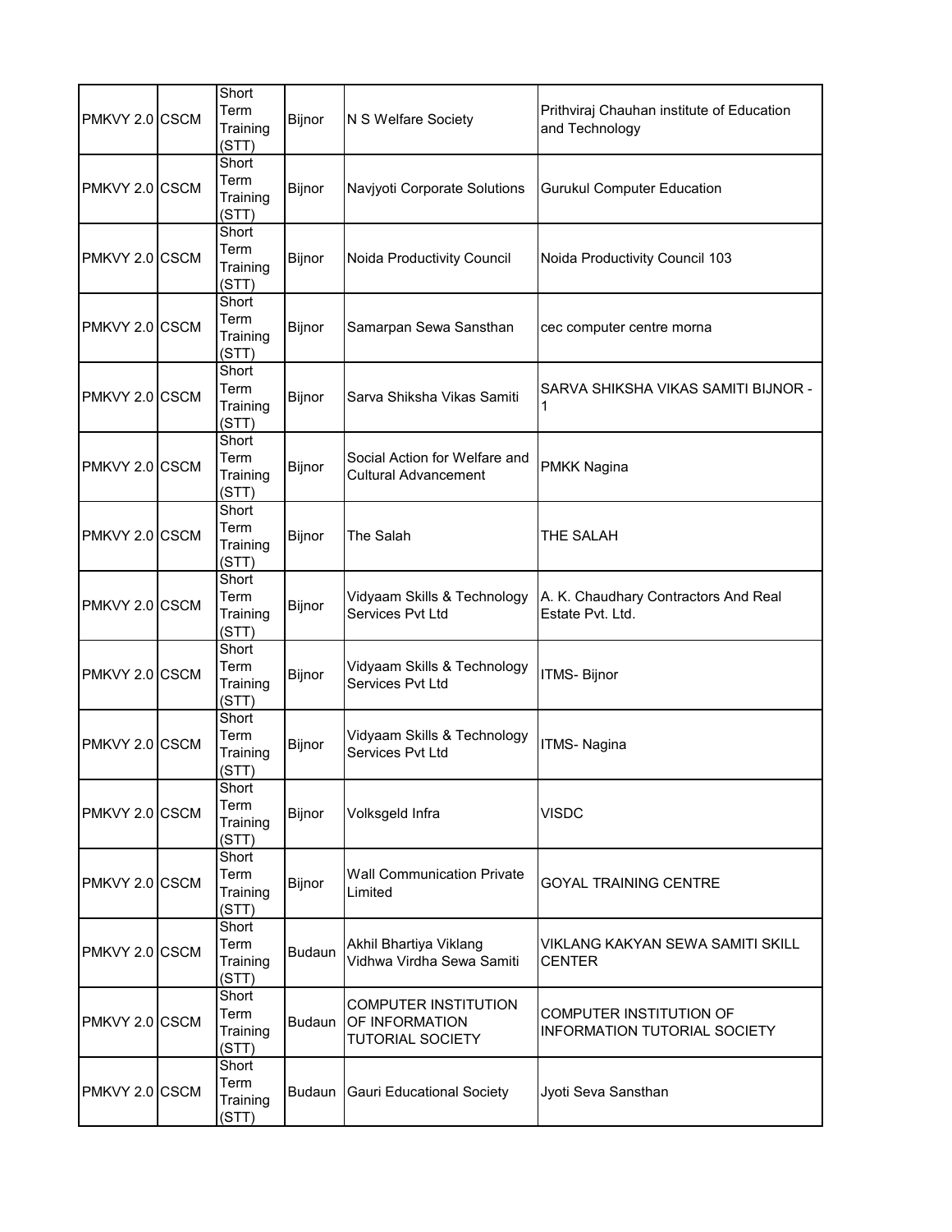| | | | | | |
|---|---|---|---|---|---|
| PMKVY 2.0 | CSCM | Short Term Training (STT) | Bijnor | N S Welfare Society | Prithviraj Chauhan institute of Education and Technology |
| PMKVY 2.0 | CSCM | Short Term Training (STT) | Bijnor | Navjyoti Corporate Solutions | Gurukul Computer Education |
| PMKVY 2.0 | CSCM | Short Term Training (STT) | Bijnor | Noida Productivity Council | Noida Productivity Council 103 |
| PMKVY 2.0 | CSCM | Short Term Training (STT) | Bijnor | Samarpan Sewa Sansthan | cec computer centre morna |
| PMKVY 2.0 | CSCM | Short Term Training (STT) | Bijnor | Sarva Shiksha Vikas Samiti | SARVA SHIKSHA VIKAS SAMITI BIJNOR - 1 |
| PMKVY 2.0 | CSCM | Short Term Training (STT) | Bijnor | Social Action for Welfare and Cultural Advancement | PMKK Nagina |
| PMKVY 2.0 | CSCM | Short Term Training (STT) | Bijnor | The Salah | THE SALAH |
| PMKVY 2.0 | CSCM | Short Term Training (STT) | Bijnor | Vidyaam Skills & Technology Services Pvt Ltd | A. K. Chaudhary Contractors And Real Estate Pvt. Ltd. |
| PMKVY 2.0 | CSCM | Short Term Training (STT) | Bijnor | Vidyaam Skills & Technology Services Pvt Ltd | ITMS- Bijnor |
| PMKVY 2.0 | CSCM | Short Term Training (STT) | Bijnor | Vidyaam Skills & Technology Services Pvt Ltd | ITMS- Nagina |
| PMKVY 2.0 | CSCM | Short Term Training (STT) | Bijnor | Volksgeld Infra | VISDC |
| PMKVY 2.0 | CSCM | Short Term Training (STT) | Bijnor | Wall Communication Private Limited | GOYAL TRAINING CENTRE |
| PMKVY 2.0 | CSCM | Short Term Training (STT) | Budaun | Akhil Bhartiya Viklang Vidhwa Virdha Sewa Samiti | VIKLANG KAKYAN SEWA SAMITI SKILL CENTER |
| PMKVY 2.0 | CSCM | Short Term Training (STT) | Budaun | COMPUTER INSTITUTION OF INFORMATION TUTORIAL SOCIETY | COMPUTER INSTITUTION OF INFORMATION TUTORIAL SOCIETY |
| PMKVY 2.0 | CSCM | Short Term Training (STT) | Budaun | Gauri Educational Society | Jyoti Seva Sansthan |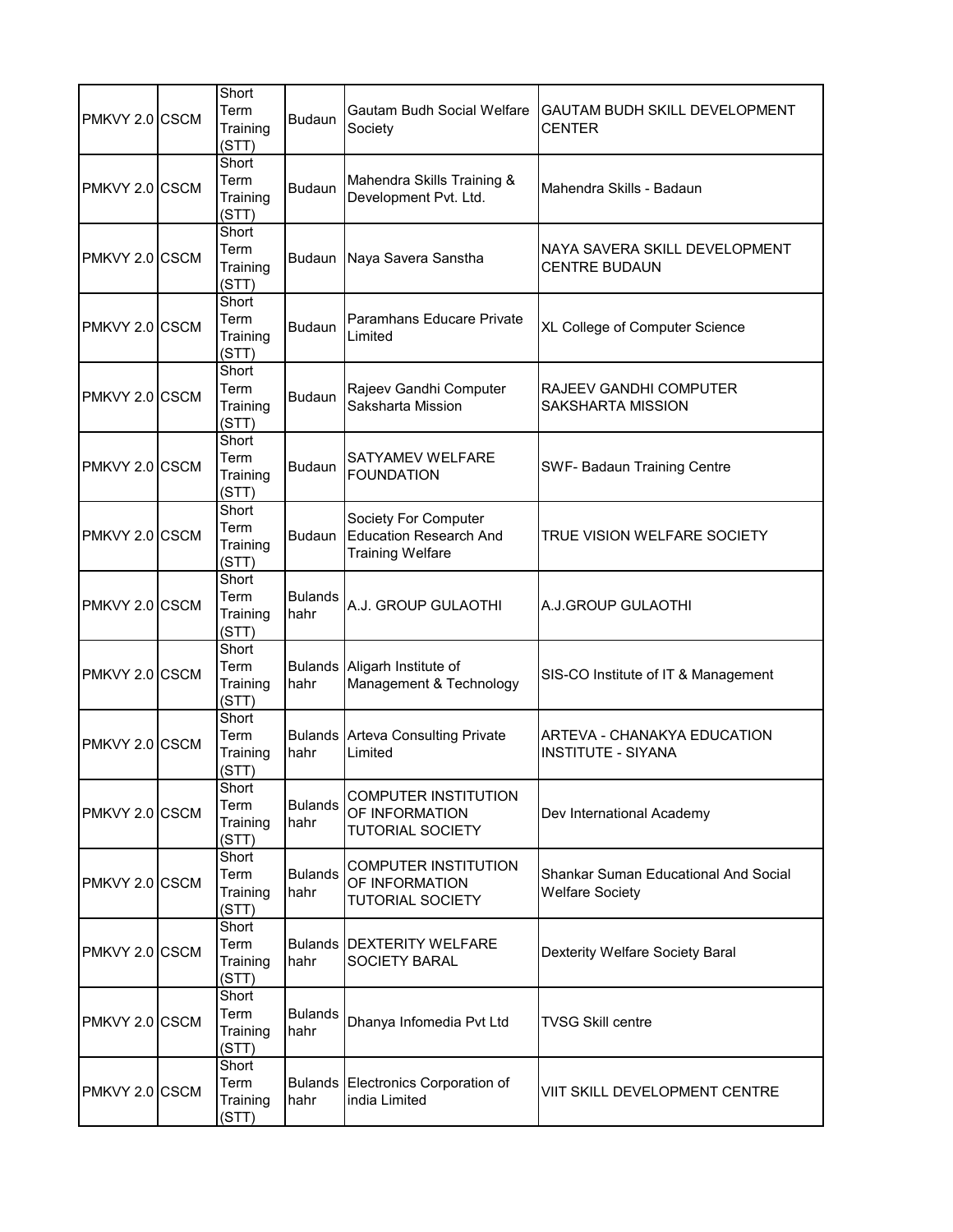| | | | | | |
|---|---|---|---|---|---|
| PMKVY 2.0 | CSCM | Short Term Training (STT) | Budaun | Gautam Budh Social Welfare Society | GAUTAM BUDH SKILL DEVELOPMENT CENTER |
| PMKVY 2.0 | CSCM | Short Term Training (STT) | Budaun | Mahendra Skills Training & Development Pvt. Ltd. | Mahendra Skills - Badaun |
| PMKVY 2.0 | CSCM | Short Term Training (STT) | Budaun | Naya Savera Sanstha | NAYA SAVERA SKILL DEVELOPMENT CENTRE BUDAUN |
| PMKVY 2.0 | CSCM | Short Term Training (STT) | Budaun | Paramhans Educare Private Limited | XL College of Computer Science |
| PMKVY 2.0 | CSCM | Short Term Training (STT) | Budaun | Rajeev Gandhi Computer Saksharta Mission | RAJEEV GANDHI COMPUTER SAKSHARTA MISSION |
| PMKVY 2.0 | CSCM | Short Term Training (STT) | Budaun | SATYAMEV WELFARE FOUNDATION | SWF- Badaun Training Centre |
| PMKVY 2.0 | CSCM | Short Term Training (STT) | Budaun | Society For Computer Education Research And Training Welfare | TRUE VISION WELFARE SOCIETY |
| PMKVY 2.0 | CSCM | Short Term Training (STT) | Bulandshahr | A.J. GROUP GULAOTHI | A.J.GROUP GULAOTHI |
| PMKVY 2.0 | CSCM | Short Term Training (STT) | Bulandshahr | Aligarh Institute of Management & Technology | SIS-CO Institute of IT & Management |
| PMKVY 2.0 | CSCM | Short Term Training (STT) | Bulandshahr | Arteva Consulting Private Limited | ARTEVA - CHANAKYA EDUCATION INSTITUTE - SIYANA |
| PMKVY 2.0 | CSCM | Short Term Training (STT) | Bulandshahr | COMPUTER INSTITUTION OF INFORMATION TUTORIAL SOCIETY | Dev International Academy |
| PMKVY 2.0 | CSCM | Short Term Training (STT) | Bulandshahr | COMPUTER INSTITUTION OF INFORMATION TUTORIAL SOCIETY | Shankar Suman Educational And Social Welfare Society |
| PMKVY 2.0 | CSCM | Short Term Training (STT) | Bulandshahr | DEXTERITY WELFARE SOCIETY BARAL | Dexterity Welfare Society Baral |
| PMKVY 2.0 | CSCM | Short Term Training (STT) | Bulandshahr | Dhanya Infomedia Pvt Ltd | TVSG Skill centre |
| PMKVY 2.0 | CSCM | Short Term Training (STT) | Bulandshahr | Electronics Corporation of india Limited | VIIT SKILL DEVELOPMENT CENTRE |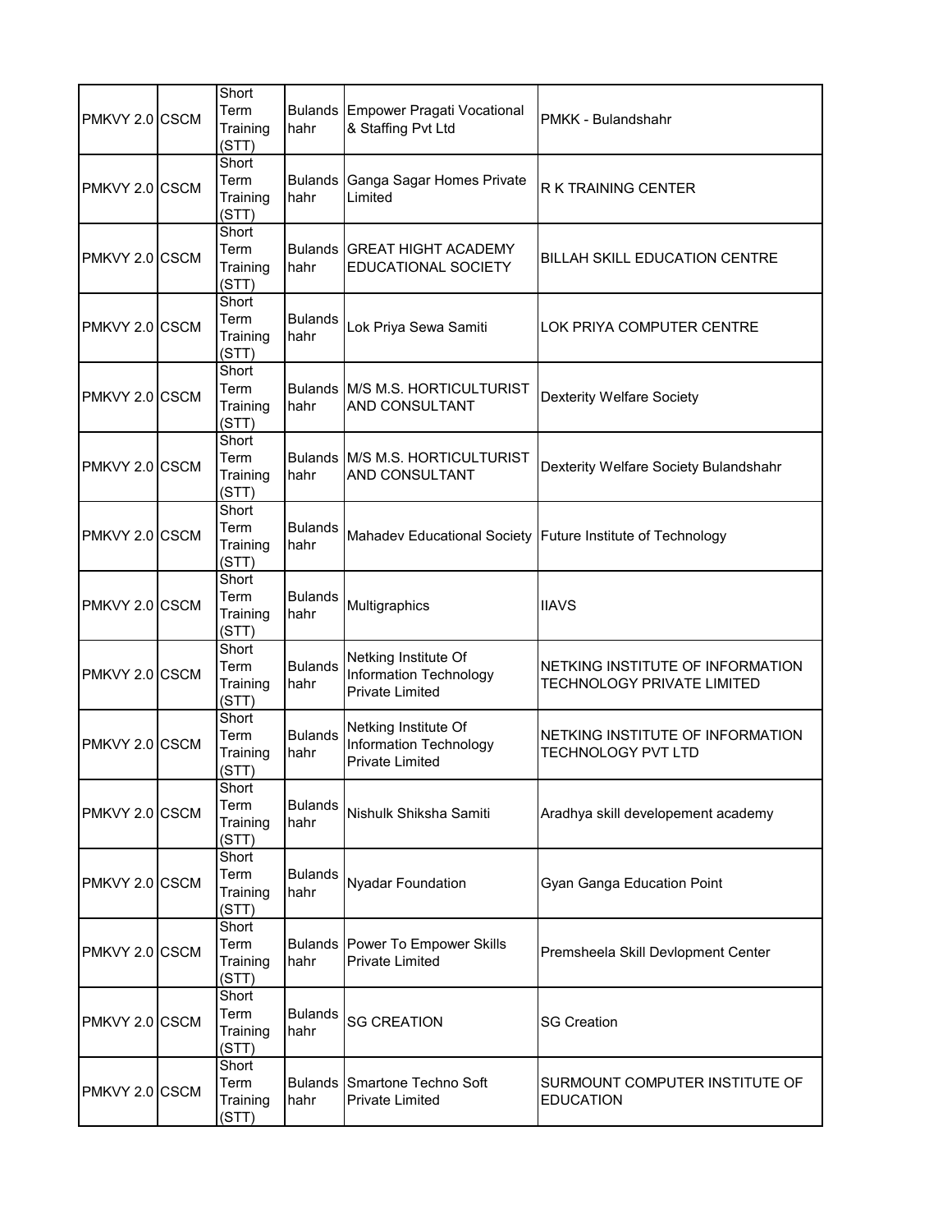| | | | | | |
|---|---|---|---|---|---|
| PMKVY 2.0 | CSCM | Short Term Training (STT) | Bulandshahr | Empower Pragati Vocational & Staffing Pvt Ltd | PMKK - Bulandshahr |
| PMKVY 2.0 | CSCM | Short Term Training (STT) | Bulandshahr | Ganga Sagar Homes Private Limited | R K TRAINING CENTER |
| PMKVY 2.0 | CSCM | Short Term Training (STT) | Bulandshahr | GREAT HIGHT ACADEMY EDUCATIONAL SOCIETY | BILLAH SKILL EDUCATION CENTRE |
| PMKVY 2.0 | CSCM | Short Term Training (STT) | Bulandshahr | Lok Priya Sewa Samiti | LOK PRIYA COMPUTER CENTRE |
| PMKVY 2.0 | CSCM | Short Term Training (STT) | Bulandshahr | M/S M.S. HORTICULTURIST AND CONSULTANT | Dexterity Welfare Society |
| PMKVY 2.0 | CSCM | Short Term Training (STT) | Bulandshahr | M/S M.S. HORTICULTURIST AND CONSULTANT | Dexterity Welfare Society Bulandshahr |
| PMKVY 2.0 | CSCM | Short Term Training (STT) | Bulandshahr | Mahadev Educational Society | Future Institute of Technology |
| PMKVY 2.0 | CSCM | Short Term Training (STT) | Bulandshahr | Multigraphics | IIAVS |
| PMKVY 2.0 | CSCM | Short Term Training (STT) | Bulandshahr | Netking Institute Of Information Technology Private Limited | NETKING INSTITUTE OF INFORMATION TECHNOLOGY PRIVATE LIMITED |
| PMKVY 2.0 | CSCM | Short Term Training (STT) | Bulandshahr | Netking Institute Of Information Technology Private Limited | NETKING INSTITUTE OF INFORMATION TECHNOLOGY PVT LTD |
| PMKVY 2.0 | CSCM | Short Term Training (STT) | Bulandshahr | Nishulk Shiksha Samiti | Aradhya skill developement academy |
| PMKVY 2.0 | CSCM | Short Term Training (STT) | Bulandshahr | Nyadar Foundation | Gyan Ganga Education Point |
| PMKVY 2.0 | CSCM | Short Term Training (STT) | Bulandshahr | Power To Empower Skills Private Limited | Premsheela Skill Devlopment Center |
| PMKVY 2.0 | CSCM | Short Term Training (STT) | Bulandshahr | SG CREATION | SG Creation |
| PMKVY 2.0 | CSCM | Short Term Training (STT) | Bulandshahr | Smartone Techno Soft Private Limited | SURMOUNT COMPUTER INSTITUTE OF EDUCATION |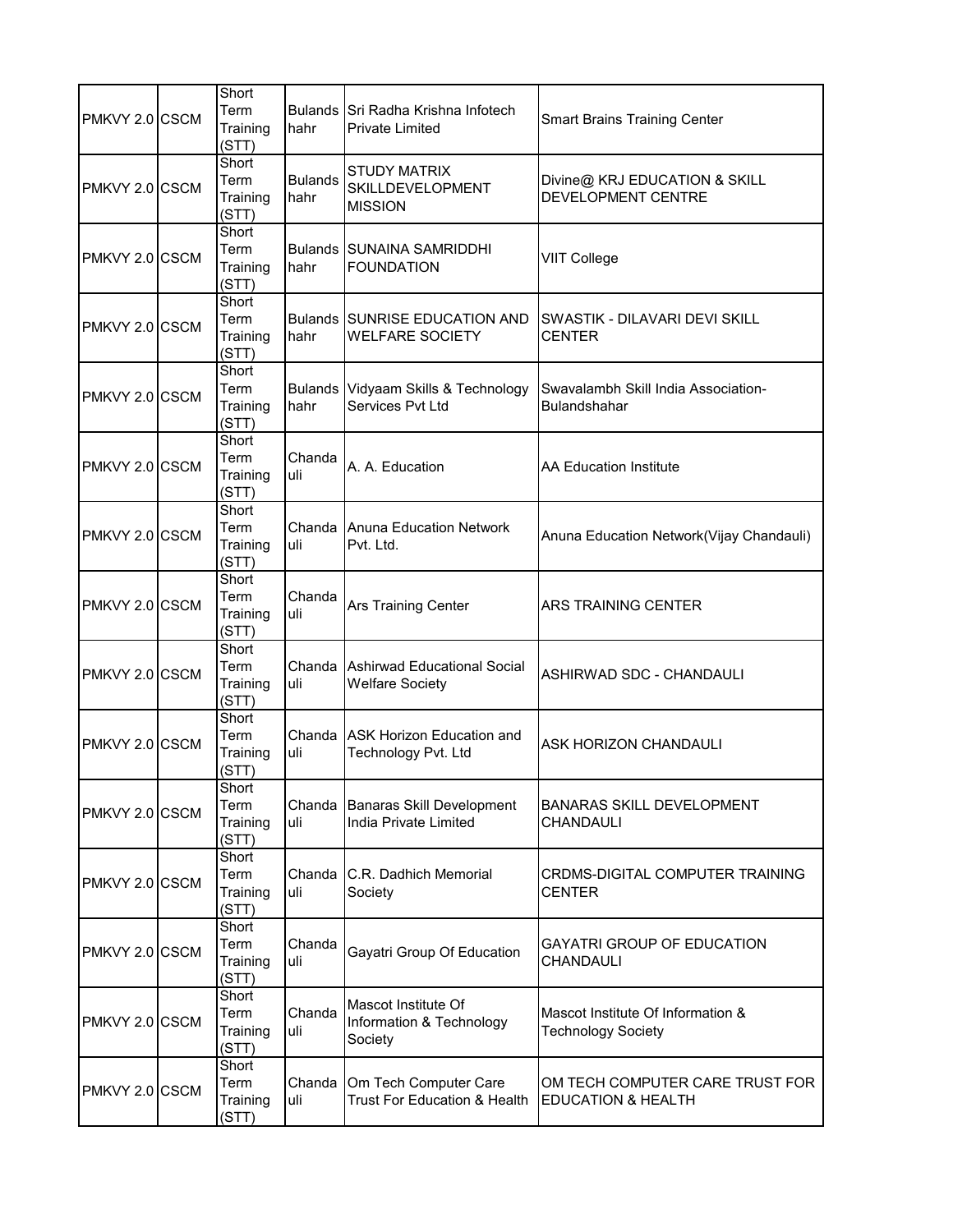| | | | | | |
|---|---|---|---|---|---|
| PMKVY 2.0 | CSCM | Short Term Training (STT) | Bulandshahr | Sri Radha Krishna Infotech Private Limited | Smart Brains Training Center |
| PMKVY 2.0 | CSCM | Short Term Training (STT) | Bulandshahr | STUDY MATRIX SKILLDEVELOPMENT MISSION | Divine@ KRJ EDUCATION & SKILL DEVELOPMENT CENTRE |
| PMKVY 2.0 | CSCM | Short Term Training (STT) | Bulandshahr | SUNAINA SAMRIDDHI FOUNDATION | VIIT College |
| PMKVY 2.0 | CSCM | Short Term Training (STT) | Bulandshahr | SUNRISE EDUCATION AND WELFARE SOCIETY | SWASTIK - DILAVARI DEVI SKILL CENTER |
| PMKVY 2.0 | CSCM | Short Term Training (STT) | Bulandshahr | Vidyaam Skills & Technology Services Pvt Ltd | Swavalambh Skill India Association-Bulandshahar |
| PMKVY 2.0 | CSCM | Short Term Training (STT) | Chandauli | A. A. Education | AA Education Institute |
| PMKVY 2.0 | CSCM | Short Term Training (STT) | Chandauli | Anuna Education Network Pvt. Ltd. | Anuna Education Network(Vijay Chandauli) |
| PMKVY 2.0 | CSCM | Short Term Training (STT) | Chandauli | Ars Training Center | ARS TRAINING CENTER |
| PMKVY 2.0 | CSCM | Short Term Training (STT) | Chandauli | Ashirwad Educational Social Welfare Society | ASHIRWAD SDC - CHANDAULI |
| PMKVY 2.0 | CSCM | Short Term Training (STT) | Chandauli | ASK Horizon Education and Technology Pvt. Ltd | ASK HORIZON CHANDAULI |
| PMKVY 2.0 | CSCM | Short Term Training (STT) | Chandauli | Banaras Skill Development India Private Limited | BANARAS SKILL DEVELOPMENT CHANDAULI |
| PMKVY 2.0 | CSCM | Short Term Training (STT) | Chandauli | C.R. Dadhich Memorial Society | CRDMS-DIGITAL COMPUTER TRAINING CENTER |
| PMKVY 2.0 | CSCM | Short Term Training (STT) | Chandauli | Gayatri Group Of Education | GAYATRI GROUP OF EDUCATION CHANDAULI |
| PMKVY 2.0 | CSCM | Short Term Training (STT) | Chandauli | Mascot Institute Of Information & Technology Society | Mascot Institute Of Information & Technology Society |
| PMKVY 2.0 | CSCM | Short Term Training (STT) | Chandauli | Om Tech Computer Care Trust For Education & Health | OM TECH COMPUTER CARE TRUST FOR EDUCATION & HEALTH |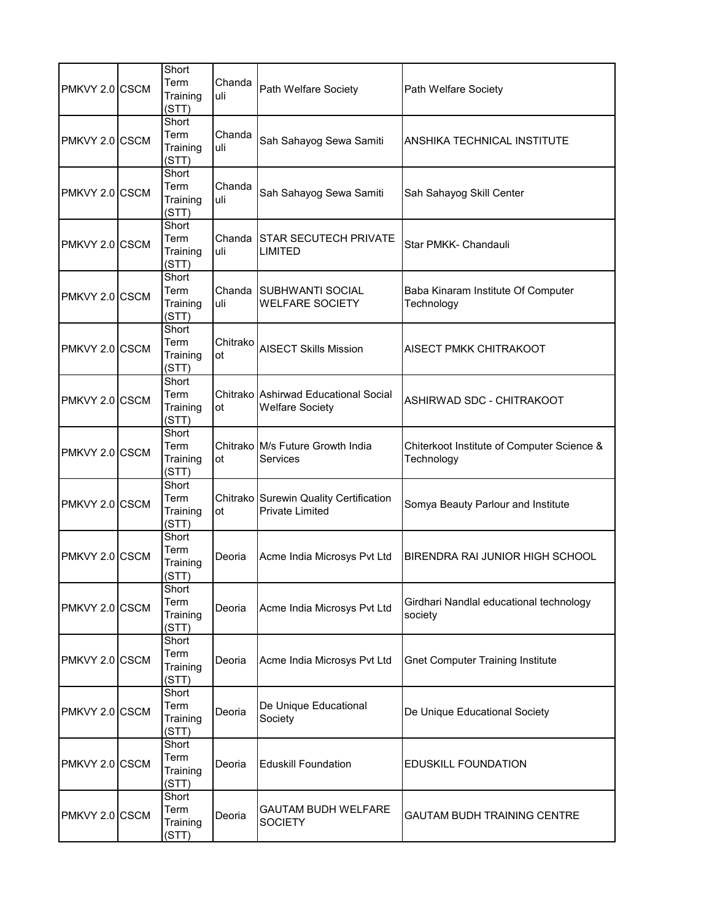| | | | | | |
|---|---|---|---|---|---|
| PMKVY 2.0 | CSCM | Short Term Training (STT) | Chandauli | Path Welfare Society | Path Welfare Society |
| PMKVY 2.0 | CSCM | Short Term Training (STT) | Chandauli | Sah Sahayog Sewa Samiti | ANSHIKA TECHNICAL INSTITUTE |
| PMKVY 2.0 | CSCM | Short Term Training (STT) | Chandauli | Sah Sahayog Sewa Samiti | Sah Sahayog Skill Center |
| PMKVY 2.0 | CSCM | Short Term Training (STT) | Chandauli | STAR SECUTECH PRIVATE LIMITED | Star PMKK- Chandauli |
| PMKVY 2.0 | CSCM | Short Term Training (STT) | Chandauli | SUBHWANTI SOCIAL WELFARE SOCIETY | Baba Kinaram Institute Of Computer Technology |
| PMKVY 2.0 | CSCM | Short Term Training (STT) | Chitrakoot | AISECT Skills Mission | AISECT PMKK CHITRAKOOT |
| PMKVY 2.0 | CSCM | Short Term Training (STT) | Chitrakoot | Ashirwad Educational Social Welfare Society | ASHIRWAD SDC - CHITRAKOOT |
| PMKVY 2.0 | CSCM | Short Term Training (STT) | Chitrakoot | M/s Future Growth India Services | Chiterkoot Institute of Computer Science & Technology |
| PMKVY 2.0 | CSCM | Short Term Training (STT) | Chitrakoot | Surewin Quality Certification Private Limited | Somya Beauty Parlour and Institute |
| PMKVY 2.0 | CSCM | Short Term Training (STT) | Deoria | Acme India Microsys Pvt Ltd | BIRENDRA RAI JUNIOR HIGH SCHOOL |
| PMKVY 2.0 | CSCM | Short Term Training (STT) | Deoria | Acme India Microsys Pvt Ltd | Girdhari Nandlal educational technology society |
| PMKVY 2.0 | CSCM | Short Term Training (STT) | Deoria | Acme India Microsys Pvt Ltd | Gnet Computer Training Institute |
| PMKVY 2.0 | CSCM | Short Term Training (STT) | Deoria | De Unique Educational Society | De Unique Educational Society |
| PMKVY 2.0 | CSCM | Short Term Training (STT) | Deoria | Eduskill Foundation | EDUSKILL FOUNDATION |
| PMKVY 2.0 | CSCM | Short Term Training (STT) | Deoria | GAUTAM BUDH WELFARE SOCIETY | GAUTAM BUDH TRAINING CENTRE |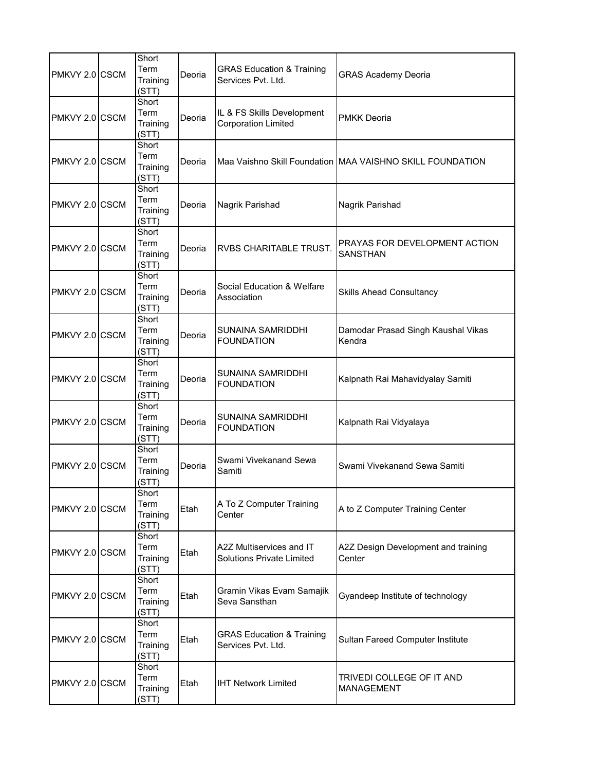| | | | | | |
|---|---|---|---|---|---|
| PMKVY 2.0 | CSCM | Short Term Training (STT) | Deoria | GRAS Education & Training Services Pvt. Ltd. | GRAS Academy Deoria |
| PMKVY 2.0 | CSCM | Short Term Training (STT) | Deoria | IL & FS Skills Development Corporation Limited | PMKK Deoria |
| PMKVY 2.0 | CSCM | Short Term Training (STT) | Deoria | Maa Vaishno Skill Foundation | MAA VAISHNO SKILL FOUNDATION |
| PMKVY 2.0 | CSCM | Short Term Training (STT) | Deoria | Nagrik Parishad | Nagrik Parishad |
| PMKVY 2.0 | CSCM | Short Term Training (STT) | Deoria | RVBS CHARITABLE TRUST. | PRAYAS FOR DEVELOPMENT ACTION SANSTHAN |
| PMKVY 2.0 | CSCM | Short Term Training (STT) | Deoria | Social Education & Welfare Association | Skills Ahead Consultancy |
| PMKVY 2.0 | CSCM | Short Term Training (STT) | Deoria | SUNAINA SAMRIDDHI FOUNDATION | Damodar Prasad Singh Kaushal Vikas Kendra |
| PMKVY 2.0 | CSCM | Short Term Training (STT) | Deoria | SUNAINA SAMRIDDHI FOUNDATION | Kalpnath Rai Mahavidyalay Samiti |
| PMKVY 2.0 | CSCM | Short Term Training (STT) | Deoria | SUNAINA SAMRIDDHI FOUNDATION | Kalpnath Rai Vidyalaya |
| PMKVY 2.0 | CSCM | Short Term Training (STT) | Deoria | Swami Vivekanand Sewa Samiti | Swami Vivekanand Sewa Samiti |
| PMKVY 2.0 | CSCM | Short Term Training (STT) | Etah | A To Z Computer Training Center | A to Z Computer Training Center |
| PMKVY 2.0 | CSCM | Short Term Training (STT) | Etah | A2Z Multiservices and IT Solutions Private Limited | A2Z Design Development and training Center |
| PMKVY 2.0 | CSCM | Short Term Training (STT) | Etah | Gramin Vikas Evam Samajik Seva Sansthan | Gyandeep Institute of technology |
| PMKVY 2.0 | CSCM | Short Term Training (STT) | Etah | GRAS Education & Training Services Pvt. Ltd. | Sultan Fareed Computer Institute |
| PMKVY 2.0 | CSCM | Short Term Training (STT) | Etah | IHT Network Limited | TRIVEDI COLLEGE OF IT AND MANAGEMENT |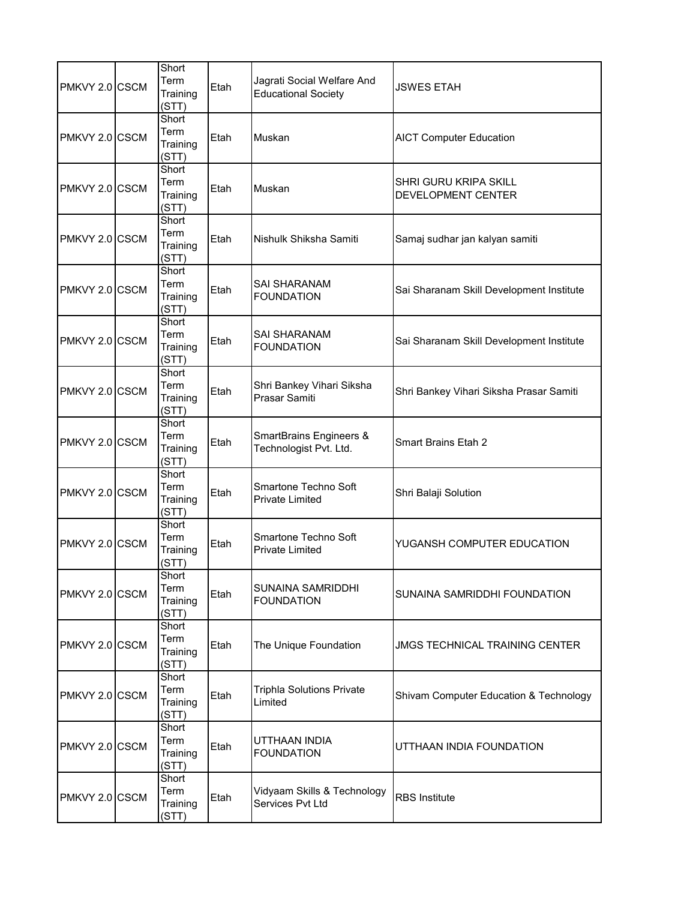| | | | | | |
|---|---|---|---|---|---|
| PMKVY 2.0 | CSCM | Short Term Training (STT) | Etah | Jagrati Social Welfare And Educational Society | JSWES ETAH |
| PMKVY 2.0 | CSCM | Short Term Training (STT) | Etah | Muskan | AICT Computer Education |
| PMKVY 2.0 | CSCM | Short Term Training (STT) | Etah | Muskan | SHRI GURU KRIPA SKILL DEVELOPMENT CENTER |
| PMKVY 2.0 | CSCM | Short Term Training (STT) | Etah | Nishulk Shiksha Samiti | Samaj sudhar jan kalyan samiti |
| PMKVY 2.0 | CSCM | Short Term Training (STT) | Etah | SAI SHARANAM FOUNDATION | Sai Sharanam Skill Development Institute |
| PMKVY 2.0 | CSCM | Short Term Training (STT) | Etah | SAI SHARANAM FOUNDATION | Sai Sharanam Skill Development Institute |
| PMKVY 2.0 | CSCM | Short Term Training (STT) | Etah | Shri Bankey Vihari Siksha Prasar Samiti | Shri Bankey Vihari Siksha Prasar Samiti |
| PMKVY 2.0 | CSCM | Short Term Training (STT) | Etah | SmartBrains Engineers & Technologist Pvt. Ltd. | Smart Brains Etah 2 |
| PMKVY 2.0 | CSCM | Short Term Training (STT) | Etah | Smartone Techno Soft Private Limited | Shri Balaji Solution |
| PMKVY 2.0 | CSCM | Short Term Training (STT) | Etah | Smartone Techno Soft Private Limited | YUGANSH COMPUTER EDUCATION |
| PMKVY 2.0 | CSCM | Short Term Training (STT) | Etah | SUNAINA SAMRIDDHI FOUNDATION | SUNAINA SAMRIDDHI FOUNDATION |
| PMKVY 2.0 | CSCM | Short Term Training (STT) | Etah | The Unique Foundation | JMGS TECHNICAL TRAINING CENTER |
| PMKVY 2.0 | CSCM | Short Term Training (STT) | Etah | Triphla Solutions Private Limited | Shivam Computer Education & Technology |
| PMKVY 2.0 | CSCM | Short Term Training (STT) | Etah | UTTHAAN INDIA FOUNDATION | UTTHAAN INDIA FOUNDATION |
| PMKVY 2.0 | CSCM | Short Term Training (STT) | Etah | Vidyaam Skills & Technology Services Pvt Ltd | RBS Institute |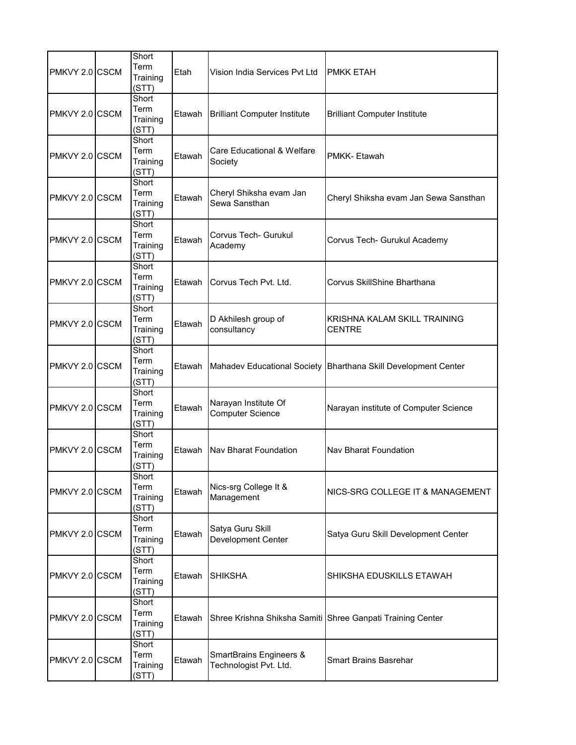| | | | | | |
|---|---|---|---|---|---|
| PMKVY 2.0 | CSCM | Short Term Training (STT) | Etah | Vision India Services Pvt Ltd | PMKK ETAH |
| PMKVY 2.0 | CSCM | Short Term Training (STT) | Etawah | Brilliant Computer Institute | Brilliant Computer Institute |
| PMKVY 2.0 | CSCM | Short Term Training (STT) | Etawah | Care Educational & Welfare Society | PMKK- Etawah |
| PMKVY 2.0 | CSCM | Short Term Training (STT) | Etawah | Cheryl Shiksha evam Jan Sewa Sansthan | Cheryl Shiksha evam Jan Sewa Sansthan |
| PMKVY 2.0 | CSCM | Short Term Training (STT) | Etawah | Corvus Tech- Gurukul Academy | Corvus Tech- Gurukul Academy |
| PMKVY 2.0 | CSCM | Short Term Training (STT) | Etawah | Corvus Tech Pvt. Ltd. | Corvus SkillShine Bharthana |
| PMKVY 2.0 | CSCM | Short Term Training (STT) | Etawah | D Akhilesh group of consultancy | KRISHNA KALAM SKILL TRAINING CENTRE |
| PMKVY 2.0 | CSCM | Short Term Training (STT) | Etawah | Mahadev Educational Society | Bharthana Skill Development Center |
| PMKVY 2.0 | CSCM | Short Term Training (STT) | Etawah | Narayan Institute Of Computer Science | Narayan institute of Computer Science |
| PMKVY 2.0 | CSCM | Short Term Training (STT) | Etawah | Nav Bharat Foundation | Nav Bharat Foundation |
| PMKVY 2.0 | CSCM | Short Term Training (STT) | Etawah | Nics-srg College It & Management | NICS-SRG COLLEGE IT & MANAGEMENT |
| PMKVY 2.0 | CSCM | Short Term Training (STT) | Etawah | Satya Guru Skill Development Center | Satya Guru Skill Development Center |
| PMKVY 2.0 | CSCM | Short Term Training (STT) | Etawah | SHIKSHA | SHIKSHA EDUSKILLS ETAWAH |
| PMKVY 2.0 | CSCM | Short Term Training (STT) | Etawah | Shree Krishna Shiksha Samiti | Shree Ganpati Training Center |
| PMKVY 2.0 | CSCM | Short Term Training (STT) | Etawah | SmartBrains Engineers & Technologist Pvt. Ltd. | Smart Brains Basrehar |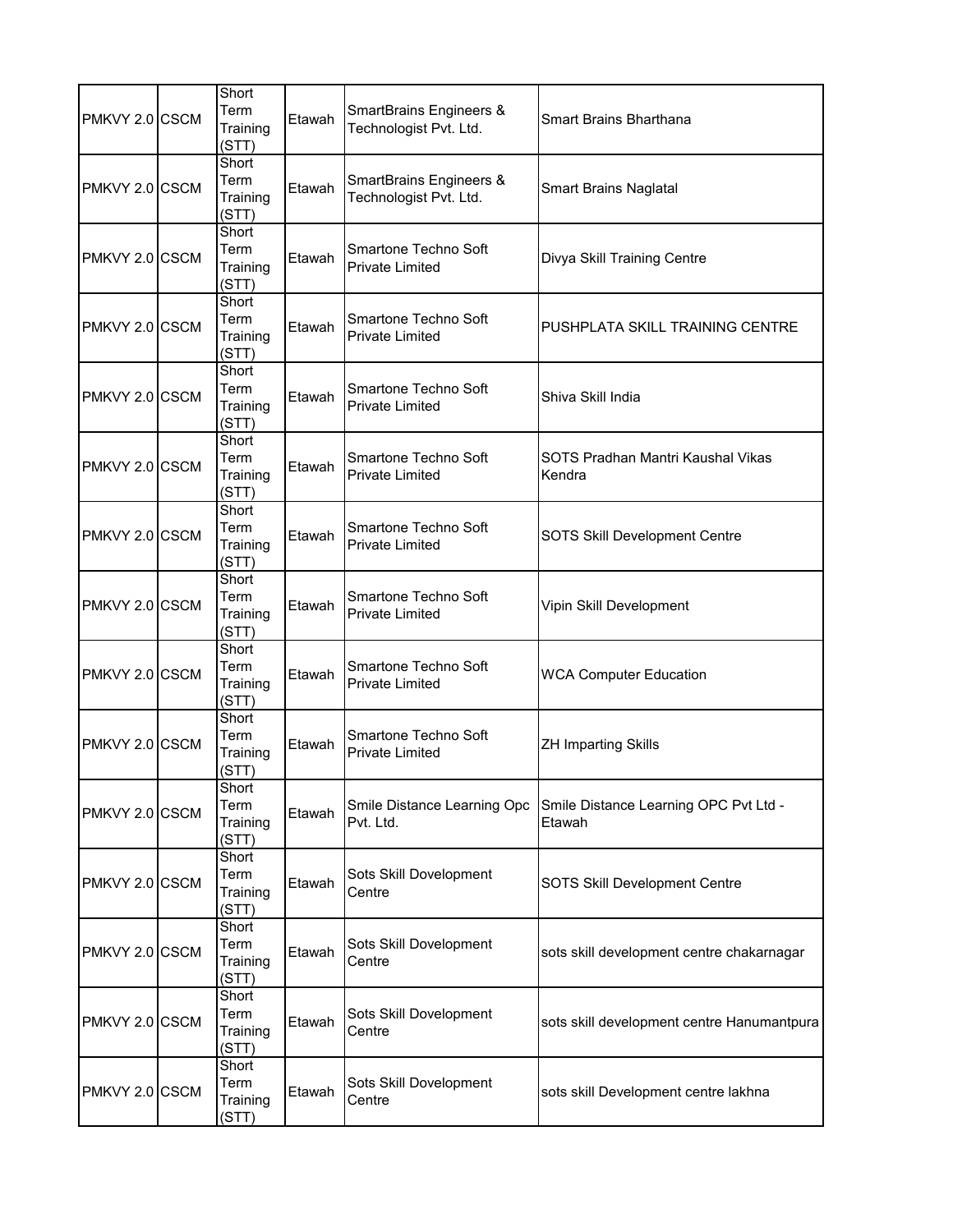| | | | | | |
|---|---|---|---|---|---|
| PMKVY 2.0 | CSCM | Short Term Training (STT) | Etawah | SmartBrains Engineers & Technologist Pvt. Ltd. | Smart Brains Bharthana |
| PMKVY 2.0 | CSCM | Short Term Training (STT) | Etawah | SmartBrains Engineers & Technologist Pvt. Ltd. | Smart Brains Naglatal |
| PMKVY 2.0 | CSCM | Short Term Training (STT) | Etawah | Smartone Techno Soft Private Limited | Divya Skill Training Centre |
| PMKVY 2.0 | CSCM | Short Term Training (STT) | Etawah | Smartone Techno Soft Private Limited | PUSHPLATA SKILL TRAINING CENTRE |
| PMKVY 2.0 | CSCM | Short Term Training (STT) | Etawah | Smartone Techno Soft Private Limited | Shiva Skill India |
| PMKVY 2.0 | CSCM | Short Term Training (STT) | Etawah | Smartone Techno Soft Private Limited | SOTS Pradhan Mantri Kaushal Vikas Kendra |
| PMKVY 2.0 | CSCM | Short Term Training (STT) | Etawah | Smartone Techno Soft Private Limited | SOTS Skill Development Centre |
| PMKVY 2.0 | CSCM | Short Term Training (STT) | Etawah | Smartone Techno Soft Private Limited | Vipin Skill Development |
| PMKVY 2.0 | CSCM | Short Term Training (STT) | Etawah | Smartone Techno Soft Private Limited | WCA Computer Education |
| PMKVY 2.0 | CSCM | Short Term Training (STT) | Etawah | Smartone Techno Soft Private Limited | ZH Imparting Skills |
| PMKVY 2.0 | CSCM | Short Term Training (STT) | Etawah | Smile Distance Learning Opc Pvt. Ltd. | Smile Distance Learning OPC Pvt Ltd - Etawah |
| PMKVY 2.0 | CSCM | Short Term Training (STT) | Etawah | Sots Skill Dovelopment Centre | SOTS Skill Development Centre |
| PMKVY 2.0 | CSCM | Short Term Training (STT) | Etawah | Sots Skill Dovelopment Centre | sots skill development centre chakarnagar |
| PMKVY 2.0 | CSCM | Short Term Training (STT) | Etawah | Sots Skill Dovelopment Centre | sots skill development centre Hanumantpura |
| PMKVY 2.0 | CSCM | Short Term Training (STT) | Etawah | Sots Skill Dovelopment Centre | sots skill Development centre lakhna |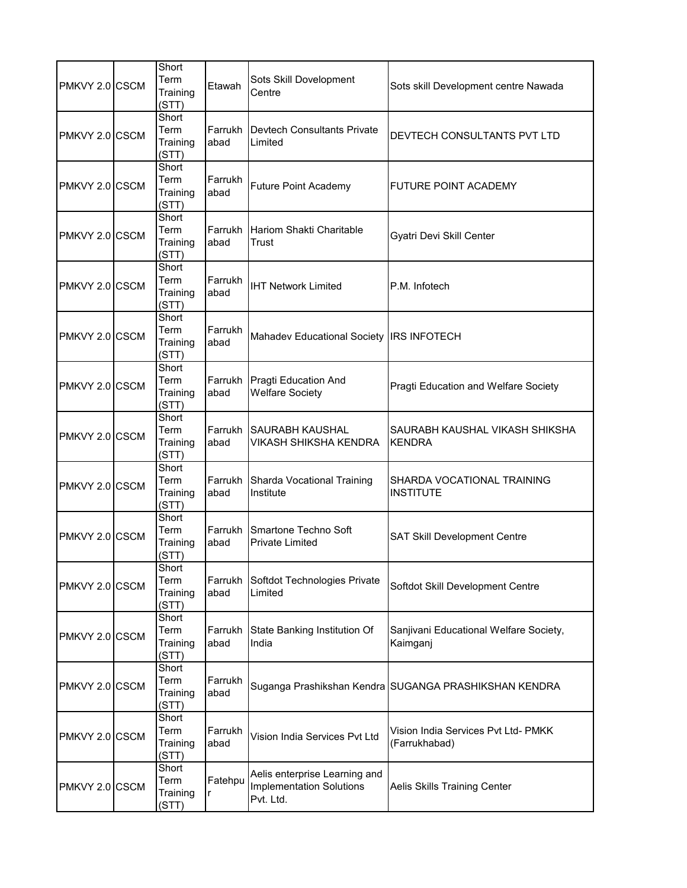| PMKVY 2.0 | CSCM | Short Term Training (STT) | Etawah | Sots Skill Dovelopment Centre | Sots skill Development centre Nawada |
|---|---|---|---|---|---|
| PMKVY 2.0 | CSCM | Short Term Training (STT) | Farrukhabad | Devtech Consultants Private Limited | DEVTECH CONSULTANTS PVT LTD |
| PMKVY 2.0 | CSCM | Short Term Training (STT) | Farrukhabad | Future Point Academy | FUTURE POINT ACADEMY |
| PMKVY 2.0 | CSCM | Short Term Training (STT) | Farrukhabad | Hariom Shakti Charitable Trust | Gyatri Devi Skill Center |
| PMKVY 2.0 | CSCM | Short Term Training (STT) | Farrukhabad | IHT Network Limited | P.M. Infotech |
| PMKVY 2.0 | CSCM | Short Term Training (STT) | Farrukhabad | Mahadev Educational Society | IRS INFOTECH |
| PMKVY 2.0 | CSCM | Short Term Training (STT) | Farrukhabad | Pragti Education And Welfare Society | Pragti Education and Welfare Society |
| PMKVY 2.0 | CSCM | Short Term Training (STT) | Farrukhabad | SAURABH KAUSHAL VIKASH SHIKSHA KENDRA | SAURABH KAUSHAL VIKASH SHIKSHA KENDRA |
| PMKVY 2.0 | CSCM | Short Term Training (STT) | Farrukhabad | Sharda Vocational Training Institute | SHARDA VOCATIONAL TRAINING INSTITUTE |
| PMKVY 2.0 | CSCM | Short Term Training (STT) | Farrukhabad | Smartone Techno Soft Private Limited | SAT Skill Development Centre |
| PMKVY 2.0 | CSCM | Short Term Training (STT) | Farrukhabad | Softdot Technologies Private Limited | Softdot Skill Development Centre |
| PMKVY 2.0 | CSCM | Short Term Training (STT) | Farrukhabad | State Banking Institution Of India | Sanjivani Educational Welfare Society, Kaimganj |
| PMKVY 2.0 | CSCM | Short Term Training (STT) | Farrukhabad | Suganga Prashikshan Kendra | SUGANGA PRASHIKSHAN KENDRA |
| PMKVY 2.0 | CSCM | Short Term Training (STT) | Farrukhabad | Vision India Services Pvt Ltd | Vision India Services Pvt Ltd- PMKK (Farrukhabad) |
| PMKVY 2.0 | CSCM | Short Term Training (STT) | Fatehpur | Aelis enterprise Learning and Implementation Solutions Pvt. Ltd. | Aelis Skills Training Center |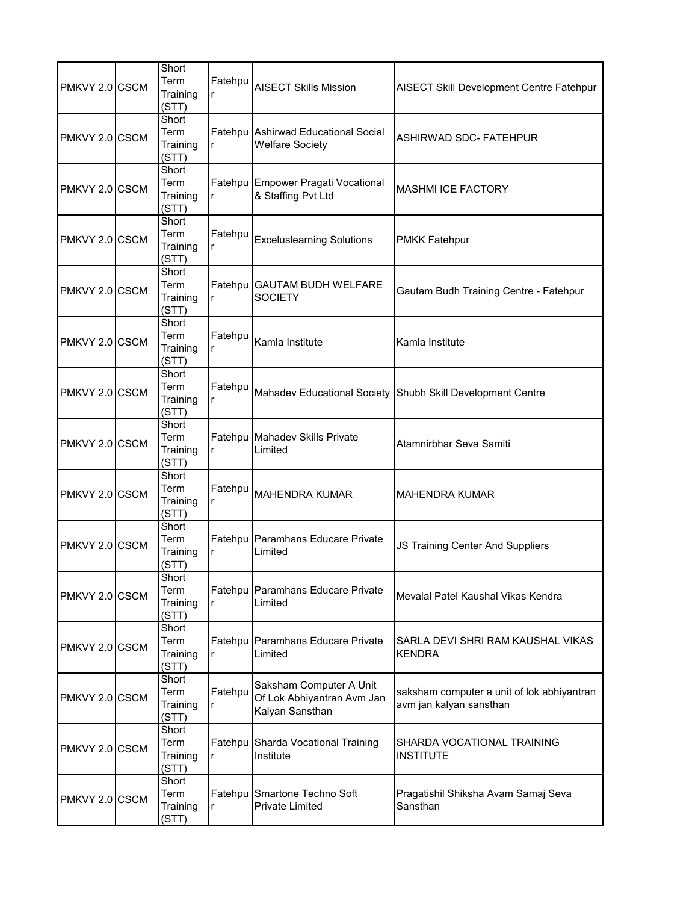| | | | | | |
|---|---|---|---|---|---|
| PMKVY 2.0 | CSCM | Short Term Training (STT) | Fatehpur | AISECT Skills Mission | AISECT Skill Development Centre Fatehpur |
| PMKVY 2.0 | CSCM | Short Term Training (STT) | Fatehpur | Ashirwad Educational Social Welfare Society | ASHIRWAD SDC- FATEHPUR |
| PMKVY 2.0 | CSCM | Short Term Training (STT) | Fatehpur | Empower Pragati Vocational & Staffing Pvt Ltd | MASHMI ICE FACTORY |
| PMKVY 2.0 | CSCM | Short Term Training (STT) | Fatehpur | Exceluslearning Solutions | PMKK Fatehpur |
| PMKVY 2.0 | CSCM | Short Term Training (STT) | Fatehpur | GAUTAM BUDH WELFARE SOCIETY | Gautam Budh Training Centre - Fatehpur |
| PMKVY 2.0 | CSCM | Short Term Training (STT) | Fatehpur | Kamla Institute | Kamla Institute |
| PMKVY 2.0 | CSCM | Short Term Training (STT) | Fatehpur | Mahadev Educational Society | Shubh Skill Development Centre |
| PMKVY 2.0 | CSCM | Short Term Training (STT) | Fatehpur | Mahadev Skills Private Limited | Atamnirbhar Seva Samiti |
| PMKVY 2.0 | CSCM | Short Term Training (STT) | Fatehpur | MAHENDRA KUMAR | MAHENDRA KUMAR |
| PMKVY 2.0 | CSCM | Short Term Training (STT) | Fatehpur | Paramhans Educare Private Limited | JS Training Center And Suppliers |
| PMKVY 2.0 | CSCM | Short Term Training (STT) | Fatehpur | Paramhans Educare Private Limited | Mevalal Patel Kaushal Vikas Kendra |
| PMKVY 2.0 | CSCM | Short Term Training (STT) | Fatehpur | Paramhans Educare Private Limited | SARLA DEVI SHRI RAM KAUSHAL VIKAS KENDRA |
| PMKVY 2.0 | CSCM | Short Term Training (STT) | Fatehpur | Saksham Computer A Unit Of Lok Abhiyantran Avm Jan Kalyan Sansthan | saksham computer a unit of lok abhiyantran avm jan kalyan sansthan |
| PMKVY 2.0 | CSCM | Short Term Training (STT) | Fatehpur | Sharda Vocational Training Institute | SHARDA VOCATIONAL TRAINING INSTITUTE |
| PMKVY 2.0 | CSCM | Short Term Training (STT) | Fatehpur | Smartone Techno Soft Private Limited | Pragatishil Shiksha Avam Samaj Seva Sansthan |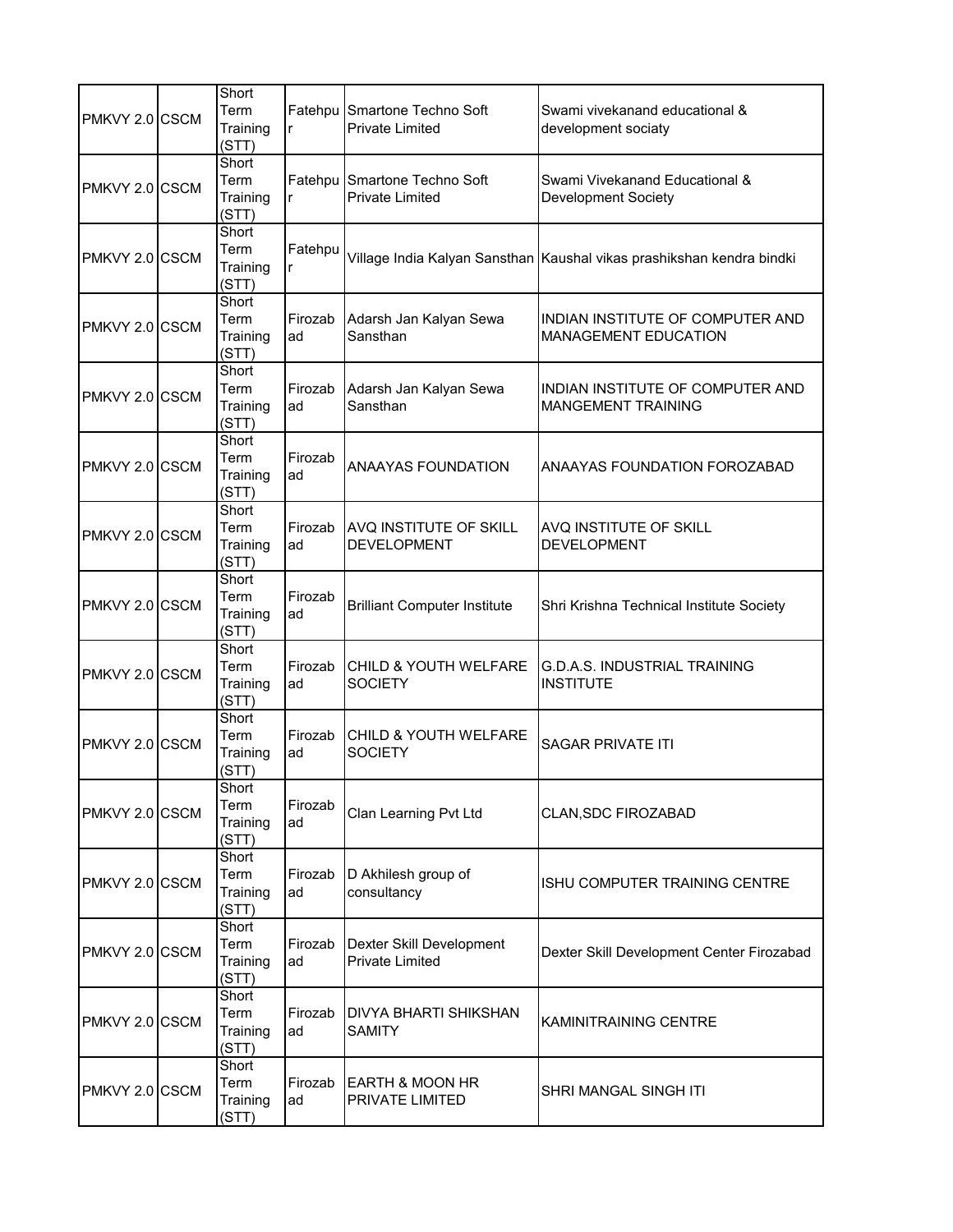| | | | | | |
|---|---|---|---|---|---|
| PMKVY 2.0 | CSCM | Short Term Training (STT) | Fatehpur | Smartone Techno Soft Private Limited | Swami vivekanand educational & development sociaty |
| PMKVY 2.0 | CSCM | Short Term Training (STT) | Fatehpur | Smartone Techno Soft Private Limited | Swami Vivekanand Educational & Development Society |
| PMKVY 2.0 | CSCM | Short Term Training (STT) | Fatehpur | Village India Kalyan Sansthan | Kaushal vikas prashikshan kendra bindki |
| PMKVY 2.0 | CSCM | Short Term Training (STT) | Firozabad | Adarsh Jan Kalyan Sewa Sansthan | INDIAN INSTITUTE OF COMPUTER AND MANAGEMENT EDUCATION |
| PMKVY 2.0 | CSCM | Short Term Training (STT) | Firozabad | Adarsh Jan Kalyan Sewa Sansthan | INDIAN INSTITUTE OF COMPUTER AND MANGEMENT TRAINING |
| PMKVY 2.0 | CSCM | Short Term Training (STT) | Firozabad | ANAAYAS FOUNDATION | ANAAYAS FOUNDATION FOROZABAD |
| PMKVY 2.0 | CSCM | Short Term Training (STT) | Firozabad | AVQ INSTITUTE OF SKILL DEVELOPMENT | AVQ INSTITUTE OF SKILL DEVELOPMENT |
| PMKVY 2.0 | CSCM | Short Term Training (STT) | Firozabad | Brilliant Computer Institute | Shri Krishna Technical Institute Society |
| PMKVY 2.0 | CSCM | Short Term Training (STT) | Firozabad | CHILD & YOUTH WELFARE SOCIETY | G.D.A.S. INDUSTRIAL TRAINING INSTITUTE |
| PMKVY 2.0 | CSCM | Short Term Training (STT) | Firozabad | CHILD & YOUTH WELFARE SOCIETY | SAGAR PRIVATE ITI |
| PMKVY 2.0 | CSCM | Short Term Training (STT) | Firozabad | Clan Learning Pvt Ltd | CLAN,SDC FIROZABAD |
| PMKVY 2.0 | CSCM | Short Term Training (STT) | Firozabad | D Akhilesh group of consultancy | ISHU COMPUTER TRAINING CENTRE |
| PMKVY 2.0 | CSCM | Short Term Training (STT) | Firozabad | Dexter Skill Development Private Limited | Dexter Skill Development Center Firozabad |
| PMKVY 2.0 | CSCM | Short Term Training (STT) | Firozabad | DIVYA BHARTI SHIKSHAN SAMITY | KAMINITRAINING CENTRE |
| PMKVY 2.0 | CSCM | Short Term Training (STT) | Firozabad | EARTH & MOON HR PRIVATE LIMITED | SHRI MANGAL SINGH ITI |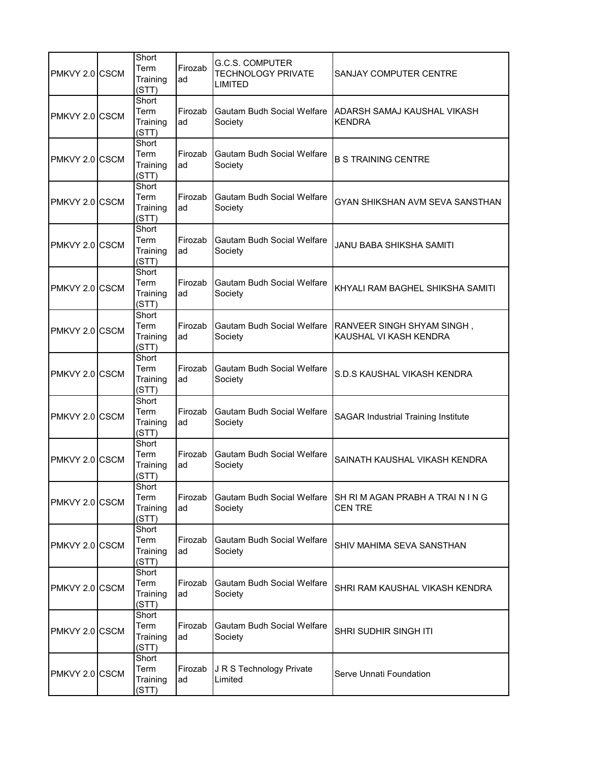| | | | | | |
|---|---|---|---|---|---|
| PMKVY 2.0 | CSCM | Short Term Training (STT) | Firozabad | G.C.S. COMPUTER TECHNOLOGY PRIVATE LIMITED | SANJAY COMPUTER CENTRE |
| PMKVY 2.0 | CSCM | Short Term Training (STT) | Firozabad | Gautam Budh Social Welfare Society | ADARSH SAMAJ KAUSHAL VIKASH KENDRA |
| PMKVY 2.0 | CSCM | Short Term Training (STT) | Firozabad | Gautam Budh Social Welfare Society | B S TRAINING CENTRE |
| PMKVY 2.0 | CSCM | Short Term Training (STT) | Firozabad | Gautam Budh Social Welfare Society | GYAN SHIKSHAN AVM SEVA SANSTHAN |
| PMKVY 2.0 | CSCM | Short Term Training (STT) | Firozabad | Gautam Budh Social Welfare Society | JANU BABA SHIKSHA SAMITI |
| PMKVY 2.0 | CSCM | Short Term Training (STT) | Firozabad | Gautam Budh Social Welfare Society | KHYALI RAM BAGHEL SHIKSHA SAMITI |
| PMKVY 2.0 | CSCM | Short Term Training (STT) | Firozabad | Gautam Budh Social Welfare Society | RANVEER SINGH SHYAM SINGH , KAUSHAL VI KASH KENDRA |
| PMKVY 2.0 | CSCM | Short Term Training (STT) | Firozabad | Gautam Budh Social Welfare Society | S.D.S KAUSHAL VIKASH KENDRA |
| PMKVY 2.0 | CSCM | Short Term Training (STT) | Firozabad | Gautam Budh Social Welfare Society | SAGAR Industrial Training Institute |
| PMKVY 2.0 | CSCM | Short Term Training (STT) | Firozabad | Gautam Budh Social Welfare Society | SAINATH KAUSHAL VIKASH KENDRA |
| PMKVY 2.0 | CSCM | Short Term Training (STT) | Firozabad | Gautam Budh Social Welfare Society | SH RI M AGAN PRABH A TRAI N I N G CEN TRE |
| PMKVY 2.0 | CSCM | Short Term Training (STT) | Firozabad | Gautam Budh Social Welfare Society | SHIV MAHIMA SEVA SANSTHAN |
| PMKVY 2.0 | CSCM | Short Term Training (STT) | Firozabad | Gautam Budh Social Welfare Society | SHRI RAM KAUSHAL VIKASH KENDRA |
| PMKVY 2.0 | CSCM | Short Term Training (STT) | Firozabad | Gautam Budh Social Welfare Society | SHRI SUDHIR SINGH ITI |
| PMKVY 2.0 | CSCM | Short Term Training (STT) | Firozabad | J R S Technology Private Limited | Serve Unnati Foundation |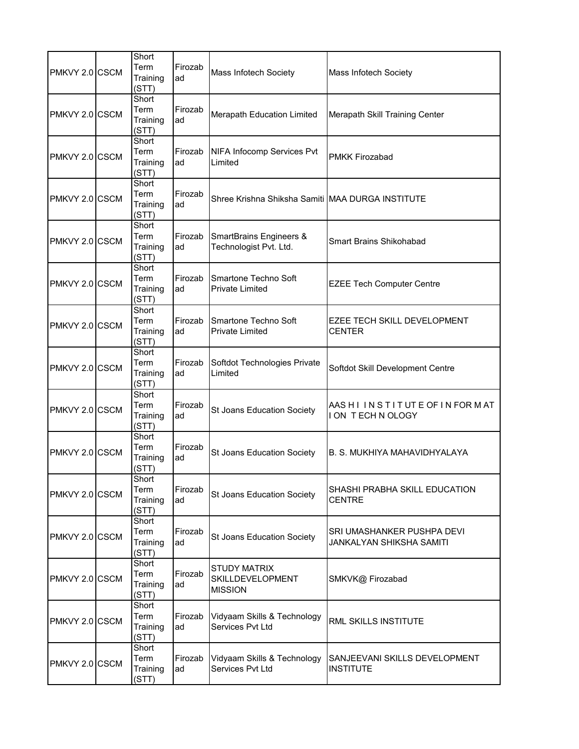| PMKVY 2.0 | CSCM | Short Term Training (STT) | Firozabad | Mass Infotech Society | Mass Infotech Society |
|---|---|---|---|---|---|
| PMKVY 2.0 | CSCM | Short Term Training (STT) | Firozabad | Merapath Education Limited | Merapath Skill Training Center |
| PMKVY 2.0 | CSCM | Short Term Training (STT) | Firozabad | NIFA Infocomp Services Pvt Limited | PMKK Firozabad |
| PMKVY 2.0 | CSCM | Short Term Training (STT) | Firozabad | Shree Krishna Shiksha Samiti | MAA DURGA INSTITUTE |
| PMKVY 2.0 | CSCM | Short Term Training (STT) | Firozabad | SmartBrains Engineers & Technologist Pvt. Ltd. | Smart Brains Shikohabad |
| PMKVY 2.0 | CSCM | Short Term Training (STT) | Firozabad | Smartone Techno Soft Private Limited | EZEE Tech Computer Centre |
| PMKVY 2.0 | CSCM | Short Term Training (STT) | Firozabad | Smartone Techno Soft Private Limited | EZEE TECH SKILL DEVELOPMENT CENTER |
| PMKVY 2.0 | CSCM | Short Term Training (STT) | Firozabad | Softdot Technologies Private Limited | Softdot Skill Development Centre |
| PMKVY 2.0 | CSCM | Short Term Training (STT) | Firozabad | St Joans Education Society | AAS H I I N S T I T UT E OF I N FOR M AT I ON T ECH N OLOGY |
| PMKVY 2.0 | CSCM | Short Term Training (STT) | Firozabad | St Joans Education Society | B. S. MUKHIYA MAHAVIDHYALAYA |
| PMKVY 2.0 | CSCM | Short Term Training (STT) | Firozabad | St Joans Education Society | SHASHI PRABHA SKILL EDUCATION CENTRE |
| PMKVY 2.0 | CSCM | Short Term Training (STT) | Firozabad | St Joans Education Society | SRI UMASHANKER PUSHPA DEVI JANKALYAN SHIKSHA SAMITI |
| PMKVY 2.0 | CSCM | Short Term Training (STT) | Firozabad | STUDY MATRIX SKILLDEVELOPMENT MISSION | SMKVK@ Firozabad |
| PMKVY 2.0 | CSCM | Short Term Training (STT) | Firozabad | Vidyaam Skills & Technology Services Pvt Ltd | RML SKILLS INSTITUTE |
| PMKVY 2.0 | CSCM | Short Term Training (STT) | Firozabad | Vidyaam Skills & Technology Services Pvt Ltd | SANJEEVANI SKILLS DEVELOPMENT INSTITUTE |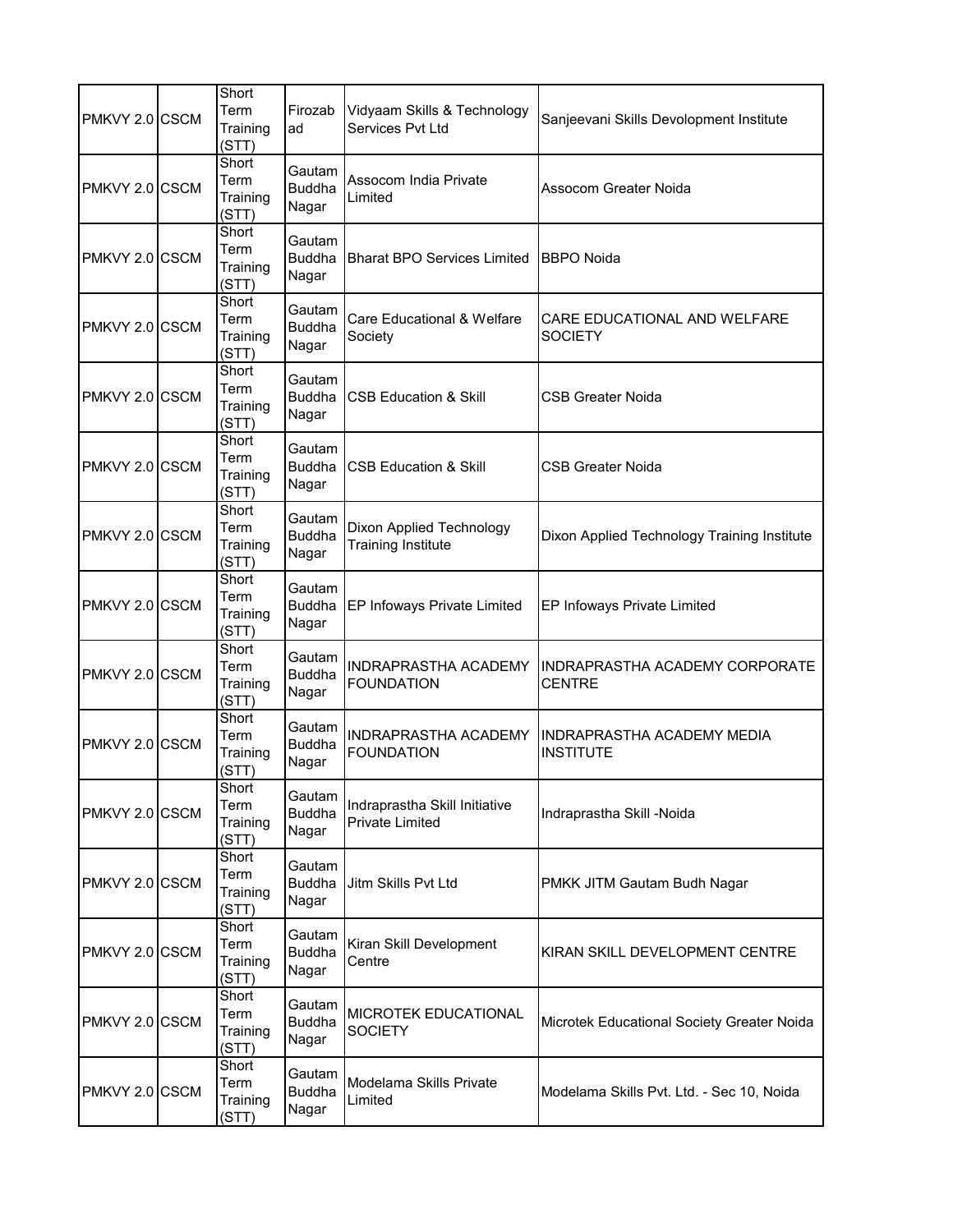| | | | | | |
|---|---|---|---|---|---|
| PMKVY 2.0 | CSCM | Short Term Training (STT) | Firozabad | Vidyaam Skills & Technology Services Pvt Ltd | Sanjeevani Skills Devolopment Institute |
| PMKVY 2.0 | CSCM | Short Term Training (STT) | Gautam Buddha Nagar | Assocom India Private Limited | Assocom Greater Noida |
| PMKVY 2.0 | CSCM | Short Term Training (STT) | Gautam Buddha Nagar | Bharat BPO Services Limited | BBPO Noida |
| PMKVY 2.0 | CSCM | Short Term Training (STT) | Gautam Buddha Nagar | Care Educational & Welfare Society | CARE EDUCATIONAL AND WELFARE SOCIETY |
| PMKVY 2.0 | CSCM | Short Term Training (STT) | Gautam Buddha Nagar | CSB Education & Skill | CSB Greater Noida |
| PMKVY 2.0 | CSCM | Short Term Training (STT) | Gautam Buddha Nagar | CSB Education & Skill | CSB Greater Noida |
| PMKVY 2.0 | CSCM | Short Term Training (STT) | Gautam Buddha Nagar | Dixon Applied Technology Training Institute | Dixon Applied Technology Training Institute |
| PMKVY 2.0 | CSCM | Short Term Training (STT) | Gautam Buddha Nagar | EP Infoways Private Limited | EP Infoways Private Limited |
| PMKVY 2.0 | CSCM | Short Term Training (STT) | Gautam Buddha Nagar | INDRAPRASTHA ACADEMY FOUNDATION | INDRAPRASTHA ACADEMY CORPORATE CENTRE |
| PMKVY 2.0 | CSCM | Short Term Training (STT) | Gautam Buddha Nagar | INDRAPRASTHA ACADEMY FOUNDATION | INDRAPRASTHA ACADEMY MEDIA INSTITUTE |
| PMKVY 2.0 | CSCM | Short Term Training (STT) | Gautam Buddha Nagar | Indraprastha Skill Initiative Private Limited | Indraprastha Skill -Noida |
| PMKVY 2.0 | CSCM | Short Term Training (STT) | Gautam Buddha Nagar | Jitm Skills Pvt Ltd | PMKK JITM Gautam Budh Nagar |
| PMKVY 2.0 | CSCM | Short Term Training (STT) | Gautam Buddha Nagar | Kiran Skill Development Centre | KIRAN SKILL DEVELOPMENT CENTRE |
| PMKVY 2.0 | CSCM | Short Term Training (STT) | Gautam Buddha Nagar | MICROTEK EDUCATIONAL SOCIETY | Microtek Educational Society Greater Noida |
| PMKVY 2.0 | CSCM | Short Term Training (STT) | Gautam Buddha Nagar | Modelama Skills Private Limited | Modelama Skills Pvt. Ltd. - Sec 10, Noida |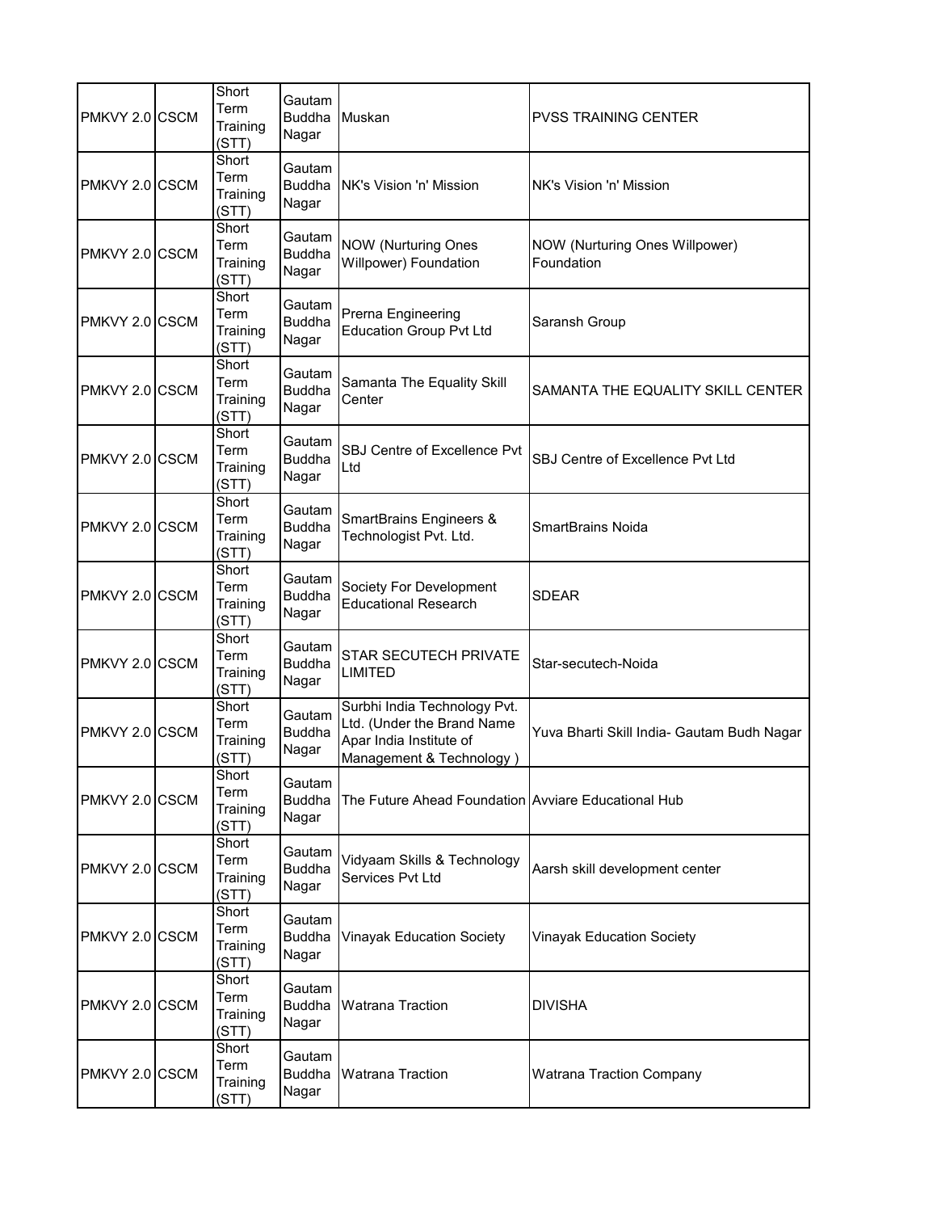| PMKVY 2.0 | CSCM | Short Term Training (STT) | Gautam Buddha Nagar | Muskan | PVSS TRAINING CENTER |
|---|---|---|---|---|---|
| PMKVY 2.0 | CSCM | Short Term Training (STT) | Gautam Buddha Nagar | NK's Vision 'n' Mission | NK's Vision 'n' Mission |
| PMKVY 2.0 | CSCM | Short Term Training (STT) | Gautam Buddha Nagar | NOW (Nurturing Ones Willpower) Foundation | NOW (Nurturing Ones Willpower) Foundation |
| PMKVY 2.0 | CSCM | Short Term Training (STT) | Gautam Buddha Nagar | Prerna Engineering Education Group Pvt Ltd | Saransh Group |
| PMKVY 2.0 | CSCM | Short Term Training (STT) | Gautam Buddha Nagar | Samanta The Equality Skill Center | SAMANTA THE EQUALITY SKILL CENTER |
| PMKVY 2.0 | CSCM | Short Term Training (STT) | Gautam Buddha Nagar | SBJ Centre of Excellence Pvt Ltd | SBJ Centre of Excellence Pvt Ltd |
| PMKVY 2.0 | CSCM | Short Term Training (STT) | Gautam Buddha Nagar | SmartBrains Engineers & Technologist Pvt. Ltd. | SmartBrains Noida |
| PMKVY 2.0 | CSCM | Short Term Training (STT) | Gautam Buddha Nagar | Society For Development Educational Research | SDEAR |
| PMKVY 2.0 | CSCM | Short Term Training (STT) | Gautam Buddha Nagar | STAR SECUTECH PRIVATE LIMITED | Star-secutech-Noida |
| PMKVY 2.0 | CSCM | Short Term Training (STT) | Gautam Buddha Nagar | Surbhi India Technology Pvt. Ltd. (Under the Brand Name Apar India Institute of Management & Technology ) | Yuva Bharti Skill India- Gautam Budh Nagar |
| PMKVY 2.0 | CSCM | Short Term Training (STT) | Gautam Buddha Nagar | The Future Ahead Foundation | Avviare Educational Hub |
| PMKVY 2.0 | CSCM | Short Term Training (STT) | Gautam Buddha Nagar | Vidyaam Skills & Technology Services Pvt Ltd | Aarsh skill development center |
| PMKVY 2.0 | CSCM | Short Term Training (STT) | Gautam Buddha Nagar | Vinayak Education Society | Vinayak Education Society |
| PMKVY 2.0 | CSCM | Short Term Training (STT) | Gautam Buddha Nagar | Watrana Traction | DIVISHA |
| PMKVY 2.0 | CSCM | Short Term Training (STT) | Gautam Buddha Nagar | Watrana Traction | Watrana Traction Company |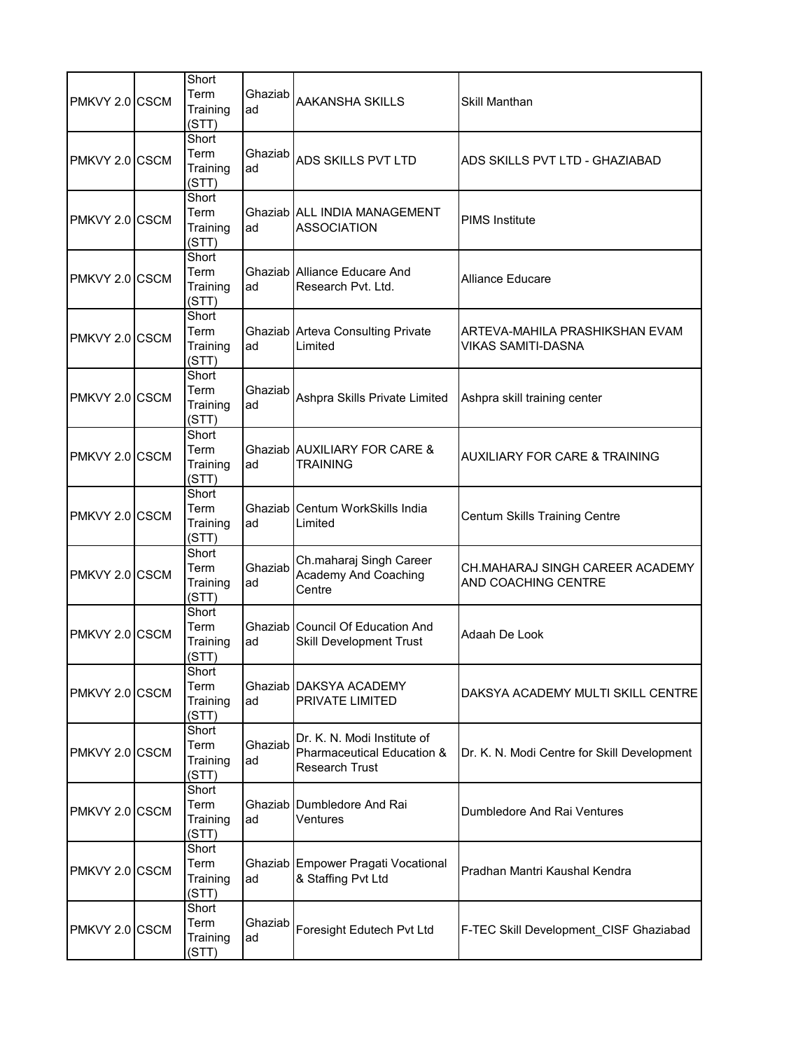| | | | | | |
|---|---|---|---|---|---|
| PMKVY 2.0 | CSCM | Short Term Training (STT) | Ghaziabad | AAKANSHA SKILLS | Skill Manthan |
| PMKVY 2.0 | CSCM | Short Term Training (STT) | Ghaziabad | ADS SKILLS PVT LTD | ADS SKILLS PVT LTD - GHAZIABAD |
| PMKVY 2.0 | CSCM | Short Term Training (STT) | Ghaziabad | ALL INDIA MANAGEMENT ASSOCIATION | PIMS Institute |
| PMKVY 2.0 | CSCM | Short Term Training (STT) | Ghaziabad | Alliance Educare And Research Pvt. Ltd. | Alliance Educare |
| PMKVY 2.0 | CSCM | Short Term Training (STT) | Ghaziabad | Arteva Consulting Private Limited | ARTEVA-MAHILA PRASHIKSHAN EVAM VIKAS SAMITI-DASNA |
| PMKVY 2.0 | CSCM | Short Term Training (STT) | Ghaziabad | Ashpra Skills Private Limited | Ashpra skill training center |
| PMKVY 2.0 | CSCM | Short Term Training (STT) | Ghaziabad | AUXILIARY FOR CARE & TRAINING | AUXILIARY FOR CARE & TRAINING |
| PMKVY 2.0 | CSCM | Short Term Training (STT) | Ghaziabad | Centum WorkSkills India Limited | Centum Skills Training Centre |
| PMKVY 2.0 | CSCM | Short Term Training (STT) | Ghaziabad | Ch.maharaj Singh Career Academy And Coaching Centre | CH.MAHARAJ SINGH CAREER ACADEMY AND COACHING CENTRE |
| PMKVY 2.0 | CSCM | Short Term Training (STT) | Ghaziabad | Council Of Education And Skill Development Trust | Adaah De Look |
| PMKVY 2.0 | CSCM | Short Term Training (STT) | Ghaziabad | DAKSYA ACADEMY PRIVATE LIMITED | DAKSYA ACADEMY MULTI SKILL CENTRE |
| PMKVY 2.0 | CSCM | Short Term Training (STT) | Ghaziabad | Dr. K. N. Modi Institute of Pharmaceutical Education & Research Trust | Dr. K. N. Modi Centre for Skill Development |
| PMKVY 2.0 | CSCM | Short Term Training (STT) | Ghaziabad | Dumbledore And Rai Ventures | Dumbledore And Rai Ventures |
| PMKVY 2.0 | CSCM | Short Term Training (STT) | Ghaziabad | Empower Pragati Vocational & Staffing Pvt Ltd | Pradhan Mantri Kaushal Kendra |
| PMKVY 2.0 | CSCM | Short Term Training (STT) | Ghaziabad | Foresight Edutech Pvt Ltd | F-TEC Skill Development_CISF Ghaziabad |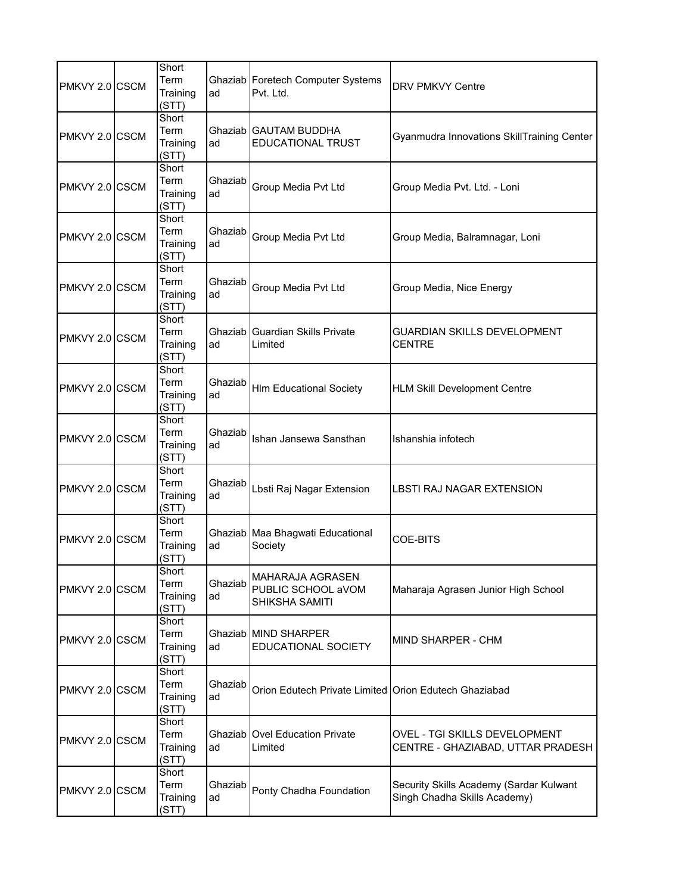| | | | | | |
|---|---|---|---|---|---|
| PMKVY 2.0 | CSCM | Short Term Training (STT) | Ghaziabad | Foretech Computer Systems Pvt. Ltd. | DRV PMKVY Centre |
| PMKVY 2.0 | CSCM | Short Term Training (STT) | Ghaziabad | GAUTAM BUDDHA EDUCATIONAL TRUST | Gyanmudra Innovations SkillTraining Center |
| PMKVY 2.0 | CSCM | Short Term Training (STT) | Ghaziabad | Group Media Pvt Ltd | Group Media Pvt. Ltd. - Loni |
| PMKVY 2.0 | CSCM | Short Term Training (STT) | Ghaziabad | Group Media Pvt Ltd | Group Media, Balramnagar, Loni |
| PMKVY 2.0 | CSCM | Short Term Training (STT) | Ghaziabad | Group Media Pvt Ltd | Group Media, Nice Energy |
| PMKVY 2.0 | CSCM | Short Term Training (STT) | Ghaziabad | Guardian Skills Private Limited | GUARDIAN SKILLS DEVELOPMENT CENTRE |
| PMKVY 2.0 | CSCM | Short Term Training (STT) | Ghaziabad | Hlm Educational Society | HLM Skill Development Centre |
| PMKVY 2.0 | CSCM | Short Term Training (STT) | Ghaziabad | Ishan Jansewa Sansthan | Ishanshia infotech |
| PMKVY 2.0 | CSCM | Short Term Training (STT) | Ghaziabad | Lbsti Raj Nagar Extension | LBSTI RAJ NAGAR EXTENSION |
| PMKVY 2.0 | CSCM | Short Term Training (STT) | Ghaziabad | Maa Bhagwati Educational Society | COE-BITS |
| PMKVY 2.0 | CSCM | Short Term Training (STT) | Ghaziabad | MAHARAJA AGRASEN PUBLIC SCHOOL aVOM SHIKSHA SAMITI | Maharaja Agrasen Junior High School |
| PMKVY 2.0 | CSCM | Short Term Training (STT) | Ghaziabad | MIND SHARPER EDUCATIONAL SOCIETY | MIND SHARPER - CHM |
| PMKVY 2.0 | CSCM | Short Term Training (STT) | Ghaziabad | Orion Edutech Private Limited | Orion Edutech Ghaziabad |
| PMKVY 2.0 | CSCM | Short Term Training (STT) | Ghaziabad | Ovel Education Private Limited | OVEL - TGI SKILLS DEVELOPMENT CENTRE - GHAZIABAD, UTTAR PRADESH |
| PMKVY 2.0 | CSCM | Short Term Training (STT) | Ghaziabad | Ponty Chadha Foundation | Security Skills Academy (Sardar Kulwant Singh Chadha Skills Academy) |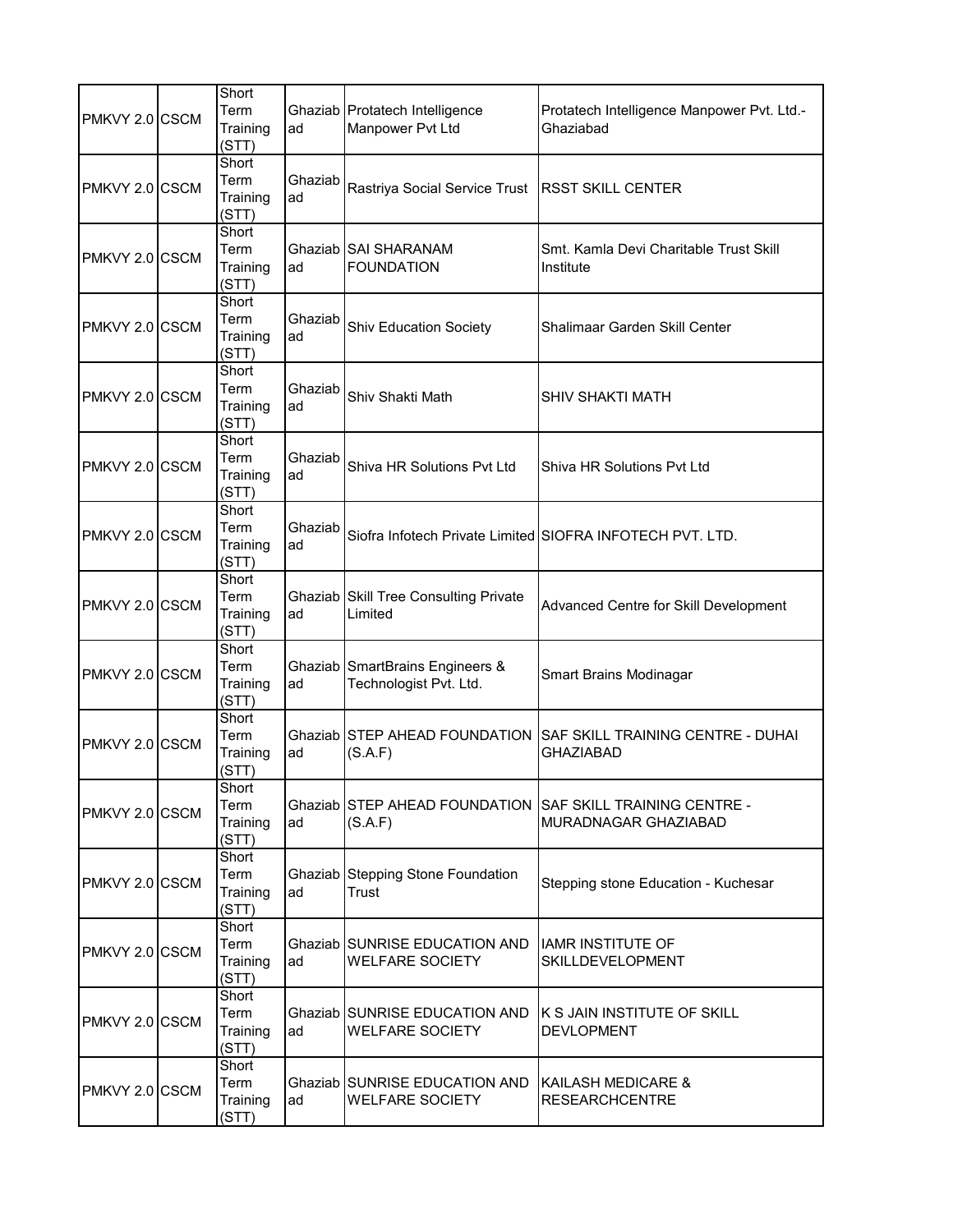| | | | | | |
|---|---|---|---|---|---|
| PMKVY 2.0 | CSCM | Short Term Training (STT) | Ghaziabad | Protatech Intelligence Manpower Pvt Ltd | Protatech Intelligence Manpower Pvt. Ltd.-Ghaziabad |
| PMKVY 2.0 | CSCM | Short Term Training (STT) | Ghaziabad | Rastriya Social Service Trust | RSST SKILL CENTER |
| PMKVY 2.0 | CSCM | Short Term Training (STT) | Ghaziabad | SAI SHARANAM FOUNDATION | Smt. Kamla Devi Charitable Trust Skill Institute |
| PMKVY 2.0 | CSCM | Short Term Training (STT) | Ghaziabad | Shiv Education Society | Shalimaar Garden Skill Center |
| PMKVY 2.0 | CSCM | Short Term Training (STT) | Ghaziabad | Shiv Shakti Math | SHIV SHAKTI MATH |
| PMKVY 2.0 | CSCM | Short Term Training (STT) | Ghaziabad | Shiva HR Solutions Pvt Ltd | Shiva HR Solutions Pvt Ltd |
| PMKVY 2.0 | CSCM | Short Term Training (STT) | Ghaziabad | Siofra Infotech Private Limited | SIOFRA INFOTECH PVT. LTD. |
| PMKVY 2.0 | CSCM | Short Term Training (STT) | Ghaziabad | Skill Tree Consulting Private Limited | Advanced Centre for Skill Development |
| PMKVY 2.0 | CSCM | Short Term Training (STT) | Ghaziabad | SmartBrains Engineers & Technologist Pvt. Ltd. | Smart Brains Modinagar |
| PMKVY 2.0 | CSCM | Short Term Training (STT) | Ghaziabad | STEP AHEAD FOUNDATION (S.A.F) | SAF SKILL TRAINING CENTRE - DUHAI GHAZIABAD |
| PMKVY 2.0 | CSCM | Short Term Training (STT) | Ghaziabad | STEP AHEAD FOUNDATION (S.A.F) | SAF SKILL TRAINING CENTRE - MURADNAGAR GHAZIABAD |
| PMKVY 2.0 | CSCM | Short Term Training (STT) | Ghaziabad | Stepping Stone Foundation Trust | Stepping stone Education - Kuchesar |
| PMKVY 2.0 | CSCM | Short Term Training (STT) | Ghaziabad | SUNRISE EDUCATION AND WELFARE SOCIETY | IAMR INSTITUTE OF SKILLDEVELOPMENT |
| PMKVY 2.0 | CSCM | Short Term Training (STT) | Ghaziabad | SUNRISE EDUCATION AND WELFARE SOCIETY | K S JAIN INSTITUTE OF SKILL DEVLOPMENT |
| PMKVY 2.0 | CSCM | Short Term Training (STT) | Ghaziabad | SUNRISE EDUCATION AND WELFARE SOCIETY | KAILASH MEDICARE & RESEARCHCENTRE |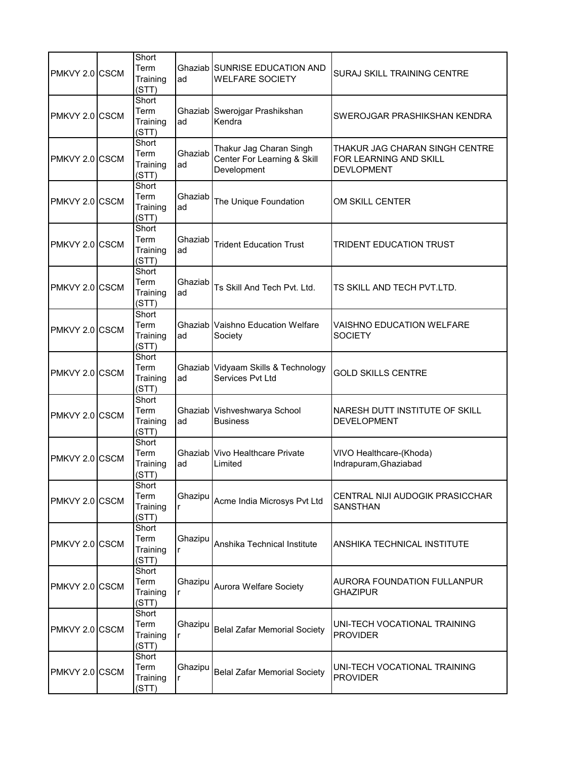| | | | | | |
|---|---|---|---|---|---|
| PMKVY 2.0 | CSCM | Short Term Training (STT) | Ghaziabad | SUNRISE EDUCATION AND WELFARE SOCIETY | SURAJ SKILL TRAINING CENTRE |
| PMKVY 2.0 | CSCM | Short Term Training (STT) | Ghaziabad | Swerojgar Prashikshan Kendra | SWEROJGAR PRASHIKSHAN KENDRA |
| PMKVY 2.0 | CSCM | Short Term Training (STT) | Ghaziabad | Thakur Jag Charan Singh Center For Learning & Skill Development | THAKUR JAG CHARAN SINGH CENTRE FOR LEARNING AND SKILL DEVLOPMENT |
| PMKVY 2.0 | CSCM | Short Term Training (STT) | Ghaziabad | The Unique Foundation | OM SKILL CENTER |
| PMKVY 2.0 | CSCM | Short Term Training (STT) | Ghaziabad | Trident Education Trust | TRIDENT EDUCATION TRUST |
| PMKVY 2.0 | CSCM | Short Term Training (STT) | Ghaziabad | Ts Skill And Tech Pvt. Ltd. | TS SKILL AND TECH PVT.LTD. |
| PMKVY 2.0 | CSCM | Short Term Training (STT) | Ghaziabad | Vaishno Education Welfare Society | VAISHNO EDUCATION WELFARE SOCIETY |
| PMKVY 2.0 | CSCM | Short Term Training (STT) | Ghaziabad | Vidyaam Skills & Technology Services Pvt Ltd | GOLD SKILLS CENTRE |
| PMKVY 2.0 | CSCM | Short Term Training (STT) | Ghaziabad | Vishveshwarya School Business | NARESH DUTT INSTITUTE OF SKILL DEVELOPMENT |
| PMKVY 2.0 | CSCM | Short Term Training (STT) | Ghaziabad | Vivo Healthcare Private Limited | VIVO Healthcare-(Khoda) Indrapuram,Ghaziabad |
| PMKVY 2.0 | CSCM | Short Term Training (STT) | Ghazipur | Acme India Microsys Pvt Ltd | CENTRAL NIJI AUDOGIK PRASICCHAR SANSTHAN |
| PMKVY 2.0 | CSCM | Short Term Training (STT) | Ghazipur | Anshika Technical Institute | ANSHIKA TECHNICAL INSTITUTE |
| PMKVY 2.0 | CSCM | Short Term Training (STT) | Ghazipur | Aurora Welfare Society | AURORA FOUNDATION FULLANPUR GHAZIPUR |
| PMKVY 2.0 | CSCM | Short Term Training (STT) | Ghazipur | Belal Zafar Memorial Society | UNI-TECH VOCATIONAL TRAINING PROVIDER |
| PMKVY 2.0 | CSCM | Short Term Training (STT) | Ghazipur | Belal Zafar Memorial Society | UNI-TECH VOCATIONAL TRAINING PROVIDER |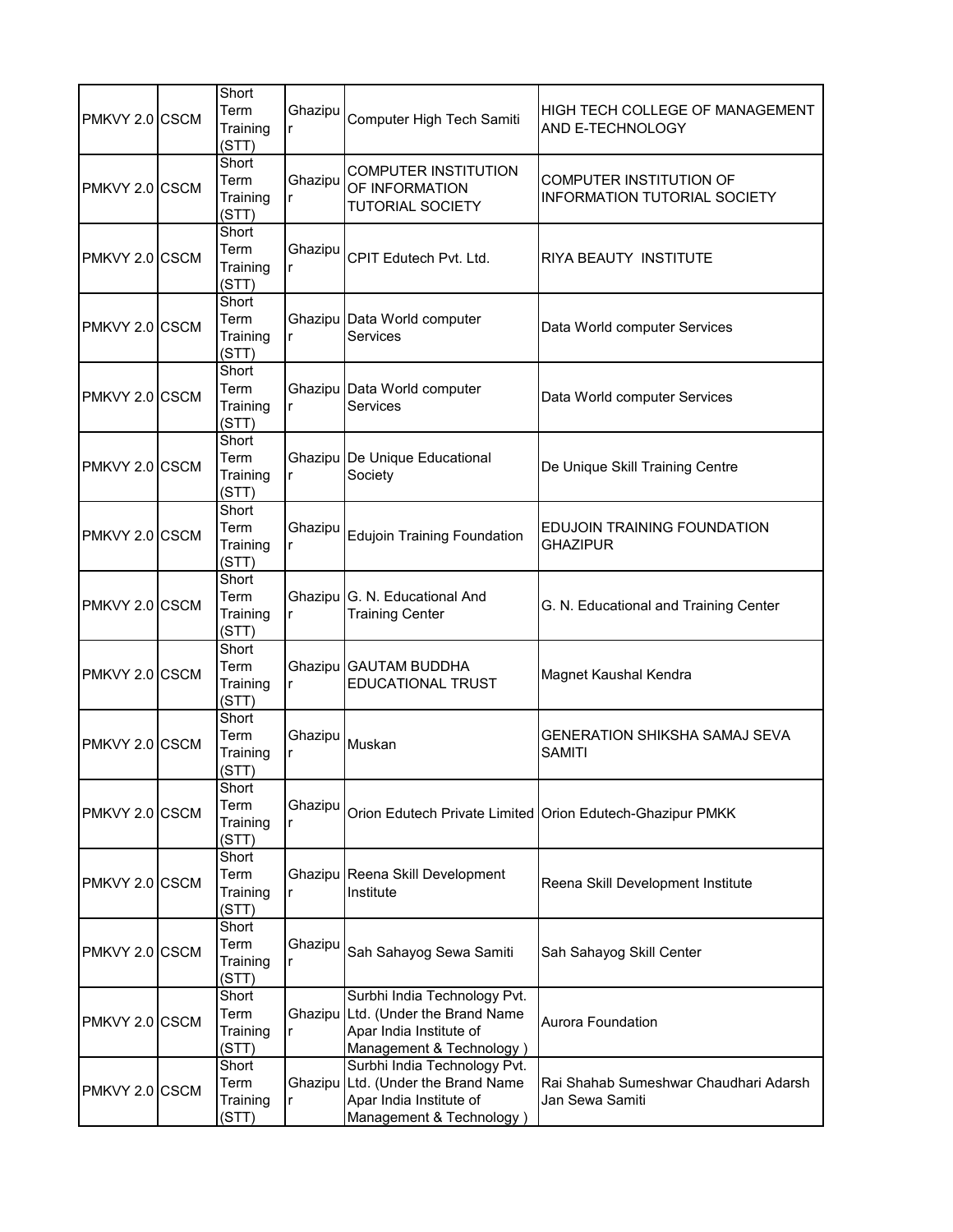| | | | | | |
|---|---|---|---|---|---|
| PMKVY 2.0 | CSCM | Short Term Training (STT) | Ghazipur | Computer High Tech Samiti | HIGH TECH COLLEGE OF MANAGEMENT AND E-TECHNOLOGY |
| PMKVY 2.0 | CSCM | Short Term Training (STT) | Ghazipur | COMPUTER INSTITUTION OF INFORMATION TUTORIAL SOCIETY | COMPUTER INSTITUTION OF INFORMATION TUTORIAL SOCIETY |
| PMKVY 2.0 | CSCM | Short Term Training (STT) | Ghazipur | CPIT Edutech Pvt. Ltd. | RIYA BEAUTY INSTITUTE |
| PMKVY 2.0 | CSCM | Short Term Training (STT) | Ghazipur | Data World computer Services | Data World computer Services |
| PMKVY 2.0 | CSCM | Short Term Training (STT) | Ghazipur | Data World computer Services | Data World computer Services |
| PMKVY 2.0 | CSCM | Short Term Training (STT) | Ghazipur | De Unique Educational Society | De Unique Skill Training Centre |
| PMKVY 2.0 | CSCM | Short Term Training (STT) | Ghazipur | Edujoin Training Foundation | EDUJOIN TRAINING FOUNDATION GHAZIPUR |
| PMKVY 2.0 | CSCM | Short Term Training (STT) | Ghazipur | G. N. Educational And Training Center | G. N. Educational and Training Center |
| PMKVY 2.0 | CSCM | Short Term Training (STT) | Ghazipur | GAUTAM BUDDHA EDUCATIONAL TRUST | Magnet Kaushal Kendra |
| PMKVY 2.0 | CSCM | Short Term Training (STT) | Ghazipur | Muskan | GENERATION SHIKSHA SAMAJ SEVA SAMITI |
| PMKVY 2.0 | CSCM | Short Term Training (STT) | Ghazipur | Orion Edutech Private Limited | Orion Edutech-Ghazipur PMKK |
| PMKVY 2.0 | CSCM | Short Term Training (STT) | Ghazipur | Reena Skill Development Institute | Reena Skill Development Institute |
| PMKVY 2.0 | CSCM | Short Term Training (STT) | Ghazipur | Sah Sahayog Sewa Samiti | Sah Sahayog Skill Center |
| PMKVY 2.0 | CSCM | Short Term Training (STT) | Ghazipur | Surbhi India Technology Pvt. Ltd. (Under the Brand Name Apar India Institute of Management & Technology ) | Aurora Foundation |
| PMKVY 2.0 | CSCM | Short Term Training (STT) | Ghazipur | Surbhi India Technology Pvt. Ltd. (Under the Brand Name Apar India Institute of Management & Technology ) | Rai Shahab Sumeshwar Chaudhari Adarsh Jan Sewa Samiti |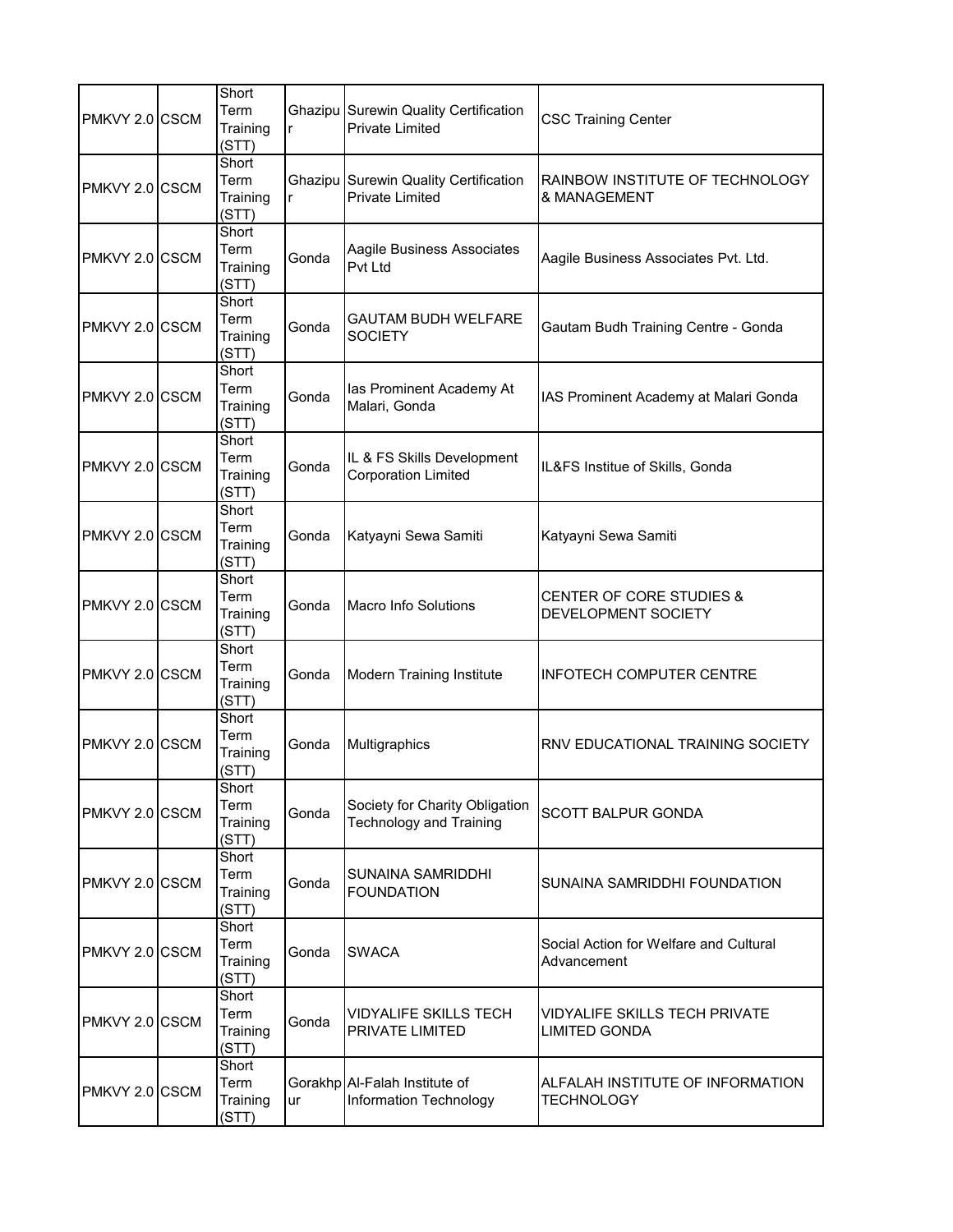| | | | | | |
|---|---|---|---|---|---|
| PMKVY 2.0 | CSCM | Short Term Training (STT) | Ghazipur | Surewin Quality Certification Private Limited | CSC Training Center |
| PMKVY 2.0 | CSCM | Short Term Training (STT) | Ghazipur | Surewin Quality Certification Private Limited | RAINBOW INSTITUTE OF TECHNOLOGY & MANAGEMENT |
| PMKVY 2.0 | CSCM | Short Term Training (STT) | Gonda | Aagile Business Associates Pvt Ltd | Aagile Business Associates Pvt. Ltd. |
| PMKVY 2.0 | CSCM | Short Term Training (STT) | Gonda | GAUTAM BUDH WELFARE SOCIETY | Gautam Budh Training Centre - Gonda |
| PMKVY 2.0 | CSCM | Short Term Training (STT) | Gonda | Ias Prominent Academy At Malari, Gonda | IAS Prominent Academy at Malari Gonda |
| PMKVY 2.0 | CSCM | Short Term Training (STT) | Gonda | IL & FS Skills Development Corporation Limited | IL&FS Institue of Skills, Gonda |
| PMKVY 2.0 | CSCM | Short Term Training (STT) | Gonda | Katyayni Sewa Samiti | Katyayni Sewa Samiti |
| PMKVY 2.0 | CSCM | Short Term Training (STT) | Gonda | Macro Info Solutions | CENTER OF CORE STUDIES & DEVELOPMENT SOCIETY |
| PMKVY 2.0 | CSCM | Short Term Training (STT) | Gonda | Modern Training Institute | INFOTECH COMPUTER CENTRE |
| PMKVY 2.0 | CSCM | Short Term Training (STT) | Gonda | Multigraphics | RNV EDUCATIONAL TRAINING SOCIETY |
| PMKVY 2.0 | CSCM | Short Term Training (STT) | Gonda | Society for Charity Obligation Technology and Training | SCOTT BALPUR GONDA |
| PMKVY 2.0 | CSCM | Short Term Training (STT) | Gonda | SUNAINA SAMRIDDHI FOUNDATION | SUNAINA SAMRIDDHI FOUNDATION |
| PMKVY 2.0 | CSCM | Short Term Training (STT) | Gonda | SWACA | Social Action for Welfare and Cultural Advancement |
| PMKVY 2.0 | CSCM | Short Term Training (STT) | Gonda | VIDYALIFE SKILLS TECH PRIVATE LIMITED | VIDYALIFE SKILLS TECH PRIVATE LIMITED GONDA |
| PMKVY 2.0 | CSCM | Short Term Training (STT) | Gorakhpur | Al-Falah Institute of Information Technology | ALFALAH INSTITUTE OF INFORMATION TECHNOLOGY |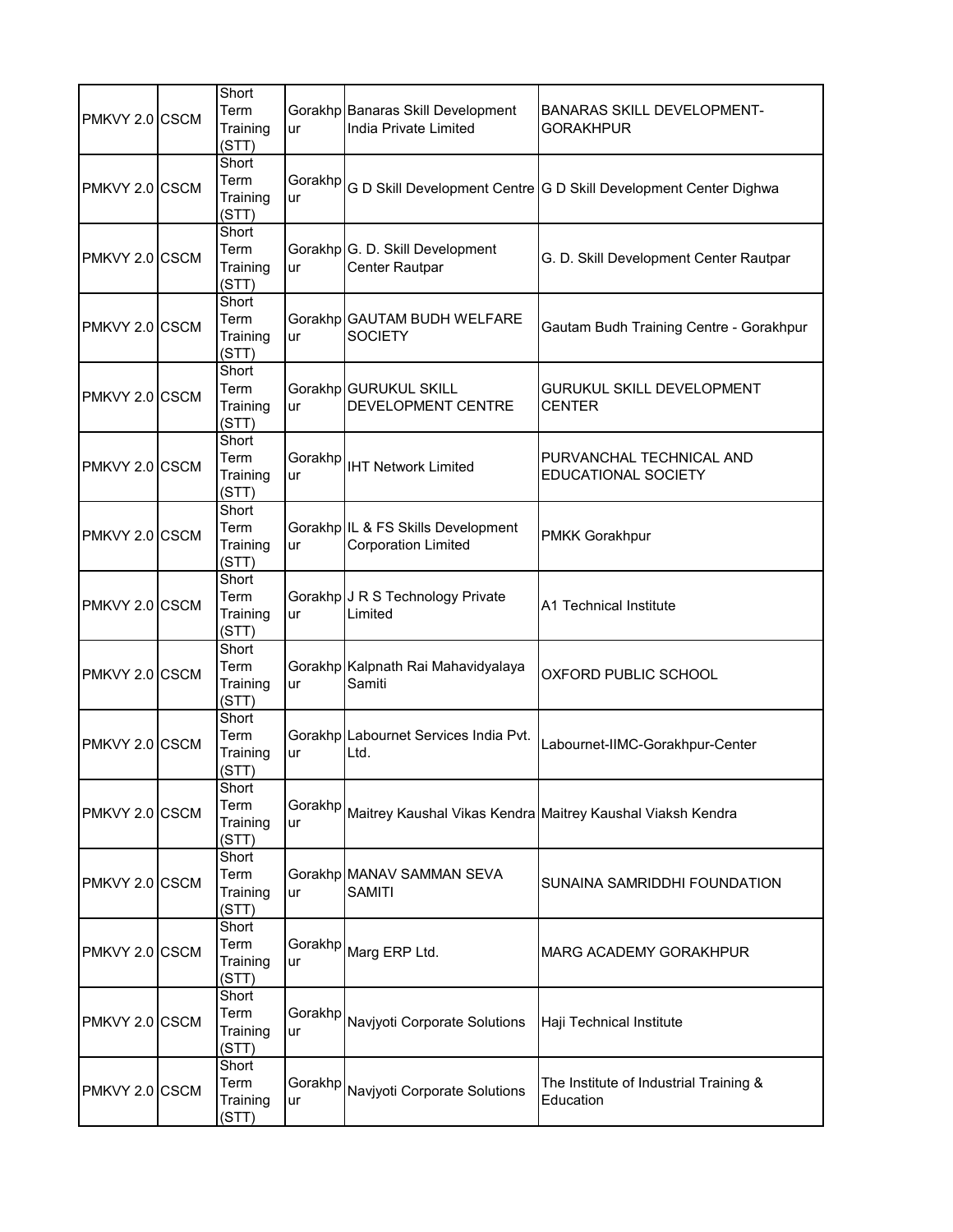| | | | | | |
|---|---|---|---|---|---|
| PMKVY 2.0 | CSCM | Short Term Training (STT) | Gorakhpur | Banaras Skill Development India Private Limited | BANARAS SKILL DEVELOPMENT-GORAKHPUR |
| PMKVY 2.0 | CSCM | Short Term Training (STT) | Gorakhpur | G D Skill Development Centre | G D Skill Development Center Dighwa |
| PMKVY 2.0 | CSCM | Short Term Training (STT) | Gorakhpur | G. D. Skill Development Center Rautpar | G. D. Skill Development Center Rautpar |
| PMKVY 2.0 | CSCM | Short Term Training (STT) | Gorakhpur | GAUTAM BUDH WELFARE SOCIETY | Gautam Budh Training Centre - Gorakhpur |
| PMKVY 2.0 | CSCM | Short Term Training (STT) | Gorakhpur | GURUKUL SKILL DEVELOPMENT CENTRE | GURUKUL SKILL DEVELOPMENT CENTER |
| PMKVY 2.0 | CSCM | Short Term Training (STT) | Gorakhpur | IHT Network Limited | PURVANCHAL TECHNICAL AND EDUCATIONAL SOCIETY |
| PMKVY 2.0 | CSCM | Short Term Training (STT) | Gorakhpur | IL & FS Skills Development Corporation Limited | PMKK Gorakhpur |
| PMKVY 2.0 | CSCM | Short Term Training (STT) | Gorakhpur | J R S Technology Private Limited | A1 Technical Institute |
| PMKVY 2.0 | CSCM | Short Term Training (STT) | Gorakhpur | Kalpnath Rai Mahavidyalaya Samiti | OXFORD PUBLIC SCHOOL |
| PMKVY 2.0 | CSCM | Short Term Training (STT) | Gorakhpur | Labournet Services India Pvt. Ltd. | Labournet-IIMC-Gorakhpur-Center |
| PMKVY 2.0 | CSCM | Short Term Training (STT) | Gorakhpur | Maitrey Kaushal Vikas Kendra | Maitrey Kaushal Viaksh Kendra |
| PMKVY 2.0 | CSCM | Short Term Training (STT) | Gorakhpur | MANAV SAMMAN SEVA SAMITI | SUNAINA SAMRIDDHI FOUNDATION |
| PMKVY 2.0 | CSCM | Short Term Training (STT) | Gorakhpur | Marg ERP Ltd. | MARG ACADEMY GORAKHPUR |
| PMKVY 2.0 | CSCM | Short Term Training (STT) | Gorakhpur | Navjyoti Corporate Solutions | Haji Technical Institute |
| PMKVY 2.0 | CSCM | Short Term Training (STT) | Gorakhpur | Navjyoti Corporate Solutions | The Institute of Industrial Training & Education |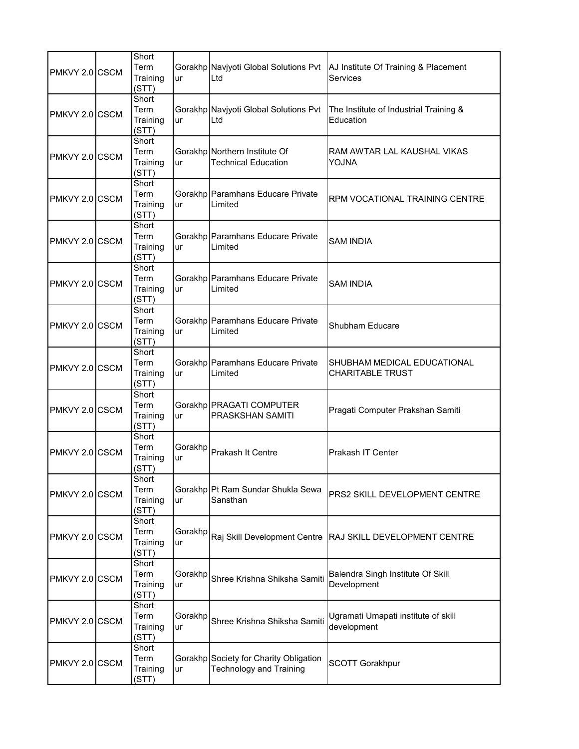| PMKVY 2.0 | CSCM | Short Term Training (STT) | Gorakhpur | Navjyoti Global Solutions Pvt Ltd | AJ Institute Of Training & Placement Services |
|---|---|---|---|---|---|
| PMKVY 2.0 | CSCM | Short Term Training (STT) | Gorakhpur | Navjyoti Global Solutions Pvt Ltd | The Institute of Industrial Training & Education |
| PMKVY 2.0 | CSCM | Short Term Training (STT) | Gorakhpur | Northern Institute Of Technical Education | RAM AWTAR LAL KAUSHAL VIKAS YOJNA |
| PMKVY 2.0 | CSCM | Short Term Training (STT) | Gorakhpur | Paramhans Educare Private Limited | RPM VOCATIONAL TRAINING CENTRE |
| PMKVY 2.0 | CSCM | Short Term Training (STT) | Gorakhpur | Paramhans Educare Private Limited | SAM INDIA |
| PMKVY 2.0 | CSCM | Short Term Training (STT) | Gorakhpur | Paramhans Educare Private Limited | SAM INDIA |
| PMKVY 2.0 | CSCM | Short Term Training (STT) | Gorakhpur | Paramhans Educare Private Limited | Shubham Educare |
| PMKVY 2.0 | CSCM | Short Term Training (STT) | Gorakhpur | Paramhans Educare Private Limited | SHUBHAM MEDICAL EDUCATIONAL CHARITABLE TRUST |
| PMKVY 2.0 | CSCM | Short Term Training (STT) | Gorakhpur | PRAGATI COMPUTER PRASKSHAN SAMITI | Pragati Computer Prakshan Samiti |
| PMKVY 2.0 | CSCM | Short Term Training (STT) | Gorakhpur | Prakash It Centre | Prakash IT Center |
| PMKVY 2.0 | CSCM | Short Term Training (STT) | Gorakhpur | Pt Ram Sundar Shukla Sewa Sansthan | PRS2 SKILL DEVELOPMENT CENTRE |
| PMKVY 2.0 | CSCM | Short Term Training (STT) | Gorakhpur | Raj Skill Development Centre | RAJ SKILL DEVELOPMENT CENTRE |
| PMKVY 2.0 | CSCM | Short Term Training (STT) | Gorakhpur | Shree Krishna Shiksha Samiti | Balendra Singh Institute Of Skill Development |
| PMKVY 2.0 | CSCM | Short Term Training (STT) | Gorakhpur | Shree Krishna Shiksha Samiti | Ugramati Umapati institute of skill development |
| PMKVY 2.0 | CSCM | Short Term Training (STT) | Gorakhpur | Society for Charity Obligation Technology and Training | SCOTT Gorakhpur |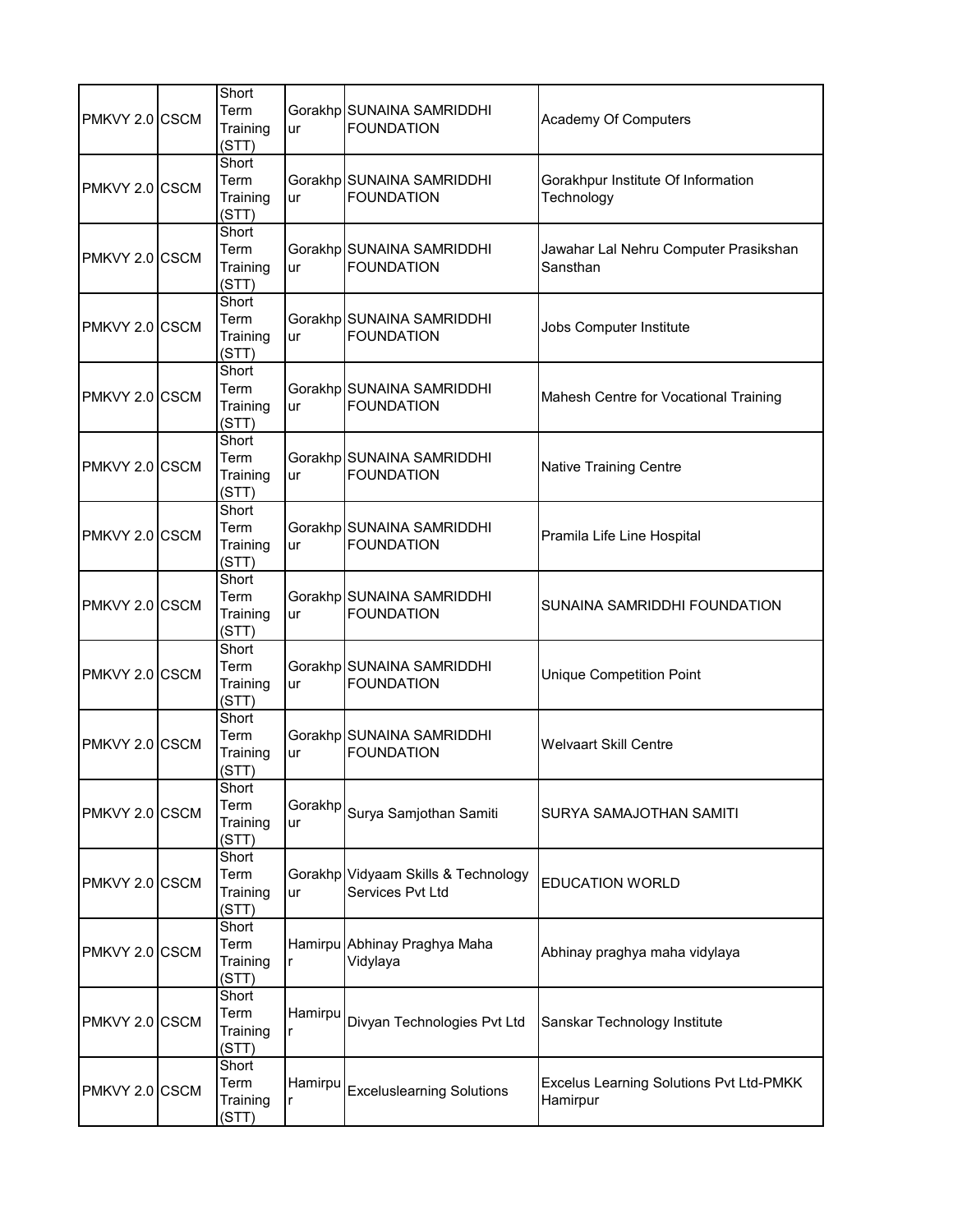| | | | | | |
|---|---|---|---|---|---|
| PMKVY 2.0 | CSCM | Short Term Training (STT) | Gorakhpur | SUNAINA SAMRIDDHI FOUNDATION | Academy Of Computers |
| PMKVY 2.0 | CSCM | Short Term Training (STT) | Gorakhpur | SUNAINA SAMRIDDHI FOUNDATION | Gorakhpur Institute Of Information Technology |
| PMKVY 2.0 | CSCM | Short Term Training (STT) | Gorakhpur | SUNAINA SAMRIDDHI FOUNDATION | Jawahar Lal Nehru Computer Prasikshan Sansthan |
| PMKVY 2.0 | CSCM | Short Term Training (STT) | Gorakhpur | SUNAINA SAMRIDDHI FOUNDATION | Jobs Computer Institute |
| PMKVY 2.0 | CSCM | Short Term Training (STT) | Gorakhpur | SUNAINA SAMRIDDHI FOUNDATION | Mahesh Centre for Vocational Training |
| PMKVY 2.0 | CSCM | Short Term Training (STT) | Gorakhpur | SUNAINA SAMRIDDHI FOUNDATION | Native Training Centre |
| PMKVY 2.0 | CSCM | Short Term Training (STT) | Gorakhpur | SUNAINA SAMRIDDHI FOUNDATION | Pramila Life Line Hospital |
| PMKVY 2.0 | CSCM | Short Term Training (STT) | Gorakhpur | SUNAINA SAMRIDDHI FOUNDATION | SUNAINA SAMRIDDHI FOUNDATION |
| PMKVY 2.0 | CSCM | Short Term Training (STT) | Gorakhpur | SUNAINA SAMRIDDHI FOUNDATION | Unique Competition Point |
| PMKVY 2.0 | CSCM | Short Term Training (STT) | Gorakhpur | SUNAINA SAMRIDDHI FOUNDATION | Welvaart Skill Centre |
| PMKVY 2.0 | CSCM | Short Term Training (STT) | Gorakhpur | Surya Samjothan Samiti | SURYA SAMAJOTHAN SAMITI |
| PMKVY 2.0 | CSCM | Short Term Training (STT) | Gorakhpur | Vidyaam Skills & Technology Services Pvt Ltd | EDUCATION WORLD |
| PMKVY 2.0 | CSCM | Short Term Training (STT) | Hamirpur | Abhinay Praghya Maha Vidylaya | Abhinay praghya maha vidylaya |
| PMKVY 2.0 | CSCM | Short Term Training (STT) | Hamirpur | Divyan Technologies Pvt Ltd | Sanskar Technology Institute |
| PMKVY 2.0 | CSCM | Short Term Training (STT) | Hamirpur | Exceluslearning Solutions | Excelus Learning Solutions Pvt Ltd-PMKK Hamirpur |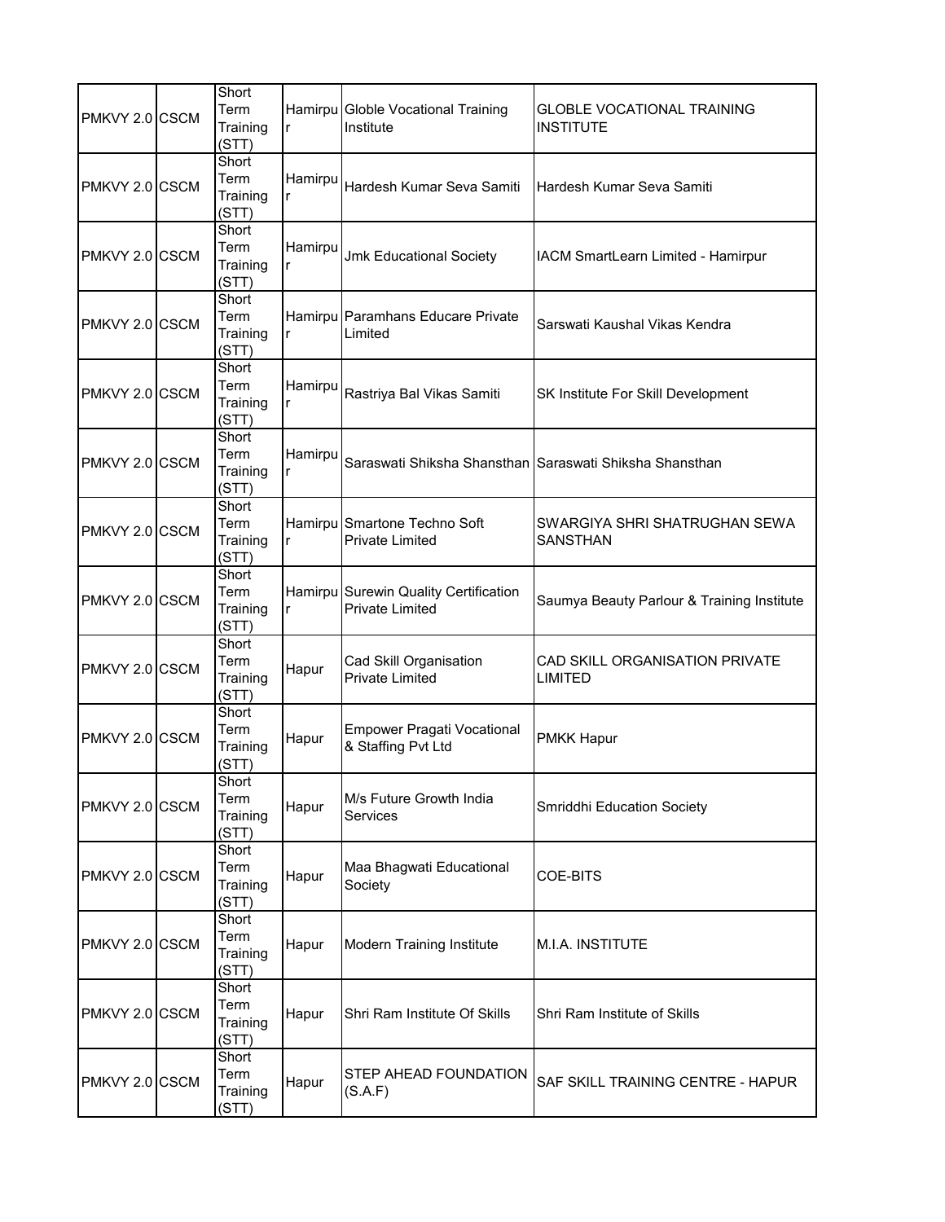| | | | | | |
|---|---|---|---|---|---|
| PMKVY 2.0 | CSCM | Short Term Training (STT) | Hamirpur | Globle Vocational Training Institute | GLOBLE VOCATIONAL TRAINING INSTITUTE |
| PMKVY 2.0 | CSCM | Short Term Training (STT) | Hamirpur | Hardesh Kumar Seva Samiti | Hardesh Kumar Seva Samiti |
| PMKVY 2.0 | CSCM | Short Term Training (STT) | Hamirpur | Jmk Educational Society | IACM SmartLearn Limited - Hamirpur |
| PMKVY 2.0 | CSCM | Short Term Training (STT) | Hamirpur | Paramhans Educare Private Limited | Sarswati Kaushal Vikas Kendra |
| PMKVY 2.0 | CSCM | Short Term Training (STT) | Hamirpur | Rastriya Bal Vikas Samiti | SK Institute For Skill Development |
| PMKVY 2.0 | CSCM | Short Term Training (STT) | Hamirpur | Saraswati Shiksha Shansthan | Saraswati Shiksha Shansthan |
| PMKVY 2.0 | CSCM | Short Term Training (STT) | Hamirpur | Smartone Techno Soft Private Limited | SWARGIYA SHRI SHATRUGHAN SEWA SANSTHAN |
| PMKVY 2.0 | CSCM | Short Term Training (STT) | Hamirpur | Surewin Quality Certification Private Limited | Saumya Beauty Parlour & Training Institute |
| PMKVY 2.0 | CSCM | Short Term Training (STT) | Hapur | Cad Skill Organisation Private Limited | CAD SKILL ORGANISATION PRIVATE LIMITED |
| PMKVY 2.0 | CSCM | Short Term Training (STT) | Hapur | Empower Pragati Vocational & Staffing Pvt Ltd | PMKK Hapur |
| PMKVY 2.0 | CSCM | Short Term Training (STT) | Hapur | M/s Future Growth India Services | Smriddhi Education Society |
| PMKVY 2.0 | CSCM | Short Term Training (STT) | Hapur | Maa Bhagwati Educational Society | COE-BITS |
| PMKVY 2.0 | CSCM | Short Term Training (STT) | Hapur | Modern Training Institute | M.I.A. INSTITUTE |
| PMKVY 2.0 | CSCM | Short Term Training (STT) | Hapur | Shri Ram Institute Of Skills | Shri Ram Institute of Skills |
| PMKVY 2.0 | CSCM | Short Term Training (STT) | Hapur | STEP AHEAD FOUNDATION (S.A.F) | SAF SKILL TRAINING CENTRE - HAPUR |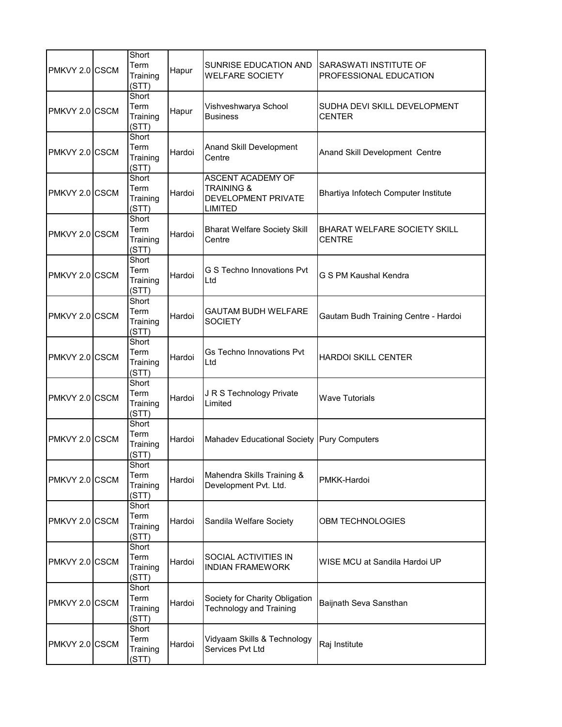| PMKVY 2.0 | CSCM | Short Term Training (STT) | Hapur | SUNRISE EDUCATION AND WELFARE SOCIETY | SARASWATI INSTITUTE OF PROFESSIONAL EDUCATION |
|---|---|---|---|---|---|
| PMKVY 2.0 | CSCM | Short Term Training (STT) | Hapur | Vishveshwarya School Business | SUDHA DEVI SKILL DEVELOPMENT CENTER |
| PMKVY 2.0 | CSCM | Short Term Training (STT) | Hardoi | Anand Skill Development Centre | Anand Skill Development Centre |
| PMKVY 2.0 | CSCM | Short Term Training (STT) | Hardoi | ASCENT ACADEMY OF TRAINING & DEVELOPMENT PRIVATE LIMITED | Bhartiya Infotech Computer Institute |
| PMKVY 2.0 | CSCM | Short Term Training (STT) | Hardoi | Bharat Welfare Society Skill Centre | BHARAT WELFARE SOCIETY SKILL CENTRE |
| PMKVY 2.0 | CSCM | Short Term Training (STT) | Hardoi | G S Techno Innovations Pvt Ltd | G S PM Kaushal Kendra |
| PMKVY 2.0 | CSCM | Short Term Training (STT) | Hardoi | GAUTAM BUDH WELFARE SOCIETY | Gautam Budh Training Centre - Hardoi |
| PMKVY 2.0 | CSCM | Short Term Training (STT) | Hardoi | Gs Techno Innovations Pvt Ltd | HARDOI SKILL CENTER |
| PMKVY 2.0 | CSCM | Short Term Training (STT) | Hardoi | J R S Technology Private Limited | Wave Tutorials |
| PMKVY 2.0 | CSCM | Short Term Training (STT) | Hardoi | Mahadev Educational Society | Pury Computers |
| PMKVY 2.0 | CSCM | Short Term Training (STT) | Hardoi | Mahendra Skills Training & Development Pvt. Ltd. | PMKK-Hardoi |
| PMKVY 2.0 | CSCM | Short Term Training (STT) | Hardoi | Sandila Welfare Society | OBM TECHNOLOGIES |
| PMKVY 2.0 | CSCM | Short Term Training (STT) | Hardoi | SOCIAL ACTIVITIES IN INDIAN FRAMEWORK | WISE MCU at Sandila Hardoi UP |
| PMKVY 2.0 | CSCM | Short Term Training (STT) | Hardoi | Society for Charity Obligation Technology and Training | Baijnath Seva Sansthan |
| PMKVY 2.0 | CSCM | Short Term Training (STT) | Hardoi | Vidyaam Skills & Technology Services Pvt Ltd | Raj Institute |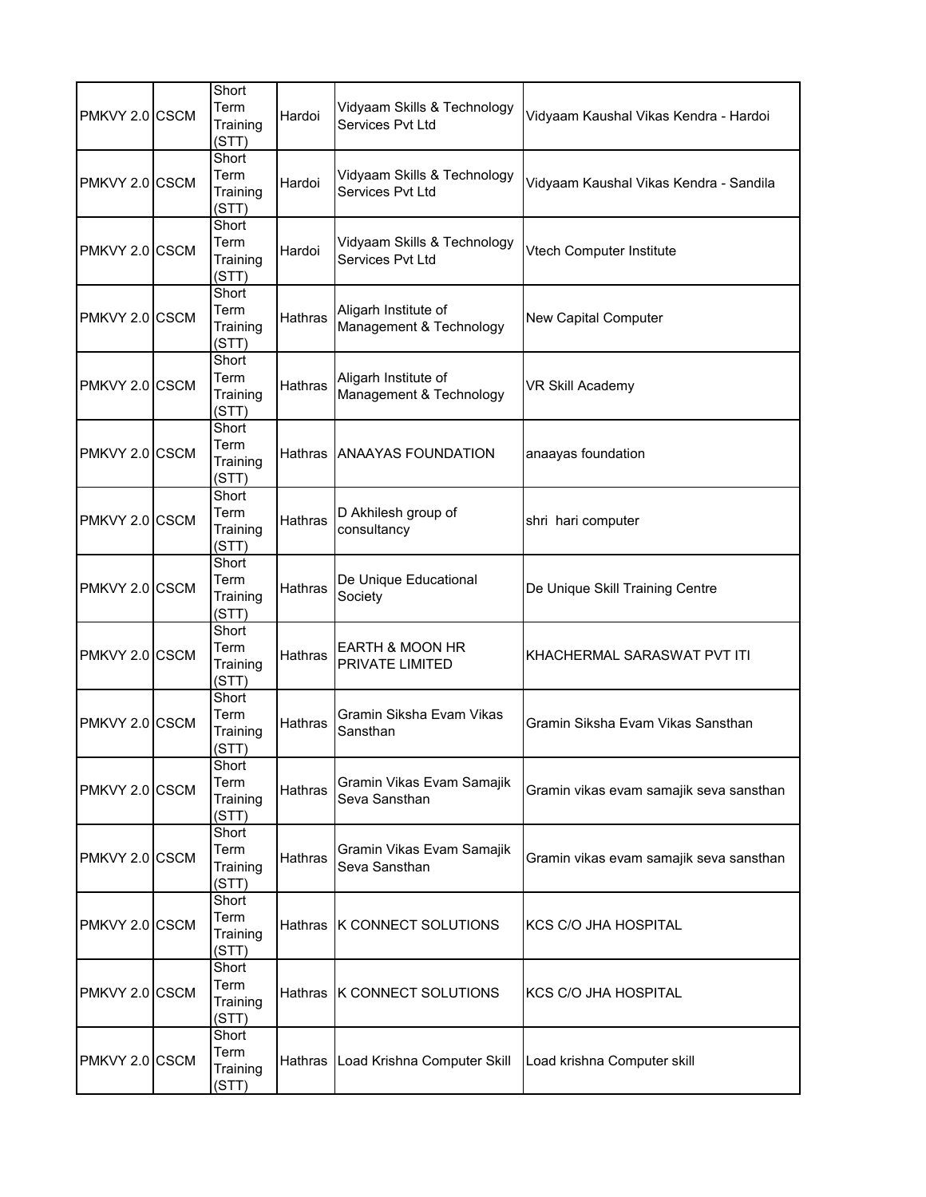| | | | | | |
|---|---|---|---|---|---|
| PMKVY 2.0 | CSCM | Short Term Training (STT) | Hardoi | Vidyaam Skills & Technology Services Pvt Ltd | Vidyaam Kaushal Vikas Kendra - Hardoi |
| PMKVY 2.0 | CSCM | Short Term Training (STT) | Hardoi | Vidyaam Skills & Technology Services Pvt Ltd | Vidyaam Kaushal Vikas Kendra - Sandila |
| PMKVY 2.0 | CSCM | Short Term Training (STT) | Hardoi | Vidyaam Skills & Technology Services Pvt Ltd | Vtech Computer Institute |
| PMKVY 2.0 | CSCM | Short Term Training (STT) | Hathras | Aligarh Institute of Management & Technology | New Capital Computer |
| PMKVY 2.0 | CSCM | Short Term Training (STT) | Hathras | Aligarh Institute of Management & Technology | VR Skill Academy |
| PMKVY 2.0 | CSCM | Short Term Training (STT) | Hathras | ANAAYAS FOUNDATION | anaayas foundation |
| PMKVY 2.0 | CSCM | Short Term Training (STT) | Hathras | D Akhilesh group of consultancy | shri hari computer |
| PMKVY 2.0 | CSCM | Short Term Training (STT) | Hathras | De Unique Educational Society | De Unique Skill Training Centre |
| PMKVY 2.0 | CSCM | Short Term Training (STT) | Hathras | EARTH & MOON HR PRIVATE LIMITED | KHACHERMAL SARASWAT PVT ITI |
| PMKVY 2.0 | CSCM | Short Term Training (STT) | Hathras | Gramin Siksha Evam Vikas Sansthan | Gramin Siksha Evam Vikas Sansthan |
| PMKVY 2.0 | CSCM | Short Term Training (STT) | Hathras | Gramin Vikas Evam Samajik Seva Sansthan | Gramin vikas evam samajik seva sansthan |
| PMKVY 2.0 | CSCM | Short Term Training (STT) | Hathras | Gramin Vikas Evam Samajik Seva Sansthan | Gramin vikas evam samajik seva sansthan |
| PMKVY 2.0 | CSCM | Short Term Training (STT) | Hathras | K CONNECT SOLUTIONS | KCS C/O JHA HOSPITAL |
| PMKVY 2.0 | CSCM | Short Term Training (STT) | Hathras | K CONNECT SOLUTIONS | KCS C/O JHA HOSPITAL |
| PMKVY 2.0 | CSCM | Short Term Training (STT) | Hathras | Load Krishna Computer Skill | Load krishna Computer skill |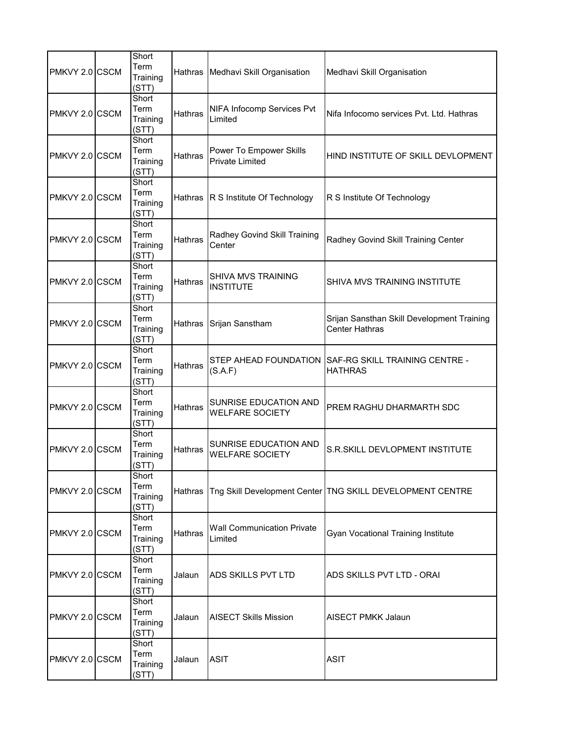| PMKVY 2.0 | CSCM | Short Term Training (STT) | Hathras | Medhavi Skill Organisation | Medhavi Skill Organisation |
|---|---|---|---|---|---|
| PMKVY 2.0 | CSCM | Short Term Training (STT) | Hathras | NIFA Infocomp Services Pvt Limited | Nifa Infocomo services Pvt. Ltd. Hathras |
| PMKVY 2.0 | CSCM | Short Term Training (STT) | Hathras | Power To Empower Skills Private Limited | HIND INSTITUTE OF SKILL DEVLOPMENT |
| PMKVY 2.0 | CSCM | Short Term Training (STT) | Hathras | R S Institute Of Technology | R S Institute Of Technology |
| PMKVY 2.0 | CSCM | Short Term Training (STT) | Hathras | Radhey Govind Skill Training Center | Radhey Govind Skill Training Center |
| PMKVY 2.0 | CSCM | Short Term Training (STT) | Hathras | SHIVA MVS TRAINING INSTITUTE | SHIVA MVS TRAINING INSTITUTE |
| PMKVY 2.0 | CSCM | Short Term Training (STT) | Hathras | Srijan Sanstham | Srijan Sansthan Skill Development Training Center Hathras |
| PMKVY 2.0 | CSCM | Short Term Training (STT) | Hathras | STEP AHEAD FOUNDATION (S.A.F) | SAF-RG SKILL TRAINING CENTRE - HATHRAS |
| PMKVY 2.0 | CSCM | Short Term Training (STT) | Hathras | SUNRISE EDUCATION AND WELFARE SOCIETY | PREM RAGHU DHARMARTH SDC |
| PMKVY 2.0 | CSCM | Short Term Training (STT) | Hathras | SUNRISE EDUCATION AND WELFARE SOCIETY | S.R.SKILL DEVLOPMENT INSTITUTE |
| PMKVY 2.0 | CSCM | Short Term Training (STT) | Hathras | Tng Skill Development Center | TNG SKILL DEVELOPMENT CENTRE |
| PMKVY 2.0 | CSCM | Short Term Training (STT) | Hathras | Wall Communication Private Limited | Gyan Vocational Training Institute |
| PMKVY 2.0 | CSCM | Short Term Training (STT) | Jalaun | ADS SKILLS PVT LTD | ADS SKILLS PVT LTD - ORAI |
| PMKVY 2.0 | CSCM | Short Term Training (STT) | Jalaun | AISECT Skills Mission | AISECT PMKK Jalaun |
| PMKVY 2.0 | CSCM | Short Term Training (STT) | Jalaun | ASIT | ASIT |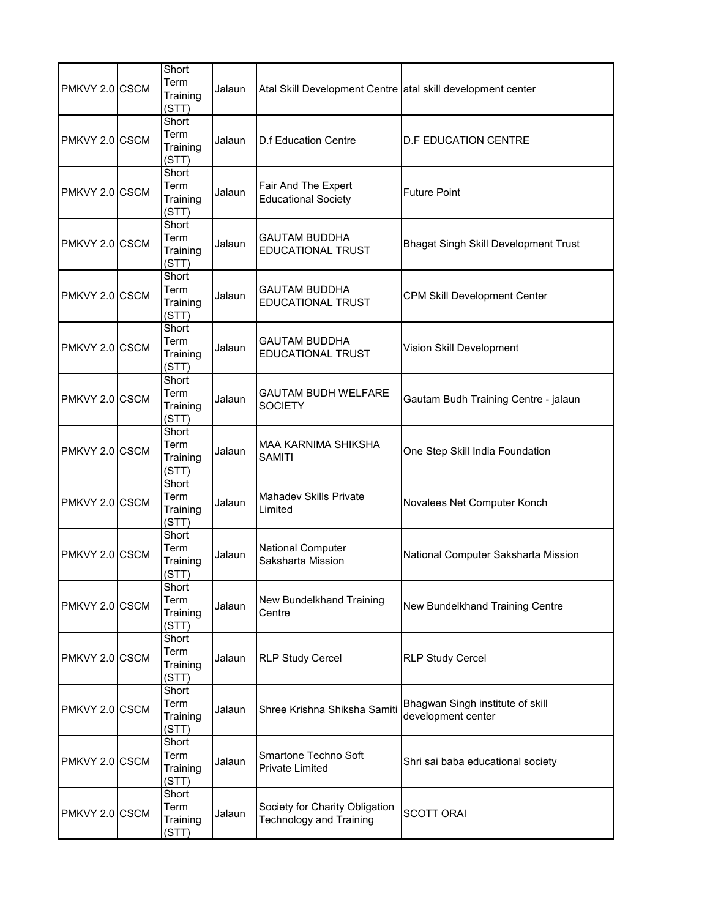| | | | | | |
|---|---|---|---|---|---|
| PMKVY 2.0 | CSCM | Short Term Training (STT) | Jalaun | Atal Skill Development Centre | atal skill development center |
| PMKVY 2.0 | CSCM | Short Term Training (STT) | Jalaun | D.f Education Centre | D.F EDUCATION CENTRE |
| PMKVY 2.0 | CSCM | Short Term Training (STT) | Jalaun | Fair And The Expert Educational Society | Future Point |
| PMKVY 2.0 | CSCM | Short Term Training (STT) | Jalaun | GAUTAM BUDDHA EDUCATIONAL TRUST | Bhagat Singh Skill Development Trust |
| PMKVY 2.0 | CSCM | Short Term Training (STT) | Jalaun | GAUTAM BUDDHA EDUCATIONAL TRUST | CPM Skill Development Center |
| PMKVY 2.0 | CSCM | Short Term Training (STT) | Jalaun | GAUTAM BUDDHA EDUCATIONAL TRUST | Vision Skill Development |
| PMKVY 2.0 | CSCM | Short Term Training (STT) | Jalaun | GAUTAM BUDH WELFARE SOCIETY | Gautam Budh Training Centre - jalaun |
| PMKVY 2.0 | CSCM | Short Term Training (STT) | Jalaun | MAA KARNIMA SHIKSHA SAMITI | One Step Skill India Foundation |
| PMKVY 2.0 | CSCM | Short Term Training (STT) | Jalaun | Mahadev Skills Private Limited | Novalees Net Computer Konch |
| PMKVY 2.0 | CSCM | Short Term Training (STT) | Jalaun | National Computer Saksharta Mission | National Computer Saksharta Mission |
| PMKVY 2.0 | CSCM | Short Term Training (STT) | Jalaun | New Bundelkhand Training Centre | New Bundelkhand Training Centre |
| PMKVY 2.0 | CSCM | Short Term Training (STT) | Jalaun | RLP Study Cercel | RLP Study Cercel |
| PMKVY 2.0 | CSCM | Short Term Training (STT) | Jalaun | Shree Krishna Shiksha Samiti | Bhagwan Singh institute of skill development center |
| PMKVY 2.0 | CSCM | Short Term Training (STT) | Jalaun | Smartone Techno Soft Private Limited | Shri sai baba educational society |
| PMKVY 2.0 | CSCM | Short Term Training (STT) | Jalaun | Society for Charity Obligation Technology and Training | SCOTT ORAI |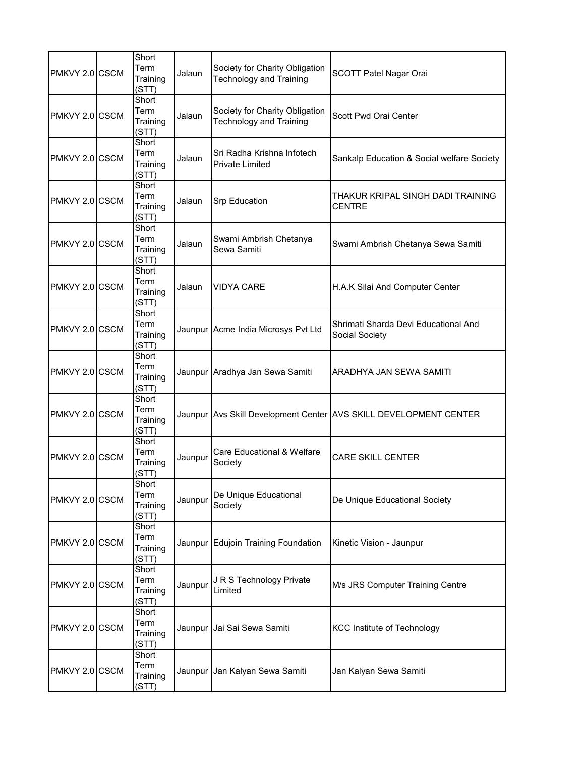| PMKVY 2.0 | CSCM | Short Term Training (STT) | Jalaun | Society for Charity Obligation Technology and Training | SCOTT Patel Nagar Orai |
|---|---|---|---|---|---|
| PMKVY 2.0 | CSCM | Short Term Training (STT) | Jalaun | Society for Charity Obligation Technology and Training | Scott Pwd Orai Center |
| PMKVY 2.0 | CSCM | Short Term Training (STT) | Jalaun | Sri Radha Krishna Infotech Private Limited | Sankalp Education & Social welfare Society |
| PMKVY 2.0 | CSCM | Short Term Training (STT) | Jalaun | Srp Education | THAKUR KRIPAL SINGH DADI TRAINING CENTRE |
| PMKVY 2.0 | CSCM | Short Term Training (STT) | Jalaun | Swami Ambrish Chetanya Sewa Samiti | Swami Ambrish Chetanya Sewa Samiti |
| PMKVY 2.0 | CSCM | Short Term Training (STT) | Jalaun | VIDYA CARE | H.A.K Silai And Computer Center |
| PMKVY 2.0 | CSCM | Short Term Training (STT) | Jaunpur | Acme India Microsys Pvt Ltd | Shrimati Sharda Devi Educational And Social Society |
| PMKVY 2.0 | CSCM | Short Term Training (STT) | Jaunpur | Aradhya Jan Sewa Samiti | ARADHYA JAN SEWA SAMITI |
| PMKVY 2.0 | CSCM | Short Term Training (STT) | Jaunpur | Avs Skill Development Center | AVS SKILL DEVELOPMENT CENTER |
| PMKVY 2.0 | CSCM | Short Term Training (STT) | Jaunpur | Care Educational & Welfare Society | CARE SKILL CENTER |
| PMKVY 2.0 | CSCM | Short Term Training (STT) | Jaunpur | De Unique Educational Society | De Unique Educational Society |
| PMKVY 2.0 | CSCM | Short Term Training (STT) | Jaunpur | Edujoin Training Foundation | Kinetic Vision - Jaunpur |
| PMKVY 2.0 | CSCM | Short Term Training (STT) | Jaunpur | J R S Technology Private Limited | M/s JRS Computer Training Centre |
| PMKVY 2.0 | CSCM | Short Term Training (STT) | Jaunpur | Jai Sai Sewa Samiti | KCC Institute of Technology |
| PMKVY 2.0 | CSCM | Short Term Training (STT) | Jaunpur | Jan Kalyan Sewa Samiti | Jan Kalyan Sewa Samiti |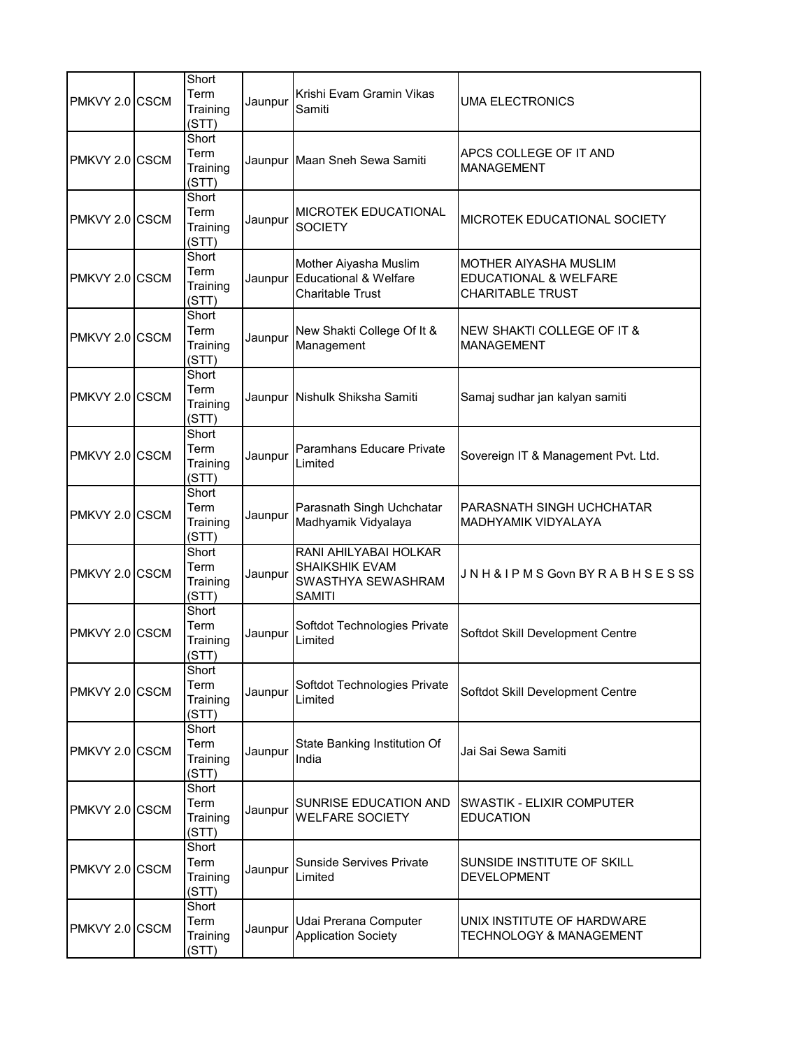| PMKVY 2.0 | CSCM | Short Term Training (STT) | Jaunpur | Krishi Evam Gramin Vikas Samiti | UMA ELECTRONICS |
|---|---|---|---|---|---|
| PMKVY 2.0 | CSCM | Short Term Training (STT) | Jaunpur | Maan Sneh Sewa Samiti | APCS COLLEGE OF IT AND MANAGEMENT |
| PMKVY 2.0 | CSCM | Short Term Training (STT) | Jaunpur | MICROTEK EDUCATIONAL SOCIETY | MICROTEK EDUCATIONAL SOCIETY |
| PMKVY 2.0 | CSCM | Short Term Training (STT) | Jaunpur | Mother Aiyasha Muslim Educational & Welfare Charitable Trust | MOTHER AIYASHA MUSLIM EDUCATIONAL & WELFARE CHARITABLE TRUST |
| PMKVY 2.0 | CSCM | Short Term Training (STT) | Jaunpur | New Shakti College Of It & Management | NEW SHAKTI COLLEGE OF IT & MANAGEMENT |
| PMKVY 2.0 | CSCM | Short Term Training (STT) | Jaunpur | Nishulk Shiksha Samiti | Samaj sudhar jan kalyan samiti |
| PMKVY 2.0 | CSCM | Short Term Training (STT) | Jaunpur | Paramhans Educare Private Limited | Sovereign IT & Management Pvt. Ltd. |
| PMKVY 2.0 | CSCM | Short Term Training (STT) | Jaunpur | Parasnath Singh Uchchatar Madhyamik Vidyalaya | PARASNATH SINGH UCHCHATAR MADHYAMIK VIDYALAYA |
| PMKVY 2.0 | CSCM | Short Term Training (STT) | Jaunpur | RANI AHILYABAI HOLKAR SHAIKSHIK EVAM SWASTHYA SEWASHRAM SAMITI | J N H & I P M S Govn BY R A B H S E S SS |
| PMKVY 2.0 | CSCM | Short Term Training (STT) | Jaunpur | Softdot Technologies Private Limited | Softdot Skill Development Centre |
| PMKVY 2.0 | CSCM | Short Term Training (STT) | Jaunpur | Softdot Technologies Private Limited | Softdot Skill Development Centre |
| PMKVY 2.0 | CSCM | Short Term Training (STT) | Jaunpur | State Banking Institution Of India | Jai Sai Sewa Samiti |
| PMKVY 2.0 | CSCM | Short Term Training (STT) | Jaunpur | SUNRISE EDUCATION AND WELFARE SOCIETY | SWASTIK - ELIXIR COMPUTER EDUCATION |
| PMKVY 2.0 | CSCM | Short Term Training (STT) | Jaunpur | Sunside Servives Private Limited | SUNSIDE INSTITUTE OF SKILL DEVELOPMENT |
| PMKVY 2.0 | CSCM | Short Term Training (STT) | Jaunpur | Udai Prerana Computer Application Society | UNIX INSTITUTE OF HARDWARE TECHNOLOGY & MANAGEMENT |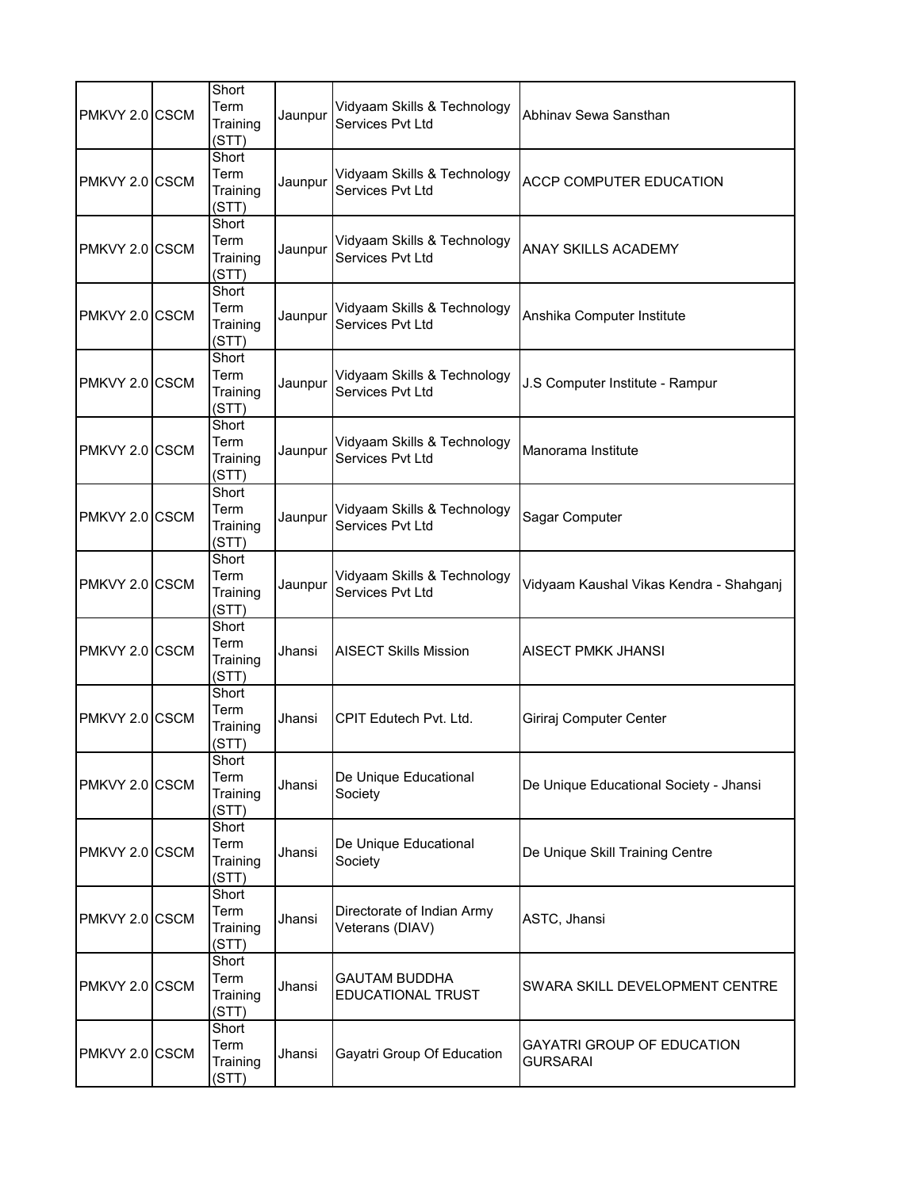| PMKVY 2.0 | CSCM | Short Term Training (STT) | Jaunpur | Vidyaam Skills & Technology Services Pvt Ltd | Abhinav Sewa Sansthan |
|---|---|---|---|---|---|
| PMKVY 2.0 | CSCM | Short Term Training (STT) | Jaunpur | Vidyaam Skills & Technology Services Pvt Ltd | ACCP COMPUTER EDUCATION |
| PMKVY 2.0 | CSCM | Short Term Training (STT) | Jaunpur | Vidyaam Skills & Technology Services Pvt Ltd | ANAY SKILLS ACADEMY |
| PMKVY 2.0 | CSCM | Short Term Training (STT) | Jaunpur | Vidyaam Skills & Technology Services Pvt Ltd | Anshika Computer Institute |
| PMKVY 2.0 | CSCM | Short Term Training (STT) | Jaunpur | Vidyaam Skills & Technology Services Pvt Ltd | J.S Computer Institute - Rampur |
| PMKVY 2.0 | CSCM | Short Term Training (STT) | Jaunpur | Vidyaam Skills & Technology Services Pvt Ltd | Manorama Institute |
| PMKVY 2.0 | CSCM | Short Term Training (STT) | Jaunpur | Vidyaam Skills & Technology Services Pvt Ltd | Sagar Computer |
| PMKVY 2.0 | CSCM | Short Term Training (STT) | Jaunpur | Vidyaam Skills & Technology Services Pvt Ltd | Vidyaam Kaushal Vikas Kendra - Shahganj |
| PMKVY 2.0 | CSCM | Short Term Training (STT) | Jhansi | AISECT Skills Mission | AISECT PMKK JHANSI |
| PMKVY 2.0 | CSCM | Short Term Training (STT) | Jhansi | CPIT Edutech Pvt. Ltd. | Giriraj Computer Center |
| PMKVY 2.0 | CSCM | Short Term Training (STT) | Jhansi | De Unique Educational Society | De Unique Educational Society - Jhansi |
| PMKVY 2.0 | CSCM | Short Term Training (STT) | Jhansi | De Unique Educational Society | De Unique Skill Training Centre |
| PMKVY 2.0 | CSCM | Short Term Training (STT) | Jhansi | Directorate of Indian Army Veterans (DIAV) | ASTC, Jhansi |
| PMKVY 2.0 | CSCM | Short Term Training (STT) | Jhansi | GAUTAM BUDDHA EDUCATIONAL TRUST | SWARA SKILL DEVELOPMENT CENTRE |
| PMKVY 2.0 | CSCM | Short Term Training (STT) | Jhansi | Gayatri Group Of Education | GAYATRI GROUP OF EDUCATION GURSARAI |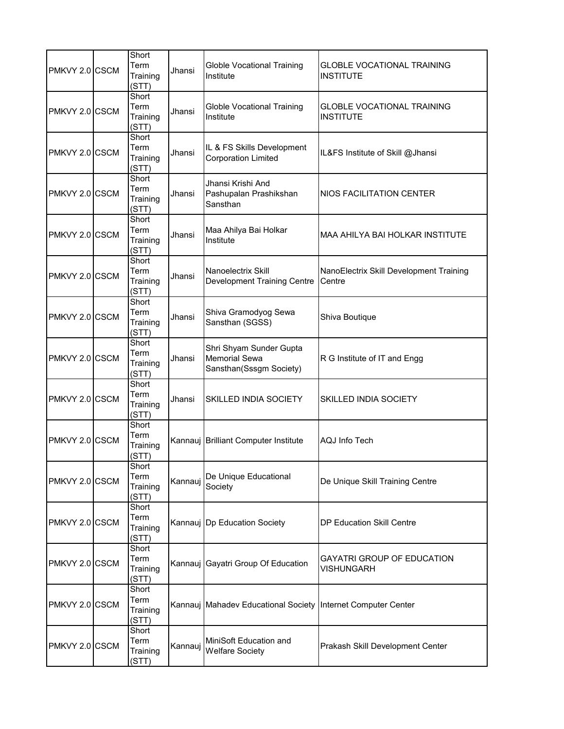| | | | | | |
|---|---|---|---|---|---|
| PMKVY 2.0 | CSCM | Short Term Training (STT) | Jhansi | Globle Vocational Training Institute | GLOBLE VOCATIONAL TRAINING INSTITUTE |
| PMKVY 2.0 | CSCM | Short Term Training (STT) | Jhansi | Globle Vocational Training Institute | GLOBLE VOCATIONAL TRAINING INSTITUTE |
| PMKVY 2.0 | CSCM | Short Term Training (STT) | Jhansi | IL & FS Skills Development Corporation Limited | IL&FS Institute of Skill @Jhansi |
| PMKVY 2.0 | CSCM | Short Term Training (STT) | Jhansi | Jhansi Krishi And Pashupalan Prashikshan Sansthan | NIOS FACILITATION CENTER |
| PMKVY 2.0 | CSCM | Short Term Training (STT) | Jhansi | Maa Ahilya Bai Holkar Institute | MAA AHILYA BAI HOLKAR INSTITUTE |
| PMKVY 2.0 | CSCM | Short Term Training (STT) | Jhansi | Nanoelectrix Skill Development Training Centre | NanoElectrix Skill Development Training Centre |
| PMKVY 2.0 | CSCM | Short Term Training (STT) | Jhansi | Shiva Gramodyog Sewa Sansthan (SGSS) | Shiva Boutique |
| PMKVY 2.0 | CSCM | Short Term Training (STT) | Jhansi | Shri Shyam Sunder Gupta Memorial Sewa Sansthan(Sssgm Society) | R G Institute of IT and Engg |
| PMKVY 2.0 | CSCM | Short Term Training (STT) | Jhansi | SKILLED INDIA SOCIETY | SKILLED INDIA SOCIETY |
| PMKVY 2.0 | CSCM | Short Term Training (STT) | Kannauj | Brilliant Computer Institute | AQJ Info Tech |
| PMKVY 2.0 | CSCM | Short Term Training (STT) | Kannauj | De Unique Educational Society | De Unique Skill Training Centre |
| PMKVY 2.0 | CSCM | Short Term Training (STT) | Kannauj | Dp Education Society | DP Education Skill Centre |
| PMKVY 2.0 | CSCM | Short Term Training (STT) | Kannauj | Gayatri Group Of Education | GAYATRI GROUP OF EDUCATION VISHUNGARH |
| PMKVY 2.0 | CSCM | Short Term Training (STT) | Kannauj | Mahadev Educational Society | Internet Computer Center |
| PMKVY 2.0 | CSCM | Short Term Training (STT) | Kannauj | MiniSoft Education and Welfare Society | Prakash Skill Development Center |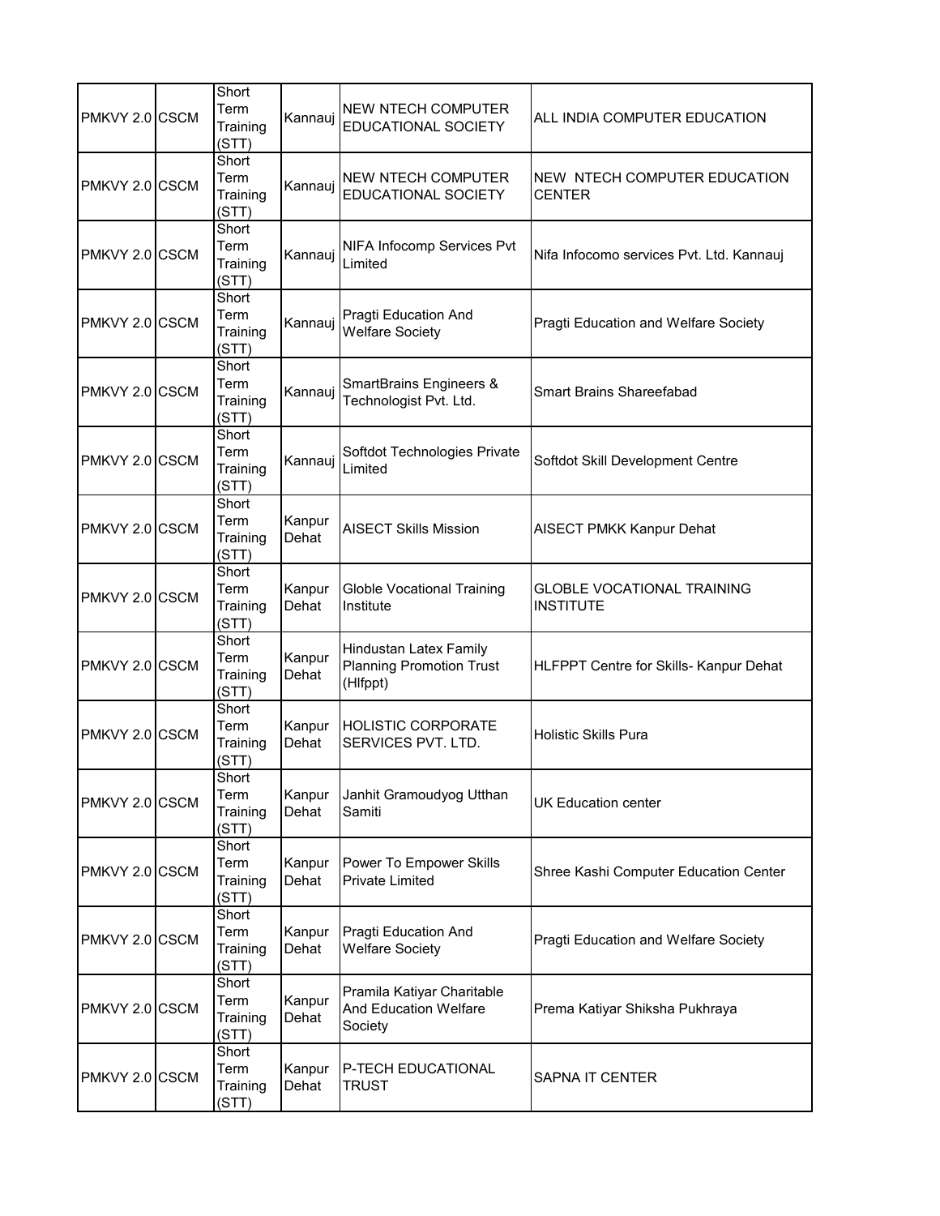| PMKVY 2.0 | CSCM | Short Term Training (STT) | Kannauj | NEW NTECH COMPUTER EDUCATIONAL SOCIETY | ALL INDIA COMPUTER EDUCATION |
|---|---|---|---|---|---|
| PMKVY 2.0 | CSCM | Short Term Training (STT) | Kannauj | NEW NTECH COMPUTER EDUCATIONAL SOCIETY | NEW NTECH COMPUTER EDUCATION CENTER |
| PMKVY 2.0 | CSCM | Short Term Training (STT) | Kannauj | NIFA Infocomp Services Pvt Limited | Nifa Infocomo services Pvt. Ltd. Kannauj |
| PMKVY 2.0 | CSCM | Short Term Training (STT) | Kannauj | Pragti Education And Welfare Society | Pragti Education and Welfare Society |
| PMKVY 2.0 | CSCM | Short Term Training (STT) | Kannauj | SmartBrains Engineers & Technologist Pvt. Ltd. | Smart Brains Shareefabad |
| PMKVY 2.0 | CSCM | Short Term Training (STT) | Kannauj | Softdot Technologies Private Limited | Softdot Skill Development Centre |
| PMKVY 2.0 | CSCM | Short Term Training (STT) | Kanpur Dehat | AISECT Skills Mission | AISECT PMKK Kanpur Dehat |
| PMKVY 2.0 | CSCM | Short Term Training (STT) | Kanpur Dehat | Globle Vocational Training Institute | GLOBLE VOCATIONAL TRAINING INSTITUTE |
| PMKVY 2.0 | CSCM | Short Term Training (STT) | Kanpur Dehat | Hindustan Latex Family Planning Promotion Trust (Hlfppt) | HLFPPT Centre for Skills- Kanpur Dehat |
| PMKVY 2.0 | CSCM | Short Term Training (STT) | Kanpur Dehat | HOLISTIC CORPORATE SERVICES PVT. LTD. | Holistic Skills Pura |
| PMKVY 2.0 | CSCM | Short Term Training (STT) | Kanpur Dehat | Janhit Gramoudyog Utthan Samiti | UK Education center |
| PMKVY 2.0 | CSCM | Short Term Training (STT) | Kanpur Dehat | Power To Empower Skills Private Limited | Shree Kashi Computer Education Center |
| PMKVY 2.0 | CSCM | Short Term Training (STT) | Kanpur Dehat | Pragti Education And Welfare Society | Pragti Education and Welfare Society |
| PMKVY 2.0 | CSCM | Short Term Training (STT) | Kanpur Dehat | Pramila Katiyar Charitable And Education Welfare Society | Prema Katiyar Shiksha Pukhraya |
| PMKVY 2.0 | CSCM | Short Term Training (STT) | Kanpur Dehat | P-TECH EDUCATIONAL TRUST | SAPNA IT CENTER |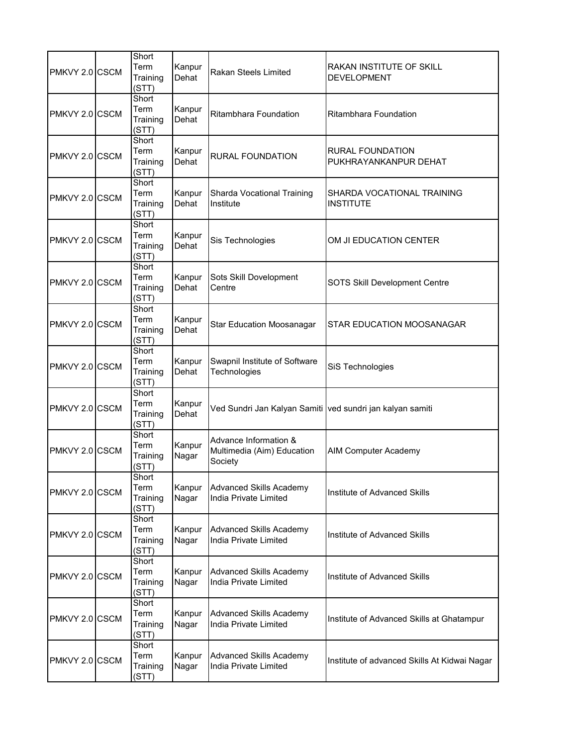| | | | | | |
|---|---|---|---|---|---|
| PMKVY 2.0 | CSCM | Short Term Training (STT) | Kanpur Dehat | Rakan Steels Limited | RAKAN INSTITUTE OF SKILL DEVELOPMENT |
| PMKVY 2.0 | CSCM | Short Term Training (STT) | Kanpur Dehat | Ritambhara Foundation | Ritambhara Foundation |
| PMKVY 2.0 | CSCM | Short Term Training (STT) | Kanpur Dehat | RURAL FOUNDATION | RURAL FOUNDATION PUKHRAYANKANPUR DEHAT |
| PMKVY 2.0 | CSCM | Short Term Training (STT) | Kanpur Dehat | Sharda Vocational Training Institute | SHARDA VOCATIONAL TRAINING INSTITUTE |
| PMKVY 2.0 | CSCM | Short Term Training (STT) | Kanpur Dehat | Sis Technologies | OM JI EDUCATION CENTER |
| PMKVY 2.0 | CSCM | Short Term Training (STT) | Kanpur Dehat | Sots Skill Dovelopment Centre | SOTS Skill Development Centre |
| PMKVY 2.0 | CSCM | Short Term Training (STT) | Kanpur Dehat | Star Education Moosanagar | STAR EDUCATION MOOSANAGAR |
| PMKVY 2.0 | CSCM | Short Term Training (STT) | Kanpur Dehat | Swapnil Institute of Software Technologies | SiS Technologies |
| PMKVY 2.0 | CSCM | Short Term Training (STT) | Kanpur Dehat | Ved Sundri Jan Kalyan Samiti | ved sundri jan kalyan samiti |
| PMKVY 2.0 | CSCM | Short Term Training (STT) | Kanpur Nagar | Advance Information & Multimedia (Aim) Education Society | AIM Computer Academy |
| PMKVY 2.0 | CSCM | Short Term Training (STT) | Kanpur Nagar | Advanced Skills Academy India Private Limited | Institute of Advanced Skills |
| PMKVY 2.0 | CSCM | Short Term Training (STT) | Kanpur Nagar | Advanced Skills Academy India Private Limited | Institute of Advanced Skills |
| PMKVY 2.0 | CSCM | Short Term Training (STT) | Kanpur Nagar | Advanced Skills Academy India Private Limited | Institute of Advanced Skills |
| PMKVY 2.0 | CSCM | Short Term Training (STT) | Kanpur Nagar | Advanced Skills Academy India Private Limited | Institute of Advanced Skills at Ghatampur |
| PMKVY 2.0 | CSCM | Short Term Training (STT) | Kanpur Nagar | Advanced Skills Academy India Private Limited | Institute of advanced Skills At Kidwai Nagar |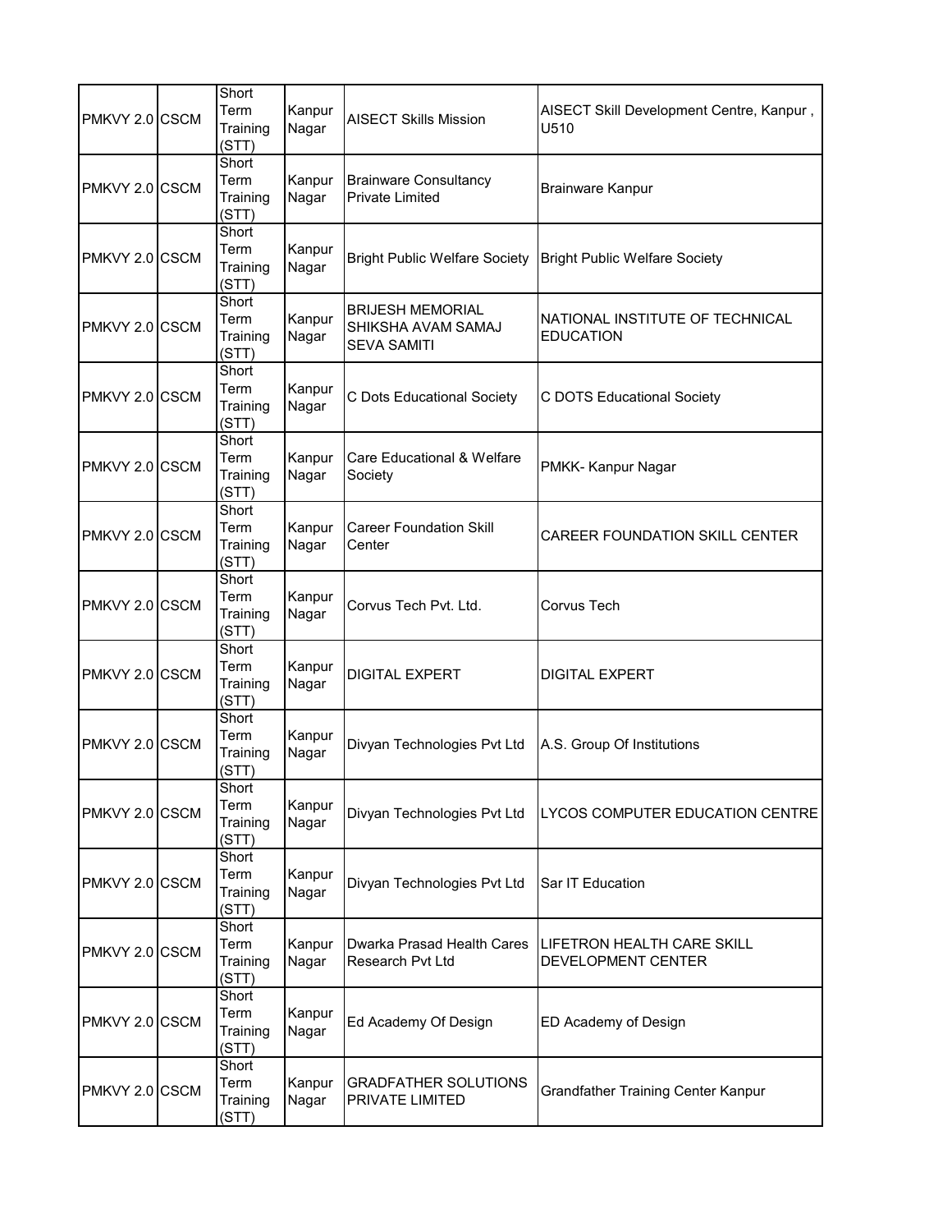| | | | | | |
|---|---|---|---|---|---|
| PMKVY 2.0 | CSCM | Short Term Training (STT) | Kanpur Nagar | AISECT Skills Mission | AISECT Skill Development Centre, Kanpur , U510 |
| PMKVY 2.0 | CSCM | Short Term Training (STT) | Kanpur Nagar | Brainware Consultancy Private Limited | Brainware Kanpur |
| PMKVY 2.0 | CSCM | Short Term Training (STT) | Kanpur Nagar | Bright Public Welfare Society | Bright Public Welfare Society |
| PMKVY 2.0 | CSCM | Short Term Training (STT) | Kanpur Nagar | BRIJESH MEMORIAL SHIKSHA AVAM SAMAJ SEVA SAMITI | NATIONAL INSTITUTE OF TECHNICAL EDUCATION |
| PMKVY 2.0 | CSCM | Short Term Training (STT) | Kanpur Nagar | C Dots Educational Society | C DOTS Educational Society |
| PMKVY 2.0 | CSCM | Short Term Training (STT) | Kanpur Nagar | Care Educational & Welfare Society | PMKK- Kanpur Nagar |
| PMKVY 2.0 | CSCM | Short Term Training (STT) | Kanpur Nagar | Career Foundation Skill Center | CAREER FOUNDATION SKILL CENTER |
| PMKVY 2.0 | CSCM | Short Term Training (STT) | Kanpur Nagar | Corvus Tech Pvt. Ltd. | Corvus Tech |
| PMKVY 2.0 | CSCM | Short Term Training (STT) | Kanpur Nagar | DIGITAL EXPERT | DIGITAL EXPERT |
| PMKVY 2.0 | CSCM | Short Term Training (STT) | Kanpur Nagar | Divyan Technologies Pvt Ltd | A.S. Group Of Institutions |
| PMKVY 2.0 | CSCM | Short Term Training (STT) | Kanpur Nagar | Divyan Technologies Pvt Ltd | LYCOS COMPUTER EDUCATION CENTRE |
| PMKVY 2.0 | CSCM | Short Term Training (STT) | Kanpur Nagar | Divyan Technologies Pvt Ltd | Sar IT Education |
| PMKVY 2.0 | CSCM | Short Term Training (STT) | Kanpur Nagar | Dwarka Prasad Health Cares Research Pvt Ltd | LIFETRON HEALTH CARE SKILL DEVELOPMENT CENTER |
| PMKVY 2.0 | CSCM | Short Term Training (STT) | Kanpur Nagar | Ed Academy Of Design | ED Academy of Design |
| PMKVY 2.0 | CSCM | Short Term Training (STT) | Kanpur Nagar | GRADFATHER SOLUTIONS PRIVATE LIMITED | Grandfather Training Center Kanpur |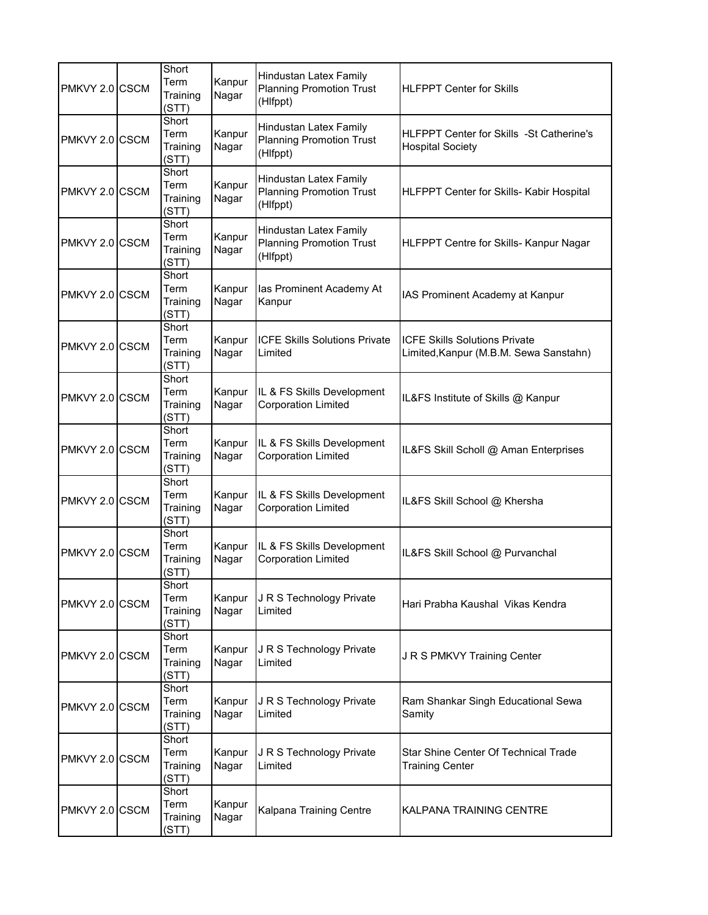| PMKVY 2.0 | CSCM | Short Term Training (STT) | Kanpur Nagar | Hindustan Latex Family Planning Promotion Trust (Hlfppt) | HLFPPT Center for Skills |
|---|---|---|---|---|---|
| PMKVY 2.0 | CSCM | Short Term Training (STT) | Kanpur Nagar | Hindustan Latex Family Planning Promotion Trust (Hlfppt) | HLFPPT Center for Skills -St Catherine's Hospital Society |
| PMKVY 2.0 | CSCM | Short Term Training (STT) | Kanpur Nagar | Hindustan Latex Family Planning Promotion Trust (Hlfppt) | HLFPPT Center for Skills- Kabir Hospital |
| PMKVY 2.0 | CSCM | Short Term Training (STT) | Kanpur Nagar | Hindustan Latex Family Planning Promotion Trust (Hlfppt) | HLFPPT Centre for Skills- Kanpur Nagar |
| PMKVY 2.0 | CSCM | Short Term Training (STT) | Kanpur Nagar | Ias Prominent Academy At Kanpur | IAS Prominent Academy at Kanpur |
| PMKVY 2.0 | CSCM | Short Term Training (STT) | Kanpur Nagar | ICFE Skills Solutions Private Limited | ICFE Skills Solutions Private Limited,Kanpur (M.B.M. Sewa Sanstahn) |
| PMKVY 2.0 | CSCM | Short Term Training (STT) | Kanpur Nagar | IL & FS Skills Development Corporation Limited | IL&FS Institute of Skills @ Kanpur |
| PMKVY 2.0 | CSCM | Short Term Training (STT) | Kanpur Nagar | IL & FS Skills Development Corporation Limited | IL&FS Skill Scholl @ Aman Enterprises |
| PMKVY 2.0 | CSCM | Short Term Training (STT) | Kanpur Nagar | IL & FS Skills Development Corporation Limited | IL&FS Skill School @ Khersha |
| PMKVY 2.0 | CSCM | Short Term Training (STT) | Kanpur Nagar | IL & FS Skills Development Corporation Limited | IL&FS Skill School @ Purvanchal |
| PMKVY 2.0 | CSCM | Short Term Training (STT) | Kanpur Nagar | J R S Technology Private Limited | Hari Prabha Kaushal Vikas Kendra |
| PMKVY 2.0 | CSCM | Short Term Training (STT) | Kanpur Nagar | J R S Technology Private Limited | J R S PMKVY Training Center |
| PMKVY 2.0 | CSCM | Short Term Training (STT) | Kanpur Nagar | J R S Technology Private Limited | Ram Shankar Singh Educational Sewa Samity |
| PMKVY 2.0 | CSCM | Short Term Training (STT) | Kanpur Nagar | J R S Technology Private Limited | Star Shine Center Of Technical Trade Training Center |
| PMKVY 2.0 | CSCM | Short Term Training (STT) | Kanpur Nagar | Kalpana Training Centre | KALPANA TRAINING CENTRE |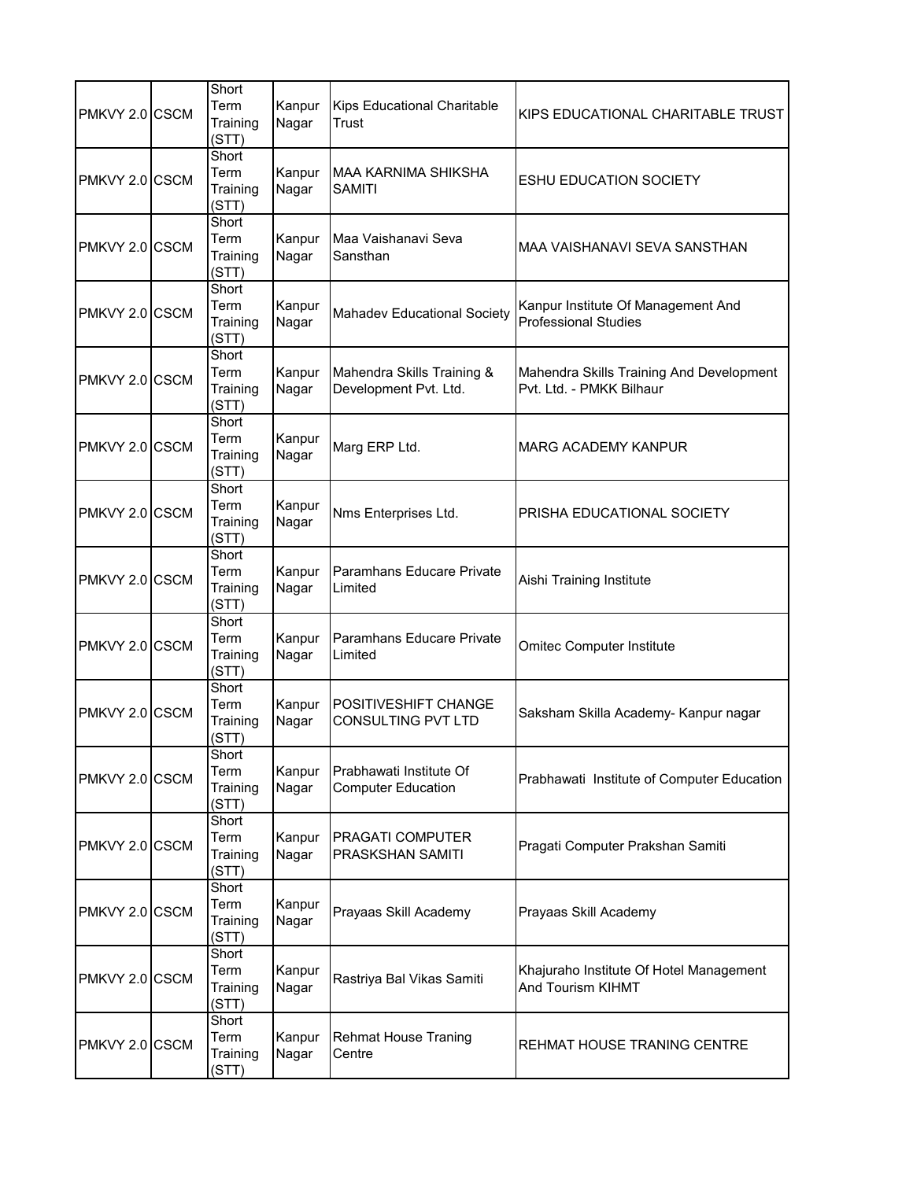| PMKVY 2.0 | CSCM | Short Term Training (STT) | Kanpur Nagar | Kips Educational Charitable Trust | KIPS EDUCATIONAL CHARITABLE TRUST |
|---|---|---|---|---|---|
| PMKVY 2.0 | CSCM | Short Term Training (STT) | Kanpur Nagar | MAA KARNIMA SHIKSHA SAMITI | ESHU EDUCATION SOCIETY |
| PMKVY 2.0 | CSCM | Short Term Training (STT) | Kanpur Nagar | Maa Vaishanavi Seva Sansthan | MAA VAISHANAVI SEVA SANSTHAN |
| PMKVY 2.0 | CSCM | Short Term Training (STT) | Kanpur Nagar | Mahadev Educational Society | Kanpur Institute Of Management And Professional Studies |
| PMKVY 2.0 | CSCM | Short Term Training (STT) | Kanpur Nagar | Mahendra Skills Training & Development Pvt. Ltd. | Mahendra Skills Training And Development Pvt. Ltd. - PMKK Bilhaur |
| PMKVY 2.0 | CSCM | Short Term Training (STT) | Kanpur Nagar | Marg ERP Ltd. | MARG ACADEMY KANPUR |
| PMKVY 2.0 | CSCM | Short Term Training (STT) | Kanpur Nagar | Nms Enterprises Ltd. | PRISHA EDUCATIONAL SOCIETY |
| PMKVY 2.0 | CSCM | Short Term Training (STT) | Kanpur Nagar | Paramhans Educare Private Limited | Aishi Training Institute |
| PMKVY 2.0 | CSCM | Short Term Training (STT) | Kanpur Nagar | Paramhans Educare Private Limited | Omitec Computer Institute |
| PMKVY 2.0 | CSCM | Short Term Training (STT) | Kanpur Nagar | POSITIVESHIFT CHANGE CONSULTING PVT LTD | Saksham Skilla Academy- Kanpur nagar |
| PMKVY 2.0 | CSCM | Short Term Training (STT) | Kanpur Nagar | Prabhawati Institute Of Computer Education | Prabhawati Institute of Computer Education |
| PMKVY 2.0 | CSCM | Short Term Training (STT) | Kanpur Nagar | PRAGATI COMPUTER PRASKSHAN SAMITI | Pragati Computer Prakshan Samiti |
| PMKVY 2.0 | CSCM | Short Term Training (STT) | Kanpur Nagar | Prayaas Skill Academy | Prayaas Skill Academy |
| PMKVY 2.0 | CSCM | Short Term Training (STT) | Kanpur Nagar | Rastriya Bal Vikas Samiti | Khajuraho Institute Of Hotel Management And Tourism KIHMT |
| PMKVY 2.0 | CSCM | Short Term Training (STT) | Kanpur Nagar | Rehmat House Traning Centre | REHMAT HOUSE TRANING CENTRE |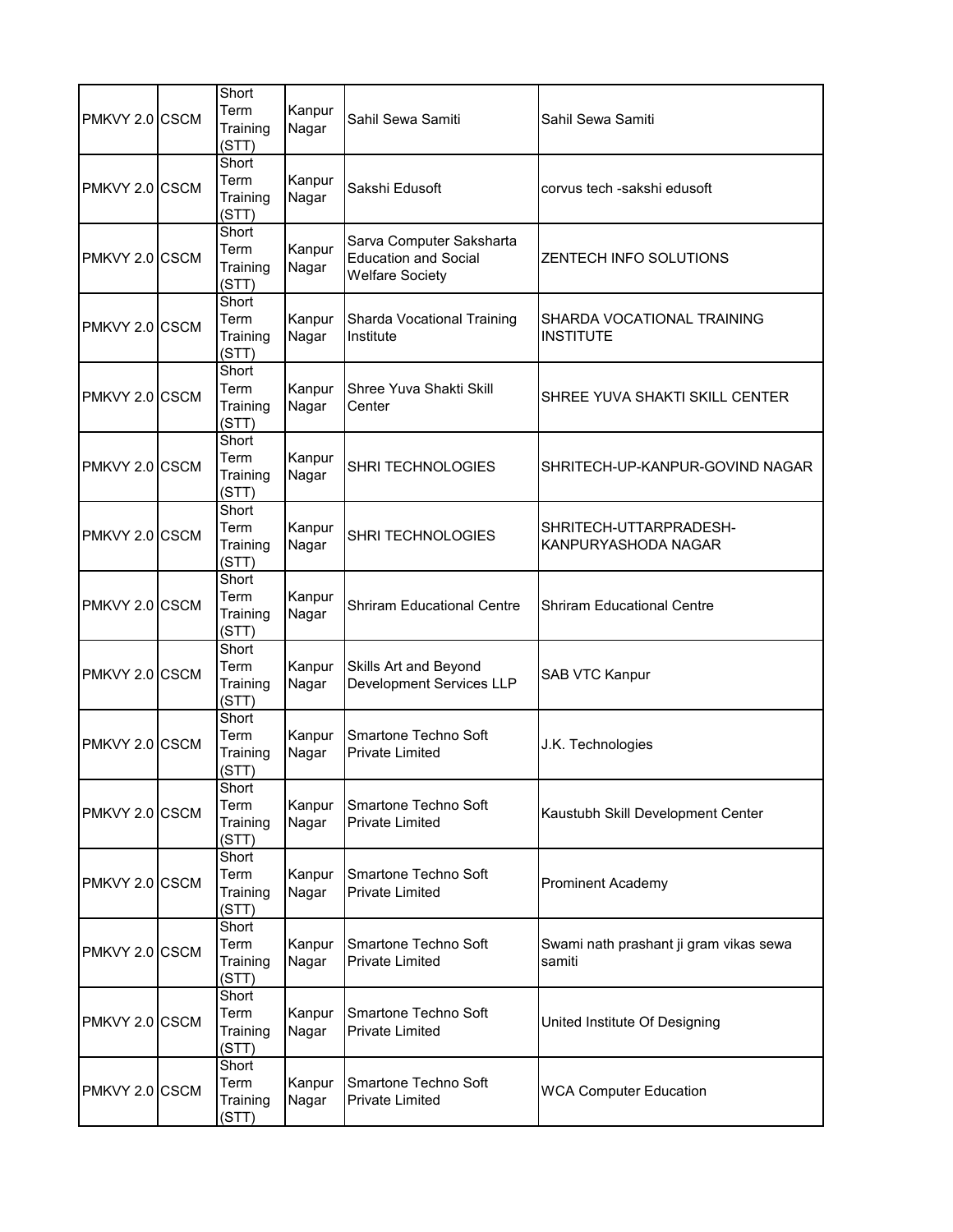| | | | | | |
|---|---|---|---|---|---|
| PMKVY 2.0 | CSCM | Short Term Training (STT) | Kanpur Nagar | Sahil Sewa Samiti | Sahil Sewa Samiti |
| PMKVY 2.0 | CSCM | Short Term Training (STT) | Kanpur Nagar | Sakshi Edusoft | corvus tech -sakshi edusoft |
| PMKVY 2.0 | CSCM | Short Term Training (STT) | Kanpur Nagar | Sarva Computer Saksharta Education and Social Welfare Society | ZENTECH INFO SOLUTIONS |
| PMKVY 2.0 | CSCM | Short Term Training (STT) | Kanpur Nagar | Sharda Vocational Training Institute | SHARDA VOCATIONAL TRAINING INSTITUTE |
| PMKVY 2.0 | CSCM | Short Term Training (STT) | Kanpur Nagar | Shree Yuva Shakti Skill Center | SHREE YUVA SHAKTI SKILL CENTER |
| PMKVY 2.0 | CSCM | Short Term Training (STT) | Kanpur Nagar | SHRI TECHNOLOGIES | SHRITECH-UP-KANPUR-GOVIND NAGAR |
| PMKVY 2.0 | CSCM | Short Term Training (STT) | Kanpur Nagar | SHRI TECHNOLOGIES | SHRITECH-UTTARPRADESH-KANPURYASHODA NAGAR |
| PMKVY 2.0 | CSCM | Short Term Training (STT) | Kanpur Nagar | Shriram Educational Centre | Shriram Educational Centre |
| PMKVY 2.0 | CSCM | Short Term Training (STT) | Kanpur Nagar | Skills Art and Beyond Development Services LLP | SAB VTC Kanpur |
| PMKVY 2.0 | CSCM | Short Term Training (STT) | Kanpur Nagar | Smartone Techno Soft Private Limited | J.K. Technologies |
| PMKVY 2.0 | CSCM | Short Term Training (STT) | Kanpur Nagar | Smartone Techno Soft Private Limited | Kaustubh Skill Development Center |
| PMKVY 2.0 | CSCM | Short Term Training (STT) | Kanpur Nagar | Smartone Techno Soft Private Limited | Prominent Academy |
| PMKVY 2.0 | CSCM | Short Term Training (STT) | Kanpur Nagar | Smartone Techno Soft Private Limited | Swami nath prashant ji gram vikas sewa samiti |
| PMKVY 2.0 | CSCM | Short Term Training (STT) | Kanpur Nagar | Smartone Techno Soft Private Limited | United Institute Of Designing |
| PMKVY 2.0 | CSCM | Short Term Training (STT) | Kanpur Nagar | Smartone Techno Soft Private Limited | WCA Computer Education |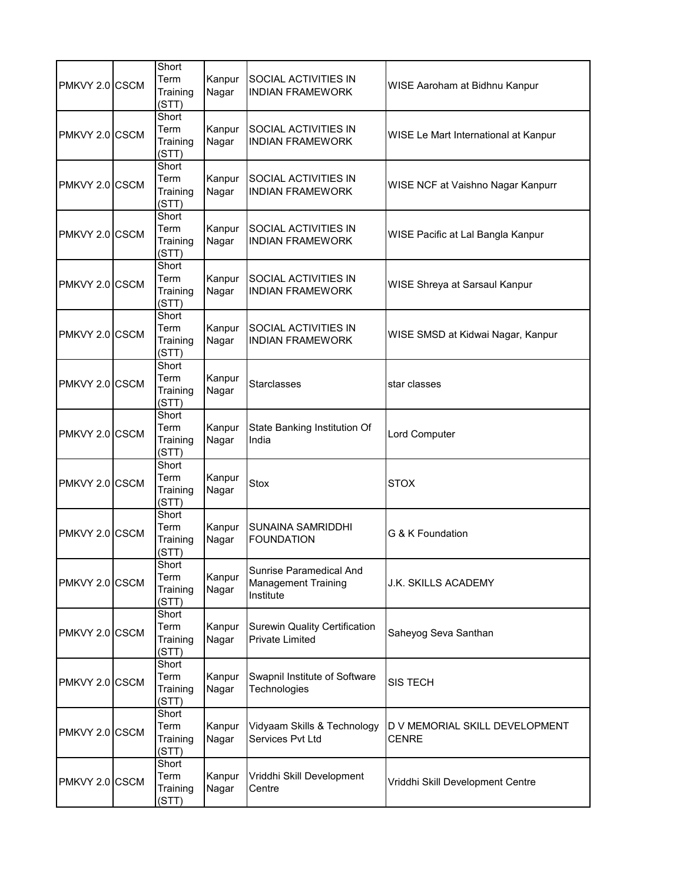| | | | | | |
|---|---|---|---|---|---|
| PMKVY 2.0 | CSCM | Short Term Training (STT) | Kanpur Nagar | SOCIAL ACTIVITIES IN INDIAN FRAMEWORK | WISE Aaroham at Bidhnu Kanpur |
| PMKVY 2.0 | CSCM | Short Term Training (STT) | Kanpur Nagar | SOCIAL ACTIVITIES IN INDIAN FRAMEWORK | WISE Le Mart International at Kanpur |
| PMKVY 2.0 | CSCM | Short Term Training (STT) | Kanpur Nagar | SOCIAL ACTIVITIES IN INDIAN FRAMEWORK | WISE NCF at Vaishno Nagar Kanpurr |
| PMKVY 2.0 | CSCM | Short Term Training (STT) | Kanpur Nagar | SOCIAL ACTIVITIES IN INDIAN FRAMEWORK | WISE Pacific at Lal Bangla Kanpur |
| PMKVY 2.0 | CSCM | Short Term Training (STT) | Kanpur Nagar | SOCIAL ACTIVITIES IN INDIAN FRAMEWORK | WISE Shreya at Sarsaul Kanpur |
| PMKVY 2.0 | CSCM | Short Term Training (STT) | Kanpur Nagar | SOCIAL ACTIVITIES IN INDIAN FRAMEWORK | WISE SMSD at Kidwai Nagar, Kanpur |
| PMKVY 2.0 | CSCM | Short Term Training (STT) | Kanpur Nagar | Starclasses | star classes |
| PMKVY 2.0 | CSCM | Short Term Training (STT) | Kanpur Nagar | State Banking Institution Of India | Lord Computer |
| PMKVY 2.0 | CSCM | Short Term Training (STT) | Kanpur Nagar | Stox | STOX |
| PMKVY 2.0 | CSCM | Short Term Training (STT) | Kanpur Nagar | SUNAINA SAMRIDDHI FOUNDATION | G & K Foundation |
| PMKVY 2.0 | CSCM | Short Term Training (STT) | Kanpur Nagar | Sunrise Paramedical And Management Training Institute | J.K. SKILLS ACADEMY |
| PMKVY 2.0 | CSCM | Short Term Training (STT) | Kanpur Nagar | Surewin Quality Certification Private Limited | Saheyog Seva Santhan |
| PMKVY 2.0 | CSCM | Short Term Training (STT) | Kanpur Nagar | Swapnil Institute of Software Technologies | SIS TECH |
| PMKVY 2.0 | CSCM | Short Term Training (STT) | Kanpur Nagar | Vidyaam Skills & Technology Services Pvt Ltd | D V MEMORIAL SKILL DEVELOPMENT CENRE |
| PMKVY 2.0 | CSCM | Short Term Training (STT) | Kanpur Nagar | Vriddhi Skill Development Centre | Vriddhi Skill Development Centre |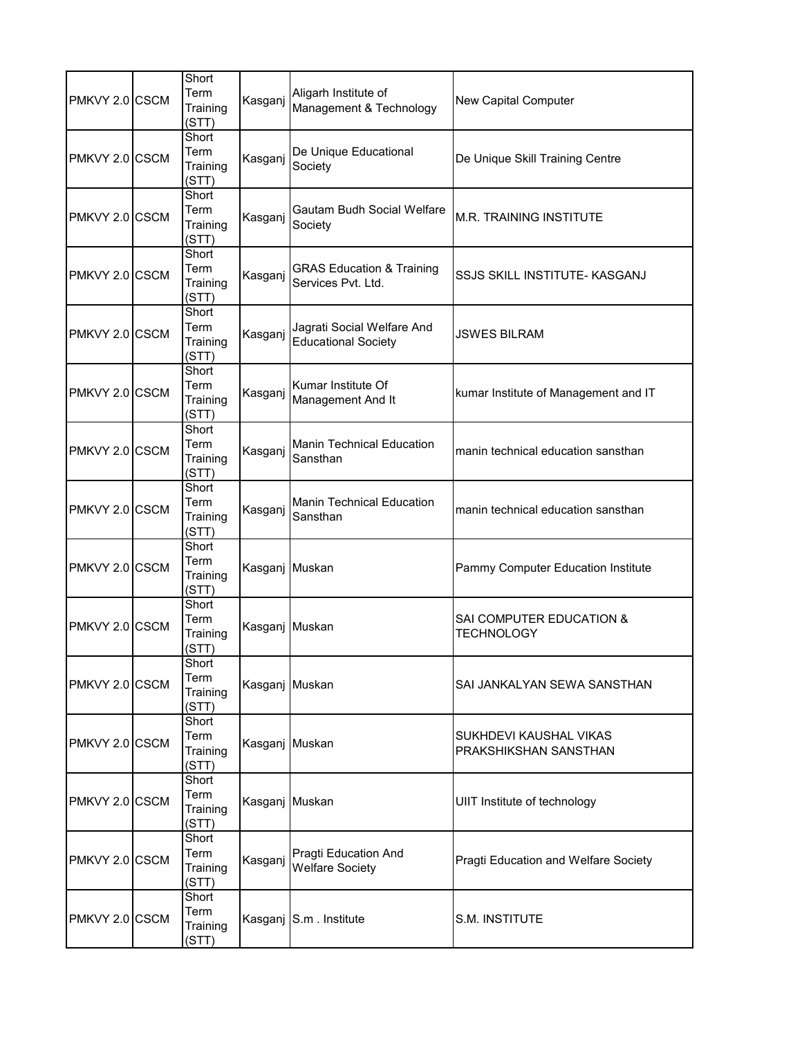| | | | | | |
|---|---|---|---|---|---|
| PMKVY 2.0 | CSCM | Short Term Training (STT) | Kasganj | Aligarh Institute of Management & Technology | New Capital Computer |
| PMKVY 2.0 | CSCM | Short Term Training (STT) | Kasganj | De Unique Educational Society | De Unique Skill Training Centre |
| PMKVY 2.0 | CSCM | Short Term Training (STT) | Kasganj | Gautam Budh Social Welfare Society | M.R. TRAINING INSTITUTE |
| PMKVY 2.0 | CSCM | Short Term Training (STT) | Kasganj | GRAS Education & Training Services Pvt. Ltd. | SSJS SKILL INSTITUTE- KASGANJ |
| PMKVY 2.0 | CSCM | Short Term Training (STT) | Kasganj | Jagrati Social Welfare And Educational Society | JSWES BILRAM |
| PMKVY 2.0 | CSCM | Short Term Training (STT) | Kasganj | Kumar Institute Of Management And It | kumar Institute of Management and IT |
| PMKVY 2.0 | CSCM | Short Term Training (STT) | Kasganj | Manin Technical Education Sansthan | manin technical education sansthan |
| PMKVY 2.0 | CSCM | Short Term Training (STT) | Kasganj | Manin Technical Education Sansthan | manin technical education sansthan |
| PMKVY 2.0 | CSCM | Short Term Training (STT) | Kasganj | Muskan | Pammy Computer Education Institute |
| PMKVY 2.0 | CSCM | Short Term Training (STT) | Kasganj | Muskan | SAI COMPUTER EDUCATION & TECHNOLOGY |
| PMKVY 2.0 | CSCM | Short Term Training (STT) | Kasganj | Muskan | SAI JANKALYAN SEWA SANSTHAN |
| PMKVY 2.0 | CSCM | Short Term Training (STT) | Kasganj | Muskan | SUKHDEVI KAUSHAL VIKAS PRAKSHIKSHAN SANSTHAN |
| PMKVY 2.0 | CSCM | Short Term Training (STT) | Kasganj | Muskan | UIIT Institute of technology |
| PMKVY 2.0 | CSCM | Short Term Training (STT) | Kasganj | Pragti Education And Welfare Society | Pragti Education and Welfare Society |
| PMKVY 2.0 | CSCM | Short Term Training (STT) | Kasganj | S.m . Institute | S.M. INSTITUTE |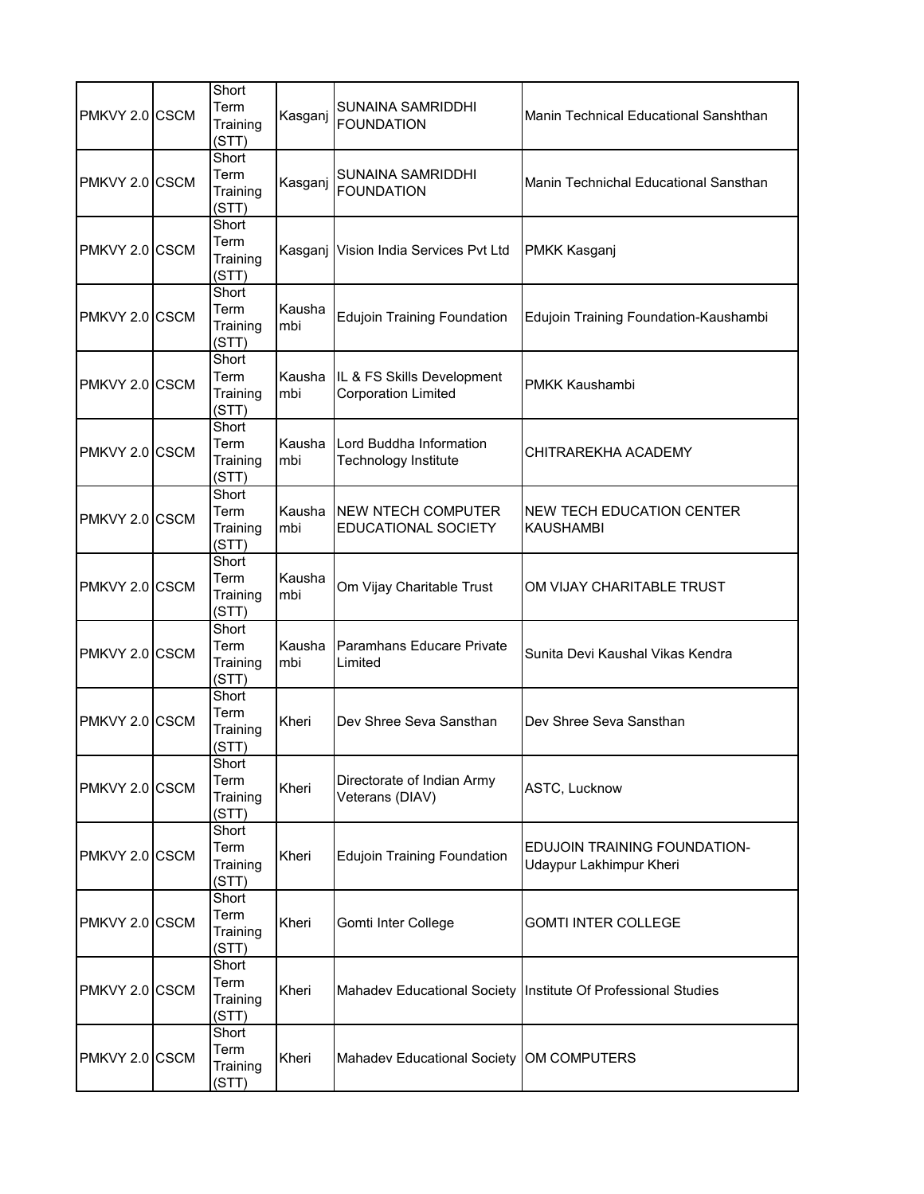| PMKVY 2.0 | CSCM | Short Term Training (STT) | Kasganj | SUNAINA SAMRIDDHI FOUNDATION | Manin Technical Educational Sanshthan |
|---|---|---|---|---|---|
| PMKVY 2.0 | CSCM | Short Term Training (STT) | Kasganj | SUNAINA SAMRIDDHI FOUNDATION | Manin Technichal Educational Sansthan |
| PMKVY 2.0 | CSCM | Short Term Training (STT) | Kasganj | Vision India Services Pvt Ltd | PMKK Kasganj |
| PMKVY 2.0 | CSCM | Short Term Training (STT) | Kaushambi | Edujoin Training Foundation | Edujoin Training Foundation-Kaushambi |
| PMKVY 2.0 | CSCM | Short Term Training (STT) | Kaushambi | IL & FS Skills Development Corporation Limited | PMKK Kaushambi |
| PMKVY 2.0 | CSCM | Short Term Training (STT) | Kaushambi | Lord Buddha Information Technology Institute | CHITRAREKHA ACADEMY |
| PMKVY 2.0 | CSCM | Short Term Training (STT) | Kaushambi | NEW NTECH COMPUTER EDUCATIONAL SOCIETY | NEW TECH EDUCATION CENTER KAUSHAMBI |
| PMKVY 2.0 | CSCM | Short Term Training (STT) | Kaushambi | Om Vijay Charitable Trust | OM VIJAY CHARITABLE TRUST |
| PMKVY 2.0 | CSCM | Short Term Training (STT) | Kaushambi | Paramhans Educare Private Limited | Sunita Devi Kaushal Vikas Kendra |
| PMKVY 2.0 | CSCM | Short Term Training (STT) | Kheri | Dev Shree Seva Sansthan | Dev Shree Seva Sansthan |
| PMKVY 2.0 | CSCM | Short Term Training (STT) | Kheri | Directorate of Indian Army Veterans (DIAV) | ASTC, Lucknow |
| PMKVY 2.0 | CSCM | Short Term Training (STT) | Kheri | Edujoin Training Foundation | EDUJOIN TRAINING FOUNDATION-Udaypur Lakhimpur Kheri |
| PMKVY 2.0 | CSCM | Short Term Training (STT) | Kheri | Gomti Inter College | GOMTI INTER COLLEGE |
| PMKVY 2.0 | CSCM | Short Term Training (STT) | Kheri | Mahadev Educational Society | Institute Of Professional Studies |
| PMKVY 2.0 | CSCM | Short Term Training (STT) | Kheri | Mahadev Educational Society | OM COMPUTERS |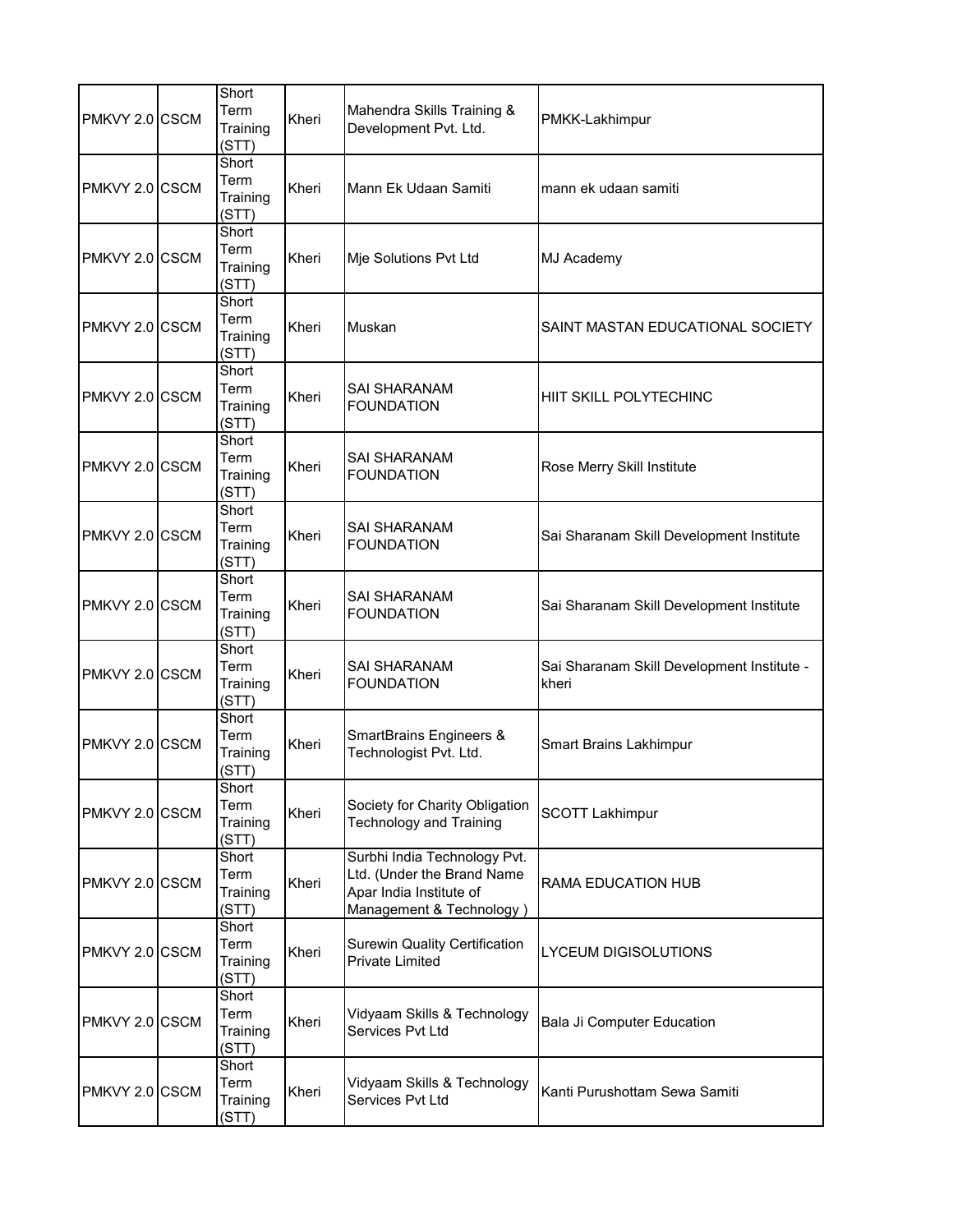| PMKVY 2.0 | CSCM | Short Term Training (STT) | Kheri | Mahendra Skills Training & Development Pvt. Ltd. | PMKK-Lakhimpur |
|---|---|---|---|---|---|
| PMKVY 2.0 | CSCM | Short Term Training (STT) | Kheri | Mann Ek Udaan Samiti | mann ek udaan samiti |
| PMKVY 2.0 | CSCM | Short Term Training (STT) | Kheri | Mje Solutions Pvt Ltd | MJ Academy |
| PMKVY 2.0 | CSCM | Short Term Training (STT) | Kheri | Muskan | SAINT MASTAN EDUCATIONAL SOCIETY |
| PMKVY 2.0 | CSCM | Short Term Training (STT) | Kheri | SAI SHARANAM FOUNDATION | HIIT SKILL POLYTECHINC |
| PMKVY 2.0 | CSCM | Short Term Training (STT) | Kheri | SAI SHARANAM FOUNDATION | Rose Merry Skill Institute |
| PMKVY 2.0 | CSCM | Short Term Training (STT) | Kheri | SAI SHARANAM FOUNDATION | Sai Sharanam Skill Development Institute |
| PMKVY 2.0 | CSCM | Short Term Training (STT) | Kheri | SAI SHARANAM FOUNDATION | Sai Sharanam Skill Development Institute |
| PMKVY 2.0 | CSCM | Short Term Training (STT) | Kheri | SAI SHARANAM FOUNDATION | Sai Sharanam Skill Development Institute - kheri |
| PMKVY 2.0 | CSCM | Short Term Training (STT) | Kheri | SmartBrains Engineers & Technologist Pvt. Ltd. | Smart Brains Lakhimpur |
| PMKVY 2.0 | CSCM | Short Term Training (STT) | Kheri | Society for Charity Obligation Technology and Training | SCOTT Lakhimpur |
| PMKVY 2.0 | CSCM | Short Term Training (STT) | Kheri | Surbhi India Technology Pvt. Ltd. (Under the Brand Name Apar India Institute of Management & Technology ) | RAMA EDUCATION HUB |
| PMKVY 2.0 | CSCM | Short Term Training (STT) | Kheri | Surewin Quality Certification Private Limited | LYCEUM DIGISOLUTIONS |
| PMKVY 2.0 | CSCM | Short Term Training (STT) | Kheri | Vidyaam Skills & Technology Services Pvt Ltd | Bala Ji Computer Education |
| PMKVY 2.0 | CSCM | Short Term Training (STT) | Kheri | Vidyaam Skills & Technology Services Pvt Ltd | Kanti Purushottam Sewa Samiti |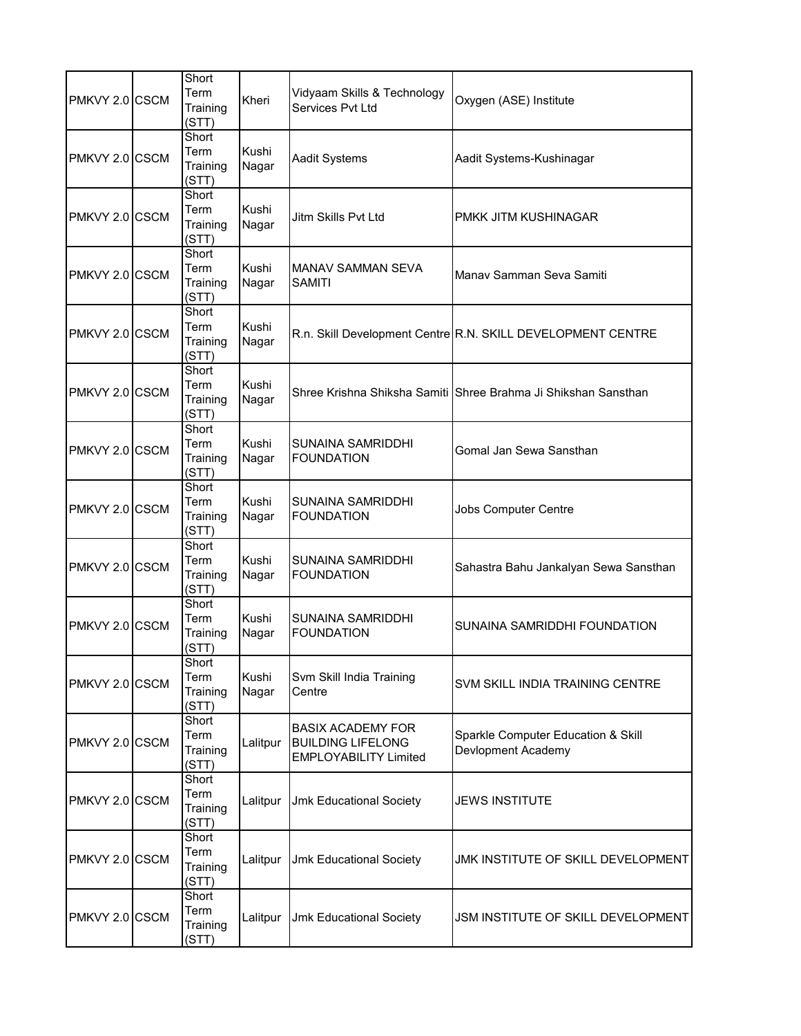| PMKVY 2.0 | CSCM | Short Term Training (STT) | Kheri | Vidyaam Skills & Technology Services Pvt Ltd | Oxygen (ASE) Institute |
|---|---|---|---|---|---|
| PMKVY 2.0 | CSCM | Short Term Training (STT) | Kushi Nagar | Aadit Systems | Aadit Systems-Kushinagar |
| PMKVY 2.0 | CSCM | Short Term Training (STT) | Kushi Nagar | Jitm Skills Pvt Ltd | PMKK JITM KUSHINAGAR |
| PMKVY 2.0 | CSCM | Short Term Training (STT) | Kushi Nagar | MANAV SAMMAN SEVA SAMITI | Manav Samman Seva Samiti |
| PMKVY 2.0 | CSCM | Short Term Training (STT) | Kushi Nagar | R.n. Skill Development Centre | R.N. SKILL DEVELOPMENT CENTRE |
| PMKVY 2.0 | CSCM | Short Term Training (STT) | Kushi Nagar | Shree Krishna Shiksha Samiti | Shree Brahma Ji Shikshan Sansthan |
| PMKVY 2.0 | CSCM | Short Term Training (STT) | Kushi Nagar | SUNAINA SAMRIDDHI FOUNDATION | Gomal Jan Sewa Sansthan |
| PMKVY 2.0 | CSCM | Short Term Training (STT) | Kushi Nagar | SUNAINA SAMRIDDHI FOUNDATION | Jobs Computer Centre |
| PMKVY 2.0 | CSCM | Short Term Training (STT) | Kushi Nagar | SUNAINA SAMRIDDHI FOUNDATION | Sahastra Bahu Jankalyan Sewa Sansthan |
| PMKVY 2.0 | CSCM | Short Term Training (STT) | Kushi Nagar | SUNAINA SAMRIDDHI FOUNDATION | SUNAINA SAMRIDDHI FOUNDATION |
| PMKVY 2.0 | CSCM | Short Term Training (STT) | Kushi Nagar | Svm Skill India Training Centre | SVM SKILL INDIA TRAINING CENTRE |
| PMKVY 2.0 | CSCM | Short Term Training (STT) | Lalitpur | BASIX ACADEMY FOR BUILDING LIFELONG EMPLOYABILITY Limited | Sparkle Computer Education & Skill Devlopment Academy |
| PMKVY 2.0 | CSCM | Short Term Training (STT) | Lalitpur | Jmk Educational Society | JEWS INSTITUTE |
| PMKVY 2.0 | CSCM | Short Term Training (STT) | Lalitpur | Jmk Educational Society | JMK INSTITUTE OF SKILL DEVELOPMENT |
| PMKVY 2.0 | CSCM | Short Term Training (STT) | Lalitpur | Jmk Educational Society | JSM INSTITUTE OF SKILL DEVELOPMENT |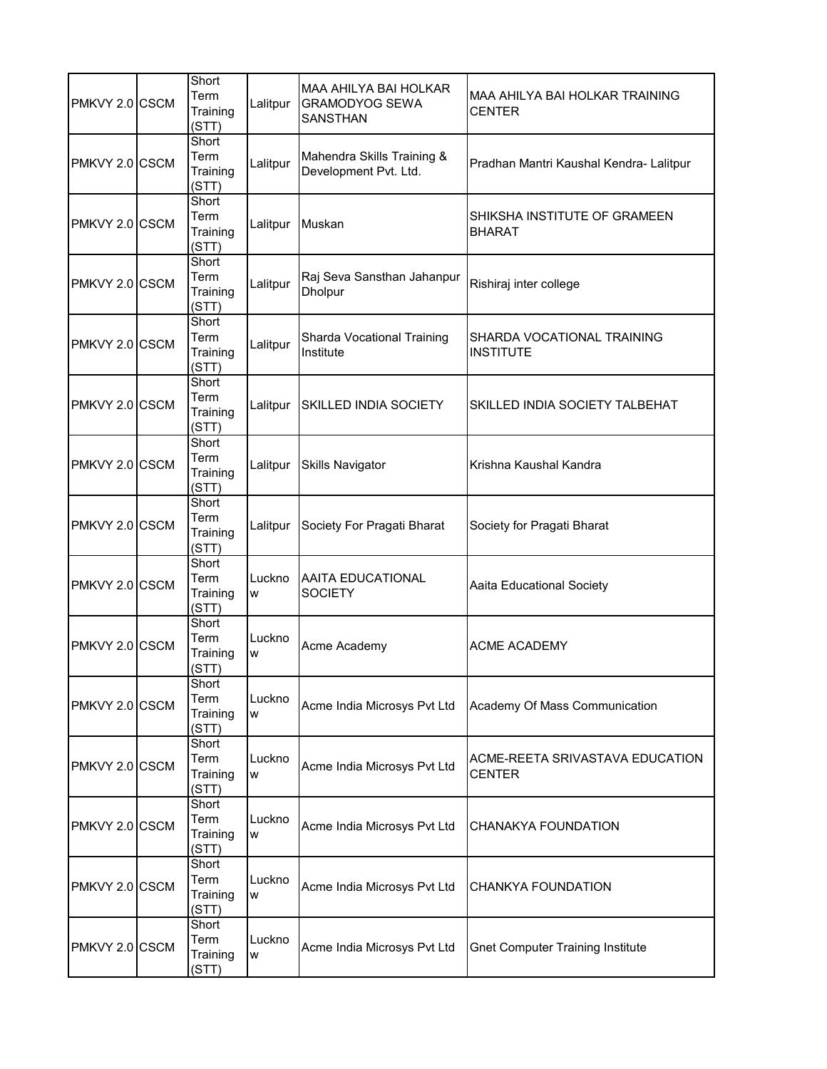| PMKVY 2.0 | CSCM | Short Term Training (STT) | Lalitpur | MAA AHILYA BAI HOLKAR GRAMODYOG SEWA SANSTHAN | MAA AHILYA BAI HOLKAR TRAINING CENTER |
|---|---|---|---|---|---|
| PMKVY 2.0 | CSCM | Short Term Training (STT) | Lalitpur | Mahendra Skills Training & Development Pvt. Ltd. | Pradhan Mantri Kaushal Kendra- Lalitpur |
| PMKVY 2.0 | CSCM | Short Term Training (STT) | Lalitpur | Muskan | SHIKSHA INSTITUTE OF GRAMEEN BHARAT |
| PMKVY 2.0 | CSCM | Short Term Training (STT) | Lalitpur | Raj Seva Sansthan Jahanpur Dholpur | Rishiraj inter college |
| PMKVY 2.0 | CSCM | Short Term Training (STT) | Lalitpur | Sharda Vocational Training Institute | SHARDA VOCATIONAL TRAINING INSTITUTE |
| PMKVY 2.0 | CSCM | Short Term Training (STT) | Lalitpur | SKILLED INDIA SOCIETY | SKILLED INDIA SOCIETY TALBEHAT |
| PMKVY 2.0 | CSCM | Short Term Training (STT) | Lalitpur | Skills Navigator | Krishna Kaushal Kandra |
| PMKVY 2.0 | CSCM | Short Term Training (STT) | Lalitpur | Society For Pragati Bharat | Society for Pragati Bharat |
| PMKVY 2.0 | CSCM | Short Term Training (STT) | Lucknow | AAITA EDUCATIONAL SOCIETY | Aaita Educational Society |
| PMKVY 2.0 | CSCM | Short Term Training (STT) | Lucknow | Acme Academy | ACME ACADEMY |
| PMKVY 2.0 | CSCM | Short Term Training (STT) | Lucknow | Acme India Microsys Pvt Ltd | Academy Of Mass Communication |
| PMKVY 2.0 | CSCM | Short Term Training (STT) | Lucknow | Acme India Microsys Pvt Ltd | ACME-REETA SRIVASTAVA EDUCATION CENTER |
| PMKVY 2.0 | CSCM | Short Term Training (STT) | Lucknow | Acme India Microsys Pvt Ltd | CHANAKYA FOUNDATION |
| PMKVY 2.0 | CSCM | Short Term Training (STT) | Lucknow | Acme India Microsys Pvt Ltd | CHANKYA FOUNDATION |
| PMKVY 2.0 | CSCM | Short Term Training (STT) | Lucknow | Acme India Microsys Pvt Ltd | Gnet Computer Training Institute |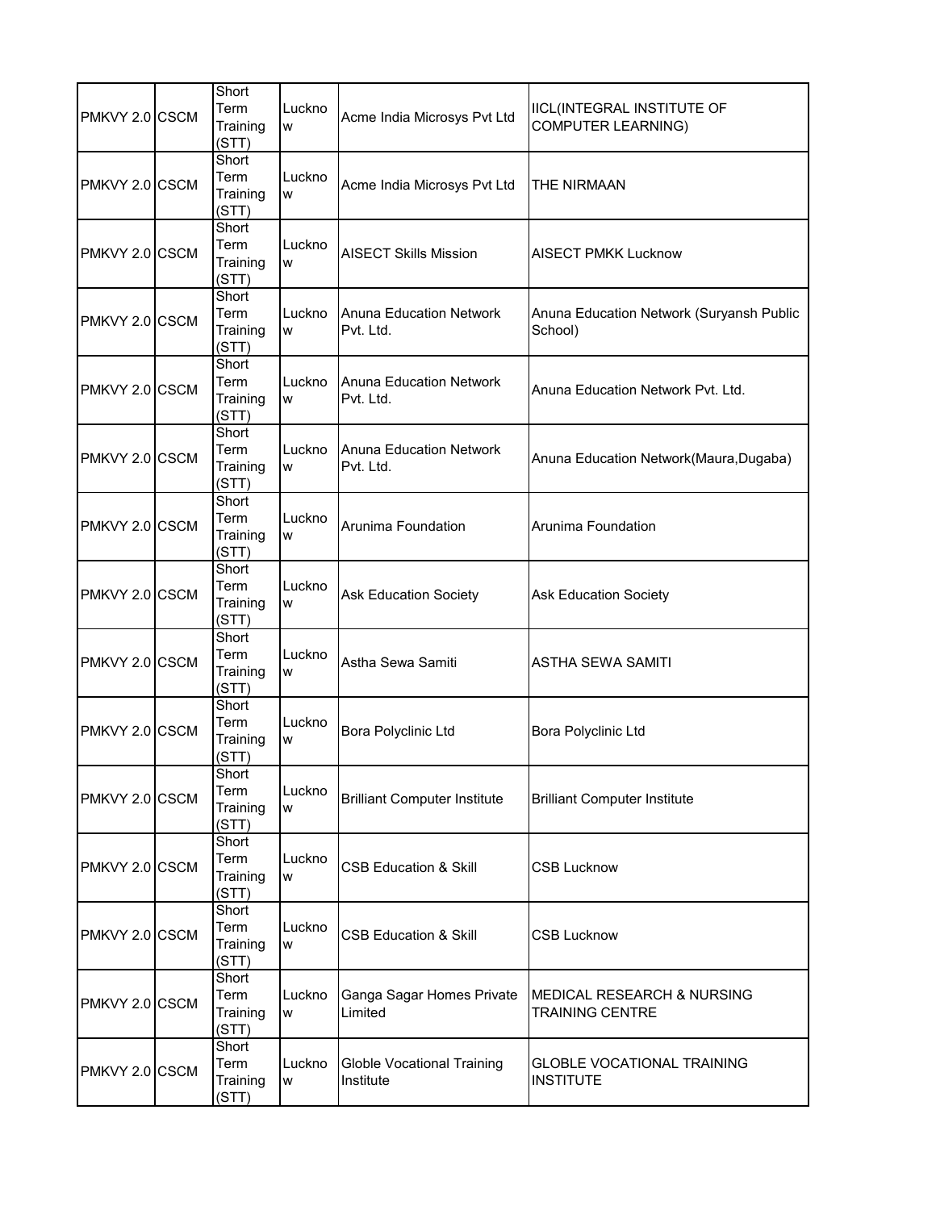| | | | | | |
|---|---|---|---|---|---|
| PMKVY 2.0 | CSCM | Short Term Training (STT) | Lucknow | Acme India Microsys Pvt Ltd | IICL(INTEGRAL INSTITUTE OF COMPUTER LEARNING) |
| PMKVY 2.0 | CSCM | Short Term Training (STT) | Lucknow | Acme India Microsys Pvt Ltd | THE NIRMAAN |
| PMKVY 2.0 | CSCM | Short Term Training (STT) | Lucknow | AISECT Skills Mission | AISECT PMKK Lucknow |
| PMKVY 2.0 | CSCM | Short Term Training (STT) | Lucknow | Anuna Education Network Pvt. Ltd. | Anuna Education Network (Suryansh Public School) |
| PMKVY 2.0 | CSCM | Short Term Training (STT) | Lucknow | Anuna Education Network Pvt. Ltd. | Anuna Education Network Pvt. Ltd. |
| PMKVY 2.0 | CSCM | Short Term Training (STT) | Lucknow | Anuna Education Network Pvt. Ltd. | Anuna Education Network(Maura,Dugaba) |
| PMKVY 2.0 | CSCM | Short Term Training (STT) | Lucknow | Arunima Foundation | Arunima Foundation |
| PMKVY 2.0 | CSCM | Short Term Training (STT) | Lucknow | Ask Education Society | Ask Education Society |
| PMKVY 2.0 | CSCM | Short Term Training (STT) | Lucknow | Astha Sewa Samiti | ASTHA SEWA SAMITI |
| PMKVY 2.0 | CSCM | Short Term Training (STT) | Lucknow | Bora Polyclinic Ltd | Bora Polyclinic Ltd |
| PMKVY 2.0 | CSCM | Short Term Training (STT) | Lucknow | Brilliant Computer Institute | Brilliant Computer Institute |
| PMKVY 2.0 | CSCM | Short Term Training (STT) | Lucknow | CSB Education & Skill | CSB Lucknow |
| PMKVY 2.0 | CSCM | Short Term Training (STT) | Lucknow | CSB Education & Skill | CSB Lucknow |
| PMKVY 2.0 | CSCM | Short Term Training (STT) | Lucknow | Ganga Sagar Homes Private Limited | MEDICAL RESEARCH & NURSING TRAINING CENTRE |
| PMKVY 2.0 | CSCM | Short Term Training (STT) | Lucknow | Globle Vocational Training Institute | GLOBLE VOCATIONAL TRAINING INSTITUTE |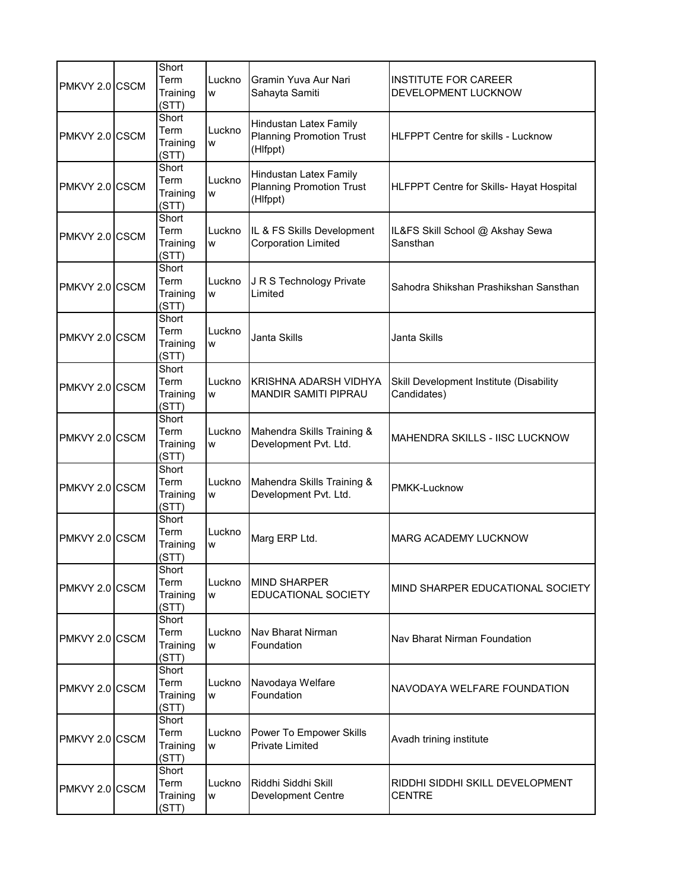| | | | | | |
|---|---|---|---|---|---|
| PMKVY 2.0 | CSCM | Short Term Training (STT) | Lucknow | Gramin Yuva Aur Nari Sahayta Samiti | INSTITUTE FOR CAREER DEVELOPMENT LUCKNOW |
| PMKVY 2.0 | CSCM | Short Term Training (STT) | Lucknow | Hindustan Latex Family Planning Promotion Trust (Hlfppt) | HLFPPT Centre for skills - Lucknow |
| PMKVY 2.0 | CSCM | Short Term Training (STT) | Lucknow | Hindustan Latex Family Planning Promotion Trust (Hlfppt) | HLFPPT Centre for Skills- Hayat Hospital |
| PMKVY 2.0 | CSCM | Short Term Training (STT) | Lucknow | IL & FS Skills Development Corporation Limited | IL&FS Skill School @ Akshay Sewa Sansthan |
| PMKVY 2.0 | CSCM | Short Term Training (STT) | Lucknow | J R S Technology Private Limited | Sahodra Shikshan Prashikshan Sansthan |
| PMKVY 2.0 | CSCM | Short Term Training (STT) | Lucknow | Janta Skills | Janta Skills |
| PMKVY 2.0 | CSCM | Short Term Training (STT) | Lucknow | KRISHNA ADARSH VIDHYA MANDIR SAMITI PIPRAU | Skill Development Institute (Disability Candidates) |
| PMKVY 2.0 | CSCM | Short Term Training (STT) | Lucknow | Mahendra Skills Training & Development Pvt. Ltd. | MAHENDRA SKILLS - IISC LUCKNOW |
| PMKVY 2.0 | CSCM | Short Term Training (STT) | Lucknow | Mahendra Skills Training & Development Pvt. Ltd. | PMKK-Lucknow |
| PMKVY 2.0 | CSCM | Short Term Training (STT) | Lucknow | Marg ERP Ltd. | MARG ACADEMY LUCKNOW |
| PMKVY 2.0 | CSCM | Short Term Training (STT) | Lucknow | MIND SHARPER EDUCATIONAL SOCIETY | MIND SHARPER EDUCATIONAL SOCIETY |
| PMKVY 2.0 | CSCM | Short Term Training (STT) | Lucknow | Nav Bharat Nirman Foundation | Nav Bharat Nirman Foundation |
| PMKVY 2.0 | CSCM | Short Term Training (STT) | Lucknow | Navodaya Welfare Foundation | NAVODAYA WELFARE FOUNDATION |
| PMKVY 2.0 | CSCM | Short Term Training (STT) | Lucknow | Power To Empower Skills Private Limited | Avadh trining institute |
| PMKVY 2.0 | CSCM | Short Term Training (STT) | Lucknow | Riddhi Siddhi Skill Development Centre | RIDDHI SIDDHI SKILL DEVELOPMENT CENTRE |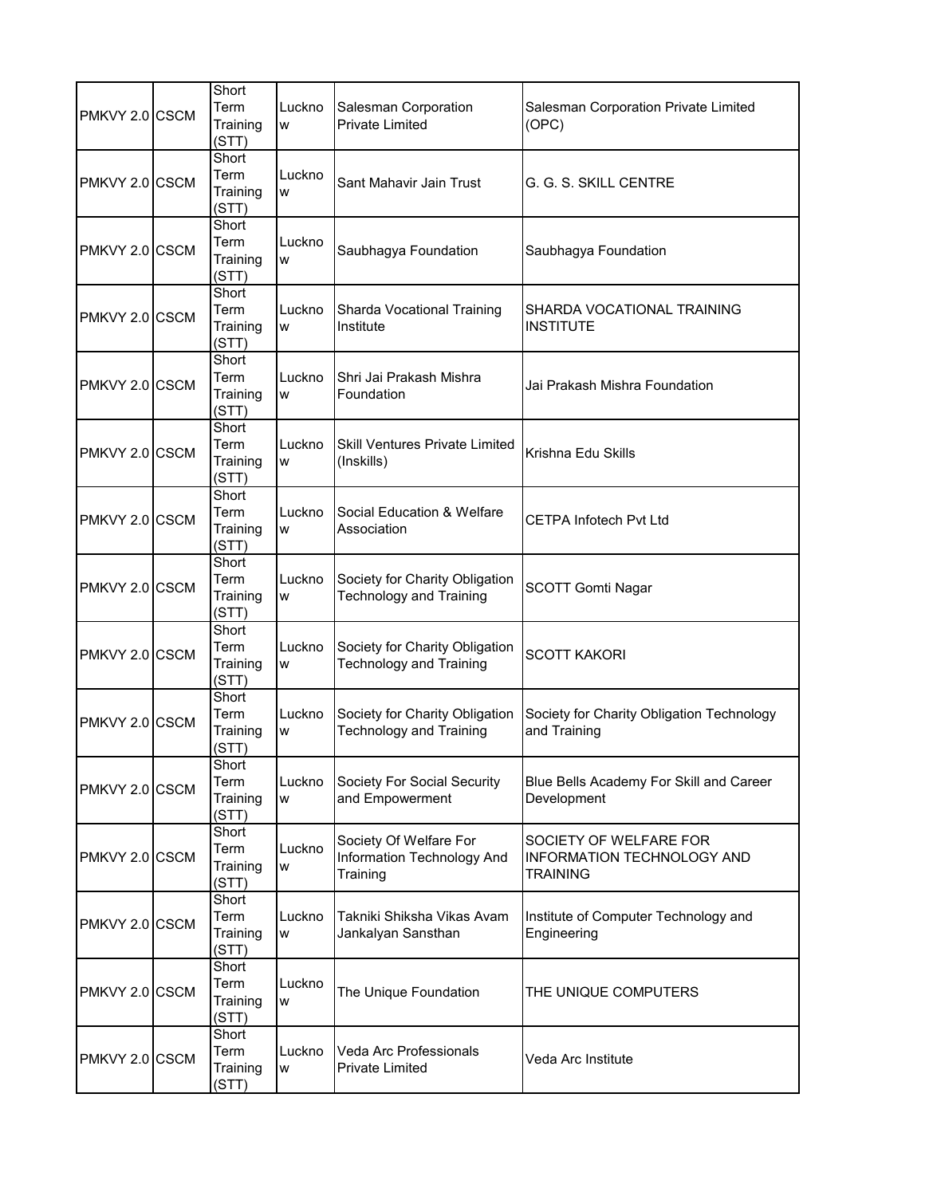| | | | | | |
|---|---|---|---|---|---|
| PMKVY 2.0 | CSCM | Short Term Training (STT) | Lucknow | Salesman Corporation Private Limited | Salesman Corporation Private Limited (OPC) |
| PMKVY 2.0 | CSCM | Short Term Training (STT) | Lucknow | Sant Mahavir Jain Trust | G. G. S. SKILL CENTRE |
| PMKVY 2.0 | CSCM | Short Term Training (STT) | Lucknow | Saubhagya Foundation | Saubhagya Foundation |
| PMKVY 2.0 | CSCM | Short Term Training (STT) | Lucknow | Sharda Vocational Training Institute | SHARDA VOCATIONAL TRAINING INSTITUTE |
| PMKVY 2.0 | CSCM | Short Term Training (STT) | Lucknow | Shri Jai Prakash Mishra Foundation | Jai Prakash Mishra Foundation |
| PMKVY 2.0 | CSCM | Short Term Training (STT) | Lucknow | Skill Ventures Private Limited (Inskills) | Krishna Edu Skills |
| PMKVY 2.0 | CSCM | Short Term Training (STT) | Lucknow | Social Education & Welfare Association | CETPA Infotech Pvt Ltd |
| PMKVY 2.0 | CSCM | Short Term Training (STT) | Lucknow | Society for Charity Obligation Technology and Training | SCOTT Gomti Nagar |
| PMKVY 2.0 | CSCM | Short Term Training (STT) | Lucknow | Society for Charity Obligation Technology and Training | SCOTT KAKORI |
| PMKVY 2.0 | CSCM | Short Term Training (STT) | Lucknow | Society for Charity Obligation Technology and Training | Society for Charity Obligation Technology and Training |
| PMKVY 2.0 | CSCM | Short Term Training (STT) | Lucknow | Society For Social Security and Empowerment | Blue Bells Academy For Skill and Career Development |
| PMKVY 2.0 | CSCM | Short Term Training (STT) | Lucknow | Society Of Welfare For Information Technology And Training | SOCIETY OF WELFARE FOR INFORMATION TECHNOLOGY AND TRAINING |
| PMKVY 2.0 | CSCM | Short Term Training (STT) | Lucknow | Takniki Shiksha Vikas Avam Jankalyan Sansthan | Institute of Computer Technology and Engineering |
| PMKVY 2.0 | CSCM | Short Term Training (STT) | Lucknow | The Unique Foundation | THE UNIQUE COMPUTERS |
| PMKVY 2.0 | CSCM | Short Term Training (STT) | Lucknow | Veda Arc Professionals Private Limited | Veda Arc Institute |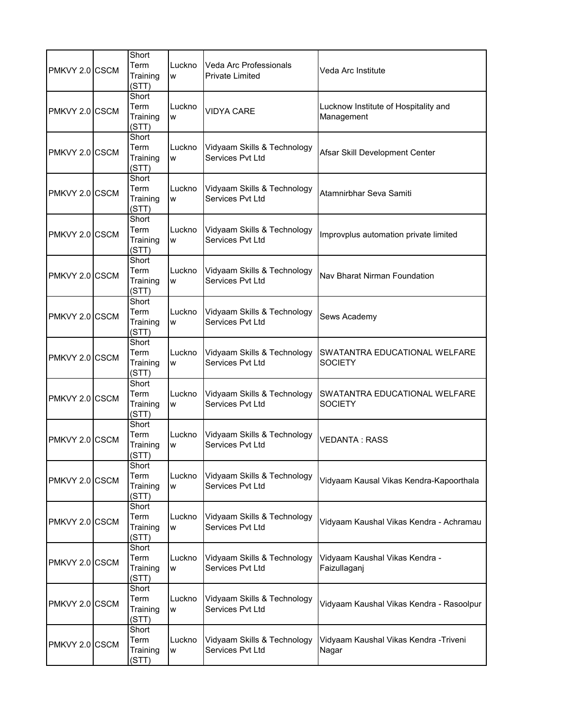| PMKVY 2.0 | CSCM | Short Term Training (STT) | Lucknow | Veda Arc Professionals Private Limited | Veda Arc Institute |
|---|---|---|---|---|---|
| PMKVY 2.0 | CSCM | Short Term Training (STT) | Lucknow | VIDYA CARE | Lucknow Institute of Hospitality and Management |
| PMKVY 2.0 | CSCM | Short Term Training (STT) | Lucknow | Vidyaam Skills & Technology Services Pvt Ltd | Afsar Skill Development Center |
| PMKVY 2.0 | CSCM | Short Term Training (STT) | Lucknow | Vidyaam Skills & Technology Services Pvt Ltd | Atamnirbhar Seva Samiti |
| PMKVY 2.0 | CSCM | Short Term Training (STT) | Lucknow | Vidyaam Skills & Technology Services Pvt Ltd | Improvplus automation private limited |
| PMKVY 2.0 | CSCM | Short Term Training (STT) | Lucknow | Vidyaam Skills & Technology Services Pvt Ltd | Nav Bharat Nirman Foundation |
| PMKVY 2.0 | CSCM | Short Term Training (STT) | Lucknow | Vidyaam Skills & Technology Services Pvt Ltd | Sews Academy |
| PMKVY 2.0 | CSCM | Short Term Training (STT) | Lucknow | Vidyaam Skills & Technology Services Pvt Ltd | SWATANTRA EDUCATIONAL WELFARE SOCIETY |
| PMKVY 2.0 | CSCM | Short Term Training (STT) | Lucknow | Vidyaam Skills & Technology Services Pvt Ltd | SWATANTRA EDUCATIONAL WELFARE SOCIETY |
| PMKVY 2.0 | CSCM | Short Term Training (STT) | Lucknow | Vidyaam Skills & Technology Services Pvt Ltd | VEDANTA : RASS |
| PMKVY 2.0 | CSCM | Short Term Training (STT) | Lucknow | Vidyaam Skills & Technology Services Pvt Ltd | Vidyaam Kausal Vikas Kendra-Kapoorthala |
| PMKVY 2.0 | CSCM | Short Term Training (STT) | Lucknow | Vidyaam Skills & Technology Services Pvt Ltd | Vidyaam Kaushal Vikas Kendra - Achramau |
| PMKVY 2.0 | CSCM | Short Term Training (STT) | Lucknow | Vidyaam Skills & Technology Services Pvt Ltd | Vidyaam Kaushal Vikas Kendra - Faizullaganj |
| PMKVY 2.0 | CSCM | Short Term Training (STT) | Lucknow | Vidyaam Skills & Technology Services Pvt Ltd | Vidyaam Kaushal Vikas Kendra - Rasoolpur |
| PMKVY 2.0 | CSCM | Short Term Training (STT) | Lucknow | Vidyaam Skills & Technology Services Pvt Ltd | Vidyaam Kaushal Vikas Kendra -Triveni Nagar |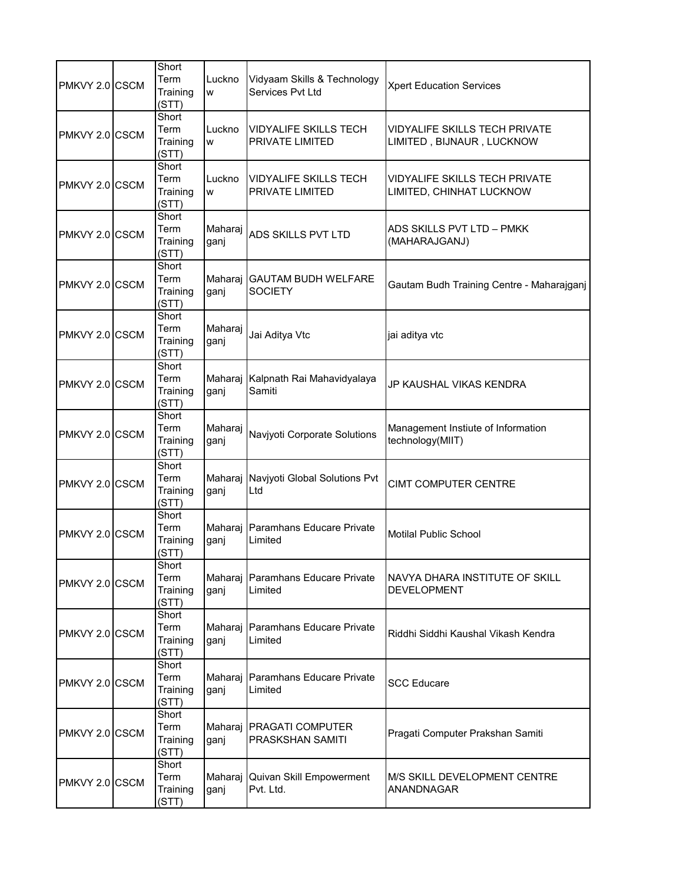| PMKVY 2.0 | CSCM | Short Term Training (STT) | Lucknow | Vidyaam Skills & Technology Services Pvt Ltd | Xpert Education Services |
|---|---|---|---|---|---|
| PMKVY 2.0 | CSCM | Short Term Training (STT) | Lucknow | VIDYALIFE SKILLS TECH PRIVATE LIMITED | VIDYALIFE SKILLS TECH PRIVATE LIMITED , BIJNAUR , LUCKNOW |
| PMKVY 2.0 | CSCM | Short Term Training (STT) | Lucknow | VIDYALIFE SKILLS TECH PRIVATE LIMITED | VIDYALIFE SKILLS TECH PRIVATE LIMITED, CHINHAT LUCKNOW |
| PMKVY 2.0 | CSCM | Short Term Training (STT) | Maharajganj | ADS SKILLS PVT LTD | ADS SKILLS PVT LTD – PMKK (MAHARAJGANJ) |
| PMKVY 2.0 | CSCM | Short Term Training (STT) | Maharajganj | GAUTAM BUDH WELFARE SOCIETY | Gautam Budh Training Centre - Maharajganj |
| PMKVY 2.0 | CSCM | Short Term Training (STT) | Maharajganj | Jai Aditya Vtc | jai aditya vtc |
| PMKVY 2.0 | CSCM | Short Term Training (STT) | Maharajganj | Kalpnath Rai Mahavidyalaya Samiti | JP KAUSHAL VIKAS KENDRA |
| PMKVY 2.0 | CSCM | Short Term Training (STT) | Maharajganj | Navjyoti Corporate Solutions | Management Instiute of Information technology(MIIT) |
| PMKVY 2.0 | CSCM | Short Term Training (STT) | Maharajganj | Navjyoti Global Solutions Pvt Ltd | CIMT COMPUTER CENTRE |
| PMKVY 2.0 | CSCM | Short Term Training (STT) | Maharajganj | Paramhans Educare Private Limited | Motilal Public School |
| PMKVY 2.0 | CSCM | Short Term Training (STT) | Maharajganj | Paramhans Educare Private Limited | NAVYA DHARA INSTITUTE OF SKILL DEVELOPMENT |
| PMKVY 2.0 | CSCM | Short Term Training (STT) | Maharajganj | Paramhans Educare Private Limited | Riddhi Siddhi Kaushal Vikash Kendra |
| PMKVY 2.0 | CSCM | Short Term Training (STT) | Maharajganj | Paramhans Educare Private Limited | SCC Educare |
| PMKVY 2.0 | CSCM | Short Term Training (STT) | Maharajganj | PRAGATI COMPUTER PRASKSHAN SAMITI | Pragati Computer Prakshan Samiti |
| PMKVY 2.0 | CSCM | Short Term Training (STT) | Maharajganj | Quivan Skill Empowerment Pvt. Ltd. | M/S SKILL DEVELOPMENT CENTRE ANANDNAGAR |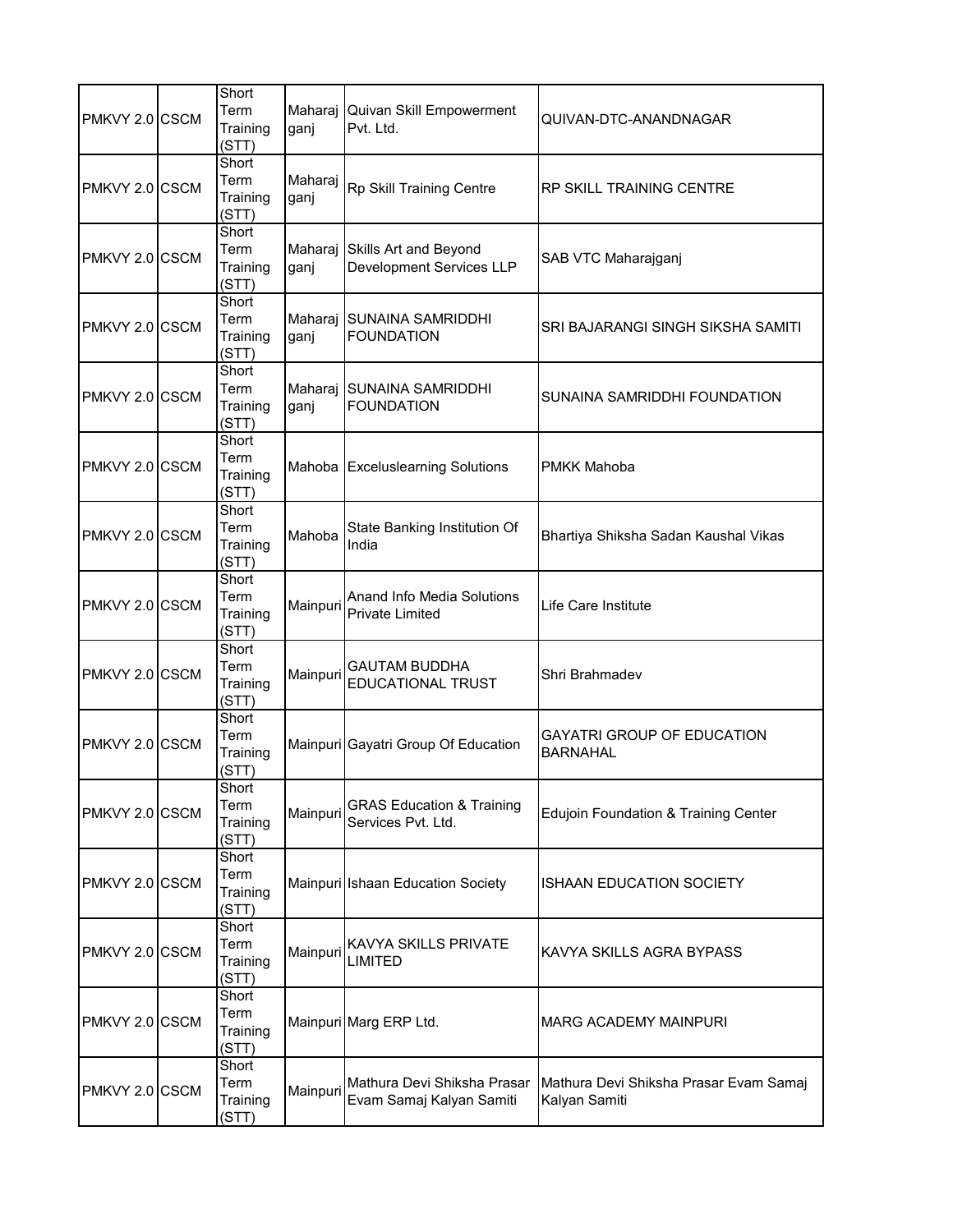| | | | | | |
|---|---|---|---|---|---|
| PMKVY 2.0 | CSCM | Short Term Training (STT) | Maharajganj | Quivan Skill Empowerment Pvt. Ltd. | QUIVAN-DTC-ANANDNAGAR |
| PMKVY 2.0 | CSCM | Short Term Training (STT) | Maharajganj | Rp Skill Training Centre | RP SKILL TRAINING CENTRE |
| PMKVY 2.0 | CSCM | Short Term Training (STT) | Maharajganj | Skills Art and Beyond Development Services LLP | SAB VTC Maharajganj |
| PMKVY 2.0 | CSCM | Short Term Training (STT) | Maharajganj | SUNAINA SAMRIDDHI FOUNDATION | SRI BAJARANGI SINGH SIKSHA SAMITI |
| PMKVY 2.0 | CSCM | Short Term Training (STT) | Maharajganj | SUNAINA SAMRIDDHI FOUNDATION | SUNAINA SAMRIDDHI FOUNDATION |
| PMKVY 2.0 | CSCM | Short Term Training (STT) | Mahoba | Exceluslearning Solutions | PMKK Mahoba |
| PMKVY 2.0 | CSCM | Short Term Training (STT) | Mahoba | State Banking Institution Of India | Bhartiya Shiksha Sadan Kaushal Vikas |
| PMKVY 2.0 | CSCM | Short Term Training (STT) | Mainpuri | Anand Info Media Solutions Private Limited | Life Care Institute |
| PMKVY 2.0 | CSCM | Short Term Training (STT) | Mainpuri | GAUTAM BUDDHA EDUCATIONAL TRUST | Shri Brahmadev |
| PMKVY 2.0 | CSCM | Short Term Training (STT) | Mainpuri | Gayatri Group Of Education | GAYATRI GROUP OF EDUCATION BARNAHAL |
| PMKVY 2.0 | CSCM | Short Term Training (STT) | Mainpuri | GRAS Education & Training Services Pvt. Ltd. | Edujoin Foundation & Training Center |
| PMKVY 2.0 | CSCM | Short Term Training (STT) | Mainpuri | Ishaan Education Society | ISHAAN EDUCATION SOCIETY |
| PMKVY 2.0 | CSCM | Short Term Training (STT) | Mainpuri | KAVYA SKILLS PRIVATE LIMITED | KAVYA SKILLS AGRA BYPASS |
| PMKVY 2.0 | CSCM | Short Term Training (STT) | Mainpuri | Marg ERP Ltd. | MARG ACADEMY MAINPURI |
| PMKVY 2.0 | CSCM | Short Term Training (STT) | Mainpuri | Mathura Devi Shiksha Prasar Evam Samaj Kalyan Samiti | Mathura Devi Shiksha Prasar Evam Samaj Kalyan Samiti |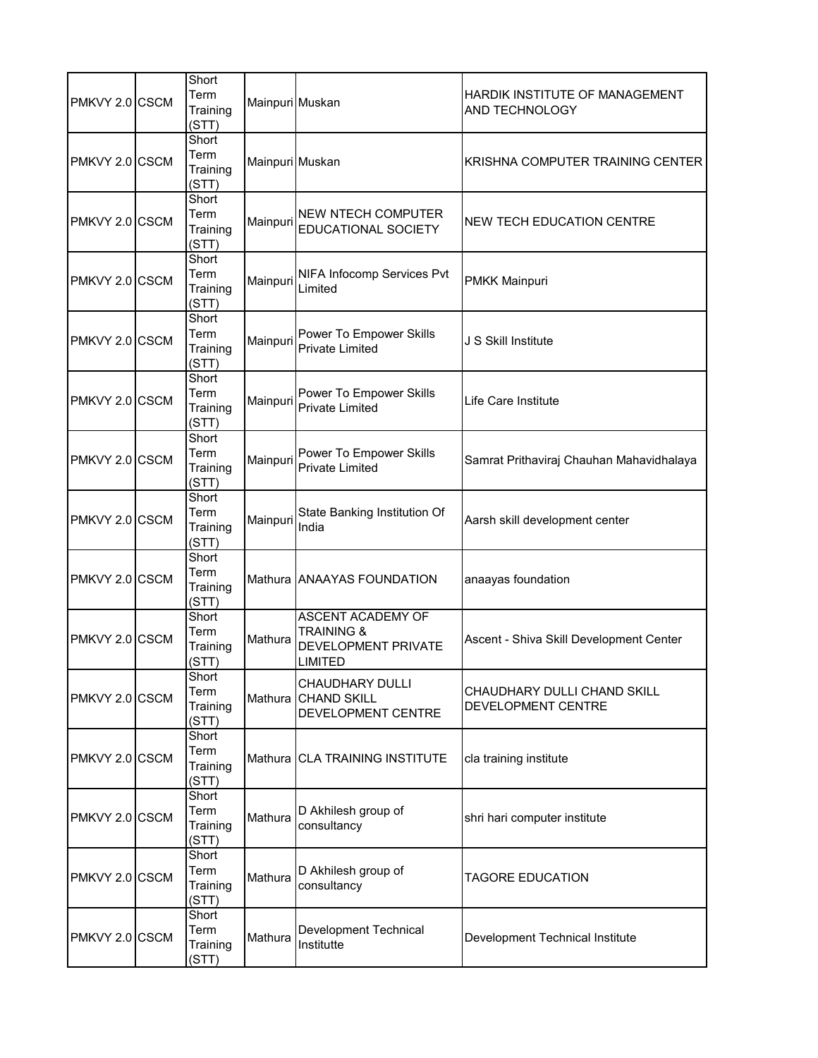| | | | | | |
|---|---|---|---|---|---|
| PMKVY 2.0 | CSCM | Short Term Training (STT) | Mainpuri | Muskan | HARDIK INSTITUTE OF MANAGEMENT AND TECHNOLOGY |
| PMKVY 2.0 | CSCM | Short Term Training (STT) | Mainpuri | Muskan | KRISHNA COMPUTER TRAINING CENTER |
| PMKVY 2.0 | CSCM | Short Term Training (STT) | Mainpuri | NEW NTECH COMPUTER EDUCATIONAL SOCIETY | NEW TECH EDUCATION CENTRE |
| PMKVY 2.0 | CSCM | Short Term Training (STT) | Mainpuri | NIFA Infocomp Services Pvt Limited | PMKK Mainpuri |
| PMKVY 2.0 | CSCM | Short Term Training (STT) | Mainpuri | Power To Empower Skills Private Limited | J S Skill Institute |
| PMKVY 2.0 | CSCM | Short Term Training (STT) | Mainpuri | Power To Empower Skills Private Limited | Life Care Institute |
| PMKVY 2.0 | CSCM | Short Term Training (STT) | Mainpuri | Power To Empower Skills Private Limited | Samrat Prithaviraj Chauhan Mahavidhalaya |
| PMKVY 2.0 | CSCM | Short Term Training (STT) | Mainpuri | State Banking Institution Of India | Aarsh skill development center |
| PMKVY 2.0 | CSCM | Short Term Training (STT) | Mathura | ANAAYAS FOUNDATION | anaayas foundation |
| PMKVY 2.0 | CSCM | Short Term Training (STT) | Mathura | ASCENT ACADEMY OF TRAINING & DEVELOPMENT PRIVATE LIMITED | Ascent - Shiva Skill Development Center |
| PMKVY 2.0 | CSCM | Short Term Training (STT) | Mathura | CHAUDHARY DULLI CHAND SKILL DEVELOPMENT CENTRE | CHAUDHARY DULLI CHAND SKILL DEVELOPMENT CENTRE |
| PMKVY 2.0 | CSCM | Short Term Training (STT) | Mathura | CLA TRAINING INSTITUTE | cla training institute |
| PMKVY 2.0 | CSCM | Short Term Training (STT) | Mathura | D Akhilesh group of consultancy | shri hari computer institute |
| PMKVY 2.0 | CSCM | Short Term Training (STT) | Mathura | D Akhilesh group of consultancy | TAGORE EDUCATION |
| PMKVY 2.0 | CSCM | Short Term Training (STT) | Mathura | Development Technical Instituttte | Development Technical Institute |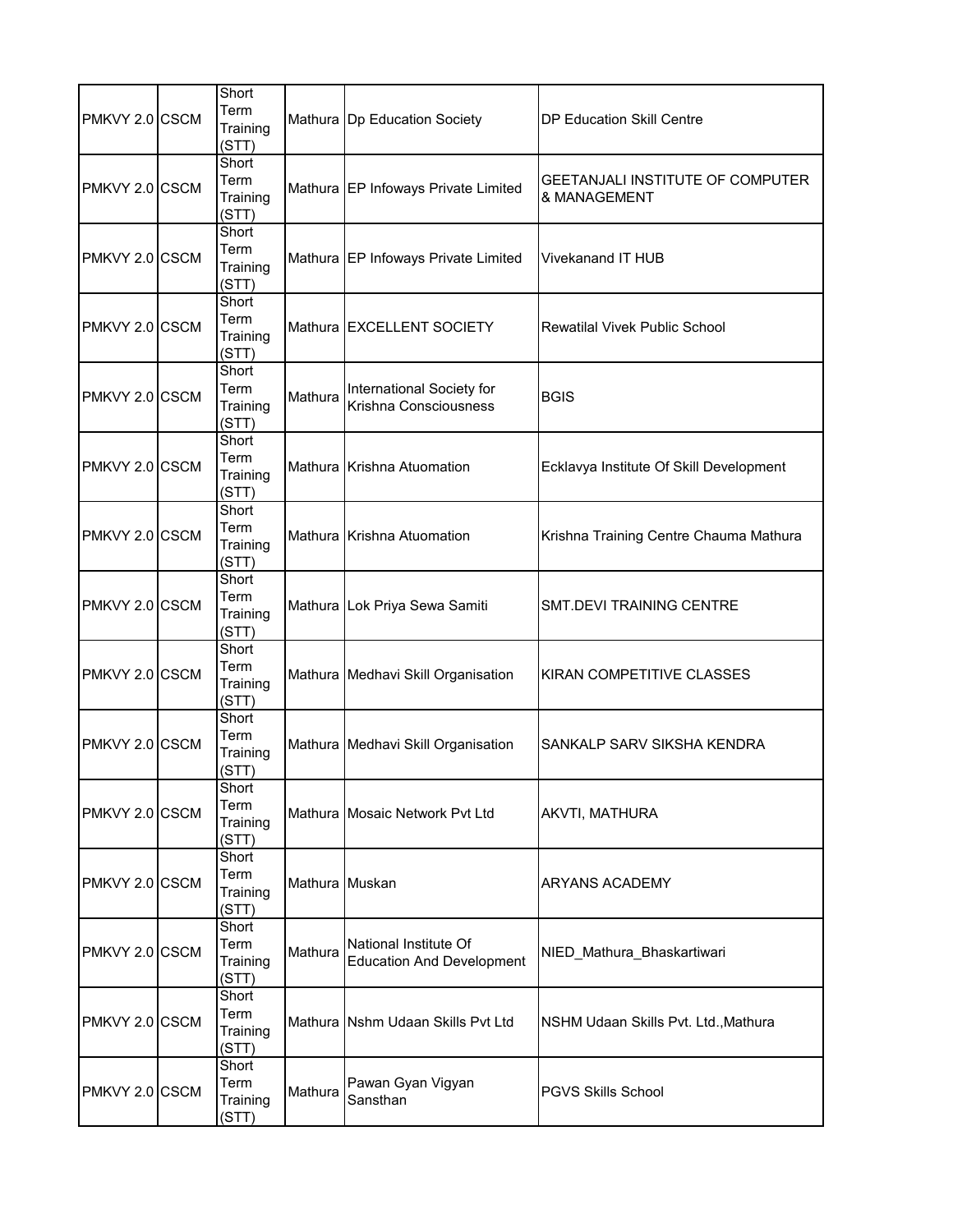| | | | | | |
|---|---|---|---|---|---|
| PMKVY 2.0 | CSCM | Short Term Training (STT) | Mathura | Dp Education Society | DP Education Skill Centre |
| PMKVY 2.0 | CSCM | Short Term Training (STT) | Mathura | EP Infoways Private Limited | GEETANJALI INSTITUTE OF COMPUTER & MANAGEMENT |
| PMKVY 2.0 | CSCM | Short Term Training (STT) | Mathura | EP Infoways Private Limited | Vivekanand IT HUB |
| PMKVY 2.0 | CSCM | Short Term Training (STT) | Mathura | EXCELLENT SOCIETY | Rewatilal Vivek Public School |
| PMKVY 2.0 | CSCM | Short Term Training (STT) | Mathura | International Society for Krishna Consciousness | BGIS |
| PMKVY 2.0 | CSCM | Short Term Training (STT) | Mathura | Krishna Atuomation | Ecklavya Institute Of Skill Development |
| PMKVY 2.0 | CSCM | Short Term Training (STT) | Mathura | Krishna Atuomation | Krishna Training Centre Chauma Mathura |
| PMKVY 2.0 | CSCM | Short Term Training (STT) | Mathura | Lok Priya Sewa Samiti | SMT.DEVI TRAINING CENTRE |
| PMKVY 2.0 | CSCM | Short Term Training (STT) | Mathura | Medhavi Skill Organisation | KIRAN COMPETITIVE CLASSES |
| PMKVY 2.0 | CSCM | Short Term Training (STT) | Mathura | Medhavi Skill Organisation | SANKALP SARV SIKSHA KENDRA |
| PMKVY 2.0 | CSCM | Short Term Training (STT) | Mathura | Mosaic Network Pvt Ltd | AKVTI, MATHURA |
| PMKVY 2.0 | CSCM | Short Term Training (STT) | Mathura | Muskan | ARYANS ACADEMY |
| PMKVY 2.0 | CSCM | Short Term Training (STT) | Mathura | National Institute Of Education And Development | NIED_Mathura_Bhaskartiwari |
| PMKVY 2.0 | CSCM | Short Term Training (STT) | Mathura | Nshm Udaan Skills Pvt Ltd | NSHM Udaan Skills Pvt. Ltd.,Mathura |
| PMKVY 2.0 | CSCM | Short Term Training (STT) | Mathura | Pawan Gyan Vigyan Sansthan | PGVS Skills School |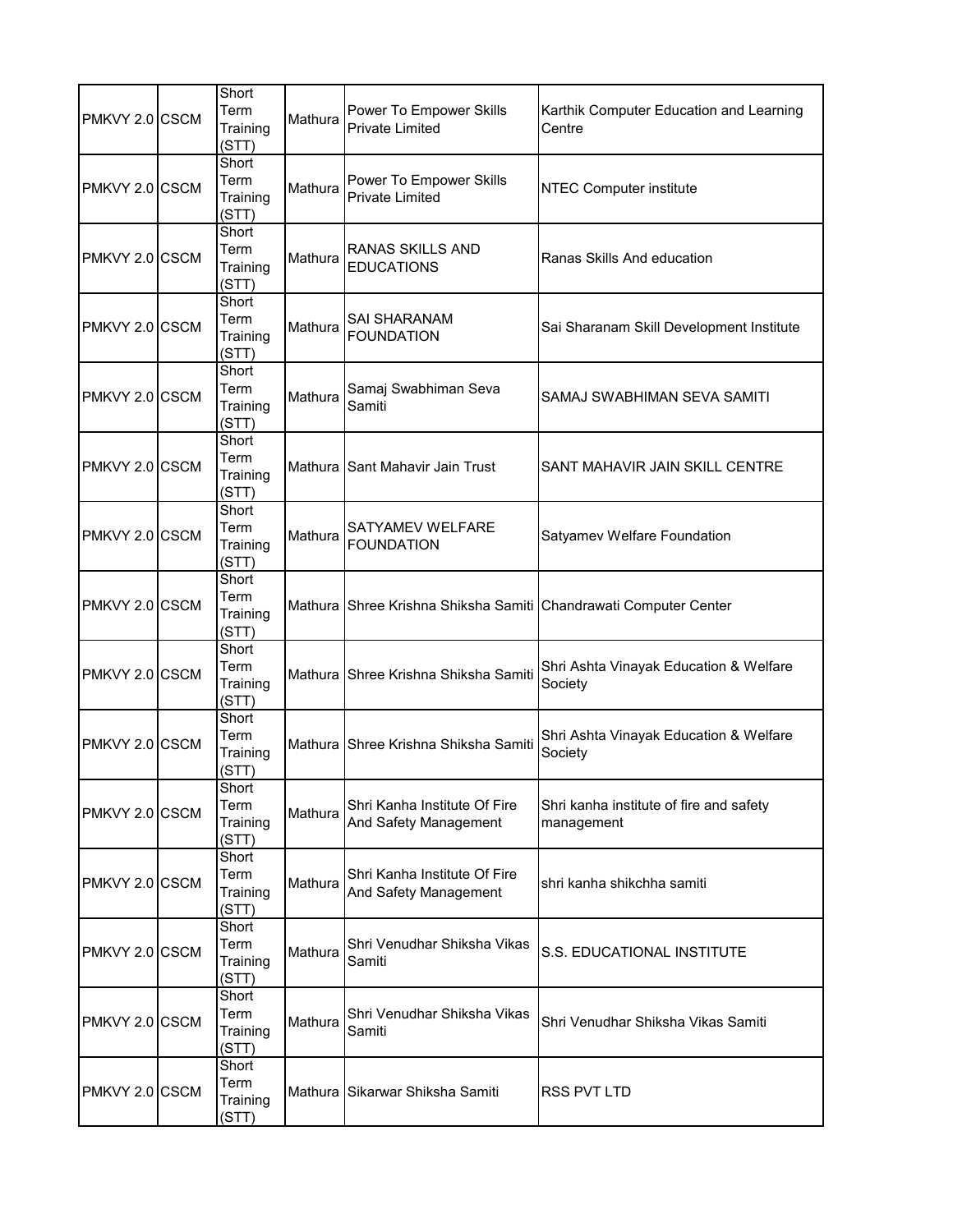| PMKVY 2.0 | CSCM | Short Term Training (STT) | Mathura | Power To Empower Skills Private Limited | Karthik Computer Education and Learning Centre |
|---|---|---|---|---|---|
| PMKVY 2.0 | CSCM | Short Term Training (STT) | Mathura | Power To Empower Skills Private Limited | NTEC Computer institute |
| PMKVY 2.0 | CSCM | Short Term Training (STT) | Mathura | RANAS SKILLS AND EDUCATIONS | Ranas Skills And education |
| PMKVY 2.0 | CSCM | Short Term Training (STT) | Mathura | SAI SHARANAM FOUNDATION | Sai Sharanam Skill Development Institute |
| PMKVY 2.0 | CSCM | Short Term Training (STT) | Mathura | Samaj Swabhiman Seva Samiti | SAMAJ SWABHIMAN SEVA SAMITI |
| PMKVY 2.0 | CSCM | Short Term Training (STT) | Mathura | Sant Mahavir Jain Trust | SANT MAHAVIR JAIN SKILL CENTRE |
| PMKVY 2.0 | CSCM | Short Term Training (STT) | Mathura | SATYAMEV WELFARE FOUNDATION | Satyamev Welfare Foundation |
| PMKVY 2.0 | CSCM | Short Term Training (STT) | Mathura | Shree Krishna Shiksha Samiti | Chandrawati Computer Center |
| PMKVY 2.0 | CSCM | Short Term Training (STT) | Mathura | Shree Krishna Shiksha Samiti | Shri Ashta Vinayak Education & Welfare Society |
| PMKVY 2.0 | CSCM | Short Term Training (STT) | Mathura | Shree Krishna Shiksha Samiti | Shri Ashta Vinayak Education & Welfare Society |
| PMKVY 2.0 | CSCM | Short Term Training (STT) | Mathura | Shri Kanha Institute Of Fire And Safety Management | Shri kanha institute of fire and safety management |
| PMKVY 2.0 | CSCM | Short Term Training (STT) | Mathura | Shri Kanha Institute Of Fire And Safety Management | shri kanha shikchha samiti |
| PMKVY 2.0 | CSCM | Short Term Training (STT) | Mathura | Shri Venudhar Shiksha Vikas Samiti | S.S. EDUCATIONAL INSTITUTE |
| PMKVY 2.0 | CSCM | Short Term Training (STT) | Mathura | Shri Venudhar Shiksha Vikas Samiti | Shri Venudhar Shiksha Vikas Samiti |
| PMKVY 2.0 | CSCM | Short Term Training (STT) | Mathura | Sikarwar Shiksha Samiti | RSS PVT LTD |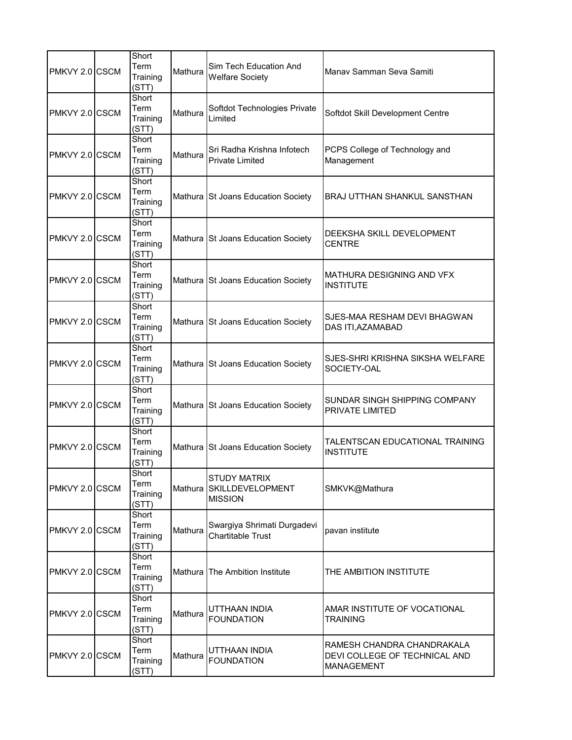| PMKVY 2.0 | CSCM | Short Term Training (STT) | Mathura | Sim Tech Education And Welfare Society | Manav Samman Seva Samiti |
|---|---|---|---|---|---|
| PMKVY 2.0 | CSCM | Short Term Training (STT) | Mathura | Softdot Technologies Private Limited | Softdot Skill Development Centre |
| PMKVY 2.0 | CSCM | Short Term Training (STT) | Mathura | Sri Radha Krishna Infotech Private Limited | PCPS College of Technology and Management |
| PMKVY 2.0 | CSCM | Short Term Training (STT) | Mathura | St Joans Education Society | BRAJ UTTHAN SHANKUL SANSTHAN |
| PMKVY 2.0 | CSCM | Short Term Training (STT) | Mathura | St Joans Education Society | DEEKSHA SKILL DEVELOPMENT CENTRE |
| PMKVY 2.0 | CSCM | Short Term Training (STT) | Mathura | St Joans Education Society | MATHURA DESIGNING AND VFX INSTITUTE |
| PMKVY 2.0 | CSCM | Short Term Training (STT) | Mathura | St Joans Education Society | SJES-MAA RESHAM DEVI BHAGWAN DAS ITI,AZAMABAD |
| PMKVY 2.0 | CSCM | Short Term Training (STT) | Mathura | St Joans Education Society | SJES-SHRI KRISHNA SIKSHA WELFARE SOCIETY-OAL |
| PMKVY 2.0 | CSCM | Short Term Training (STT) | Mathura | St Joans Education Society | SUNDAR SINGH SHIPPING COMPANY PRIVATE LIMITED |
| PMKVY 2.0 | CSCM | Short Term Training (STT) | Mathura | St Joans Education Society | TALENTSCAN EDUCATIONAL TRAINING INSTITUTE |
| PMKVY 2.0 | CSCM | Short Term Training (STT) | Mathura | STUDY MATRIX SKILLDEVELOPMENT MISSION | SMKVK@Mathura |
| PMKVY 2.0 | CSCM | Short Term Training (STT) | Mathura | Swargiya Shrimati Durgadevi Chartitable Trust | pavan institute |
| PMKVY 2.0 | CSCM | Short Term Training (STT) | Mathura | The Ambition Institute | THE AMBITION INSTITUTE |
| PMKVY 2.0 | CSCM | Short Term Training (STT) | Mathura | UTTHAAN INDIA FOUNDATION | AMAR INSTITUTE OF VOCATIONAL TRAINING |
| PMKVY 2.0 | CSCM | Short Term Training (STT) | Mathura | UTTHAAN INDIA FOUNDATION | RAMESH CHANDRA CHANDRAKALA DEVI COLLEGE OF TECHNICAL AND MANAGEMENT |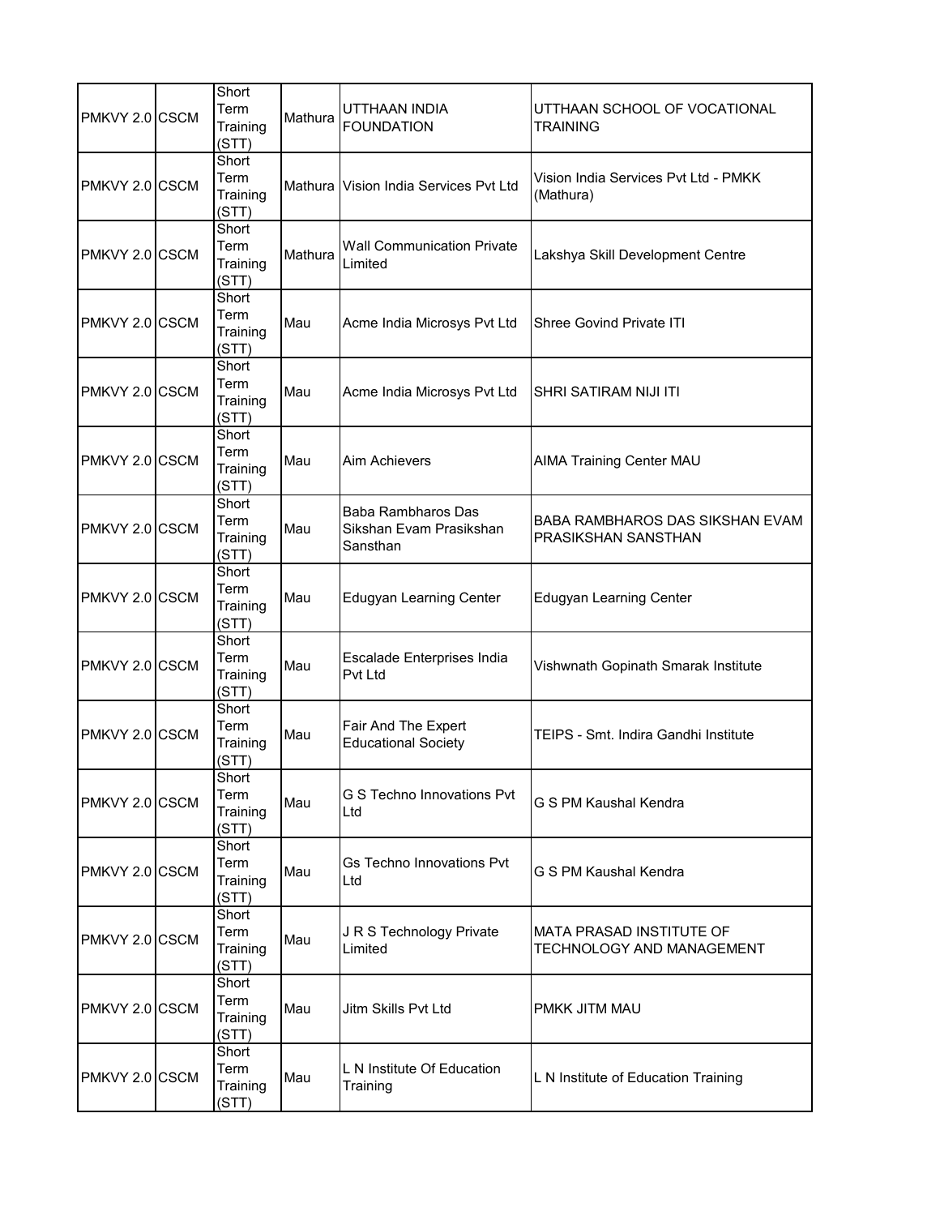| | | | | | |
|---|---|---|---|---|---|
| PMKVY 2.0 | CSCM | Short Term Training (STT) | Mathura | UTTHAAN INDIA FOUNDATION | UTTHAAN SCHOOL OF VOCATIONAL TRAINING |
| PMKVY 2.0 | CSCM | Short Term Training (STT) | Mathura | Vision India Services Pvt Ltd | Vision India Services Pvt Ltd - PMKK (Mathura) |
| PMKVY 2.0 | CSCM | Short Term Training (STT) | Mathura | Wall Communication Private Limited | Lakshya Skill Development Centre |
| PMKVY 2.0 | CSCM | Short Term Training (STT) | Mau | Acme India Microsys Pvt Ltd | Shree Govind Private ITI |
| PMKVY 2.0 | CSCM | Short Term Training (STT) | Mau | Acme India Microsys Pvt Ltd | SHRI SATIRAM NIJI ITI |
| PMKVY 2.0 | CSCM | Short Term Training (STT) | Mau | Aim Achievers | AIMA Training Center MAU |
| PMKVY 2.0 | CSCM | Short Term Training (STT) | Mau | Baba Rambharos Das Sikshan Evam Prasikshan Sansthan | BABA RAMBHAROS DAS SIKSHAN EVAM PRASIKSHAN SANSTHAN |
| PMKVY 2.0 | CSCM | Short Term Training (STT) | Mau | Edugyan Learning Center | Edugyan Learning Center |
| PMKVY 2.0 | CSCM | Short Term Training (STT) | Mau | Escalade Enterprises India Pvt Ltd | Vishwnath Gopinath Smarak Institute |
| PMKVY 2.0 | CSCM | Short Term Training (STT) | Mau | Fair And The Expert Educational Society | TEIPS - Smt. Indira Gandhi Institute |
| PMKVY 2.0 | CSCM | Short Term Training (STT) | Mau | G S Techno Innovations Pvt Ltd | G S PM Kaushal Kendra |
| PMKVY 2.0 | CSCM | Short Term Training (STT) | Mau | Gs Techno Innovations Pvt Ltd | G S PM Kaushal Kendra |
| PMKVY 2.0 | CSCM | Short Term Training (STT) | Mau | J R S Technology Private Limited | MATA PRASAD INSTITUTE OF TECHNOLOGY AND MANAGEMENT |
| PMKVY 2.0 | CSCM | Short Term Training (STT) | Mau | Jitm Skills Pvt Ltd | PMKK JITM MAU |
| PMKVY 2.0 | CSCM | Short Term Training (STT) | Mau | L N Institute Of Education Training | L N Institute of Education Training |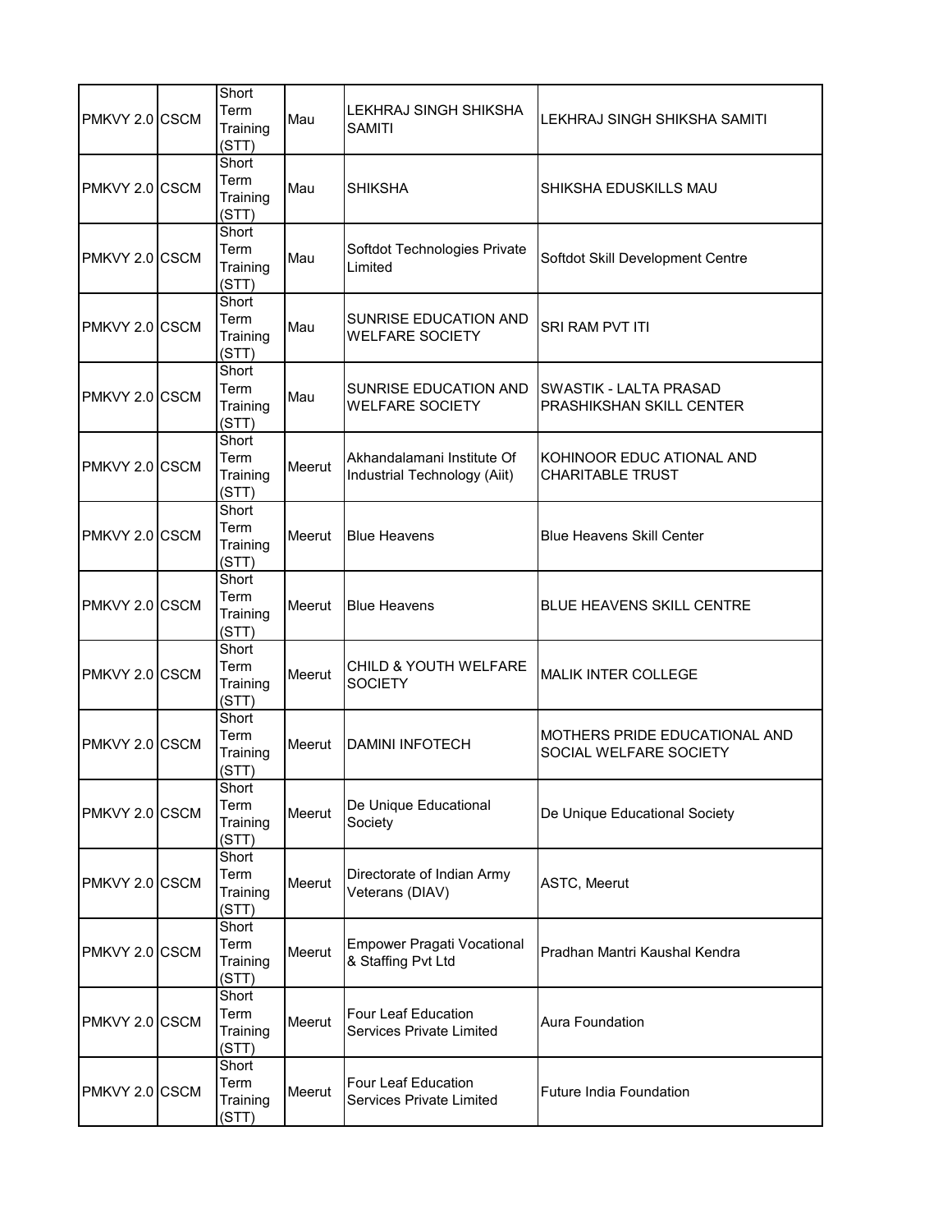| PMKVY 2.0 | CSCM | Short Term Training (STT) | Mau | LEKHRAJ SINGH SHIKSHA SAMITI | LEKHRAJ SINGH SHIKSHA SAMITI |
|---|---|---|---|---|---|
| PMKVY 2.0 | CSCM | Short Term Training (STT) | Mau | SHIKSHA | SHIKSHA EDUSKILLS MAU |
| PMKVY 2.0 | CSCM | Short Term Training (STT) | Mau | Softdot Technologies Private Limited | Softdot Skill Development Centre |
| PMKVY 2.0 | CSCM | Short Term Training (STT) | Mau | SUNRISE EDUCATION AND WELFARE SOCIETY | SRI RAM PVT ITI |
| PMKVY 2.0 | CSCM | Short Term Training (STT) | Mau | SUNRISE EDUCATION AND WELFARE SOCIETY | SWASTIK - LALTA PRASAD PRASHIKSHAN SKILL CENTER |
| PMKVY 2.0 | CSCM | Short Term Training (STT) | Meerut | Akhandalamani Institute Of Industrial Technology (Aiit) | KOHINOOR EDUC ATIONAL AND CHARITABLE TRUST |
| PMKVY 2.0 | CSCM | Short Term Training (STT) | Meerut | Blue Heavens | Blue Heavens Skill Center |
| PMKVY 2.0 | CSCM | Short Term Training (STT) | Meerut | Blue Heavens | BLUE HEAVENS SKILL CENTRE |
| PMKVY 2.0 | CSCM | Short Term Training (STT) | Meerut | CHILD & YOUTH WELFARE SOCIETY | MALIK INTER COLLEGE |
| PMKVY 2.0 | CSCM | Short Term Training (STT) | Meerut | DAMINI INFOTECH | MOTHERS PRIDE EDUCATIONAL AND SOCIAL WELFARE SOCIETY |
| PMKVY 2.0 | CSCM | Short Term Training (STT) | Meerut | De Unique Educational Society | De Unique Educational Society |
| PMKVY 2.0 | CSCM | Short Term Training (STT) | Meerut | Directorate of Indian Army Veterans (DIAV) | ASTC, Meerut |
| PMKVY 2.0 | CSCM | Short Term Training (STT) | Meerut | Empower Pragati Vocational & Staffing Pvt Ltd | Pradhan Mantri Kaushal Kendra |
| PMKVY 2.0 | CSCM | Short Term Training (STT) | Meerut | Four Leaf Education Services Private Limited | Aura Foundation |
| PMKVY 2.0 | CSCM | Short Term Training (STT) | Meerut | Four Leaf Education Services Private Limited | Future India Foundation |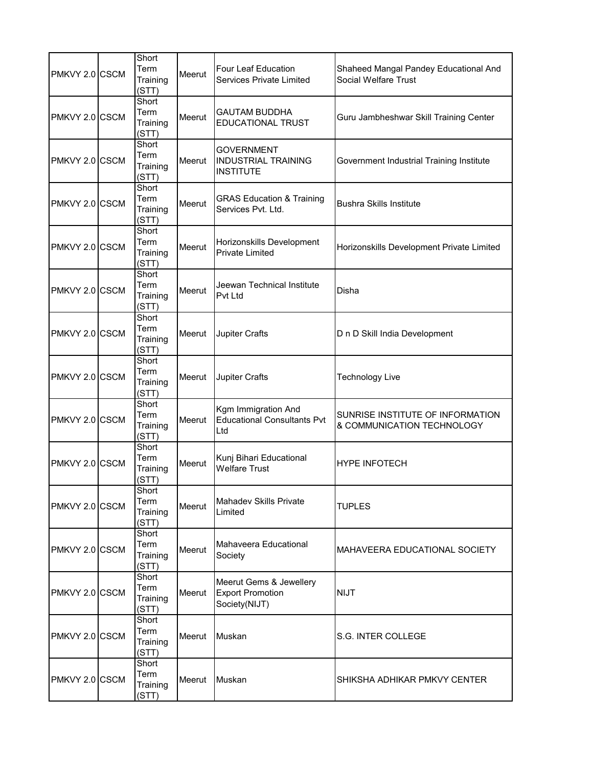| | | | | | |
|---|---|---|---|---|---|
| PMKVY 2.0 | CSCM | Short Term Training (STT) | Meerut | Four Leaf Education Services Private Limited | Shaheed Mangal Pandey Educational And Social Welfare Trust |
| PMKVY 2.0 | CSCM | Short Term Training (STT) | Meerut | GAUTAM BUDDHA EDUCATIONAL TRUST | Guru Jambheshwar Skill Training Center |
| PMKVY 2.0 | CSCM | Short Term Training (STT) | Meerut | GOVERNMENT INDUSTRIAL TRAINING INSTITUTE | Government Industrial Training Institute |
| PMKVY 2.0 | CSCM | Short Term Training (STT) | Meerut | GRAS Education & Training Services Pvt. Ltd. | Bushra Skills Institute |
| PMKVY 2.0 | CSCM | Short Term Training (STT) | Meerut | Horizonskills Development Private Limited | Horizonskills Development Private Limited |
| PMKVY 2.0 | CSCM | Short Term Training (STT) | Meerut | Jeewan Technical Institute Pvt Ltd | Disha |
| PMKVY 2.0 | CSCM | Short Term Training (STT) | Meerut | Jupiter Crafts | D n D Skill India Development |
| PMKVY 2.0 | CSCM | Short Term Training (STT) | Meerut | Jupiter Crafts | Technology Live |
| PMKVY 2.0 | CSCM | Short Term Training (STT) | Meerut | Kgm Immigration And Educational Consultants Pvt Ltd | SUNRISE INSTITUTE OF INFORMATION & COMMUNICATION TECHNOLOGY |
| PMKVY 2.0 | CSCM | Short Term Training (STT) | Meerut | Kunj Bihari Educational Welfare Trust | HYPE INFOTECH |
| PMKVY 2.0 | CSCM | Short Term Training (STT) | Meerut | Mahadev Skills Private Limited | TUPLES |
| PMKVY 2.0 | CSCM | Short Term Training (STT) | Meerut | Mahaveera Educational Society | MAHAVEERA EDUCATIONAL SOCIETY |
| PMKVY 2.0 | CSCM | Short Term Training (STT) | Meerut | Meerut Gems & Jewellery Export Promotion Society(NIJT) | NIJT |
| PMKVY 2.0 | CSCM | Short Term Training (STT) | Meerut | Muskan | S.G. INTER COLLEGE |
| PMKVY 2.0 | CSCM | Short Term Training (STT) | Meerut | Muskan | SHIKSHA ADHIKAR PMKVY CENTER |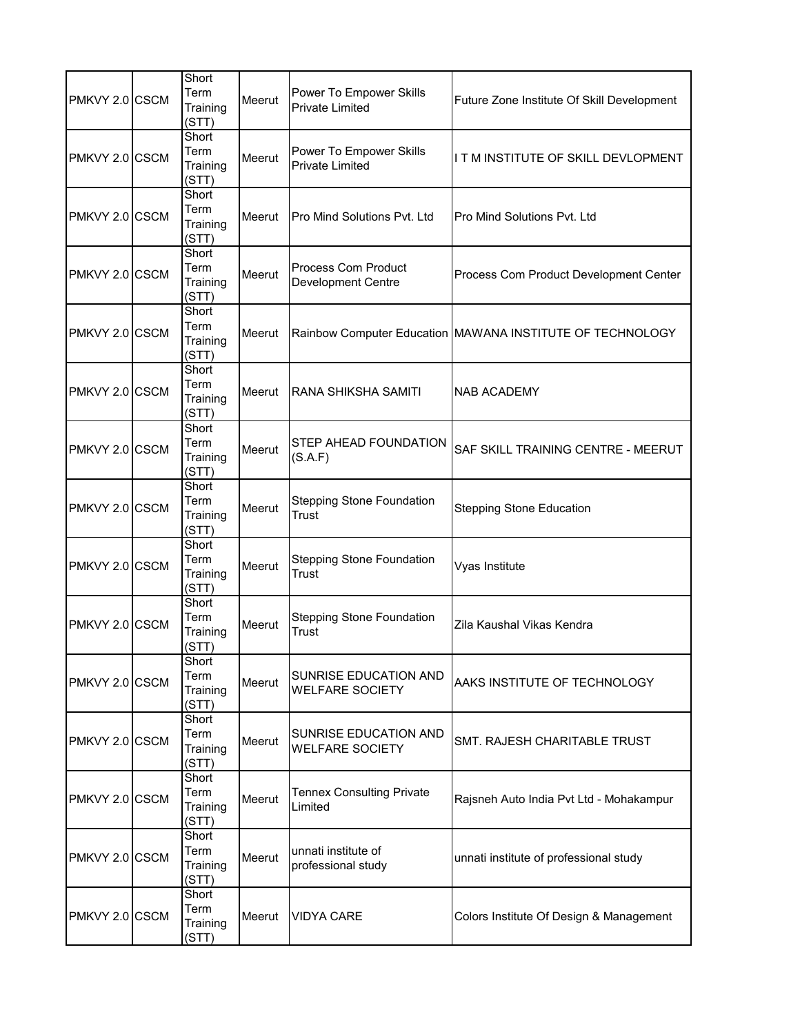| | | | | | |
|---|---|---|---|---|---|
| PMKVY 2.0 | CSCM | Short Term Training (STT) | Meerut | Power To Empower Skills Private Limited | Future Zone Institute Of Skill Development |
| PMKVY 2.0 | CSCM | Short Term Training (STT) | Meerut | Power To Empower Skills Private Limited | I T M INSTITUTE OF SKILL DEVLOPMENT |
| PMKVY 2.0 | CSCM | Short Term Training (STT) | Meerut | Pro Mind Solutions Pvt. Ltd | Pro Mind Solutions Pvt. Ltd |
| PMKVY 2.0 | CSCM | Short Term Training (STT) | Meerut | Process Com Product Development Centre | Process Com Product Development Center |
| PMKVY 2.0 | CSCM | Short Term Training (STT) | Meerut | Rainbow Computer Education | MAWANA INSTITUTE OF TECHNOLOGY |
| PMKVY 2.0 | CSCM | Short Term Training (STT) | Meerut | RANA SHIKSHA SAMITI | NAB ACADEMY |
| PMKVY 2.0 | CSCM | Short Term Training (STT) | Meerut | STEP AHEAD FOUNDATION (S.A.F) | SAF SKILL TRAINING CENTRE - MEERUT |
| PMKVY 2.0 | CSCM | Short Term Training (STT) | Meerut | Stepping Stone Foundation Trust | Stepping Stone Education |
| PMKVY 2.0 | CSCM | Short Term Training (STT) | Meerut | Stepping Stone Foundation Trust | Vyas Institute |
| PMKVY 2.0 | CSCM | Short Term Training (STT) | Meerut | Stepping Stone Foundation Trust | Zila Kaushal Vikas Kendra |
| PMKVY 2.0 | CSCM | Short Term Training (STT) | Meerut | SUNRISE EDUCATION AND WELFARE SOCIETY | AAKS INSTITUTE OF TECHNOLOGY |
| PMKVY 2.0 | CSCM | Short Term Training (STT) | Meerut | SUNRISE EDUCATION AND WELFARE SOCIETY | SMT. RAJESH CHARITABLE TRUST |
| PMKVY 2.0 | CSCM | Short Term Training (STT) | Meerut | Tennex Consulting Private Limited | Rajsneh Auto India Pvt Ltd - Mohakampur |
| PMKVY 2.0 | CSCM | Short Term Training (STT) | Meerut | unnati institute of professional study | unnati institute of professional study |
| PMKVY 2.0 | CSCM | Short Term Training (STT) | Meerut | VIDYA CARE | Colors Institute Of Design & Management |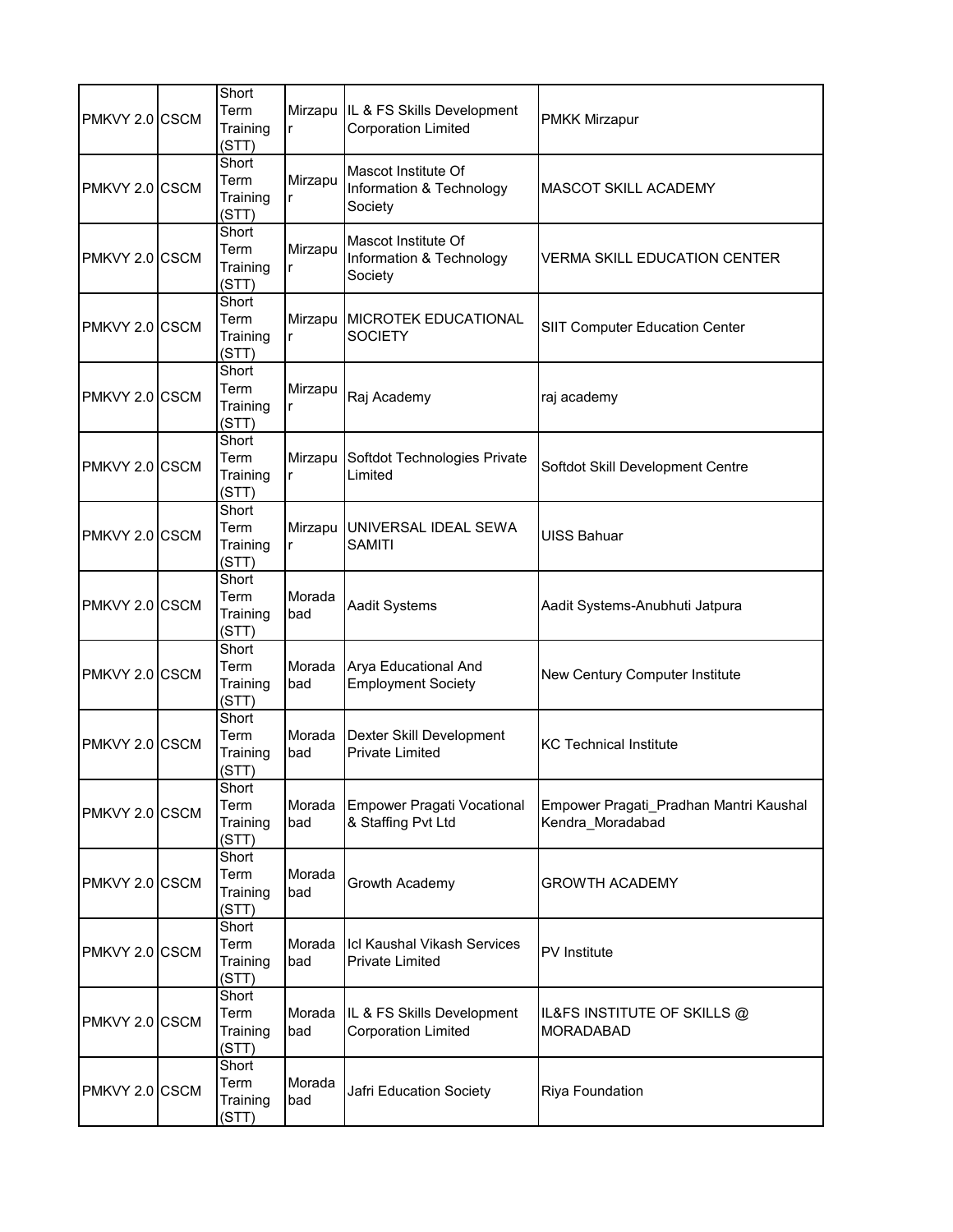| | | | | | |
|---|---|---|---|---|---|
| PMKVY 2.0 | CSCM | Short Term Training (STT) | Mirzapur | IL & FS Skills Development Corporation Limited | PMKK Mirzapur |
| PMKVY 2.0 | CSCM | Short Term Training (STT) | Mirzapur | Mascot Institute Of Information & Technology Society | MASCOT SKILL ACADEMY |
| PMKVY 2.0 | CSCM | Short Term Training (STT) | Mirzapur | Mascot Institute Of Information & Technology Society | VERMA SKILL EDUCATION CENTER |
| PMKVY 2.0 | CSCM | Short Term Training (STT) | Mirzapur | MICROTEK EDUCATIONAL SOCIETY | SIIT Computer Education Center |
| PMKVY 2.0 | CSCM | Short Term Training (STT) | Mirzapur | Raj Academy | raj academy |
| PMKVY 2.0 | CSCM | Short Term Training (STT) | Mirzapur | Softdot Technologies Private Limited | Softdot Skill Development Centre |
| PMKVY 2.0 | CSCM | Short Term Training (STT) | Mirzapur | UNIVERSAL IDEAL SEWA SAMITI | UISS Bahuar |
| PMKVY 2.0 | CSCM | Short Term Training (STT) | Moradabad | Aadit Systems | Aadit Systems-Anubhuti Jatpura |
| PMKVY 2.0 | CSCM | Short Term Training (STT) | Moradabad | Arya Educational And Employment Society | New Century Computer Institute |
| PMKVY 2.0 | CSCM | Short Term Training (STT) | Moradabad | Dexter Skill Development Private Limited | KC Technical Institute |
| PMKVY 2.0 | CSCM | Short Term Training (STT) | Moradabad | Empower Pragati Vocational & Staffing Pvt Ltd | Empower Pragati_Pradhan Mantri Kaushal Kendra_Moradabad |
| PMKVY 2.0 | CSCM | Short Term Training (STT) | Moradabad | Growth Academy | GROWTH ACADEMY |
| PMKVY 2.0 | CSCM | Short Term Training (STT) | Moradabad | Icl Kaushal Vikash Services Private Limited | PV Institute |
| PMKVY 2.0 | CSCM | Short Term Training (STT) | Moradabad | IL & FS Skills Development Corporation Limited | IL&FS INSTITUTE OF SKILLS @ MORADABAD |
| PMKVY 2.0 | CSCM | Short Term Training (STT) | Moradabad | Jafri Education Society | Riya Foundation |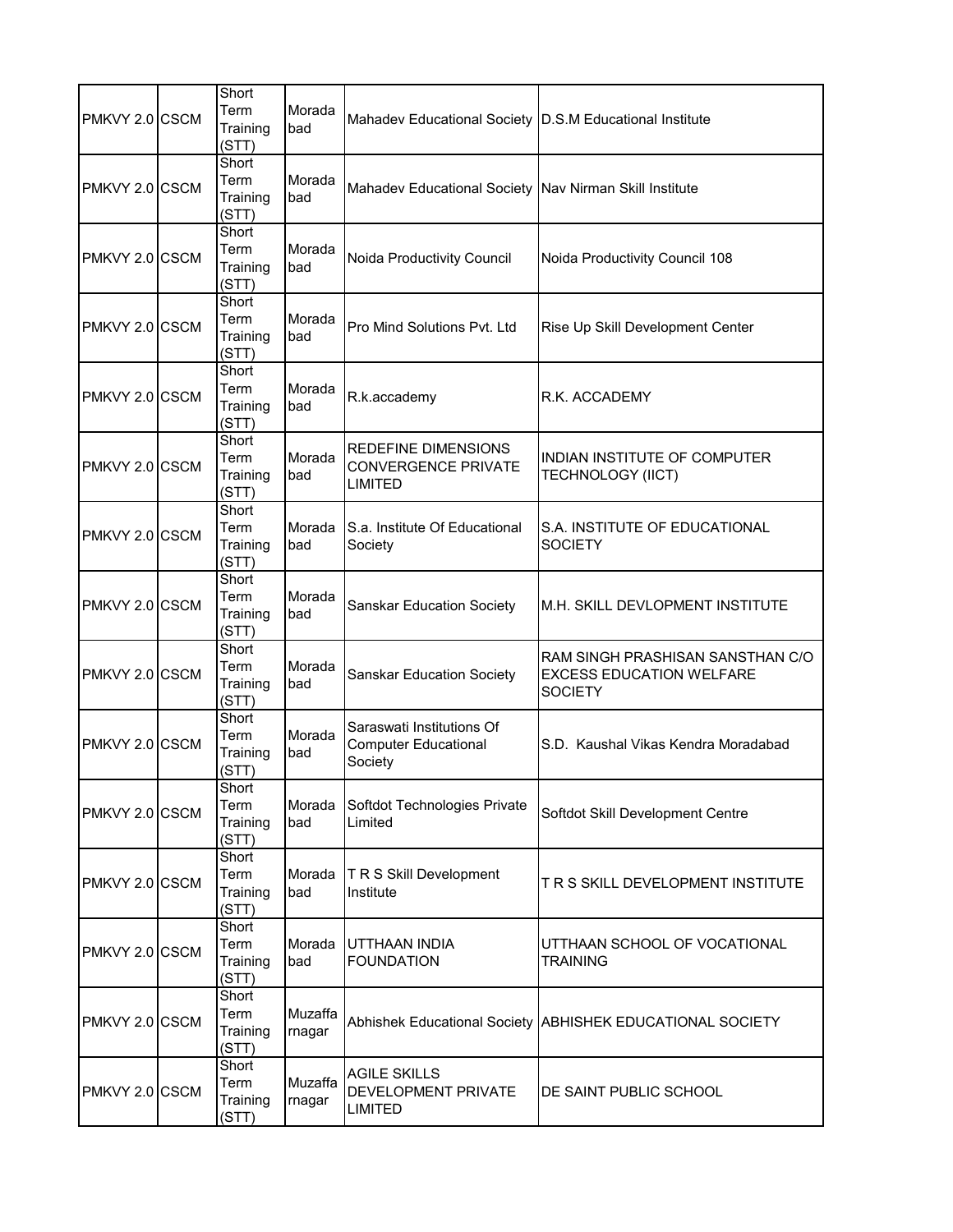| PMKVY 2.0 | CSCM | Short Term Training (STT) | Moradabad | Mahadev Educational Society | D.S.M Educational Institute |
|---|---|---|---|---|---|
| PMKVY 2.0 | CSCM | Short Term Training (STT) | Moradabad | Mahadev Educational Society | Nav Nirman Skill Institute |
| PMKVY 2.0 | CSCM | Short Term Training (STT) | Moradabad | Noida Productivity Council | Noida Productivity Council 108 |
| PMKVY 2.0 | CSCM | Short Term Training (STT) | Moradabad | Pro Mind Solutions Pvt. Ltd | Rise Up Skill Development Center |
| PMKVY 2.0 | CSCM | Short Term Training (STT) | Moradabad | R.k.accademy | R.K. ACCADEMY |
| PMKVY 2.0 | CSCM | Short Term Training (STT) | Moradabad | REDEFINE DIMENSIONS CONVERGENCE PRIVATE LIMITED | INDIAN INSTITUTE OF COMPUTER TECHNOLOGY (IICT) |
| PMKVY 2.0 | CSCM | Short Term Training (STT) | Moradabad | S.a. Institute Of Educational Society | S.A. INSTITUTE OF EDUCATIONAL SOCIETY |
| PMKVY 2.0 | CSCM | Short Term Training (STT) | Moradabad | Sanskar Education Society | M.H. SKILL DEVLOPMENT INSTITUTE |
| PMKVY 2.0 | CSCM | Short Term Training (STT) | Moradabad | Sanskar Education Society | RAM SINGH PRASHISAN SANSTHAN C/O EXCESS EDUCATION WELFARE SOCIETY |
| PMKVY 2.0 | CSCM | Short Term Training (STT) | Moradabad | Saraswati Institutions Of Computer Educational Society | S.D. Kaushal Vikas Kendra Moradabad |
| PMKVY 2.0 | CSCM | Short Term Training (STT) | Moradabad | Softdot Technologies Private Limited | Softdot Skill Development Centre |
| PMKVY 2.0 | CSCM | Short Term Training (STT) | Moradabad | T R S Skill Development Institute | T R S SKILL DEVELOPMENT INSTITUTE |
| PMKVY 2.0 | CSCM | Short Term Training (STT) | Moradabad | UTTHAAN INDIA FOUNDATION | UTTHAAN SCHOOL OF VOCATIONAL TRAINING |
| PMKVY 2.0 | CSCM | Short Term Training (STT) | Muzaffarnagar | Abhishek Educational Society | ABHISHEK EDUCATIONAL SOCIETY |
| PMKVY 2.0 | CSCM | Short Term Training (STT) | Muzaffarnagar | AGILE SKILLS DEVELOPMENT PRIVATE LIMITED | DE SAINT PUBLIC SCHOOL |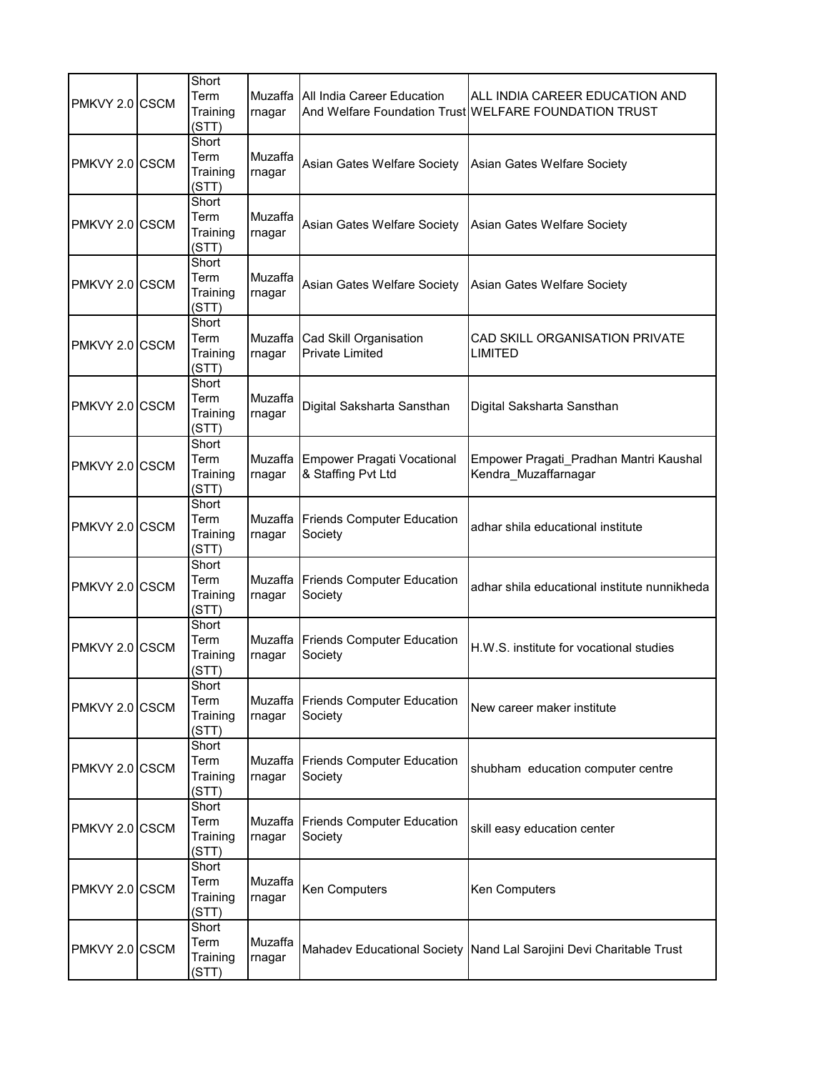| | | | | | |
|---|---|---|---|---|---|
| PMKVY 2.0 | CSCM | Short Term Training (STT) | Muzaffarnagar | All India Career Education And Welfare Foundation Trust | ALL INDIA CAREER EDUCATION AND WELFARE FOUNDATION TRUST |
| PMKVY 2.0 | CSCM | Short Term Training (STT) | Muzaffarnagar | Asian Gates Welfare Society | Asian Gates Welfare Society |
| PMKVY 2.0 | CSCM | Short Term Training (STT) | Muzaffarnagar | Asian Gates Welfare Society | Asian Gates Welfare Society |
| PMKVY 2.0 | CSCM | Short Term Training (STT) | Muzaffarnagar | Asian Gates Welfare Society | Asian Gates Welfare Society |
| PMKVY 2.0 | CSCM | Short Term Training (STT) | Muzaffarnagar | Cad Skill Organisation Private Limited | CAD SKILL ORGANISATION PRIVATE LIMITED |
| PMKVY 2.0 | CSCM | Short Term Training (STT) | Muzaffarnagar | Digital Saksharta Sansthan | Digital Saksharta Sansthan |
| PMKVY 2.0 | CSCM | Short Term Training (STT) | Muzaffarnagar | Empower Pragati Vocational & Staffing Pvt Ltd | Empower Pragati_Pradhan Mantri Kaushal Kendra_Muzaffarnagar |
| PMKVY 2.0 | CSCM | Short Term Training (STT) | Muzaffarnagar | Friends Computer Education Society | adhar shila educational institute |
| PMKVY 2.0 | CSCM | Short Term Training (STT) | Muzaffarnagar | Friends Computer Education Society | adhar shila educational institute nunnikheda |
| PMKVY 2.0 | CSCM | Short Term Training (STT) | Muzaffarnagar | Friends Computer Education Society | H.W.S. institute for vocational studies |
| PMKVY 2.0 | CSCM | Short Term Training (STT) | Muzaffarnagar | Friends Computer Education Society | New career maker institute |
| PMKVY 2.0 | CSCM | Short Term Training (STT) | Muzaffarnagar | Friends Computer Education Society | shubham education computer centre |
| PMKVY 2.0 | CSCM | Short Term Training (STT) | Muzaffarnagar | Friends Computer Education Society | skill easy education center |
| PMKVY 2.0 | CSCM | Short Term Training (STT) | Muzaffarnagar | Ken Computers | Ken Computers |
| PMKVY 2.0 | CSCM | Short Term Training (STT) | Muzaffarnagar | Mahadev Educational Society | Nand Lal Sarojini Devi Charitable Trust |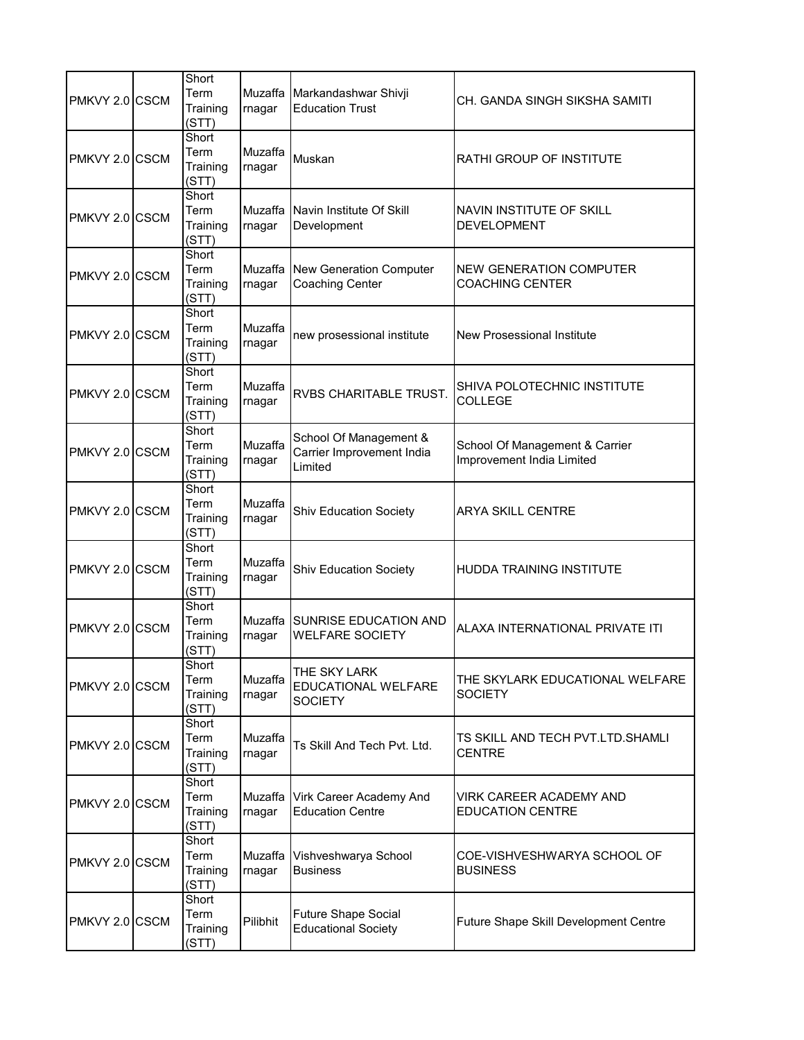| | | | | | |
|---|---|---|---|---|---|
| PMKVY 2.0 | CSCM | Short Term Training (STT) | Muzaffarnagar | Markandashwar Shivji Education Trust | CH. GANDA SINGH SIKSHA SAMITI |
| PMKVY 2.0 | CSCM | Short Term Training (STT) | Muzaffarnagar | Muskan | RATHI GROUP OF INSTITUTE |
| PMKVY 2.0 | CSCM | Short Term Training (STT) | Muzaffarnagar | Navin Institute Of Skill Development | NAVIN INSTITUTE OF SKILL DEVELOPMENT |
| PMKVY 2.0 | CSCM | Short Term Training (STT) | Muzaffarnagar | New Generation Computer Coaching Center | NEW GENERATION COMPUTER COACHING CENTER |
| PMKVY 2.0 | CSCM | Short Term Training (STT) | Muzaffarnagar | new prosessional institute | New Prosessional Institute |
| PMKVY 2.0 | CSCM | Short Term Training (STT) | Muzaffarnagar | RVBS CHARITABLE TRUST. | SHIVA POLOTECHNIC INSTITUTE COLLEGE |
| PMKVY 2.0 | CSCM | Short Term Training (STT) | Muzaffarnagar | School Of Management & Carrier Improvement India Limited | School Of Management & Carrier Improvement India Limited |
| PMKVY 2.0 | CSCM | Short Term Training (STT) | Muzaffarnagar | Shiv Education Society | ARYA SKILL CENTRE |
| PMKVY 2.0 | CSCM | Short Term Training (STT) | Muzaffarnagar | Shiv Education Society | HUDDA TRAINING INSTITUTE |
| PMKVY 2.0 | CSCM | Short Term Training (STT) | Muzaffarnagar | SUNRISE EDUCATION AND WELFARE SOCIETY | ALAXA INTERNATIONAL PRIVATE ITI |
| PMKVY 2.0 | CSCM | Short Term Training (STT) | Muzaffarnagar | THE SKY LARK EDUCATIONAL WELFARE SOCIETY | THE SKYLARK EDUCATIONAL WELFARE SOCIETY |
| PMKVY 2.0 | CSCM | Short Term Training (STT) | Muzaffarnagar | Ts Skill And Tech Pvt. Ltd. | TS SKILL AND TECH PVT.LTD.SHAMLI CENTRE |
| PMKVY 2.0 | CSCM | Short Term Training (STT) | Muzaffarnagar | Virk Career Academy And Education Centre | VIRK CAREER ACADEMY AND EDUCATION CENTRE |
| PMKVY 2.0 | CSCM | Short Term Training (STT) | Muzaffarnagar | Vishveshwarya School Business | COE-VISHVESHWARYA SCHOOL OF BUSINESS |
| PMKVY 2.0 | CSCM | Short Term Training (STT) | Pilibhit | Future Shape Social Educational Society | Future Shape Skill Development Centre |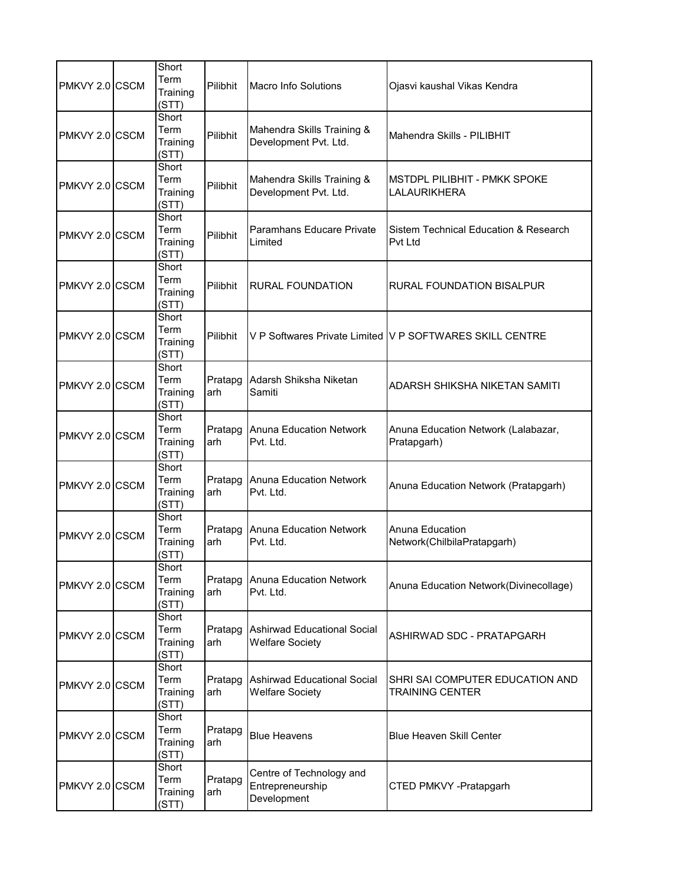| | | | | | |
|---|---|---|---|---|---|
| PMKVY 2.0 | CSCM | Short Term Training (STT) | Pilibhit | Macro Info Solutions | Ojasvi kaushal Vikas Kendra |
| PMKVY 2.0 | CSCM | Short Term Training (STT) | Pilibhit | Mahendra Skills Training & Development Pvt. Ltd. | Mahendra Skills - PILIBHIT |
| PMKVY 2.0 | CSCM | Short Term Training (STT) | Pilibhit | Mahendra Skills Training & Development Pvt. Ltd. | MSTDPL PILIBHIT - PMKK SPOKE LALAURIKHERA |
| PMKVY 2.0 | CSCM | Short Term Training (STT) | Pilibhit | Paramhans Educare Private Limited | Sistem Technical Education & Research Pvt Ltd |
| PMKVY 2.0 | CSCM | Short Term Training (STT) | Pilibhit | RURAL FOUNDATION | RURAL FOUNDATION BISALPUR |
| PMKVY 2.0 | CSCM | Short Term Training (STT) | Pilibhit | V P Softwares Private Limited | V P SOFTWARES SKILL CENTRE |
| PMKVY 2.0 | CSCM | Short Term Training (STT) | Pratapgarh | Adarsh Shiksha Niketan Samiti | ADARSH SHIKSHA NIKETAN SAMITI |
| PMKVY 2.0 | CSCM | Short Term Training (STT) | Pratapgarh | Anuna Education Network Pvt. Ltd. | Anuna Education Network (Lalabazar, Pratapgarh) |
| PMKVY 2.0 | CSCM | Short Term Training (STT) | Pratapgarh | Anuna Education Network Pvt. Ltd. | Anuna Education Network (Pratapgarh) |
| PMKVY 2.0 | CSCM | Short Term Training (STT) | Pratapgarh | Anuna Education Network Pvt. Ltd. | Anuna Education Network(ChilbilaPratapgarh) |
| PMKVY 2.0 | CSCM | Short Term Training (STT) | Pratapgarh | Anuna Education Network Pvt. Ltd. | Anuna Education Network(Divinecollage) |
| PMKVY 2.0 | CSCM | Short Term Training (STT) | Pratapgarh | Ashirwad Educational Social Welfare Society | ASHIRWAD SDC - PRATAPGARH |
| PMKVY 2.0 | CSCM | Short Term Training (STT) | Pratapgarh | Ashirwad Educational Social Welfare Society | SHRI SAI COMPUTER EDUCATION AND TRAINING CENTER |
| PMKVY 2.0 | CSCM | Short Term Training (STT) | Pratapgarh | Blue Heavens | Blue Heaven Skill Center |
| PMKVY 2.0 | CSCM | Short Term Training (STT) | Pratapgarh | Centre of Technology and Entrepreneurship Development | CTED PMKVY -Pratapgarh |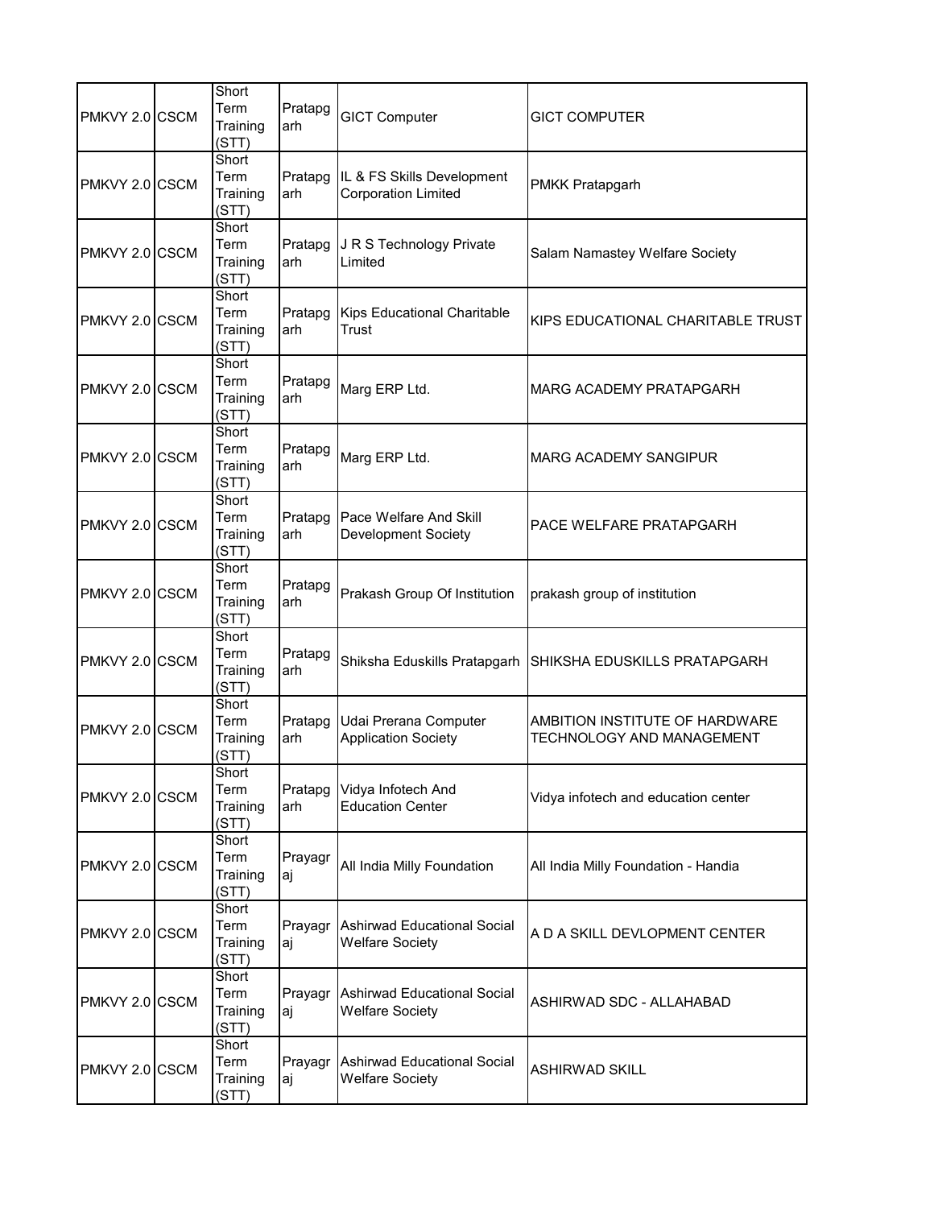| PMKVY 2.0 | CSCM | Short Term Training (STT) | Pratapgarh | GICT Computer | GICT COMPUTER |
|---|---|---|---|---|---|
| PMKVY 2.0 | CSCM | Short Term Training (STT) | Pratapgarh | IL & FS Skills Development Corporation Limited | PMKK Pratapgarh |
| PMKVY 2.0 | CSCM | Short Term Training (STT) | Pratapgarh | J R S Technology Private Limited | Salam Namastey Welfare Society |
| PMKVY 2.0 | CSCM | Short Term Training (STT) | Pratapgarh | Kips Educational Charitable Trust | KIPS EDUCATIONAL CHARITABLE TRUST |
| PMKVY 2.0 | CSCM | Short Term Training (STT) | Pratapgarh | Marg ERP Ltd. | MARG ACADEMY PRATAPGARH |
| PMKVY 2.0 | CSCM | Short Term Training (STT) | Pratapgarh | Marg ERP Ltd. | MARG ACADEMY SANGIPUR |
| PMKVY 2.0 | CSCM | Short Term Training (STT) | Pratapgarh | Pace Welfare And Skill Development Society | PACE WELFARE PRATAPGARH |
| PMKVY 2.0 | CSCM | Short Term Training (STT) | Pratapgarh | Prakash Group Of Institution | prakash group of institution |
| PMKVY 2.0 | CSCM | Short Term Training (STT) | Pratapgarh | Shiksha Eduskills Pratapgarh | SHIKSHA EDUSKILLS PRATAPGARH |
| PMKVY 2.0 | CSCM | Short Term Training (STT) | Pratapgarh | Udai Prerana Computer Application Society | AMBITION INSTITUTE OF HARDWARE TECHNOLOGY AND MANAGEMENT |
| PMKVY 2.0 | CSCM | Short Term Training (STT) | Pratapgarh | Vidya Infotech And Education Center | Vidya infotech and education center |
| PMKVY 2.0 | CSCM | Short Term Training (STT) | Prayagraj | All India Milly Foundation | All India Milly Foundation - Handia |
| PMKVY 2.0 | CSCM | Short Term Training (STT) | Prayagraj | Ashirwad Educational Social Welfare Society | A D A SKILL DEVLOPMENT CENTER |
| PMKVY 2.0 | CSCM | Short Term Training (STT) | Prayagraj | Ashirwad Educational Social Welfare Society | ASHIRWAD SDC - ALLAHABAD |
| PMKVY 2.0 | CSCM | Short Term Training (STT) | Prayagraj | Ashirwad Educational Social Welfare Society | ASHIRWAD SKILL |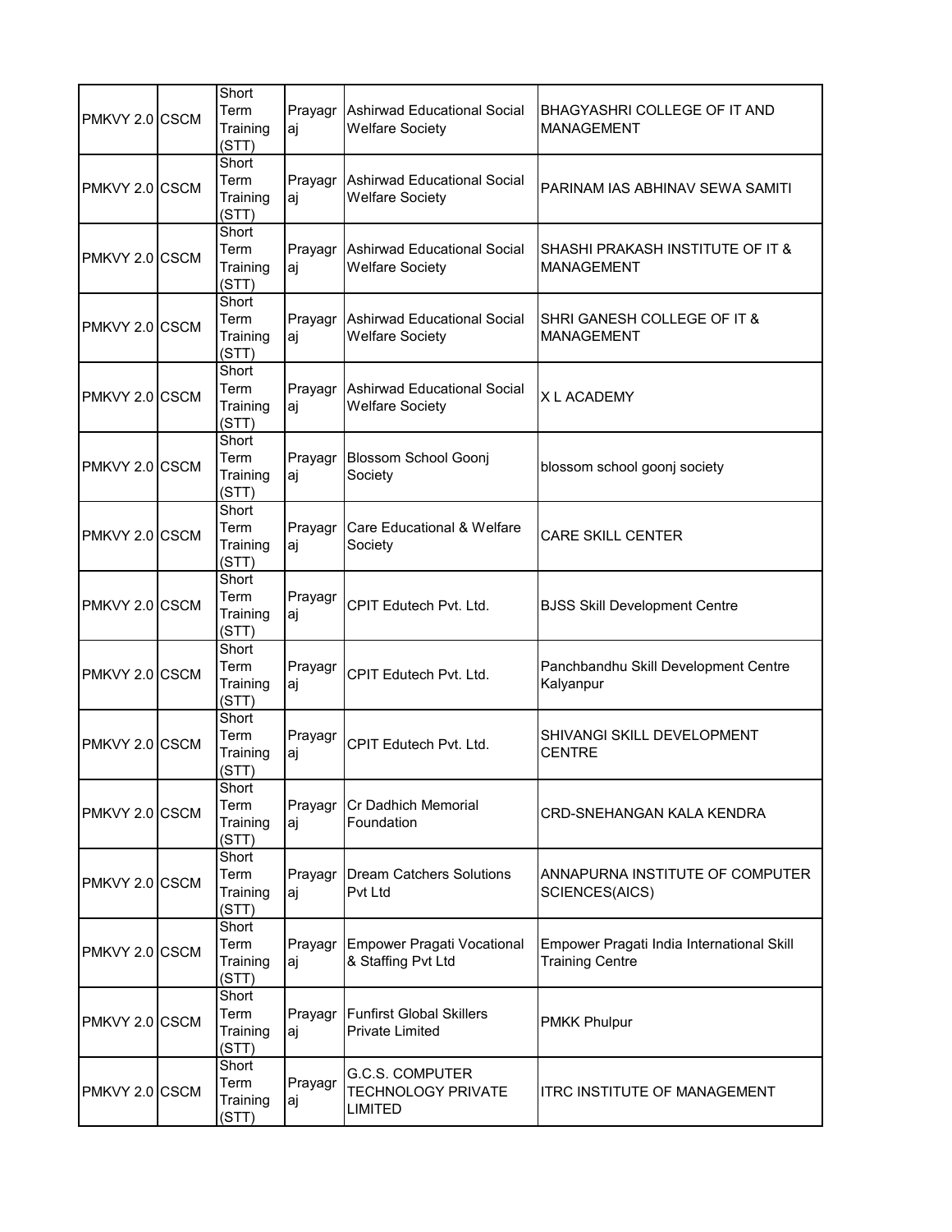| | | | | | |
|---|---|---|---|---|---|
| PMKVY 2.0 | CSCM | Short Term Training (STT) | Prayagraj | Ashirwad Educational Social Welfare Society | BHAGYASHRI COLLEGE OF IT AND MANAGEMENT |
| PMKVY 2.0 | CSCM | Short Term Training (STT) | Prayagraj | Ashirwad Educational Social Welfare Society | PARINAM IAS ABHINAV SEWA SAMITI |
| PMKVY 2.0 | CSCM | Short Term Training (STT) | Prayagraj | Ashirwad Educational Social Welfare Society | SHASHI PRAKASH INSTITUTE OF IT & MANAGEMENT |
| PMKVY 2.0 | CSCM | Short Term Training (STT) | Prayagraj | Ashirwad Educational Social Welfare Society | SHRI GANESH COLLEGE OF IT & MANAGEMENT |
| PMKVY 2.0 | CSCM | Short Term Training (STT) | Prayagraj | Ashirwad Educational Social Welfare Society | X L ACADEMY |
| PMKVY 2.0 | CSCM | Short Term Training (STT) | Prayagraj | Blossom School Goonj Society | blossom school goonj society |
| PMKVY 2.0 | CSCM | Short Term Training (STT) | Prayagraj | Care Educational & Welfare Society | CARE SKILL CENTER |
| PMKVY 2.0 | CSCM | Short Term Training (STT) | Prayagraj | CPIT Edutech Pvt. Ltd. | BJSS Skill Development Centre |
| PMKVY 2.0 | CSCM | Short Term Training (STT) | Prayagraj | CPIT Edutech Pvt. Ltd. | Panchbandhu Skill Development Centre Kalyanpur |
| PMKVY 2.0 | CSCM | Short Term Training (STT) | Prayagraj | CPIT Edutech Pvt. Ltd. | SHIVANGI SKILL DEVELOPMENT CENTRE |
| PMKVY 2.0 | CSCM | Short Term Training (STT) | Prayagraj | Cr Dadhich Memorial Foundation | CRD-SNEHANGAN KALA KENDRA |
| PMKVY 2.0 | CSCM | Short Term Training (STT) | Prayagraj | Dream Catchers Solutions Pvt Ltd | ANNAPURNA INSTITUTE OF COMPUTER SCIENCES(AICS) |
| PMKVY 2.0 | CSCM | Short Term Training (STT) | Prayagraj | Empower Pragati Vocational & Staffing Pvt Ltd | Empower Pragati India International Skill Training Centre |
| PMKVY 2.0 | CSCM | Short Term Training (STT) | Prayagraj | Funfirst Global Skillers Private Limited | PMKK Phulpur |
| PMKVY 2.0 | CSCM | Short Term Training (STT) | Prayagraj | G.C.S. COMPUTER TECHNOLOGY PRIVATE LIMITED | ITRC INSTITUTE OF MANAGEMENT |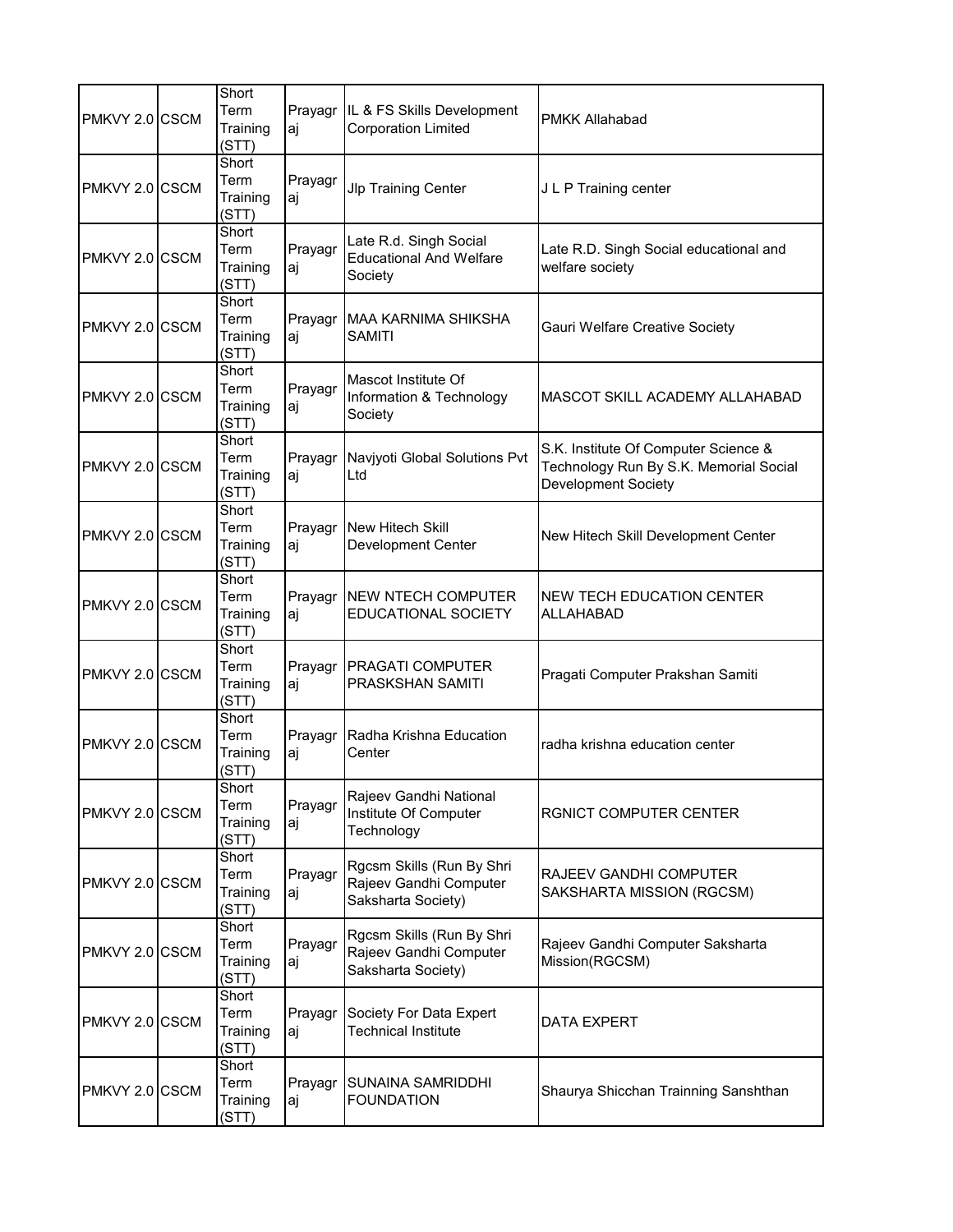| | | | | | |
|---|---|---|---|---|---|
| PMKVY 2.0 | CSCM | Short Term Training (STT) | Prayagraj | IL & FS Skills Development Corporation Limited | PMKK Allahabad |
| PMKVY 2.0 | CSCM | Short Term Training (STT) | Prayagraj | Jlp Training Center | J L P Training center |
| PMKVY 2.0 | CSCM | Short Term Training (STT) | Prayagraj | Late R.d. Singh Social Educational And Welfare Society | Late R.D. Singh Social educational and welfare society |
| PMKVY 2.0 | CSCM | Short Term Training (STT) | Prayagraj | MAA KARNIMA SHIKSHA SAMITI | Gauri Welfare Creative Society |
| PMKVY 2.0 | CSCM | Short Term Training (STT) | Prayagraj | Mascot Institute Of Information & Technology Society | MASCOT SKILL ACADEMY ALLAHABAD |
| PMKVY 2.0 | CSCM | Short Term Training (STT) | Prayagraj | Navjyoti Global Solutions Pvt Ltd | S.K. Institute Of Computer Science & Technology Run By S.K. Memorial Social Development Society |
| PMKVY 2.0 | CSCM | Short Term Training (STT) | Prayagraj | New Hitech Skill Development Center | New Hitech Skill Development Center |
| PMKVY 2.0 | CSCM | Short Term Training (STT) | Prayagraj | NEW NTECH COMPUTER EDUCATIONAL SOCIETY | NEW TECH EDUCATION CENTER ALLAHABAD |
| PMKVY 2.0 | CSCM | Short Term Training (STT) | Prayagraj | PRAGATI COMPUTER PRASKSHAN SAMITI | Pragati Computer Prakshan Samiti |
| PMKVY 2.0 | CSCM | Short Term Training (STT) | Prayagraj | Radha Krishna Education Center | radha krishna education center |
| PMKVY 2.0 | CSCM | Short Term Training (STT) | Prayagraj | Rajeev Gandhi National Institute Of Computer Technology | RGNICT COMPUTER CENTER |
| PMKVY 2.0 | CSCM | Short Term Training (STT) | Prayagraj | Rgcsm Skills (Run By Shri Rajeev Gandhi Computer Saksharta Society) | RAJEEV GANDHI COMPUTER SAKSHARTA MISSION (RGCSM) |
| PMKVY 2.0 | CSCM | Short Term Training (STT) | Prayagraj | Rgcsm Skills (Run By Shri Rajeev Gandhi Computer Saksharta Society) | Rajeev Gandhi Computer Saksharta Mission(RGCSM) |
| PMKVY 2.0 | CSCM | Short Term Training (STT) | Prayagraj | Society For Data Expert Technical Institute | DATA EXPERT |
| PMKVY 2.0 | CSCM | Short Term Training (STT) | Prayagraj | SUNAINA SAMRIDDHI FOUNDATION | Shaurya Shicchan Trainning Sanshthan |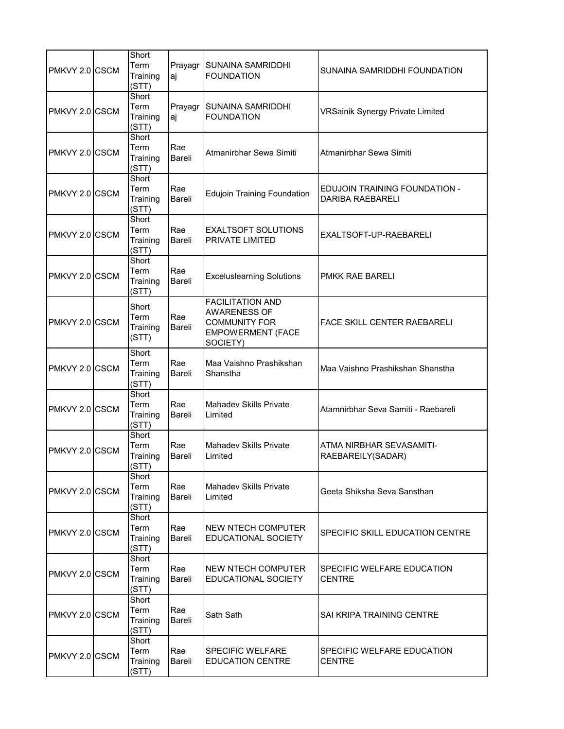| | | | | | |
|---|---|---|---|---|---|
| PMKVY 2.0 | CSCM | Short Term Training (STT) | Prayagraj | SUNAINA SAMRIDDHI FOUNDATION | SUNAINA SAMRIDDHI FOUNDATION |
| PMKVY 2.0 | CSCM | Short Term Training (STT) | Prayagraj | SUNAINA SAMRIDDHI FOUNDATION | VRSainik Synergy Private Limited |
| PMKVY 2.0 | CSCM | Short Term Training (STT) | Rae Bareli | Atmanirbhar Sewa Simiti | Atmanirbhar Sewa Simiti |
| PMKVY 2.0 | CSCM | Short Term Training (STT) | Rae Bareli | Edujoin Training Foundation | EDUJOIN TRAINING FOUNDATION - DARIBA RAEBARELI |
| PMKVY 2.0 | CSCM | Short Term Training (STT) | Rae Bareli | EXALTSOFT SOLUTIONS PRIVATE LIMITED | EXALTSOFT-UP-RAEBARELI |
| PMKVY 2.0 | CSCM | Short Term Training (STT) | Rae Bareli | Exceluslearning Solutions | PMKK RAE BARELI |
| PMKVY 2.0 | CSCM | Short Term Training (STT) | Rae Bareli | FACILITATION AND AWARENESS OF COMMUNITY FOR EMPOWERMENT (FACE SOCIETY) | FACE SKILL CENTER RAEBARELI |
| PMKVY 2.0 | CSCM | Short Term Training (STT) | Rae Bareli | Maa Vaishno Prashikshan Shanstha | Maa Vaishno Prashikshan Shanstha |
| PMKVY 2.0 | CSCM | Short Term Training (STT) | Rae Bareli | Mahadev Skills Private Limited | Atamnirbhar Seva Samiti - Raebareli |
| PMKVY 2.0 | CSCM | Short Term Training (STT) | Rae Bareli | Mahadev Skills Private Limited | ATMA NIRBHAR SEVASAMITI-RAEBAREILY(SADAR) |
| PMKVY 2.0 | CSCM | Short Term Training (STT) | Rae Bareli | Mahadev Skills Private Limited | Geeta Shiksha Seva Sansthan |
| PMKVY 2.0 | CSCM | Short Term Training (STT) | Rae Bareli | NEW NTECH COMPUTER EDUCATIONAL SOCIETY | SPECIFIC SKILL EDUCATION CENTRE |
| PMKVY 2.0 | CSCM | Short Term Training (STT) | Rae Bareli | NEW NTECH COMPUTER EDUCATIONAL SOCIETY | SPECIFIC WELFARE EDUCATION CENTRE |
| PMKVY 2.0 | CSCM | Short Term Training (STT) | Rae Bareli | Sath Sath | SAI KRIPA TRAINING CENTRE |
| PMKVY 2.0 | CSCM | Short Term Training (STT) | Rae Bareli | SPECIFIC WELFARE EDUCATION CENTRE | SPECIFIC WELFARE EDUCATION CENTRE |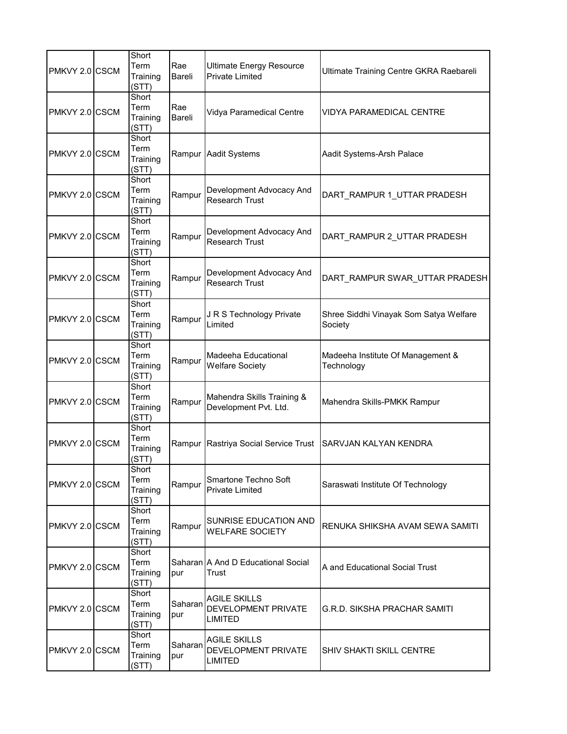| PMKVY 2.0 | CSCM | Short Term Training (STT) | Rae Bareli | Ultimate Energy Resource Private Limited | Ultimate Training Centre GKRA Raebareli |
|---|---|---|---|---|---|
| PMKVY 2.0 | CSCM | Short Term Training (STT) | Rae Bareli | Vidya Paramedical Centre | VIDYA PARAMEDICAL CENTRE |
| PMKVY 2.0 | CSCM | Short Term Training (STT) | Rampur | Aadit Systems | Aadit Systems-Arsh Palace |
| PMKVY 2.0 | CSCM | Short Term Training (STT) | Rampur | Development Advocacy And Research Trust | DART_RAMPUR 1_UTTAR PRADESH |
| PMKVY 2.0 | CSCM | Short Term Training (STT) | Rampur | Development Advocacy And Research Trust | DART_RAMPUR 2_UTTAR PRADESH |
| PMKVY 2.0 | CSCM | Short Term Training (STT) | Rampur | Development Advocacy And Research Trust | DART_RAMPUR SWAR_UTTAR PRADESH |
| PMKVY 2.0 | CSCM | Short Term Training (STT) | Rampur | J R S Technology Private Limited | Shree Siddhi Vinayak Som Satya Welfare Society |
| PMKVY 2.0 | CSCM | Short Term Training (STT) | Rampur | Madeeha Educational Welfare Society | Madeeha Institute Of Management & Technology |
| PMKVY 2.0 | CSCM | Short Term Training (STT) | Rampur | Mahendra Skills Training & Development Pvt. Ltd. | Mahendra Skills-PMKK Rampur |
| PMKVY 2.0 | CSCM | Short Term Training (STT) | Rampur | Rastriya Social Service Trust | SARVJAN KALYAN KENDRA |
| PMKVY 2.0 | CSCM | Short Term Training (STT) | Rampur | Smartone Techno Soft Private Limited | Saraswati Institute Of Technology |
| PMKVY 2.0 | CSCM | Short Term Training (STT) | Rampur | SUNRISE EDUCATION AND WELFARE SOCIETY | RENUKA SHIKSHA AVAM SEWA SAMITI |
| PMKVY 2.0 | CSCM | Short Term Training (STT) | Saharanpur | A And D Educational Social Trust | A and Educational Social Trust |
| PMKVY 2.0 | CSCM | Short Term Training (STT) | Saharanpur | AGILE SKILLS DEVELOPMENT PRIVATE LIMITED | G.R.D. SIKSHA PRACHAR SAMITI |
| PMKVY 2.0 | CSCM | Short Term Training (STT) | Saharanpur | AGILE SKILLS DEVELOPMENT PRIVATE LIMITED | SHIV SHAKTI SKILL CENTRE |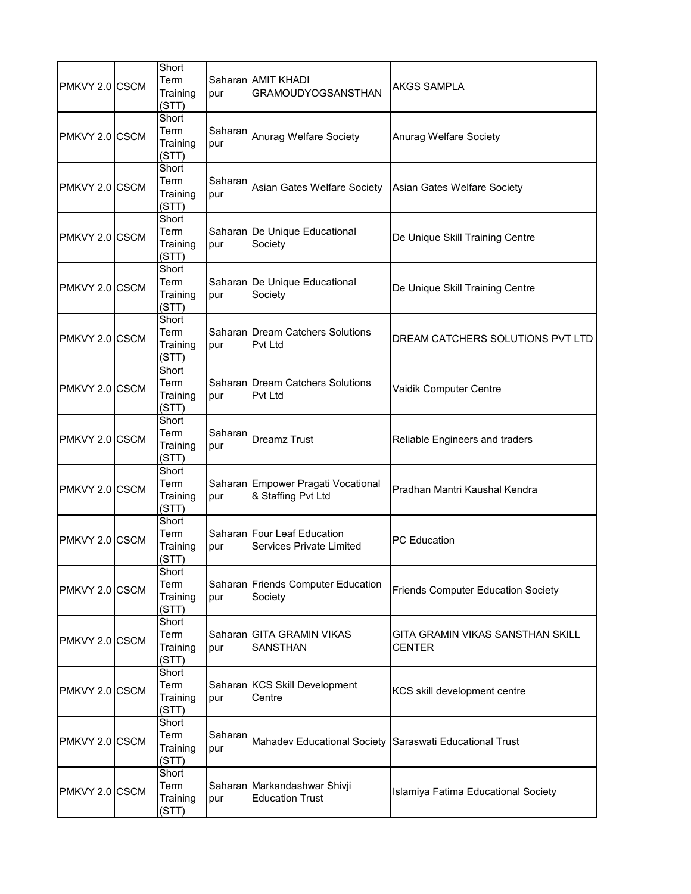| | | | | | |
|---|---|---|---|---|---|
| PMKVY 2.0 | CSCM | Short Term Training (STT) | Saharanpur | AMIT KHADI GRAMOUDYOGSANSTHAN | AKGS SAMPLA |
| PMKVY 2.0 | CSCM | Short Term Training (STT) | Saharanpur | Anurag Welfare Society | Anurag Welfare Society |
| PMKVY 2.0 | CSCM | Short Term Training (STT) | Saharanpur | Asian Gates Welfare Society | Asian Gates Welfare Society |
| PMKVY 2.0 | CSCM | Short Term Training (STT) | Saharanpur | De Unique Educational Society | De Unique Skill Training Centre |
| PMKVY 2.0 | CSCM | Short Term Training (STT) | Saharanpur | De Unique Educational Society | De Unique Skill Training Centre |
| PMKVY 2.0 | CSCM | Short Term Training (STT) | Saharanpur | Dream Catchers Solutions Pvt Ltd | DREAM CATCHERS SOLUTIONS PVT LTD |
| PMKVY 2.0 | CSCM | Short Term Training (STT) | Saharanpur | Dream Catchers Solutions Pvt Ltd | Vaidik Computer Centre |
| PMKVY 2.0 | CSCM | Short Term Training (STT) | Saharanpur | Dreamz Trust | Reliable Engineers and traders |
| PMKVY 2.0 | CSCM | Short Term Training (STT) | Saharanpur | Empower Pragati Vocational & Staffing Pvt Ltd | Pradhan Mantri Kaushal Kendra |
| PMKVY 2.0 | CSCM | Short Term Training (STT) | Saharanpur | Four Leaf Education Services Private Limited | PC Education |
| PMKVY 2.0 | CSCM | Short Term Training (STT) | Saharanpur | Friends Computer Education Society | Friends Computer Education Society |
| PMKVY 2.0 | CSCM | Short Term Training (STT) | Saharanpur | GITA GRAMIN VIKAS SANSTHAN | GITA GRAMIN VIKAS SANSTHAN SKILL CENTER |
| PMKVY 2.0 | CSCM | Short Term Training (STT) | Saharanpur | KCS Skill Development Centre | KCS skill development centre |
| PMKVY 2.0 | CSCM | Short Term Training (STT) | Saharanpur | Mahadev Educational Society | Saraswati Educational Trust |
| PMKVY 2.0 | CSCM | Short Term Training (STT) | Saharanpur | Markandashwar Shivji Education Trust | Islamiya Fatima Educational Society |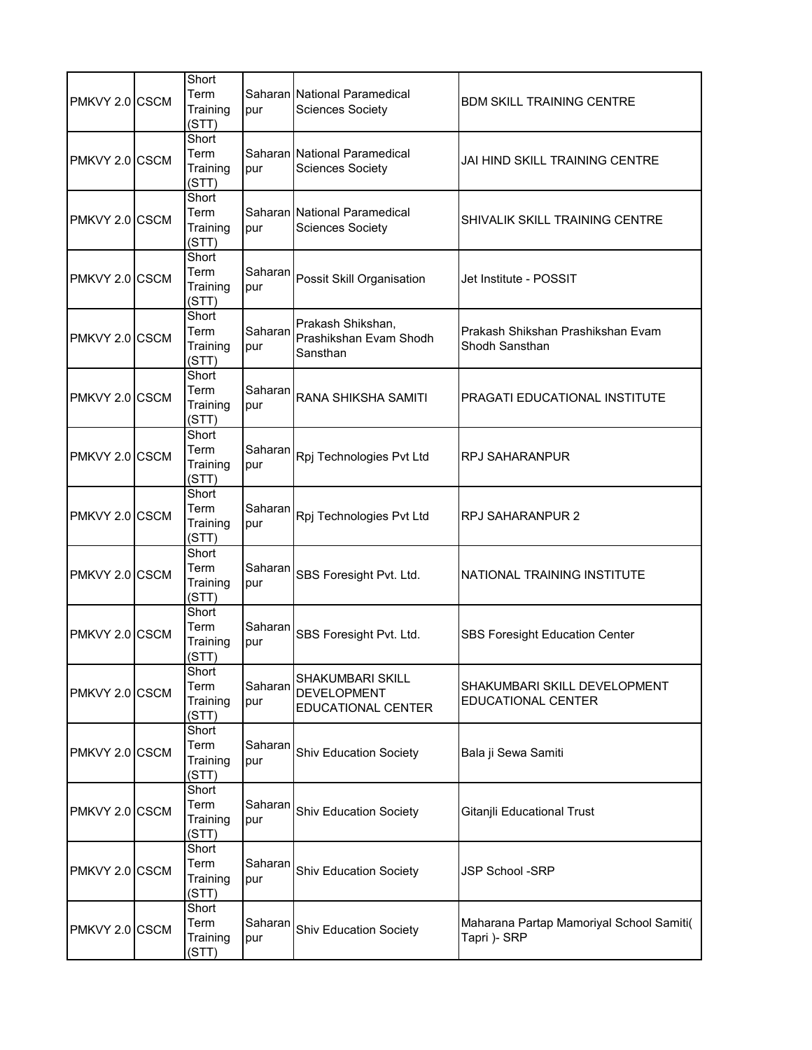| | | | | | |
|---|---|---|---|---|---|
| PMKVY 2.0 | CSCM | Short Term Training (STT) | Saharanpur | National Paramedical Sciences Society | BDM SKILL TRAINING CENTRE |
| PMKVY 2.0 | CSCM | Short Term Training (STT) | Saharanpur | National Paramedical Sciences Society | JAI HIND SKILL TRAINING CENTRE |
| PMKVY 2.0 | CSCM | Short Term Training (STT) | Saharanpur | National Paramedical Sciences Society | SHIVALIK SKILL TRAINING CENTRE |
| PMKVY 2.0 | CSCM | Short Term Training (STT) | Saharanpur | Possit Skill Organisation | Jet Institute - POSSIT |
| PMKVY 2.0 | CSCM | Short Term Training (STT) | Saharanpur | Prakash Shikshan, Prashikshan Evam Shodh Sansthan | Prakash Shikshan Prashikshan Evam Shodh Sansthan |
| PMKVY 2.0 | CSCM | Short Term Training (STT) | Saharanpur | RANA SHIKSHA SAMITI | PRAGATI EDUCATIONAL INSTITUTE |
| PMKVY 2.0 | CSCM | Short Term Training (STT) | Saharanpur | Rpj Technologies Pvt Ltd | RPJ SAHARANPUR |
| PMKVY 2.0 | CSCM | Short Term Training (STT) | Saharanpur | Rpj Technologies Pvt Ltd | RPJ SAHARANPUR 2 |
| PMKVY 2.0 | CSCM | Short Term Training (STT) | Saharanpur | SBS Foresight Pvt. Ltd. | NATIONAL TRAINING INSTITUTE |
| PMKVY 2.0 | CSCM | Short Term Training (STT) | Saharanpur | SBS Foresight Pvt. Ltd. | SBS Foresight Education Center |
| PMKVY 2.0 | CSCM | Short Term Training (STT) | Saharanpur | SHAKUMBARI SKILL DEVELOPMENT EDUCATIONAL CENTER | SHAKUMBARI SKILL DEVELOPMENT EDUCATIONAL CENTER |
| PMKVY 2.0 | CSCM | Short Term Training (STT) | Saharanpur | Shiv Education Society | Bala ji Sewa Samiti |
| PMKVY 2.0 | CSCM | Short Term Training (STT) | Saharanpur | Shiv Education Society | Gitanjli Educational Trust |
| PMKVY 2.0 | CSCM | Short Term Training (STT) | Saharanpur | Shiv Education Society | JSP School -SRP |
| PMKVY 2.0 | CSCM | Short Term Training (STT) | Saharanpur | Shiv Education Society | Maharana Partap Mamoriyal School Samiti( Tapri )- SRP |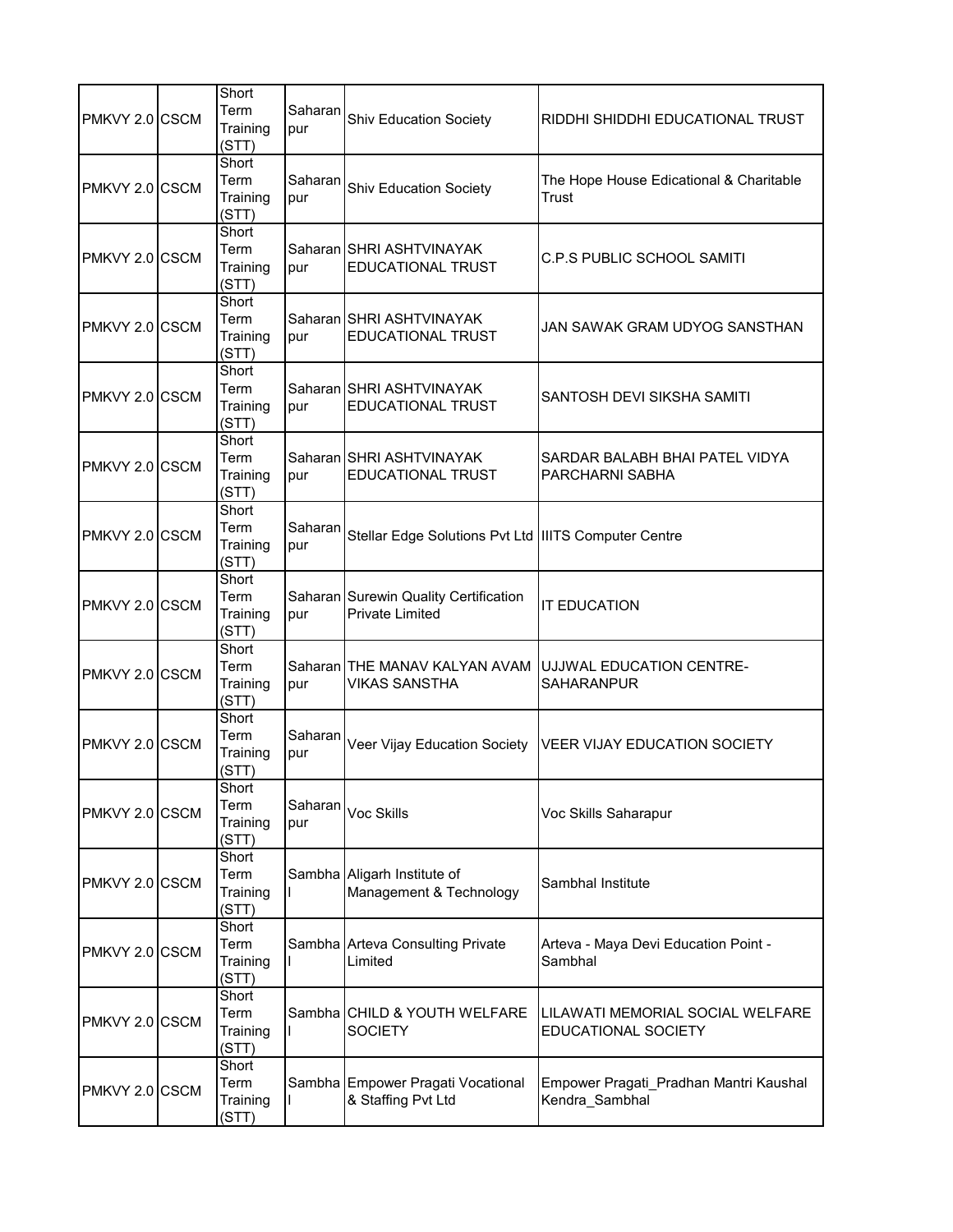| | | | | | |
|---|---|---|---|---|---|
| PMKVY 2.0 | CSCM | Short Term Training (STT) | Saharanpur | Shiv Education Society | RIDDHI SHIDDHI EDUCATIONAL TRUST |
| PMKVY 2.0 | CSCM | Short Term Training (STT) | Saharanpur | Shiv Education Society | The Hope House Edicational & Charitable Trust |
| PMKVY 2.0 | CSCM | Short Term Training (STT) | Saharanpur | SHRI ASHTVINAYAK EDUCATIONAL TRUST | C.P.S PUBLIC SCHOOL SAMITI |
| PMKVY 2.0 | CSCM | Short Term Training (STT) | Saharanpur | SHRI ASHTVINAYAK EDUCATIONAL TRUST | JAN SAWAK GRAM UDYOG SANSTHAN |
| PMKVY 2.0 | CSCM | Short Term Training (STT) | Saharanpur | SHRI ASHTVINAYAK EDUCATIONAL TRUST | SANTOSH DEVI SIKSHA SAMITI |
| PMKVY 2.0 | CSCM | Short Term Training (STT) | Saharanpur | SHRI ASHTVINAYAK EDUCATIONAL TRUST | SARDAR BALABH BHAI PATEL VIDYA PARCHARNI SABHA |
| PMKVY 2.0 | CSCM | Short Term Training (STT) | Saharanpur | Stellar Edge Solutions Pvt Ltd | IIITS Computer Centre |
| PMKVY 2.0 | CSCM | Short Term Training (STT) | Saharanpur | Surewin Quality Certification Private Limited | IT EDUCATION |
| PMKVY 2.0 | CSCM | Short Term Training (STT) | Saharanpur | THE MANAV KALYAN AVAM VIKAS SANSTHA | UJJWAL EDUCATION CENTRE-SAHARANPUR |
| PMKVY 2.0 | CSCM | Short Term Training (STT) | Saharanpur | Veer Vijay Education Society | VEER VIJAY EDUCATION SOCIETY |
| PMKVY 2.0 | CSCM | Short Term Training (STT) | Saharanpur | Voc Skills | Voc Skills Saharapur |
| PMKVY 2.0 | CSCM | Short Term Training (STT) | Sambhal | Aligarh Institute of Management & Technology | Sambhal Institute |
| PMKVY 2.0 | CSCM | Short Term Training (STT) | Sambhal | Arteva Consulting Private Limited | Arteva - Maya Devi Education Point - Sambhal |
| PMKVY 2.0 | CSCM | Short Term Training (STT) | Sambhal | CHILD & YOUTH WELFARE SOCIETY | LILAWATI MEMORIAL SOCIAL WELFARE EDUCATIONAL SOCIETY |
| PMKVY 2.0 | CSCM | Short Term Training (STT) | Sambhal | Empower Pragati Vocational & Staffing Pvt Ltd | Empower Pragati_Pradhan Mantri Kaushal Kendra_Sambhal |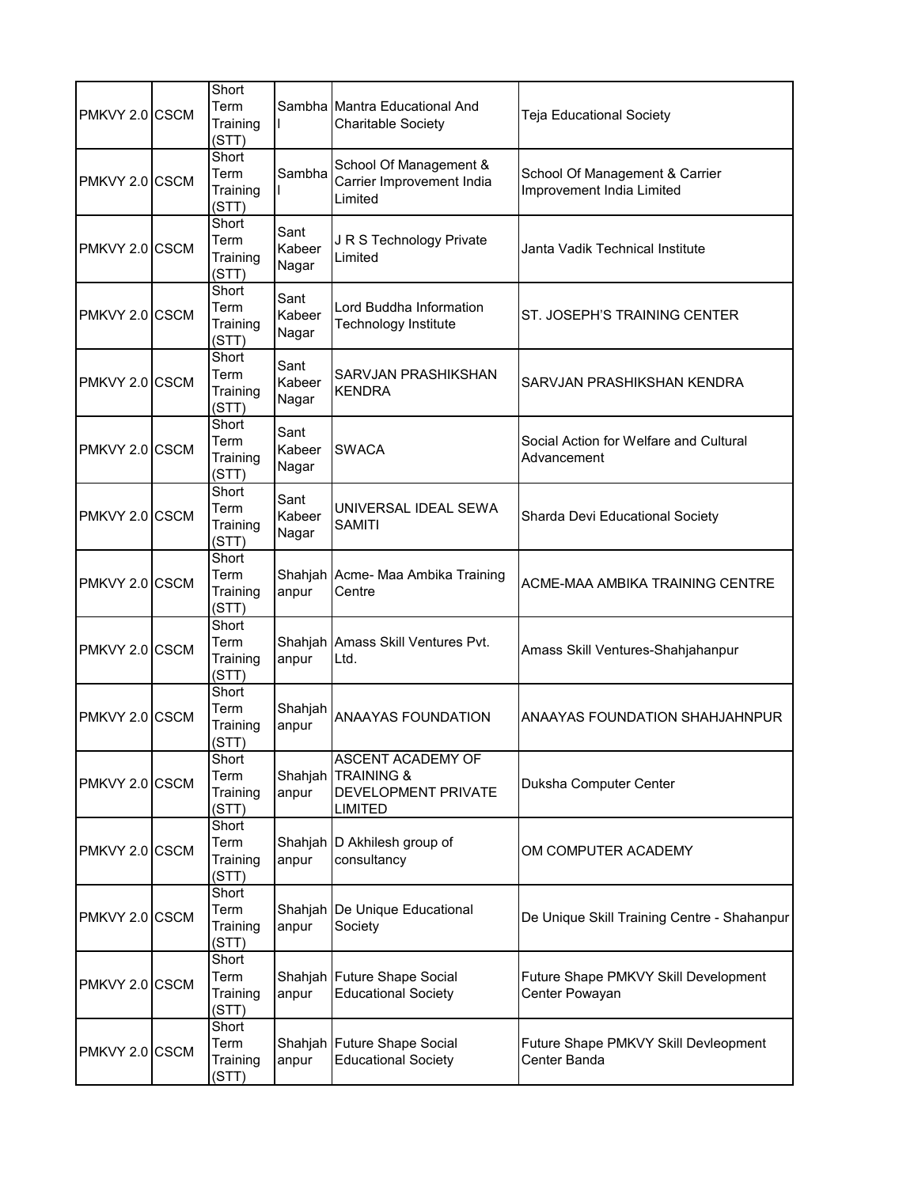| | | | | | |
|---|---|---|---|---|---|
| PMKVY 2.0 | CSCM | Short Term Training (STT) | Sambhal | Mantra Educational And Charitable Society | Teja Educational Society |
| PMKVY 2.0 | CSCM | Short Term Training (STT) | Sambhal | School Of Management & Carrier Improvement India Limited | School Of Management & Carrier Improvement India Limited |
| PMKVY 2.0 | CSCM | Short Term Training (STT) | Sant Kabeer Nagar | J R S Technology Private Limited | Janta Vadik Technical Institute |
| PMKVY 2.0 | CSCM | Short Term Training (STT) | Sant Kabeer Nagar | Lord Buddha Information Technology Institute | ST. JOSEPH'S TRAINING CENTER |
| PMKVY 2.0 | CSCM | Short Term Training (STT) | Sant Kabeer Nagar | SARVJAN PRASHIKSHAN KENDRA | SARVJAN PRASHIKSHAN KENDRA |
| PMKVY 2.0 | CSCM | Short Term Training (STT) | Sant Kabeer Nagar | SWACA | Social Action for Welfare and Cultural Advancement |
| PMKVY 2.0 | CSCM | Short Term Training (STT) | Sant Kabeer Nagar | UNIVERSAL IDEAL SEWA SAMITI | Sharda Devi Educational Society |
| PMKVY 2.0 | CSCM | Short Term Training (STT) | Shahjahanpur | Acme- Maa Ambika Training Centre | ACME-MAA AMBIKA TRAINING CENTRE |
| PMKVY 2.0 | CSCM | Short Term Training (STT) | Shahjahanpur | Amass Skill Ventures Pvt. Ltd. | Amass Skill Ventures-Shahjahanpur |
| PMKVY 2.0 | CSCM | Short Term Training (STT) | Shahjahanpur | ANAAYAS FOUNDATION | ANAAYAS FOUNDATION SHAHJAHNPUR |
| PMKVY 2.0 | CSCM | Short Term Training (STT) | Shahjahanpur | ASCENT ACADEMY OF TRAINING & DEVELOPMENT PRIVATE LIMITED | Duksha Computer Center |
| PMKVY 2.0 | CSCM | Short Term Training (STT) | Shahjahanpur | D Akhilesh group of consultancy | OM COMPUTER ACADEMY |
| PMKVY 2.0 | CSCM | Short Term Training (STT) | Shahjahanpur | De Unique Educational Society | De Unique Skill Training Centre - Shahanpur |
| PMKVY 2.0 | CSCM | Short Term Training (STT) | Shahjahanpur | Future Shape Social Educational Society | Future Shape PMKVY Skill Development Center Powayan |
| PMKVY 2.0 | CSCM | Short Term Training (STT) | Shahjahanpur | Future Shape Social Educational Society | Future Shape PMKVY Skill Devleopment Center Banda |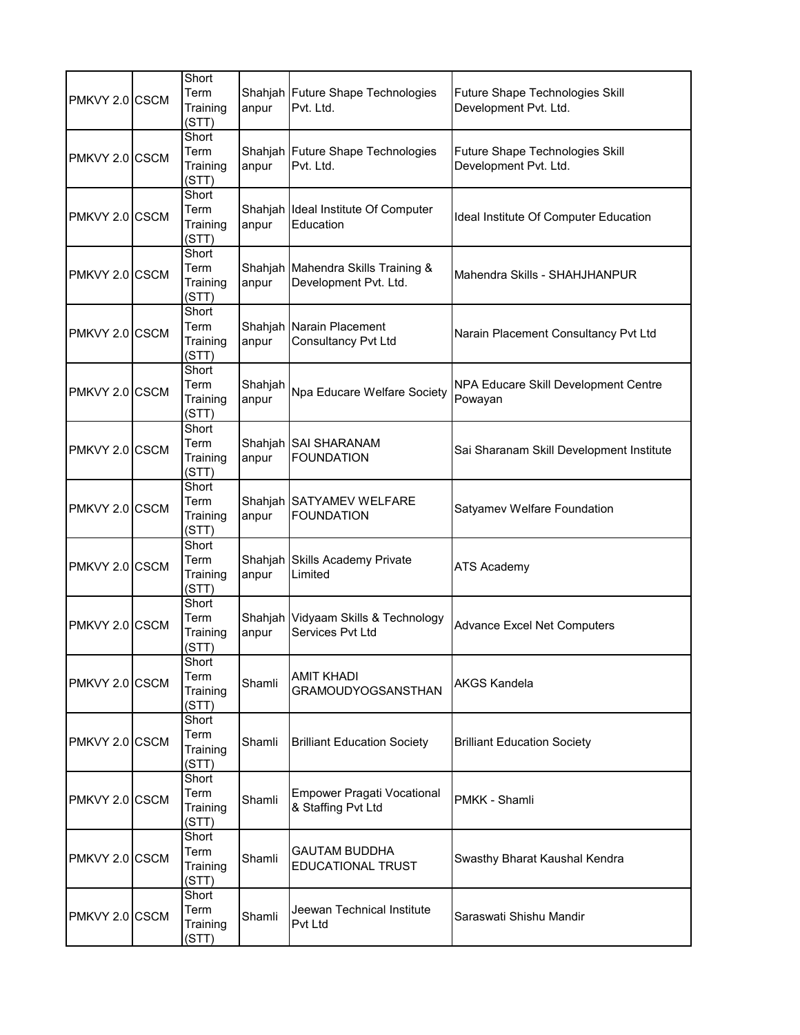| PMKVY 2.0 | CSCM | Short Term Training (STT) | Shahjahanpur | Future Shape Technologies Pvt. Ltd. | Future Shape Technologies Skill Development Pvt. Ltd. |
|---|---|---|---|---|---|
| PMKVY 2.0 | CSCM | Short Term Training (STT) | Shahjahanpur | Future Shape Technologies Pvt. Ltd. | Future Shape Technologies Skill Development Pvt. Ltd. |
| PMKVY 2.0 | CSCM | Short Term Training (STT) | Shahjahanpur | Ideal Institute Of Computer Education | Ideal Institute Of Computer Education |
| PMKVY 2.0 | CSCM | Short Term Training (STT) | Shahjahanpur | Mahendra Skills Training & Development Pvt. Ltd. | Mahendra Skills - SHAHJHANPUR |
| PMKVY 2.0 | CSCM | Short Term Training (STT) | Shahjahanpur | Narain Placement Consultancy Pvt Ltd | Narain Placement Consultancy Pvt Ltd |
| PMKVY 2.0 | CSCM | Short Term Training (STT) | Shahjahanpur | Npa Educare Welfare Society | NPA Educare Skill Development Centre Powayan |
| PMKVY 2.0 | CSCM | Short Term Training (STT) | Shahjahanpur | SAI SHARANAM FOUNDATION | Sai Sharanam Skill Development Institute |
| PMKVY 2.0 | CSCM | Short Term Training (STT) | Shahjahanpur | SATYAMEV WELFARE FOUNDATION | Satyamev Welfare Foundation |
| PMKVY 2.0 | CSCM | Short Term Training (STT) | Shahjahanpur | Skills Academy Private Limited | ATS Academy |
| PMKVY 2.0 | CSCM | Short Term Training (STT) | Shahjahanpur | Vidyaam Skills & Technology Services Pvt Ltd | Advance Excel Net Computers |
| PMKVY 2.0 | CSCM | Short Term Training (STT) | Shamli | AMIT KHADI GRAMOUDYOGSANSTHAN | AKGS Kandela |
| PMKVY 2.0 | CSCM | Short Term Training (STT) | Shamli | Brilliant Education Society | Brilliant Education Society |
| PMKVY 2.0 | CSCM | Short Term Training (STT) | Shamli | Empower Pragati Vocational & Staffing Pvt Ltd | PMKK - Shamli |
| PMKVY 2.0 | CSCM | Short Term Training (STT) | Shamli | GAUTAM BUDDHA EDUCATIONAL TRUST | Swasthy Bharat Kaushal Kendra |
| PMKVY 2.0 | CSCM | Short Term Training (STT) | Shamli | Jeewan Technical Institute Pvt Ltd | Saraswati Shishu Mandir |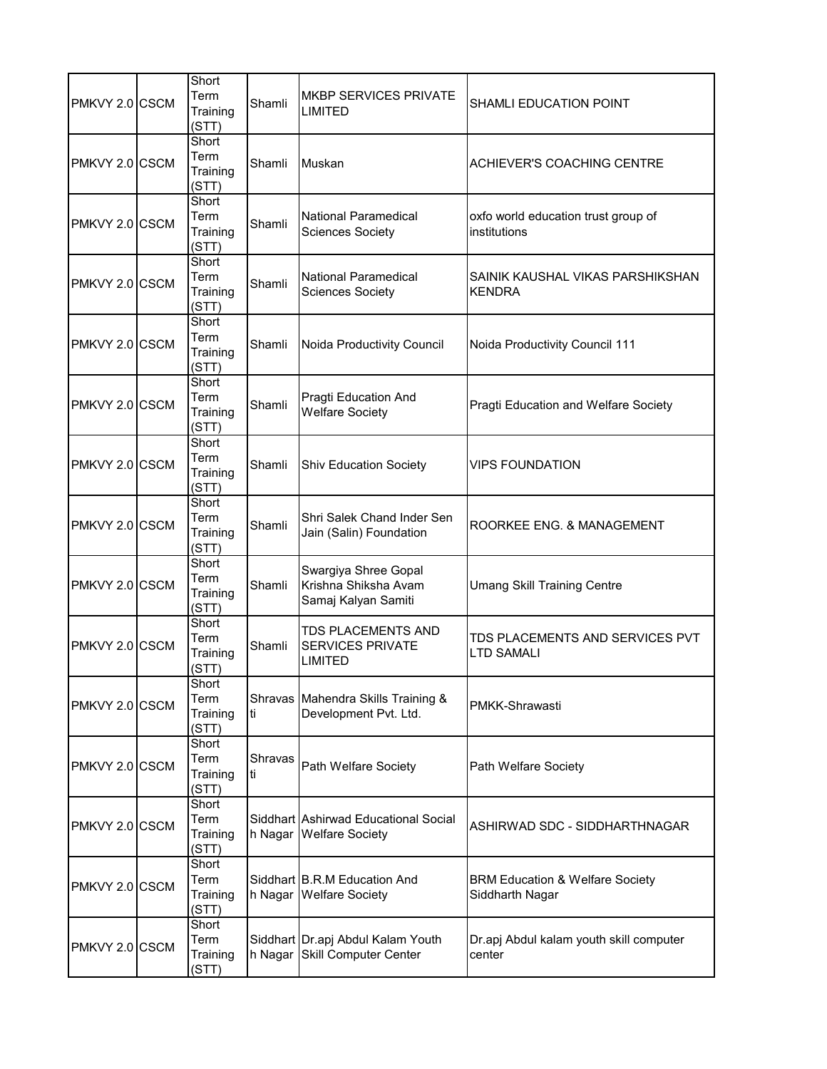| | | | | | |
|---|---|---|---|---|---|
| PMKVY 2.0 | CSCM | Short Term Training (STT) | Shamli | MKBP SERVICES PRIVATE LIMITED | SHAMLI EDUCATION POINT |
| PMKVY 2.0 | CSCM | Short Term Training (STT) | Shamli | Muskan | ACHIEVER'S COACHING CENTRE |
| PMKVY 2.0 | CSCM | Short Term Training (STT) | Shamli | National Paramedical Sciences Society | oxfo world education trust group of institutions |
| PMKVY 2.0 | CSCM | Short Term Training (STT) | Shamli | National Paramedical Sciences Society | SAINIK KAUSHAL VIKAS PARSHIKSHAN KENDRA |
| PMKVY 2.0 | CSCM | Short Term Training (STT) | Shamli | Noida Productivity Council | Noida Productivity Council 111 |
| PMKVY 2.0 | CSCM | Short Term Training (STT) | Shamli | Pragti Education And Welfare Society | Pragti Education and Welfare Society |
| PMKVY 2.0 | CSCM | Short Term Training (STT) | Shamli | Shiv Education Society | VIPS FOUNDATION |
| PMKVY 2.0 | CSCM | Short Term Training (STT) | Shamli | Shri Salek Chand Inder Sen Jain (Salin) Foundation | ROORKEE ENG. & MANAGEMENT |
| PMKVY 2.0 | CSCM | Short Term Training (STT) | Shamli | Swargiya Shree Gopal Krishna Shiksha Avam Samaj Kalyan Samiti | Umang Skill Training Centre |
| PMKVY 2.0 | CSCM | Short Term Training (STT) | Shamli | TDS PLACEMENTS AND SERVICES PRIVATE LIMITED | TDS PLACEMENTS AND SERVICES PVT LTD SAMALI |
| PMKVY 2.0 | CSCM | Short Term Training (STT) | Shravasti | Mahendra Skills Training & Development Pvt. Ltd. | PMKK-Shrawasti |
| PMKVY 2.0 | CSCM | Short Term Training (STT) | Shravasti | Path Welfare Society | Path Welfare Society |
| PMKVY 2.0 | CSCM | Short Term Training (STT) | Siddharth Nagar | Ashirwad Educational Social Welfare Society | ASHIRWAD SDC - SIDDHARTHNAGAR |
| PMKVY 2.0 | CSCM | Short Term Training (STT) | Siddharth Nagar | B.R.M Education And Welfare Society | BRM Education & Welfare Society Siddharth Nagar |
| PMKVY 2.0 | CSCM | Short Term Training (STT) | Siddharth Nagar | Dr.apj Abdul Kalam Youth Skill Computer Center | Dr.apj Abdul kalam youth skill computer center |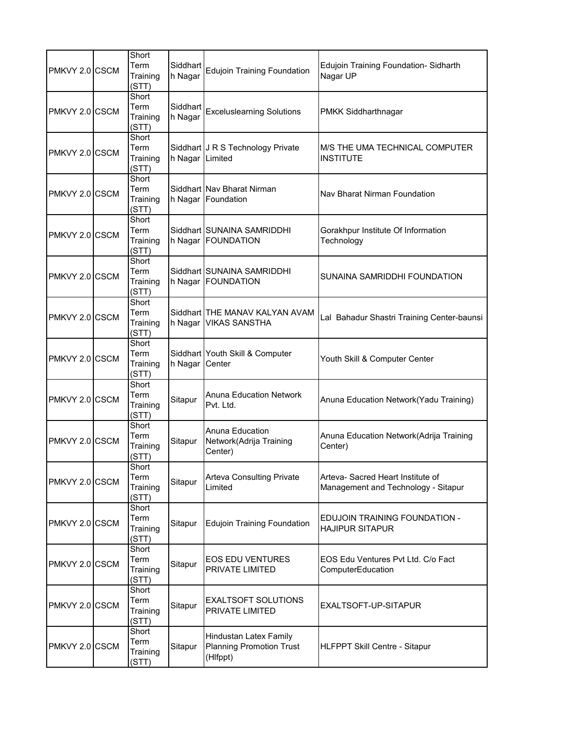| | | | | | |
|---|---|---|---|---|---|
| PMKVY 2.0 | CSCM | Short Term Training (STT) | Siddharth Nagar | Edujoin Training Foundation | Edujoin Training Foundation- Sidharth Nagar UP |
| PMKVY 2.0 | CSCM | Short Term Training (STT) | Siddharth Nagar | Exceluslearning Solutions | PMKK Siddharthnagar |
| PMKVY 2.0 | CSCM | Short Term Training (STT) | Siddharth Nagar | J R S Technology Private Limited | M/S THE UMA TECHNICAL COMPUTER INSTITUTE |
| PMKVY 2.0 | CSCM | Short Term Training (STT) | Siddharth Nagar | Nav Bharat Nirman Foundation | Nav Bharat Nirman Foundation |
| PMKVY 2.0 | CSCM | Short Term Training (STT) | Siddharth Nagar | SUNAINA SAMRIDDHI FOUNDATION | Gorakhpur Institute Of Information Technology |
| PMKVY 2.0 | CSCM | Short Term Training (STT) | Siddharth Nagar | SUNAINA SAMRIDDHI FOUNDATION | SUNAINA SAMRIDDHI FOUNDATION |
| PMKVY 2.0 | CSCM | Short Term Training (STT) | Siddharth Nagar | THE MANAV KALYAN AVAM VIKAS SANSTHA | Lal Bahadur Shastri Training Center-baunsi |
| PMKVY 2.0 | CSCM | Short Term Training (STT) | Siddharth Nagar | Youth Skill & Computer Center | Youth Skill & Computer Center |
| PMKVY 2.0 | CSCM | Short Term Training (STT) | Sitapur | Anuna Education Network Pvt. Ltd. | Anuna Education Network(Yadu Training) |
| PMKVY 2.0 | CSCM | Short Term Training (STT) | Sitapur | Anuna Education Network(Adrija Training Center) | Anuna Education Network(Adrija Training Center) |
| PMKVY 2.0 | CSCM | Short Term Training (STT) | Sitapur | Arteva Consulting Private Limited | Arteva- Sacred Heart Institute of Management and Technology - Sitapur |
| PMKVY 2.0 | CSCM | Short Term Training (STT) | Sitapur | Edujoin Training Foundation | EDUJOIN TRAINING FOUNDATION - HAJIPUR SITAPUR |
| PMKVY 2.0 | CSCM | Short Term Training (STT) | Sitapur | EOS EDU VENTURES PRIVATE LIMITED | EOS Edu Ventures Pvt Ltd. C/o Fact ComputerEducation |
| PMKVY 2.0 | CSCM | Short Term Training (STT) | Sitapur | EXALTSOFT SOLUTIONS PRIVATE LIMITED | EXALTSOFT-UP-SITAPUR |
| PMKVY 2.0 | CSCM | Short Term Training (STT) | Sitapur | Hindustan Latex Family Planning Promotion Trust (Hlfppt) | HLFPPT Skill Centre - Sitapur |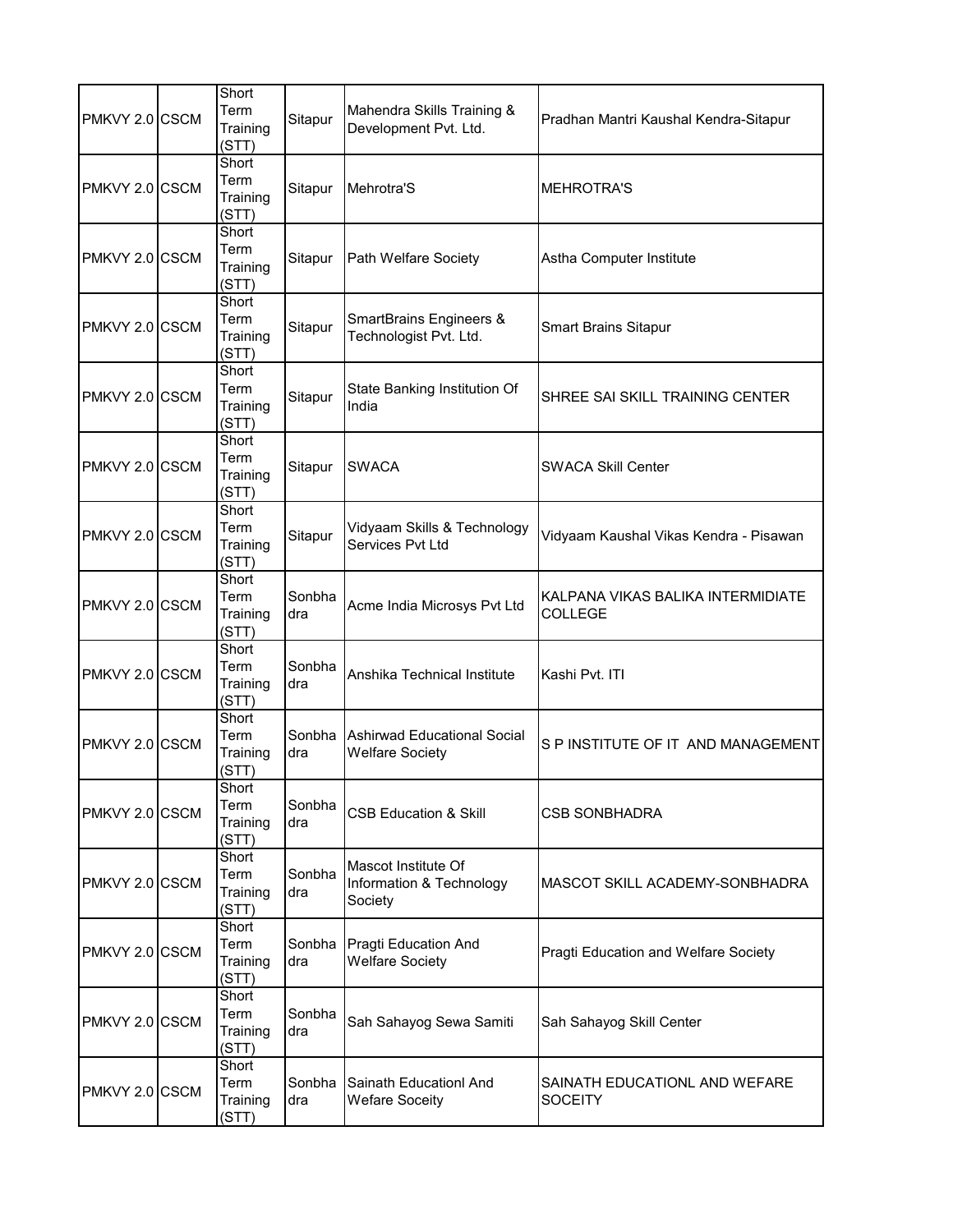| | | | | | |
|---|---|---|---|---|---|
| PMKVY 2.0 | CSCM | Short Term Training (STT) | Sitapur | Mahendra Skills Training & Development Pvt. Ltd. | Pradhan Mantri Kaushal Kendra-Sitapur |
| PMKVY 2.0 | CSCM | Short Term Training (STT) | Sitapur | Mehrotra'S | MEHROTRA'S |
| PMKVY 2.0 | CSCM | Short Term Training (STT) | Sitapur | Path Welfare Society | Astha Computer Institute |
| PMKVY 2.0 | CSCM | Short Term Training (STT) | Sitapur | SmartBrains Engineers & Technologist Pvt. Ltd. | Smart Brains Sitapur |
| PMKVY 2.0 | CSCM | Short Term Training (STT) | Sitapur | State Banking Institution Of India | SHREE SAI SKILL TRAINING CENTER |
| PMKVY 2.0 | CSCM | Short Term Training (STT) | Sitapur | SWACA | SWACA Skill Center |
| PMKVY 2.0 | CSCM | Short Term Training (STT) | Sitapur | Vidyaam Skills & Technology Services Pvt Ltd | Vidyaam Kaushal Vikas Kendra - Pisawan |
| PMKVY 2.0 | CSCM | Short Term Training (STT) | Sonbhadra | Acme India Microsys Pvt Ltd | KALPANA VIKAS BALIKA INTERMIDIATE COLLEGE |
| PMKVY 2.0 | CSCM | Short Term Training (STT) | Sonbhadra | Anshika Technical Institute | Kashi Pvt. ITI |
| PMKVY 2.0 | CSCM | Short Term Training (STT) | Sonbhadra | Ashirwad Educational Social Welfare Society | S P INSTITUTE OF IT AND MANAGEMENT |
| PMKVY 2.0 | CSCM | Short Term Training (STT) | Sonbhadra | CSB Education & Skill | CSB SONBHADRA |
| PMKVY 2.0 | CSCM | Short Term Training (STT) | Sonbhadra | Mascot Institute Of Information & Technology Society | MASCOT SKILL ACADEMY-SONBHADRA |
| PMKVY 2.0 | CSCM | Short Term Training (STT) | Sonbhadra | Pragti Education And Welfare Society | Pragti Education and Welfare Society |
| PMKVY 2.0 | CSCM | Short Term Training (STT) | Sonbhadra | Sah Sahayog Sewa Samiti | Sah Sahayog Skill Center |
| PMKVY 2.0 | CSCM | Short Term Training (STT) | Sonbhadra | Sainath Educationl And Wefare Soceity | SAINATH EDUCATIONL AND WEFARE SOCEITY |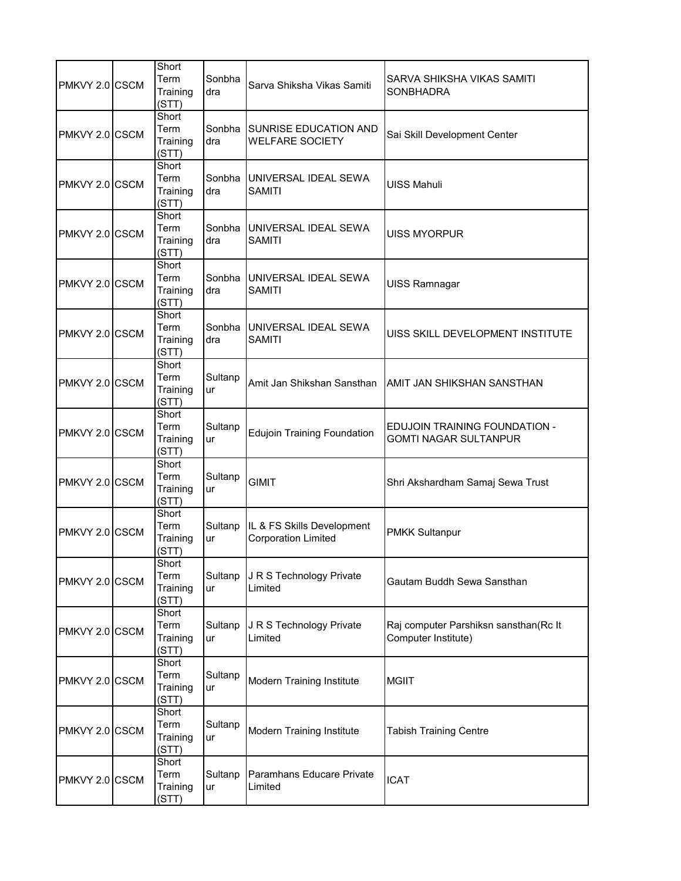| | | | | | |
|---|---|---|---|---|---|
| PMKVY 2.0 | CSCM | Short Term Training (STT) | Sonbhadra | Sarva Shiksha Vikas Samiti | SARVA SHIKSHA VIKAS SAMITI SONBHADRA |
| PMKVY 2.0 | CSCM | Short Term Training (STT) | Sonbhadra | SUNRISE EDUCATION AND WELFARE SOCIETY | Sai Skill Development Center |
| PMKVY 2.0 | CSCM | Short Term Training (STT) | Sonbhadra | UNIVERSAL IDEAL SEWA SAMITI | UISS Mahuli |
| PMKVY 2.0 | CSCM | Short Term Training (STT) | Sonbhadra | UNIVERSAL IDEAL SEWA SAMITI | UISS MYORPUR |
| PMKVY 2.0 | CSCM | Short Term Training (STT) | Sonbhadra | UNIVERSAL IDEAL SEWA SAMITI | UISS Ramnagar |
| PMKVY 2.0 | CSCM | Short Term Training (STT) | Sonbhadra | UNIVERSAL IDEAL SEWA SAMITI | UISS SKILL DEVELOPMENT INSTITUTE |
| PMKVY 2.0 | CSCM | Short Term Training (STT) | Sultanpur | Amit Jan Shikshan Sansthan | AMIT JAN SHIKSHAN SANSTHAN |
| PMKVY 2.0 | CSCM | Short Term Training (STT) | Sultanpur | Edujoin Training Foundation | EDUJOIN TRAINING FOUNDATION - GOMTI NAGAR SULTANPUR |
| PMKVY 2.0 | CSCM | Short Term Training (STT) | Sultanpur | GIMIT | Shri Akshardham Samaj Sewa Trust |
| PMKVY 2.0 | CSCM | Short Term Training (STT) | Sultanpur | IL & FS Skills Development Corporation Limited | PMKK Sultanpur |
| PMKVY 2.0 | CSCM | Short Term Training (STT) | Sultanpur | J R S Technology Private Limited | Gautam Buddh Sewa Sansthan |
| PMKVY 2.0 | CSCM | Short Term Training (STT) | Sultanpur | J R S Technology Private Limited | Raj computer Parshiksn sansthan(Rc It Computer Institute) |
| PMKVY 2.0 | CSCM | Short Term Training (STT) | Sultanpur | Modern Training Institute | MGIIT |
| PMKVY 2.0 | CSCM | Short Term Training (STT) | Sultanpur | Modern Training Institute | Tabish Training Centre |
| PMKVY 2.0 | CSCM | Short Term Training (STT) | Sultanpur | Paramhans Educare Private Limited | ICAT |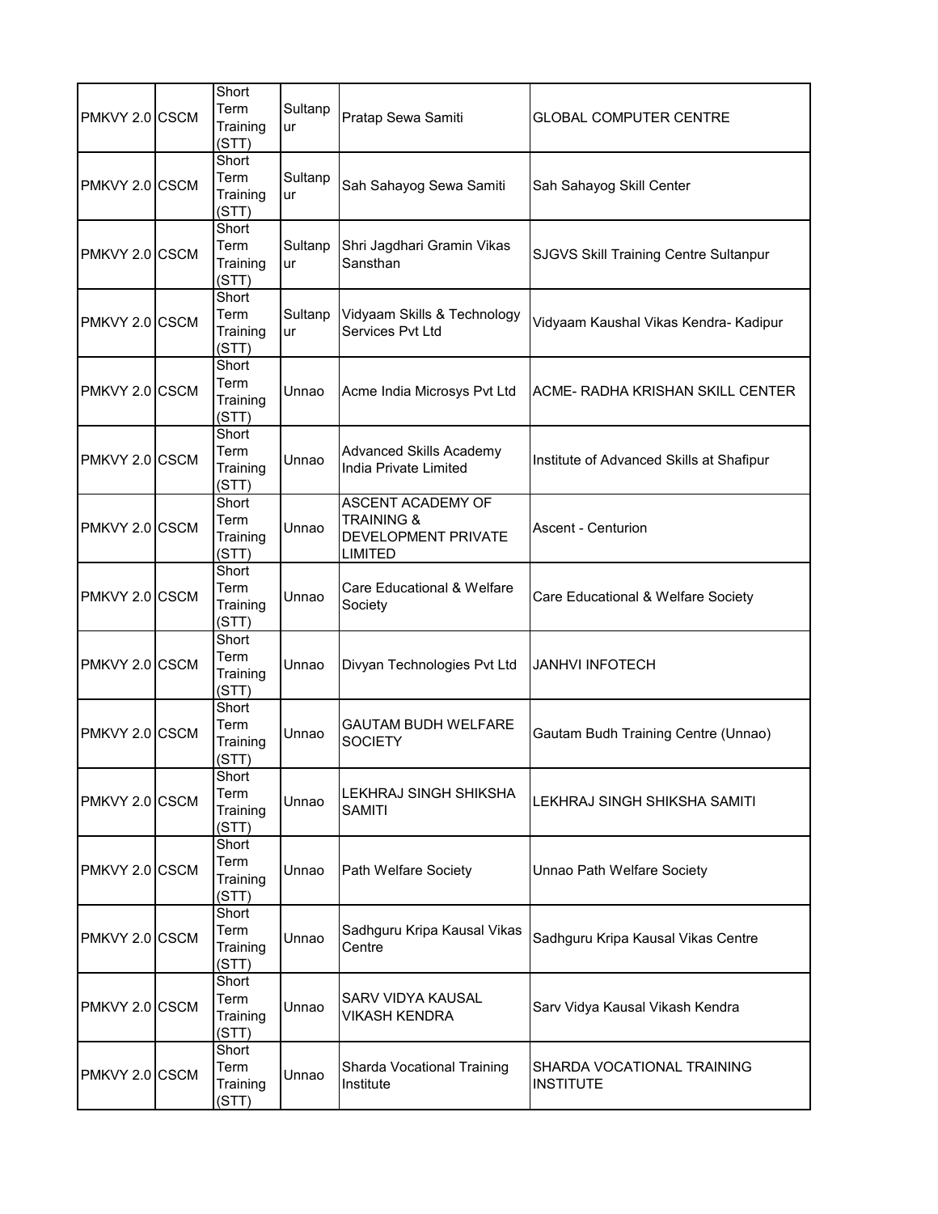| | | | | | |
|---|---|---|---|---|---|
| PMKVY 2.0 | CSCM | Short Term Training (STT) | Sultanpur | Pratap Sewa Samiti | GLOBAL COMPUTER CENTRE |
| PMKVY 2.0 | CSCM | Short Term Training (STT) | Sultanpur | Sah Sahayog Sewa Samiti | Sah Sahayog Skill Center |
| PMKVY 2.0 | CSCM | Short Term Training (STT) | Sultanpur | Shri Jagdhari Gramin Vikas Sansthan | SJGVS Skill Training Centre Sultanpur |
| PMKVY 2.0 | CSCM | Short Term Training (STT) | Sultanpur | Vidyaam Skills & Technology Services Pvt Ltd | Vidyaam Kaushal Vikas Kendra- Kadipur |
| PMKVY 2.0 | CSCM | Short Term Training (STT) | Unnao | Acme India Microsys Pvt Ltd | ACME- RADHA KRISHAN SKILL CENTER |
| PMKVY 2.0 | CSCM | Short Term Training (STT) | Unnao | Advanced Skills Academy India Private Limited | Institute of Advanced Skills at Shafipur |
| PMKVY 2.0 | CSCM | Short Term Training (STT) | Unnao | ASCENT ACADEMY OF TRAINING & DEVELOPMENT PRIVATE LIMITED | Ascent - Centurion |
| PMKVY 2.0 | CSCM | Short Term Training (STT) | Unnao | Care Educational & Welfare Society | Care Educational & Welfare Society |
| PMKVY 2.0 | CSCM | Short Term Training (STT) | Unnao | Divyan Technologies Pvt Ltd | JANHVI INFOTECH |
| PMKVY 2.0 | CSCM | Short Term Training (STT) | Unnao | GAUTAM BUDH WELFARE SOCIETY | Gautam Budh Training Centre (Unnao) |
| PMKVY 2.0 | CSCM | Short Term Training (STT) | Unnao | LEKHRAJ SINGH SHIKSHA SAMITI | LEKHRAJ SINGH SHIKSHA SAMITI |
| PMKVY 2.0 | CSCM | Short Term Training (STT) | Unnao | Path Welfare Society | Unnao Path Welfare Society |
| PMKVY 2.0 | CSCM | Short Term Training (STT) | Unnao | Sadhguru Kripa Kausal Vikas Centre | Sadhguru Kripa Kausal Vikas Centre |
| PMKVY 2.0 | CSCM | Short Term Training (STT) | Unnao | SARV VIDYA KAUSAL VIKASH KENDRA | Sarv Vidya Kausal Vikash Kendra |
| PMKVY 2.0 | CSCM | Short Term Training (STT) | Unnao | Sharda Vocational Training Institute | SHARDA VOCATIONAL TRAINING INSTITUTE |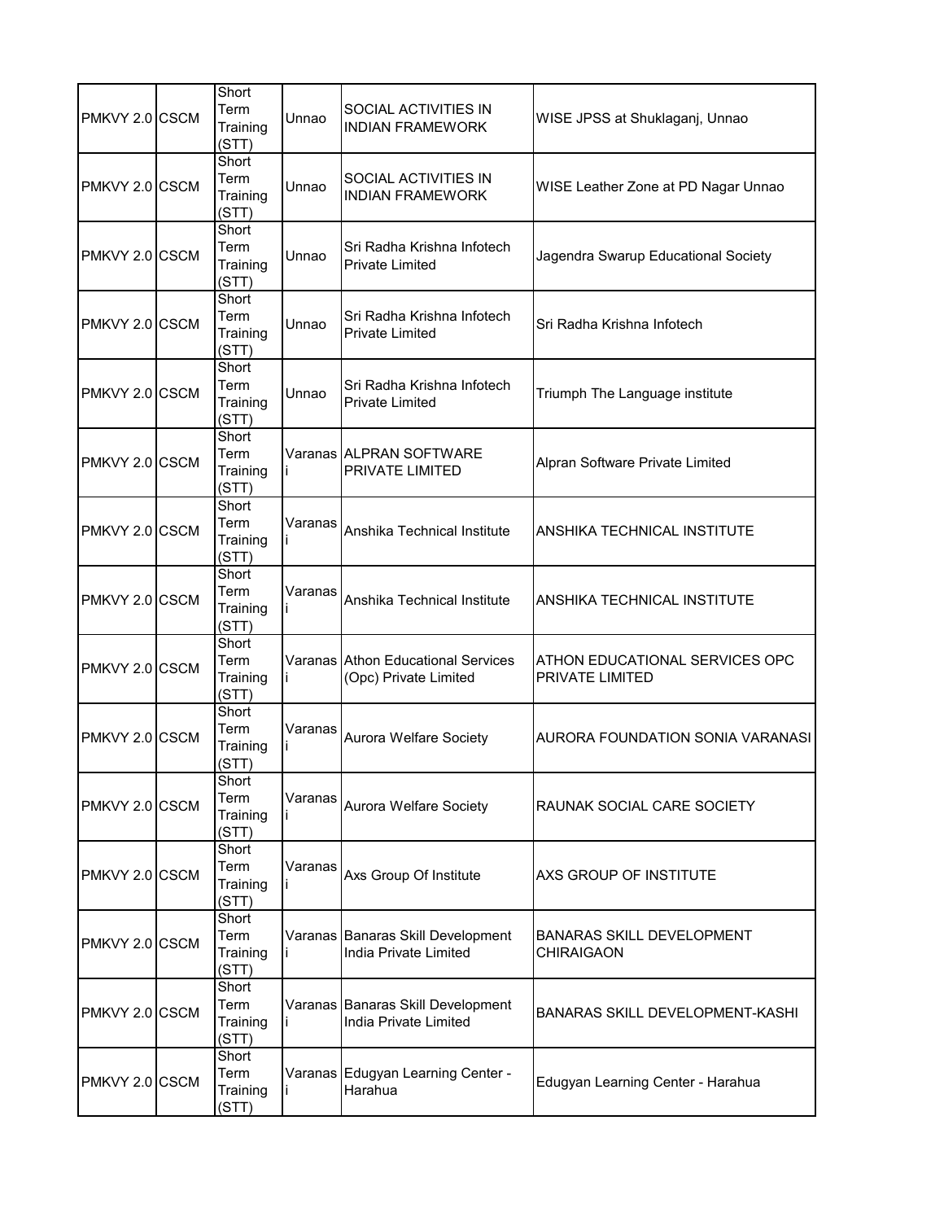| | | | | | |
|---|---|---|---|---|---|
| PMKVY 2.0 | CSCM | Short Term Training (STT) | Unnao | SOCIAL ACTIVITIES IN INDIAN FRAMEWORK | WISE JPSS at Shuklaganj, Unnao |
| PMKVY 2.0 | CSCM | Short Term Training (STT) | Unnao | SOCIAL ACTIVITIES IN INDIAN FRAMEWORK | WISE Leather Zone at PD Nagar Unnao |
| PMKVY 2.0 | CSCM | Short Term Training (STT) | Unnao | Sri Radha Krishna Infotech Private Limited | Jagendra Swarup Educational Society |
| PMKVY 2.0 | CSCM | Short Term Training (STT) | Unnao | Sri Radha Krishna Infotech Private Limited | Sri Radha Krishna Infotech |
| PMKVY 2.0 | CSCM | Short Term Training (STT) | Unnao | Sri Radha Krishna Infotech Private Limited | Triumph The Language institute |
| PMKVY 2.0 | CSCM | Short Term Training (STT) | Varanasi | ALPRAN SOFTWARE PRIVATE LIMITED | Alpran Software Private Limited |
| PMKVY 2.0 | CSCM | Short Term Training (STT) | Varanasi | Anshika Technical Institute | ANSHIKA TECHNICAL INSTITUTE |
| PMKVY 2.0 | CSCM | Short Term Training (STT) | Varanasi | Anshika Technical Institute | ANSHIKA TECHNICAL INSTITUTE |
| PMKVY 2.0 | CSCM | Short Term Training (STT) | Varanasi | Athon Educational Services (Opc) Private Limited | ATHON EDUCATIONAL SERVICES OPC PRIVATE LIMITED |
| PMKVY 2.0 | CSCM | Short Term Training (STT) | Varanasi | Aurora Welfare Society | AURORA FOUNDATION SONIA VARANASI |
| PMKVY 2.0 | CSCM | Short Term Training (STT) | Varanasi | Aurora Welfare Society | RAUNAK SOCIAL CARE SOCIETY |
| PMKVY 2.0 | CSCM | Short Term Training (STT) | Varanasi | Axs Group Of Institute | AXS GROUP OF INSTITUTE |
| PMKVY 2.0 | CSCM | Short Term Training (STT) | Varanasi | Banaras Skill Development India Private Limited | BANARAS SKILL DEVELOPMENT CHIRAIGAON |
| PMKVY 2.0 | CSCM | Short Term Training (STT) | Varanasi | Banaras Skill Development India Private Limited | BANARAS SKILL DEVELOPMENT-KASHI |
| PMKVY 2.0 | CSCM | Short Term Training (STT) | Varanasi | Edugyan Learning Center - Harahua | Edugyan Learning Center - Harahua |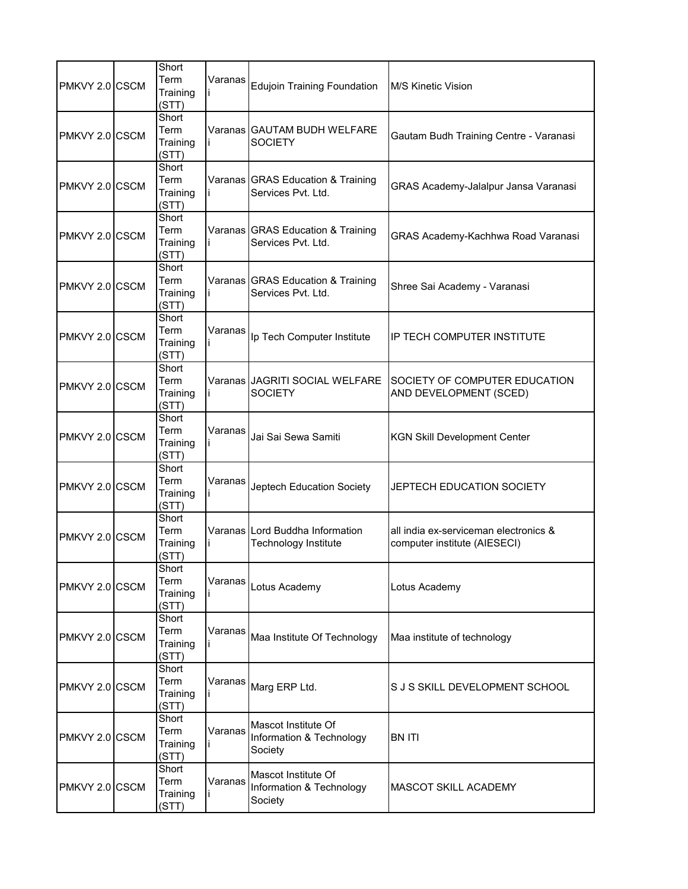| | | | | | |
|---|---|---|---|---|---|
| PMKVY 2.0 | CSCM | Short Term Training (STT) | Varanasi | Edujoin Training Foundation | M/S Kinetic Vision |
| PMKVY 2.0 | CSCM | Short Term Training (STT) | Varanasi | GAUTAM BUDH WELFARE SOCIETY | Gautam Budh Training Centre - Varanasi |
| PMKVY 2.0 | CSCM | Short Term Training (STT) | Varanasi | GRAS Education & Training Services Pvt. Ltd. | GRAS Academy-Jalalpur Jansa Varanasi |
| PMKVY 2.0 | CSCM | Short Term Training (STT) | Varanasi | GRAS Education & Training Services Pvt. Ltd. | GRAS Academy-Kachhwa Road Varanasi |
| PMKVY 2.0 | CSCM | Short Term Training (STT) | Varanasi | GRAS Education & Training Services Pvt. Ltd. | Shree Sai Academy - Varanasi |
| PMKVY 2.0 | CSCM | Short Term Training (STT) | Varanasi | Ip Tech Computer Institute | IP TECH COMPUTER INSTITUTE |
| PMKVY 2.0 | CSCM | Short Term Training (STT) | Varanasi | JAGRITI SOCIAL WELFARE SOCIETY | SOCIETY OF COMPUTER EDUCATION AND DEVELOPMENT (SCED) |
| PMKVY 2.0 | CSCM | Short Term Training (STT) | Varanasi | Jai Sai Sewa Samiti | KGN Skill Development Center |
| PMKVY 2.0 | CSCM | Short Term Training (STT) | Varanasi | Jeptech Education Society | JEPTECH EDUCATION SOCIETY |
| PMKVY 2.0 | CSCM | Short Term Training (STT) | Varanasi | Lord Buddha Information Technology Institute | all india ex-serviceman electronics & computer institute (AIESECI) |
| PMKVY 2.0 | CSCM | Short Term Training (STT) | Varanasi | Lotus Academy | Lotus Academy |
| PMKVY 2.0 | CSCM | Short Term Training (STT) | Varanasi | Maa Institute Of Technology | Maa institute of technology |
| PMKVY 2.0 | CSCM | Short Term Training (STT) | Varanasi | Marg ERP Ltd. | S J S SKILL DEVELOPMENT SCHOOL |
| PMKVY 2.0 | CSCM | Short Term Training (STT) | Varanasi | Mascot Institute Of Information & Technology Society | BN ITI |
| PMKVY 2.0 | CSCM | Short Term Training (STT) | Varanasi | Mascot Institute Of Information & Technology Society | MASCOT SKILL ACADEMY |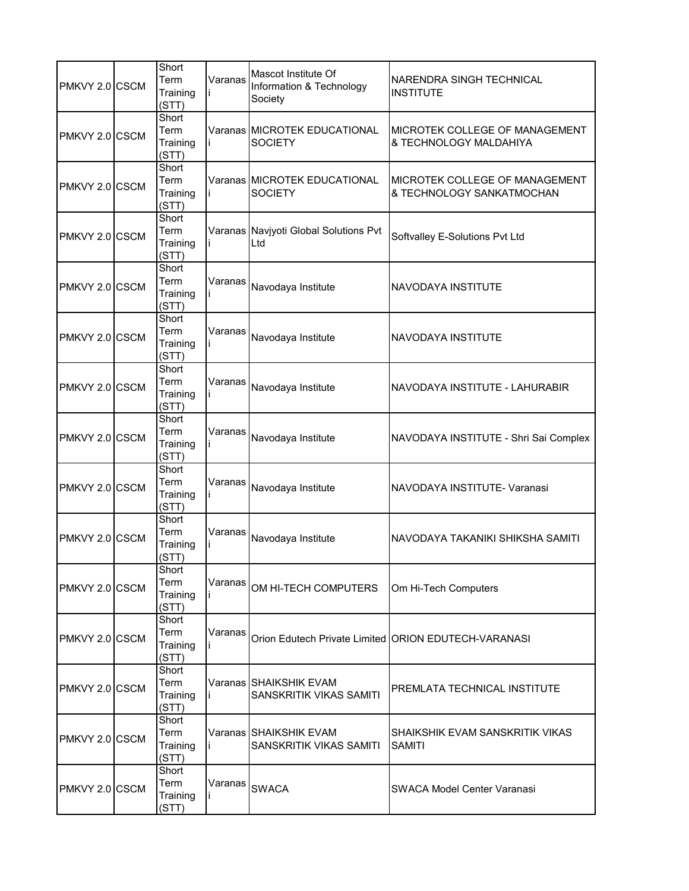| PMKVY 2.0 | CSCM | Short Term Training (STT) | Varanasi | Mascot Institute Of Information & Technology Society | NARENDRA SINGH TECHNICAL INSTITUTE |
|---|---|---|---|---|---|
| PMKVY 2.0 | CSCM | Short Term Training (STT) | Varanasi | MICROTEK EDUCATIONAL SOCIETY | MICROTEK COLLEGE OF MANAGEMENT & TECHNOLOGY MALDAHIYA |
| PMKVY 2.0 | CSCM | Short Term Training (STT) | Varanasi | MICROTEK EDUCATIONAL SOCIETY | MICROTEK COLLEGE OF MANAGEMENT & TECHNOLOGY SANKATMOCHAN |
| PMKVY 2.0 | CSCM | Short Term Training (STT) | Varanasi | Navjyoti Global Solutions Pvt Ltd | Softvalley E-Solutions Pvt Ltd |
| PMKVY 2.0 | CSCM | Short Term Training (STT) | Varanasi | Navodaya Institute | NAVODAYA INSTITUTE |
| PMKVY 2.0 | CSCM | Short Term Training (STT) | Varanasi | Navodaya Institute | NAVODAYA INSTITUTE |
| PMKVY 2.0 | CSCM | Short Term Training (STT) | Varanasi | Navodaya Institute | NAVODAYA INSTITUTE - LAHURABIR |
| PMKVY 2.0 | CSCM | Short Term Training (STT) | Varanasi | Navodaya Institute | NAVODAYA INSTITUTE - Shri Sai Complex |
| PMKVY 2.0 | CSCM | Short Term Training (STT) | Varanasi | Navodaya Institute | NAVODAYA INSTITUTE- Varanasi |
| PMKVY 2.0 | CSCM | Short Term Training (STT) | Varanasi | Navodaya Institute | NAVODAYA TAKANIKI SHIKSHA SAMITI |
| PMKVY 2.0 | CSCM | Short Term Training (STT) | Varanasi | OM HI-TECH COMPUTERS | Om Hi-Tech Computers |
| PMKVY 2.0 | CSCM | Short Term Training (STT) | Varanasi | Orion Edutech Private Limited | ORION EDUTECH-VARANASI |
| PMKVY 2.0 | CSCM | Short Term Training (STT) | Varanasi | SHAIKSHIK EVAM SANSKRITIK VIKAS SAMITI | PREMLATA TECHNICAL INSTITUTE |
| PMKVY 2.0 | CSCM | Short Term Training (STT) | Varanasi | SHAIKSHIK EVAM SANSKRITIK VIKAS SAMITI | SHAIKSHIK EVAM SANSKRITIK VIKAS SAMITI |
| PMKVY 2.0 | CSCM | Short Term Training (STT) | Varanasi | SWACA | SWACA Model Center Varanasi |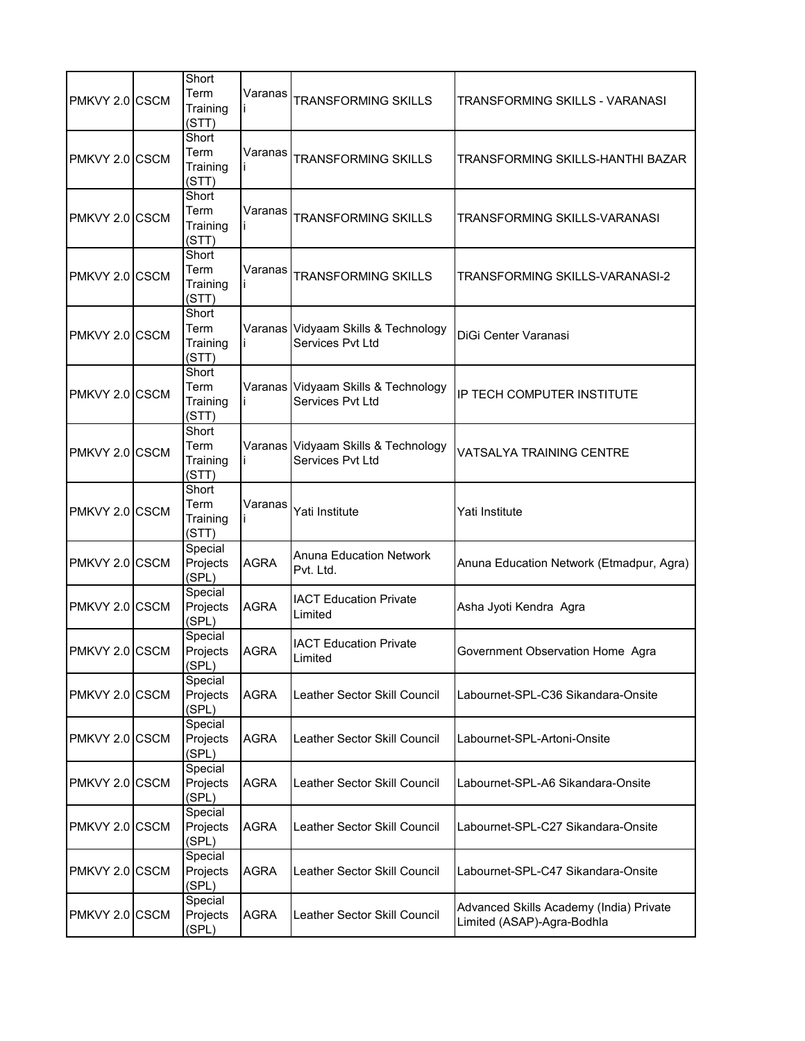| | | | | | |
|---|---|---|---|---|---|
| PMKVY 2.0 | CSCM | Short Term Training (STT) | Varanasi | TRANSFORMING SKILLS | TRANSFORMING SKILLS - VARANASI |
| PMKVY 2.0 | CSCM | Short Term Training (STT) | Varanasi | TRANSFORMING SKILLS | TRANSFORMING SKILLS-HANTHI BAZAR |
| PMKVY 2.0 | CSCM | Short Term Training (STT) | Varanasi | TRANSFORMING SKILLS | TRANSFORMING SKILLS-VARANASI |
| PMKVY 2.0 | CSCM | Short Term Training (STT) | Varanasi | TRANSFORMING SKILLS | TRANSFORMING SKILLS-VARANASI-2 |
| PMKVY 2.0 | CSCM | Short Term Training (STT) | Varanasi | Vidyaam Skills & Technology Services Pvt Ltd | DiGi Center Varanasi |
| PMKVY 2.0 | CSCM | Short Term Training (STT) | Varanasi | Vidyaam Skills & Technology Services Pvt Ltd | IP TECH COMPUTER INSTITUTE |
| PMKVY 2.0 | CSCM | Short Term Training (STT) | Varanasi | Vidyaam Skills & Technology Services Pvt Ltd | VATSALYA TRAINING CENTRE |
| PMKVY 2.0 | CSCM | Short Term Training (STT) | Varanasi | Yati Institute | Yati Institute |
| PMKVY 2.0 | CSCM | Special Projects (SPL) | AGRA | Anuna Education Network Pvt. Ltd. | Anuna Education Network (Etmadpur, Agra) |
| PMKVY 2.0 | CSCM | Special Projects (SPL) | AGRA | IACT Education Private Limited | Asha Jyoti Kendra Agra |
| PMKVY 2.0 | CSCM | Special Projects (SPL) | AGRA | IACT Education Private Limited | Government Observation Home Agra |
| PMKVY 2.0 | CSCM | Special Projects (SPL) | AGRA | Leather Sector Skill Council | Labournet-SPL-C36 Sikandara-Onsite |
| PMKVY 2.0 | CSCM | Special Projects (SPL) | AGRA | Leather Sector Skill Council | Labournet-SPL-Artoni-Onsite |
| PMKVY 2.0 | CSCM | Special Projects (SPL) | AGRA | Leather Sector Skill Council | Labournet-SPL-A6 Sikandara-Onsite |
| PMKVY 2.0 | CSCM | Special Projects (SPL) | AGRA | Leather Sector Skill Council | Labournet-SPL-C27 Sikandara-Onsite |
| PMKVY 2.0 | CSCM | Special Projects (SPL) | AGRA | Leather Sector Skill Council | Labournet-SPL-C47 Sikandara-Onsite |
| PMKVY 2.0 | CSCM | Special Projects (SPL) | AGRA | Leather Sector Skill Council | Advanced Skills Academy (India) Private Limited (ASAP)-Agra-Bodhla |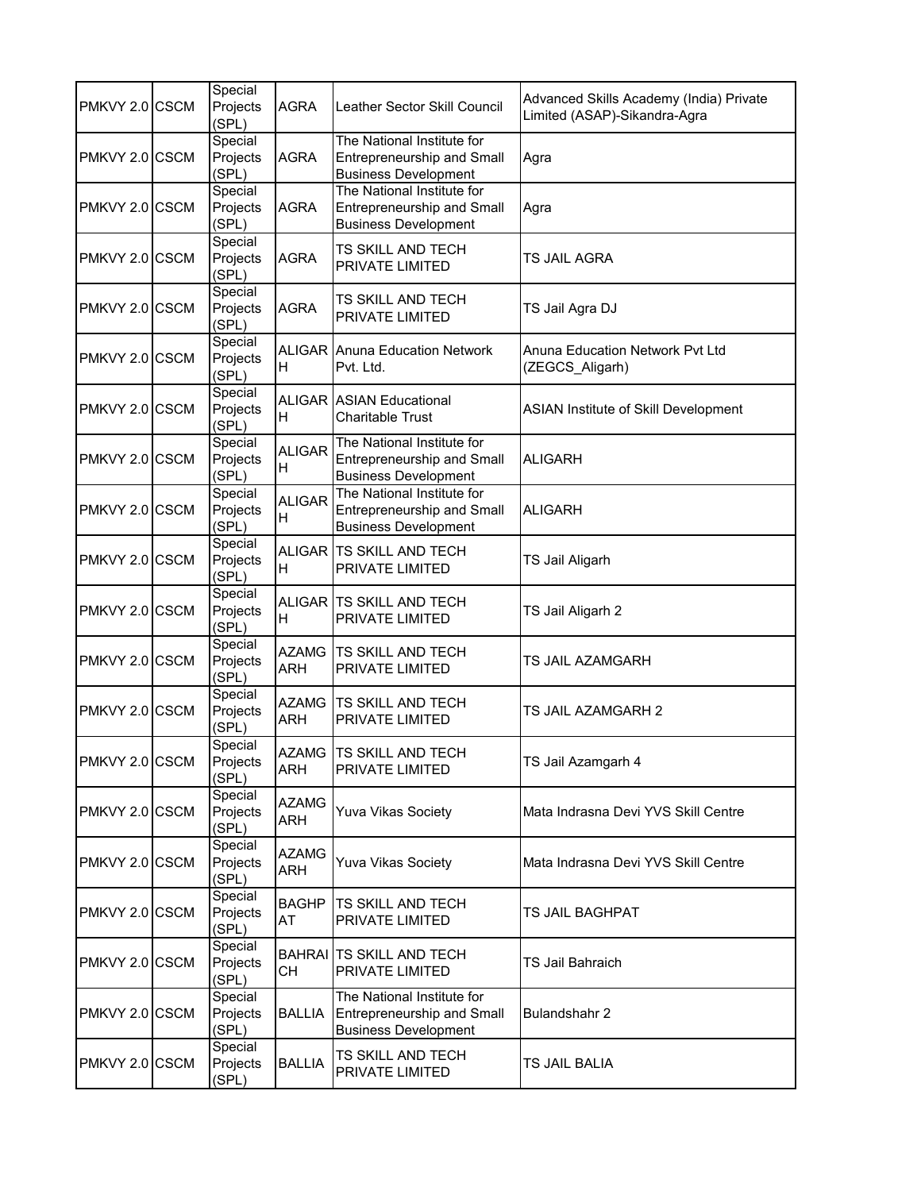| | | | | | |
|---|---|---|---|---|---|
| PMKVY 2.0 | CSCM | Special Projects (SPL) | AGRA | Leather Sector Skill Council | Advanced Skills Academy (India) Private Limited (ASAP)-Sikandra-Agra |
| PMKVY 2.0 | CSCM | Special Projects (SPL) | AGRA | The National Institute for Entrepreneurship and Small Business Development | Agra |
| PMKVY 2.0 | CSCM | Special Projects (SPL) | AGRA | The National Institute for Entrepreneurship and Small Business Development | Agra |
| PMKVY 2.0 | CSCM | Special Projects (SPL) | AGRA | TS SKILL AND TECH PRIVATE LIMITED | TS JAIL AGRA |
| PMKVY 2.0 | CSCM | Special Projects (SPL) | AGRA | TS SKILL AND TECH PRIVATE LIMITED | TS Jail Agra DJ |
| PMKVY 2.0 | CSCM | Special Projects (SPL) | ALIGARH | Anuna Education Network Pvt. Ltd. | Anuna Education Network Pvt Ltd (ZEGCS_Aligarh) |
| PMKVY 2.0 | CSCM | Special Projects (SPL) | ALIGARH | ASIAN Educational Charitable Trust | ASIAN Institute of Skill Development |
| PMKVY 2.0 | CSCM | Special Projects (SPL) | ALIGARH | The National Institute for Entrepreneurship and Small Business Development | ALIGARH |
| PMKVY 2.0 | CSCM | Special Projects (SPL) | ALIGARH | The National Institute for Entrepreneurship and Small Business Development | ALIGARH |
| PMKVY 2.0 | CSCM | Special Projects (SPL) | ALIGARH | TS SKILL AND TECH PRIVATE LIMITED | TS Jail Aligarh |
| PMKVY 2.0 | CSCM | Special Projects (SPL) | ALIGARH | TS SKILL AND TECH PRIVATE LIMITED | TS Jail Aligarh 2 |
| PMKVY 2.0 | CSCM | Special Projects (SPL) | AZAMGARH | TS SKILL AND TECH PRIVATE LIMITED | TS JAIL AZAMGARH |
| PMKVY 2.0 | CSCM | Special Projects (SPL) | AZAMGARH | TS SKILL AND TECH PRIVATE LIMITED | TS JAIL AZAMGARH 2 |
| PMKVY 2.0 | CSCM | Special Projects (SPL) | AZAMGARH | TS SKILL AND TECH PRIVATE LIMITED | TS Jail Azamgarh 4 |
| PMKVY 2.0 | CSCM | Special Projects (SPL) | AZAMGARH | Yuva Vikas Society | Mata Indrasna Devi YVS Skill Centre |
| PMKVY 2.0 | CSCM | Special Projects (SPL) | AZAMGARH | Yuva Vikas Society | Mata Indrasna Devi YVS Skill Centre |
| PMKVY 2.0 | CSCM | Special Projects (SPL) | BAGHPAT | TS SKILL AND TECH PRIVATE LIMITED | TS JAIL BAGHPAT |
| PMKVY 2.0 | CSCM | Special Projects (SPL) | BAHRAICH | TS SKILL AND TECH PRIVATE LIMITED | TS Jail Bahraich |
| PMKVY 2.0 | CSCM | Special Projects (SPL) | BALLIA | The National Institute for Entrepreneurship and Small Business Development | Bulandshahr 2 |
| PMKVY 2.0 | CSCM | Special Projects (SPL) | BALLIA | TS SKILL AND TECH PRIVATE LIMITED | TS JAIL BALIA |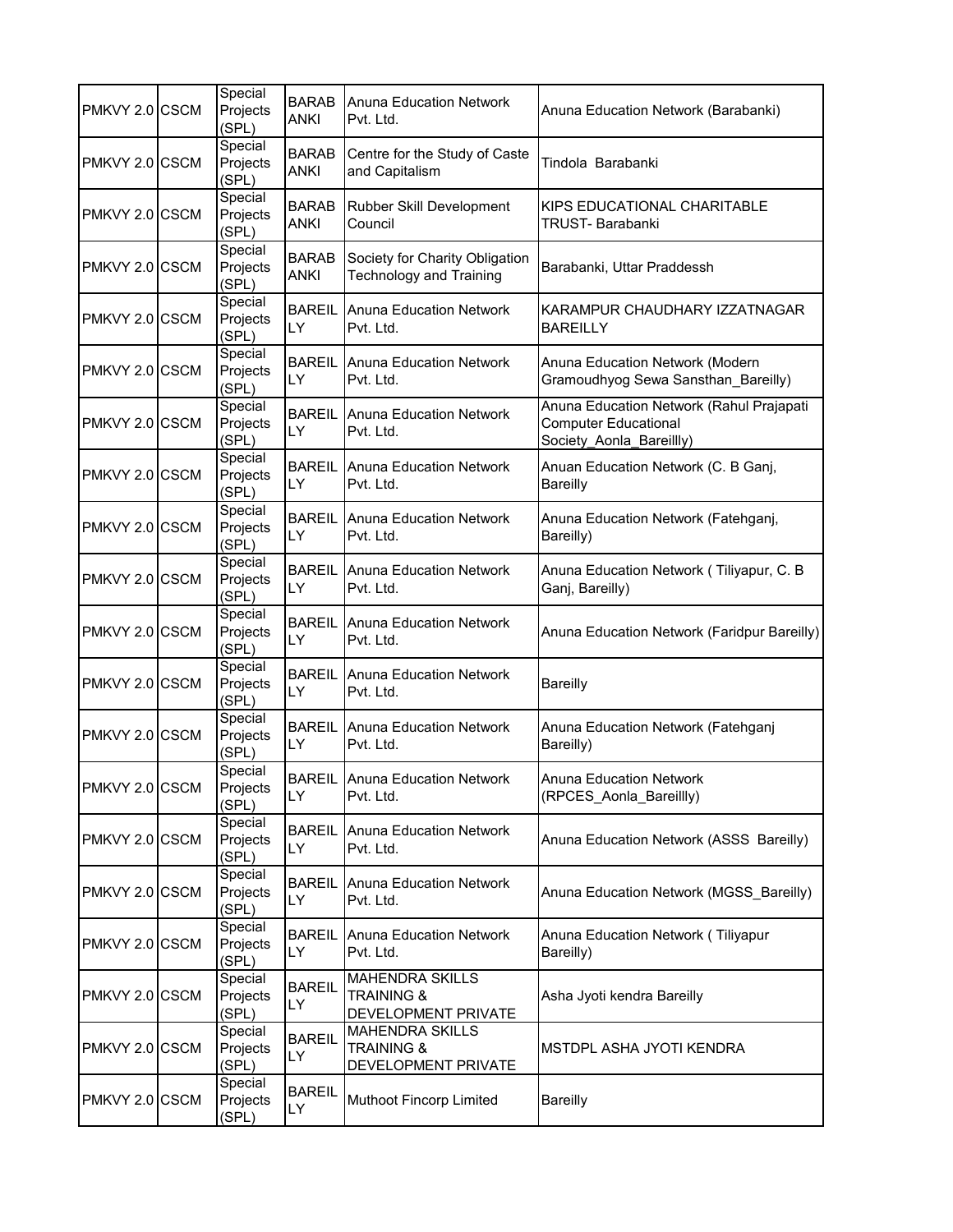| | | | | | |
|---|---|---|---|---|---|
| PMKVY 2.0 | CSCM | Special Projects (SPL) | BARABANKI | Anuna Education Network Pvt. Ltd. | Anuna Education Network (Barabanki) |
| PMKVY 2.0 | CSCM | Special Projects (SPL) | BARABANKI | Centre for the Study of Caste and Capitalism | Tindola Barabanki |
| PMKVY 2.0 | CSCM | Special Projects (SPL) | BARABANKI | Rubber Skill Development Council | KIPS EDUCATIONAL CHARITABLE TRUST- Barabanki |
| PMKVY 2.0 | CSCM | Special Projects (SPL) | BARABANKI | Society for Charity Obligation Technology and Training | Barabanki, Uttar Praddessh |
| PMKVY 2.0 | CSCM | Special Projects (SPL) | BAREILLY | Anuna Education Network Pvt. Ltd. | KARAMPUR CHAUDHARY IZZATNAGAR BAREILLY |
| PMKVY 2.0 | CSCM | Special Projects (SPL) | BAREILLY | Anuna Education Network Pvt. Ltd. | Anuna Education Network (Modern Gramoudhyog Sewa Sansthan_Bareilly) |
| PMKVY 2.0 | CSCM | Special Projects (SPL) | BAREILLY | Anuna Education Network Pvt. Ltd. | Anuna Education Network (Rahul Prajapati Computer Educational Society_Aonla_Bareillly) |
| PMKVY 2.0 | CSCM | Special Projects (SPL) | BAREILLY | Anuna Education Network Pvt. Ltd. | Anuan Education Network (C. B Ganj, Bareilly |
| PMKVY 2.0 | CSCM | Special Projects (SPL) | BAREILLY | Anuna Education Network Pvt. Ltd. | Anuna Education Network (Fatehganj, Bareilly) |
| PMKVY 2.0 | CSCM | Special Projects (SPL) | BAREILLY | Anuna Education Network Pvt. Ltd. | Anuna Education Network ( Tiliyapur, C. B Ganj, Bareilly) |
| PMKVY 2.0 | CSCM | Special Projects (SPL) | BAREILLY | Anuna Education Network Pvt. Ltd. | Anuna Education Network (Faridpur Bareilly) |
| PMKVY 2.0 | CSCM | Special Projects (SPL) | BAREILLY | Anuna Education Network Pvt. Ltd. | Bareilly |
| PMKVY 2.0 | CSCM | Special Projects (SPL) | BAREILLY | Anuna Education Network Pvt. Ltd. | Anuna Education Network (Fatehganj Bareilly) |
| PMKVY 2.0 | CSCM | Special Projects (SPL) | BAREILLY | Anuna Education Network Pvt. Ltd. | Anuna Education Network (RPCES_Aonla_Bareillly) |
| PMKVY 2.0 | CSCM | Special Projects (SPL) | BAREILLY | Anuna Education Network Pvt. Ltd. | Anuna Education Network (ASSS Bareilly) |
| PMKVY 2.0 | CSCM | Special Projects (SPL) | BAREILLY | Anuna Education Network Pvt. Ltd. | Anuna Education Network (MGSS_Bareilly) |
| PMKVY 2.0 | CSCM | Special Projects (SPL) | BAREILLY | Anuna Education Network Pvt. Ltd. | Anuna Education Network ( Tiliyapur Bareilly) |
| PMKVY 2.0 | CSCM | Special Projects (SPL) | BAREILLY | MAHENDRA SKILLS TRAINING & DEVELOPMENT PRIVATE | Asha Jyoti kendra Bareilly |
| PMKVY 2.0 | CSCM | Special Projects (SPL) | BAREILLY | MAHENDRA SKILLS TRAINING & DEVELOPMENT PRIVATE | MSTDPL ASHA JYOTI KENDRA |
| PMKVY 2.0 | CSCM | Special Projects (SPL) | BAREILLY | Muthoot Fincorp Limited | Bareilly |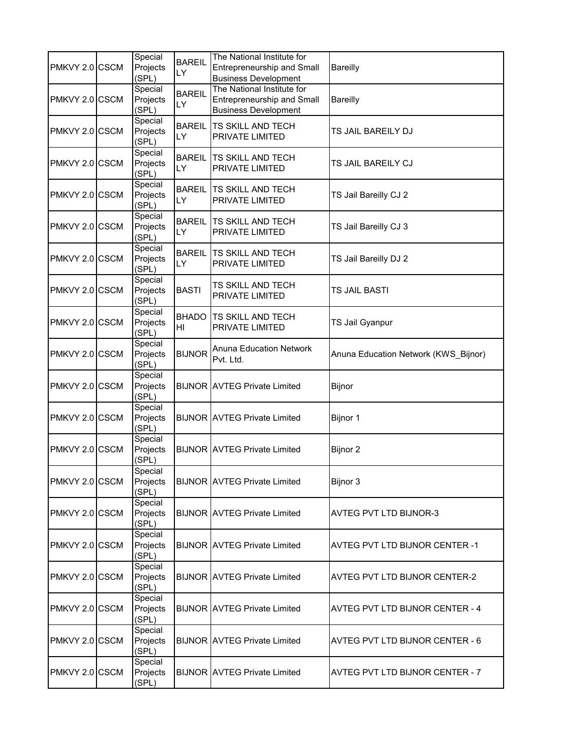| PMKVY 2.0 | CSCM | Special Projects (SPL) | BAREILLY | The National Institute for Entrepreneurship and Small Business Development | Bareilly |
|---|---|---|---|---|---|
| PMKVY 2.0 | CSCM | Special Projects (SPL) | BAREILLY | The National Institute for Entrepreneurship and Small Business Development | Bareilly |
| PMKVY 2.0 | CSCM | Special Projects (SPL) | BAREILLY | TS SKILL AND TECH PRIVATE LIMITED | TS JAIL BAREILY DJ |
| PMKVY 2.0 | CSCM | Special Projects (SPL) | BAREILLY | TS SKILL AND TECH PRIVATE LIMITED | TS JAIL BAREILY CJ |
| PMKVY 2.0 | CSCM | Special Projects (SPL) | BAREILLY | TS SKILL AND TECH PRIVATE LIMITED | TS Jail Bareilly CJ 2 |
| PMKVY 2.0 | CSCM | Special Projects (SPL) | BAREILLY | TS SKILL AND TECH PRIVATE LIMITED | TS Jail Bareilly CJ 3 |
| PMKVY 2.0 | CSCM | Special Projects (SPL) | BAREILLY | TS SKILL AND TECH PRIVATE LIMITED | TS Jail Bareilly DJ 2 |
| PMKVY 2.0 | CSCM | Special Projects (SPL) | BASTI | TS SKILL AND TECH PRIVATE LIMITED | TS JAIL BASTI |
| PMKVY 2.0 | CSCM | Special Projects (SPL) | BHADOHI | TS SKILL AND TECH PRIVATE LIMITED | TS Jail Gyanpur |
| PMKVY 2.0 | CSCM | Special Projects (SPL) | BIJNOR | Anuna Education Network Pvt. Ltd. | Anuna Education Network (KWS_Bijnor) |
| PMKVY 2.0 | CSCM | Special Projects (SPL) | BIJNOR | AVTEG Private Limited | Bijnor |
| PMKVY 2.0 | CSCM | Special Projects (SPL) | BIJNOR | AVTEG Private Limited | Bijnor 1 |
| PMKVY 2.0 | CSCM | Special Projects (SPL) | BIJNOR | AVTEG Private Limited | Bijnor 2 |
| PMKVY 2.0 | CSCM | Special Projects (SPL) | BIJNOR | AVTEG Private Limited | Bijnor 3 |
| PMKVY 2.0 | CSCM | Special Projects (SPL) | BIJNOR | AVTEG Private Limited | AVTEG PVT LTD BIJNOR-3 |
| PMKVY 2.0 | CSCM | Special Projects (SPL) | BIJNOR | AVTEG Private Limited | AVTEG PVT LTD BIJNOR CENTER -1 |
| PMKVY 2.0 | CSCM | Special Projects (SPL) | BIJNOR | AVTEG Private Limited | AVTEG PVT LTD BIJNOR CENTER-2 |
| PMKVY 2.0 | CSCM | Special Projects (SPL) | BIJNOR | AVTEG Private Limited | AVTEG PVT LTD BIJNOR CENTER - 4 |
| PMKVY 2.0 | CSCM | Special Projects (SPL) | BIJNOR | AVTEG Private Limited | AVTEG PVT LTD BIJNOR CENTER - 6 |
| PMKVY 2.0 | CSCM | Special Projects (SPL) | BIJNOR | AVTEG Private Limited | AVTEG PVT LTD BIJNOR CENTER - 7 |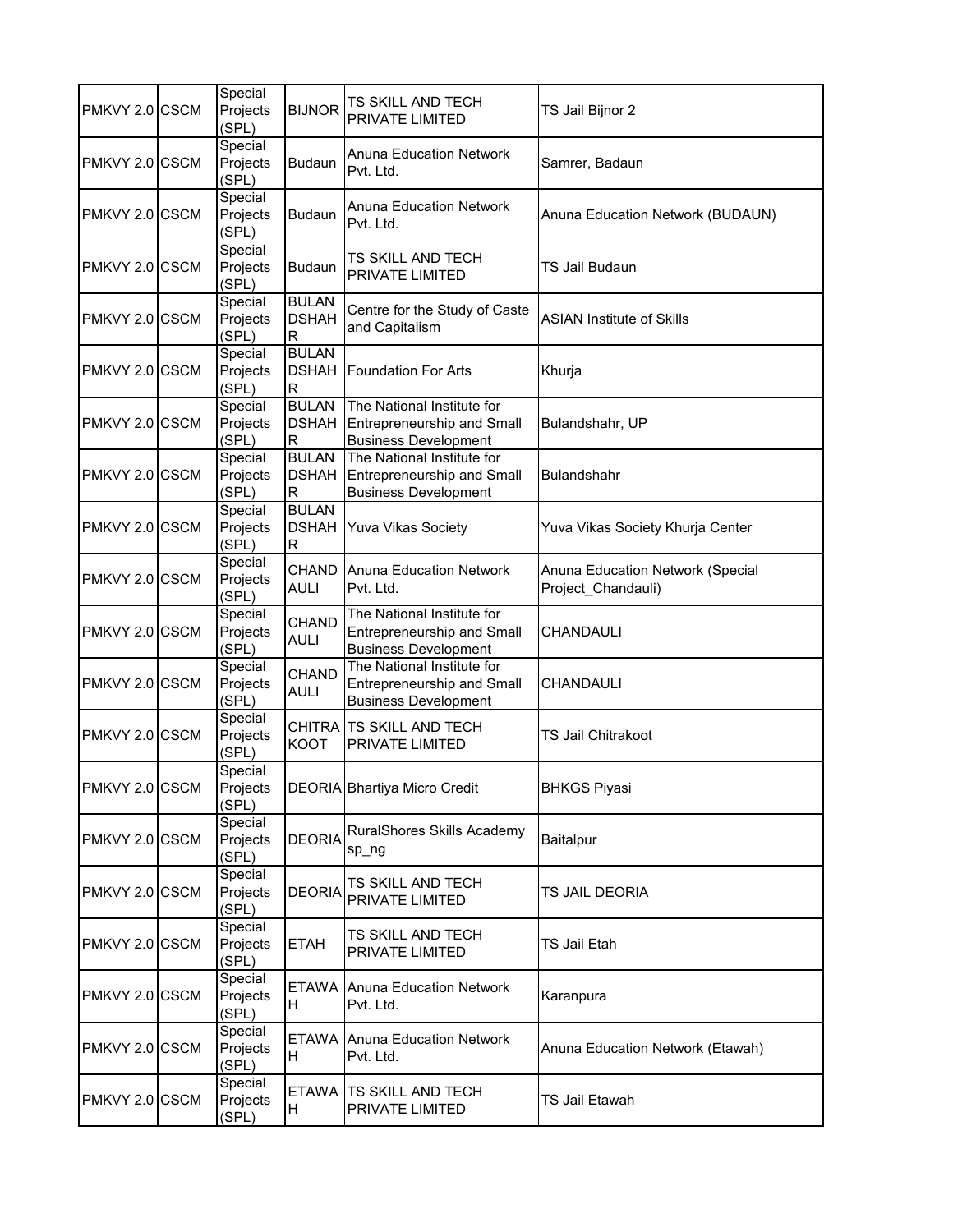| PMKVY 2.0 | CSCM | Special Projects (SPL) | BIJNOR | TS SKILL AND TECH PRIVATE LIMITED | TS Jail Bijnor 2 |
|---|---|---|---|---|---|
| PMKVY 2.0 | CSCM | Special Projects (SPL) | Budaun | Anuna Education Network Pvt. Ltd. | Samrer, Badaun |
| PMKVY 2.0 | CSCM | Special Projects (SPL) | Budaun | Anuna Education Network Pvt. Ltd. | Anuna Education Network (BUDAUN) |
| PMKVY 2.0 | CSCM | Special Projects (SPL) | Budaun | TS SKILL AND TECH PRIVATE LIMITED | TS Jail Budaun |
| PMKVY 2.0 | CSCM | Special Projects (SPL) | BULANDSHAHR | Centre for the Study of Caste and Capitalism | ASIAN Institute of Skills |
| PMKVY 2.0 | CSCM | Special Projects (SPL) | BULANDSHAHR | Foundation For Arts | Khurja |
| PMKVY 2.0 | CSCM | Special Projects (SPL) | BULANDSHAHR | The National Institute for Entrepreneurship and Small Business Development | Bulandshahr, UP |
| PMKVY 2.0 | CSCM | Special Projects (SPL) | BULANDSHAHR | The National Institute for Entrepreneurship and Small Business Development | Bulandshahr |
| PMKVY 2.0 | CSCM | Special Projects (SPL) | BULANDSHAHR | Yuva Vikas Society | Yuva Vikas Society Khurja Center |
| PMKVY 2.0 | CSCM | Special Projects (SPL) | CHANDAULI | Anuna Education Network Pvt. Ltd. | Anuna Education Network (Special Project_Chandauli) |
| PMKVY 2.0 | CSCM | Special Projects (SPL) | CHANDAULI | The National Institute for Entrepreneurship and Small Business Development | CHANDAULI |
| PMKVY 2.0 | CSCM | Special Projects (SPL) | CHANDAULI | The National Institute for Entrepreneurship and Small Business Development | CHANDAULI |
| PMKVY 2.0 | CSCM | Special Projects (SPL) | CHITRAKOOT | TS SKILL AND TECH PRIVATE LIMITED | TS Jail Chitrakoot |
| PMKVY 2.0 | CSCM | Special Projects (SPL) | DEORIA | Bhartiya Micro Credit | BHKGS Piyasi |
| PMKVY 2.0 | CSCM | Special Projects (SPL) | DEORIA | RuralShores Skills Academy sp_ng | Baitalpur |
| PMKVY 2.0 | CSCM | Special Projects (SPL) | DEORIA | TS SKILL AND TECH PRIVATE LIMITED | TS JAIL DEORIA |
| PMKVY 2.0 | CSCM | Special Projects (SPL) | ETAH | TS SKILL AND TECH PRIVATE LIMITED | TS Jail Etah |
| PMKVY 2.0 | CSCM | Special Projects (SPL) | ETAWAH | Anuna Education Network Pvt. Ltd. | Karanpura |
| PMKVY 2.0 | CSCM | Special Projects (SPL) | ETAWAH | Anuna Education Network Pvt. Ltd. | Anuna Education Network (Etawah) |
| PMKVY 2.0 | CSCM | Special Projects (SPL) | ETAWAH | TS SKILL AND TECH PRIVATE LIMITED | TS Jail Etawah |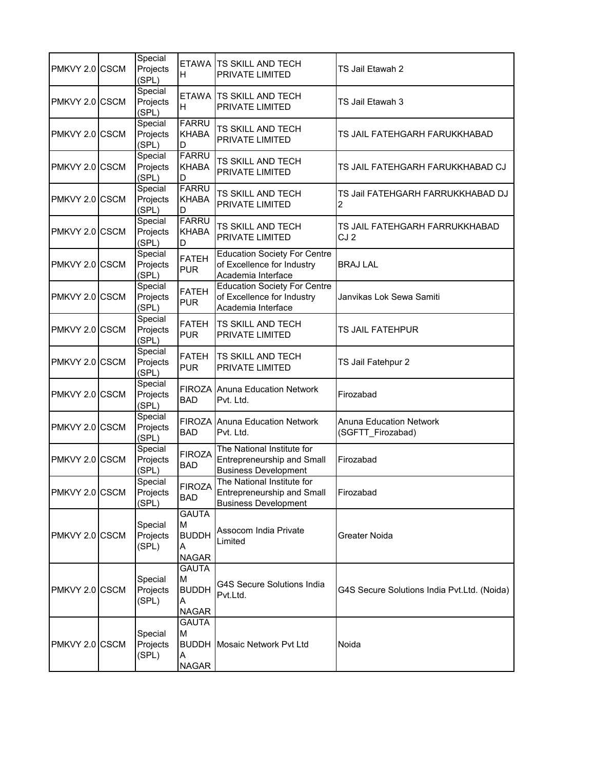| | | | | | |
|---|---|---|---|---|---|
| PMKVY 2.0 | CSCM | Special Projects (SPL) | ETAWAH | TS SKILL AND TECH PRIVATE LIMITED | TS Jail Etawah 2 |
| PMKVY 2.0 | CSCM | Special Projects (SPL) | ETAWAH | TS SKILL AND TECH PRIVATE LIMITED | TS Jail Etawah 3 |
| PMKVY 2.0 | CSCM | Special Projects (SPL) | FARRUKHABAD | TS SKILL AND TECH PRIVATE LIMITED | TS JAIL FATEHGARH FARUKKHABAD |
| PMKVY 2.0 | CSCM | Special Projects (SPL) | FARRUKHABAD | TS SKILL AND TECH PRIVATE LIMITED | TS JAIL FATEHGARH FARUKKHABAD CJ |
| PMKVY 2.0 | CSCM | Special Projects (SPL) | FARRUKHABAD | TS SKILL AND TECH PRIVATE LIMITED | TS Jail FATEHGARH FARRUKKHABAD DJ 2 |
| PMKVY 2.0 | CSCM | Special Projects (SPL) | FARRUKHABAD | TS SKILL AND TECH PRIVATE LIMITED | TS JAIL FATEHGARH FARRUKKHABAD CJ 2 |
| PMKVY 2.0 | CSCM | Special Projects (SPL) | FATEHPUR | Education Society For Centre of Excellence for Industry Academia Interface | BRAJ LAL |
| PMKVY 2.0 | CSCM | Special Projects (SPL) | FATEHPUR | Education Society For Centre of Excellence for Industry Academia Interface | Janvikas Lok Sewa Samiti |
| PMKVY 2.0 | CSCM | Special Projects (SPL) | FATEHPUR | TS SKILL AND TECH PRIVATE LIMITED | TS JAIL FATEHPUR |
| PMKVY 2.0 | CSCM | Special Projects (SPL) | FATEHPUR | TS SKILL AND TECH PRIVATE LIMITED | TS Jail Fatehpur 2 |
| PMKVY 2.0 | CSCM | Special Projects (SPL) | FIROZABAD | Anuna Education Network Pvt. Ltd. | Firozabad |
| PMKVY 2.0 | CSCM | Special Projects (SPL) | FIROZABAD | Anuna Education Network Pvt. Ltd. | Anuna Education Network (SGFTT_Firozabad) |
| PMKVY 2.0 | CSCM | Special Projects (SPL) | FIROZABAD | The National Institute for Entrepreneurship and Small Business Development | Firozabad |
| PMKVY 2.0 | CSCM | Special Projects (SPL) | FIROZABAD | The National Institute for Entrepreneurship and Small Business Development | Firozabad |
| PMKVY 2.0 | CSCM | Special Projects (SPL) | GAUTAM BUDDHA NAGAR | Assocom India Private Limited | Greater Noida |
| PMKVY 2.0 | CSCM | Special Projects (SPL) | GAUTAM BUDDHA NAGAR | G4S Secure Solutions India Pvt.Ltd. | G4S Secure Solutions India Pvt.Ltd. (Noida) |
| PMKVY 2.0 | CSCM | Special Projects (SPL) | GAUTAM BUDDHA NAGAR | Mosaic Network Pvt Ltd | Noida |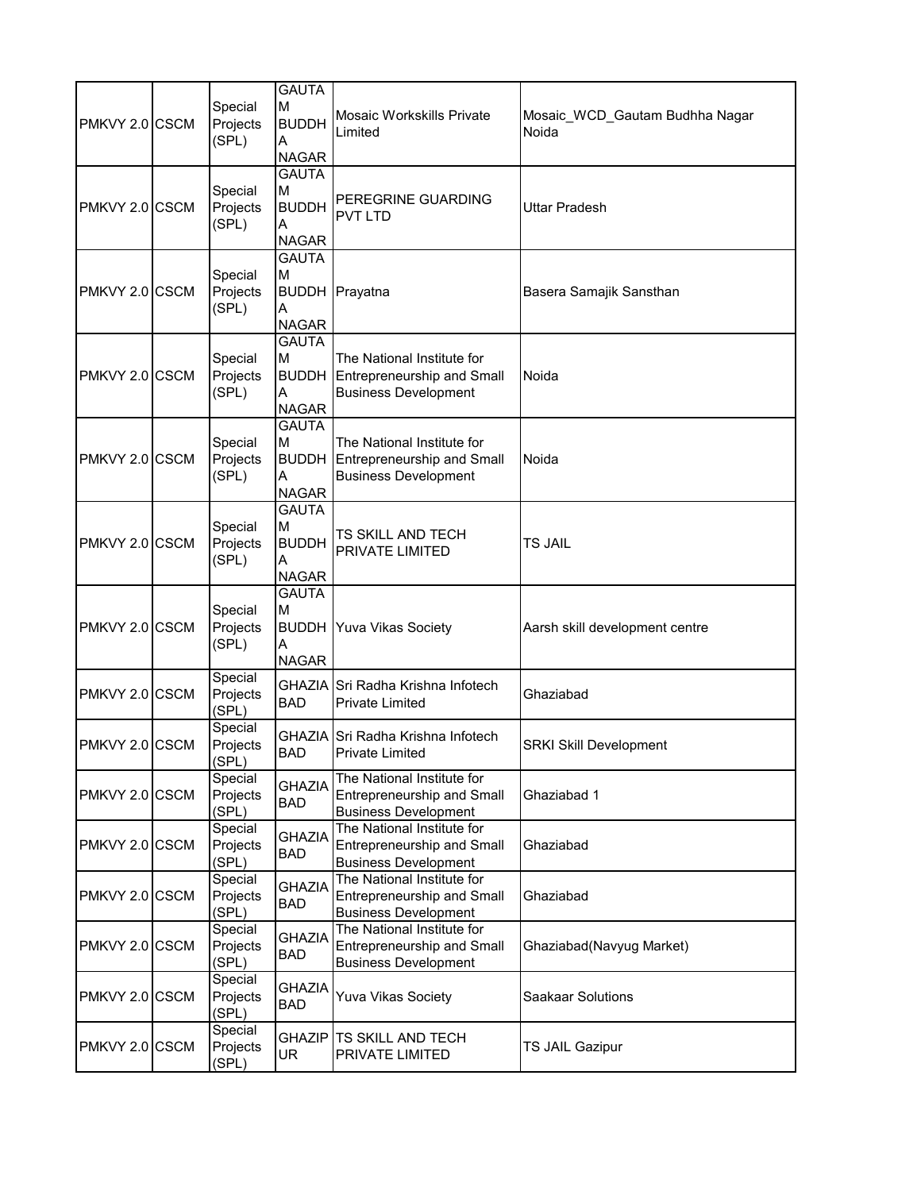| | | | | | |
|---|---|---|---|---|---|
| PMKVY 2.0 | CSCM | Special Projects (SPL) | GAUTAM BUDDHA NAGAR | Mosaic Workskills Private Limited | Mosaic_WCD_Gautam Budhha Nagar Noida |
| PMKVY 2.0 | CSCM | Special Projects (SPL) | GAUTAM BUDDHA NAGAR | PEREGRINE GUARDING PVT LTD | Uttar Pradesh |
| PMKVY 2.0 | CSCM | Special Projects (SPL) | GAUTAM BUDDHA NAGAR | Prayatna | Basera Samajik Sansthan |
| PMKVY 2.0 | CSCM | Special Projects (SPL) | GAUTAM BUDDHA NAGAR | The National Institute for Entrepreneurship and Small Business Development | Noida |
| PMKVY 2.0 | CSCM | Special Projects (SPL) | GAUTAM BUDDHA NAGAR | The National Institute for Entrepreneurship and Small Business Development | Noida |
| PMKVY 2.0 | CSCM | Special Projects (SPL) | GAUTAM BUDDHA NAGAR | TS SKILL AND TECH PRIVATE LIMITED | TS JAIL |
| PMKVY 2.0 | CSCM | Special Projects (SPL) | GAUTAM BUDDHA NAGAR | Yuva Vikas Society | Aarsh skill development centre |
| PMKVY 2.0 | CSCM | Special Projects (SPL) | GHAZIABAD | Sri Radha Krishna Infotech Private Limited | Ghaziabad |
| PMKVY 2.0 | CSCM | Special Projects (SPL) | GHAZIABAD | Sri Radha Krishna Infotech Private Limited | SRKI Skill Development |
| PMKVY 2.0 | CSCM | Special Projects (SPL) | GHAZIABAD | The National Institute for Entrepreneurship and Small Business Development | Ghaziabad 1 |
| PMKVY 2.0 | CSCM | Special Projects (SPL) | GHAZIABAD | The National Institute for Entrepreneurship and Small Business Development | Ghaziabad |
| PMKVY 2.0 | CSCM | Special Projects (SPL) | GHAZIABAD | The National Institute for Entrepreneurship and Small Business Development | Ghaziabad |
| PMKVY 2.0 | CSCM | Special Projects (SPL) | GHAZIABAD | The National Institute for Entrepreneurship and Small Business Development | Ghaziabad(Navyug Market) |
| PMKVY 2.0 | CSCM | Special Projects (SPL) | GHAZIABAD | Yuva Vikas Society | Saakaar Solutions |
| PMKVY 2.0 | CSCM | Special Projects (SPL) | GHAZIPUR | TS SKILL AND TECH PRIVATE LIMITED | TS JAIL Gazipur |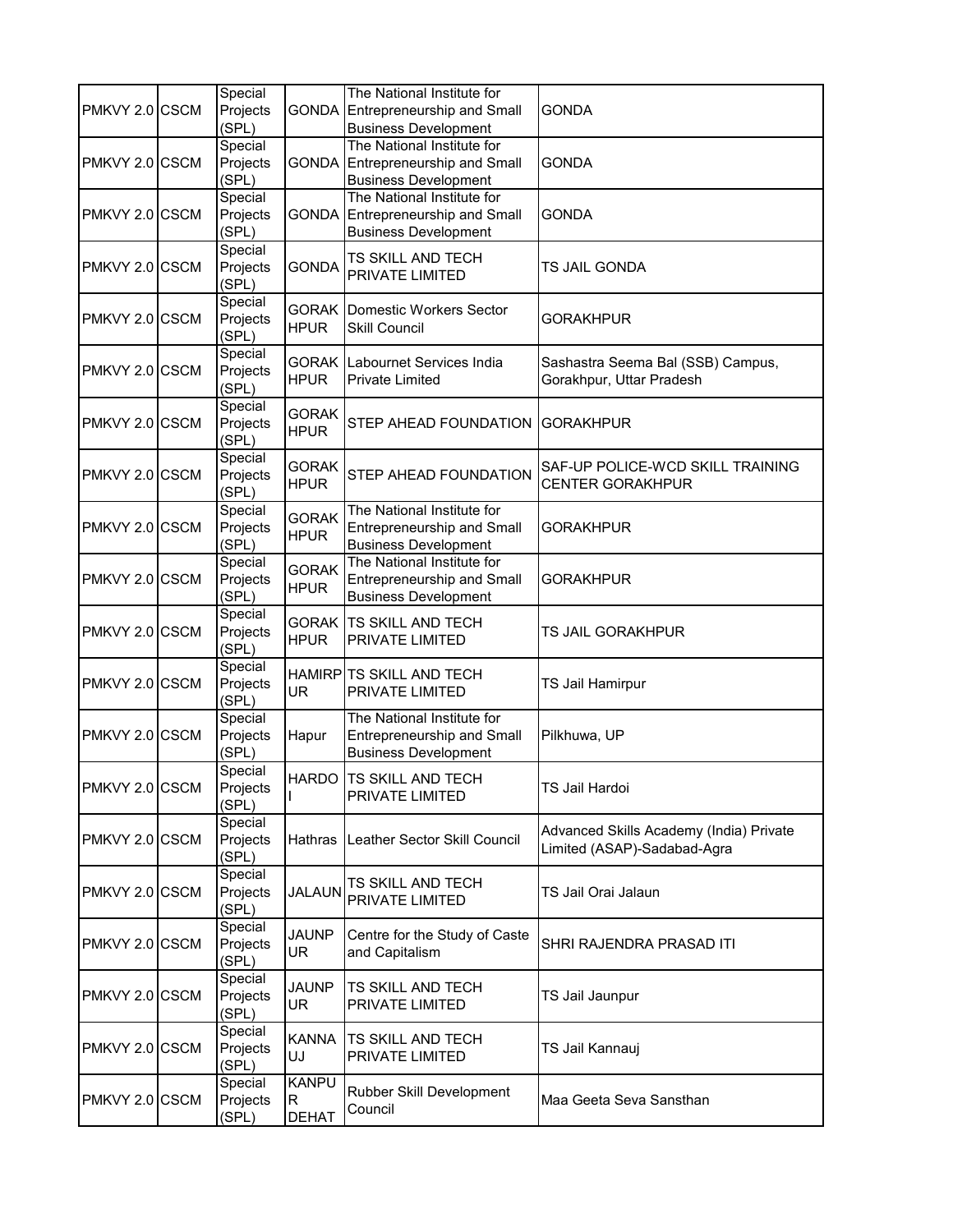| | | | | | |
|---|---|---|---|---|---|
| PMKVY 2.0 | CSCM | Special Projects (SPL) | GONDA | The National Institute for Entrepreneurship and Small Business Development | GONDA |
| PMKVY 2.0 | CSCM | Special Projects (SPL) | GONDA | The National Institute for Entrepreneurship and Small Business Development | GONDA |
| PMKVY 2.0 | CSCM | Special Projects (SPL) | GONDA | The National Institute for Entrepreneurship and Small Business Development | GONDA |
| PMKVY 2.0 | CSCM | Special Projects (SPL) | GONDA | TS SKILL AND TECH PRIVATE LIMITED | TS JAIL GONDA |
| PMKVY 2.0 | CSCM | Special Projects (SPL) | GORAKHPUR | Domestic Workers Sector Skill Council | GORAKHPUR |
| PMKVY 2.0 | CSCM | Special Projects (SPL) | GORAKHPUR | Labournet Services India Private Limited | Sashastra Seema Bal (SSB) Campus, Gorakhpur, Uttar Pradesh |
| PMKVY 2.0 | CSCM | Special Projects (SPL) | GORAKHPUR | STEP AHEAD FOUNDATION | GORAKHPUR |
| PMKVY 2.0 | CSCM | Special Projects (SPL) | GORAKHPUR | STEP AHEAD FOUNDATION | SAF-UP POLICE-WCD SKILL TRAINING CENTER GORAKHPUR |
| PMKVY 2.0 | CSCM | Special Projects (SPL) | GORAKHPUR | The National Institute for Entrepreneurship and Small Business Development | GORAKHPUR |
| PMKVY 2.0 | CSCM | Special Projects (SPL) | GORAKHPUR | The National Institute for Entrepreneurship and Small Business Development | GORAKHPUR |
| PMKVY 2.0 | CSCM | Special Projects (SPL) | GORAKHPUR | TS SKILL AND TECH PRIVATE LIMITED | TS JAIL GORAKHPUR |
| PMKVY 2.0 | CSCM | Special Projects (SPL) | HAMIRPUR | TS SKILL AND TECH PRIVATE LIMITED | TS Jail Hamirpur |
| PMKVY 2.0 | CSCM | Special Projects (SPL) | Hapur | The National Institute for Entrepreneurship and Small Business Development | Pilkhuwa, UP |
| PMKVY 2.0 | CSCM | Special Projects (SPL) | HARDOI | TS SKILL AND TECH PRIVATE LIMITED | TS Jail Hardoi |
| PMKVY 2.0 | CSCM | Special Projects (SPL) | Hathras | Leather Sector Skill Council | Advanced Skills Academy (India) Private Limited (ASAP)-Sadabad-Agra |
| PMKVY 2.0 | CSCM | Special Projects (SPL) | JALAUN | TS SKILL AND TECH PRIVATE LIMITED | TS Jail Orai Jalaun |
| PMKVY 2.0 | CSCM | Special Projects (SPL) | JAUNPUR | Centre for the Study of Caste and Capitalism | SHRI RAJENDRA PRASAD ITI |
| PMKVY 2.0 | CSCM | Special Projects (SPL) | JAUNPUR | TS SKILL AND TECH PRIVATE LIMITED | TS Jail Jaunpur |
| PMKVY 2.0 | CSCM | Special Projects (SPL) | KANNAUJ | TS SKILL AND TECH PRIVATE LIMITED | TS Jail Kannauj |
| PMKVY 2.0 | CSCM | Special Projects (SPL) | KANPUR DEHAT | Rubber Skill Development Council | Maa Geeta Seva Sansthan |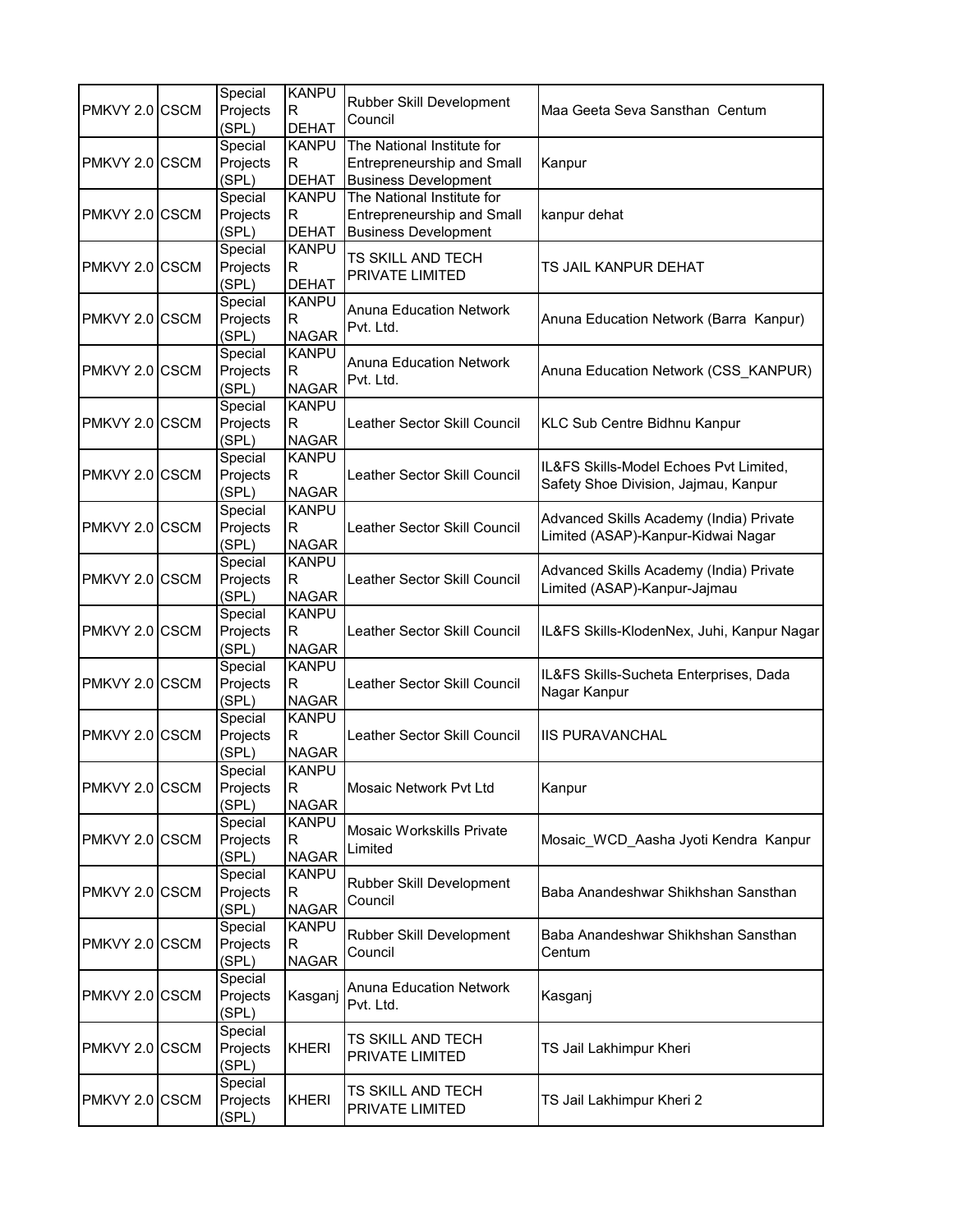| | | | | | |
|---|---|---|---|---|---|
| PMKVY 2.0 | CSCM | Special Projects (SPL) | KANPUR DEHAT | Rubber Skill Development Council | Maa Geeta Seva Sansthan Centum |
| PMKVY 2.0 | CSCM | Special Projects (SPL) | KANPUR DEHAT | The National Institute for Entrepreneurship and Small Business Development | Kanpur |
| PMKVY 2.0 | CSCM | Special Projects (SPL) | KANPUR DEHAT | The National Institute for Entrepreneurship and Small Business Development | kanpur dehat |
| PMKVY 2.0 | CSCM | Special Projects (SPL) | KANPUR DEHAT | TS SKILL AND TECH PRIVATE LIMITED | TS JAIL KANPUR DEHAT |
| PMKVY 2.0 | CSCM | Special Projects (SPL) | KANPUR NAGAR | Anuna Education Network Pvt. Ltd. | Anuna Education Network (Barra Kanpur) |
| PMKVY 2.0 | CSCM | Special Projects (SPL) | KANPUR NAGAR | Anuna Education Network Pvt. Ltd. | Anuna Education Network (CSS_KANPUR) |
| PMKVY 2.0 | CSCM | Special Projects (SPL) | KANPUR NAGAR | Leather Sector Skill Council | KLC Sub Centre Bidhnu Kanpur |
| PMKVY 2.0 | CSCM | Special Projects (SPL) | KANPUR NAGAR | Leather Sector Skill Council | IL&FS Skills-Model Echoes Pvt Limited, Safety Shoe Division, Jajmau, Kanpur |
| PMKVY 2.0 | CSCM | Special Projects (SPL) | KANPUR NAGAR | Leather Sector Skill Council | Advanced Skills Academy (India) Private Limited (ASAP)-Kanpur-Kidwai Nagar |
| PMKVY 2.0 | CSCM | Special Projects (SPL) | KANPUR NAGAR | Leather Sector Skill Council | Advanced Skills Academy (India) Private Limited (ASAP)-Kanpur-Jajmau |
| PMKVY 2.0 | CSCM | Special Projects (SPL) | KANPUR NAGAR | Leather Sector Skill Council | IL&FS Skills-KlodenNex, Juhi, Kanpur Nagar |
| PMKVY 2.0 | CSCM | Special Projects (SPL) | KANPUR NAGAR | Leather Sector Skill Council | IL&FS Skills-Sucheta Enterprises, Dada Nagar Kanpur |
| PMKVY 2.0 | CSCM | Special Projects (SPL) | KANPUR NAGAR | Leather Sector Skill Council | IIS PURAVANCHAL |
| PMKVY 2.0 | CSCM | Special Projects (SPL) | KANPUR NAGAR | Mosaic Network Pvt Ltd | Kanpur |
| PMKVY 2.0 | CSCM | Special Projects (SPL) | KANPUR NAGAR | Mosaic Workskills Private Limited | Mosaic_WCD_Aasha Jyoti Kendra Kanpur |
| PMKVY 2.0 | CSCM | Special Projects (SPL) | KANPUR NAGAR | Rubber Skill Development Council | Baba Anandeshwar Shikhshan Sansthan |
| PMKVY 2.0 | CSCM | Special Projects (SPL) | KANPUR NAGAR | Rubber Skill Development Council | Baba Anandeshwar Shikhshan Sansthan Centum |
| PMKVY 2.0 | CSCM | Special Projects (SPL) | Kasganj | Anuna Education Network Pvt. Ltd. | Kasganj |
| PMKVY 2.0 | CSCM | Special Projects (SPL) | KHERI | TS SKILL AND TECH PRIVATE LIMITED | TS Jail Lakhimpur Kheri |
| PMKVY 2.0 | CSCM | Special Projects (SPL) | KHERI | TS SKILL AND TECH PRIVATE LIMITED | TS Jail Lakhimpur Kheri 2 |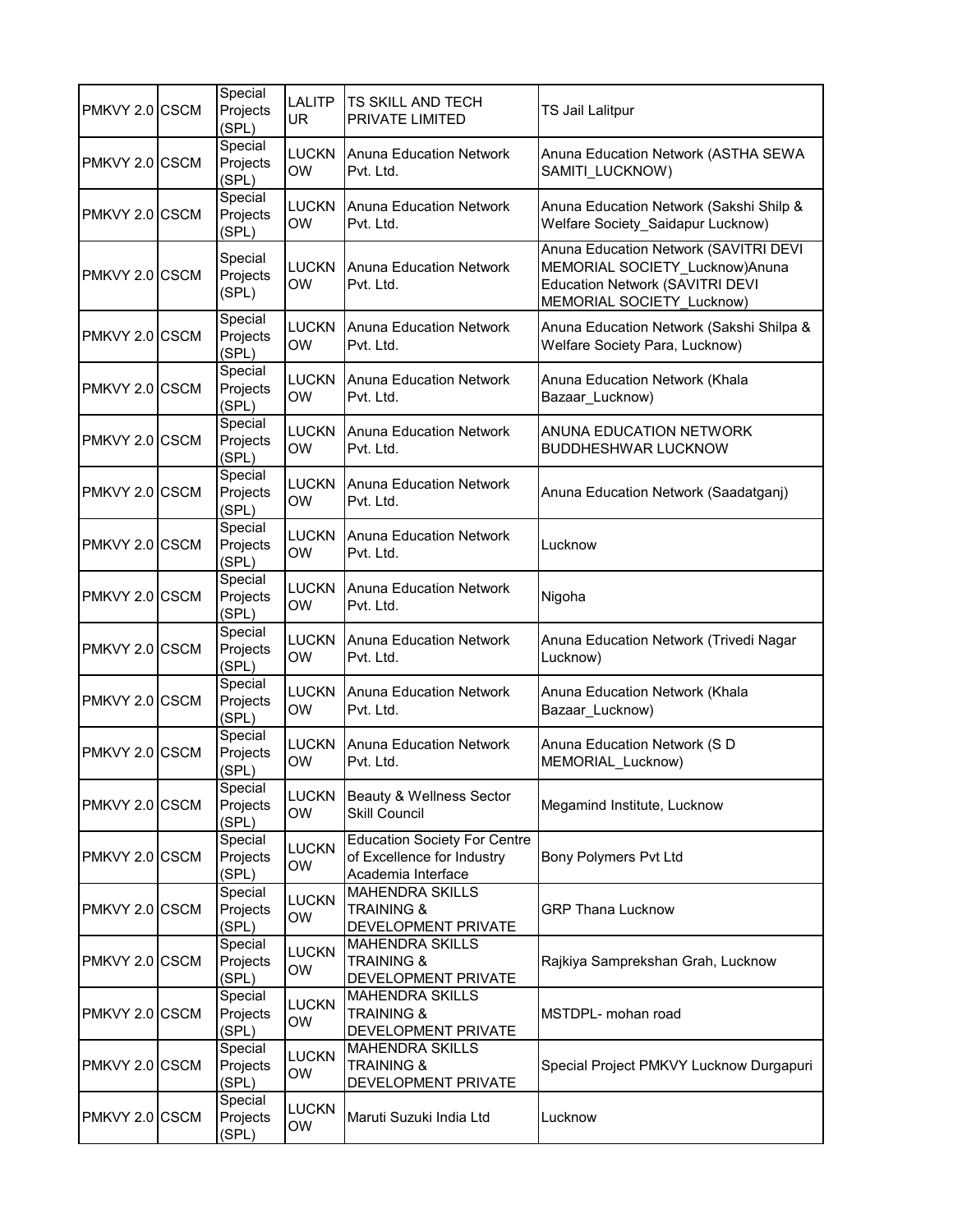| PMKVY 2.0 | CSCM | Special Projects (SPL) | LALITPUR | TS SKILL AND TECH PRIVATE LIMITED | TS Jail Lalitpur |
|---|---|---|---|---|---|
| PMKVY 2.0 | CSCM | Special Projects (SPL) | LUCKNOW | Anuna Education Network Pvt. Ltd. | Anuna Education Network (ASTHA SEWA SAMITI_LUCKNOW) |
| PMKVY 2.0 | CSCM | Special Projects (SPL) | LUCKNOW | Anuna Education Network Pvt. Ltd. | Anuna Education Network (Sakshi Shilp & Welfare Society_Saidapur Lucknow) |
| PMKVY 2.0 | CSCM | Special Projects (SPL) | LUCKNOW | Anuna Education Network Pvt. Ltd. | Anuna Education Network (SAVITRI DEVI MEMORIAL SOCIETY_Lucknow)Anuna Education Network (SAVITRI DEVI MEMORIAL SOCIETY_Lucknow) |
| PMKVY 2.0 | CSCM | Special Projects (SPL) | LUCKNOW | Anuna Education Network Pvt. Ltd. | Anuna Education Network (Sakshi Shilpa & Welfare Society Para, Lucknow) |
| PMKVY 2.0 | CSCM | Special Projects (SPL) | LUCKNOW | Anuna Education Network Pvt. Ltd. | Anuna Education Network (Khala Bazaar_Lucknow) |
| PMKVY 2.0 | CSCM | Special Projects (SPL) | LUCKNOW | Anuna Education Network Pvt. Ltd. | ANUNA EDUCATION NETWORK BUDDHESHWAR LUCKNOW |
| PMKVY 2.0 | CSCM | Special Projects (SPL) | LUCKNOW | Anuna Education Network Pvt. Ltd. | Anuna Education Network (Saadatganj) |
| PMKVY 2.0 | CSCM | Special Projects (SPL) | LUCKNOW | Anuna Education Network Pvt. Ltd. | Lucknow |
| PMKVY 2.0 | CSCM | Special Projects (SPL) | LUCKNOW | Anuna Education Network Pvt. Ltd. | Nigoha |
| PMKVY 2.0 | CSCM | Special Projects (SPL) | LUCKNOW | Anuna Education Network Pvt. Ltd. | Anuna Education Network (Trivedi Nagar Lucknow) |
| PMKVY 2.0 | CSCM | Special Projects (SPL) | LUCKNOW | Anuna Education Network Pvt. Ltd. | Anuna Education Network (Khala Bazaar_Lucknow) |
| PMKVY 2.0 | CSCM | Special Projects (SPL) | LUCKNOW | Anuna Education Network Pvt. Ltd. | Anuna Education Network (S D MEMORIAL_Lucknow) |
| PMKVY 2.0 | CSCM | Special Projects (SPL) | LUCKNOW | Beauty & Wellness Sector Skill Council | Megamind Institute, Lucknow |
| PMKVY 2.0 | CSCM | Special Projects (SPL) | LUCKNOW | Education Society For Centre of Excellence for Industry Academia Interface | Bony Polymers Pvt Ltd |
| PMKVY 2.0 | CSCM | Special Projects (SPL) | LUCKNOW | MAHENDRA SKILLS TRAINING & DEVELOPMENT PRIVATE | GRP Thana Lucknow |
| PMKVY 2.0 | CSCM | Special Projects (SPL) | LUCKNOW | MAHENDRA SKILLS TRAINING & DEVELOPMENT PRIVATE | Rajkiya Samprekshan Grah, Lucknow |
| PMKVY 2.0 | CSCM | Special Projects (SPL) | LUCKNOW | MAHENDRA SKILLS TRAINING & DEVELOPMENT PRIVATE | MSTDPL- mohan road |
| PMKVY 2.0 | CSCM | Special Projects (SPL) | LUCKNOW | MAHENDRA SKILLS TRAINING & DEVELOPMENT PRIVATE | Special Project PMKVY Lucknow Durgapuri |
| PMKVY 2.0 | CSCM | Special Projects (SPL) | LUCKNOW | Maruti Suzuki India Ltd | Lucknow |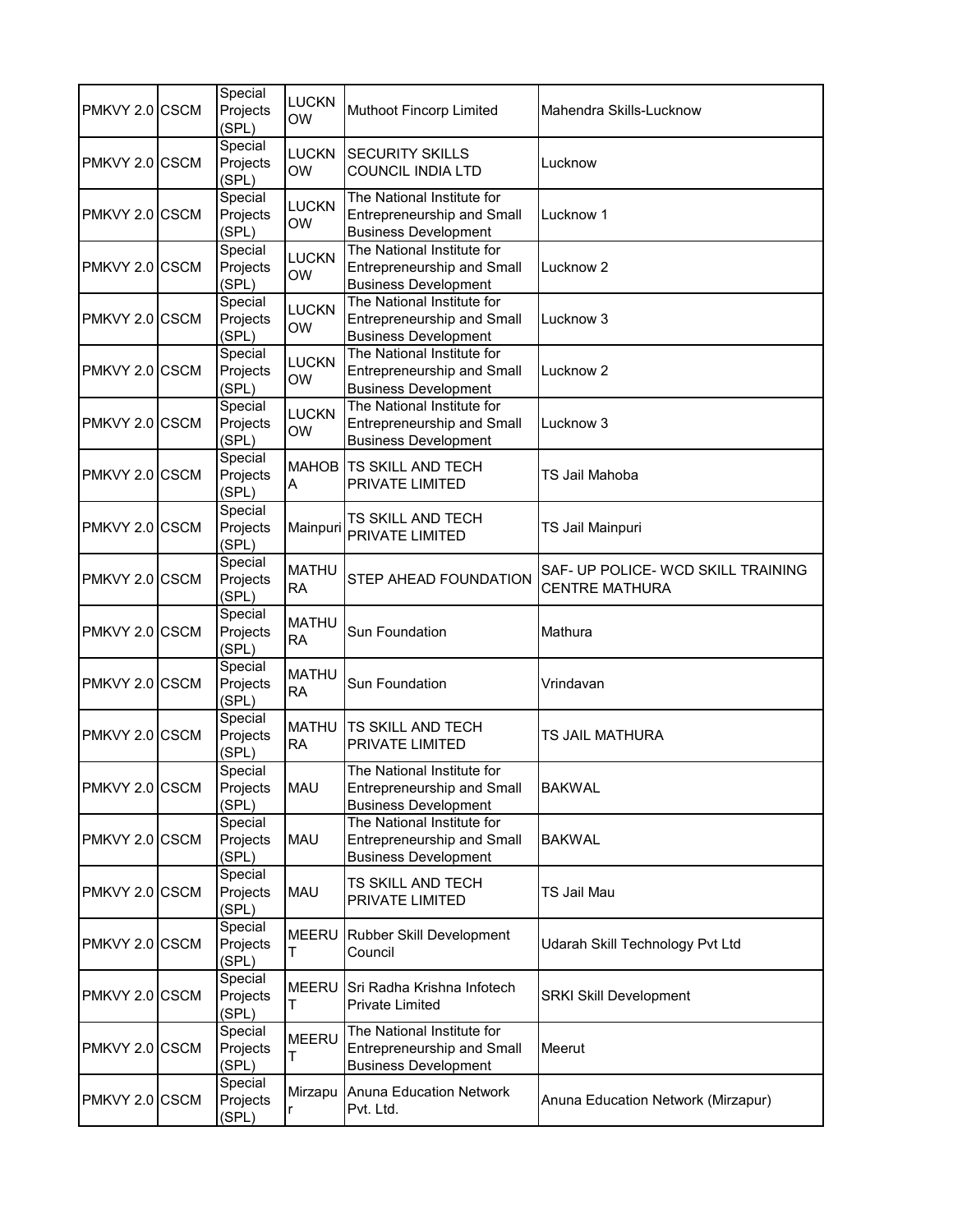| PMKVY 2.0 | CSCM | Special Projects (SPL) | LUCKNOW | Muthoot Fincorp Limited | Mahendra Skills-Lucknow |
|---|---|---|---|---|---|
| PMKVY 2.0 | CSCM | Special Projects (SPL) | LUCKNOW | SECURITY SKILLS COUNCIL INDIA LTD | Lucknow |
| PMKVY 2.0 | CSCM | Special Projects (SPL) | LUCKNOW | The National Institute for Entrepreneurship and Small Business Development | Lucknow 1 |
| PMKVY 2.0 | CSCM | Special Projects (SPL) | LUCKNOW | The National Institute for Entrepreneurship and Small Business Development | Lucknow 2 |
| PMKVY 2.0 | CSCM | Special Projects (SPL) | LUCKNOW | The National Institute for Entrepreneurship and Small Business Development | Lucknow 3 |
| PMKVY 2.0 | CSCM | Special Projects (SPL) | LUCKNOW | The National Institute for Entrepreneurship and Small Business Development | Lucknow 2 |
| PMKVY 2.0 | CSCM | Special Projects (SPL) | LUCKNOW | The National Institute for Entrepreneurship and Small Business Development | Lucknow 3 |
| PMKVY 2.0 | CSCM | Special Projects (SPL) | MAHOBA | TS SKILL AND TECH PRIVATE LIMITED | TS Jail Mahoba |
| PMKVY 2.0 | CSCM | Special Projects (SPL) | Mainpuri | TS SKILL AND TECH PRIVATE LIMITED | TS Jail Mainpuri |
| PMKVY 2.0 | CSCM | Special Projects (SPL) | MATHURA | STEP AHEAD FOUNDATION | SAF- UP POLICE- WCD SKILL TRAINING CENTRE MATHURA |
| PMKVY 2.0 | CSCM | Special Projects (SPL) | MATHURA | Sun Foundation | Mathura |
| PMKVY 2.0 | CSCM | Special Projects (SPL) | MATHURA | Sun Foundation | Vrindavan |
| PMKVY 2.0 | CSCM | Special Projects (SPL) | MATHURA | TS SKILL AND TECH PRIVATE LIMITED | TS JAIL MATHURA |
| PMKVY 2.0 | CSCM | Special Projects (SPL) | MAU | The National Institute for Entrepreneurship and Small Business Development | BAKWAL |
| PMKVY 2.0 | CSCM | Special Projects (SPL) | MAU | The National Institute for Entrepreneurship and Small Business Development | BAKWAL |
| PMKVY 2.0 | CSCM | Special Projects (SPL) | MAU | TS SKILL AND TECH PRIVATE LIMITED | TS Jail Mau |
| PMKVY 2.0 | CSCM | Special Projects (SPL) | MEERUT | Rubber Skill Development Council | Udarah Skill Technology Pvt Ltd |
| PMKVY 2.0 | CSCM | Special Projects (SPL) | MEERUT | Sri Radha Krishna Infotech Private Limited | SRKI Skill Development |
| PMKVY 2.0 | CSCM | Special Projects (SPL) | MEERUT | The National Institute for Entrepreneurship and Small Business Development | Meerut |
| PMKVY 2.0 | CSCM | Special Projects (SPL) | Mirzapur | Anuna Education Network Pvt. Ltd. | Anuna Education Network (Mirzapur) |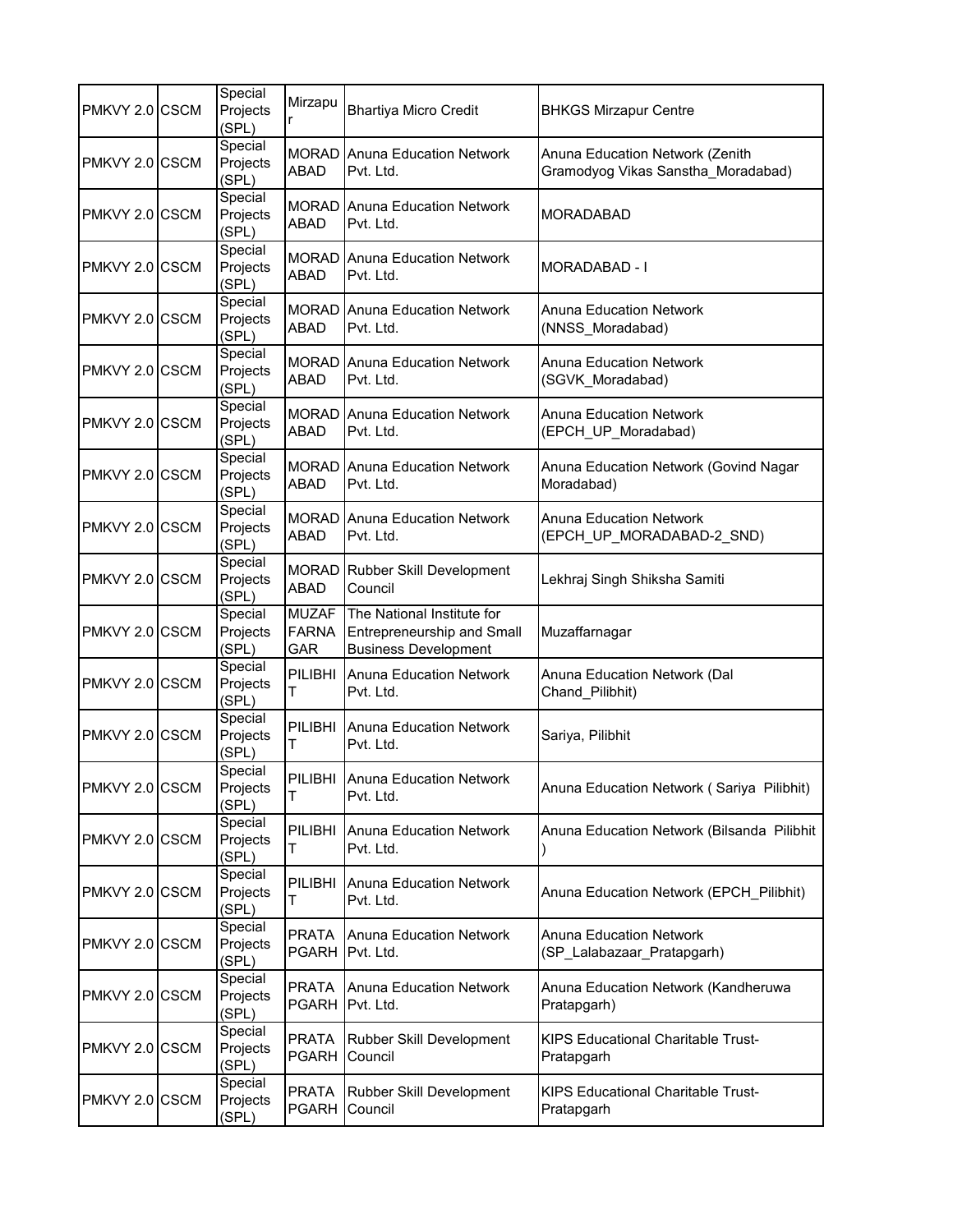| | | | | | |
|---|---|---|---|---|---|
| PMKVY 2.0 | CSCM | Special Projects (SPL) | Mirzapur | Bhartiya Micro Credit | BHKGS Mirzapur Centre |
| PMKVY 2.0 | CSCM | Special Projects (SPL) | MORADABAD | Anuna Education Network Pvt. Ltd. | Anuna Education Network (Zenith Gramodyog Vikas Sanstha_Moradabad) |
| PMKVY 2.0 | CSCM | Special Projects (SPL) | MORADABAD | Anuna Education Network Pvt. Ltd. | MORADABAD |
| PMKVY 2.0 | CSCM | Special Projects (SPL) | MORADABAD | Anuna Education Network Pvt. Ltd. | MORADABAD - I |
| PMKVY 2.0 | CSCM | Special Projects (SPL) | MORADABAD | Anuna Education Network Pvt. Ltd. | Anuna Education Network (NNSS_Moradabad) |
| PMKVY 2.0 | CSCM | Special Projects (SPL) | MORADABAD | Anuna Education Network Pvt. Ltd. | Anuna Education Network (SGVK_Moradabad) |
| PMKVY 2.0 | CSCM | Special Projects (SPL) | MORADABAD | Anuna Education Network Pvt. Ltd. | Anuna Education Network (EPCH_UP_Moradabad) |
| PMKVY 2.0 | CSCM | Special Projects (SPL) | MORADABAD | Anuna Education Network Pvt. Ltd. | Anuna Education Network (Govind Nagar Moradabad) |
| PMKVY 2.0 | CSCM | Special Projects (SPL) | MORADABAD | Anuna Education Network Pvt. Ltd. | Anuna Education Network (EPCH_UP_MORADABAD-2_SND) |
| PMKVY 2.0 | CSCM | Special Projects (SPL) | MORADABAD | Rubber Skill Development Council | Lekhraj Singh Shiksha Samiti |
| PMKVY 2.0 | CSCM | Special Projects (SPL) | MUZAFFARNAGAR | The National Institute for Entrepreneurship and Small Business Development | Muzaffarnagar |
| PMKVY 2.0 | CSCM | Special Projects (SPL) | PILIBHIT | Anuna Education Network Pvt. Ltd. | Anuna Education Network (Dal Chand_Pilibhit) |
| PMKVY 2.0 | CSCM | Special Projects (SPL) | PILIBHIT | Anuna Education Network Pvt. Ltd. | Sariya, Pilibhit |
| PMKVY 2.0 | CSCM | Special Projects (SPL) | PILIBHIT | Anuna Education Network Pvt. Ltd. | Anuna Education Network ( Sariya Pilibhit) |
| PMKVY 2.0 | CSCM | Special Projects (SPL) | PILIBHIT | Anuna Education Network Pvt. Ltd. | Anuna Education Network (Bilsanda Pilibhit ) |
| PMKVY 2.0 | CSCM | Special Projects (SPL) | PILIBHIT | Anuna Education Network Pvt. Ltd. | Anuna Education Network (EPCH_Pilibhit) |
| PMKVY 2.0 | CSCM | Special Projects (SPL) | PRATAPGARH | Anuna Education Network Pvt. Ltd. | Anuna Education Network (SP_Lalabazaar_Pratapgarh) |
| PMKVY 2.0 | CSCM | Special Projects (SPL) | PRATAPGARH | Anuna Education Network Pvt. Ltd. | Anuna Education Network (Kandheruwa Pratapgarh) |
| PMKVY 2.0 | CSCM | Special Projects (SPL) | PRATAPGARH | Rubber Skill Development Council | KIPS Educational Charitable Trust-Pratapgarh |
| PMKVY 2.0 | CSCM | Special Projects (SPL) | PRATAPGARH | Rubber Skill Development Council | KIPS Educational Charitable Trust-Pratapgarh |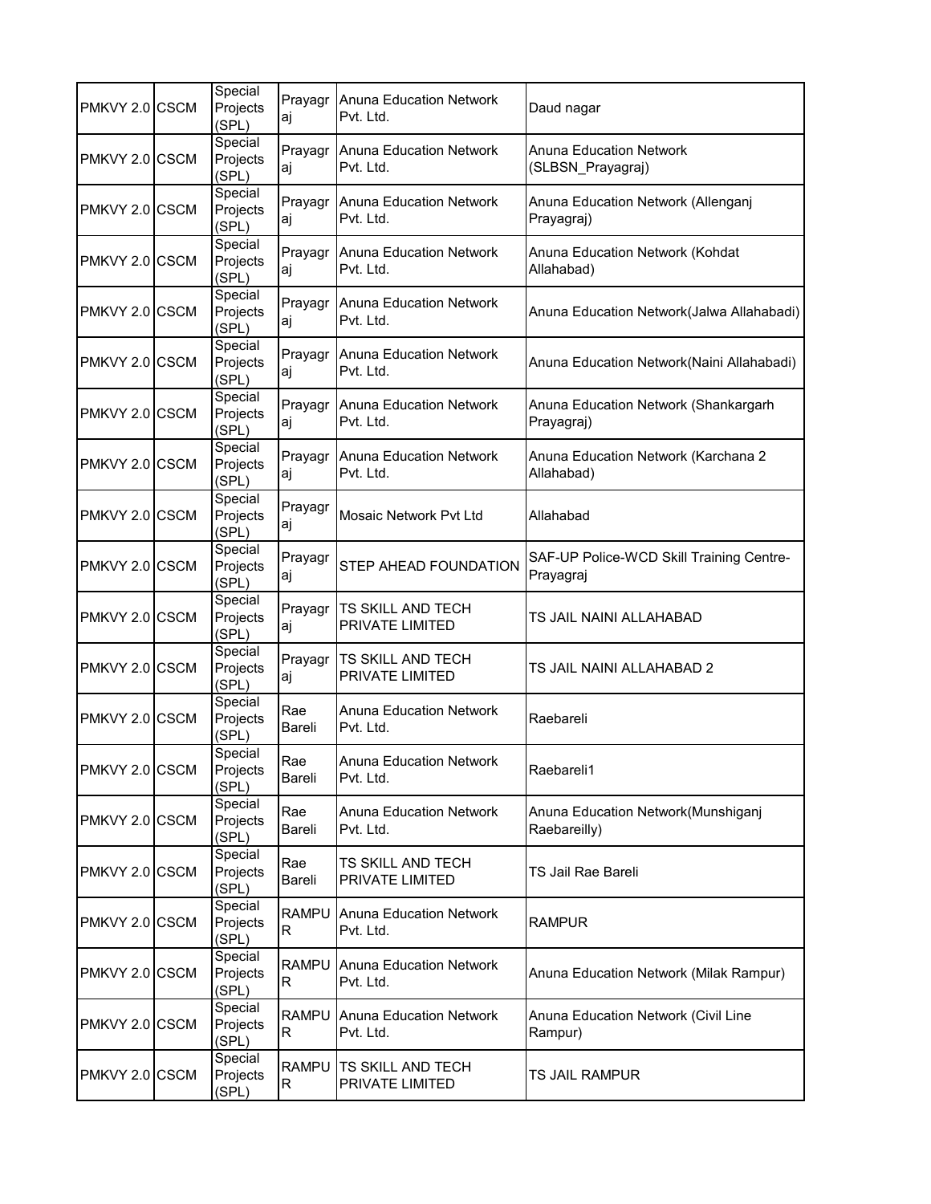| | | | | | |
|---|---|---|---|---|---|
| PMKVY 2.0 | CSCM | Special Projects (SPL) | Prayagraj | Anuna Education Network Pvt. Ltd. | Daud nagar |
| PMKVY 2.0 | CSCM | Special Projects (SPL) | Prayagraj | Anuna Education Network Pvt. Ltd. | Anuna Education Network (SLBSN_Prayagraj) |
| PMKVY 2.0 | CSCM | Special Projects (SPL) | Prayagraj | Anuna Education Network Pvt. Ltd. | Anuna Education Network (Allenganj Prayagraj) |
| PMKVY 2.0 | CSCM | Special Projects (SPL) | Prayagraj | Anuna Education Network Pvt. Ltd. | Anuna Education Network (Kohdat Allahabad) |
| PMKVY 2.0 | CSCM | Special Projects (SPL) | Prayagraj | Anuna Education Network Pvt. Ltd. | Anuna Education Network(Jalwa Allahabadi) |
| PMKVY 2.0 | CSCM | Special Projects (SPL) | Prayagraj | Anuna Education Network Pvt. Ltd. | Anuna Education Network(Naini Allahabadi) |
| PMKVY 2.0 | CSCM | Special Projects (SPL) | Prayagraj | Anuna Education Network Pvt. Ltd. | Anuna Education Network (Shankargarh Prayagraj) |
| PMKVY 2.0 | CSCM | Special Projects (SPL) | Prayagraj | Anuna Education Network Pvt. Ltd. | Anuna Education Network (Karchana 2 Allahabad) |
| PMKVY 2.0 | CSCM | Special Projects (SPL) | Prayagraj | Mosaic Network Pvt Ltd | Allahabad |
| PMKVY 2.0 | CSCM | Special Projects (SPL) | Prayagraj | STEP AHEAD FOUNDATION | SAF-UP Police-WCD Skill Training Centre-Prayagraj |
| PMKVY 2.0 | CSCM | Special Projects (SPL) | Prayagraj | TS SKILL AND TECH PRIVATE LIMITED | TS JAIL NAINI ALLAHABAD |
| PMKVY 2.0 | CSCM | Special Projects (SPL) | Prayagraj | TS SKILL AND TECH PRIVATE LIMITED | TS JAIL NAINI ALLAHABAD 2 |
| PMKVY 2.0 | CSCM | Special Projects (SPL) | Rae Bareli | Anuna Education Network Pvt. Ltd. | Raebareli |
| PMKVY 2.0 | CSCM | Special Projects (SPL) | Rae Bareli | Anuna Education Network Pvt. Ltd. | Raebareli1 |
| PMKVY 2.0 | CSCM | Special Projects (SPL) | Rae Bareli | Anuna Education Network Pvt. Ltd. | Anuna Education Network(Munshiganj Raebareilly) |
| PMKVY 2.0 | CSCM | Special Projects (SPL) | Rae Bareli | TS SKILL AND TECH PRIVATE LIMITED | TS Jail Rae Bareli |
| PMKVY 2.0 | CSCM | Special Projects (SPL) | RAMPUR | Anuna Education Network Pvt. Ltd. | RAMPUR |
| PMKVY 2.0 | CSCM | Special Projects (SPL) | RAMPUR | Anuna Education Network Pvt. Ltd. | Anuna Education Network (Milak Rampur) |
| PMKVY 2.0 | CSCM | Special Projects (SPL) | RAMPUR | Anuna Education Network Pvt. Ltd. | Anuna Education Network (Civil Line Rampur) |
| PMKVY 2.0 | CSCM | Special Projects (SPL) | RAMPUR | TS SKILL AND TECH PRIVATE LIMITED | TS JAIL RAMPUR |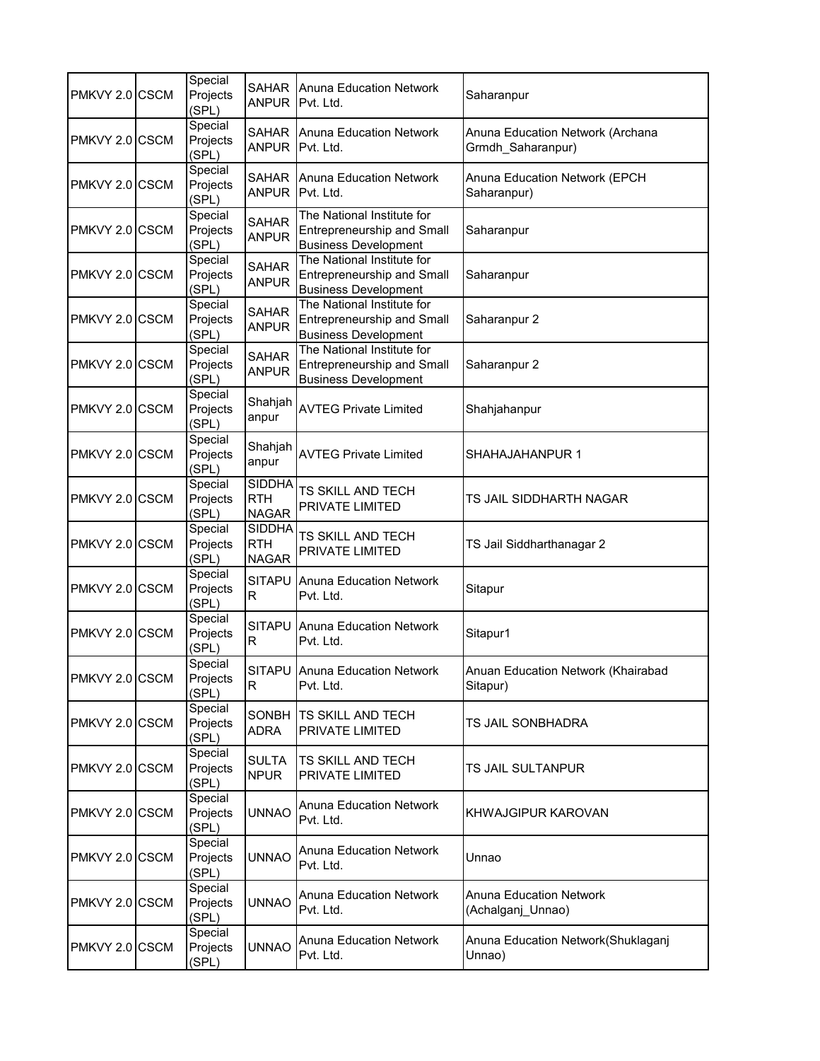| | | | | | |
|---|---|---|---|---|---|
| PMKVY 2.0 | CSCM | Special Projects (SPL) | SAHARANPUR | Anuna Education Network Pvt. Ltd. | Saharanpur |
| PMKVY 2.0 | CSCM | Special Projects (SPL) | SAHARANPUR | Anuna Education Network Pvt. Ltd. | Anuna Education Network (Archana Grmdh_Saharanpur) |
| PMKVY 2.0 | CSCM | Special Projects (SPL) | SAHARANPUR | Anuna Education Network Pvt. Ltd. | Anuna Education Network (EPCH Saharanpur) |
| PMKVY 2.0 | CSCM | Special Projects (SPL) | SAHARANPUR | The National Institute for Entrepreneurship and Small Business Development | Saharanpur |
| PMKVY 2.0 | CSCM | Special Projects (SPL) | SAHARANPUR | The National Institute for Entrepreneurship and Small Business Development | Saharanpur |
| PMKVY 2.0 | CSCM | Special Projects (SPL) | SAHARANPUR | The National Institute for Entrepreneurship and Small Business Development | Saharanpur 2 |
| PMKVY 2.0 | CSCM | Special Projects (SPL) | SAHARANPUR | The National Institute for Entrepreneurship and Small Business Development | Saharanpur 2 |
| PMKVY 2.0 | CSCM | Special Projects (SPL) | Shahjahanpur | AVTEG Private Limited | Shahjahanpur |
| PMKVY 2.0 | CSCM | Special Projects (SPL) | Shahjahanpur | AVTEG Private Limited | SHAHAJAHANPUR 1 |
| PMKVY 2.0 | CSCM | Special Projects (SPL) | SIDDHARTH NAGAR | TS SKILL AND TECH PRIVATE LIMITED | TS JAIL SIDDHARTH NAGAR |
| PMKVY 2.0 | CSCM | Special Projects (SPL) | SIDDHARTH NAGAR | TS SKILL AND TECH PRIVATE LIMITED | TS Jail Siddharthanagar 2 |
| PMKVY 2.0 | CSCM | Special Projects (SPL) | SITAPUR | Anuna Education Network Pvt. Ltd. | Sitapur |
| PMKVY 2.0 | CSCM | Special Projects (SPL) | SITAPUR | Anuna Education Network Pvt. Ltd. | Sitapur1 |
| PMKVY 2.0 | CSCM | Special Projects (SPL) | SITAPUR | Anuna Education Network Pvt. Ltd. | Anuan Education Network (Khairabad Sitapur) |
| PMKVY 2.0 | CSCM | Special Projects (SPL) | SONBHADRA | TS SKILL AND TECH PRIVATE LIMITED | TS JAIL SONBHADRA |
| PMKVY 2.0 | CSCM | Special Projects (SPL) | SULTANPUR | TS SKILL AND TECH PRIVATE LIMITED | TS JAIL SULTANPUR |
| PMKVY 2.0 | CSCM | Special Projects (SPL) | UNNAO | Anuna Education Network Pvt. Ltd. | KHWAJGIPUR KAROVAN |
| PMKVY 2.0 | CSCM | Special Projects (SPL) | UNNAO | Anuna Education Network Pvt. Ltd. | Unnao |
| PMKVY 2.0 | CSCM | Special Projects (SPL) | UNNAO | Anuna Education Network Pvt. Ltd. | Anuna Education Network (Achalganj_Unnao) |
| PMKVY 2.0 | CSCM | Special Projects (SPL) | UNNAO | Anuna Education Network Pvt. Ltd. | Anuna Education Network(Shuklaganj Unnao) |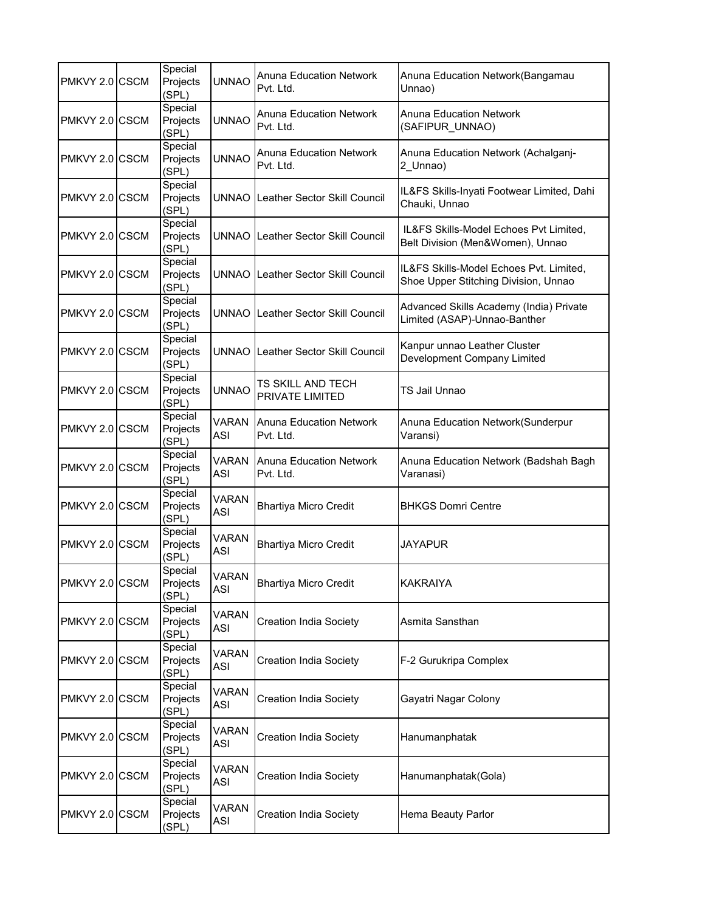| PMKVY 2.0 | CSCM | Special Projects (SPL) | UNNAO | Anuna Education Network Pvt. Ltd. | Anuna Education Network(Bangamau Unnao) |
|---|---|---|---|---|---|
| PMKVY 2.0 | CSCM | Special Projects (SPL) | UNNAO | Anuna Education Network Pvt. Ltd. | Anuna Education Network (SAFIPUR_UNNAO) |
| PMKVY 2.0 | CSCM | Special Projects (SPL) | UNNAO | Anuna Education Network Pvt. Ltd. | Anuna Education Network (Achalganj-2_Unnao) |
| PMKVY 2.0 | CSCM | Special Projects (SPL) | UNNAO | Leather Sector Skill Council | IL&FS Skills-Inyati Footwear Limited, Dahi Chauki, Unnao |
| PMKVY 2.0 | CSCM | Special Projects (SPL) | UNNAO | Leather Sector Skill Council | IL&FS Skills-Model Echoes Pvt Limited, Belt Division (Men&Women), Unnao |
| PMKVY 2.0 | CSCM | Special Projects (SPL) | UNNAO | Leather Sector Skill Council | IL&FS Skills-Model Echoes Pvt. Limited, Shoe Upper Stitching Division, Unnao |
| PMKVY 2.0 | CSCM | Special Projects (SPL) | UNNAO | Leather Sector Skill Council | Advanced Skills Academy (India) Private Limited (ASAP)-Unnao-Banther |
| PMKVY 2.0 | CSCM | Special Projects (SPL) | UNNAO | Leather Sector Skill Council | Kanpur unnao Leather Cluster Development Company Limited |
| PMKVY 2.0 | CSCM | Special Projects (SPL) | UNNAO | TS SKILL AND TECH PRIVATE LIMITED | TS Jail Unnao |
| PMKVY 2.0 | CSCM | Special Projects (SPL) | VARANASI | Anuna Education Network Pvt. Ltd. | Anuna Education Network(Sunderpur Varansi) |
| PMKVY 2.0 | CSCM | Special Projects (SPL) | VARANASI | Anuna Education Network Pvt. Ltd. | Anuna Education Network (Badshah Bagh Varanasi) |
| PMKVY 2.0 | CSCM | Special Projects (SPL) | VARANASI | Bhartiya Micro Credit | BHKGS Domri Centre |
| PMKVY 2.0 | CSCM | Special Projects (SPL) | VARANASI | Bhartiya Micro Credit | JAYAPUR |
| PMKVY 2.0 | CSCM | Special Projects (SPL) | VARANASI | Bhartiya Micro Credit | KAKRAIYA |
| PMKVY 2.0 | CSCM | Special Projects (SPL) | VARANASI | Creation India Society | Asmita Sansthan |
| PMKVY 2.0 | CSCM | Special Projects (SPL) | VARANASI | Creation India Society | F-2 Gurukripa Complex |
| PMKVY 2.0 | CSCM | Special Projects (SPL) | VARANASI | Creation India Society | Gayatri Nagar Colony |
| PMKVY 2.0 | CSCM | Special Projects (SPL) | VARANASI | Creation India Society | Hanumanphatak |
| PMKVY 2.0 | CSCM | Special Projects (SPL) | VARANASI | Creation India Society | Hanumanphatak(Gola) |
| PMKVY 2.0 | CSCM | Special Projects (SPL) | VARANASI | Creation India Society | Hema Beauty Parlor |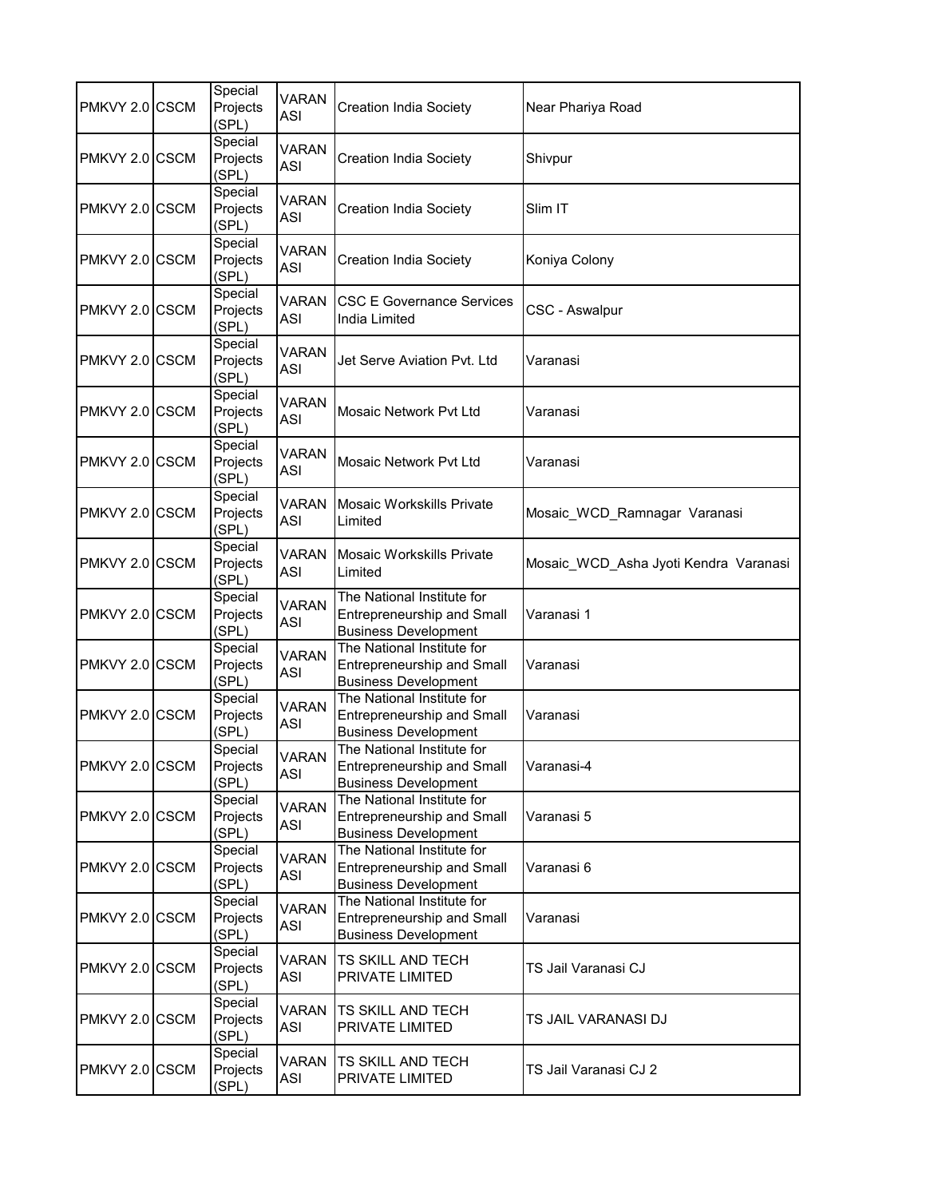| | | | | | |
|---|---|---|---|---|---|
| PMKVY 2.0 | CSCM | Special Projects (SPL) | VARANASI | Creation India Society | Near Phariya Road |
| PMKVY 2.0 | CSCM | Special Projects (SPL) | VARANASI | Creation India Society | Shivpur |
| PMKVY 2.0 | CSCM | Special Projects (SPL) | VARANASI | Creation India Society | Slim IT |
| PMKVY 2.0 | CSCM | Special Projects (SPL) | VARANASI | Creation India Society | Koniya Colony |
| PMKVY 2.0 | CSCM | Special Projects (SPL) | VARANASI | CSC E Governance Services India Limited | CSC - Aswalpur |
| PMKVY 2.0 | CSCM | Special Projects (SPL) | VARANASI | Jet Serve Aviation Pvt. Ltd | Varanasi |
| PMKVY 2.0 | CSCM | Special Projects (SPL) | VARANASI | Mosaic Network Pvt Ltd | Varanasi |
| PMKVY 2.0 | CSCM | Special Projects (SPL) | VARANASI | Mosaic Network Pvt Ltd | Varanasi |
| PMKVY 2.0 | CSCM | Special Projects (SPL) | VARANASI | Mosaic Workskills Private Limited | Mosaic_WCD_Ramnagar Varanasi |
| PMKVY 2.0 | CSCM | Special Projects (SPL) | VARANASI | Mosaic Workskills Private Limited | Mosaic_WCD_Asha Jyoti Kendra Varanasi |
| PMKVY 2.0 | CSCM | Special Projects (SPL) | VARANASI | The National Institute for Entrepreneurship and Small Business Development | Varanasi 1 |
| PMKVY 2.0 | CSCM | Special Projects (SPL) | VARANASI | The National Institute for Entrepreneurship and Small Business Development | Varanasi |
| PMKVY 2.0 | CSCM | Special Projects (SPL) | VARANASI | The National Institute for Entrepreneurship and Small Business Development | Varanasi |
| PMKVY 2.0 | CSCM | Special Projects (SPL) | VARANASI | The National Institute for Entrepreneurship and Small Business Development | Varanasi-4 |
| PMKVY 2.0 | CSCM | Special Projects (SPL) | VARANASI | The National Institute for Entrepreneurship and Small Business Development | Varanasi 5 |
| PMKVY 2.0 | CSCM | Special Projects (SPL) | VARANASI | The National Institute for Entrepreneurship and Small Business Development | Varanasi 6 |
| PMKVY 2.0 | CSCM | Special Projects (SPL) | VARANASI | The National Institute for Entrepreneurship and Small Business Development | Varanasi |
| PMKVY 2.0 | CSCM | Special Projects (SPL) | VARANASI | TS SKILL AND TECH PRIVATE LIMITED | TS Jail Varanasi CJ |
| PMKVY 2.0 | CSCM | Special Projects (SPL) | VARANASI | TS SKILL AND TECH PRIVATE LIMITED | TS JAIL VARANASI DJ |
| PMKVY 2.0 | CSCM | Special Projects (SPL) | VARANASI | TS SKILL AND TECH PRIVATE LIMITED | TS Jail Varanasi CJ 2 |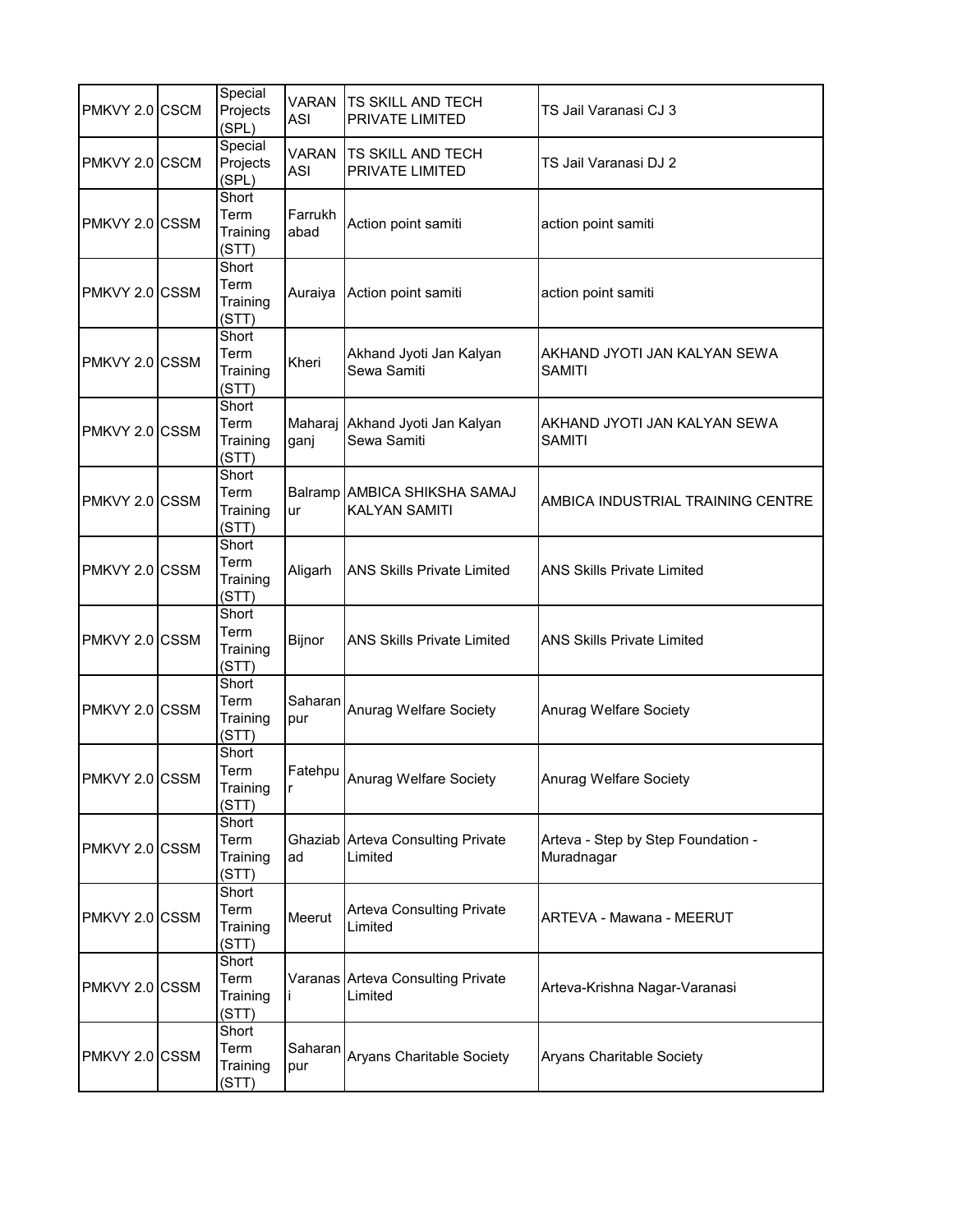| | | | | | |
|---|---|---|---|---|---|
| PMKVY 2.0 | CSCM | Special Projects (SPL) | VARANASI | TS SKILL AND TECH PRIVATE LIMITED | TS Jail Varanasi CJ 3 |
| PMKVY 2.0 | CSCM | Special Projects (SPL) | VARANASI | TS SKILL AND TECH PRIVATE LIMITED | TS Jail Varanasi DJ 2 |
| PMKVY 2.0 | CSSM | Short Term Training (STT) | Farrukhabad | Action point samiti | action point samiti |
| PMKVY 2.0 | CSSM | Short Term Training (STT) | Auraiya | Action point samiti | action point samiti |
| PMKVY 2.0 | CSSM | Short Term Training (STT) | Kheri | Akhand Jyoti Jan Kalyan Sewa Samiti | AKHAND JYOTI JAN KALYAN SEWA SAMITI |
| PMKVY 2.0 | CSSM | Short Term Training (STT) | Maharajganj | Akhand Jyoti Jan Kalyan Sewa Samiti | AKHAND JYOTI JAN KALYAN SEWA SAMITI |
| PMKVY 2.0 | CSSM | Short Term Training (STT) | Balrampur | AMBICA SHIKSHA SAMAJ KALYAN SAMITI | AMBICA INDUSTRIAL TRAINING CENTRE |
| PMKVY 2.0 | CSSM | Short Term Training (STT) | Aligarh | ANS Skills Private Limited | ANS Skills Private Limited |
| PMKVY 2.0 | CSSM | Short Term Training (STT) | Bijnor | ANS Skills Private Limited | ANS Skills Private Limited |
| PMKVY 2.0 | CSSM | Short Term Training (STT) | Saharanpur | Anurag Welfare Society | Anurag Welfare Society |
| PMKVY 2.0 | CSSM | Short Term Training (STT) | Fatehpur | Anurag Welfare Society | Anurag Welfare Society |
| PMKVY 2.0 | CSSM | Short Term Training (STT) | Ghaziabad | Arteva Consulting Private Limited | Arteva - Step by Step Foundation - Muradnagar |
| PMKVY 2.0 | CSSM | Short Term Training (STT) | Meerut | Arteva Consulting Private Limited | ARTEVA - Mawana - MEERUT |
| PMKVY 2.0 | CSSM | Short Term Training (STT) | Varanasi | Arteva Consulting Private Limited | Arteva-Krishna Nagar-Varanasi |
| PMKVY 2.0 | CSSM | Short Term Training (STT) | Saharanpur | Aryans Charitable Society | Aryans Charitable Society |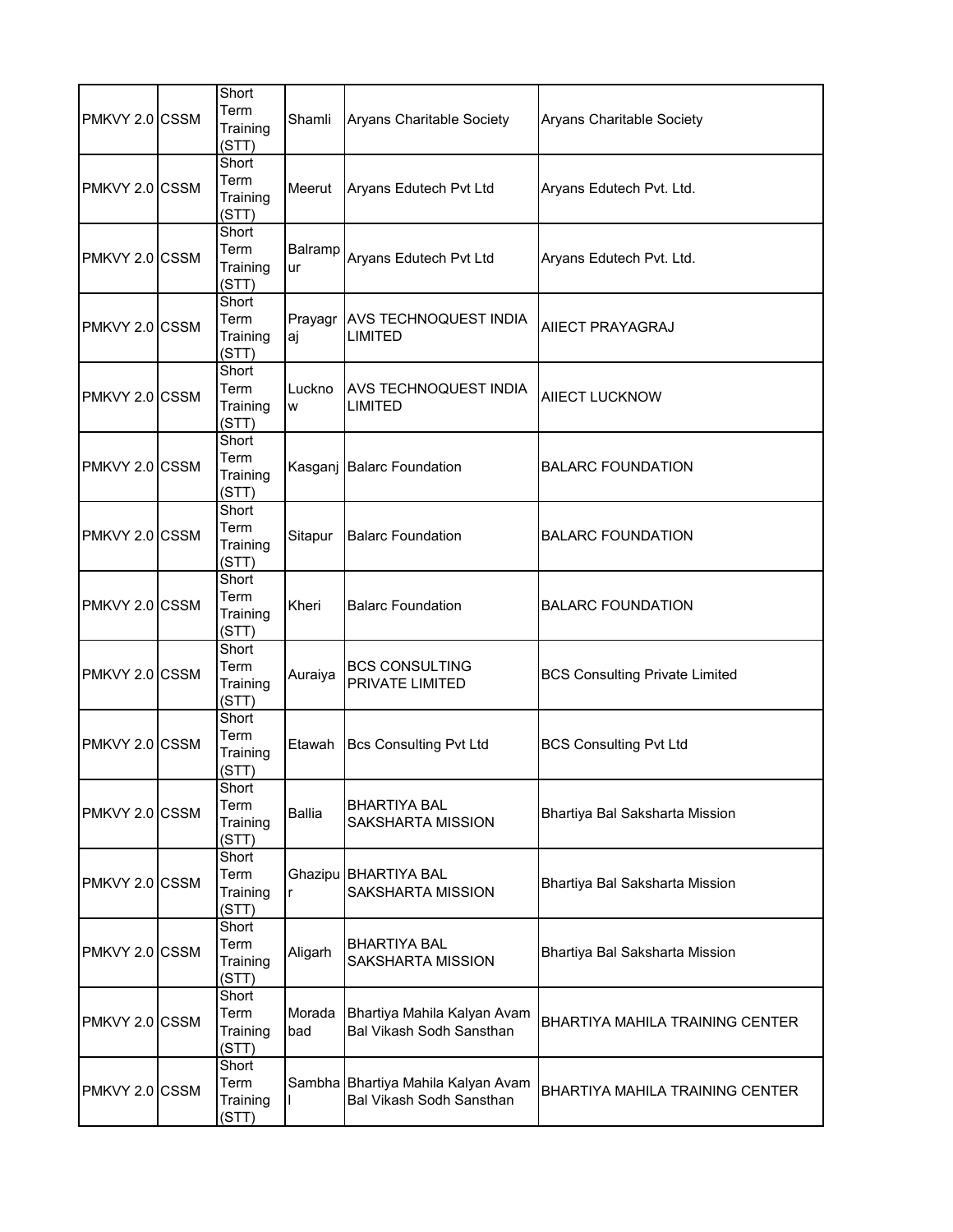| PMKVY 2.0 | CSSM | Short Term Training (STT) | Shamli | Aryans Charitable Society | Aryans Charitable Society |
|---|---|---|---|---|---|
| PMKVY 2.0 | CSSM | Short Term Training (STT) | Meerut | Aryans Edutech Pvt Ltd | Aryans Edutech Pvt. Ltd. |
| PMKVY 2.0 | CSSM | Short Term Training (STT) | Balrampur | Aryans Edutech Pvt Ltd | Aryans Edutech Pvt. Ltd. |
| PMKVY 2.0 | CSSM | Short Term Training (STT) | Prayagraj | AVS TECHNOQUEST INDIA LIMITED | AIIECT PRAYAGRAJ |
| PMKVY 2.0 | CSSM | Short Term Training (STT) | Lucknow | AVS TECHNOQUEST INDIA LIMITED | AIIECT LUCKNOW |
| PMKVY 2.0 | CSSM | Short Term Training (STT) | Kasganj | Balarc Foundation | BALARC FOUNDATION |
| PMKVY 2.0 | CSSM | Short Term Training (STT) | Sitapur | Balarc Foundation | BALARC FOUNDATION |
| PMKVY 2.0 | CSSM | Short Term Training (STT) | Kheri | Balarc Foundation | BALARC FOUNDATION |
| PMKVY 2.0 | CSSM | Short Term Training (STT) | Auraiya | BCS CONSULTING PRIVATE LIMITED | BCS Consulting Private Limited |
| PMKVY 2.0 | CSSM | Short Term Training (STT) | Etawah | Bcs Consulting Pvt Ltd | BCS Consulting Pvt Ltd |
| PMKVY 2.0 | CSSM | Short Term Training (STT) | Ballia | BHARTIYA BAL SAKSHARTA MISSION | Bhartiya Bal Saksharta Mission |
| PMKVY 2.0 | CSSM | Short Term Training (STT) | Ghazipur | BHARTIYA BAL SAKSHARTA MISSION | Bhartiya Bal Saksharta Mission |
| PMKVY 2.0 | CSSM | Short Term Training (STT) | Aligarh | BHARTIYA BAL SAKSHARTA MISSION | Bhartiya Bal Saksharta Mission |
| PMKVY 2.0 | CSSM | Short Term Training (STT) | Moradabad | Bhartiya Mahila Kalyan Avam Bal Vikash Sodh Sansthan | BHARTIYA MAHILA TRAINING CENTER |
| PMKVY 2.0 | CSSM | Short Term Training (STT) | Sambhal | Bhartiya Mahila Kalyan Avam Bal Vikash Sodh Sansthan | BHARTIYA MAHILA TRAINING CENTER |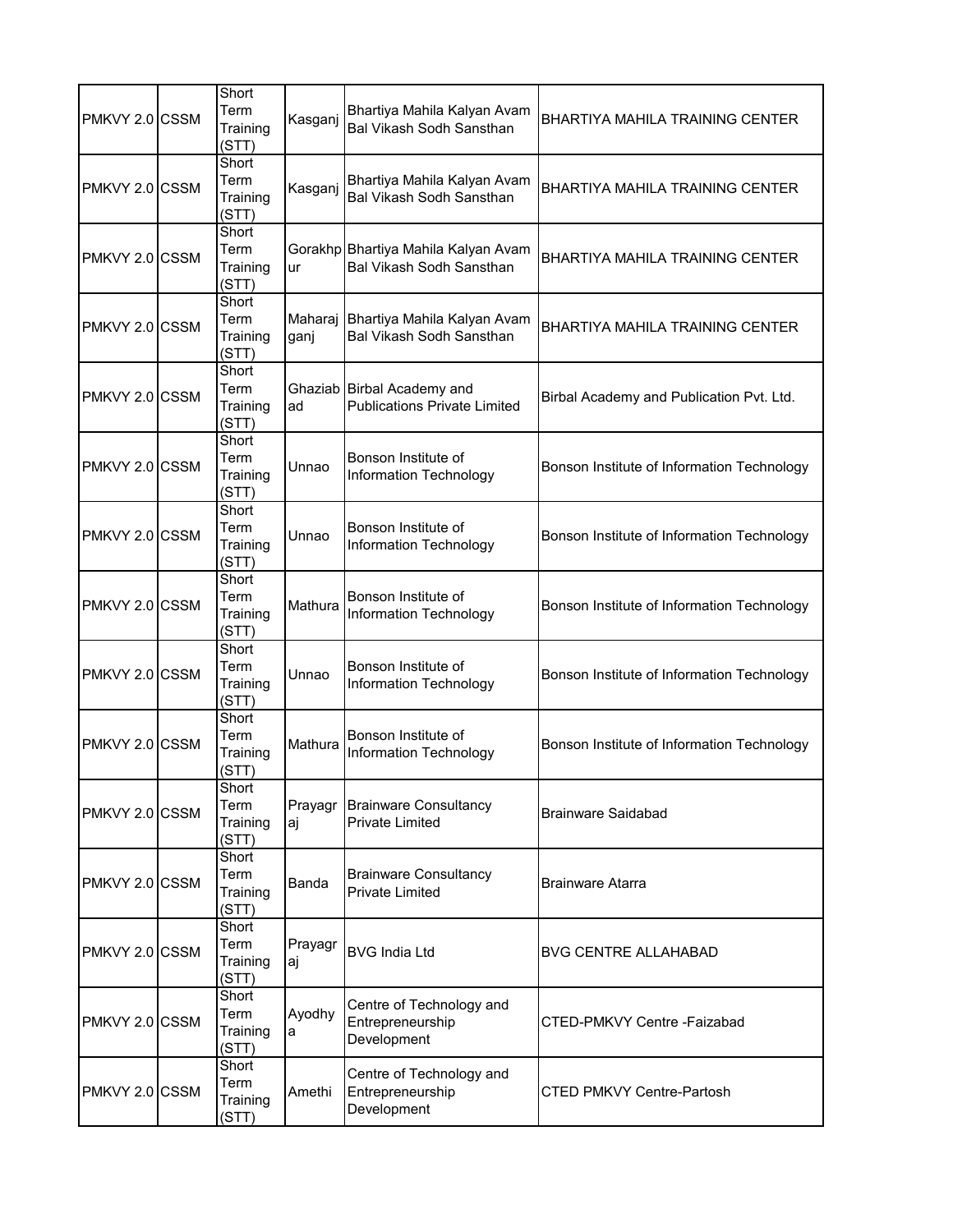| PMKVY 2.0 | CSSM | Short Term Training (STT) | Kasganj | Bhartiya Mahila Kalyan Avam Bal Vikash Sodh Sansthan | BHARTIYA MAHILA TRAINING CENTER |
|---|---|---|---|---|---|
| PMKVY 2.0 | CSSM | Short Term Training (STT) | Kasganj | Bhartiya Mahila Kalyan Avam Bal Vikash Sodh Sansthan | BHARTIYA MAHILA TRAINING CENTER |
| PMKVY 2.0 | CSSM | Short Term Training (STT) | Gorakhpur | Bhartiya Mahila Kalyan Avam Bal Vikash Sodh Sansthan | BHARTIYA MAHILA TRAINING CENTER |
| PMKVY 2.0 | CSSM | Short Term Training (STT) | Maharajganj | Bhartiya Mahila Kalyan Avam Bal Vikash Sodh Sansthan | BHARTIYA MAHILA TRAINING CENTER |
| PMKVY 2.0 | CSSM | Short Term Training (STT) | Ghaziabad | Birbal Academy and Publications Private Limited | Birbal Academy and Publication Pvt. Ltd. |
| PMKVY 2.0 | CSSM | Short Term Training (STT) | Unnao | Bonson Institute of Information Technology | Bonson Institute of Information Technology |
| PMKVY 2.0 | CSSM | Short Term Training (STT) | Unnao | Bonson Institute of Information Technology | Bonson Institute of Information Technology |
| PMKVY 2.0 | CSSM | Short Term Training (STT) | Mathura | Bonson Institute of Information Technology | Bonson Institute of Information Technology |
| PMKVY 2.0 | CSSM | Short Term Training (STT) | Unnao | Bonson Institute of Information Technology | Bonson Institute of Information Technology |
| PMKVY 2.0 | CSSM | Short Term Training (STT) | Mathura | Bonson Institute of Information Technology | Bonson Institute of Information Technology |
| PMKVY 2.0 | CSSM | Short Term Training (STT) | Prayagraj | Brainware Consultancy Private Limited | Brainware Saidabad |
| PMKVY 2.0 | CSSM | Short Term Training (STT) | Banda | Brainware Consultancy Private Limited | Brainware Atarra |
| PMKVY 2.0 | CSSM | Short Term Training (STT) | Prayagraj | BVG India Ltd | BVG CENTRE ALLAHABAD |
| PMKVY 2.0 | CSSM | Short Term Training (STT) | Ayodhya | Centre of Technology and Entrepreneurship Development | CTED-PMKVY Centre -Faizabad |
| PMKVY 2.0 | CSSM | Short Term Training (STT) | Amethi | Centre of Technology and Entrepreneurship Development | CTED PMKVY Centre-Partosh |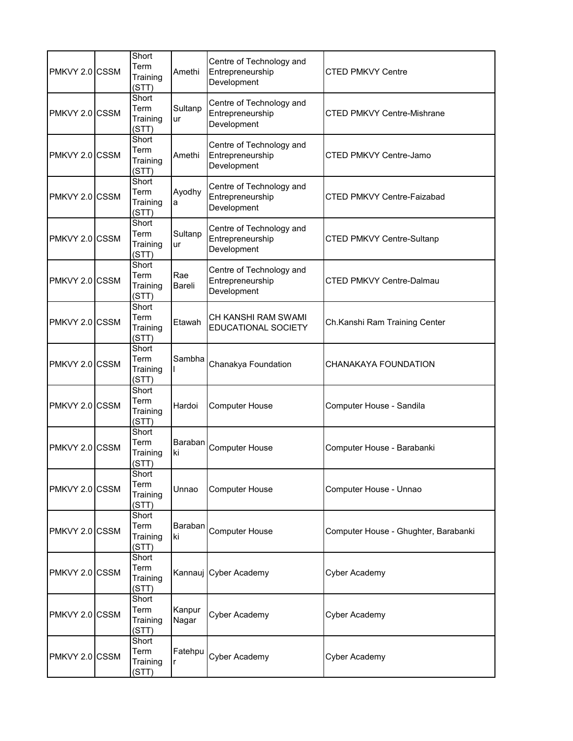| | | | | | |
|---|---|---|---|---|---|
| PMKVY 2.0 | CSSM | Short Term Training (STT) | Amethi | Centre of Technology and Entrepreneurship Development | CTED PMKVY Centre |
| PMKVY 2.0 | CSSM | Short Term Training (STT) | Sultanpur | Centre of Technology and Entrepreneurship Development | CTED PMKVY Centre-Mishrane |
| PMKVY 2.0 | CSSM | Short Term Training (STT) | Amethi | Centre of Technology and Entrepreneurship Development | CTED PMKVY Centre-Jamo |
| PMKVY 2.0 | CSSM | Short Term Training (STT) | Ayodhya | Centre of Technology and Entrepreneurship Development | CTED PMKVY Centre-Faizabad |
| PMKVY 2.0 | CSSM | Short Term Training (STT) | Sultanpur | Centre of Technology and Entrepreneurship Development | CTED PMKVY Centre-Sultanp |
| PMKVY 2.0 | CSSM | Short Term Training (STT) | Rae Bareli | Centre of Technology and Entrepreneurship Development | CTED PMKVY Centre-Dalmau |
| PMKVY 2.0 | CSSM | Short Term Training (STT) | Etawah | CH KANSHI RAM SWAMI EDUCATIONAL SOCIETY | Ch.Kanshi Ram Training Center |
| PMKVY 2.0 | CSSM | Short Term Training (STT) | Sambhal | Chanakya Foundation | CHANAKAYA FOUNDATION |
| PMKVY 2.0 | CSSM | Short Term Training (STT) | Hardoi | Computer House | Computer House - Sandila |
| PMKVY 2.0 | CSSM | Short Term Training (STT) | Barabanki | Computer House | Computer House - Barabanki |
| PMKVY 2.0 | CSSM | Short Term Training (STT) | Unnao | Computer House | Computer House - Unnao |
| PMKVY 2.0 | CSSM | Short Term Training (STT) | Barabanki | Computer House | Computer House - Ghughter, Barabanki |
| PMKVY 2.0 | CSSM | Short Term Training (STT) | Kannauj | Cyber Academy | Cyber Academy |
| PMKVY 2.0 | CSSM | Short Term Training (STT) | Kanpur Nagar | Cyber Academy | Cyber Academy |
| PMKVY 2.0 | CSSM | Short Term Training (STT) | Fatehpur | Cyber Academy | Cyber Academy |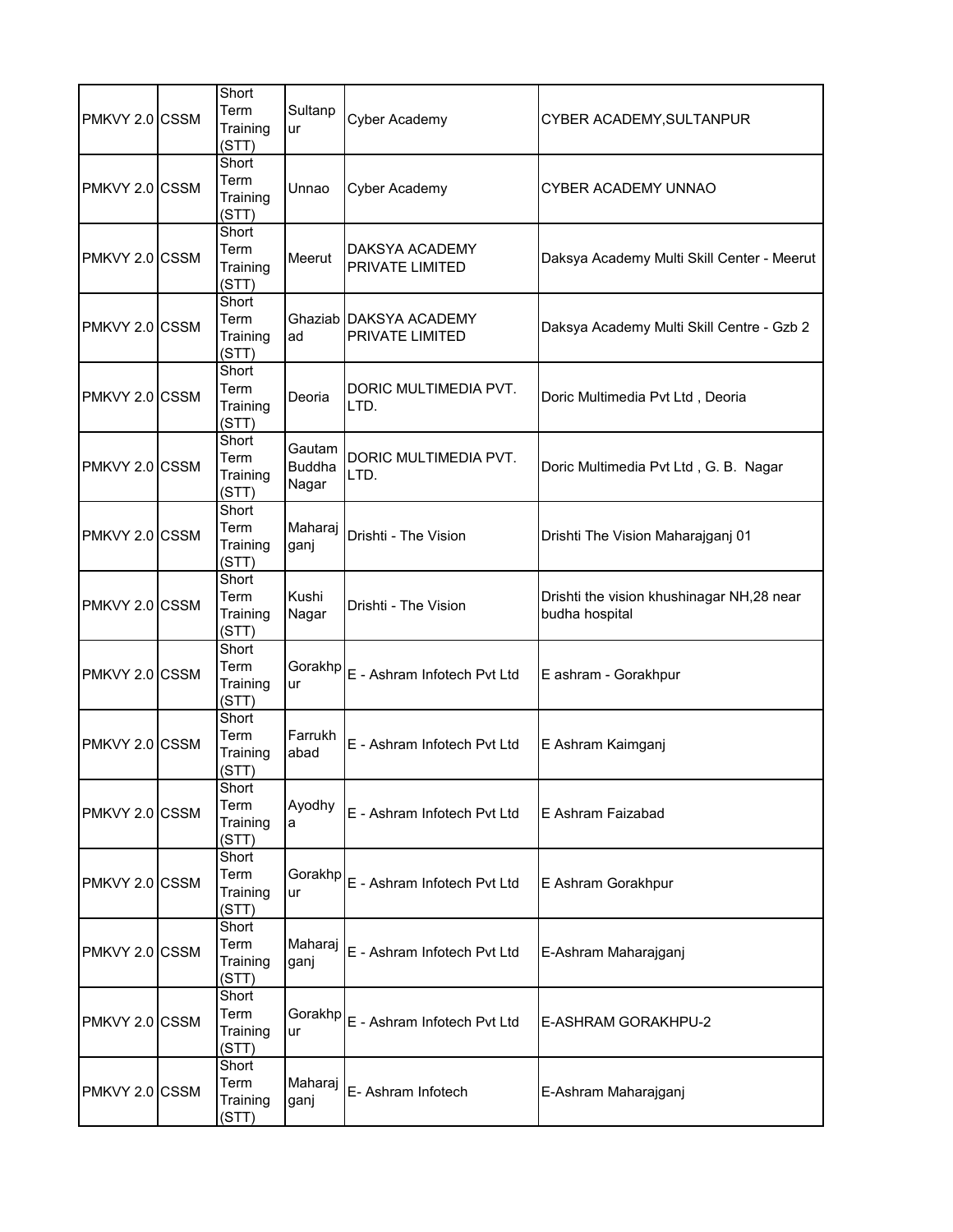| | | | | | |
|---|---|---|---|---|---|
| PMKVY 2.0 | CSSM | Short Term Training (STT) | Sultanpur | Cyber Academy | CYBER ACADEMY,SULTANPUR |
| PMKVY 2.0 | CSSM | Short Term Training (STT) | Unnao | Cyber Academy | CYBER ACADEMY UNNAO |
| PMKVY 2.0 | CSSM | Short Term Training (STT) | Meerut | DAKSYA ACADEMY PRIVATE LIMITED | Daksya Academy Multi Skill Center - Meerut |
| PMKVY 2.0 | CSSM | Short Term Training (STT) | Ghaziabad | DAKSYA ACADEMY PRIVATE LIMITED | Daksya Academy Multi Skill Centre - Gzb 2 |
| PMKVY 2.0 | CSSM | Short Term Training (STT) | Deoria | DORIC MULTIMEDIA PVT. LTD. | Doric Multimedia Pvt Ltd , Deoria |
| PMKVY 2.0 | CSSM | Short Term Training (STT) | Gautam Buddha Nagar | DORIC MULTIMEDIA PVT. LTD. | Doric Multimedia Pvt Ltd , G. B. Nagar |
| PMKVY 2.0 | CSSM | Short Term Training (STT) | Maharajganj | Drishti - The Vision | Drishti The Vision Maharajganj 01 |
| PMKVY 2.0 | CSSM | Short Term Training (STT) | Kushi Nagar | Drishti - The Vision | Drishti the vision khushinagar NH,28 near budha hospital |
| PMKVY 2.0 | CSSM | Short Term Training (STT) | Gorakhpur | E - Ashram Infotech Pvt Ltd | E ashram - Gorakhpur |
| PMKVY 2.0 | CSSM | Short Term Training (STT) | Farrukhabad | E - Ashram Infotech Pvt Ltd | E Ashram Kaimganj |
| PMKVY 2.0 | CSSM | Short Term Training (STT) | Ayodhya | E - Ashram Infotech Pvt Ltd | E Ashram Faizabad |
| PMKVY 2.0 | CSSM | Short Term Training (STT) | Gorakhpur | E - Ashram Infotech Pvt Ltd | E Ashram Gorakhpur |
| PMKVY 2.0 | CSSM | Short Term Training (STT) | Maharajganj | E - Ashram Infotech Pvt Ltd | E-Ashram Maharajganj |
| PMKVY 2.0 | CSSM | Short Term Training (STT) | Gorakhpur | E - Ashram Infotech Pvt Ltd | E-ASHRAM GORAKHPU-2 |
| PMKVY 2.0 | CSSM | Short Term Training (STT) | Maharajganj | E- Ashram Infotech | E-Ashram Maharajganj |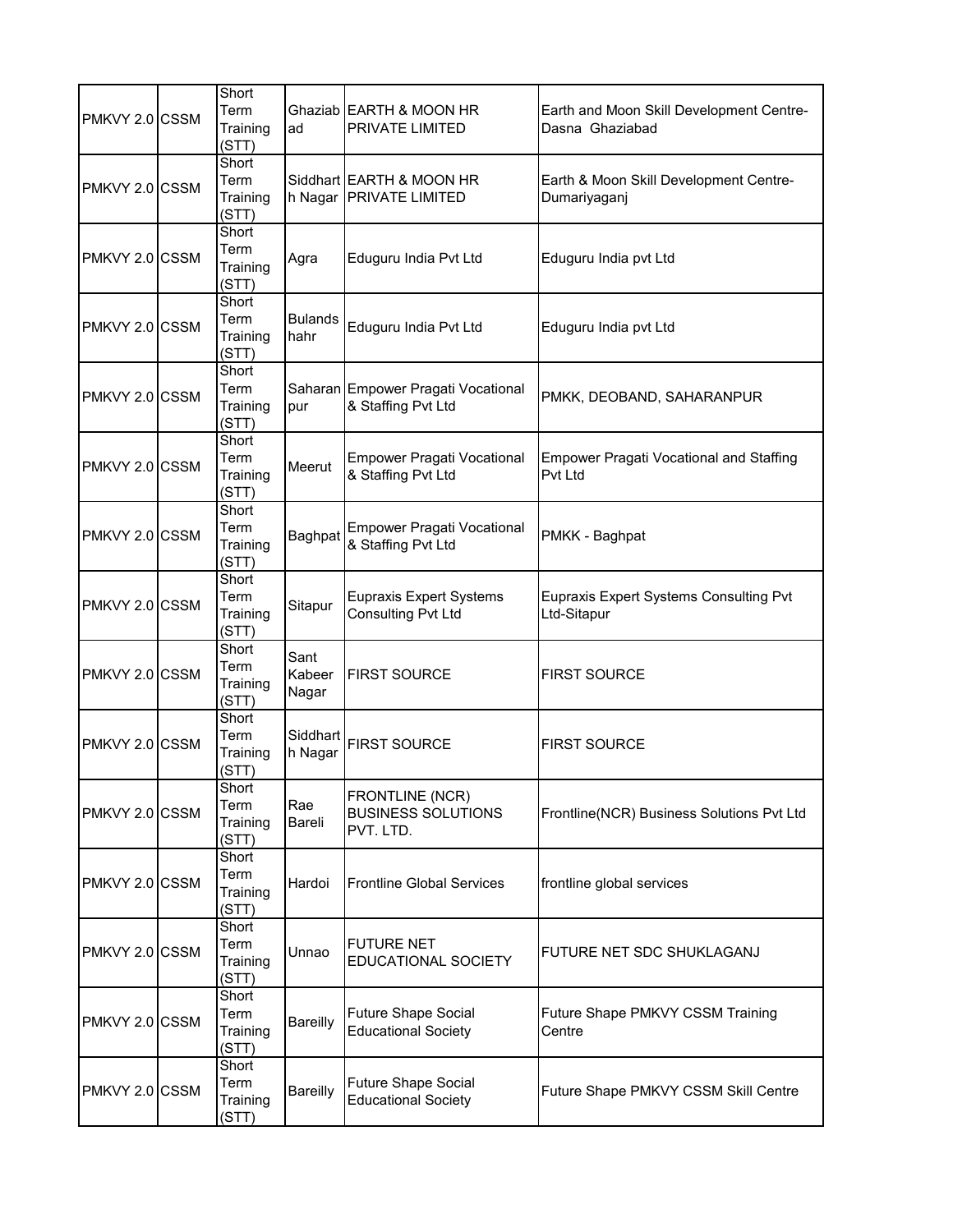| PMKVY 2.0 | CSSM | Short Term Training (STT) | Ghaziabad | EARTH & MOON HR PRIVATE LIMITED | Earth and Moon Skill Development Centre- Dasna Ghaziabad |
|---|---|---|---|---|---|
| PMKVY 2.0 | CSSM | Short Term Training (STT) | Siddharth Nagar | EARTH & MOON HR PRIVATE LIMITED | Earth & Moon Skill Development Centre- Dumariyaganj |
| PMKVY 2.0 | CSSM | Short Term Training (STT) | Agra | Eduguru India Pvt Ltd | Eduguru India pvt Ltd |
| PMKVY 2.0 | CSSM | Short Term Training (STT) | Bulandshahr | Eduguru India Pvt Ltd | Eduguru India pvt Ltd |
| PMKVY 2.0 | CSSM | Short Term Training (STT) | Saharanpur | Empower Pragati Vocational & Staffing Pvt Ltd | PMKK, DEOBAND, SAHARANPUR |
| PMKVY 2.0 | CSSM | Short Term Training (STT) | Meerut | Empower Pragati Vocational & Staffing Pvt Ltd | Empower Pragati Vocational and Staffing Pvt Ltd |
| PMKVY 2.0 | CSSM | Short Term Training (STT) | Baghpat | Empower Pragati Vocational & Staffing Pvt Ltd | PMKK - Baghpat |
| PMKVY 2.0 | CSSM | Short Term Training (STT) | Sitapur | Eupraxis Expert Systems Consulting Pvt Ltd | Eupraxis Expert Systems Consulting Pvt Ltd-Sitapur |
| PMKVY 2.0 | CSSM | Short Term Training (STT) | Sant Kabeer Nagar | FIRST SOURCE | FIRST SOURCE |
| PMKVY 2.0 | CSSM | Short Term Training (STT) | Siddharth Nagar | FIRST SOURCE | FIRST SOURCE |
| PMKVY 2.0 | CSSM | Short Term Training (STT) | Rae Bareli | FRONTLINE (NCR) BUSINESS SOLUTIONS PVT. LTD. | Frontline(NCR) Business Solutions Pvt Ltd |
| PMKVY 2.0 | CSSM | Short Term Training (STT) | Hardoi | Frontline Global Services | frontline global services |
| PMKVY 2.0 | CSSM | Short Term Training (STT) | Unnao | FUTURE NET EDUCATIONAL SOCIETY | FUTURE NET SDC SHUKLAGANJ |
| PMKVY 2.0 | CSSM | Short Term Training (STT) | Bareilly | Future Shape Social Educational Society | Future Shape PMKVY CSSM Training Centre |
| PMKVY 2.0 | CSSM | Short Term Training (STT) | Bareilly | Future Shape Social Educational Society | Future Shape PMKVY CSSM Skill Centre |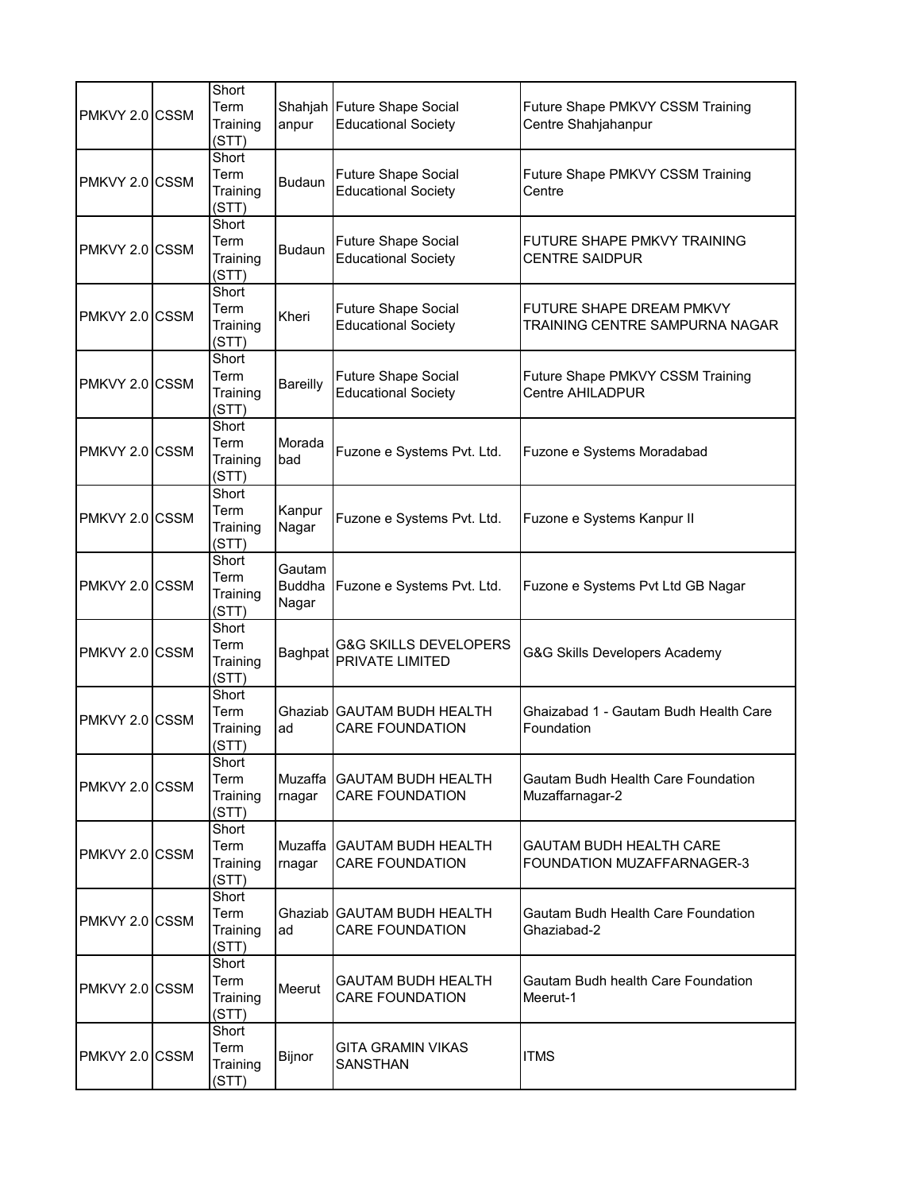| | | | | | |
|---|---|---|---|---|---|
| PMKVY 2.0 | CSSM | Short Term Training (STT) | Shahjahanpur | Future Shape Social Educational Society | Future Shape PMKVY CSSM Training Centre Shahjahanpur |
| PMKVY 2.0 | CSSM | Short Term Training (STT) | Budaun | Future Shape Social Educational Society | Future Shape PMKVY CSSM Training Centre |
| PMKVY 2.0 | CSSM | Short Term Training (STT) | Budaun | Future Shape Social Educational Society | FUTURE SHAPE PMKVY TRAINING CENTRE SAIDPUR |
| PMKVY 2.0 | CSSM | Short Term Training (STT) | Kheri | Future Shape Social Educational Society | FUTURE SHAPE DREAM PMKVY TRAINING CENTRE SAMPURNA NAGAR |
| PMKVY 2.0 | CSSM | Short Term Training (STT) | Bareilly | Future Shape Social Educational Society | Future Shape PMKVY CSSM Training Centre AHILADPUR |
| PMKVY 2.0 | CSSM | Short Term Training (STT) | Moradabad | Fuzone e Systems Pvt. Ltd. | Fuzone e Systems Moradabad |
| PMKVY 2.0 | CSSM | Short Term Training (STT) | Kanpur Nagar | Fuzone e Systems Pvt. Ltd. | Fuzone e Systems Kanpur II |
| PMKVY 2.0 | CSSM | Short Term Training (STT) | Gautam Buddha Nagar | Fuzone e Systems Pvt. Ltd. | Fuzone e Systems Pvt Ltd GB Nagar |
| PMKVY 2.0 | CSSM | Short Term Training (STT) | Baghpat | G&G SKILLS DEVELOPERS PRIVATE LIMITED | G&G Skills Developers Academy |
| PMKVY 2.0 | CSSM | Short Term Training (STT) | Ghaziabad | GAUTAM BUDH HEALTH CARE FOUNDATION | Ghaizabad 1 - Gautam Budh Health Care Foundation |
| PMKVY 2.0 | CSSM | Short Term Training (STT) | Muzaffarnagar | GAUTAM BUDH HEALTH CARE FOUNDATION | Gautam Budh Health Care Foundation Muzaffarnagar-2 |
| PMKVY 2.0 | CSSM | Short Term Training (STT) | Muzaffarnagar | GAUTAM BUDH HEALTH CARE FOUNDATION | GAUTAM BUDH HEALTH CARE FOUNDATION MUZAFFARNAGER-3 |
| PMKVY 2.0 | CSSM | Short Term Training (STT) | Ghaziabad | GAUTAM BUDH HEALTH CARE FOUNDATION | Gautam Budh Health Care Foundation Ghaziabad-2 |
| PMKVY 2.0 | CSSM | Short Term Training (STT) | Meerut | GAUTAM BUDH HEALTH CARE FOUNDATION | Gautam Budh health Care Foundation Meerut-1 |
| PMKVY 2.0 | CSSM | Short Term Training (STT) | Bijnor | GITA GRAMIN VIKAS SANSTHAN | ITMS |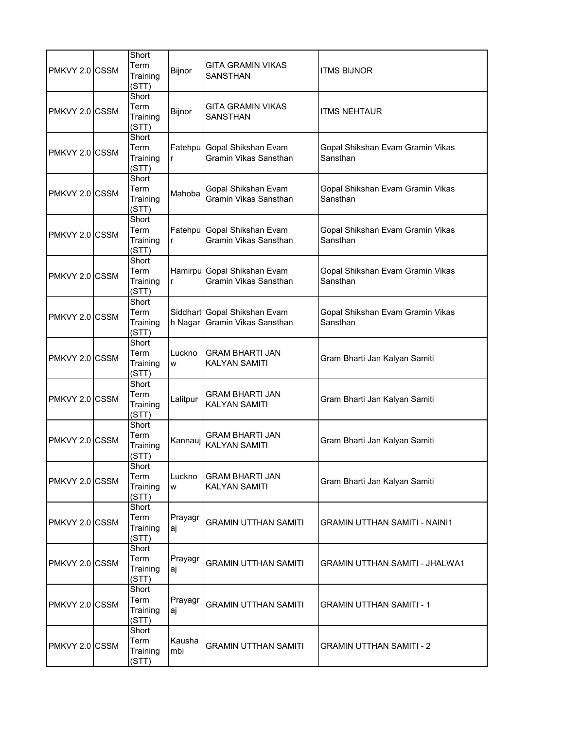| | | | | | |
|---|---|---|---|---|---|
| PMKVY 2.0 | CSSM | Short Term Training (STT) | Bijnor | GITA GRAMIN VIKAS SANSTHAN | ITMS BIJNOR |
| PMKVY 2.0 | CSSM | Short Term Training (STT) | Bijnor | GITA GRAMIN VIKAS SANSTHAN | ITMS NEHTAUR |
| PMKVY 2.0 | CSSM | Short Term Training (STT) | Fatehpur | Gopal Shikshan Evam Gramin Vikas Sansthan | Gopal Shikshan Evam Gramin Vikas Sansthan |
| PMKVY 2.0 | CSSM | Short Term Training (STT) | Mahoba | Gopal Shikshan Evam Gramin Vikas Sansthan | Gopal Shikshan Evam Gramin Vikas Sansthan |
| PMKVY 2.0 | CSSM | Short Term Training (STT) | Fatehpur | Gopal Shikshan Evam Gramin Vikas Sansthan | Gopal Shikshan Evam Gramin Vikas Sansthan |
| PMKVY 2.0 | CSSM | Short Term Training (STT) | Hamirpur | Gopal Shikshan Evam Gramin Vikas Sansthan | Gopal Shikshan Evam Gramin Vikas Sansthan |
| PMKVY 2.0 | CSSM | Short Term Training (STT) | Siddharth Nagar | Gopal Shikshan Evam Gramin Vikas Sansthan | Gopal Shikshan Evam Gramin Vikas Sansthan |
| PMKVY 2.0 | CSSM | Short Term Training (STT) | Lucknow | GRAM BHARTI JAN KALYAN SAMITI | Gram Bharti Jan Kalyan Samiti |
| PMKVY 2.0 | CSSM | Short Term Training (STT) | Lalitpur | GRAM BHARTI JAN KALYAN SAMITI | Gram Bharti Jan Kalyan Samiti |
| PMKVY 2.0 | CSSM | Short Term Training (STT) | Kannauj | GRAM BHARTI JAN KALYAN SAMITI | Gram Bharti Jan Kalyan Samiti |
| PMKVY 2.0 | CSSM | Short Term Training (STT) | Lucknow | GRAM BHARTI JAN KALYAN SAMITI | Gram Bharti Jan Kalyan Samiti |
| PMKVY 2.0 | CSSM | Short Term Training (STT) | Prayagraj | GRAMIN UTTHAN SAMITI | GRAMIN UTTHAN SAMITI - NAINI1 |
| PMKVY 2.0 | CSSM | Short Term Training (STT) | Prayagraj | GRAMIN UTTHAN SAMITI | GRAMIN UTTHAN SAMITI - JHALWA1 |
| PMKVY 2.0 | CSSM | Short Term Training (STT) | Prayagraj | GRAMIN UTTHAN SAMITI | GRAMIN UTTHAN SAMITI - 1 |
| PMKVY 2.0 | CSSM | Short Term Training (STT) | Kaushambi | GRAMIN UTTHAN SAMITI | GRAMIN UTTHAN SAMITI - 2 |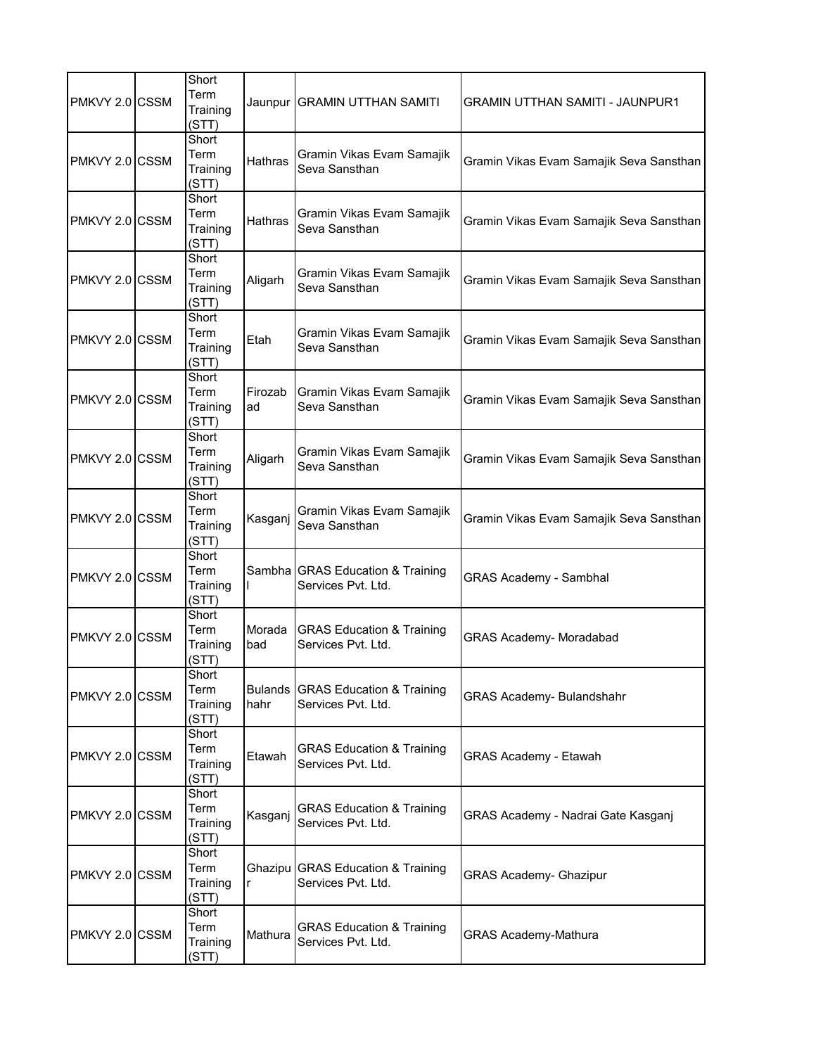| PMKVY 2.0 | CSSM | Short Term Training (STT) | Jaunpur | GRAMIN UTTHAN SAMITI | GRAMIN UTTHAN SAMITI - JAUNPUR1 |
|---|---|---|---|---|---|
| PMKVY 2.0 | CSSM | Short Term Training (STT) | Hathras | Gramin Vikas Evam Samajik Seva Sansthan | Gramin Vikas Evam Samajik Seva Sansthan |
| PMKVY 2.0 | CSSM | Short Term Training (STT) | Hathras | Gramin Vikas Evam Samajik Seva Sansthan | Gramin Vikas Evam Samajik Seva Sansthan |
| PMKVY 2.0 | CSSM | Short Term Training (STT) | Aligarh | Gramin Vikas Evam Samajik Seva Sansthan | Gramin Vikas Evam Samajik Seva Sansthan |
| PMKVY 2.0 | CSSM | Short Term Training (STT) | Etah | Gramin Vikas Evam Samajik Seva Sansthan | Gramin Vikas Evam Samajik Seva Sansthan |
| PMKVY 2.0 | CSSM | Short Term Training (STT) | Firozabad | Gramin Vikas Evam Samajik Seva Sansthan | Gramin Vikas Evam Samajik Seva Sansthan |
| PMKVY 2.0 | CSSM | Short Term Training (STT) | Aligarh | Gramin Vikas Evam Samajik Seva Sansthan | Gramin Vikas Evam Samajik Seva Sansthan |
| PMKVY 2.0 | CSSM | Short Term Training (STT) | Kasganj | Gramin Vikas Evam Samajik Seva Sansthan | Gramin Vikas Evam Samajik Seva Sansthan |
| PMKVY 2.0 | CSSM | Short Term Training (STT) | Sambhal | GRAS Education & Training Services Pvt. Ltd. | GRAS Academy - Sambhal |
| PMKVY 2.0 | CSSM | Short Term Training (STT) | Moradabad | GRAS Education & Training Services Pvt. Ltd. | GRAS Academy- Moradabad |
| PMKVY 2.0 | CSSM | Short Term Training (STT) | Bulandshahr | GRAS Education & Training Services Pvt. Ltd. | GRAS Academy- Bulandshahr |
| PMKVY 2.0 | CSSM | Short Term Training (STT) | Etawah | GRAS Education & Training Services Pvt. Ltd. | GRAS Academy - Etawah |
| PMKVY 2.0 | CSSM | Short Term Training (STT) | Kasganj | GRAS Education & Training Services Pvt. Ltd. | GRAS Academy - Nadrai Gate Kasganj |
| PMKVY 2.0 | CSSM | Short Term Training (STT) | Ghazipur | GRAS Education & Training Services Pvt. Ltd. | GRAS Academy- Ghazipur |
| PMKVY 2.0 | CSSM | Short Term Training (STT) | Mathura | GRAS Education & Training Services Pvt. Ltd. | GRAS Academy-Mathura |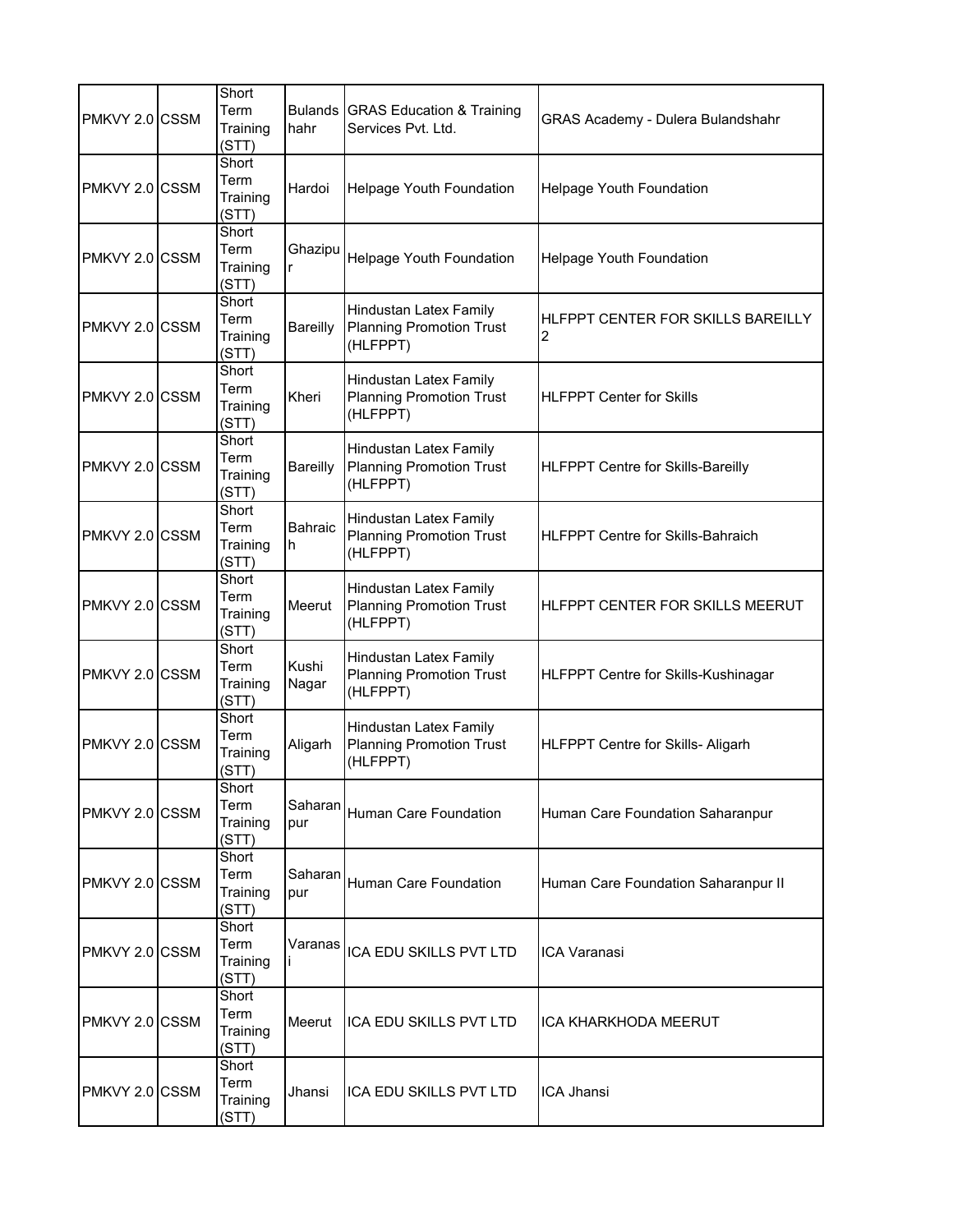| | | | | | |
|---|---|---|---|---|---|
| PMKVY 2.0 | CSSM | Short Term Training (STT) | Bulandshahr | GRAS Education & Training Services Pvt. Ltd. | GRAS Academy - Dulera Bulandshahr |
| PMKVY 2.0 | CSSM | Short Term Training (STT) | Hardoi | Helpage Youth Foundation | Helpage Youth Foundation |
| PMKVY 2.0 | CSSM | Short Term Training (STT) | Ghazipur | Helpage Youth Foundation | Helpage Youth Foundation |
| PMKVY 2.0 | CSSM | Short Term Training (STT) | Bareilly | Hindustan Latex Family Planning Promotion Trust (HLFPPT) | HLFPPT CENTER FOR SKILLS BAREILLY 2 |
| PMKVY 2.0 | CSSM | Short Term Training (STT) | Kheri | Hindustan Latex Family Planning Promotion Trust (HLFPPT) | HLFPPT Center for Skills |
| PMKVY 2.0 | CSSM | Short Term Training (STT) | Bareilly | Hindustan Latex Family Planning Promotion Trust (HLFPPT) | HLFPPT Centre for Skills-Bareilly |
| PMKVY 2.0 | CSSM | Short Term Training (STT) | Bahraich | Hindustan Latex Family Planning Promotion Trust (HLFPPT) | HLFPPT Centre for Skills-Bahraich |
| PMKVY 2.0 | CSSM | Short Term Training (STT) | Meerut | Hindustan Latex Family Planning Promotion Trust (HLFPPT) | HLFPPT CENTER FOR SKILLS MEERUT |
| PMKVY 2.0 | CSSM | Short Term Training (STT) | Kushi Nagar | Hindustan Latex Family Planning Promotion Trust (HLFPPT) | HLFPPT Centre for Skills-Kushinagar |
| PMKVY 2.0 | CSSM | Short Term Training (STT) | Aligarh | Hindustan Latex Family Planning Promotion Trust (HLFPPT) | HLFPPT Centre for Skills- Aligarh |
| PMKVY 2.0 | CSSM | Short Term Training (STT) | Saharanpur | Human Care Foundation | Human Care Foundation Saharanpur |
| PMKVY 2.0 | CSSM | Short Term Training (STT) | Saharanpur | Human Care Foundation | Human Care Foundation Saharanpur II |
| PMKVY 2.0 | CSSM | Short Term Training (STT) | Varanasi | ICA EDU SKILLS PVT LTD | ICA Varanasi |
| PMKVY 2.0 | CSSM | Short Term Training (STT) | Meerut | ICA EDU SKILLS PVT LTD | ICA KHARKHODA MEERUT |
| PMKVY 2.0 | CSSM | Short Term Training (STT) | Jhansi | ICA EDU SKILLS PVT LTD | ICA Jhansi |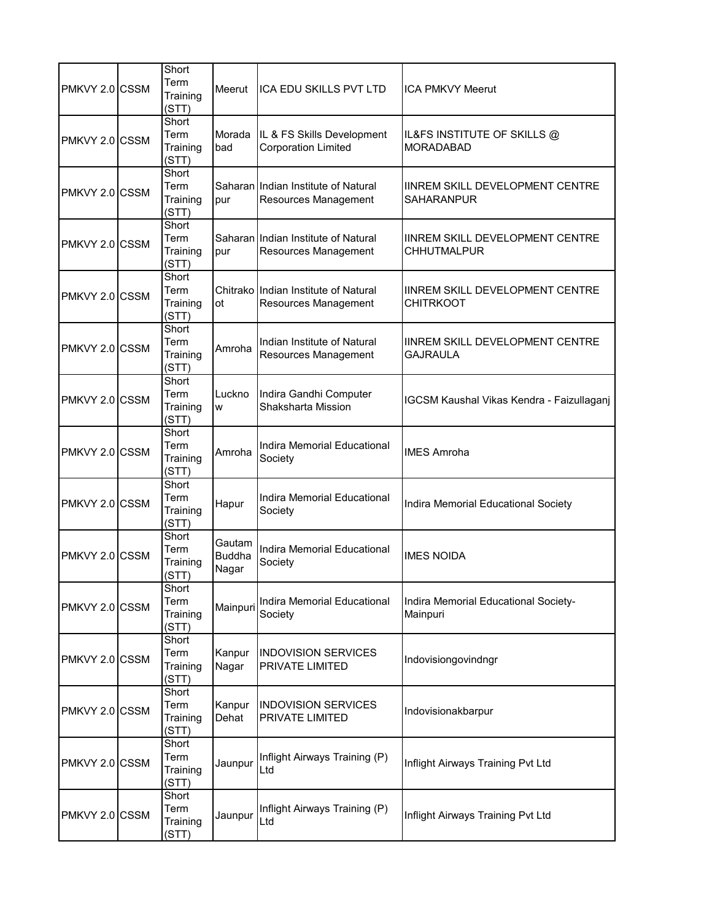| | | | | | |
|---|---|---|---|---|---|
| PMKVY 2.0 | CSSM | Short Term Training (STT) | Meerut | ICA EDU SKILLS PVT LTD | ICA PMKVY Meerut |
| PMKVY 2.0 | CSSM | Short Term Training (STT) | Moradabad | IL & FS Skills Development Corporation Limited | IL&FS INSTITUTE OF SKILLS @ MORADABAD |
| PMKVY 2.0 | CSSM | Short Term Training (STT) | Saharanpur | Indian Institute of Natural Resources Management | IINREM SKILL DEVELOPMENT CENTRE SAHARANPUR |
| PMKVY 2.0 | CSSM | Short Term Training (STT) | Saharanpur | Indian Institute of Natural Resources Management | IINREM SKILL DEVELOPMENT CENTRE CHHUTMALPUR |
| PMKVY 2.0 | CSSM | Short Term Training (STT) | Chitrakoot | Indian Institute of Natural Resources Management | IINREM SKILL DEVELOPMENT CENTRE CHITRKOOT |
| PMKVY 2.0 | CSSM | Short Term Training (STT) | Amroha | Indian Institute of Natural Resources Management | IINREM SKILL DEVELOPMENT CENTRE GAJRAULA |
| PMKVY 2.0 | CSSM | Short Term Training (STT) | Lucknow | Indira Gandhi Computer Shaksharta Mission | IGCSM Kaushal Vikas Kendra - Faizullaganj |
| PMKVY 2.0 | CSSM | Short Term Training (STT) | Amroha | Indira Memorial Educational Society | IMES Amroha |
| PMKVY 2.0 | CSSM | Short Term Training (STT) | Hapur | Indira Memorial Educational Society | Indira Memorial Educational Society |
| PMKVY 2.0 | CSSM | Short Term Training (STT) | Gautam Buddha Nagar | Indira Memorial Educational Society | IMES NOIDA |
| PMKVY 2.0 | CSSM | Short Term Training (STT) | Mainpuri | Indira Memorial Educational Society | Indira Memorial Educational Society-Mainpuri |
| PMKVY 2.0 | CSSM | Short Term Training (STT) | Kanpur Nagar | INDOVISION SERVICES PRIVATE LIMITED | Indovisiongovindngr |
| PMKVY 2.0 | CSSM | Short Term Training (STT) | Kanpur Dehat | INDOVISION SERVICES PRIVATE LIMITED | Indovisionakbarpur |
| PMKVY 2.0 | CSSM | Short Term Training (STT) | Jaunpur | Inflight Airways Training (P) Ltd | Inflight Airways Training Pvt Ltd |
| PMKVY 2.0 | CSSM | Short Term Training (STT) | Jaunpur | Inflight Airways Training (P) Ltd | Inflight Airways Training Pvt Ltd |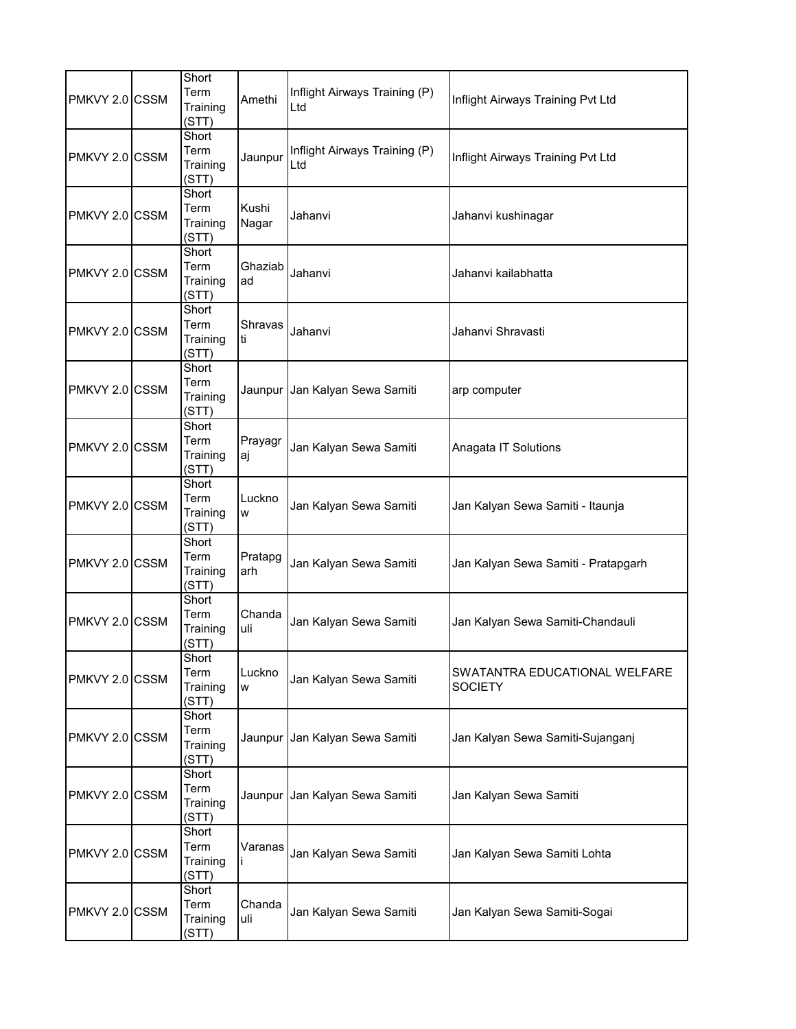| | | | | | |
|---|---|---|---|---|---|
| PMKVY 2.0 | CSSM | Short Term Training (STT) | Amethi | Inflight Airways Training (P) Ltd | Inflight Airways Training Pvt Ltd |
| PMKVY 2.0 | CSSM | Short Term Training (STT) | Jaunpur | Inflight Airways Training (P) Ltd | Inflight Airways Training Pvt Ltd |
| PMKVY 2.0 | CSSM | Short Term Training (STT) | Kushi Nagar | Jahanvi | Jahanvi kushinagar |
| PMKVY 2.0 | CSSM | Short Term Training (STT) | Ghaziabad | Jahanvi | Jahanvi kailabhatta |
| PMKVY 2.0 | CSSM | Short Term Training (STT) | Shravasti | Jahanvi | Jahanvi Shravasti |
| PMKVY 2.0 | CSSM | Short Term Training (STT) | Jaunpur | Jan Kalyan Sewa Samiti | arp computer |
| PMKVY 2.0 | CSSM | Short Term Training (STT) | Prayagraj | Jan Kalyan Sewa Samiti | Anagata IT Solutions |
| PMKVY 2.0 | CSSM | Short Term Training (STT) | Lucknow | Jan Kalyan Sewa Samiti | Jan Kalyan Sewa Samiti - Itaunja |
| PMKVY 2.0 | CSSM | Short Term Training (STT) | Pratapgarh | Jan Kalyan Sewa Samiti | Jan Kalyan Sewa Samiti - Pratapgarh |
| PMKVY 2.0 | CSSM | Short Term Training (STT) | Chandauli | Jan Kalyan Sewa Samiti | Jan Kalyan Sewa Samiti-Chandauli |
| PMKVY 2.0 | CSSM | Short Term Training (STT) | Lucknow | Jan Kalyan Sewa Samiti | SWATANTRA EDUCATIONAL WELFARE SOCIETY |
| PMKVY 2.0 | CSSM | Short Term Training (STT) | Jaunpur | Jan Kalyan Sewa Samiti | Jan Kalyan Sewa Samiti-Sujanganj |
| PMKVY 2.0 | CSSM | Short Term Training (STT) | Jaunpur | Jan Kalyan Sewa Samiti | Jan Kalyan Sewa Samiti |
| PMKVY 2.0 | CSSM | Short Term Training (STT) | Varanasi | Jan Kalyan Sewa Samiti | Jan Kalyan Sewa Samiti Lohta |
| PMKVY 2.0 | CSSM | Short Term Training (STT) | Chandauli | Jan Kalyan Sewa Samiti | Jan Kalyan Sewa Samiti-Sogai |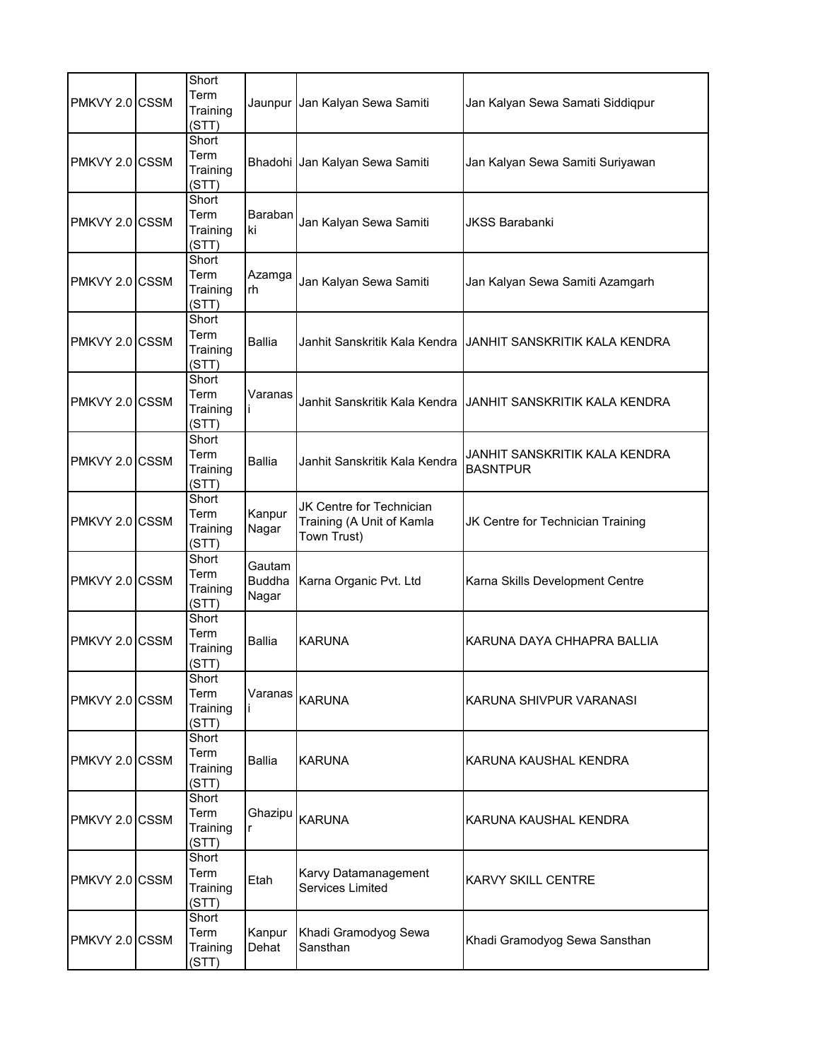| | | | | | |
|---|---|---|---|---|---|
| PMKVY 2.0 | CSSM | Short Term Training (STT) | Jaunpur | Jan Kalyan Sewa Samiti | Jan Kalyan Sewa Samati Siddiqpur |
| PMKVY 2.0 | CSSM | Short Term Training (STT) | Bhadohi | Jan Kalyan Sewa Samiti | Jan Kalyan Sewa Samiti Suriyawan |
| PMKVY 2.0 | CSSM | Short Term Training (STT) | Barabanki | Jan Kalyan Sewa Samiti | JKSS Barabanki |
| PMKVY 2.0 | CSSM | Short Term Training (STT) | Azamgarh | Jan Kalyan Sewa Samiti | Jan Kalyan Sewa Samiti Azamgarh |
| PMKVY 2.0 | CSSM | Short Term Training (STT) | Ballia | Janhit Sanskritik Kala Kendra | JANHIT SANSKRITIK KALA KENDRA |
| PMKVY 2.0 | CSSM | Short Term Training (STT) | Varanasi | Janhit Sanskritik Kala Kendra | JANHIT SANSKRITIK KALA KENDRA |
| PMKVY 2.0 | CSSM | Short Term Training (STT) | Ballia | Janhit Sanskritik Kala Kendra | JANHIT SANSKRITIK KALA KENDRA BASNTPUR |
| PMKVY 2.0 | CSSM | Short Term Training (STT) | Kanpur Nagar | JK Centre for Technician Training (A Unit of Kamla Town Trust) | JK Centre for Technician Training |
| PMKVY 2.0 | CSSM | Short Term Training (STT) | Gautam Buddha Nagar | Karna Organic Pvt. Ltd | Karna Skills Development Centre |
| PMKVY 2.0 | CSSM | Short Term Training (STT) | Ballia | KARUNA | KARUNA DAYA CHHAPRA BALLIA |
| PMKVY 2.0 | CSSM | Short Term Training (STT) | Varanasi | KARUNA | KARUNA SHIVPUR VARANASI |
| PMKVY 2.0 | CSSM | Short Term Training (STT) | Ballia | KARUNA | KARUNA KAUSHAL KENDRA |
| PMKVY 2.0 | CSSM | Short Term Training (STT) | Ghazipur | KARUNA | KARUNA KAUSHAL KENDRA |
| PMKVY 2.0 | CSSM | Short Term Training (STT) | Etah | Karvy Datamanagement Services Limited | KARVY SKILL CENTRE |
| PMKVY 2.0 | CSSM | Short Term Training (STT) | Kanpur Dehat | Khadi Gramodyog Sewa Sansthan | Khadi Gramodyog Sewa Sansthan |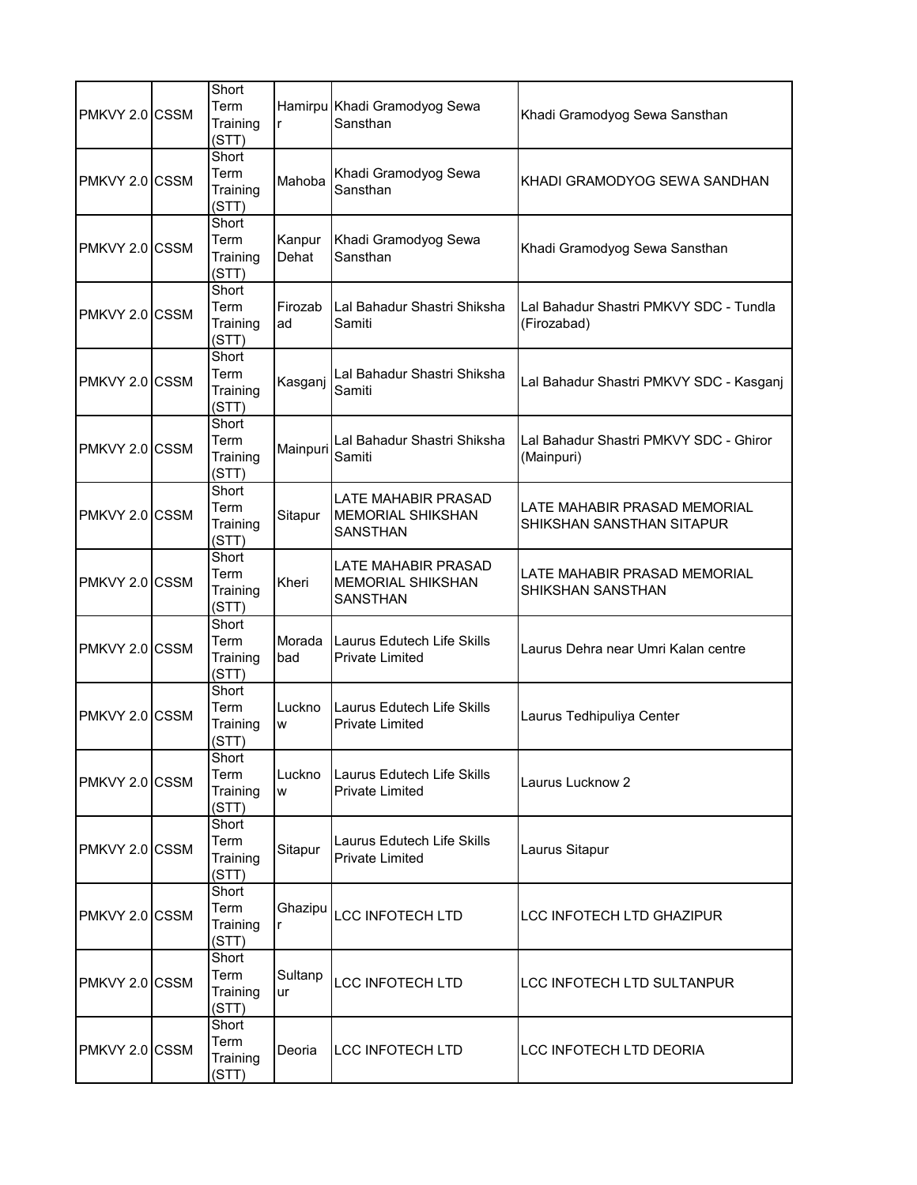| PMKVY 2.0 | CSSM | Short Term Training (STT) | Hamirpur | Khadi Gramodyog Sewa Sansthan | Khadi Gramodyog Sewa Sansthan |
|---|---|---|---|---|---|
| PMKVY 2.0 | CSSM | Short Term Training (STT) | Mahoba | Khadi Gramodyog Sewa Sansthan | KHADI GRAMODYOG SEWA SANDHAN |
| PMKVY 2.0 | CSSM | Short Term Training (STT) | Kanpur Dehat | Khadi Gramodyog Sewa Sansthan | Khadi Gramodyog Sewa Sansthan |
| PMKVY 2.0 | CSSM | Short Term Training (STT) | Firozabad | Lal Bahadur Shastri Shiksha Samiti | Lal Bahadur Shastri PMKVY SDC - Tundla (Firozabad) |
| PMKVY 2.0 | CSSM | Short Term Training (STT) | Kasganj | Lal Bahadur Shastri Shiksha Samiti | Lal Bahadur Shastri PMKVY SDC - Kasganj |
| PMKVY 2.0 | CSSM | Short Term Training (STT) | Mainpuri | Lal Bahadur Shastri Shiksha Samiti | Lal Bahadur Shastri PMKVY SDC - Ghiror (Mainpuri) |
| PMKVY 2.0 | CSSM | Short Term Training (STT) | Sitapur | LATE MAHABIR PRASAD MEMORIAL SHIKSHAN SANSTHAN | LATE MAHABIR PRASAD MEMORIAL SHIKSHAN SANSTHAN SITAPUR |
| PMKVY 2.0 | CSSM | Short Term Training (STT) | Kheri | LATE MAHABIR PRASAD MEMORIAL SHIKSHAN SANSTHAN | LATE MAHABIR PRASAD MEMORIAL SHIKSHAN SANSTHAN |
| PMKVY 2.0 | CSSM | Short Term Training (STT) | Moradabad | Laurus Edutech Life Skills Private Limited | Laurus Dehra near Umri Kalan centre |
| PMKVY 2.0 | CSSM | Short Term Training (STT) | Lucknow | Laurus Edutech Life Skills Private Limited | Laurus Tedhipuliya Center |
| PMKVY 2.0 | CSSM | Short Term Training (STT) | Lucknow | Laurus Edutech Life Skills Private Limited | Laurus Lucknow 2 |
| PMKVY 2.0 | CSSM | Short Term Training (STT) | Sitapur | Laurus Edutech Life Skills Private Limited | Laurus Sitapur |
| PMKVY 2.0 | CSSM | Short Term Training (STT) | Ghazipur | LCC INFOTECH LTD | LCC INFOTECH LTD GHAZIPUR |
| PMKVY 2.0 | CSSM | Short Term Training (STT) | Sultanpur | LCC INFOTECH LTD | LCC INFOTECH LTD SULTANPUR |
| PMKVY 2.0 | CSSM | Short Term Training (STT) | Deoria | LCC INFOTECH LTD | LCC INFOTECH LTD DEORIA |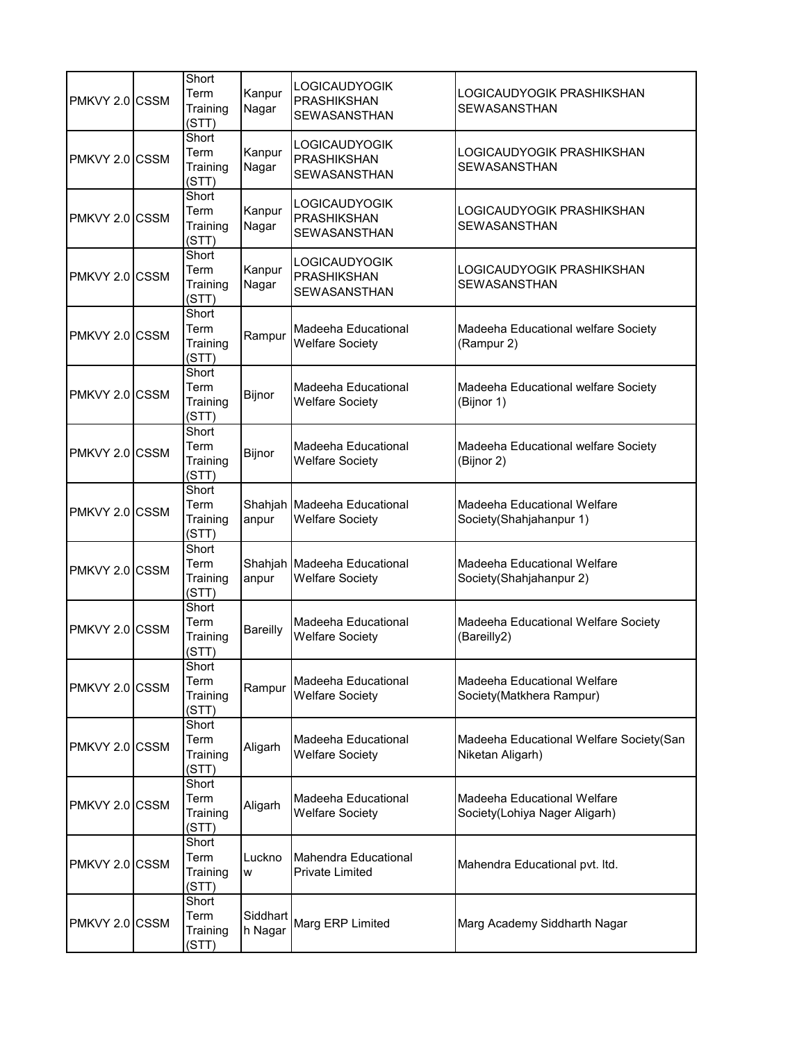| | | | | | |
|---|---|---|---|---|---|
| PMKVY 2.0 | CSSM | Short Term Training (STT) | Kanpur Nagar | LOGICAUDYOGIK PRASHIKSHAN SEWASANSTHAN | LOGICAUDYOGIK PRASHIKSHAN SEWASANSTHAN |
| PMKVY 2.0 | CSSM | Short Term Training (STT) | Kanpur Nagar | LOGICAUDYOGIK PRASHIKSHAN SEWASANSTHAN | LOGICAUDYOGIK PRASHIKSHAN SEWASANSTHAN |
| PMKVY 2.0 | CSSM | Short Term Training (STT) | Kanpur Nagar | LOGICAUDYOGIK PRASHIKSHAN SEWASANSTHAN | LOGICAUDYOGIK PRASHIKSHAN SEWASANSTHAN |
| PMKVY 2.0 | CSSM | Short Term Training (STT) | Kanpur Nagar | LOGICAUDYOGIK PRASHIKSHAN SEWASANSTHAN | LOGICAUDYOGIK PRASHIKSHAN SEWASANSTHAN |
| PMKVY 2.0 | CSSM | Short Term Training (STT) | Rampur | Madeeha Educational Welfare Society | Madeeha Educational welfare Society (Rampur 2) |
| PMKVY 2.0 | CSSM | Short Term Training (STT) | Bijnor | Madeeha Educational Welfare Society | Madeeha Educational welfare Society (Bijnor 1) |
| PMKVY 2.0 | CSSM | Short Term Training (STT) | Bijnor | Madeeha Educational Welfare Society | Madeeha Educational welfare Society (Bijnor 2) |
| PMKVY 2.0 | CSSM | Short Term Training (STT) | Shahjahanpur | Madeeha Educational Welfare Society | Madeeha Educational Welfare Society(Shahjahanpur 1) |
| PMKVY 2.0 | CSSM | Short Term Training (STT) | Shahjahanpur | Madeeha Educational Welfare Society | Madeeha Educational Welfare Society(Shahjahanpur 2) |
| PMKVY 2.0 | CSSM | Short Term Training (STT) | Bareilly | Madeeha Educational Welfare Society | Madeeha Educational Welfare Society (Bareilly2) |
| PMKVY 2.0 | CSSM | Short Term Training (STT) | Rampur | Madeeha Educational Welfare Society | Madeeha Educational Welfare Society(Matkhera Rampur) |
| PMKVY 2.0 | CSSM | Short Term Training (STT) | Aligarh | Madeeha Educational Welfare Society | Madeeha Educational Welfare Society(San Niketan Aligarh) |
| PMKVY 2.0 | CSSM | Short Term Training (STT) | Aligarh | Madeeha Educational Welfare Society | Madeeha Educational Welfare Society(Lohiya Nager Aligarh) |
| PMKVY 2.0 | CSSM | Short Term Training (STT) | Lucknow | Mahendra Educational Private Limited | Mahendra Educational pvt. ltd. |
| PMKVY 2.0 | CSSM | Short Term Training (STT) | Siddharth Nagar | Marg ERP Limited | Marg Academy Siddharth Nagar |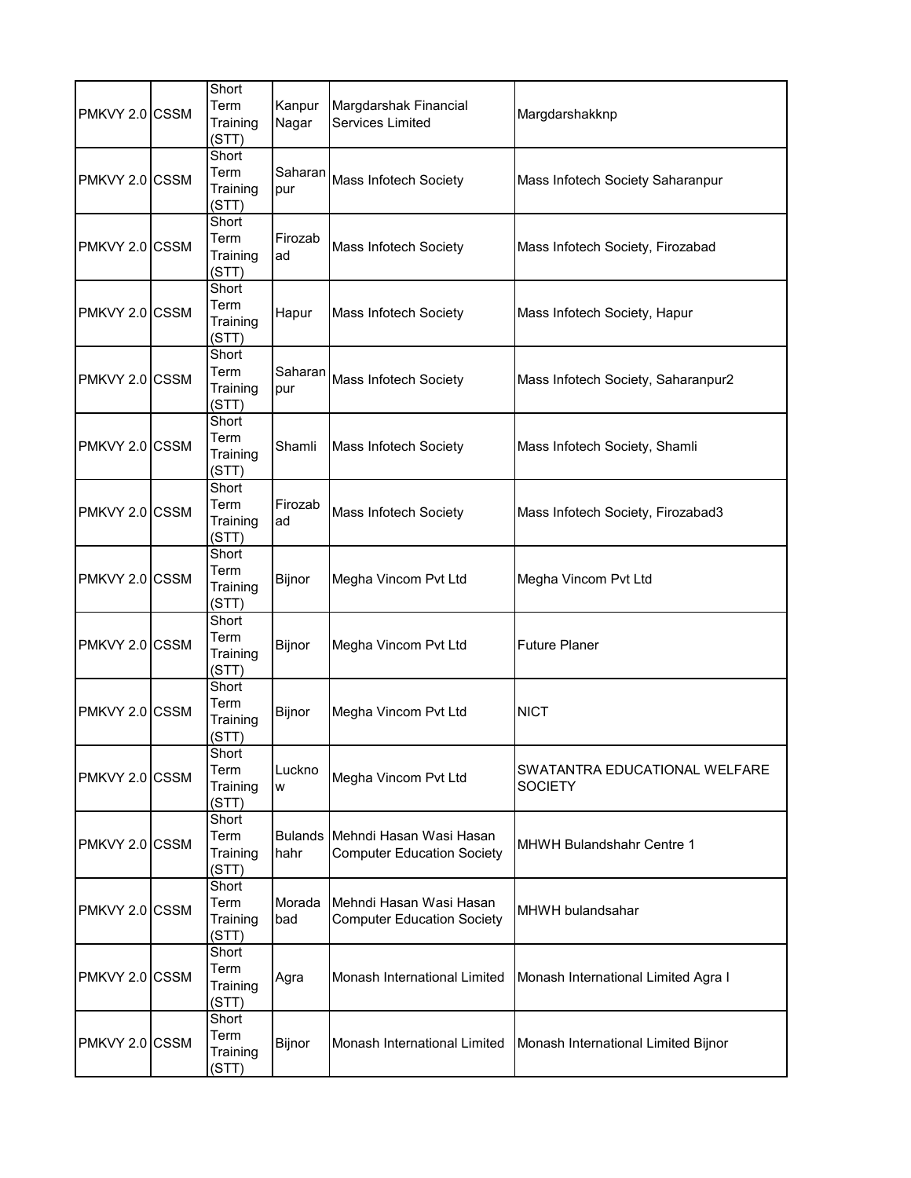| | | | | | |
|---|---|---|---|---|---|
| PMKVY 2.0 | CSSM | Short Term Training (STT) | Kanpur Nagar | Margdarshak Financial Services Limited | Margdarshakknp |
| PMKVY 2.0 | CSSM | Short Term Training (STT) | Saharanpur | Mass Infotech Society | Mass Infotech Society Saharanpur |
| PMKVY 2.0 | CSSM | Short Term Training (STT) | Firozabad | Mass Infotech Society | Mass Infotech Society, Firozabad |
| PMKVY 2.0 | CSSM | Short Term Training (STT) | Hapur | Mass Infotech Society | Mass Infotech Society, Hapur |
| PMKVY 2.0 | CSSM | Short Term Training (STT) | Saharanpur | Mass Infotech Society | Mass Infotech Society, Saharanpur2 |
| PMKVY 2.0 | CSSM | Short Term Training (STT) | Shamli | Mass Infotech Society | Mass Infotech Society, Shamli |
| PMKVY 2.0 | CSSM | Short Term Training (STT) | Firozabad | Mass Infotech Society | Mass Infotech Society, Firozabad3 |
| PMKVY 2.0 | CSSM | Short Term Training (STT) | Bijnor | Megha Vincom Pvt Ltd | Megha Vincom Pvt Ltd |
| PMKVY 2.0 | CSSM | Short Term Training (STT) | Bijnor | Megha Vincom Pvt Ltd | Future Planer |
| PMKVY 2.0 | CSSM | Short Term Training (STT) | Bijnor | Megha Vincom Pvt Ltd | NICT |
| PMKVY 2.0 | CSSM | Short Term Training (STT) | Lucknow | Megha Vincom Pvt Ltd | SWATANTRA EDUCATIONAL WELFARE SOCIETY |
| PMKVY 2.0 | CSSM | Short Term Training (STT) | Bulandshahr | Mehndi Hasan Wasi Hasan Computer Education Society | MHWH Bulandshahr Centre 1 |
| PMKVY 2.0 | CSSM | Short Term Training (STT) | Moradabad | Mehndi Hasan Wasi Hasan Computer Education Society | MHWH bulandsahar |
| PMKVY 2.0 | CSSM | Short Term Training (STT) | Agra | Monash International Limited | Monash International Limited Agra I |
| PMKVY 2.0 | CSSM | Short Term Training (STT) | Bijnor | Monash International Limited | Monash International Limited Bijnor |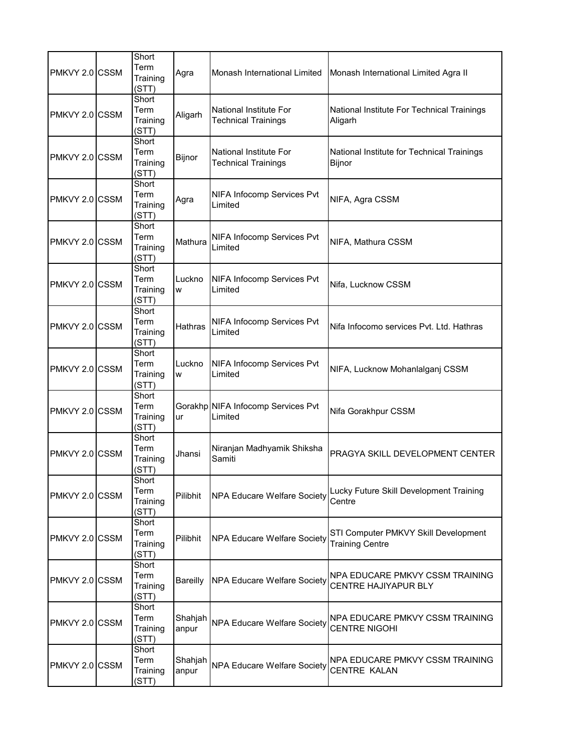| | | | | | |
|---|---|---|---|---|---|
| PMKVY 2.0 | CSSM | Short Term Training (STT) | Agra | Monash International Limited | Monash International Limited Agra II |
| PMKVY 2.0 | CSSM | Short Term Training (STT) | Aligarh | National Institute For Technical Trainings | National Institute For Technical Trainings Aligarh |
| PMKVY 2.0 | CSSM | Short Term Training (STT) | Bijnor | National Institute For Technical Trainings | National Institute for Technical Trainings Bijnor |
| PMKVY 2.0 | CSSM | Short Term Training (STT) | Agra | NIFA Infocomp Services Pvt Limited | NIFA, Agra CSSM |
| PMKVY 2.0 | CSSM | Short Term Training (STT) | Mathura | NIFA Infocomp Services Pvt Limited | NIFA, Mathura CSSM |
| PMKVY 2.0 | CSSM | Short Term Training (STT) | Lucknow | NIFA Infocomp Services Pvt Limited | Nifa, Lucknow CSSM |
| PMKVY 2.0 | CSSM | Short Term Training (STT) | Hathras | NIFA Infocomp Services Pvt Limited | Nifa Infocomo services Pvt. Ltd. Hathras |
| PMKVY 2.0 | CSSM | Short Term Training (STT) | Lucknow | NIFA Infocomp Services Pvt Limited | NIFA, Lucknow Mohanlalganj CSSM |
| PMKVY 2.0 | CSSM | Short Term Training (STT) | Gorakhpur | NIFA Infocomp Services Pvt Limited | Nifa Gorakhpur CSSM |
| PMKVY 2.0 | CSSM | Short Term Training (STT) | Jhansi | Niranjan Madhyamik Shiksha Samiti | PRAGYA SKILL DEVELOPMENT CENTER |
| PMKVY 2.0 | CSSM | Short Term Training (STT) | Pilibhit | NPA Educare Welfare Society | Lucky Future Skill Development Training Centre |
| PMKVY 2.0 | CSSM | Short Term Training (STT) | Pilibhit | NPA Educare Welfare Society | STI Computer PMKVY Skill Development Training Centre |
| PMKVY 2.0 | CSSM | Short Term Training (STT) | Bareilly | NPA Educare Welfare Society | NPA EDUCARE PMKVY CSSM TRAINING CENTRE HAJIYAPUR BLY |
| PMKVY 2.0 | CSSM | Short Term Training (STT) | Shahjahanpur | NPA Educare Welfare Society | NPA EDUCARE PMKVY CSSM TRAINING CENTRE NIGOHI |
| PMKVY 2.0 | CSSM | Short Term Training (STT) | Shahjahanpur | NPA Educare Welfare Society | NPA EDUCARE PMKVY CSSM TRAINING CENTRE KALAN |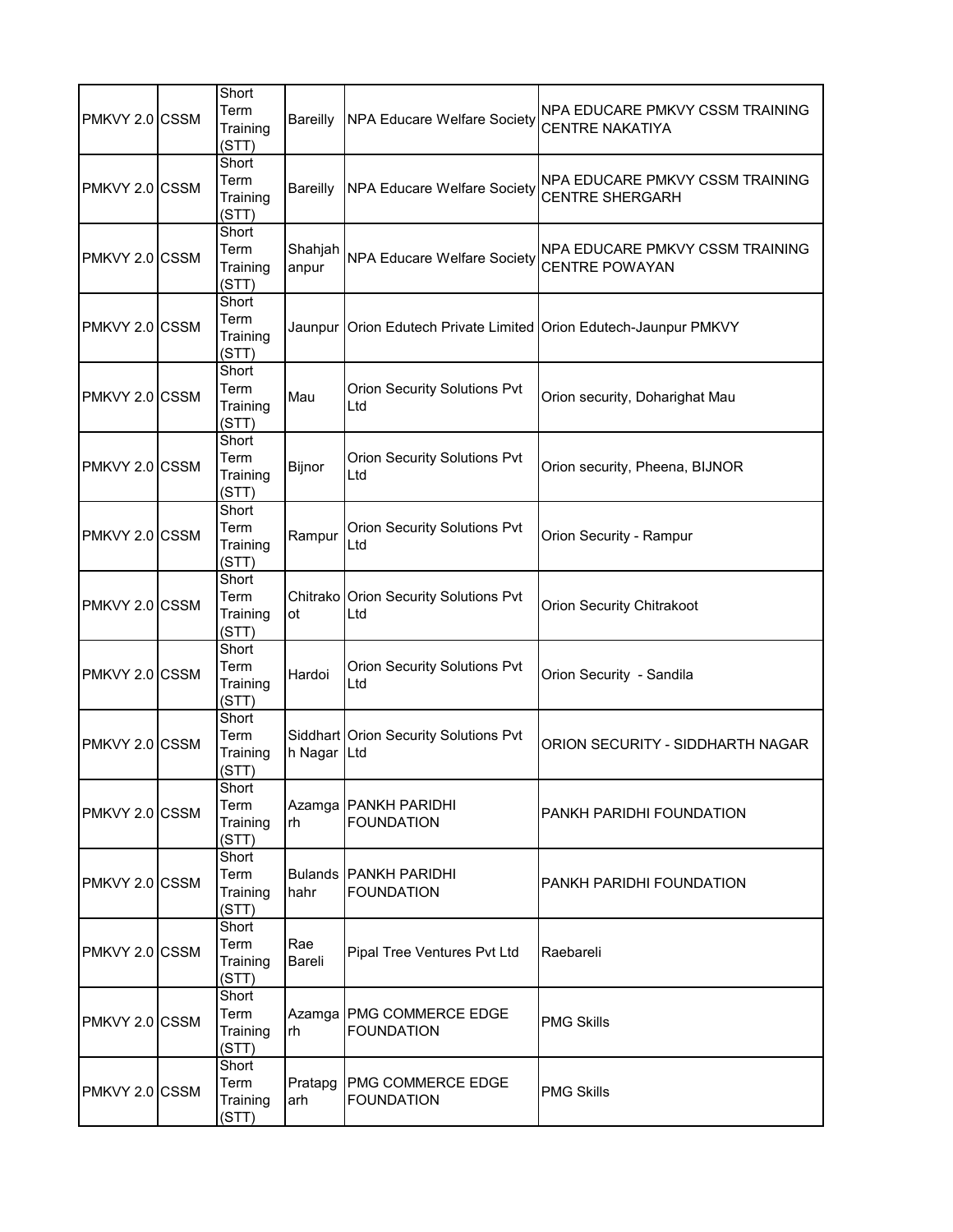| PMKVY 2.0 | CSSM | Short Term Training (STT) | Bareilly | NPA Educare Welfare Society | NPA EDUCARE PMKVY CSSM TRAINING CENTRE NAKATIYA |
|---|---|---|---|---|---|
| PMKVY 2.0 | CSSM | Short Term Training (STT) | Bareilly | NPA Educare Welfare Society | NPA EDUCARE PMKVY CSSM TRAINING CENTRE SHERGARH |
| PMKVY 2.0 | CSSM | Short Term Training (STT) | Shahjahanpur | NPA Educare Welfare Society | NPA EDUCARE PMKVY CSSM TRAINING CENTRE POWAYAN |
| PMKVY 2.0 | CSSM | Short Term Training (STT) | Jaunpur | Orion Edutech Private Limited | Orion Edutech-Jaunpur PMKVY |
| PMKVY 2.0 | CSSM | Short Term Training (STT) | Mau | Orion Security Solutions Pvt Ltd | Orion security, Doharighat Mau |
| PMKVY 2.0 | CSSM | Short Term Training (STT) | Bijnor | Orion Security Solutions Pvt Ltd | Orion security, Pheena, BIJNOR |
| PMKVY 2.0 | CSSM | Short Term Training (STT) | Rampur | Orion Security Solutions Pvt Ltd | Orion Security - Rampur |
| PMKVY 2.0 | CSSM | Short Term Training (STT) | Chitrakoot | Orion Security Solutions Pvt Ltd | Orion Security Chitrakoot |
| PMKVY 2.0 | CSSM | Short Term Training (STT) | Hardoi | Orion Security Solutions Pvt Ltd | Orion Security - Sandila |
| PMKVY 2.0 | CSSM | Short Term Training (STT) | Siddharth Nagar | Orion Security Solutions Pvt Ltd | ORION SECURITY - SIDDHARTH NAGAR |
| PMKVY 2.0 | CSSM | Short Term Training (STT) | Azamgarh | PANKH PARIDHI FOUNDATION | PANKH PARIDHI FOUNDATION |
| PMKVY 2.0 | CSSM | Short Term Training (STT) | Bulandshahr | PANKH PARIDHI FOUNDATION | PANKH PARIDHI FOUNDATION |
| PMKVY 2.0 | CSSM | Short Term Training (STT) | Rae Bareli | Pipal Tree Ventures Pvt Ltd | Raebareli |
| PMKVY 2.0 | CSSM | Short Term Training (STT) | Azamgarh | PMG COMMERCE EDGE FOUNDATION | PMG Skills |
| PMKVY 2.0 | CSSM | Short Term Training (STT) | Pratapgarh | PMG COMMERCE EDGE FOUNDATION | PMG Skills |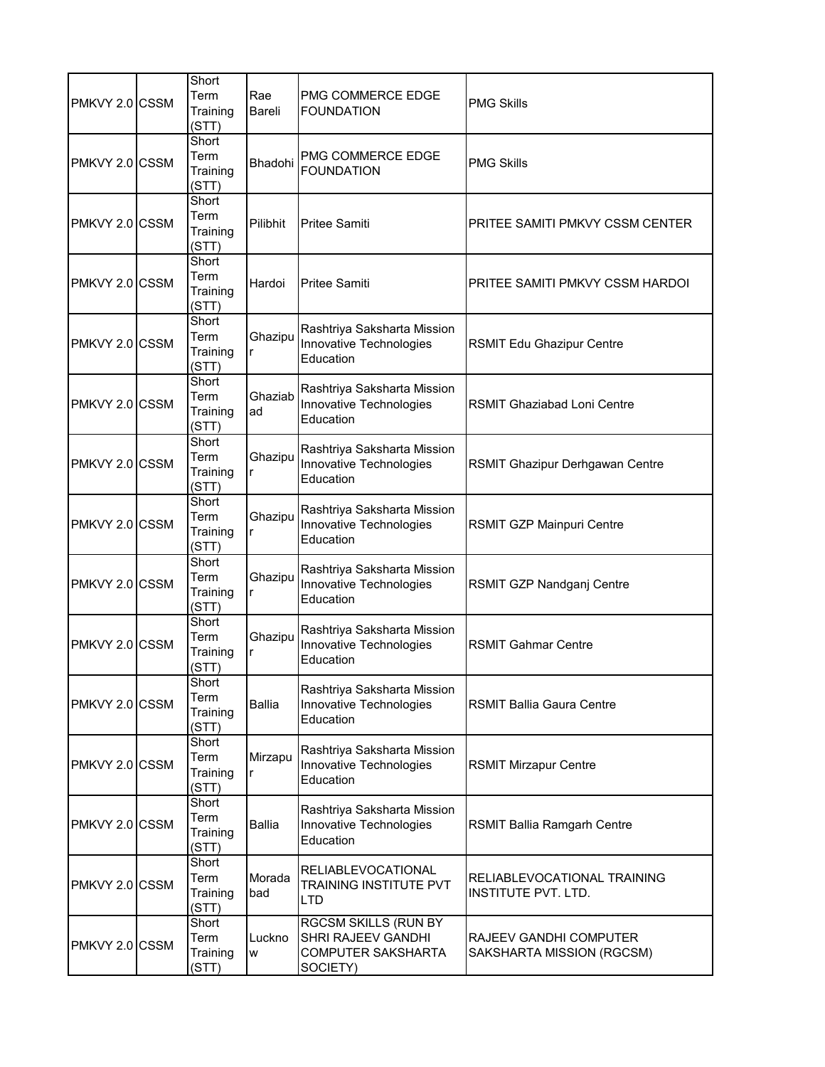| | | | | | |
|---|---|---|---|---|---|
| PMKVY 2.0 | CSSM | Short Term Training (STT) | Rae Bareli | PMG COMMERCE EDGE FOUNDATION | PMG Skills |
| PMKVY 2.0 | CSSM | Short Term Training (STT) | Bhadohi | PMG COMMERCE EDGE FOUNDATION | PMG Skills |
| PMKVY 2.0 | CSSM | Short Term Training (STT) | Pilibhit | Pritee Samiti | PRITEE SAMITI PMKVY CSSM CENTER |
| PMKVY 2.0 | CSSM | Short Term Training (STT) | Hardoi | Pritee Samiti | PRITEE SAMITI PMKVY CSSM HARDOI |
| PMKVY 2.0 | CSSM | Short Term Training (STT) | Ghazipur | Rashtriya Saksharta Mission Innovative Technologies Education | RSMIT Edu Ghazipur Centre |
| PMKVY 2.0 | CSSM | Short Term Training (STT) | Ghaziabad | Rashtriya Saksharta Mission Innovative Technologies Education | RSMIT Ghaziabad Loni Centre |
| PMKVY 2.0 | CSSM | Short Term Training (STT) | Ghazipur | Rashtriya Saksharta Mission Innovative Technologies Education | RSMIT Ghazipur Derhgawan Centre |
| PMKVY 2.0 | CSSM | Short Term Training (STT) | Ghazipur | Rashtriya Saksharta Mission Innovative Technologies Education | RSMIT GZP Mainpuri Centre |
| PMKVY 2.0 | CSSM | Short Term Training (STT) | Ghazipur | Rashtriya Saksharta Mission Innovative Technologies Education | RSMIT GZP Nandganj Centre |
| PMKVY 2.0 | CSSM | Short Term Training (STT) | Ghazipur | Rashtriya Saksharta Mission Innovative Technologies Education | RSMIT Gahmar Centre |
| PMKVY 2.0 | CSSM | Short Term Training (STT) | Ballia | Rashtriya Saksharta Mission Innovative Technologies Education | RSMIT Ballia Gaura Centre |
| PMKVY 2.0 | CSSM | Short Term Training (STT) | Mirzapur | Rashtriya Saksharta Mission Innovative Technologies Education | RSMIT Mirzapur Centre |
| PMKVY 2.0 | CSSM | Short Term Training (STT) | Ballia | Rashtriya Saksharta Mission Innovative Technologies Education | RSMIT Ballia Ramgarh Centre |
| PMKVY 2.0 | CSSM | Short Term Training (STT) | Moradabad | RELIABLEVOCATIONAL TRAINING INSTITUTE PVT LTD | RELIABLEVOCATIONAL TRAINING INSTITUTE PVT. LTD. |
| PMKVY 2.0 | CSSM | Short Term Training (STT) | Lucknow | RGCSM SKILLS (RUN BY SHRI RAJEEV GANDHI COMPUTER SAKSHARTA SOCIETY) | RAJEEV GANDHI COMPUTER SAKSHARTA MISSION (RGCSM) |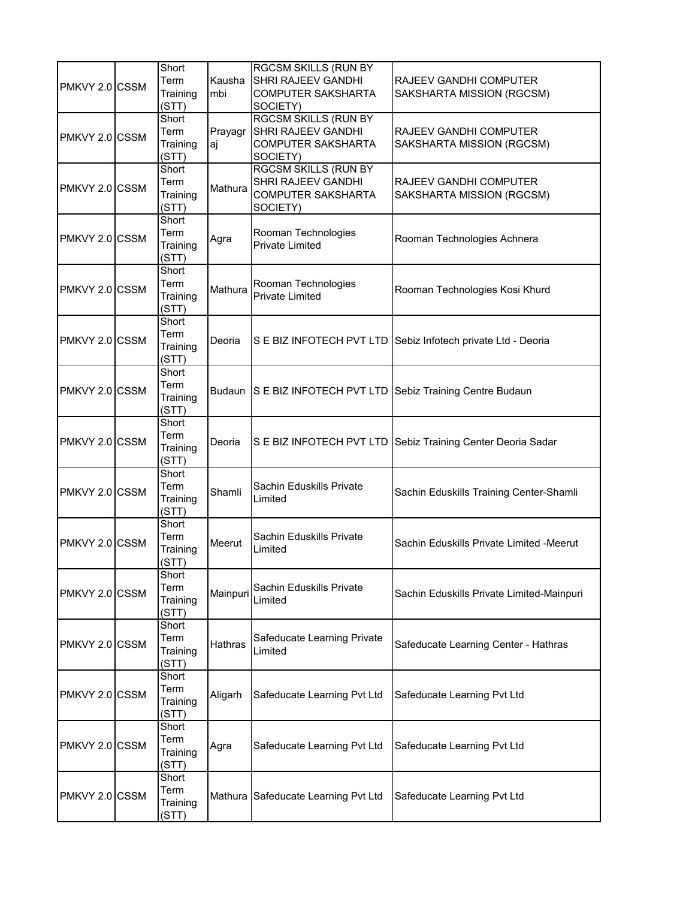| | | | | | |
|---|---|---|---|---|---|
| PMKVY 2.0 | CSSM | Short Term Training (STT) | Kaushambi | RGCSM SKILLS (RUN BY SHRI RAJEEV GANDHI COMPUTER SAKSHARTA SOCIETY) | RAJEEV GANDHI COMPUTER SAKSHARTA MISSION (RGCSM) |
| PMKVY 2.0 | CSSM | Short Term Training (STT) | Prayagraj | RGCSM SKILLS (RUN BY SHRI RAJEEV GANDHI COMPUTER SAKSHARTA SOCIETY) | RAJEEV GANDHI COMPUTER SAKSHARTA MISSION (RGCSM) |
| PMKVY 2.0 | CSSM | Short Term Training (STT) | Mathura | RGCSM SKILLS (RUN BY SHRI RAJEEV GANDHI COMPUTER SAKSHARTA SOCIETY) | RAJEEV GANDHI COMPUTER SAKSHARTA MISSION (RGCSM) |
| PMKVY 2.0 | CSSM | Short Term Training (STT) | Agra | Rooman Technologies Private Limited | Rooman Technologies Achnera |
| PMKVY 2.0 | CSSM | Short Term Training (STT) | Mathura | Rooman Technologies Private Limited | Rooman Technologies Kosi Khurd |
| PMKVY 2.0 | CSSM | Short Term Training (STT) | Deoria | S E BIZ INFOTECH PVT LTD | Sebiz Infotech private Ltd - Deoria |
| PMKVY 2.0 | CSSM | Short Term Training (STT) | Budaun | S E BIZ INFOTECH PVT LTD | Sebiz Training Centre Budaun |
| PMKVY 2.0 | CSSM | Short Term Training (STT) | Deoria | S E BIZ INFOTECH PVT LTD | Sebiz Training Center Deoria Sadar |
| PMKVY 2.0 | CSSM | Short Term Training (STT) | Shamli | Sachin Eduskills Private Limited | Sachin Eduskills Training Center-Shamli |
| PMKVY 2.0 | CSSM | Short Term Training (STT) | Meerut | Sachin Eduskills Private Limited | Sachin Eduskills Private Limited -Meerut |
| PMKVY 2.0 | CSSM | Short Term Training (STT) | Mainpuri | Sachin Eduskills Private Limited | Sachin Eduskills Private Limited-Mainpuri |
| PMKVY 2.0 | CSSM | Short Term Training (STT) | Hathras | Safeducate Learning Private Limited | Safeducate Learning Center - Hathras |
| PMKVY 2.0 | CSSM | Short Term Training (STT) | Aligarh | Safeducate Learning Pvt Ltd | Safeducate Learning Pvt Ltd |
| PMKVY 2.0 | CSSM | Short Term Training (STT) | Agra | Safeducate Learning Pvt Ltd | Safeducate Learning Pvt Ltd |
| PMKVY 2.0 | CSSM | Short Term Training (STT) | Mathura | Safeducate Learning Pvt Ltd | Safeducate Learning Pvt Ltd |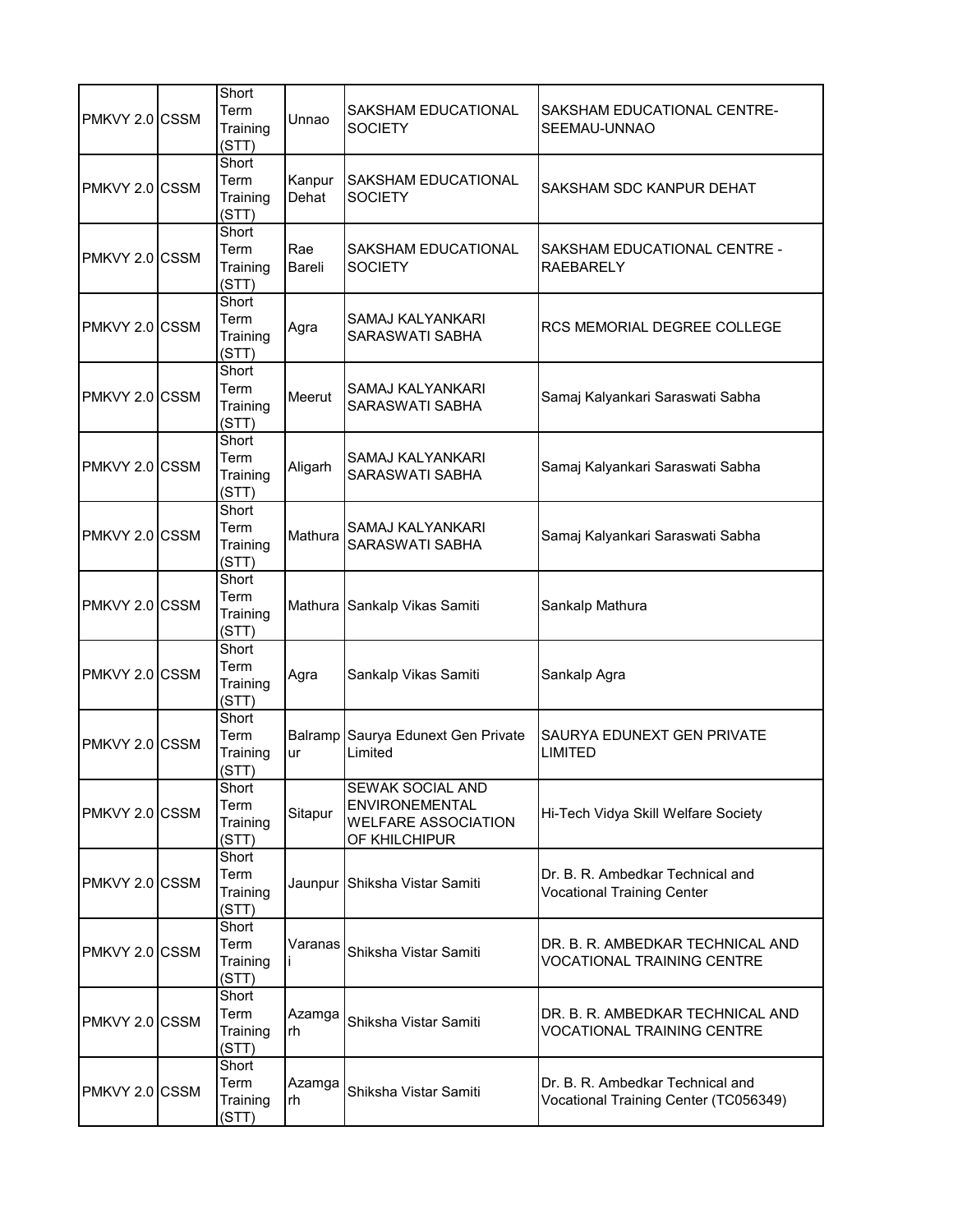| | | | | | |
|---|---|---|---|---|---|
| PMKVY 2.0 | CSSM | Short Term Training (STT) | Unnao | SAKSHAM EDUCATIONAL SOCIETY | SAKSHAM EDUCATIONAL CENTRE-SEEMAU-UNNAO |
| PMKVY 2.0 | CSSM | Short Term Training (STT) | Kanpur Dehat | SAKSHAM EDUCATIONAL SOCIETY | SAKSHAM SDC KANPUR DEHAT |
| PMKVY 2.0 | CSSM | Short Term Training (STT) | Rae Bareli | SAKSHAM EDUCATIONAL SOCIETY | SAKSHAM EDUCATIONAL CENTRE - RAEBARELY |
| PMKVY 2.0 | CSSM | Short Term Training (STT) | Agra | SAMAJ KALYANKARI SARASWATI SABHA | RCS MEMORIAL DEGREE COLLEGE |
| PMKVY 2.0 | CSSM | Short Term Training (STT) | Meerut | SAMAJ KALYANKARI SARASWATI SABHA | Samaj Kalyankari Saraswati Sabha |
| PMKVY 2.0 | CSSM | Short Term Training (STT) | Aligarh | SAMAJ KALYANKARI SARASWATI SABHA | Samaj Kalyankari Saraswati Sabha |
| PMKVY 2.0 | CSSM | Short Term Training (STT) | Mathura | SAMAJ KALYANKARI SARASWATI SABHA | Samaj Kalyankari Saraswati Sabha |
| PMKVY 2.0 | CSSM | Short Term Training (STT) | Mathura | Sankalp Vikas Samiti | Sankalp Mathura |
| PMKVY 2.0 | CSSM | Short Term Training (STT) | Agra | Sankalp Vikas Samiti | Sankalp Agra |
| PMKVY 2.0 | CSSM | Short Term Training (STT) | Balrampur | Saurya Edunext Gen Private Limited | SAURYA EDUNEXT GEN PRIVATE LIMITED |
| PMKVY 2.0 | CSSM | Short Term Training (STT) | Sitapur | SEWAK SOCIAL AND ENVIRONEMENTAL WELFARE ASSOCIATION OF KHILCHIPUR | Hi-Tech Vidya Skill Welfare Society |
| PMKVY 2.0 | CSSM | Short Term Training (STT) | Jaunpur | Shiksha Vistar Samiti | Dr. B. R. Ambedkar Technical and Vocational Training Center |
| PMKVY 2.0 | CSSM | Short Term Training (STT) | Varanasi | Shiksha Vistar Samiti | DR. B. R. AMBEDKAR TECHNICAL AND VOCATIONAL TRAINING CENTRE |
| PMKVY 2.0 | CSSM | Short Term Training (STT) | Azamgarh | Shiksha Vistar Samiti | DR. B. R. AMBEDKAR TECHNICAL AND VOCATIONAL TRAINING CENTRE |
| PMKVY 2.0 | CSSM | Short Term Training (STT) | Azamgarh | Shiksha Vistar Samiti | Dr. B. R. Ambedkar Technical and Vocational Training Center (TC056349) |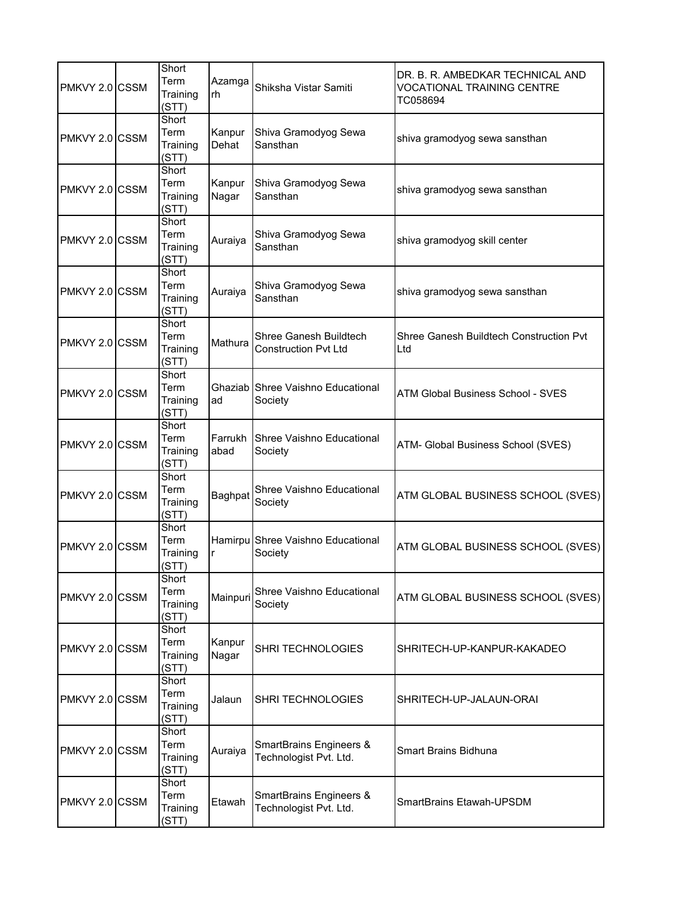| | | | | | |
|---|---|---|---|---|---|
| PMKVY 2.0 | CSSM | Short Term Training (STT) | Azamgarh | Shiksha Vistar Samiti | DR. B. R. AMBEDKAR TECHNICAL AND VOCATIONAL TRAINING CENTRE TC058694 |
| PMKVY 2.0 | CSSM | Short Term Training (STT) | Kanpur Dehat | Shiva Gramodyog Sewa Sansthan | shiva gramodyog sewa sansthan |
| PMKVY 2.0 | CSSM | Short Term Training (STT) | Kanpur Nagar | Shiva Gramodyog Sewa Sansthan | shiva gramodyog sewa sansthan |
| PMKVY 2.0 | CSSM | Short Term Training (STT) | Auraiya | Shiva Gramodyog Sewa Sansthan | shiva gramodyog skill center |
| PMKVY 2.0 | CSSM | Short Term Training (STT) | Auraiya | Shiva Gramodyog Sewa Sansthan | shiva gramodyog sewa sansthan |
| PMKVY 2.0 | CSSM | Short Term Training (STT) | Mathura | Shree Ganesh Buildtech Construction Pvt Ltd | Shree Ganesh Buildtech Construction Pvt Ltd |
| PMKVY 2.0 | CSSM | Short Term Training (STT) | Ghaziabad | Shree Vaishno Educational Society | ATM Global Business School - SVES |
| PMKVY 2.0 | CSSM | Short Term Training (STT) | Farrukhabad | Shree Vaishno Educational Society | ATM- Global Business School (SVES) |
| PMKVY 2.0 | CSSM | Short Term Training (STT) | Baghpat | Shree Vaishno Educational Society | ATM GLOBAL BUSINESS SCHOOL (SVES) |
| PMKVY 2.0 | CSSM | Short Term Training (STT) | Hamirpur | Shree Vaishno Educational Society | ATM GLOBAL BUSINESS SCHOOL (SVES) |
| PMKVY 2.0 | CSSM | Short Term Training (STT) | Mainpuri | Shree Vaishno Educational Society | ATM GLOBAL BUSINESS SCHOOL (SVES) |
| PMKVY 2.0 | CSSM | Short Term Training (STT) | Kanpur Nagar | SHRI TECHNOLOGIES | SHRITECH-UP-KANPUR-KAKADEO |
| PMKVY 2.0 | CSSM | Short Term Training (STT) | Jalaun | SHRI TECHNOLOGIES | SHRITECH-UP-JALAUN-ORAI |
| PMKVY 2.0 | CSSM | Short Term Training (STT) | Auraiya | SmartBrains Engineers & Technologist Pvt. Ltd. | Smart Brains Bidhuna |
| PMKVY 2.0 | CSSM | Short Term Training (STT) | Etawah | SmartBrains Engineers & Technologist Pvt. Ltd. | SmartBrains Etawah-UPSDM |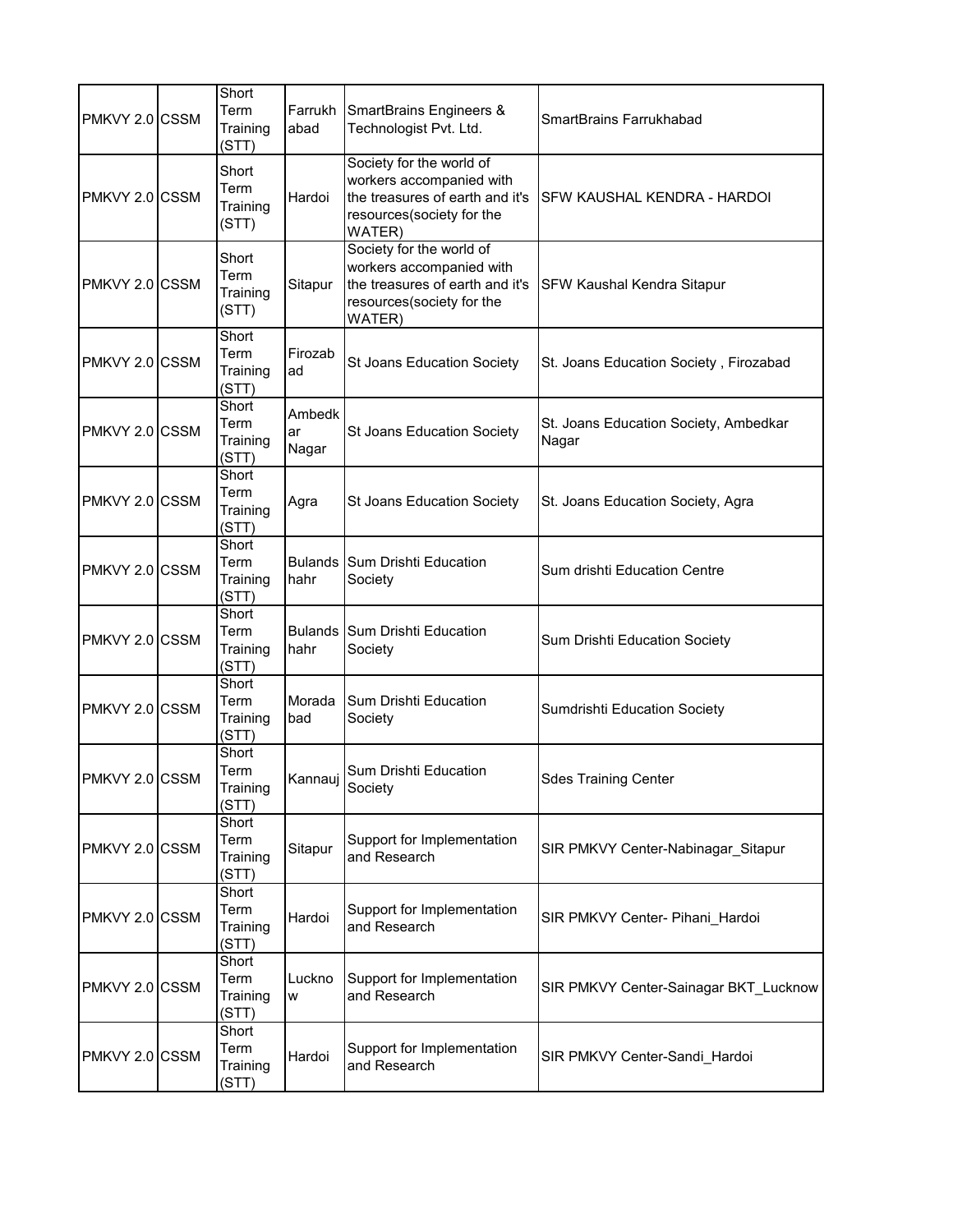| PMKVY 2.0 | CSSM | Short Term Training (STT) | Farrukhabad | SmartBrains Engineers & Technologist Pvt. Ltd. | SmartBrains Farrukhabad |
|---|---|---|---|---|---|
| PMKVY 2.0 | CSSM | Short Term Training (STT) | Hardoi | Society for the world of workers accompanied with the treasures of earth and it's resources(society for the WATER) | SFW KAUSHAL KENDRA - HARDOI |
| PMKVY 2.0 | CSSM | Short Term Training (STT) | Sitapur | Society for the world of workers accompanied with the treasures of earth and it's resources(society for the WATER) | SFW Kaushal Kendra Sitapur |
| PMKVY 2.0 | CSSM | Short Term Training (STT) | Firozabad | St Joans Education Society | St. Joans Education Society , Firozabad |
| PMKVY 2.0 | CSSM | Short Term Training (STT) | Ambedkar Nagar | St Joans Education Society | St. Joans Education Society, Ambedkar Nagar |
| PMKVY 2.0 | CSSM | Short Term Training (STT) | Agra | St Joans Education Society | St. Joans Education Society, Agra |
| PMKVY 2.0 | CSSM | Short Term Training (STT) | Bulandshahr | Sum Drishti Education Society | Sum drishti Education Centre |
| PMKVY 2.0 | CSSM | Short Term Training (STT) | Bulandshahr | Sum Drishti Education Society | Sum Drishti Education Society |
| PMKVY 2.0 | CSSM | Short Term Training (STT) | Moradabad | Sum Drishti Education Society | Sumdrishti Education Society |
| PMKVY 2.0 | CSSM | Short Term Training (STT) | Kannauj | Sum Drishti Education Society | Sdes Training Center |
| PMKVY 2.0 | CSSM | Short Term Training (STT) | Sitapur | Support for Implementation and Research | SIR PMKVY Center-Nabinagar_Sitapur |
| PMKVY 2.0 | CSSM | Short Term Training (STT) | Hardoi | Support for Implementation and Research | SIR PMKVY Center- Pihani_Hardoi |
| PMKVY 2.0 | CSSM | Short Term Training (STT) | Lucknow | Support for Implementation and Research | SIR PMKVY Center-Sainagar BKT_Lucknow |
| PMKVY 2.0 | CSSM | Short Term Training (STT) | Hardoi | Support for Implementation and Research | SIR PMKVY Center-Sandi_Hardoi |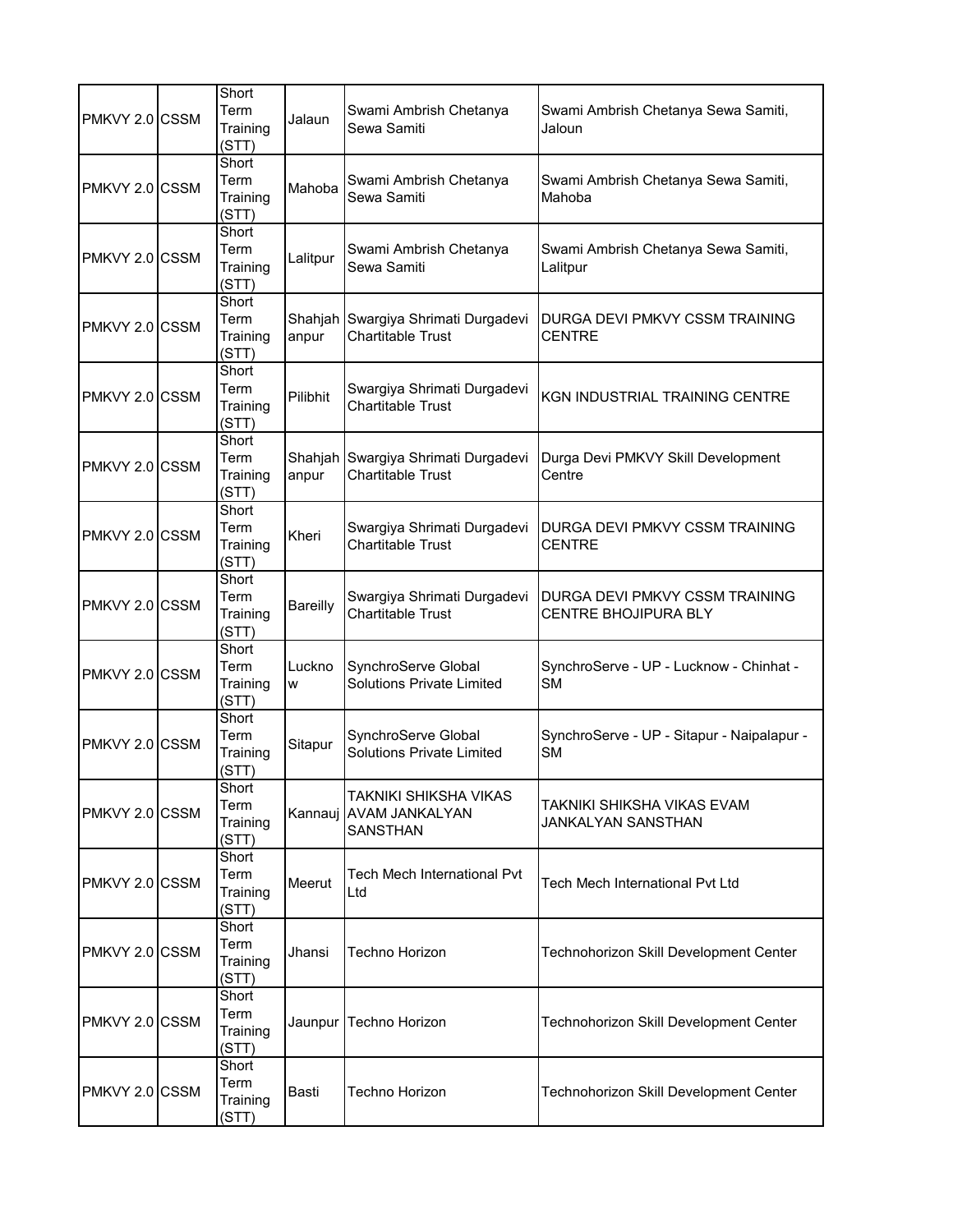| PMKVY 2.0 | CSSM | Short Term Training (STT) | Jalaun | Swami Ambrish Chetanya Sewa Samiti | Swami Ambrish Chetanya Sewa Samiti, Jaloun |
|---|---|---|---|---|---|
| PMKVY 2.0 | CSSM | Short Term Training (STT) | Mahoba | Swami Ambrish Chetanya Sewa Samiti | Swami Ambrish Chetanya Sewa Samiti, Mahoba |
| PMKVY 2.0 | CSSM | Short Term Training (STT) | Lalitpur | Swami Ambrish Chetanya Sewa Samiti | Swami Ambrish Chetanya Sewa Samiti, Lalitpur |
| PMKVY 2.0 | CSSM | Short Term Training (STT) | Shahjahanpur | Swargiya Shrimati Durgadevi Chartitable Trust | DURGA DEVI PMKVY CSSM TRAINING CENTRE |
| PMKVY 2.0 | CSSM | Short Term Training (STT) | Pilibhit | Swargiya Shrimati Durgadevi Chartitable Trust | KGN INDUSTRIAL TRAINING CENTRE |
| PMKVY 2.0 | CSSM | Short Term Training (STT) | Shahjahanpur | Swargiya Shrimati Durgadevi Chartitable Trust | Durga Devi PMKVY Skill Development Centre |
| PMKVY 2.0 | CSSM | Short Term Training (STT) | Kheri | Swargiya Shrimati Durgadevi Chartitable Trust | DURGA DEVI PMKVY CSSM TRAINING CENTRE |
| PMKVY 2.0 | CSSM | Short Term Training (STT) | Bareilly | Swargiya Shrimati Durgadevi Chartitable Trust | DURGA DEVI PMKVY CSSM TRAINING CENTRE BHOJIPURA BLY |
| PMKVY 2.0 | CSSM | Short Term Training (STT) | Lucknow | SynchroServe Global Solutions Private Limited | SynchroServe - UP - Lucknow - Chinhat - SM |
| PMKVY 2.0 | CSSM | Short Term Training (STT) | Sitapur | SynchroServe Global Solutions Private Limited | SynchroServe - UP - Sitapur - Naipalapur - SM |
| PMKVY 2.0 | CSSM | Short Term Training (STT) | Kannauj | TAKNIKI SHIKSHA VIKAS AVAM JANKALYAN SANSTHAN | TAKNIKI SHIKSHA VIKAS EVAM JANKALYAN SANSTHAN |
| PMKVY 2.0 | CSSM | Short Term Training (STT) | Meerut | Tech Mech International Pvt Ltd | Tech Mech International Pvt Ltd |
| PMKVY 2.0 | CSSM | Short Term Training (STT) | Jhansi | Techno Horizon | Technohorizon Skill Development Center |
| PMKVY 2.0 | CSSM | Short Term Training (STT) | Jaunpur | Techno Horizon | Technohorizon Skill Development Center |
| PMKVY 2.0 | CSSM | Short Term Training (STT) | Basti | Techno Horizon | Technohorizon Skill Development Center |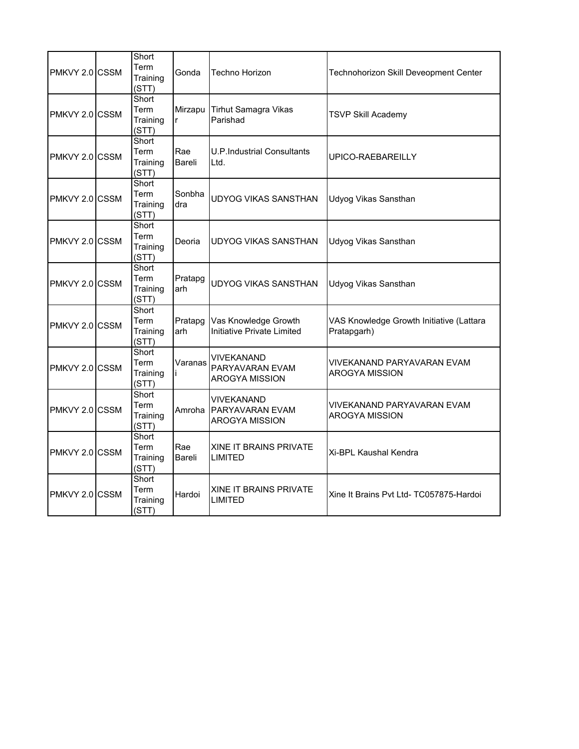| | | | | | |
|---|---|---|---|---|---|
| PMKVY 2.0 | CSSM | Short Term Training (STT) | Gonda | Techno Horizon | Technohorizon Skill Deveopment Center |
| PMKVY 2.0 | CSSM | Short Term Training (STT) | Mirzapur | Tirhut Samagra Vikas Parishad | TSVP Skill Academy |
| PMKVY 2.0 | CSSM | Short Term Training (STT) | Rae Bareli | U.P.Industrial Consultants Ltd. | UPICO-RAEBAREILLY |
| PMKVY 2.0 | CSSM | Short Term Training (STT) | Sonbhadra | UDYOG VIKAS SANSTHAN | Udyog Vikas Sansthan |
| PMKVY 2.0 | CSSM | Short Term Training (STT) | Deoria | UDYOG VIKAS SANSTHAN | Udyog Vikas Sansthan |
| PMKVY 2.0 | CSSM | Short Term Training (STT) | Pratapgarh | UDYOG VIKAS SANSTHAN | Udyog Vikas Sansthan |
| PMKVY 2.0 | CSSM | Short Term Training (STT) | Pratapgarh | Vas Knowledge Growth Initiative Private Limited | VAS Knowledge Growth Initiative (Lattara Pratapgarh) |
| PMKVY 2.0 | CSSM | Short Term Training (STT) | Varanasi | VIVEKANAND PARYAVARAN EVAM AROGYA MISSION | VIVEKANAND PARYAVARAN EVAM AROGYA MISSION |
| PMKVY 2.0 | CSSM | Short Term Training (STT) | Amroha | VIVEKANAND PARYAVARAN EVAM AROGYA MISSION | VIVEKANAND PARYAVARAN EVAM AROGYA MISSION |
| PMKVY 2.0 | CSSM | Short Term Training (STT) | Rae Bareli | XINE IT BRAINS PRIVATE LIMITED | Xi-BPL Kaushal Kendra |
| PMKVY 2.0 | CSSM | Short Term Training (STT) | Hardoi | XINE IT BRAINS PRIVATE LIMITED | Xine It Brains Pvt Ltd- TC057875-Hardoi |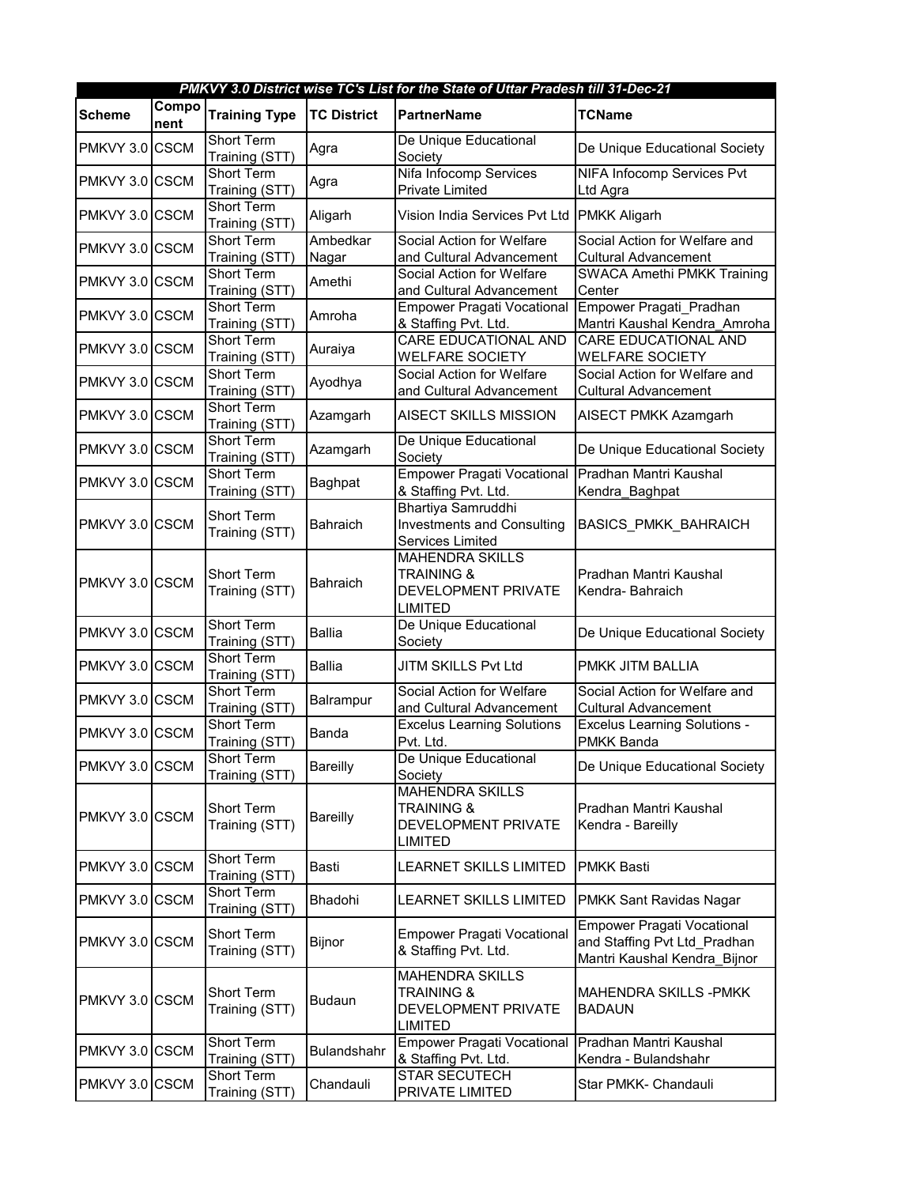| PMKVY 3.0 District wise TC's List for the State of Uttar Pradesh till 31-Dec-21 | | | | | |
|---|---|---|---|---|---|
| **Scheme** | **Component** | **Training Type** | **TC District** | **PartnerName** | **TCName** |
| PMKVY 3.0 | CSCM | Short Term Training (STT) | Agra | De Unique Educational Society | De Unique Educational Society |
| PMKVY 3.0 | CSCM | Short Term Training (STT) | Agra | Nifa Infocomp Services Private Limited | NIFA Infocomp Services Pvt Ltd Agra |
| PMKVY 3.0 | CSCM | Short Term Training (STT) | Aligarh | Vision India Services Pvt Ltd | PMKK Aligarh |
| PMKVY 3.0 | CSCM | Short Term Training (STT) | Ambedkar Nagar | Social Action for Welfare and Cultural Advancement | Social Action for Welfare and Cultural Advancement |
| PMKVY 3.0 | CSCM | Short Term Training (STT) | Amethi | Social Action for Welfare and Cultural Advancement | SWACA Amethi PMKK Training Center |
| PMKVY 3.0 | CSCM | Short Term Training (STT) | Amroha | Empower Pragati Vocational & Staffing Pvt. Ltd. | Empower Pragati_Pradhan Mantri Kaushal Kendra_Amroha |
| PMKVY 3.0 | CSCM | Short Term Training (STT) | Auraiya | CARE EDUCATIONAL AND WELFARE SOCIETY | CARE EDUCATIONAL AND WELFARE SOCIETY |
| PMKVY 3.0 | CSCM | Short Term Training (STT) | Ayodhya | Social Action for Welfare and Cultural Advancement | Social Action for Welfare and Cultural Advancement |
| PMKVY 3.0 | CSCM | Short Term Training (STT) | Azamgarh | AISECT SKILLS MISSION | AISECT PMKK Azamgarh |
| PMKVY 3.0 | CSCM | Short Term Training (STT) | Azamgarh | De Unique Educational Society | De Unique Educational Society |
| PMKVY 3.0 | CSCM | Short Term Training (STT) | Baghpat | Empower Pragati Vocational & Staffing Pvt. Ltd. | Pradhan Mantri Kaushal Kendra_Baghpat |
| PMKVY 3.0 | CSCM | Short Term Training (STT) | Bahraich | Bhartiya Samruddhi Investments and Consulting Services Limited | BASICS_PMKK_BAHRAICH |
| PMKVY 3.0 | CSCM | Short Term Training (STT) | Bahraich | MAHENDRA SKILLS TRAINING & DEVELOPMENT PRIVATE LIMITED | Pradhan Mantri Kaushal Kendra- Bahraich |
| PMKVY 3.0 | CSCM | Short Term Training (STT) | Ballia | De Unique Educational Society | De Unique Educational Society |
| PMKVY 3.0 | CSCM | Short Term Training (STT) | Ballia | JITM SKILLS Pvt Ltd | PMKK JITM BALLIA |
| PMKVY 3.0 | CSCM | Short Term Training (STT) | Balrampur | Social Action for Welfare and Cultural Advancement | Social Action for Welfare and Cultural Advancement |
| PMKVY 3.0 | CSCM | Short Term Training (STT) | Banda | Excelus Learning Solutions Pvt. Ltd. | Excelus Learning Solutions - PMKK Banda |
| PMKVY 3.0 | CSCM | Short Term Training (STT) | Bareilly | De Unique Educational Society | De Unique Educational Society |
| PMKVY 3.0 | CSCM | Short Term Training (STT) | Bareilly | MAHENDRA SKILLS TRAINING & DEVELOPMENT PRIVATE LIMITED | Pradhan Mantri Kaushal Kendra - Bareilly |
| PMKVY 3.0 | CSCM | Short Term Training (STT) | Basti | LEARNET SKILLS LIMITED | PMKK Basti |
| PMKVY 3.0 | CSCM | Short Term Training (STT) | Bhadohi | LEARNET SKILLS LIMITED | PMKK Sant Ravidas Nagar |
| PMKVY 3.0 | CSCM | Short Term Training (STT) | Bijnor | Empower Pragati Vocational & Staffing Pvt. Ltd. | Empower Pragati Vocational and Staffing Pvt Ltd_Pradhan Mantri Kaushal Kendra_Bijnor |
| PMKVY 3.0 | CSCM | Short Term Training (STT) | Budaun | MAHENDRA SKILLS TRAINING & DEVELOPMENT PRIVATE LIMITED | MAHENDRA SKILLS -PMKK BADAUN |
| PMKVY 3.0 | CSCM | Short Term Training (STT) | Bulandshahr | Empower Pragati Vocational & Staffing Pvt. Ltd. | Pradhan Mantri Kaushal Kendra - Bulandshahr |
| PMKVY 3.0 | CSCM | Short Term Training (STT) | Chandauli | STAR SECUTECH PRIVATE LIMITED | Star PMKK- Chandauli |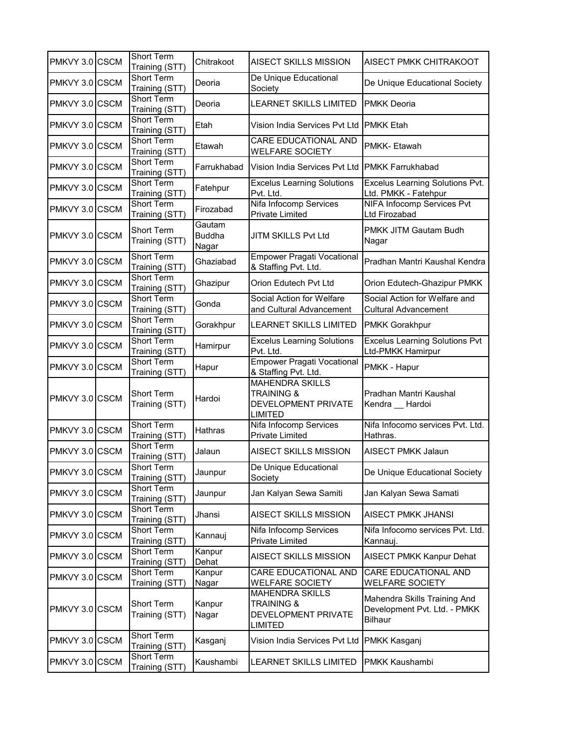| PMKVY 3.0 | CSCM | Short Term Training (STT) | Chitrakoot | AISECT SKILLS MISSION | AISECT PMKK CHITRAKOOT |
|---|---|---|---|---|---|
| PMKVY 3.0 | CSCM | Short Term Training (STT) | Deoria | De Unique Educational Society | De Unique Educational Society |
| PMKVY 3.0 | CSCM | Short Term Training (STT) | Deoria | LEARNET SKILLS LIMITED | PMKK Deoria |
| PMKVY 3.0 | CSCM | Short Term Training (STT) | Etah | Vision India Services Pvt Ltd | PMKK Etah |
| PMKVY 3.0 | CSCM | Short Term Training (STT) | Etawah | CARE EDUCATIONAL AND WELFARE SOCIETY | PMKK- Etawah |
| PMKVY 3.0 | CSCM | Short Term Training (STT) | Farrukhabad | Vision India Services Pvt Ltd | PMKK Farrukhabad |
| PMKVY 3.0 | CSCM | Short Term Training (STT) | Fatehpur | Excelus Learning Solutions Pvt. Ltd. | Excelus Learning Solutions Pvt. Ltd. PMKK - Fatehpur |
| PMKVY 3.0 | CSCM | Short Term Training (STT) | Firozabad | Nifa Infocomp Services Private Limited | NIFA Infocomp Services Pvt Ltd Firozabad |
| PMKVY 3.0 | CSCM | Short Term Training (STT) | Gautam Buddha Nagar | JITM SKILLS Pvt Ltd | PMKK JITM Gautam Budh Nagar |
| PMKVY 3.0 | CSCM | Short Term Training (STT) | Ghaziabad | Empower Pragati Vocational & Staffing Pvt. Ltd. | Pradhan Mantri Kaushal Kendra |
| PMKVY 3.0 | CSCM | Short Term Training (STT) | Ghazipur | Orion Edutech Pvt Ltd | Orion Edutech-Ghazipur PMKK |
| PMKVY 3.0 | CSCM | Short Term Training (STT) | Gonda | Social Action for Welfare and Cultural Advancement | Social Action for Welfare and Cultural Advancement |
| PMKVY 3.0 | CSCM | Short Term Training (STT) | Gorakhpur | LEARNET SKILLS LIMITED | PMKK Gorakhpur |
| PMKVY 3.0 | CSCM | Short Term Training (STT) | Hamirpur | Excelus Learning Solutions Pvt. Ltd. | Excelus Learning Solutions Pvt Ltd-PMKK Hamirpur |
| PMKVY 3.0 | CSCM | Short Term Training (STT) | Hapur | Empower Pragati Vocational & Staffing Pvt. Ltd. | PMKK - Hapur |
| PMKVY 3.0 | CSCM | Short Term Training (STT) | Hardoi | MAHENDRA SKILLS TRAINING & DEVELOPMENT PRIVATE LIMITED | Pradhan Mantri Kaushal Kendra __ Hardoi |
| PMKVY 3.0 | CSCM | Short Term Training (STT) | Hathras | Nifa Infocomp Services Private Limited | Nifa Infocomo services Pvt. Ltd. Hathras. |
| PMKVY 3.0 | CSCM | Short Term Training (STT) | Jalaun | AISECT SKILLS MISSION | AISECT PMKK Jalaun |
| PMKVY 3.0 | CSCM | Short Term Training (STT) | Jaunpur | De Unique Educational Society | De Unique Educational Society |
| PMKVY 3.0 | CSCM | Short Term Training (STT) | Jaunpur | Jan Kalyan Sewa Samiti | Jan Kalyan Sewa Samati |
| PMKVY 3.0 | CSCM | Short Term Training (STT) | Jhansi | AISECT SKILLS MISSION | AISECT PMKK JHANSI |
| PMKVY 3.0 | CSCM | Short Term Training (STT) | Kannauj | Nifa Infocomp Services Private Limited | Nifa Infocomo services Pvt. Ltd. Kannauj. |
| PMKVY 3.0 | CSCM | Short Term Training (STT) | Kanpur Dehat | AISECT SKILLS MISSION | AISECT PMKK Kanpur Dehat |
| PMKVY 3.0 | CSCM | Short Term Training (STT) | Kanpur Nagar | CARE EDUCATIONAL AND WELFARE SOCIETY | CARE EDUCATIONAL AND WELFARE SOCIETY |
| PMKVY 3.0 | CSCM | Short Term Training (STT) | Kanpur Nagar | MAHENDRA SKILLS TRAINING & DEVELOPMENT PRIVATE LIMITED | Mahendra Skills Training And Development Pvt. Ltd. - PMKK Bilhaur |
| PMKVY 3.0 | CSCM | Short Term Training (STT) | Kasganj | Vision India Services Pvt Ltd | PMKK Kasganj |
| PMKVY 3.0 | CSCM | Short Term Training (STT) | Kaushambi | LEARNET SKILLS LIMITED | PMKK Kaushambi |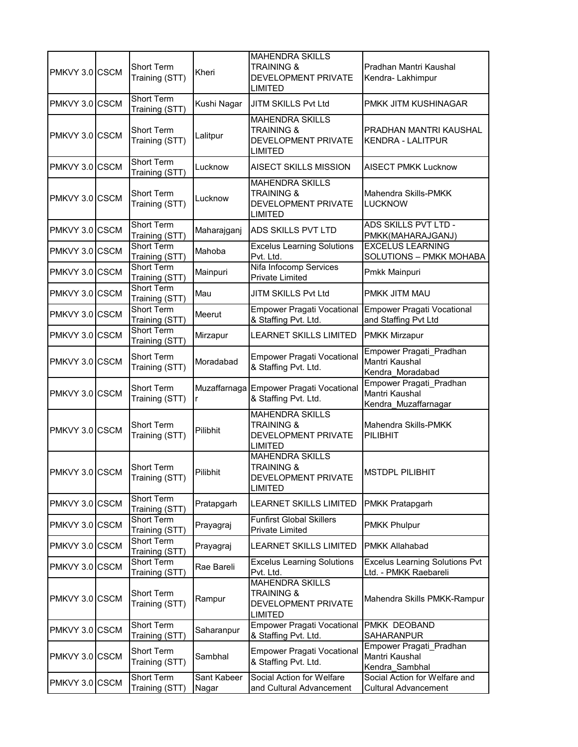| | | | | | |
|---|---|---|---|---|---|
| PMKVY 3.0 | CSCM | Short Term Training (STT) | Kheri | MAHENDRA SKILLS TRAINING & DEVELOPMENT PRIVATE LIMITED | Pradhan Mantri Kaushal Kendra- Lakhimpur |
| PMKVY 3.0 | CSCM | Short Term Training (STT) | Kushi Nagar | JITM SKILLS Pvt Ltd | PMKK JITM KUSHINAGAR |
| PMKVY 3.0 | CSCM | Short Term Training (STT) | Lalitpur | MAHENDRA SKILLS TRAINING & DEVELOPMENT PRIVATE LIMITED | PRADHAN MANTRI KAUSHAL KENDRA - LALITPUR |
| PMKVY 3.0 | CSCM | Short Term Training (STT) | Lucknow | AISECT SKILLS MISSION | AISECT PMKK Lucknow |
| PMKVY 3.0 | CSCM | Short Term Training (STT) | Lucknow | MAHENDRA SKILLS TRAINING & DEVELOPMENT PRIVATE LIMITED | Mahendra Skills-PMKK LUCKNOW |
| PMKVY 3.0 | CSCM | Short Term Training (STT) | Maharajganj | ADS SKILLS PVT LTD | ADS SKILLS PVT LTD - PMKK(MAHARAJGANJ) |
| PMKVY 3.0 | CSCM | Short Term Training (STT) | Mahoba | Excelus Learning Solutions Pvt. Ltd. | EXCELUS LEARNING SOLUTIONS – PMKK MOHABA |
| PMKVY 3.0 | CSCM | Short Term Training (STT) | Mainpuri | Nifa Infocomp Services Private Limited | Pmkk Mainpuri |
| PMKVY 3.0 | CSCM | Short Term Training (STT) | Mau | JITM SKILLS Pvt Ltd | PMKK JITM MAU |
| PMKVY 3.0 | CSCM | Short Term Training (STT) | Meerut | Empower Pragati Vocational & Staffing Pvt. Ltd. | Empower Pragati Vocational and Staffing Pvt Ltd |
| PMKVY 3.0 | CSCM | Short Term Training (STT) | Mirzapur | LEARNET SKILLS LIMITED | PMKK Mirzapur |
| PMKVY 3.0 | CSCM | Short Term Training (STT) | Moradabad | Empower Pragati Vocational & Staffing Pvt. Ltd. | Empower Pragati_Pradhan Mantri Kaushal Kendra_Moradabad |
| PMKVY 3.0 | CSCM | Short Term Training (STT) | Muzaffarnagar | Empower Pragati Vocational & Staffing Pvt. Ltd. | Empower Pragati_Pradhan Mantri Kaushal Kendra_Muzaffarnagar |
| PMKVY 3.0 | CSCM | Short Term Training (STT) | Pilibhit | MAHENDRA SKILLS TRAINING & DEVELOPMENT PRIVATE LIMITED | Mahendra Skills-PMKK PILIBHIT |
| PMKVY 3.0 | CSCM | Short Term Training (STT) | Pilibhit | MAHENDRA SKILLS TRAINING & DEVELOPMENT PRIVATE LIMITED | MSTDPL PILIBHIT |
| PMKVY 3.0 | CSCM | Short Term Training (STT) | Pratapgarh | LEARNET SKILLS LIMITED | PMKK Pratapgarh |
| PMKVY 3.0 | CSCM | Short Term Training (STT) | Prayagraj | Funfirst Global Skillers Private Limited | PMKK Phulpur |
| PMKVY 3.0 | CSCM | Short Term Training (STT) | Prayagraj | LEARNET SKILLS LIMITED | PMKK Allahabad |
| PMKVY 3.0 | CSCM | Short Term Training (STT) | Rae Bareli | Excelus Learning Solutions Pvt. Ltd. | Excelus Learning Solutions Pvt Ltd. - PMKK Raebareli |
| PMKVY 3.0 | CSCM | Short Term Training (STT) | Rampur | MAHENDRA SKILLS TRAINING & DEVELOPMENT PRIVATE LIMITED | Mahendra Skills PMKK-Rampur |
| PMKVY 3.0 | CSCM | Short Term Training (STT) | Saharanpur | Empower Pragati Vocational & Staffing Pvt. Ltd. | PMKK DEOBAND SAHARANPUR |
| PMKVY 3.0 | CSCM | Short Term Training (STT) | Sambhal | Empower Pragati Vocational & Staffing Pvt. Ltd. | Empower Pragati_Pradhan Mantri Kaushal Kendra_Sambhal |
| PMKVY 3.0 | CSCM | Short Term Training (STT) | Sant Kabeer Nagar | Social Action for Welfare and Cultural Advancement | Social Action for Welfare and Cultural Advancement |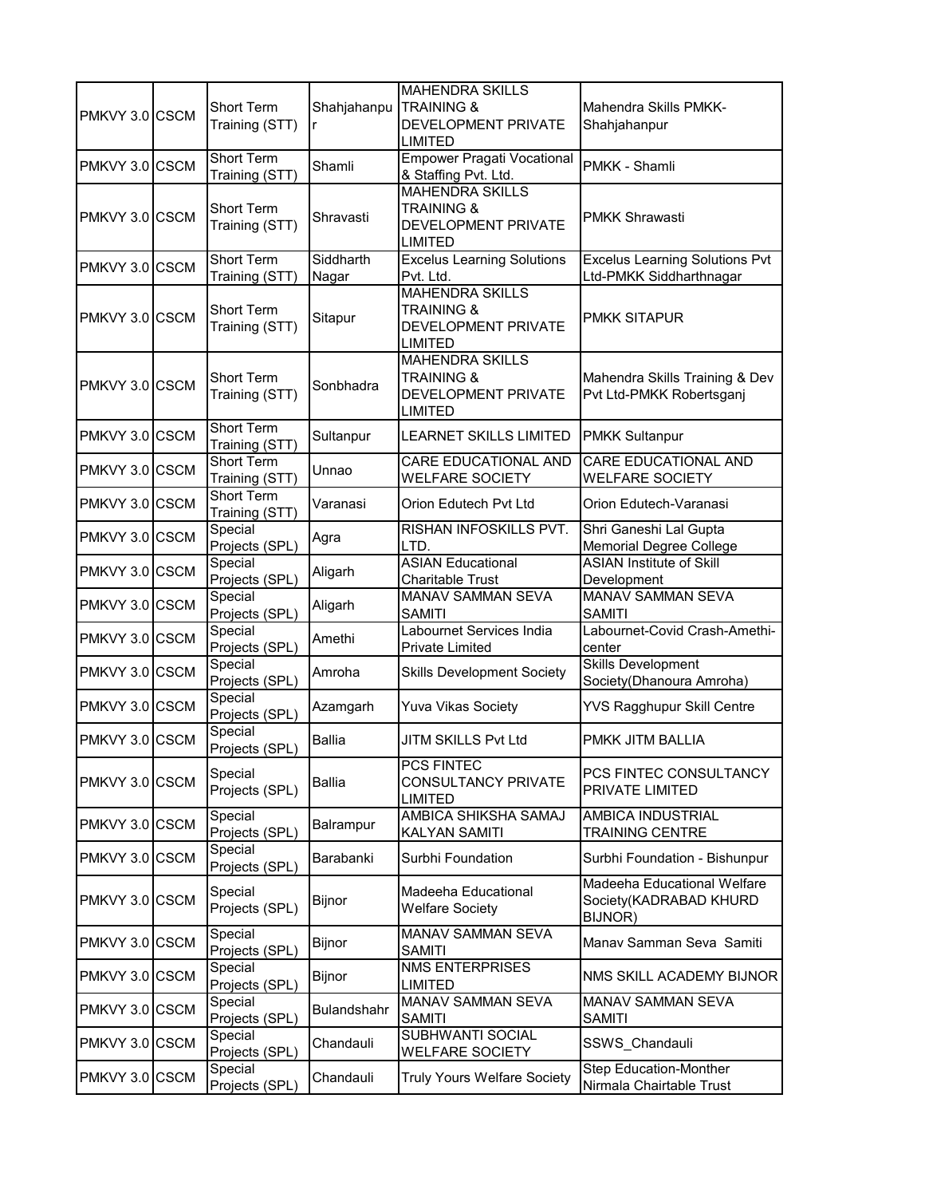| PMKVY 3.0 | CSCM | Short Term Training (STT) | Shahjahanpur | MAHENDRA SKILLS TRAINING & DEVELOPMENT PRIVATE LIMITED | Mahendra Skills PMKK-Shahjahanpur |
|---|---|---|---|---|---|
| PMKVY 3.0 | CSCM | Short Term Training (STT) | Shamli | Empower Pragati Vocational & Staffing Pvt. Ltd. | PMKK - Shamli |
| PMKVY 3.0 | CSCM | Short Term Training (STT) | Shravasti | MAHENDRA SKILLS TRAINING & DEVELOPMENT PRIVATE LIMITED | PMKK Shrawasti |
| PMKVY 3.0 | CSCM | Short Term Training (STT) | Siddharth Nagar | Excelus Learning Solutions Pvt. Ltd. | Excelus Learning Solutions Pvt Ltd-PMKK Siddharthnagar |
| PMKVY 3.0 | CSCM | Short Term Training (STT) | Sitapur | MAHENDRA SKILLS TRAINING & DEVELOPMENT PRIVATE LIMITED | PMKK SITAPUR |
| PMKVY 3.0 | CSCM | Short Term Training (STT) | Sonbhadra | MAHENDRA SKILLS TRAINING & DEVELOPMENT PRIVATE LIMITED | Mahendra Skills Training & Dev Pvt Ltd-PMKK Robertsganj |
| PMKVY 3.0 | CSCM | Short Term Training (STT) | Sultanpur | LEARNET SKILLS LIMITED | PMKK Sultanpur |
| PMKVY 3.0 | CSCM | Short Term Training (STT) | Unnao | CARE EDUCATIONAL AND WELFARE SOCIETY | CARE EDUCATIONAL AND WELFARE SOCIETY |
| PMKVY 3.0 | CSCM | Short Term Training (STT) | Varanasi | Orion Edutech Pvt Ltd | Orion Edutech-Varanasi |
| PMKVY 3.0 | CSCM | Special Projects (SPL) | Agra | RISHAN INFOSKILLS PVT. LTD. | Shri Ganeshi Lal Gupta Memorial Degree College |
| PMKVY 3.0 | CSCM | Special Projects (SPL) | Aligarh | ASIAN Educational Charitable Trust | ASIAN Institute of Skill Development |
| PMKVY 3.0 | CSCM | Special Projects (SPL) | Aligarh | MANAV SAMMAN SEVA SAMITI | MANAV SAMMAN SEVA SAMITI |
| PMKVY 3.0 | CSCM | Special Projects (SPL) | Amethi | Labournet Services India Private Limited | Labournet-Covid Crash-Amethi-center |
| PMKVY 3.0 | CSCM | Special Projects (SPL) | Amroha | Skills Development Society | Skills Development Society(Dhanoura Amroha) |
| PMKVY 3.0 | CSCM | Special Projects (SPL) | Azamgarh | Yuva Vikas Society | YVS Ragghupur Skill Centre |
| PMKVY 3.0 | CSCM | Special Projects (SPL) | Ballia | JITM SKILLS Pvt Ltd | PMKK JITM BALLIA |
| PMKVY 3.0 | CSCM | Special Projects (SPL) | Ballia | PCS FINTEC CONSULTANCY PRIVATE LIMITED | PCS FINTEC CONSULTANCY PRIVATE LIMITED |
| PMKVY 3.0 | CSCM | Special Projects (SPL) | Balrampur | AMBICA SHIKSHA SAMAJ KALYAN SAMITI | AMBICA INDUSTRIAL TRAINING CENTRE |
| PMKVY 3.0 | CSCM | Special Projects (SPL) | Barabanki | Surbhi Foundation | Surbhi Foundation - Bishunpur |
| PMKVY 3.0 | CSCM | Special Projects (SPL) | Bijnor | Madeeha Educational Welfare Society | Madeeha Educational Welfare Society(KADRABAD KHURD BIJNOR) |
| PMKVY 3.0 | CSCM | Special Projects (SPL) | Bijnor | MANAV SAMMAN SEVA SAMITI | Manav Samman Seva Samiti |
| PMKVY 3.0 | CSCM | Special Projects (SPL) | Bijnor | NMS ENTERPRISES LIMITED | NMS SKILL ACADEMY BIJNOR |
| PMKVY 3.0 | CSCM | Special Projects (SPL) | Bulandshahr | MANAV SAMMAN SEVA SAMITI | MANAV SAMMAN SEVA SAMITI |
| PMKVY 3.0 | CSCM | Special Projects (SPL) | Chandauli | SUBHWANTI SOCIAL WELFARE SOCIETY | SSWS_Chandauli |
| PMKVY 3.0 | CSCM | Special Projects (SPL) | Chandauli | Truly Yours Welfare Society | Step Education-Monther Nirmala Chairtable Trust |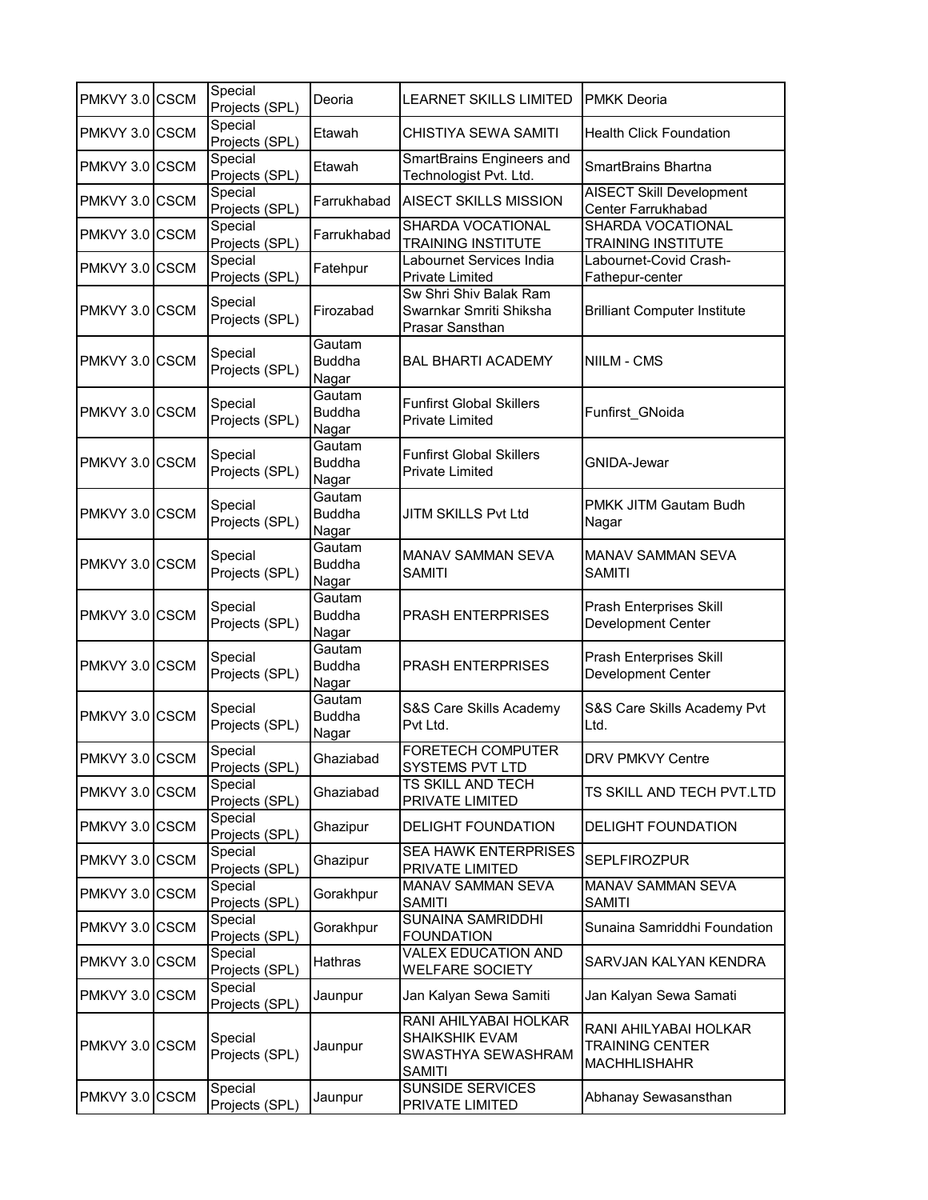| | | | | | |
|---|---|---|---|---|---|
| PMKVY 3.0 | CSCM | Special Projects (SPL) | Deoria | LEARNET SKILLS LIMITED | PMKK Deoria |
| PMKVY 3.0 | CSCM | Special Projects (SPL) | Etawah | CHISTIYA SEWA SAMITI | Health Click Foundation |
| PMKVY 3.0 | CSCM | Special Projects (SPL) | Etawah | SmartBrains Engineers and Technologist Pvt. Ltd. | SmartBrains Bhartna |
| PMKVY 3.0 | CSCM | Special Projects (SPL) | Farrukhabad | AISECT SKILLS MISSION | AISECT Skill Development Center Farrukhabad |
| PMKVY 3.0 | CSCM | Special Projects (SPL) | Farrukhabad | SHARDA VOCATIONAL TRAINING INSTITUTE | SHARDA VOCATIONAL TRAINING INSTITUTE |
| PMKVY 3.0 | CSCM | Special Projects (SPL) | Fatehpur | Labournet Services India Private Limited | Labournet-Covid Crash-Fathepur-center |
| PMKVY 3.0 | CSCM | Special Projects (SPL) | Firozabad | Sw Shri Shiv Balak Ram Swarnkar Smriti Shiksha Prasar Sansthan | Brilliant Computer Institute |
| PMKVY 3.0 | CSCM | Special Projects (SPL) | Gautam Buddha Nagar | BAL BHARTI ACADEMY | NIILM - CMS |
| PMKVY 3.0 | CSCM | Special Projects (SPL) | Gautam Buddha Nagar | Funfirst Global Skillers Private Limited | Funfirst_GNoida |
| PMKVY 3.0 | CSCM | Special Projects (SPL) | Gautam Buddha Nagar | Funfirst Global Skillers Private Limited | GNIDA-Jewar |
| PMKVY 3.0 | CSCM | Special Projects (SPL) | Gautam Buddha Nagar | JITM SKILLS Pvt Ltd | PMKK JITM Gautam Budh Nagar |
| PMKVY 3.0 | CSCM | Special Projects (SPL) | Gautam Buddha Nagar | MANAV SAMMAN SEVA SAMITI | MANAV SAMMAN SEVA SAMITI |
| PMKVY 3.0 | CSCM | Special Projects (SPL) | Gautam Buddha Nagar | PRASH ENTERPRISES | Prash Enterprises Skill Development Center |
| PMKVY 3.0 | CSCM | Special Projects (SPL) | Gautam Buddha Nagar | PRASH ENTERPRISES | Prash Enterprises Skill Development Center |
| PMKVY 3.0 | CSCM | Special Projects (SPL) | Gautam Buddha Nagar | S&S Care Skills Academy Pvt Ltd. | S&S Care Skills Academy Pvt Ltd. |
| PMKVY 3.0 | CSCM | Special Projects (SPL) | Ghaziabad | FORETECH COMPUTER SYSTEMS PVT LTD | DRV PMKVY Centre |
| PMKVY 3.0 | CSCM | Special Projects (SPL) | Ghaziabad | TS SKILL AND TECH PRIVATE LIMITED | TS SKILL AND TECH PVT.LTD |
| PMKVY 3.0 | CSCM | Special Projects (SPL) | Ghazipur | DELIGHT FOUNDATION | DELIGHT FOUNDATION |
| PMKVY 3.0 | CSCM | Special Projects (SPL) | Ghazipur | SEA HAWK ENTERPRISES PRIVATE LIMITED | SEPLFIROZPUR |
| PMKVY 3.0 | CSCM | Special Projects (SPL) | Gorakhpur | MANAV SAMMAN SEVA SAMITI | MANAV SAMMAN SEVA SAMITI |
| PMKVY 3.0 | CSCM | Special Projects (SPL) | Gorakhpur | SUNAINA SAMRIDDHI FOUNDATION | Sunaina Samriddhi Foundation |
| PMKVY 3.0 | CSCM | Special Projects (SPL) | Hathras | VALEX EDUCATION AND WELFARE SOCIETY | SARVJAN KALYAN KENDRA |
| PMKVY 3.0 | CSCM | Special Projects (SPL) | Jaunpur | Jan Kalyan Sewa Samiti | Jan Kalyan Sewa Samati |
| PMKVY 3.0 | CSCM | Special Projects (SPL) | Jaunpur | RANI AHILYABAI HOLKAR SHAIKSHIK EVAM SWASTHYA SEWASHRAM SAMITI | RANI AHILYABAI HOLKAR TRAINING CENTER MACHHLISHAHR |
| PMKVY 3.0 | CSCM | Special Projects (SPL) | Jaunpur | SUNSIDE SERVICES PRIVATE LIMITED | Abhanay Sewasansthan |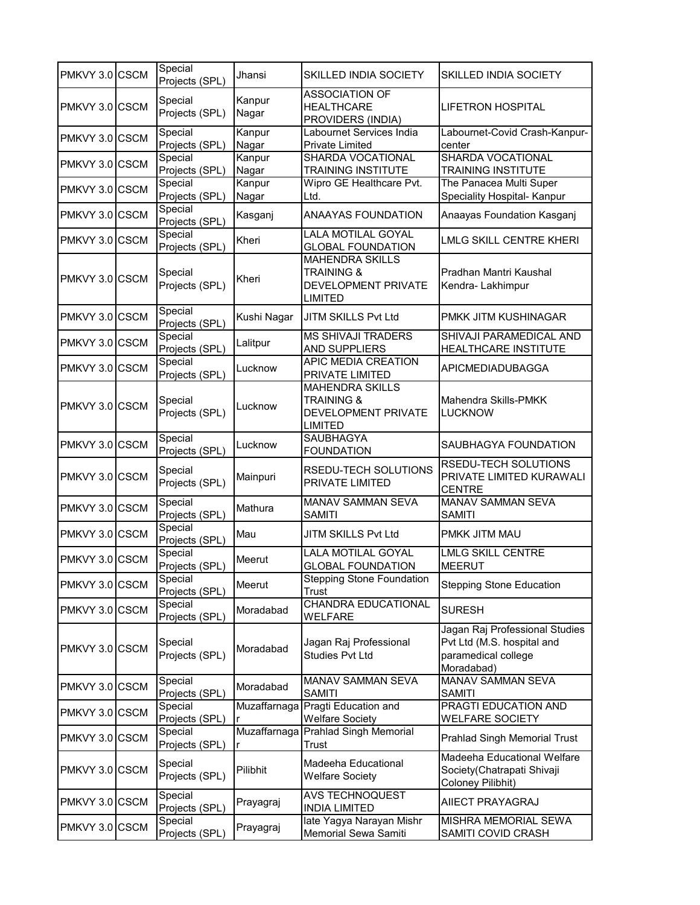| PMKVY 3.0 | CSCM | Special Projects (SPL) | Jhansi | SKILLED INDIA SOCIETY | SKILLED INDIA SOCIETY |
|---|---|---|---|---|---|
| PMKVY 3.0 | CSCM | Special Projects (SPL) | Kanpur Nagar | ASSOCIATION OF HEALTHCARE PROVIDERS (INDIA) | LIFETRON HOSPITAL |
| PMKVY 3.0 | CSCM | Special Projects (SPL) | Kanpur Nagar | Labournet Services India Private Limited | Labournet-Covid Crash-Kanpur-center |
| PMKVY 3.0 | CSCM | Special Projects (SPL) | Kanpur Nagar | SHARDA VOCATIONAL TRAINING INSTITUTE | SHARDA VOCATIONAL TRAINING INSTITUTE |
| PMKVY 3.0 | CSCM | Special Projects (SPL) | Kanpur Nagar | Wipro GE Healthcare Pvt. Ltd. | The Panacea Multi Super Speciality Hospital- Kanpur |
| PMKVY 3.0 | CSCM | Special Projects (SPL) | Kasganj | ANAAYAS FOUNDATION | Anaayas Foundation Kasganj |
| PMKVY 3.0 | CSCM | Special Projects (SPL) | Kheri | LALA MOTILAL GOYAL GLOBAL FOUNDATION | LMLG SKILL CENTRE KHERI |
| PMKVY 3.0 | CSCM | Special Projects (SPL) | Kheri | MAHENDRA SKILLS TRAINING & DEVELOPMENT PRIVATE LIMITED | Pradhan Mantri Kaushal Kendra- Lakhimpur |
| PMKVY 3.0 | CSCM | Special Projects (SPL) | Kushi Nagar | JITM SKILLS Pvt Ltd | PMKK JITM KUSHINAGAR |
| PMKVY 3.0 | CSCM | Special Projects (SPL) | Lalitpur | MS SHIVAJI TRADERS AND SUPPLIERS | SHIVAJI PARAMEDICAL AND HEALTHCARE INSTITUTE |
| PMKVY 3.0 | CSCM | Special Projects (SPL) | Lucknow | APIC MEDIA CREATION PRIVATE LIMITED | APICMEDIADUBAGGA |
| PMKVY 3.0 | CSCM | Special Projects (SPL) | Lucknow | MAHENDRA SKILLS TRAINING & DEVELOPMENT PRIVATE LIMITED | Mahendra Skills-PMKK LUCKNOW |
| PMKVY 3.0 | CSCM | Special Projects (SPL) | Lucknow | SAUBHAGYA FOUNDATION | SAUBHAGYA FOUNDATION |
| PMKVY 3.0 | CSCM | Special Projects (SPL) | Mainpuri | RSEDU-TECH SOLUTIONS PRIVATE LIMITED | RSEDU-TECH SOLUTIONS PRIVATE LIMITED KURAWALI CENTRE |
| PMKVY 3.0 | CSCM | Special Projects (SPL) | Mathura | MANAV SAMMAN SEVA SAMITI | MANAV SAMMAN SEVA SAMITI |
| PMKVY 3.0 | CSCM | Special Projects (SPL) | Mau | JITM SKILLS Pvt Ltd | PMKK JITM MAU |
| PMKVY 3.0 | CSCM | Special Projects (SPL) | Meerut | LALA MOTILAL GOYAL GLOBAL FOUNDATION | LMLG SKILL CENTRE MEERUT |
| PMKVY 3.0 | CSCM | Special Projects (SPL) | Meerut | Stepping Stone Foundation Trust | Stepping Stone Education |
| PMKVY 3.0 | CSCM | Special Projects (SPL) | Moradabad | CHANDRA EDUCATIONAL WELFARE | SURESH |
| PMKVY 3.0 | CSCM | Special Projects (SPL) | Moradabad | Jagan Raj Professional Studies Pvt Ltd | Jagan Raj Professional Studies Pvt Ltd (M.S. hospital and paramedical college Moradabad) |
| PMKVY 3.0 | CSCM | Special Projects (SPL) | Moradabad | MANAV SAMMAN SEVA SAMITI | MANAV SAMMAN SEVA SAMITI |
| PMKVY 3.0 | CSCM | Special Projects (SPL) | Muzaffarnagar | Pragti Education and Welfare Society | PRAGTI EDUCATION AND WELFARE SOCIETY |
| PMKVY 3.0 | CSCM | Special Projects (SPL) | Muzaffarnagar | Prahlad Singh Memorial Trust | Prahlad Singh Memorial Trust |
| PMKVY 3.0 | CSCM | Special Projects (SPL) | Pilibhit | Madeeha Educational Welfare Society | Madeeha Educational Welfare Society(Chatrapati Shivaji Coloney Pilibhit) |
| PMKVY 3.0 | CSCM | Special Projects (SPL) | Prayagraj | AVS TECHNOQUEST INDIA LIMITED | AIIECT PRAYAGRAJ |
| PMKVY 3.0 | CSCM | Special Projects (SPL) | Prayagraj | late Yagya Narayan Mishr Memorial Sewa Samiti | MISHRA MEMORIAL SEWA SAMITI COVID CRASH |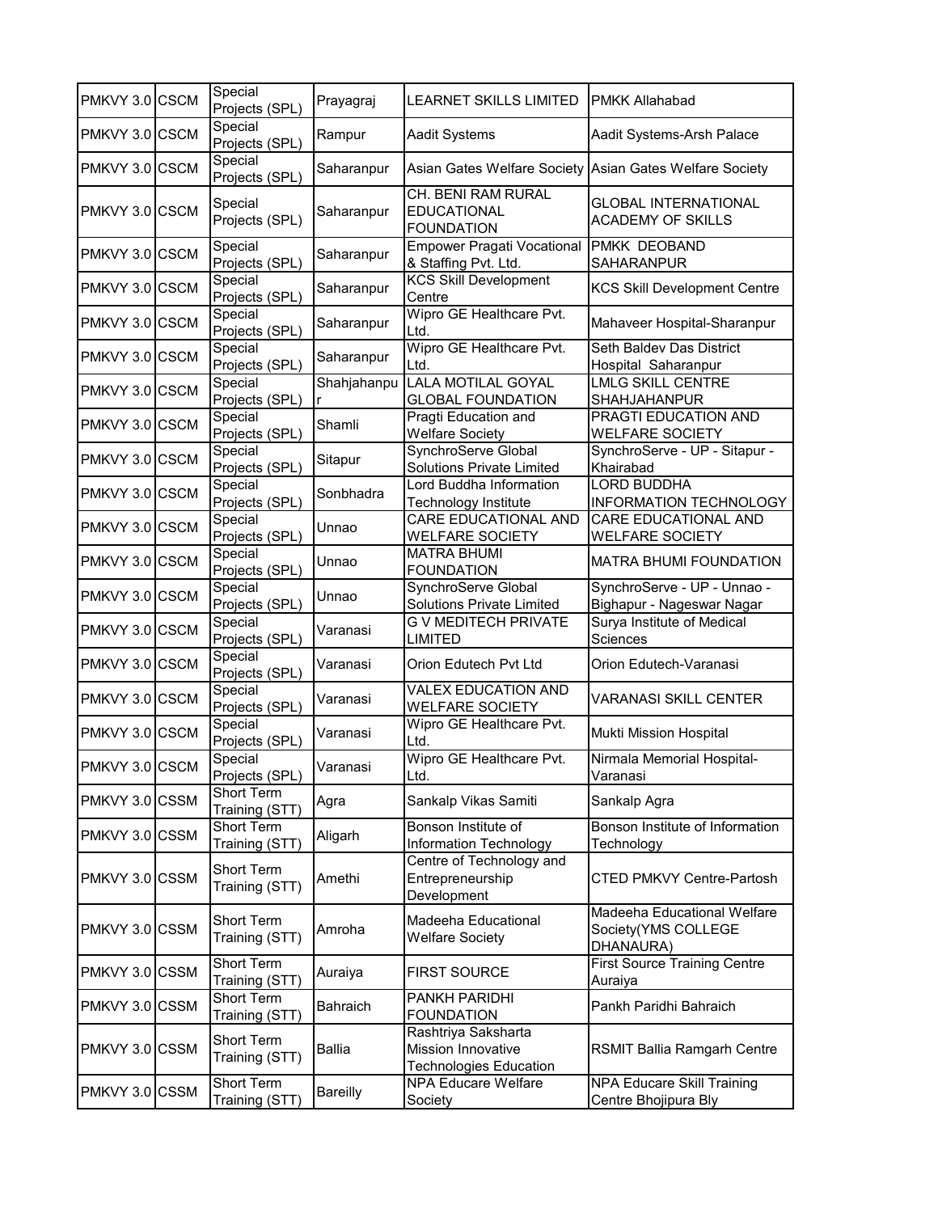| | | | | | |
|---|---|---|---|---|---|
| PMKVY 3.0 | CSCM | Special Projects (SPL) | Prayagraj | LEARNET SKILLS LIMITED | PMKK Allahabad |
| PMKVY 3.0 | CSCM | Special Projects (SPL) | Rampur | Aadit Systems | Aadit Systems-Arsh Palace |
| PMKVY 3.0 | CSCM | Special Projects (SPL) | Saharanpur | Asian Gates Welfare Society | Asian Gates Welfare Society |
| PMKVY 3.0 | CSCM | Special Projects (SPL) | Saharanpur | CH. BENI RAM RURAL EDUCATIONAL FOUNDATION | GLOBAL INTERNATIONAL ACADEMY OF SKILLS |
| PMKVY 3.0 | CSCM | Special Projects (SPL) | Saharanpur | Empower Pragati Vocational & Staffing Pvt. Ltd. | PMKK DEOBAND SAHARANPUR |
| PMKVY 3.0 | CSCM | Special Projects (SPL) | Saharanpur | KCS Skill Development Centre | KCS Skill Development Centre |
| PMKVY 3.0 | CSCM | Special Projects (SPL) | Saharanpur | Wipro GE Healthcare Pvt. Ltd. | Mahaveer Hospital-Sharanpur |
| PMKVY 3.0 | CSCM | Special Projects (SPL) | Saharanpur | Wipro GE Healthcare Pvt. Ltd. | Seth Baldev Das District Hospital Saharanpur |
| PMKVY 3.0 | CSCM | Special Projects (SPL) | Shahjahanpur | LALA MOTILAL GOYAL GLOBAL FOUNDATION | LMLG SKILL CENTRE SHAHJAHANPUR |
| PMKVY 3.0 | CSCM | Special Projects (SPL) | Shamli | Pragti Education and Welfare Society | PRAGTI EDUCATION AND WELFARE SOCIETY |
| PMKVY 3.0 | CSCM | Special Projects (SPL) | Sitapur | SynchroServe Global Solutions Private Limited | SynchroServe - UP - Sitapur - Khairabad |
| PMKVY 3.0 | CSCM | Special Projects (SPL) | Sonbhadra | Lord Buddha Information Technology Institute | LORD BUDDHA INFORMATION TECHNOLOGY |
| PMKVY 3.0 | CSCM | Special Projects (SPL) | Unnao | CARE EDUCATIONAL AND WELFARE SOCIETY | CARE EDUCATIONAL AND WELFARE SOCIETY |
| PMKVY 3.0 | CSCM | Special Projects (SPL) | Unnao | MATRA BHUMI FOUNDATION | MATRA BHUMI FOUNDATION |
| PMKVY 3.0 | CSCM | Special Projects (SPL) | Unnao | SynchroServe Global Solutions Private Limited | SynchroServe - UP - Unnao - Bighapur - Nageswar Nagar |
| PMKVY 3.0 | CSCM | Special Projects (SPL) | Varanasi | G V MEDITECH PRIVATE LIMITED | Surya Institute of Medical Sciences |
| PMKVY 3.0 | CSCM | Special Projects (SPL) | Varanasi | Orion Edutech Pvt Ltd | Orion Edutech-Varanasi |
| PMKVY 3.0 | CSCM | Special Projects (SPL) | Varanasi | VALEX EDUCATION AND WELFARE SOCIETY | VARANASI SKILL CENTER |
| PMKVY 3.0 | CSCM | Special Projects (SPL) | Varanasi | Wipro GE Healthcare Pvt. Ltd. | Mukti Mission Hospital |
| PMKVY 3.0 | CSCM | Special Projects (SPL) | Varanasi | Wipro GE Healthcare Pvt. Ltd. | Nirmala Memorial Hospital-Varanasi |
| PMKVY 3.0 | CSSM | Short Term Training (STT) | Agra | Sankalp Vikas Samiti | Sankalp Agra |
| PMKVY 3.0 | CSSM | Short Term Training (STT) | Aligarh | Bonson Institute of Information Technology | Bonson Institute of Information Technology |
| PMKVY 3.0 | CSSM | Short Term Training (STT) | Amethi | Centre of Technology and Entrepreneurship Development | CTED PMKVY Centre-Partosh |
| PMKVY 3.0 | CSSM | Short Term Training (STT) | Amroha | Madeeha Educational Welfare Society | Madeeha Educational Welfare Society(YMS COLLEGE DHANAURA) |
| PMKVY 3.0 | CSSM | Short Term Training (STT) | Auraiya | FIRST SOURCE | First Source Training Centre Auraiya |
| PMKVY 3.0 | CSSM | Short Term Training (STT) | Bahraich | PANKH PARIDHI FOUNDATION | Pankh Paridhi Bahraich |
| PMKVY 3.0 | CSSM | Short Term Training (STT) | Ballia | Rashtriya Saksharta Mission Innovative Technologies Education | RSMIT Ballia Ramgarh Centre |
| PMKVY 3.0 | CSSM | Short Term Training (STT) | Bareilly | NPA Educare Welfare Society | NPA Educare Skill Training Centre Bhojipura Bly |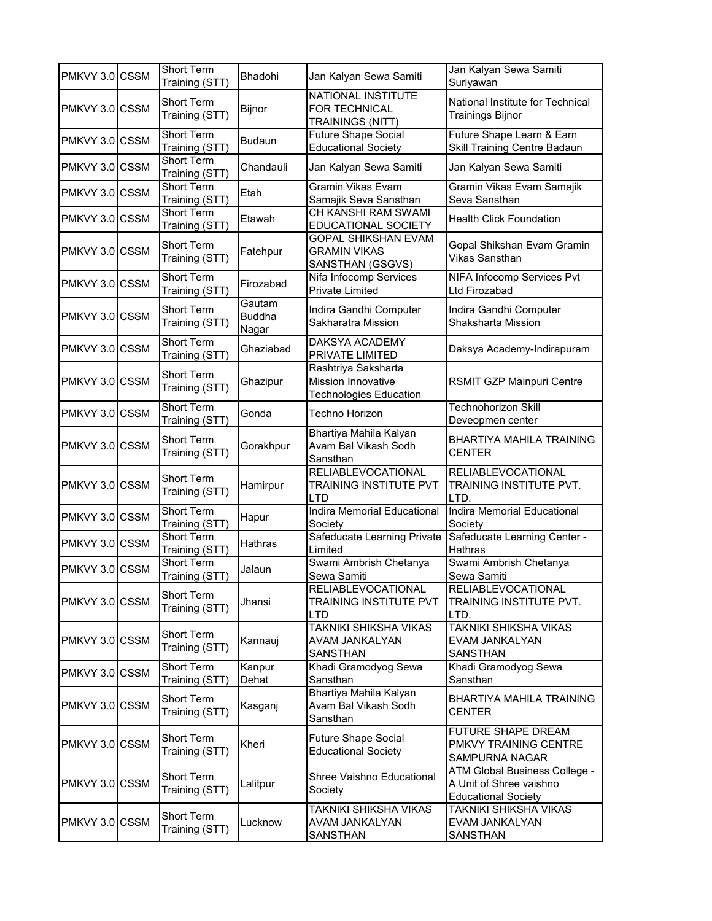| | | | | | |
|---|---|---|---|---|---|
| PMKVY 3.0 | CSSM | Short Term Training (STT) | Bhadohi | Jan Kalyan Sewa Samiti | Jan Kalyan Sewa Samiti Suriyawan |
| PMKVY 3.0 | CSSM | Short Term Training (STT) | Bijnor | NATIONAL INSTITUTE FOR TECHNICAL TRAININGS (NITT) | National Institute for Technical Trainings Bijnor |
| PMKVY 3.0 | CSSM | Short Term Training (STT) | Budaun | Future Shape Social Educational Society | Future Shape Learn & Earn Skill Training Centre Badaun |
| PMKVY 3.0 | CSSM | Short Term Training (STT) | Chandauli | Jan Kalyan Sewa Samiti | Jan Kalyan Sewa Samiti |
| PMKVY 3.0 | CSSM | Short Term Training (STT) | Etah | Gramin Vikas Evam Samajik Seva Sansthan | Gramin Vikas Evam Samajik Seva Sansthan |
| PMKVY 3.0 | CSSM | Short Term Training (STT) | Etawah | CH KANSHI RAM SWAMI EDUCATIONAL SOCIETY | Health Click Foundation |
| PMKVY 3.0 | CSSM | Short Term Training (STT) | Fatehpur | GOPAL SHIKSHAN EVAM GRAMIN VIKAS SANSTHAN (GSGVS) | Gopal Shikshan Evam Gramin Vikas Sansthan |
| PMKVY 3.0 | CSSM | Short Term Training (STT) | Firozabad | Nifa Infocomp Services Private Limited | NIFA Infocomp Services Pvt Ltd Firozabad |
| PMKVY 3.0 | CSSM | Short Term Training (STT) | Gautam Buddha Nagar | Indira Gandhi Computer Sakharatra Mission | Indira Gandhi Computer Shaksharta Mission |
| PMKVY 3.0 | CSSM | Short Term Training (STT) | Ghaziabad | DAKSYA ACADEMY PRIVATE LIMITED | Daksya Academy-Indirapuram |
| PMKVY 3.0 | CSSM | Short Term Training (STT) | Ghazipur | Rashtriya Saksharta Mission Innovative Technologies Education | RSMIT GZP Mainpuri Centre |
| PMKVY 3.0 | CSSM | Short Term Training (STT) | Gonda | Techno Horizon | Technohorizon Skill Deveopmen center |
| PMKVY 3.0 | CSSM | Short Term Training (STT) | Gorakhpur | Bhartiya Mahila Kalyan Avam Bal Vikash Sodh Sansthan | BHARTIYA MAHILA TRAINING CENTER |
| PMKVY 3.0 | CSSM | Short Term Training (STT) | Hamirpur | RELIABLEVOCATIONAL TRAINING INSTITUTE PVT LTD | RELIABLEVOCATIONAL TRAINING INSTITUTE PVT. LTD. |
| PMKVY 3.0 | CSSM | Short Term Training (STT) | Hapur | Indira Memorial Educational Society | Indira Memorial Educational Society |
| PMKVY 3.0 | CSSM | Short Term Training (STT) | Hathras | Safeducate Learning Private Limited | Safeducate Learning Center - Hathras |
| PMKVY 3.0 | CSSM | Short Term Training (STT) | Jalaun | Swami Ambrish Chetanya Sewa Samiti | Swami Ambrish Chetanya Sewa Samiti |
| PMKVY 3.0 | CSSM | Short Term Training (STT) | Jhansi | RELIABLEVOCATIONAL TRAINING INSTITUTE PVT LTD | RELIABLEVOCATIONAL TRAINING INSTITUTE PVT. LTD. |
| PMKVY 3.0 | CSSM | Short Term Training (STT) | Kannauj | TAKNIKI SHIKSHA VIKAS AVAM JANKALYAN SANSTHAN | TAKNIKI SHIKSHA VIKAS EVAM JANKALYAN SANSTHAN |
| PMKVY 3.0 | CSSM | Short Term Training (STT) | Kanpur Dehat | Khadi Gramodyog Sewa Sansthan | Khadi Gramodyog Sewa Sansthan |
| PMKVY 3.0 | CSSM | Short Term Training (STT) | Kasganj | Bhartiya Mahila Kalyan Avam Bal Vikash Sodh Sansthan | BHARTIYA MAHILA TRAINING CENTER |
| PMKVY 3.0 | CSSM | Short Term Training (STT) | Kheri | Future Shape Social Educational Society | FUTURE SHAPE DREAM PMKVY TRAINING CENTRE SAMPURNA NAGAR |
| PMKVY 3.0 | CSSM | Short Term Training (STT) | Lalitpur | Shree Vaishno Educational Society | ATM Global Business College - A Unit of Shree vaishno Educational Society |
| PMKVY 3.0 | CSSM | Short Term Training (STT) | Lucknow | TAKNIKI SHIKSHA VIKAS AVAM JANKALYAN SANSTHAN | TAKNIKI SHIKSHA VIKAS EVAM JANKALYAN SANSTHAN |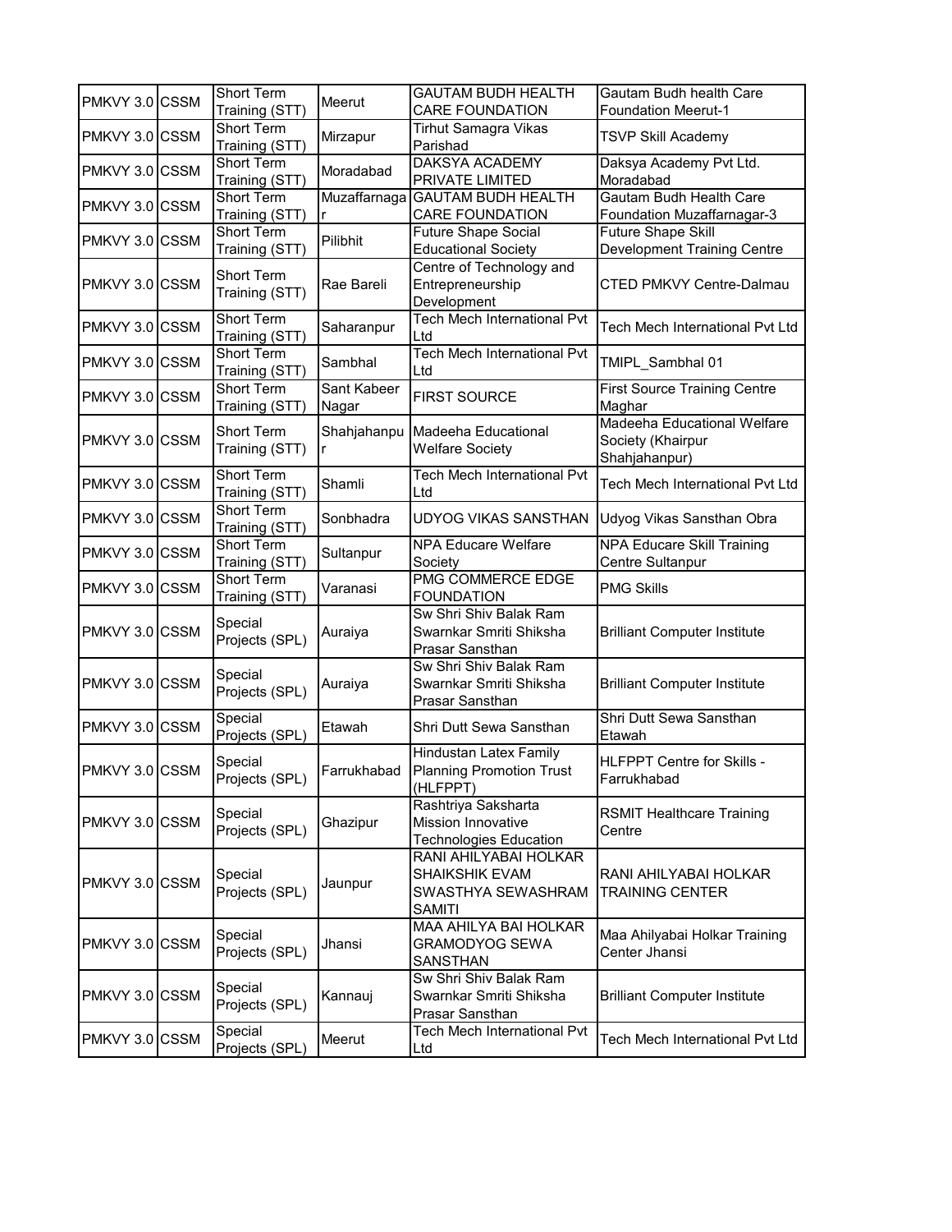| | | | | | |
|---|---|---|---|---|---|
| PMKVY 3.0 | CSSM | Short Term Training (STT) | Meerut | GAUTAM BUDH HEALTH CARE FOUNDATION | Gautam Budh health Care Foundation Meerut-1 |
| PMKVY 3.0 | CSSM | Short Term Training (STT) | Mirzapur | Tirhut Samagra Vikas Parishad | TSVP Skill Academy |
| PMKVY 3.0 | CSSM | Short Term Training (STT) | Moradabad | DAKSYA ACADEMY PRIVATE LIMITED | Daksya Academy Pvt Ltd. Moradabad |
| PMKVY 3.0 | CSSM | Short Term Training (STT) | Muzaffarnagar | GAUTAM BUDH HEALTH CARE FOUNDATION | Gautam Budh Health Care Foundation Muzaffarnagar-3 |
| PMKVY 3.0 | CSSM | Short Term Training (STT) | Pilibhit | Future Shape Social Educational Society | Future Shape Skill Development Training Centre |
| PMKVY 3.0 | CSSM | Short Term Training (STT) | Rae Bareli | Centre of Technology and Entrepreneurship Development | CTED PMKVY Centre-Dalmau |
| PMKVY 3.0 | CSSM | Short Term Training (STT) | Saharanpur | Tech Mech International Pvt Ltd | Tech Mech International Pvt Ltd |
| PMKVY 3.0 | CSSM | Short Term Training (STT) | Sambhal | Tech Mech International Pvt Ltd | TMIPL_Sambhal 01 |
| PMKVY 3.0 | CSSM | Short Term Training (STT) | Sant Kabeer Nagar | FIRST SOURCE | First Source Training Centre Maghar |
| PMKVY 3.0 | CSSM | Short Term Training (STT) | Shahjahanpur | Madeeha Educational Welfare Society | Madeeha Educational Welfare Society (Khairpur Shahjahanpur) |
| PMKVY 3.0 | CSSM | Short Term Training (STT) | Shamli | Tech Mech International Pvt Ltd | Tech Mech International Pvt Ltd |
| PMKVY 3.0 | CSSM | Short Term Training (STT) | Sonbhadra | UDYOG VIKAS SANSTHAN | Udyog Vikas Sansthan Obra |
| PMKVY 3.0 | CSSM | Short Term Training (STT) | Sultanpur | NPA Educare Welfare Society | NPA Educare Skill Training Centre Sultanpur |
| PMKVY 3.0 | CSSM | Short Term Training (STT) | Varanasi | PMG COMMERCE EDGE FOUNDATION | PMG Skills |
| PMKVY 3.0 | CSSM | Special Projects (SPL) | Auraiya | Sw Shri Shiv Balak Ram Swarnkar Smriti Shiksha Prasar Sansthan | Brilliant Computer Institute |
| PMKVY 3.0 | CSSM | Special Projects (SPL) | Auraiya | Sw Shri Shiv Balak Ram Swarnkar Smriti Shiksha Prasar Sansthan | Brilliant Computer Institute |
| PMKVY 3.0 | CSSM | Special Projects (SPL) | Etawah | Shri Dutt Sewa Sansthan | Shri Dutt Sewa Sansthan Etawah |
| PMKVY 3.0 | CSSM | Special Projects (SPL) | Farrukhabad | Hindustan Latex Family Planning Promotion Trust (HLFPPT) | HLFPPT Centre for Skills - Farrukhabad |
| PMKVY 3.0 | CSSM | Special Projects (SPL) | Ghazipur | Rashtriya Saksharta Mission Innovative Technologies Education | RSMIT Healthcare Training Centre |
| PMKVY 3.0 | CSSM | Special Projects (SPL) | Jaunpur | RANI AHILYABAI HOLKAR SHAIKSHIK EVAM SWASTHYA SEWASHRAM SAMITI | RANI AHILYABAI HOLKAR TRAINING CENTER |
| PMKVY 3.0 | CSSM | Special Projects (SPL) | Jhansi | MAA AHILYA BAI HOLKAR GRAMODYOG SEWA SANSTHAN | Maa Ahilyabai Holkar Training Center Jhansi |
| PMKVY 3.0 | CSSM | Special Projects (SPL) | Kannauj | Sw Shri Shiv Balak Ram Swarnkar Smriti Shiksha Prasar Sansthan | Brilliant Computer Institute |
| PMKVY 3.0 | CSSM | Special Projects (SPL) | Meerut | Tech Mech International Pvt Ltd | Tech Mech International Pvt Ltd |